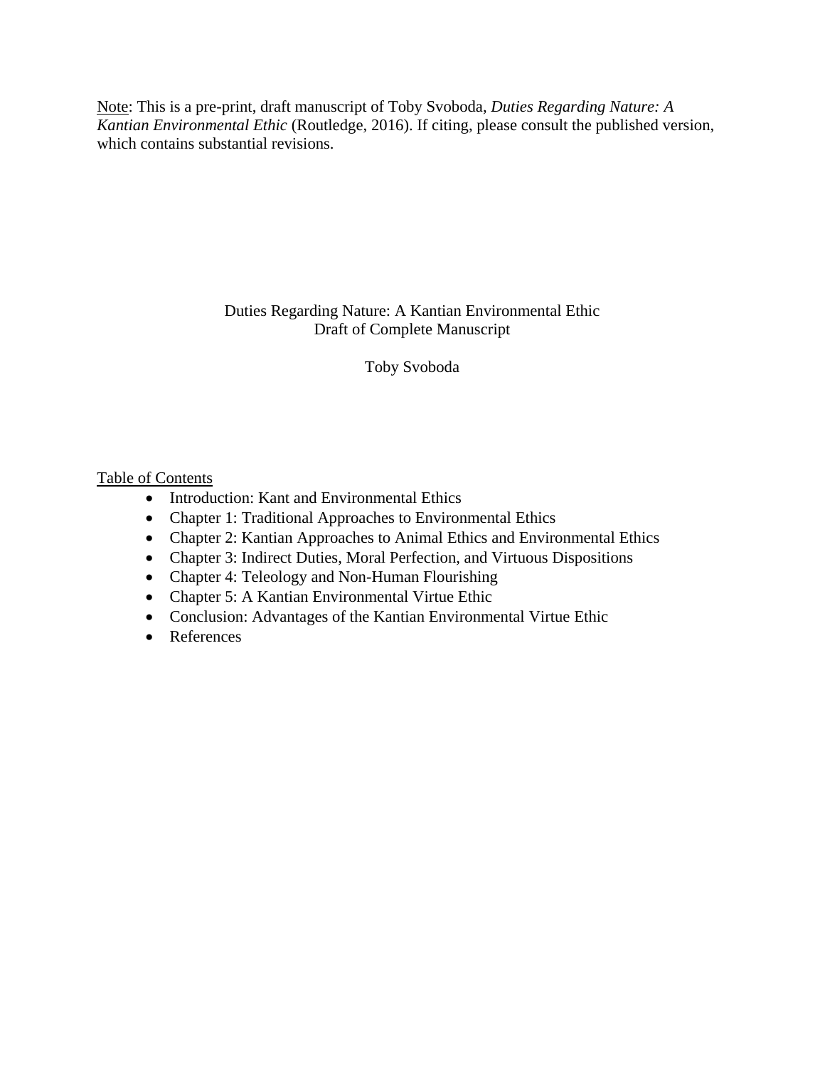Note: This is a pre-print, draft manuscript of Toby Svoboda, *Duties Regarding Nature: A Kantian Environmental Ethic* (Routledge, 2016). If citing, please consult the published version, which contains substantial revisions.

# Duties Regarding Nature: A Kantian Environmental Ethic
Draft of Complete Manuscript

Toby Svoboda

Table of Contents

- Introduction: Kant and Environmental Ethics
- Chapter 1: Traditional Approaches to Environmental Ethics
- Chapter 2: Kantian Approaches to Animal Ethics and Environmental Ethics
- Chapter 3: Indirect Duties, Moral Perfection, and Virtuous Dispositions
- Chapter 4: Teleology and Non-Human Flourishing
- Chapter 5: A Kantian Environmental Virtue Ethic
- Conclusion: Advantages of the Kantian Environmental Virtue Ethic
- References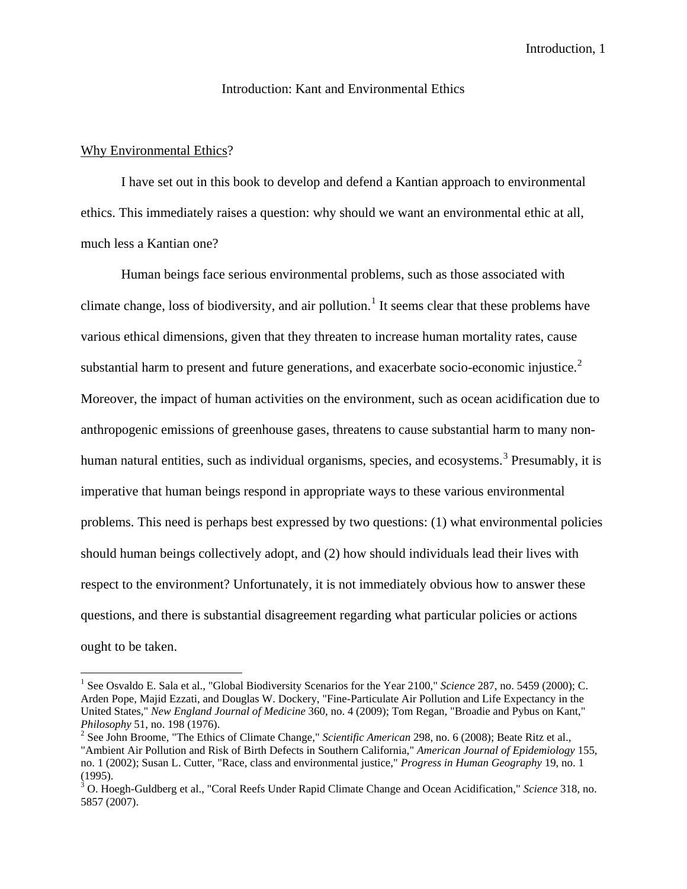# Introduction: Kant and Environmental Ethics

## Why Environmental Ethics?

I have set out in this book to develop and defend a Kantian approach to environmental ethics. This immediately raises a question: why should we want an environmental ethic at all, much less a Kantian one?

Human beings face serious environmental problems, such as those associated with climate change, loss of biodiversity, and air pollution.[1] It seems clear that these problems have various ethical dimensions, given that they threaten to increase human mortality rates, cause substantial harm to present and future generations, and exacerbate socio-economic injustice.[2] Moreover, the impact of human activities on the environment, such as ocean acidification due to anthropogenic emissions of greenhouse gases, threatens to cause substantial harm to many non-human natural entities, such as individual organisms, species, and ecosystems.[3] Presumably, it is imperative that human beings respond in appropriate ways to these various environmental problems. This need is perhaps best expressed by two questions: (1) what environmental policies should human beings collectively adopt, and (2) how should individuals lead their lives with respect to the environment? Unfortunately, it is not immediately obvious how to answer these questions, and there is substantial disagreement regarding what particular policies or actions ought to be taken.

---

[1] See Osvaldo E. Sala et al., "Global Biodiversity Scenarios for the Year 2100," *Science* 287, no. 5459 (2000); C. Arden Pope, Majid Ezzati, and Douglas W. Dockery, "Fine-Particulate Air Pollution and Life Expectancy in the United States," *New England Journal of Medicine* 360, no. 4 (2009); Tom Regan, "Broadie and Pybus on Kant," *Philosophy* 51, no. 198 (1976).

[2] See John Broome, "The Ethics of Climate Change," *Scientific American* 298, no. 6 (2008); Beate Ritz et al., "Ambient Air Pollution and Risk of Birth Defects in Southern California," *American Journal of Epidemiology* 155, no. 1 (2002); Susan L. Cutter, "Race, class and environmental justice," *Progress in Human Geography* 19, no. 1 (1995).

[3] O. Hoegh-Guldberg et al., "Coral Reefs Under Rapid Climate Change and Ocean Acidification," *Science* 318, no. 5857 (2007).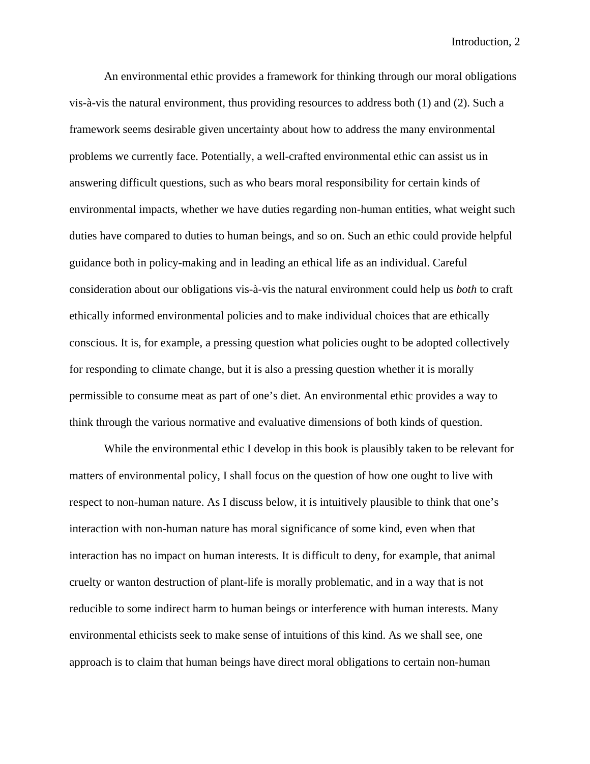An environmental ethic provides a framework for thinking through our moral obligations vis-à-vis the natural environment, thus providing resources to address both (1) and (2). Such a framework seems desirable given uncertainty about how to address the many environmental problems we currently face. Potentially, a well-crafted environmental ethic can assist us in answering difficult questions, such as who bears moral responsibility for certain kinds of environmental impacts, whether we have duties regarding non-human entities, what weight such duties have compared to duties to human beings, and so on. Such an ethic could provide helpful guidance both in policy-making and in leading an ethical life as an individual. Careful consideration about our obligations vis-à-vis the natural environment could help us *both* to craft ethically informed environmental policies and to make individual choices that are ethically conscious. It is, for example, a pressing question what policies ought to be adopted collectively for responding to climate change, but it is also a pressing question whether it is morally permissible to consume meat as part of one's diet. An environmental ethic provides a way to think through the various normative and evaluative dimensions of both kinds of question.

While the environmental ethic I develop in this book is plausibly taken to be relevant for matters of environmental policy, I shall focus on the question of how one ought to live with respect to non-human nature. As I discuss below, it is intuitively plausible to think that one's interaction with non-human nature has moral significance of some kind, even when that interaction has no impact on human interests. It is difficult to deny, for example, that animal cruelty or wanton destruction of plant-life is morally problematic, and in a way that is not reducible to some indirect harm to human beings or interference with human interests. Many environmental ethicists seek to make sense of intuitions of this kind. As we shall see, one approach is to claim that human beings have direct moral obligations to certain non-human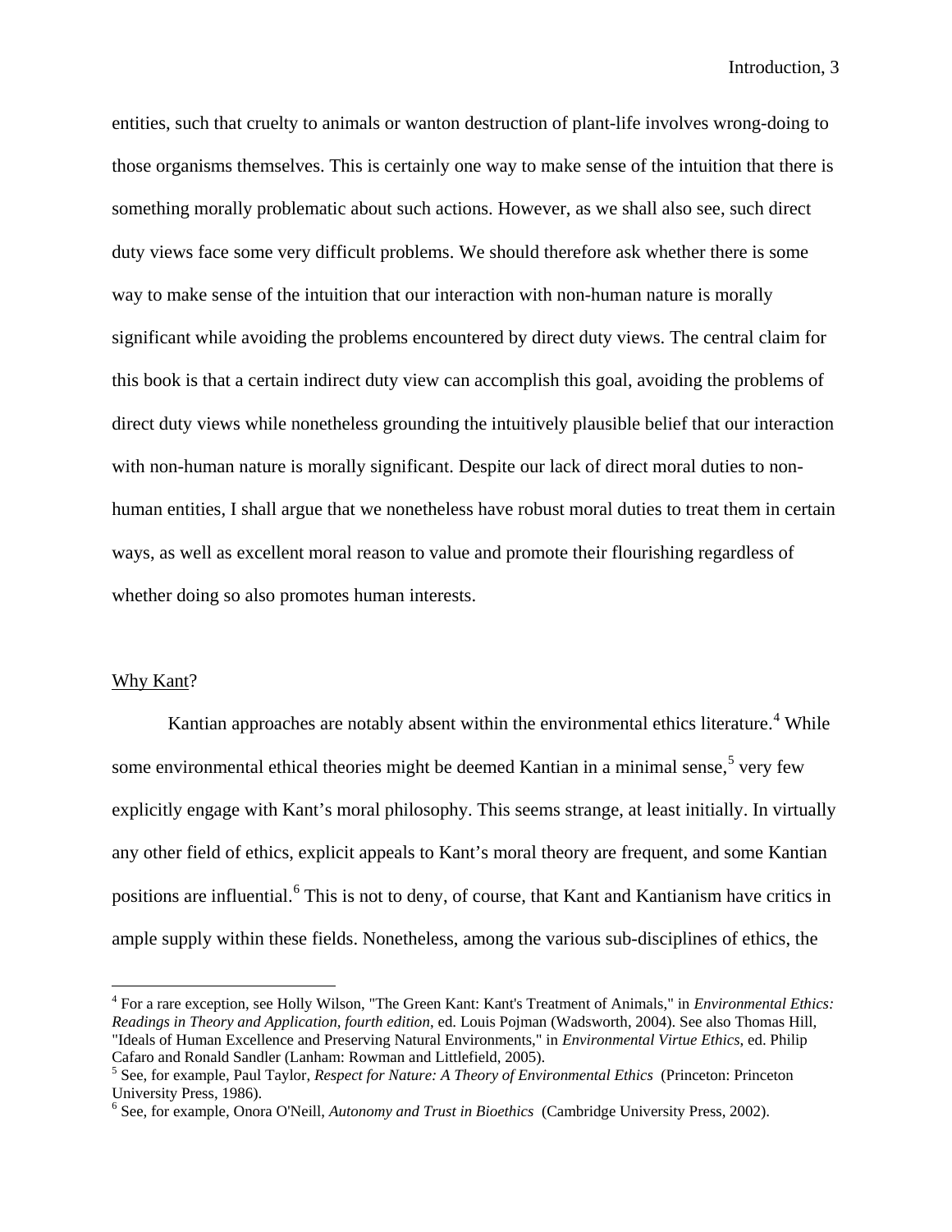entities, such that cruelty to animals or wanton destruction of plant-life involves wrong-doing to those organisms themselves. This is certainly one way to make sense of the intuition that there is something morally problematic about such actions. However, as we shall also see, such direct duty views face some very difficult problems. We should therefore ask whether there is some way to make sense of the intuition that our interaction with non-human nature is morally significant while avoiding the problems encountered by direct duty views. The central claim for this book is that a certain indirect duty view can accomplish this goal, avoiding the problems of direct duty views while nonetheless grounding the intuitively plausible belief that our interaction with non-human nature is morally significant. Despite our lack of direct moral duties to non-human entities, I shall argue that we nonetheless have robust moral duties to treat them in certain ways, as well as excellent moral reason to value and promote their flourishing regardless of whether doing so also promotes human interests.

## Why Kant?

Kantian approaches are notably absent within the environmental ethics literature.[4] While some environmental ethical theories might be deemed Kantian in a minimal sense,[5] very few explicitly engage with Kant's moral philosophy. This seems strange, at least initially. In virtually any other field of ethics, explicit appeals to Kant's moral theory are frequent, and some Kantian positions are influential.[6] This is not to deny, of course, that Kant and Kantianism have critics in ample supply within these fields. Nonetheless, among the various sub-disciplines of ethics, the

---

[4] For a rare exception, see Holly Wilson, "The Green Kant: Kant's Treatment of Animals," in *Environmental Ethics: Readings in Theory and Application, fourth edition*, ed. Louis Pojman (Wadsworth, 2004). See also Thomas Hill, "Ideals of Human Excellence and Preserving Natural Environments," in *Environmental Virtue Ethics*, ed. Philip Cafaro and Ronald Sandler (Lanham: Rowman and Littlefield, 2005).

[5] See, for example, Paul Taylor, *Respect for Nature: A Theory of Environmental Ethics* (Princeton: Princeton University Press, 1986).

[6] See, for example, Onora O'Neill, *Autonomy and Trust in Bioethics* (Cambridge University Press, 2002).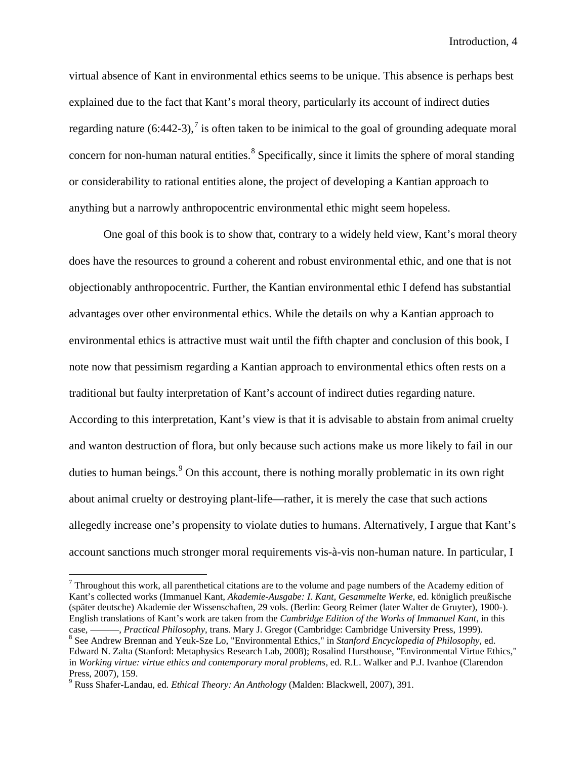virtual absence of Kant in environmental ethics seems to be unique. This absence is perhaps best explained due to the fact that Kant's moral theory, particularly its account of indirect duties regarding nature (6:442-3),[7] is often taken to be inimical to the goal of grounding adequate moral concern for non-human natural entities.[8] Specifically, since it limits the sphere of moral standing or considerability to rational entities alone, the project of developing a Kantian approach to anything but a narrowly anthropocentric environmental ethic might seem hopeless.

One goal of this book is to show that, contrary to a widely held view, Kant's moral theory does have the resources to ground a coherent and robust environmental ethic, and one that is not objectionably anthropocentric. Further, the Kantian environmental ethic I defend has substantial advantages over other environmental ethics. While the details on why a Kantian approach to environmental ethics is attractive must wait until the fifth chapter and conclusion of this book, I note now that pessimism regarding a Kantian approach to environmental ethics often rests on a traditional but faulty interpretation of Kant's account of indirect duties regarding nature. According to this interpretation, Kant's view is that it is advisable to abstain from animal cruelty and wanton destruction of flora, but only because such actions make us more likely to fail in our duties to human beings.[9] On this account, there is nothing morally problematic in its own right about animal cruelty or destroying plant-life—rather, it is merely the case that such actions allegedly increase one's propensity to violate duties to humans. Alternatively, I argue that Kant's account sanctions much stronger moral requirements vis-à-vis non-human nature. In particular, I

---

[7] Throughout this work, all parenthetical citations are to the volume and page numbers of the Academy edition of Kant's collected works (Immanuel Kant, *Akademie-Ausgabe: I. Kant, Gesammelte Werke*, ed. königlich preußische (später deutsche) Akademie der Wissenschaften, 29 vols. (Berlin: Georg Reimer (later Walter de Gruyter), 1900-). English translations of Kant's work are taken from the *Cambridge Edition of the Works of Immanuel Kant*, in this case, ———, *Practical Philosophy*, trans. Mary J. Gregor (Cambridge: Cambridge University Press, 1999).

[8] See Andrew Brennan and Yeuk-Sze Lo, "Environmental Ethics," in *Stanford Encyclopedia of Philosophy*, ed. Edward N. Zalta (Stanford: Metaphysics Research Lab, 2008); Rosalind Hursthouse, "Environmental Virtue Ethics," in *Working virtue: virtue ethics and contemporary moral problems*, ed. R.L. Walker and P.J. Ivanhoe (Clarendon Press, 2007), 159.

[9] Russ Shafer-Landau, ed. *Ethical Theory: An Anthology* (Malden: Blackwell, 2007), 391.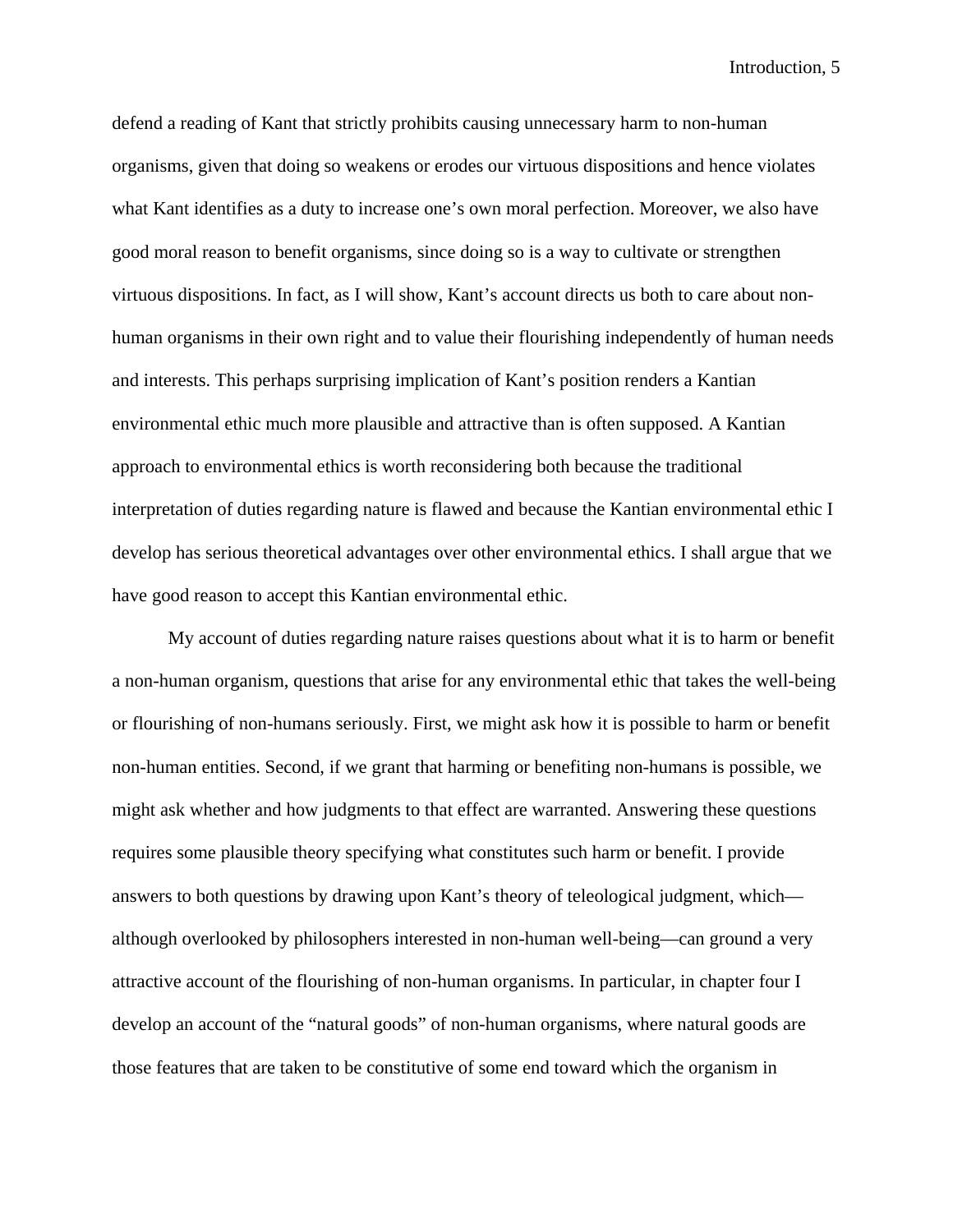defend a reading of Kant that strictly prohibits causing unnecessary harm to non-human organisms, given that doing so weakens or erodes our virtuous dispositions and hence violates what Kant identifies as a duty to increase one's own moral perfection. Moreover, we also have good moral reason to benefit organisms, since doing so is a way to cultivate or strengthen virtuous dispositions. In fact, as I will show, Kant's account directs us both to care about non-human organisms in their own right and to value their flourishing independently of human needs and interests. This perhaps surprising implication of Kant's position renders a Kantian environmental ethic much more plausible and attractive than is often supposed. A Kantian approach to environmental ethics is worth reconsidering both because the traditional interpretation of duties regarding nature is flawed and because the Kantian environmental ethic I develop has serious theoretical advantages over other environmental ethics. I shall argue that we have good reason to accept this Kantian environmental ethic.

My account of duties regarding nature raises questions about what it is to harm or benefit a non-human organism, questions that arise for any environmental ethic that takes the well-being or flourishing of non-humans seriously. First, we might ask how it is possible to harm or benefit non-human entities. Second, if we grant that harming or benefiting non-humans is possible, we might ask whether and how judgments to that effect are warranted. Answering these questions requires some plausible theory specifying what constitutes such harm or benefit. I provide answers to both questions by drawing upon Kant's theory of teleological judgment, which—although overlooked by philosophers interested in non-human well-being—can ground a very attractive account of the flourishing of non-human organisms. In particular, in chapter four I develop an account of the "natural goods" of non-human organisms, where natural goods are those features that are taken to be constitutive of some end toward which the organism in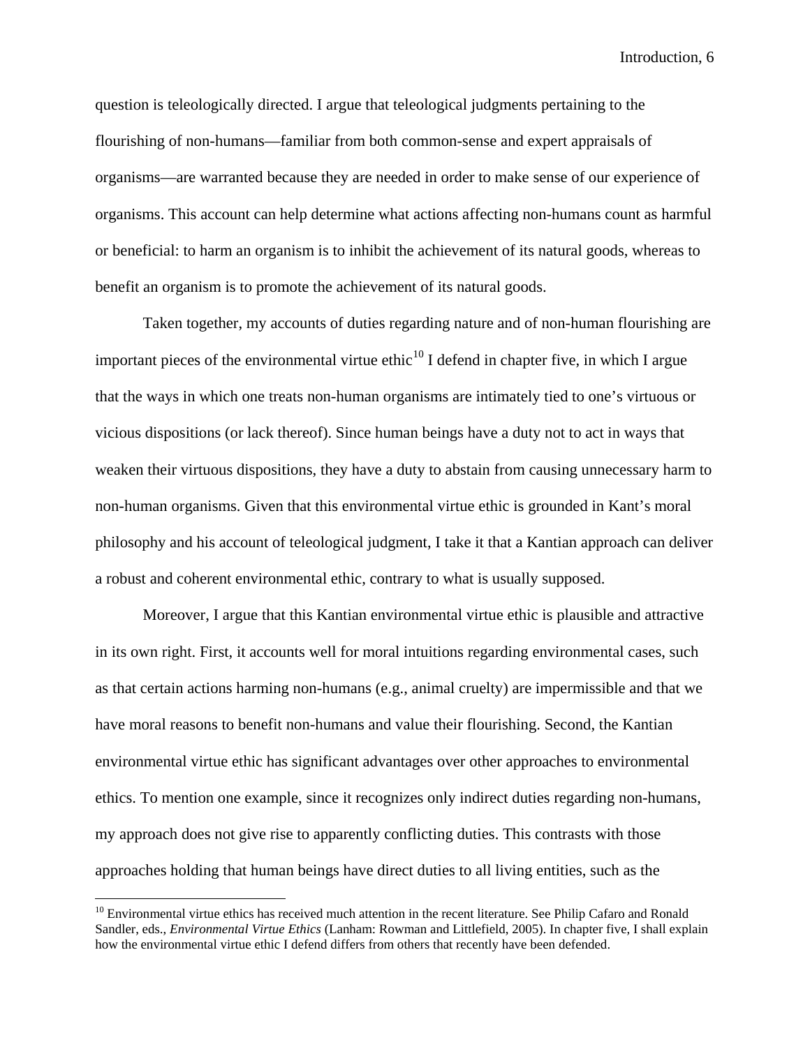question is teleologically directed. I argue that teleological judgments pertaining to the flourishing of non-humans—familiar from both common-sense and expert appraisals of organisms—are warranted because they are needed in order to make sense of our experience of organisms. This account can help determine what actions affecting non-humans count as harmful or beneficial: to harm an organism is to inhibit the achievement of its natural goods, whereas to benefit an organism is to promote the achievement of its natural goods.

Taken together, my accounts of duties regarding nature and of non-human flourishing are important pieces of the environmental virtue ethic[10] I defend in chapter five, in which I argue that the ways in which one treats non-human organisms are intimately tied to one's virtuous or vicious dispositions (or lack thereof). Since human beings have a duty not to act in ways that weaken their virtuous dispositions, they have a duty to abstain from causing unnecessary harm to non-human organisms. Given that this environmental virtue ethic is grounded in Kant's moral philosophy and his account of teleological judgment, I take it that a Kantian approach can deliver a robust and coherent environmental ethic, contrary to what is usually supposed.

Moreover, I argue that this Kantian environmental virtue ethic is plausible and attractive in its own right. First, it accounts well for moral intuitions regarding environmental cases, such as that certain actions harming non-humans (e.g., animal cruelty) are impermissible and that we have moral reasons to benefit non-humans and value their flourishing. Second, the Kantian environmental virtue ethic has significant advantages over other approaches to environmental ethics. To mention one example, since it recognizes only indirect duties regarding non-humans, my approach does not give rise to apparently conflicting duties. This contrasts with those approaches holding that human beings have direct duties to all living entities, such as the

---

[10] Environmental virtue ethics has received much attention in the recent literature. See Philip Cafaro and Ronald Sandler, eds., *Environmental Virtue Ethics* (Lanham: Rowman and Littlefield, 2005). In chapter five, I shall explain how the environmental virtue ethic I defend differs from others that recently have been defended.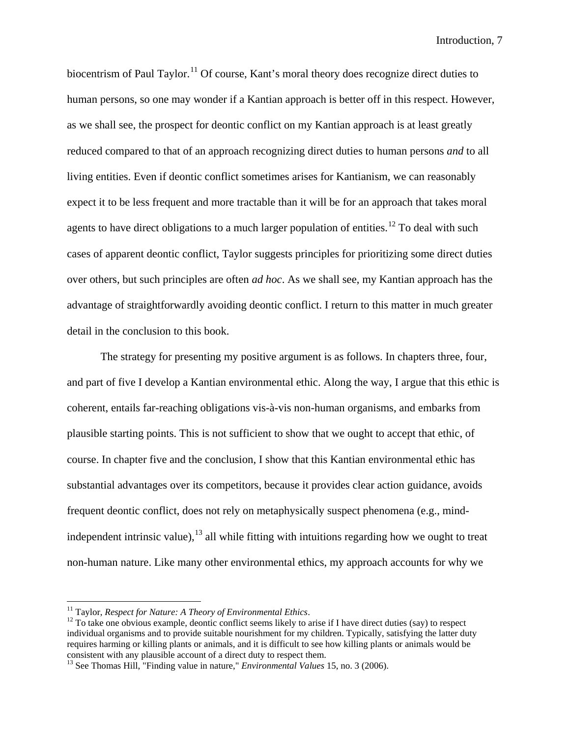biocentrism of Paul Taylor.[11] Of course, Kant's moral theory does recognize direct duties to human persons, so one may wonder if a Kantian approach is better off in this respect. However, as we shall see, the prospect for deontic conflict on my Kantian approach is at least greatly reduced compared to that of an approach recognizing direct duties to human persons *and* to all living entities. Even if deontic conflict sometimes arises for Kantianism, we can reasonably expect it to be less frequent and more tractable than it will be for an approach that takes moral agents to have direct obligations to a much larger population of entities.[12] To deal with such cases of apparent deontic conflict, Taylor suggests principles for prioritizing some direct duties over others, but such principles are often *ad hoc*. As we shall see, my Kantian approach has the advantage of straightforwardly avoiding deontic conflict. I return to this matter in much greater detail in the conclusion to this book.

The strategy for presenting my positive argument is as follows. In chapters three, four, and part of five I develop a Kantian environmental ethic. Along the way, I argue that this ethic is coherent, entails far-reaching obligations vis-à-vis non-human organisms, and embarks from plausible starting points. This is not sufficient to show that we ought to accept that ethic, of course. In chapter five and the conclusion, I show that this Kantian environmental ethic has substantial advantages over its competitors, because it provides clear action guidance, avoids frequent deontic conflict, does not rely on metaphysically suspect phenomena (e.g., mind-independent intrinsic value),[13] all while fitting with intuitions regarding how we ought to treat non-human nature. Like many other environmental ethics, my approach accounts for why we

---

[11] Taylor, *Respect for Nature: A Theory of Environmental Ethics*.

[12] To take one obvious example, deontic conflict seems likely to arise if I have direct duties (say) to respect individual organisms and to provide suitable nourishment for my children. Typically, satisfying the latter duty requires harming or killing plants or animals, and it is difficult to see how killing plants or animals would be consistent with any plausible account of a direct duty to respect them.

[13] See Thomas Hill, "Finding value in nature," *Environmental Values* 15, no. 3 (2006).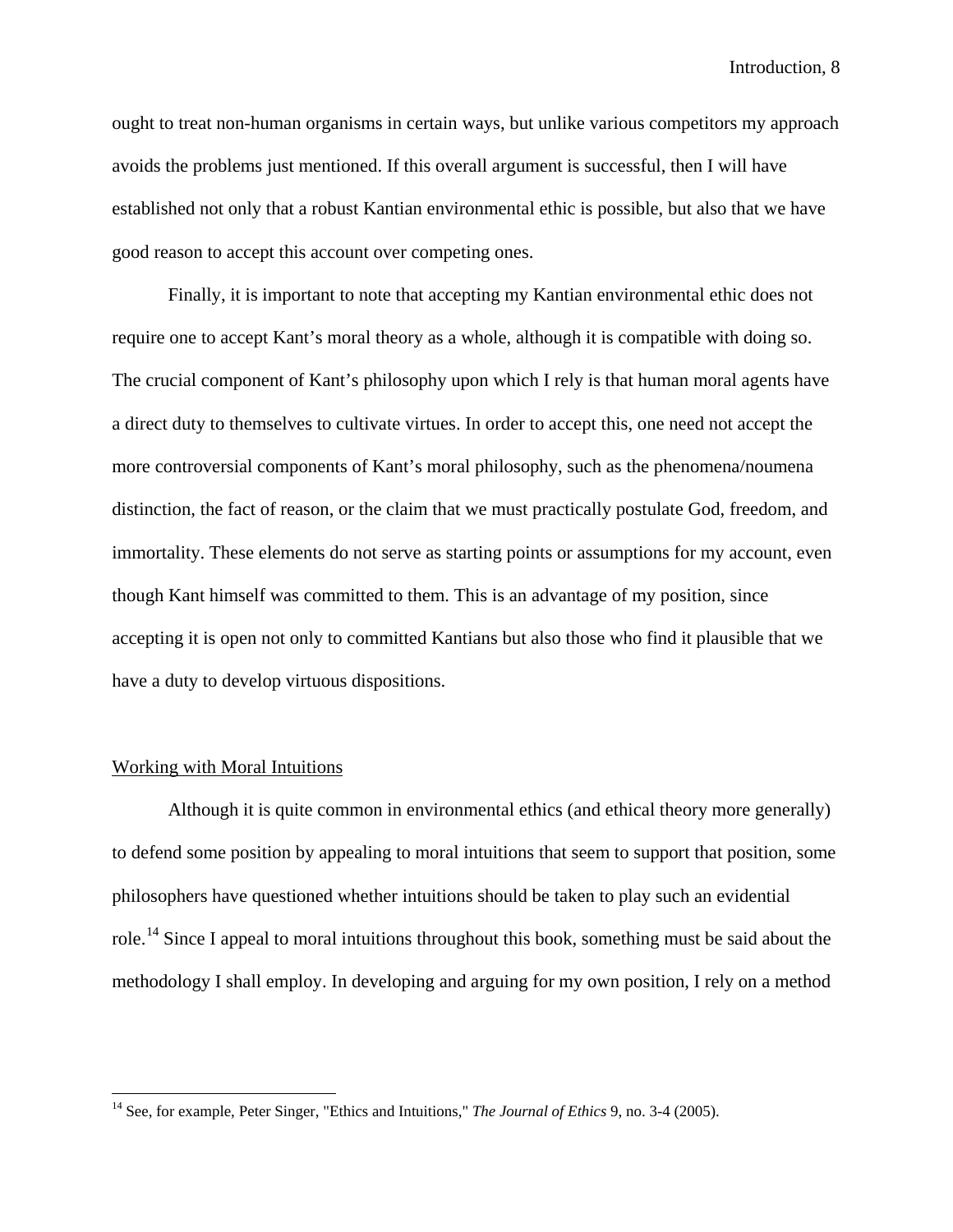ought to treat non-human organisms in certain ways, but unlike various competitors my approach avoids the problems just mentioned. If this overall argument is successful, then I will have established not only that a robust Kantian environmental ethic is possible, but also that we have good reason to accept this account over competing ones.

Finally, it is important to note that accepting my Kantian environmental ethic does not require one to accept Kant's moral theory as a whole, although it is compatible with doing so. The crucial component of Kant's philosophy upon which I rely is that human moral agents have a direct duty to themselves to cultivate virtues. In order to accept this, one need not accept the more controversial components of Kant's moral philosophy, such as the phenomena/noumena distinction, the fact of reason, or the claim that we must practically postulate God, freedom, and immortality. These elements do not serve as starting points or assumptions for my account, even though Kant himself was committed to them. This is an advantage of my position, since accepting it is open not only to committed Kantians but also those who find it plausible that we have a duty to develop virtuous dispositions.

## Working with Moral Intuitions

Although it is quite common in environmental ethics (and ethical theory more generally) to defend some position by appealing to moral intuitions that seem to support that position, some philosophers have questioned whether intuitions should be taken to play such an evidential role.[14] Since I appeal to moral intuitions throughout this book, something must be said about the methodology I shall employ. In developing and arguing for my own position, I rely on a method

[14] See, for example, Peter Singer, "Ethics and Intuitions," *The Journal of Ethics* 9, no. 3-4 (2005).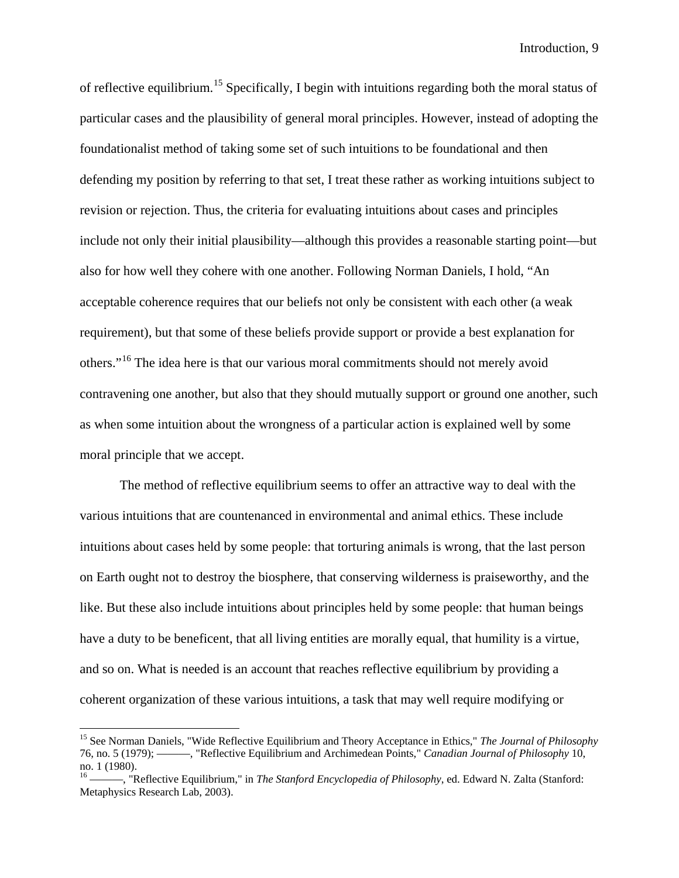of reflective equilibrium.[15] Specifically, I begin with intuitions regarding both the moral status of particular cases and the plausibility of general moral principles. However, instead of adopting the foundationalist method of taking some set of such intuitions to be foundational and then defending my position by referring to that set, I treat these rather as working intuitions subject to revision or rejection. Thus, the criteria for evaluating intuitions about cases and principles include not only their initial plausibility—although this provides a reasonable starting point—but also for how well they cohere with one another. Following Norman Daniels, I hold, "An acceptable coherence requires that our beliefs not only be consistent with each other (a weak requirement), but that some of these beliefs provide support or provide a best explanation for others."[16] The idea here is that our various moral commitments should not merely avoid contravening one another, but also that they should mutually support or ground one another, such as when some intuition about the wrongness of a particular action is explained well by some moral principle that we accept.

The method of reflective equilibrium seems to offer an attractive way to deal with the various intuitions that are countenanced in environmental and animal ethics. These include intuitions about cases held by some people: that torturing animals is wrong, that the last person on Earth ought not to destroy the biosphere, that conserving wilderness is praiseworthy, and the like. But these also include intuitions about principles held by some people: that human beings have a duty to be beneficent, that all living entities are morally equal, that humility is a virtue, and so on. What is needed is an account that reaches reflective equilibrium by providing a coherent organization of these various intuitions, a task that may well require modifying or

---

[15] See Norman Daniels, "Wide Reflective Equilibrium and Theory Acceptance in Ethics," *The Journal of Philosophy* 76, no. 5 (1979); ———, "Reflective Equilibrium and Archimedean Points," *Canadian Journal of Philosophy* 10, no. 1 (1980).

[16] ———, "Reflective Equilibrium," in *The Stanford Encyclopedia of Philosophy*, ed. Edward N. Zalta (Stanford: Metaphysics Research Lab, 2003).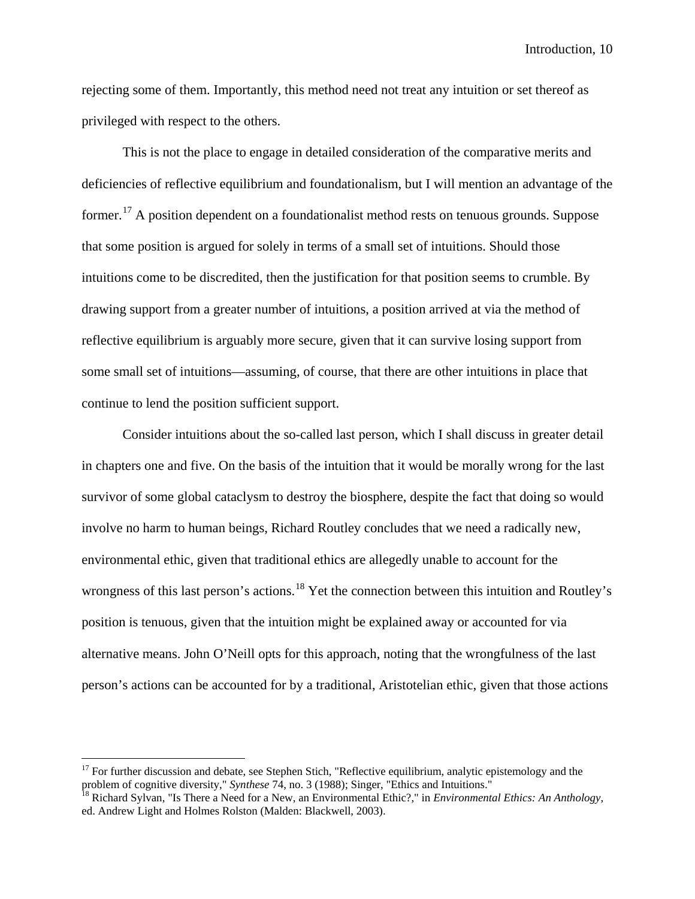rejecting some of them. Importantly, this method need not treat any intuition or set thereof as privileged with respect to the others.

This is not the place to engage in detailed consideration of the comparative merits and deficiencies of reflective equilibrium and foundationalism, but I will mention an advantage of the former.[17] A position dependent on a foundationalist method rests on tenuous grounds. Suppose that some position is argued for solely in terms of a small set of intuitions. Should those intuitions come to be discredited, then the justification for that position seems to crumble. By drawing support from a greater number of intuitions, a position arrived at via the method of reflective equilibrium is arguably more secure, given that it can survive losing support from some small set of intuitions—assuming, of course, that there are other intuitions in place that continue to lend the position sufficient support.

Consider intuitions about the so-called last person, which I shall discuss in greater detail in chapters one and five. On the basis of the intuition that it would be morally wrong for the last survivor of some global cataclysm to destroy the biosphere, despite the fact that doing so would involve no harm to human beings, Richard Routley concludes that we need a radically new, environmental ethic, given that traditional ethics are allegedly unable to account for the wrongness of this last person's actions.[18] Yet the connection between this intuition and Routley's position is tenuous, given that the intuition might be explained away or accounted for via alternative means. John O'Neill opts for this approach, noting that the wrongfulness of the last person's actions can be accounted for by a traditional, Aristotelian ethic, given that those actions

---

[17] For further discussion and debate, see Stephen Stich, "Reflective equilibrium, analytic epistemology and the problem of cognitive diversity," *Synthese* 74, no. 3 (1988); Singer, "Ethics and Intuitions."

[18] Richard Sylvan, "Is There a Need for a New, an Environmental Ethic?," in *Environmental Ethics: An Anthology*, ed. Andrew Light and Holmes Rolston (Malden: Blackwell, 2003).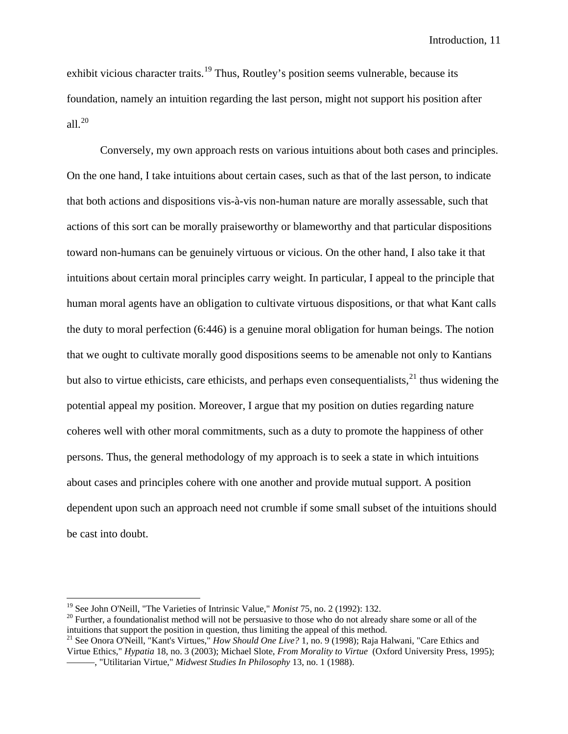exhibit vicious character traits.[19] Thus, Routley's position seems vulnerable, because its foundation, namely an intuition regarding the last person, might not support his position after all.[20]

Conversely, my own approach rests on various intuitions about both cases and principles. On the one hand, I take intuitions about certain cases, such as that of the last person, to indicate that both actions and dispositions vis-à-vis non-human nature are morally assessable, such that actions of this sort can be morally praiseworthy or blameworthy and that particular dispositions toward non-humans can be genuinely virtuous or vicious. On the other hand, I also take it that intuitions about certain moral principles carry weight. In particular, I appeal to the principle that human moral agents have an obligation to cultivate virtuous dispositions, or that what Kant calls the duty to moral perfection (6:446) is a genuine moral obligation for human beings. The notion that we ought to cultivate morally good dispositions seems to be amenable not only to Kantians but also to virtue ethicists, care ethicists, and perhaps even consequentialists,[21] thus widening the potential appeal my position. Moreover, I argue that my position on duties regarding nature coheres well with other moral commitments, such as a duty to promote the happiness of other persons. Thus, the general methodology of my approach is to seek a state in which intuitions about cases and principles cohere with one another and provide mutual support. A position dependent upon such an approach need not crumble if some small subset of the intuitions should be cast into doubt.

---

[19] See John O'Neill, "The Varieties of Intrinsic Value," *Monist* 75, no. 2 (1992): 132.

[20] Further, a foundationalist method will not be persuasive to those who do not already share some or all of the intuitions that support the position in question, thus limiting the appeal of this method.

[21] See Onora O'Neill, "Kant's Virtues," *How Should One Live?* 1, no. 9 (1998); Raja Halwani, "Care Ethics and Virtue Ethics," *Hypatia* 18, no. 3 (2003); Michael Slote, *From Morality to Virtue* (Oxford University Press, 1995); ———, "Utilitarian Virtue," *Midwest Studies In Philosophy* 13, no. 1 (1988).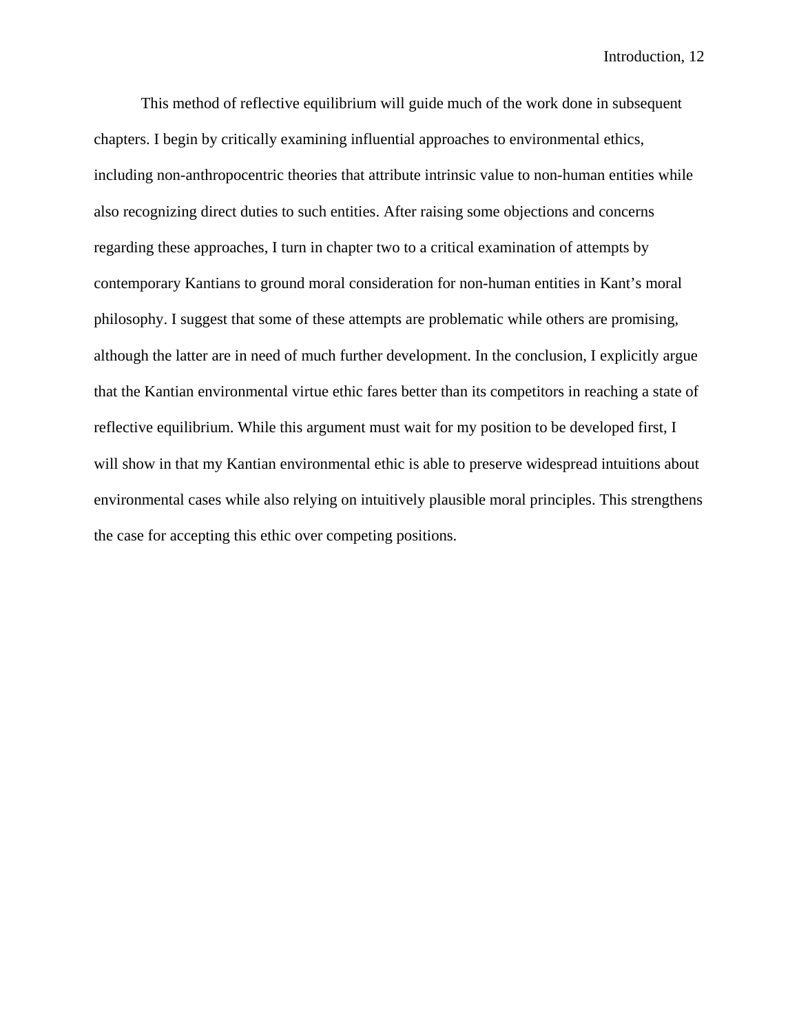This method of reflective equilibrium will guide much of the work done in subsequent chapters. I begin by critically examining influential approaches to environmental ethics, including non-anthropocentric theories that attribute intrinsic value to non-human entities while also recognizing direct duties to such entities. After raising some objections and concerns regarding these approaches, I turn in chapter two to a critical examination of attempts by contemporary Kantians to ground moral consideration for non-human entities in Kant's moral philosophy. I suggest that some of these attempts are problematic while others are promising, although the latter are in need of much further development. In the conclusion, I explicitly argue that the Kantian environmental virtue ethic fares better than its competitors in reaching a state of reflective equilibrium. While this argument must wait for my position to be developed first, I will show in that my Kantian environmental ethic is able to preserve widespread intuitions about environmental cases while also relying on intuitively plausible moral principles. This strengthens the case for accepting this ethic over competing positions.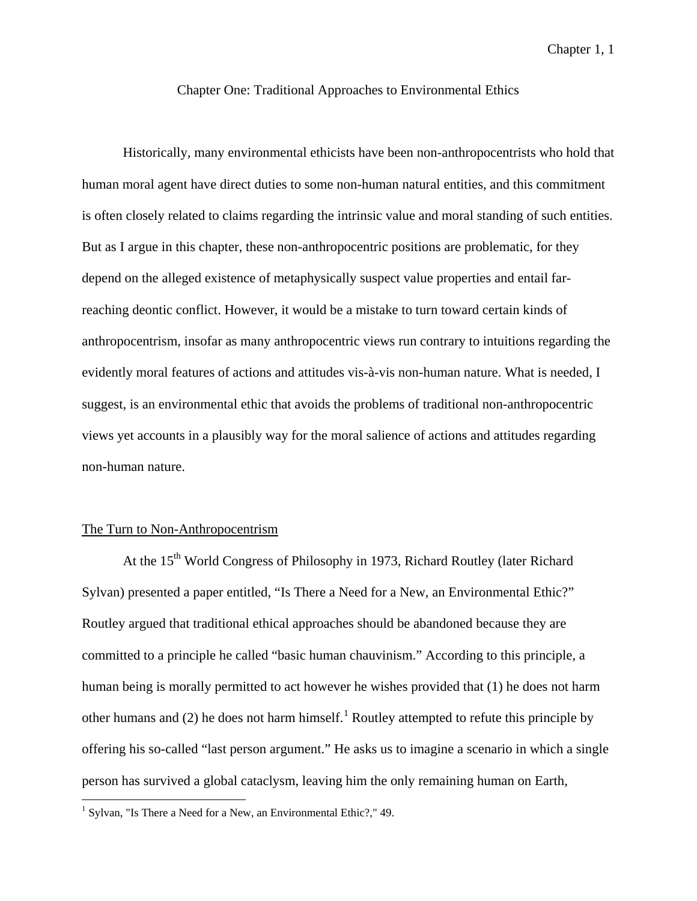# Chapter One: Traditional Approaches to Environmental Ethics

Historically, many environmental ethicists have been non-anthropocentrists who hold that human moral agent have direct duties to some non-human natural entities, and this commitment is often closely related to claims regarding the intrinsic value and moral standing of such entities. But as I argue in this chapter, these non-anthropocentric positions are problematic, for they depend on the alleged existence of metaphysically suspect value properties and entail far-reaching deontic conflict. However, it would be a mistake to turn toward certain kinds of anthropocentrism, insofar as many anthropocentric views run contrary to intuitions regarding the evidently moral features of actions and attitudes vis-à-vis non-human nature. What is needed, I suggest, is an environmental ethic that avoids the problems of traditional non-anthropocentric views yet accounts in a plausibly way for the moral salience of actions and attitudes regarding non-human nature.

## The Turn to Non-Anthropocentrism

At the 15th World Congress of Philosophy in 1973, Richard Routley (later Richard Sylvan) presented a paper entitled, "Is There a Need for a New, an Environmental Ethic?" Routley argued that traditional ethical approaches should be abandoned because they are committed to a principle he called "basic human chauvinism." According to this principle, a human being is morally permitted to act however he wishes provided that (1) he does not harm other humans and (2) he does not harm himself.[1] Routley attempted to refute this principle by offering his so-called "last person argument." He asks us to imagine a scenario in which a single person has survived a global cataclysm, leaving him the only remaining human on Earth,

[1] Sylvan, "Is There a Need for a New, an Environmental Ethic?," 49.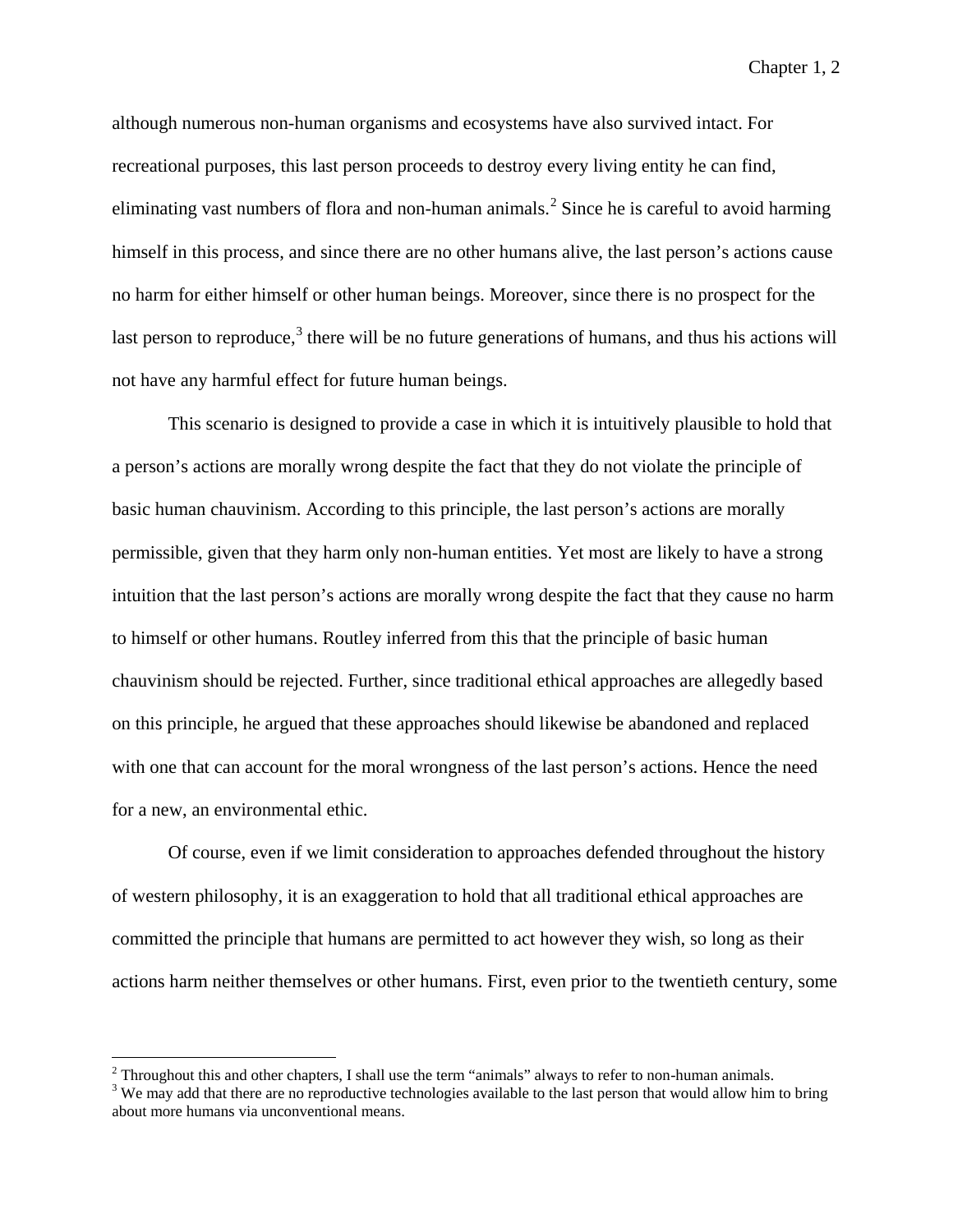although numerous non-human organisms and ecosystems have also survived intact. For recreational purposes, this last person proceeds to destroy every living entity he can find, eliminating vast numbers of flora and non-human animals.[2] Since he is careful to avoid harming himself in this process, and since there are no other humans alive, the last person's actions cause no harm for either himself or other human beings. Moreover, since there is no prospect for the last person to reproduce,[3] there will be no future generations of humans, and thus his actions will not have any harmful effect for future human beings.

This scenario is designed to provide a case in which it is intuitively plausible to hold that a person's actions are morally wrong despite the fact that they do not violate the principle of basic human chauvinism. According to this principle, the last person's actions are morally permissible, given that they harm only non-human entities. Yet most are likely to have a strong intuition that the last person's actions are morally wrong despite the fact that they cause no harm to himself or other humans. Routley inferred from this that the principle of basic human chauvinism should be rejected. Further, since traditional ethical approaches are allegedly based on this principle, he argued that these approaches should likewise be abandoned and replaced with one that can account for the moral wrongness of the last person's actions. Hence the need for a new, an environmental ethic.

Of course, even if we limit consideration to approaches defended throughout the history of western philosophy, it is an exaggeration to hold that all traditional ethical approaches are committed the principle that humans are permitted to act however they wish, so long as their actions harm neither themselves or other humans. First, even prior to the twentieth century, some

---

[2] Throughout this and other chapters, I shall use the term "animals" always to refer to non-human animals.

[3] We may add that there are no reproductive technologies available to the last person that would allow him to bring about more humans via unconventional means.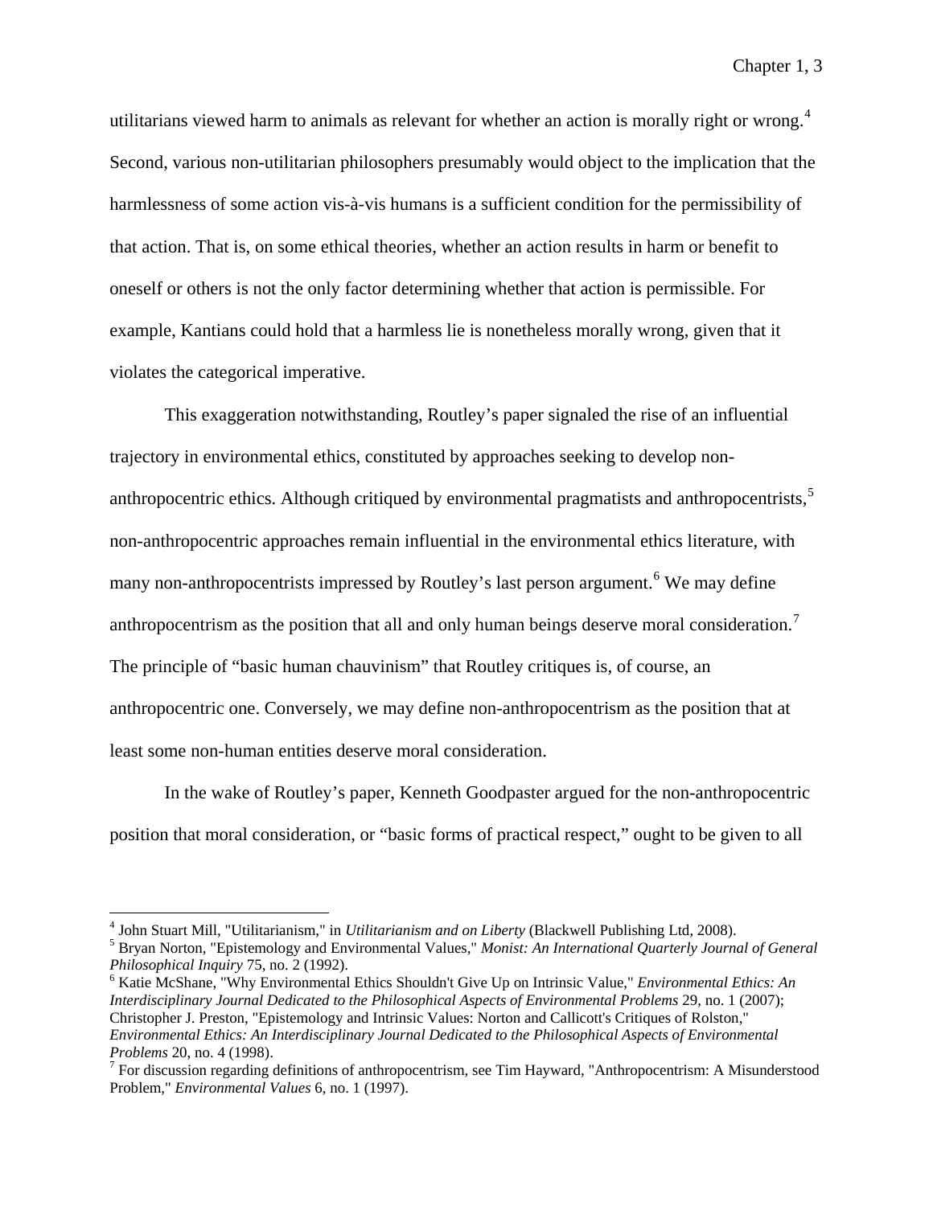utilitarians viewed harm to animals as relevant for whether an action is morally right or wrong.[4] Second, various non-utilitarian philosophers presumably would object to the implication that the harmlessness of some action vis-à-vis humans is a sufficient condition for the permissibility of that action. That is, on some ethical theories, whether an action results in harm or benefit to oneself or others is not the only factor determining whether that action is permissible. For example, Kantians could hold that a harmless lie is nonetheless morally wrong, given that it violates the categorical imperative.

This exaggeration notwithstanding, Routley's paper signaled the rise of an influential trajectory in environmental ethics, constituted by approaches seeking to develop non-anthropocentric ethics. Although critiqued by environmental pragmatists and anthropocentrists,[5] non-anthropocentric approaches remain influential in the environmental ethics literature, with many non-anthropocentrists impressed by Routley's last person argument.[6] We may define anthropocentrism as the position that all and only human beings deserve moral consideration.[7] The principle of "basic human chauvinism" that Routley critiques is, of course, an anthropocentric one. Conversely, we may define non-anthropocentrism as the position that at least some non-human entities deserve moral consideration.

In the wake of Routley's paper, Kenneth Goodpaster argued for the non-anthropocentric position that moral consideration, or "basic forms of practical respect," ought to be given to all

---

[4] John Stuart Mill, "Utilitarianism," in *Utilitarianism and on Liberty* (Blackwell Publishing Ltd, 2008).

[5] Bryan Norton, "Epistemology and Environmental Values," *Monist: An International Quarterly Journal of General Philosophical Inquiry* 75, no. 2 (1992).

[6] Katie McShane, "Why Environmental Ethics Shouldn't Give Up on Intrinsic Value," *Environmental Ethics: An Interdisciplinary Journal Dedicated to the Philosophical Aspects of Environmental Problems* 29, no. 1 (2007); Christopher J. Preston, "Epistemology and Intrinsic Values: Norton and Callicott's Critiques of Rolston," *Environmental Ethics: An Interdisciplinary Journal Dedicated to the Philosophical Aspects of Environmental Problems* 20, no. 4 (1998).

[7] For discussion regarding definitions of anthropocentrism, see Tim Hayward, "Anthropocentrism: A Misunderstood Problem," *Environmental Values* 6, no. 1 (1997).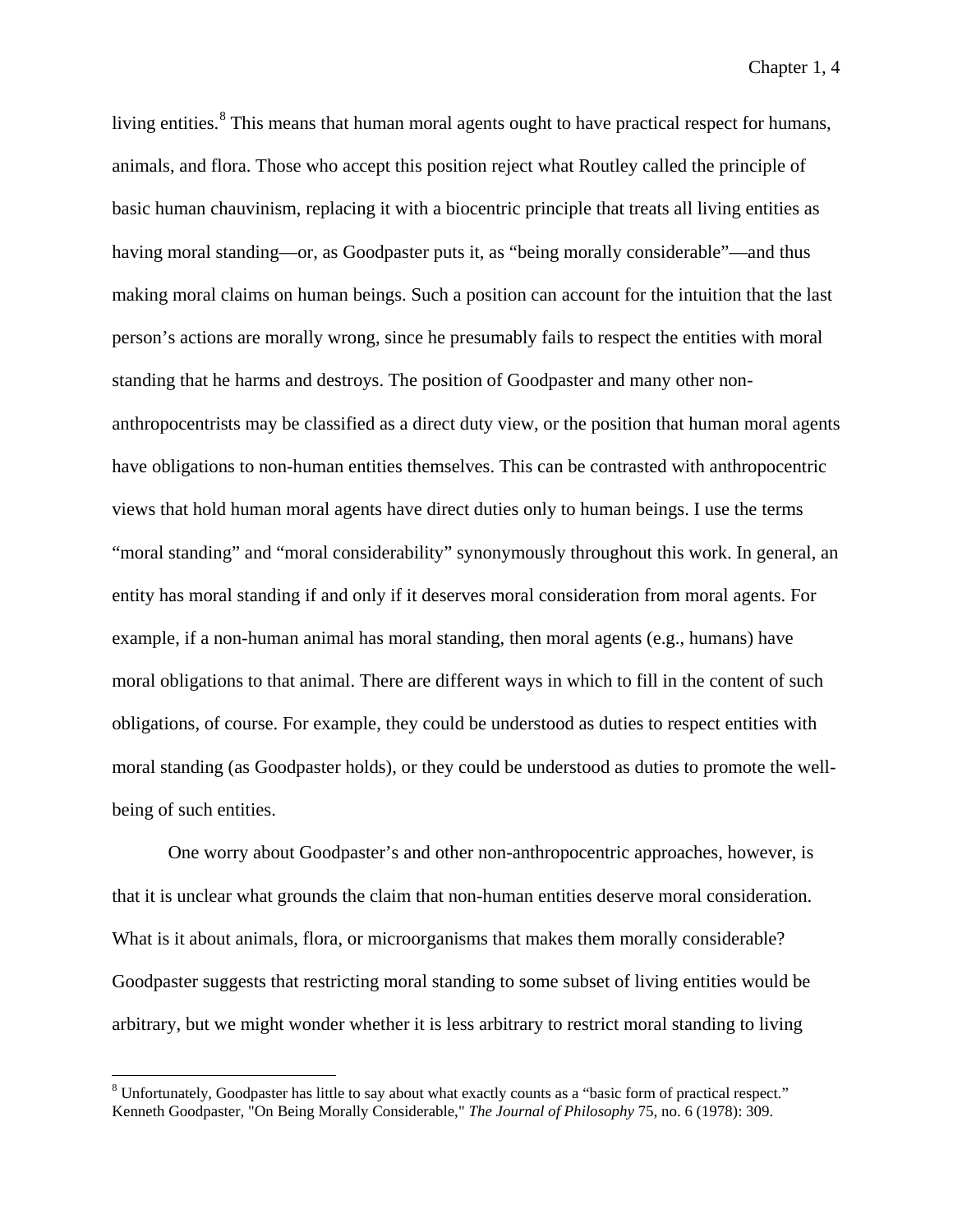living entities.[8] This means that human moral agents ought to have practical respect for humans, animals, and flora. Those who accept this position reject what Routley called the principle of basic human chauvinism, replacing it with a biocentric principle that treats all living entities as having moral standing—or, as Goodpaster puts it, as "being morally considerable"—and thus making moral claims on human beings. Such a position can account for the intuition that the last person's actions are morally wrong, since he presumably fails to respect the entities with moral standing that he harms and destroys. The position of Goodpaster and many other non-anthropocentrists may be classified as a direct duty view, or the position that human moral agents have obligations to non-human entities themselves. This can be contrasted with anthropocentric views that hold human moral agents have direct duties only to human beings. I use the terms "moral standing" and "moral considerability" synonymously throughout this work. In general, an entity has moral standing if and only if it deserves moral consideration from moral agents. For example, if a non-human animal has moral standing, then moral agents (e.g., humans) have moral obligations to that animal. There are different ways in which to fill in the content of such obligations, of course. For example, they could be understood as duties to respect entities with moral standing (as Goodpaster holds), or they could be understood as duties to promote the well-being of such entities.

One worry about Goodpaster's and other non-anthropocentric approaches, however, is that it is unclear what grounds the claim that non-human entities deserve moral consideration. What is it about animals, flora, or microorganisms that makes them morally considerable? Goodpaster suggests that restricting moral standing to some subset of living entities would be arbitrary, but we might wonder whether it is less arbitrary to restrict moral standing to living

---

[8] Unfortunately, Goodpaster has little to say about what exactly counts as a "basic form of practical respect." Kenneth Goodpaster, "On Being Morally Considerable," *The Journal of Philosophy* 75, no. 6 (1978): 309.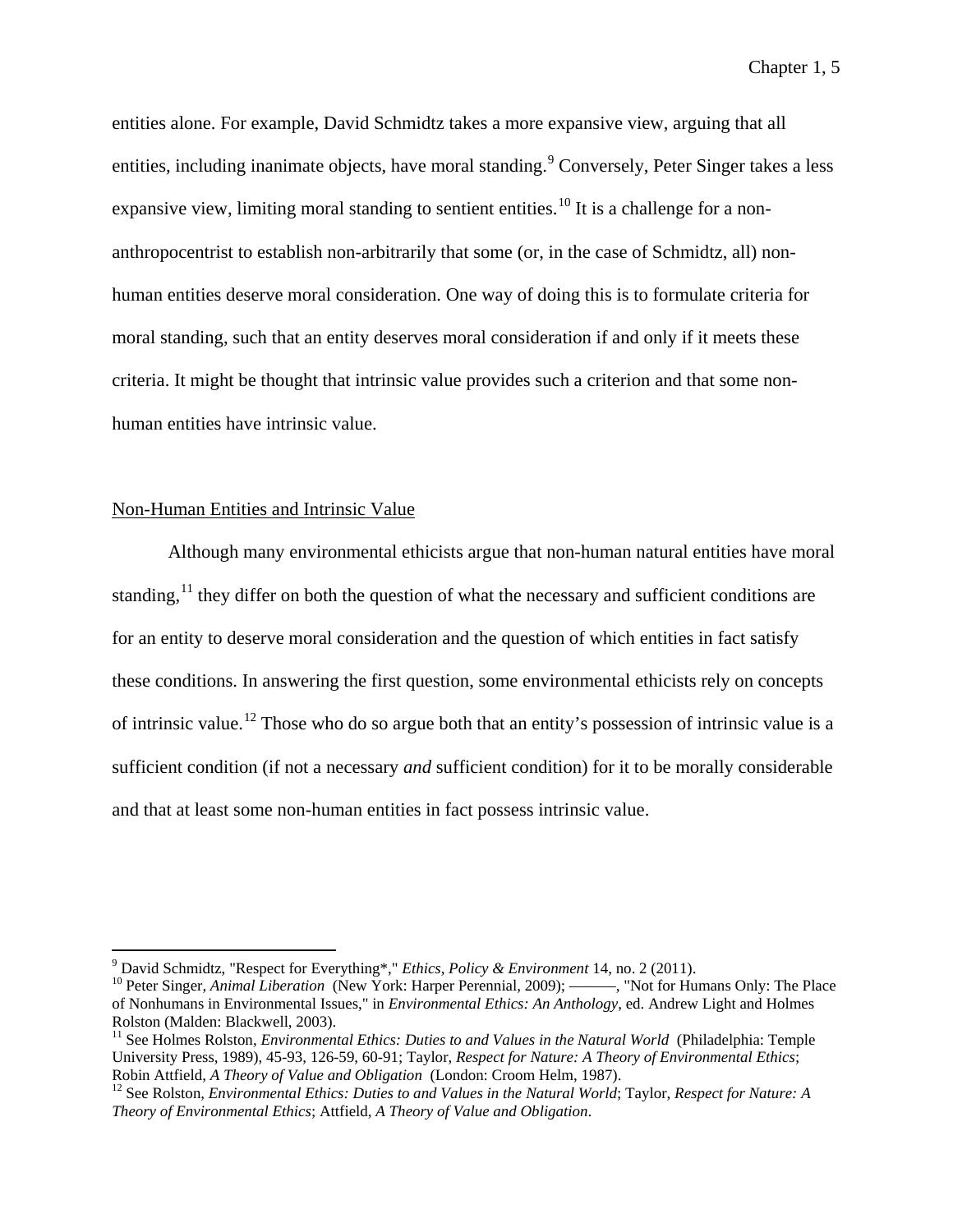entities alone. For example, David Schmidtz takes a more expansive view, arguing that all entities, including inanimate objects, have moral standing.[9] Conversely, Peter Singer takes a less expansive view, limiting moral standing to sentient entities.[10] It is a challenge for a non-anthropocentrist to establish non-arbitrarily that some (or, in the case of Schmidtz, all) non-human entities deserve moral consideration. One way of doing this is to formulate criteria for moral standing, such that an entity deserves moral consideration if and only if it meets these criteria. It might be thought that intrinsic value provides such a criterion and that some non-human entities have intrinsic value.

## Non-Human Entities and Intrinsic Value

Although many environmental ethicists argue that non-human natural entities have moral standing,[11] they differ on both the question of what the necessary and sufficient conditions are for an entity to deserve moral consideration and the question of which entities in fact satisfy these conditions. In answering the first question, some environmental ethicists rely on concepts of intrinsic value.[12] Those who do so argue both that an entity's possession of intrinsic value is a sufficient condition (if not a necessary *and* sufficient condition) for it to be morally considerable and that at least some non-human entities in fact possess intrinsic value.

---

[9] David Schmidtz, "Respect for Everything*," *Ethics, Policy & Environment* 14, no. 2 (2011).

[10] Peter Singer, *Animal Liberation* (New York: Harper Perennial, 2009); ———, "Not for Humans Only: The Place of Nonhumans in Environmental Issues," in *Environmental Ethics: An Anthology*, ed. Andrew Light and Holmes Rolston (Malden: Blackwell, 2003).

[11] See Holmes Rolston, *Environmental Ethics: Duties to and Values in the Natural World* (Philadelphia: Temple University Press, 1989), 45-93, 126-59, 60-91; Taylor, *Respect for Nature: A Theory of Environmental Ethics*; Robin Attfield, *A Theory of Value and Obligation* (London: Croom Helm, 1987).

[12] See Rolston, *Environmental Ethics: Duties to and Values in the Natural World*; Taylor, *Respect for Nature: A Theory of Environmental Ethics*; Attfield, *A Theory of Value and Obligation*.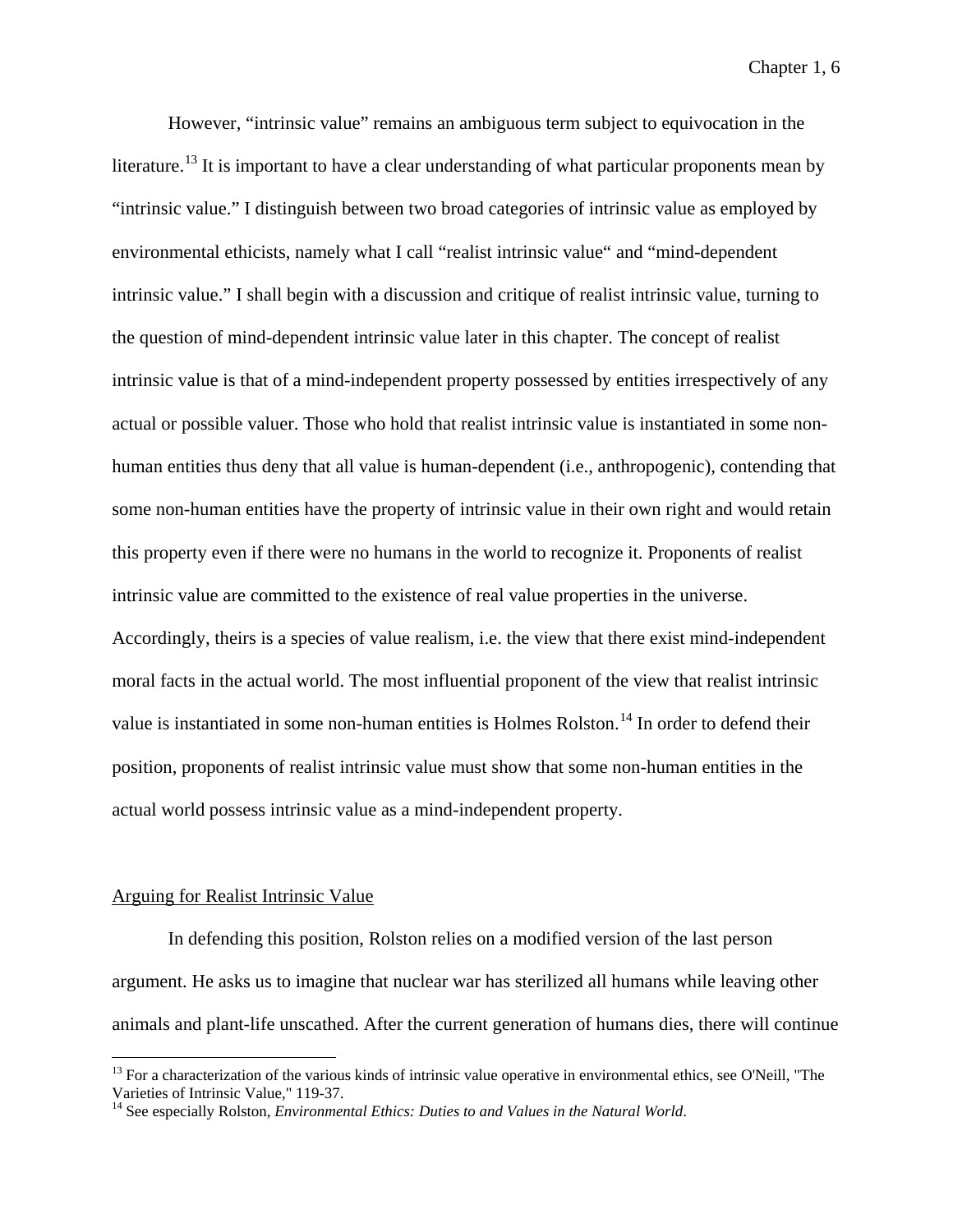However, "intrinsic value" remains an ambiguous term subject to equivocation in the literature.[13] It is important to have a clear understanding of what particular proponents mean by "intrinsic value." I distinguish between two broad categories of intrinsic value as employed by environmental ethicists, namely what I call "realist intrinsic value" and "mind-dependent intrinsic value." I shall begin with a discussion and critique of realist intrinsic value, turning to the question of mind-dependent intrinsic value later in this chapter. The concept of realist intrinsic value is that of a mind-independent property possessed by entities irrespectively of any actual or possible valuer. Those who hold that realist intrinsic value is instantiated in some non-human entities thus deny that all value is human-dependent (i.e., anthropogenic), contending that some non-human entities have the property of intrinsic value in their own right and would retain this property even if there were no humans in the world to recognize it. Proponents of realist intrinsic value are committed to the existence of real value properties in the universe. Accordingly, theirs is a species of value realism, i.e. the view that there exist mind-independent moral facts in the actual world. The most influential proponent of the view that realist intrinsic value is instantiated in some non-human entities is Holmes Rolston.[14] In order to defend their position, proponents of realist intrinsic value must show that some non-human entities in the actual world possess intrinsic value as a mind-independent property.

<u>Arguing for Realist Intrinsic Value</u>

In defending this position, Rolston relies on a modified version of the last person argument. He asks us to imagine that nuclear war has sterilized all humans while leaving other animals and plant-life unscathed. After the current generation of humans dies, there will continue

[13] For a characterization of the various kinds of intrinsic value operative in environmental ethics, see O'Neill, "The Varieties of Intrinsic Value," 119-37.

[14] See especially Rolston, *Environmental Ethics: Duties to and Values in the Natural World*.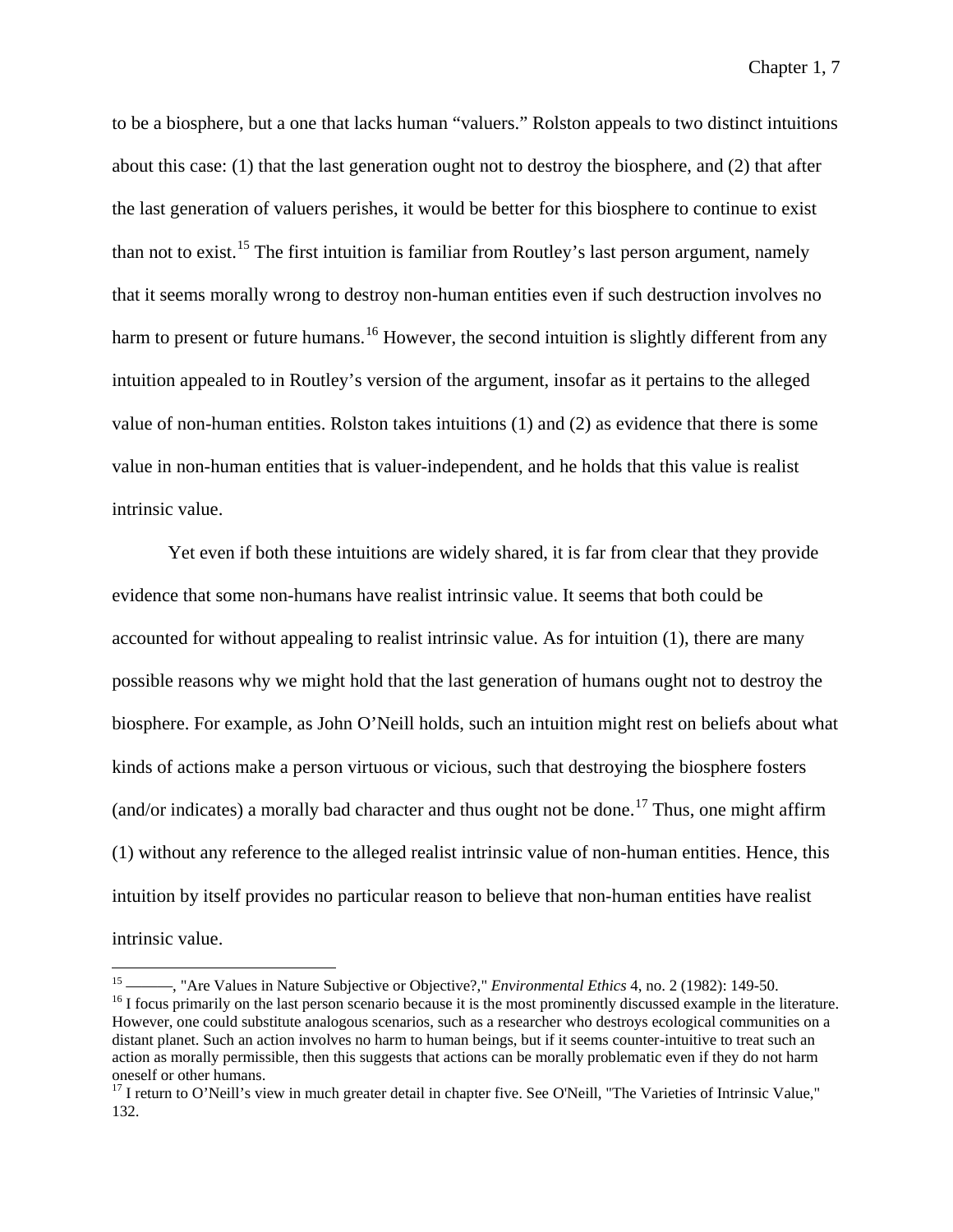to be a biosphere, but a one that lacks human "valuers." Rolston appeals to two distinct intuitions about this case: (1) that the last generation ought not to destroy the biosphere, and (2) that after the last generation of valuers perishes, it would be better for this biosphere to continue to exist than not to exist.[15] The first intuition is familiar from Routley's last person argument, namely that it seems morally wrong to destroy non-human entities even if such destruction involves no harm to present or future humans.[16] However, the second intuition is slightly different from any intuition appealed to in Routley's version of the argument, insofar as it pertains to the alleged value of non-human entities. Rolston takes intuitions (1) and (2) as evidence that there is some value in non-human entities that is valuer-independent, and he holds that this value is realist intrinsic value.

Yet even if both these intuitions are widely shared, it is far from clear that they provide evidence that some non-humans have realist intrinsic value. It seems that both could be accounted for without appealing to realist intrinsic value. As for intuition (1), there are many possible reasons why we might hold that the last generation of humans ought not to destroy the biosphere. For example, as John O'Neill holds, such an intuition might rest on beliefs about what kinds of actions make a person virtuous or vicious, such that destroying the biosphere fosters (and/or indicates) a morally bad character and thus ought not be done.[17] Thus, one might affirm (1) without any reference to the alleged realist intrinsic value of non-human entities. Hence, this intuition by itself provides no particular reason to believe that non-human entities have realist intrinsic value.

---

[15] ———, "Are Values in Nature Subjective or Objective?," *Environmental Ethics* 4, no. 2 (1982): 149-50.

[16] I focus primarily on the last person scenario because it is the most prominently discussed example in the literature. However, one could substitute analogous scenarios, such as a researcher who destroys ecological communities on a distant planet. Such an action involves no harm to human beings, but if it seems counter-intuitive to treat such an action as morally permissible, then this suggests that actions can be morally problematic even if they do not harm oneself or other humans.

[17] I return to O'Neill's view in much greater detail in chapter five. See O'Neill, "The Varieties of Intrinsic Value," 132.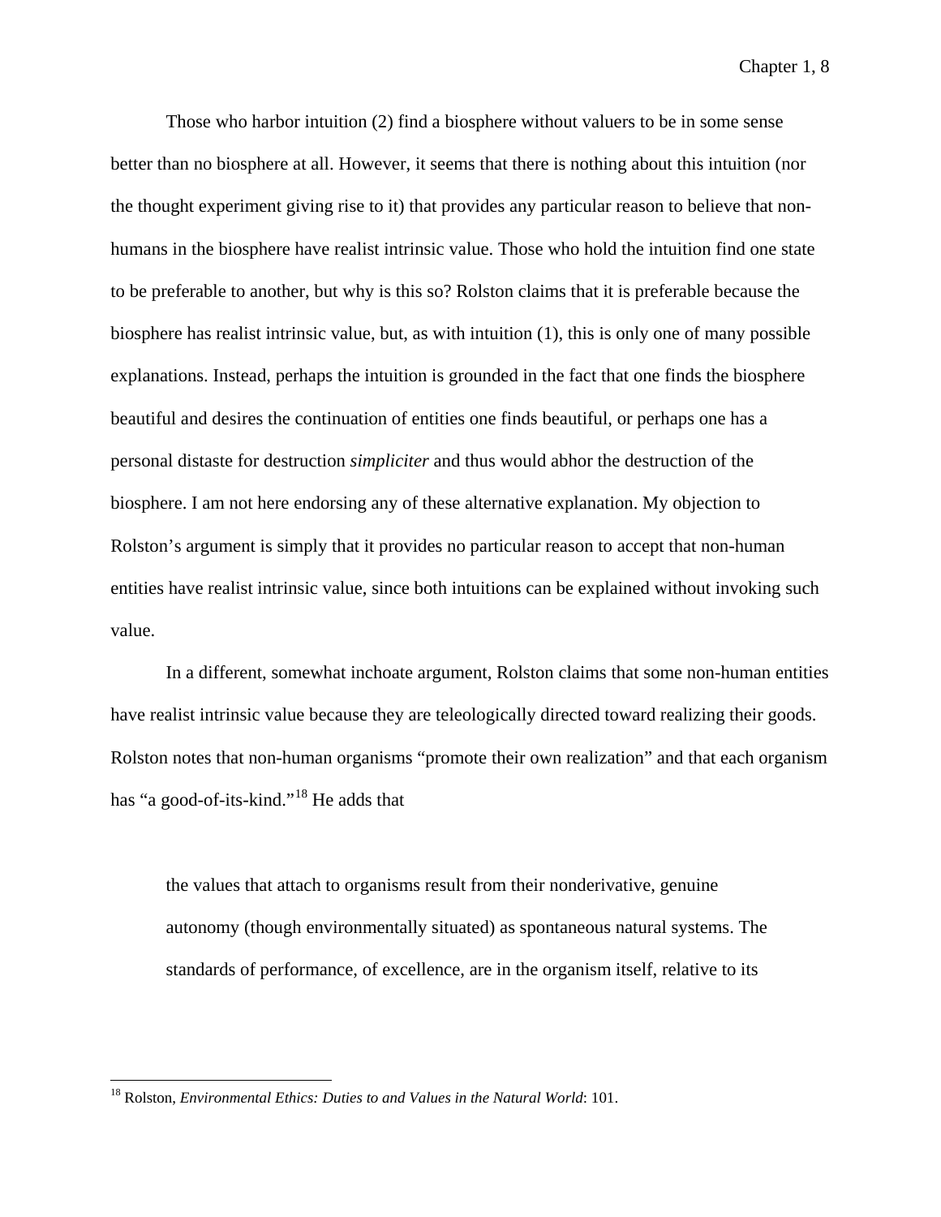Those who harbor intuition (2) find a biosphere without valuers to be in some sense better than no biosphere at all. However, it seems that there is nothing about this intuition (nor the thought experiment giving rise to it) that provides any particular reason to believe that non-humans in the biosphere have realist intrinsic value. Those who hold the intuition find one state to be preferable to another, but why is this so? Rolston claims that it is preferable because the biosphere has realist intrinsic value, but, as with intuition (1), this is only one of many possible explanations. Instead, perhaps the intuition is grounded in the fact that one finds the biosphere beautiful and desires the continuation of entities one finds beautiful, or perhaps one has a personal distaste for destruction *simpliciter* and thus would abhor the destruction of the biosphere. I am not here endorsing any of these alternative explanation. My objection to Rolston's argument is simply that it provides no particular reason to accept that non-human entities have realist intrinsic value, since both intuitions can be explained without invoking such value.

In a different, somewhat inchoate argument, Rolston claims that some non-human entities have realist intrinsic value because they are teleologically directed toward realizing their goods. Rolston notes that non-human organisms "promote their own realization" and that each organism has "a good-of-its-kind."[18] He adds that

> the values that attach to organisms result from their nonderivative, genuine autonomy (though environmentally situated) as spontaneous natural systems. The standards of performance, of excellence, are in the organism itself, relative to its

---

[18] Rolston, *Environmental Ethics: Duties to and Values in the Natural World*: 101.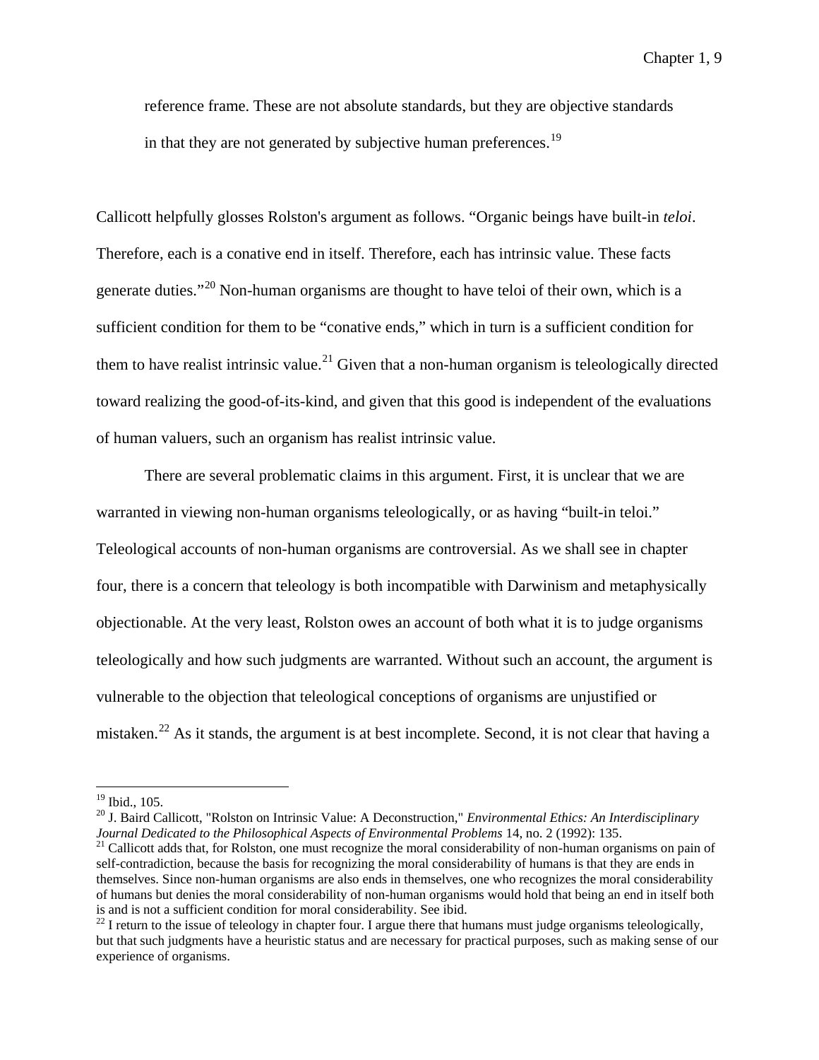reference frame. These are not absolute standards, but they are objective standards in that they are not generated by subjective human preferences.[19]

Callicott helpfully glosses Rolston's argument as follows. "Organic beings have built-in *teloi*. Therefore, each is a conative end in itself. Therefore, each has intrinsic value. These facts generate duties."[20] Non-human organisms are thought to have teloi of their own, which is a sufficient condition for them to be "conative ends," which in turn is a sufficient condition for them to have realist intrinsic value.[21] Given that a non-human organism is teleologically directed toward realizing the good-of-its-kind, and given that this good is independent of the evaluations of human valuers, such an organism has realist intrinsic value.

There are several problematic claims in this argument. First, it is unclear that we are warranted in viewing non-human organisms teleologically, or as having "built-in teloi." Teleological accounts of non-human organisms are controversial. As we shall see in chapter four, there is a concern that teleology is both incompatible with Darwinism and metaphysically objectionable. At the very least, Rolston owes an account of both what it is to judge organisms teleologically and how such judgments are warranted. Without such an account, the argument is vulnerable to the objection that teleological conceptions of organisms are unjustified or mistaken.[22] As it stands, the argument is at best incomplete. Second, it is not clear that having a

---

[19] Ibid., 105.

[20] J. Baird Callicott, "Rolston on Intrinsic Value: A Deconstruction," *Environmental Ethics: An Interdisciplinary Journal Dedicated to the Philosophical Aspects of Environmental Problems* 14, no. 2 (1992): 135.

[21] Callicott adds that, for Rolston, one must recognize the moral considerability of non-human organisms on pain of self-contradiction, because the basis for recognizing the moral considerability of humans is that they are ends in themselves. Since non-human organisms are also ends in themselves, one who recognizes the moral considerability of humans but denies the moral considerability of non-human organisms would hold that being an end in itself both is and is not a sufficient condition for moral considerability. See ibid.

[22] I return to the issue of teleology in chapter four. I argue there that humans must judge organisms teleologically, but that such judgments have a heuristic status and are necessary for practical purposes, such as making sense of our experience of organisms.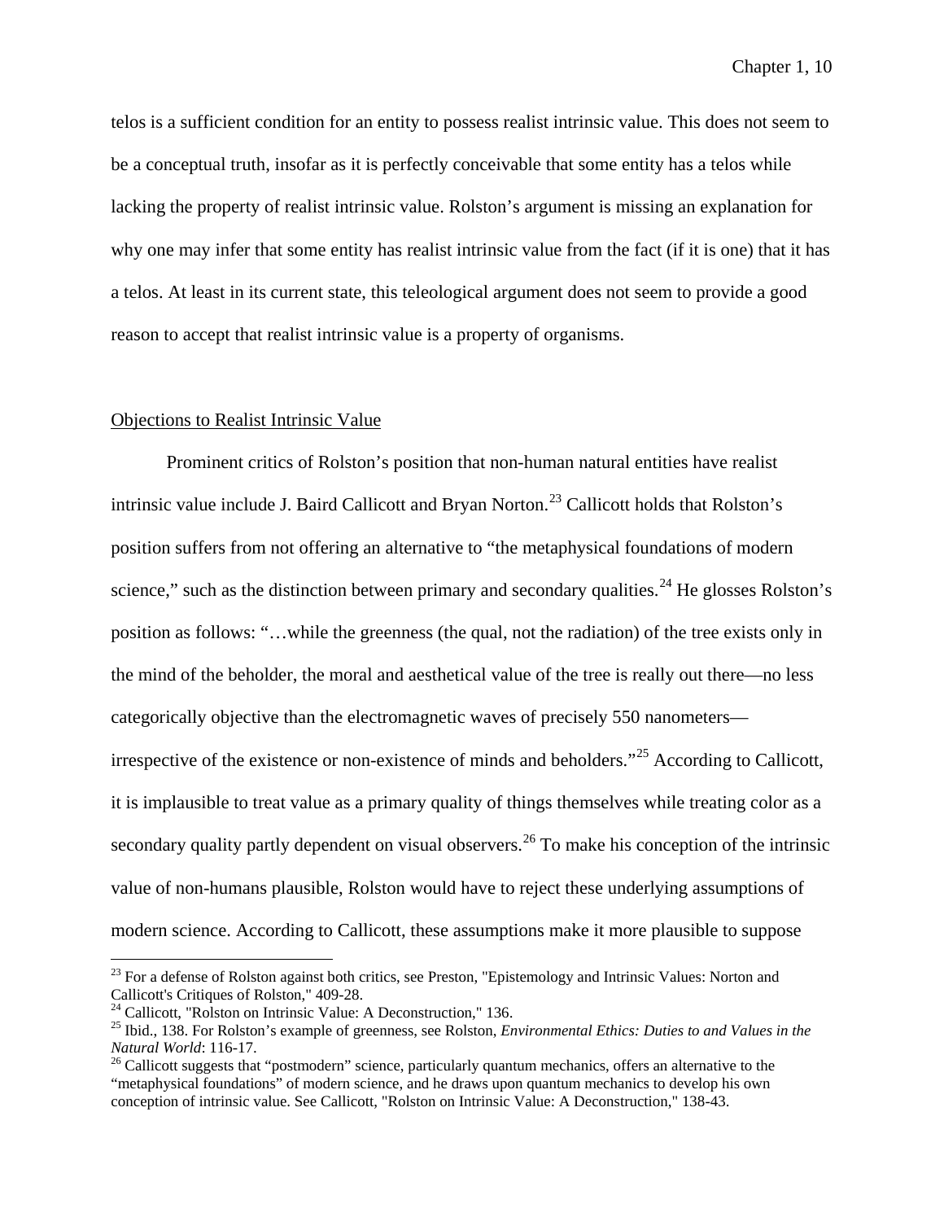telos is a sufficient condition for an entity to possess realist intrinsic value. This does not seem to be a conceptual truth, insofar as it is perfectly conceivable that some entity has a telos while lacking the property of realist intrinsic value. Rolston's argument is missing an explanation for why one may infer that some entity has realist intrinsic value from the fact (if it is one) that it has a telos. At least in its current state, this teleological argument does not seem to provide a good reason to accept that realist intrinsic value is a property of organisms.

## Objections to Realist Intrinsic Value

Prominent critics of Rolston's position that non-human natural entities have realist intrinsic value include J. Baird Callicott and Bryan Norton.[23] Callicott holds that Rolston's position suffers from not offering an alternative to "the metaphysical foundations of modern science," such as the distinction between primary and secondary qualities.[24] He glosses Rolston's position as follows: "…while the greenness (the qual, not the radiation) of the tree exists only in the mind of the beholder, the moral and aesthetical value of the tree is really out there—no less categorically objective than the electromagnetic waves of precisely 550 nanometers—irrespective of the existence or non-existence of minds and beholders."[25] According to Callicott, it is implausible to treat value as a primary quality of things themselves while treating color as a secondary quality partly dependent on visual observers.[26] To make his conception of the intrinsic value of non-humans plausible, Rolston would have to reject these underlying assumptions of modern science. According to Callicott, these assumptions make it more plausible to suppose

---

[23] For a defense of Rolston against both critics, see Preston, "Epistemology and Intrinsic Values: Norton and Callicott's Critiques of Rolston," 409-28.

[24] Callicott, "Rolston on Intrinsic Value: A Deconstruction," 136.

[25] Ibid., 138. For Rolston's example of greenness, see Rolston, *Environmental Ethics: Duties to and Values in the Natural World*: 116-17.

[26] Callicott suggests that "postmodern" science, particularly quantum mechanics, offers an alternative to the "metaphysical foundations" of modern science, and he draws upon quantum mechanics to develop his own conception of intrinsic value. See Callicott, "Rolston on Intrinsic Value: A Deconstruction," 138-43.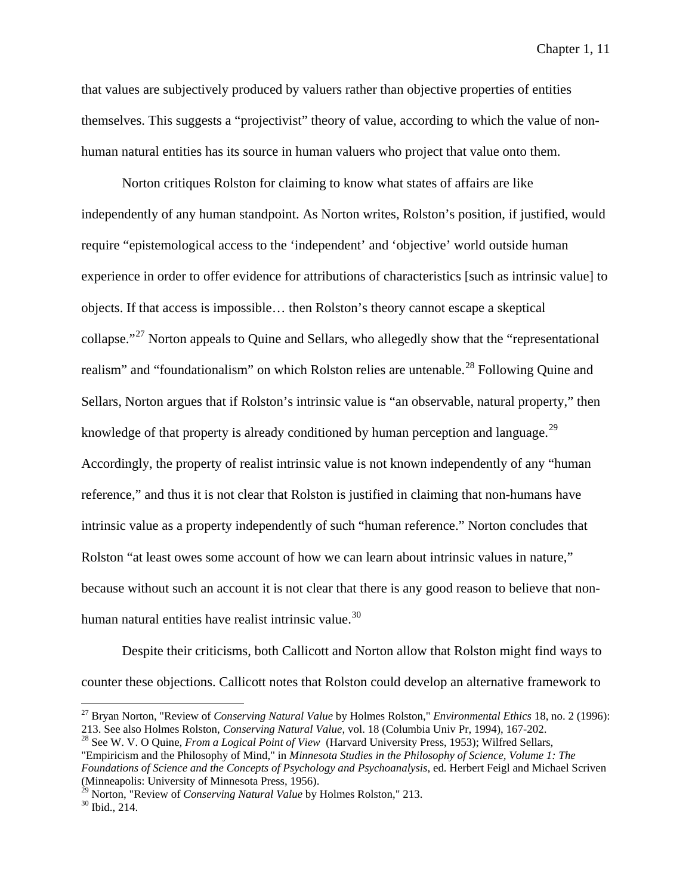that values are subjectively produced by valuers rather than objective properties of entities themselves. This suggests a "projectivist" theory of value, according to which the value of non-human natural entities has its source in human valuers who project that value onto them.

Norton critiques Rolston for claiming to know what states of affairs are like independently of any human standpoint. As Norton writes, Rolston's position, if justified, would require "epistemological access to the 'independent' and 'objective' world outside human experience in order to offer evidence for attributions of characteristics [such as intrinsic value] to objects. If that access is impossible… then Rolston's theory cannot escape a skeptical collapse."[27] Norton appeals to Quine and Sellars, who allegedly show that the "representational realism" and "foundationalism" on which Rolston relies are untenable.[28] Following Quine and Sellars, Norton argues that if Rolston's intrinsic value is "an observable, natural property," then knowledge of that property is already conditioned by human perception and language.[29] Accordingly, the property of realist intrinsic value is not known independently of any "human reference," and thus it is not clear that Rolston is justified in claiming that non-humans have intrinsic value as a property independently of such "human reference." Norton concludes that Rolston "at least owes some account of how we can learn about intrinsic values in nature," because without such an account it is not clear that there is any good reason to believe that non-human natural entities have realist intrinsic value.[30]

Despite their criticisms, both Callicott and Norton allow that Rolston might find ways to counter these objections. Callicott notes that Rolston could develop an alternative framework to

---

[27] Bryan Norton, "Review of *Conserving Natural Value* by Holmes Rolston," *Environmental Ethics* 18, no. 2 (1996): 213. See also Holmes Rolston, *Conserving Natural Value*, vol. 18 (Columbia Univ Pr, 1994), 167-202.

[28] See W. V. O Quine, *From a Logical Point of View* (Harvard University Press, 1953); Wilfred Sellars, "Empiricism and the Philosophy of Mind," in *Minnesota Studies in the Philosophy of Science, Volume 1: The Foundations of Science and the Concepts of Psychology and Psychoanalysis*, ed. Herbert Feigl and Michael Scriven (Minneapolis: University of Minnesota Press, 1956).

[29] Norton, "Review of *Conserving Natural Value* by Holmes Rolston," 213.

[30] Ibid., 214.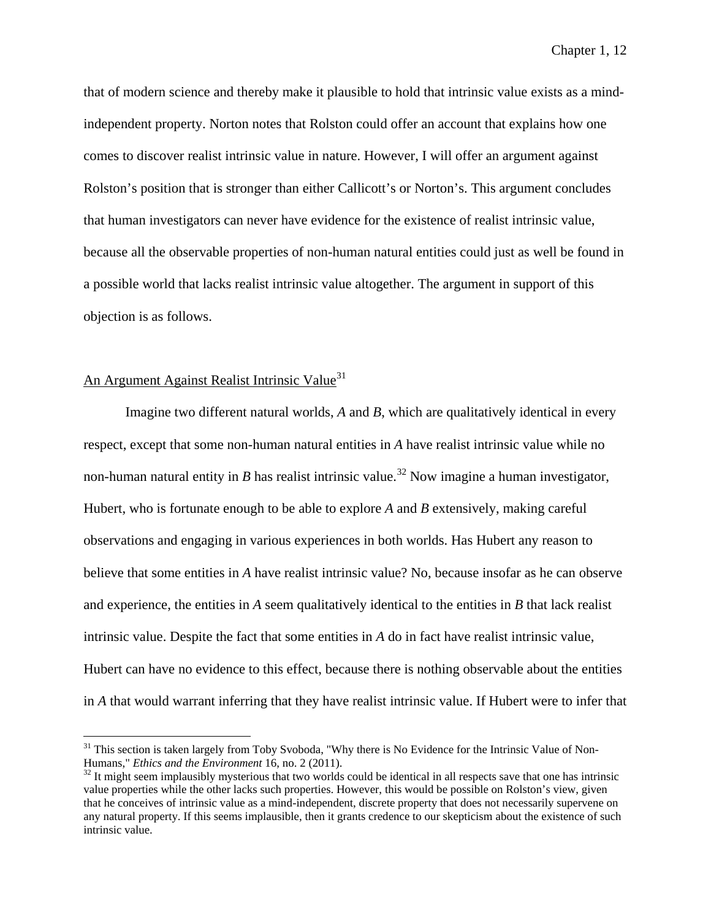that of modern science and thereby make it plausible to hold that intrinsic value exists as a mind-independent property. Norton notes that Rolston could offer an account that explains how one comes to discover realist intrinsic value in nature. However, I will offer an argument against Rolston's position that is stronger than either Callicott's or Norton's. This argument concludes that human investigators can never have evidence for the existence of realist intrinsic value, because all the observable properties of non-human natural entities could just as well be found in a possible world that lacks realist intrinsic value altogether. The argument in support of this objection is as follows.

## <u>An Argument Against Realist Intrinsic Value</u>[31]

Imagine two different natural worlds, *A* and *B*, which are qualitatively identical in every respect, except that some non-human natural entities in *A* have realist intrinsic value while no non-human natural entity in *B* has realist intrinsic value.[32] Now imagine a human investigator, Hubert, who is fortunate enough to be able to explore *A* and *B* extensively, making careful observations and engaging in various experiences in both worlds. Has Hubert any reason to believe that some entities in *A* have realist intrinsic value? No, because insofar as he can observe and experience, the entities in *A* seem qualitatively identical to the entities in *B* that lack realist intrinsic value. Despite the fact that some entities in *A* do in fact have realist intrinsic value, Hubert can have no evidence to this effect, because there is nothing observable about the entities in *A* that would warrant inferring that they have realist intrinsic value. If Hubert were to infer that

---

[31] This section is taken largely from Toby Svoboda, "Why there is No Evidence for the Intrinsic Value of Non-Humans," *Ethics and the Environment* 16, no. 2 (2011).

[32] It might seem implausibly mysterious that two worlds could be identical in all respects save that one has intrinsic value properties while the other lacks such properties. However, this would be possible on Rolston's view, given that he conceives of intrinsic value as a mind-independent, discrete property that does not necessarily supervene on any natural property. If this seems implausible, then it grants credence to our skepticism about the existence of such intrinsic value.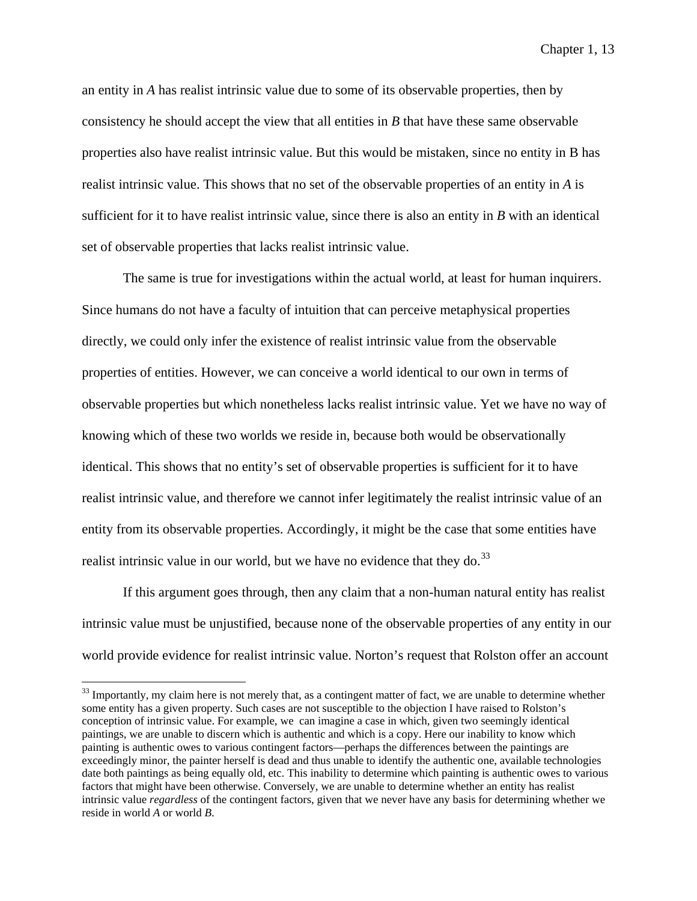an entity in *A* has realist intrinsic value due to some of its observable properties, then by consistency he should accept the view that all entities in *B* that have these same observable properties also have realist intrinsic value. But this would be mistaken, since no entity in B has realist intrinsic value. This shows that no set of the observable properties of an entity in *A* is sufficient for it to have realist intrinsic value, since there is also an entity in *B* with an identical set of observable properties that lacks realist intrinsic value.

The same is true for investigations within the actual world, at least for human inquirers. Since humans do not have a faculty of intuition that can perceive metaphysical properties directly, we could only infer the existence of realist intrinsic value from the observable properties of entities. However, we can conceive a world identical to our own in terms of observable properties but which nonetheless lacks realist intrinsic value. Yet we have no way of knowing which of these two worlds we reside in, because both would be observationally identical. This shows that no entity's set of observable properties is sufficient for it to have realist intrinsic value, and therefore we cannot infer legitimately the realist intrinsic value of an entity from its observable properties. Accordingly, it might be the case that some entities have realist intrinsic value in our world, but we have no evidence that they do.[33]

If this argument goes through, then any claim that a non-human natural entity has realist intrinsic value must be unjustified, because none of the observable properties of any entity in our world provide evidence for realist intrinsic value. Norton's request that Rolston offer an account

---

[33] Importantly, my claim here is not merely that, as a contingent matter of fact, we are unable to determine whether some entity has a given property. Such cases are not susceptible to the objection I have raised to Rolston's conception of intrinsic value. For example, we can imagine a case in which, given two seemingly identical paintings, we are unable to discern which is authentic and which is a copy. Here our inability to know which painting is authentic owes to various contingent factors—perhaps the differences between the paintings are exceedingly minor, the painter herself is dead and thus unable to identify the authentic one, available technologies date both paintings as being equally old, etc. This inability to determine which painting is authentic owes to various factors that might have been otherwise. Conversely, we are unable to determine whether an entity has realist intrinsic value *regardless* of the contingent factors, given that we never have any basis for determining whether we reside in world *A* or world *B*.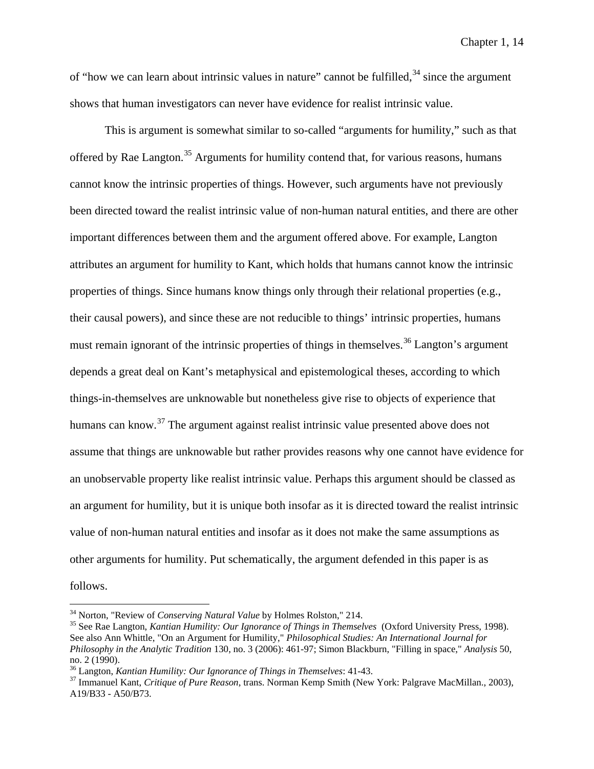of "how we can learn about intrinsic values in nature" cannot be fulfilled,[34] since the argument shows that human investigators can never have evidence for realist intrinsic value.

This is argument is somewhat similar to so-called "arguments for humility," such as that offered by Rae Langton.[35] Arguments for humility contend that, for various reasons, humans cannot know the intrinsic properties of things. However, such arguments have not previously been directed toward the realist intrinsic value of non-human natural entities, and there are other important differences between them and the argument offered above. For example, Langton attributes an argument for humility to Kant, which holds that humans cannot know the intrinsic properties of things. Since humans know things only through their relational properties (e.g., their causal powers), and since these are not reducible to things' intrinsic properties, humans must remain ignorant of the intrinsic properties of things in themselves.[36] Langton's argument depends a great deal on Kant's metaphysical and epistemological theses, according to which things-in-themselves are unknowable but nonetheless give rise to objects of experience that humans can know.[37] The argument against realist intrinsic value presented above does not assume that things are unknowable but rather provides reasons why one cannot have evidence for an unobservable property like realist intrinsic value. Perhaps this argument should be classed as an argument for humility, but it is unique both insofar as it is directed toward the realist intrinsic value of non-human natural entities and insofar as it does not make the same assumptions as other arguments for humility. Put schematically, the argument defended in this paper is as follows.

---

[34] Norton, "Review of *Conserving Natural Value* by Holmes Rolston," 214.

[35] See Rae Langton, *Kantian Humility: Our Ignorance of Things in Themselves* (Oxford University Press, 1998). See also Ann Whittle, "On an Argument for Humility," *Philosophical Studies: An International Journal for Philosophy in the Analytic Tradition* 130, no. 3 (2006): 461-97; Simon Blackburn, "Filling in space," *Analysis* 50, no. 2 (1990).

[36] Langton, *Kantian Humility: Our Ignorance of Things in Themselves*: 41-43.

[37] Immanuel Kant, *Critique of Pure Reason*, trans. Norman Kemp Smith (New York: Palgrave MacMillan., 2003), A19/B33 - A50/B73.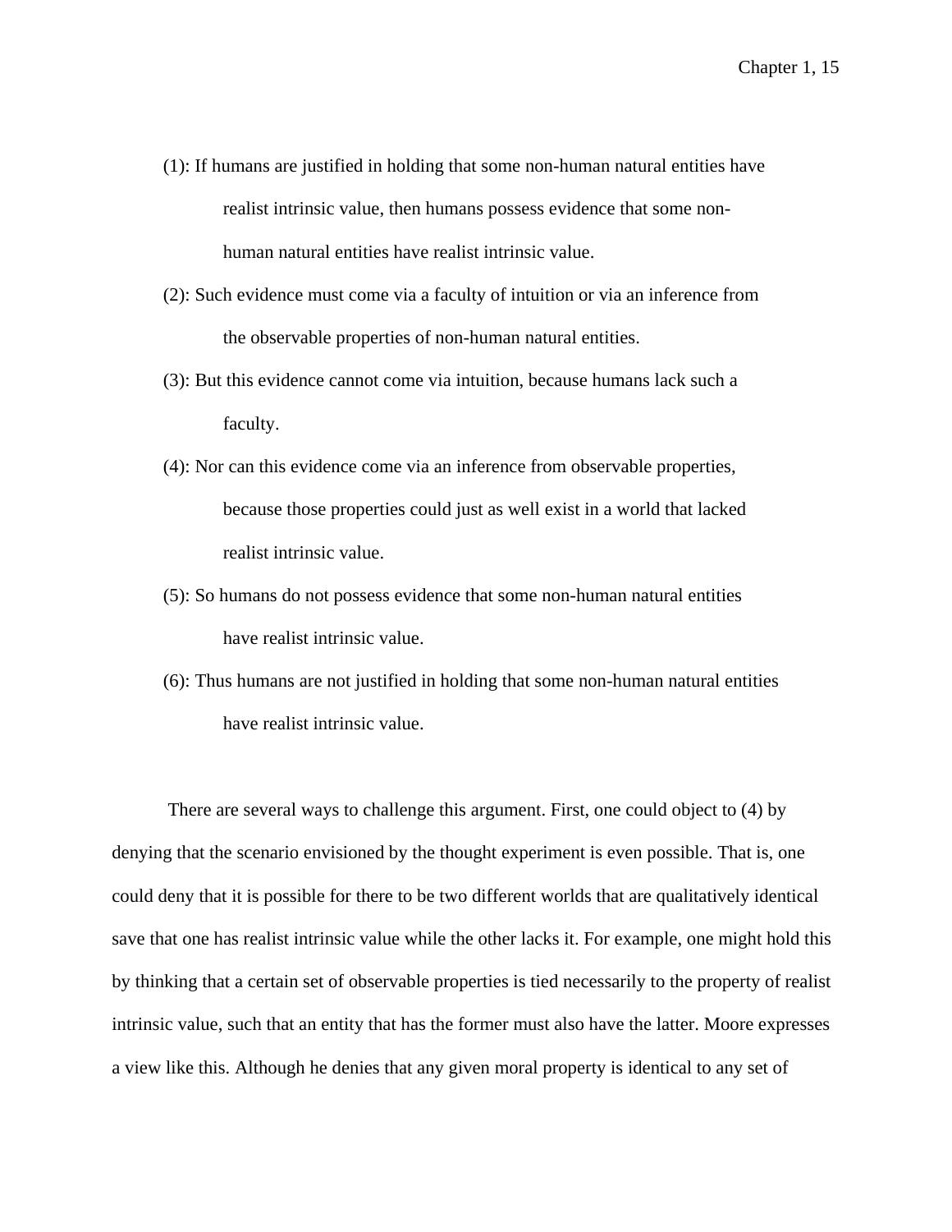(1): If humans are justified in holding that some non-human natural entities have realist intrinsic value, then humans possess evidence that some non-human natural entities have realist intrinsic value.

(2): Such evidence must come via a faculty of intuition or via an inference from the observable properties of non-human natural entities.

(3): But this evidence cannot come via intuition, because humans lack such a faculty.

(4): Nor can this evidence come via an inference from observable properties, because those properties could just as well exist in a world that lacked realist intrinsic value.

(5): So humans do not possess evidence that some non-human natural entities have realist intrinsic value.

(6): Thus humans are not justified in holding that some non-human natural entities have realist intrinsic value.

There are several ways to challenge this argument. First, one could object to (4) by denying that the scenario envisioned by the thought experiment is even possible. That is, one could deny that it is possible for there to be two different worlds that are qualitatively identical save that one has realist intrinsic value while the other lacks it. For example, one might hold this by thinking that a certain set of observable properties is tied necessarily to the property of realist intrinsic value, such that an entity that has the former must also have the latter. Moore expresses a view like this. Although he denies that any given moral property is identical to any set of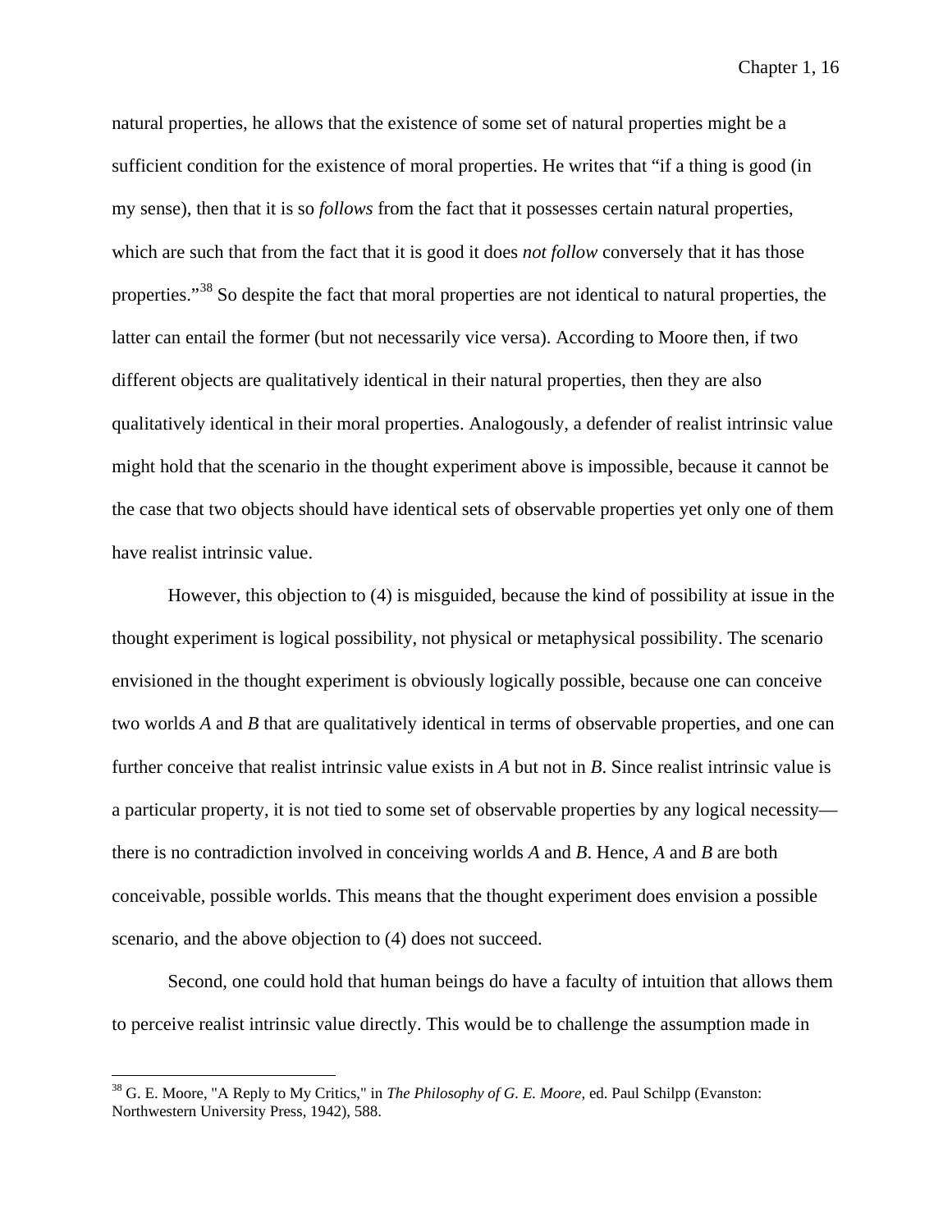natural properties, he allows that the existence of some set of natural properties might be a sufficient condition for the existence of moral properties. He writes that "if a thing is good (in my sense), then that it is so *follows* from the fact that it possesses certain natural properties, which are such that from the fact that it is good it does *not follow* conversely that it has those properties."[38] So despite the fact that moral properties are not identical to natural properties, the latter can entail the former (but not necessarily vice versa). According to Moore then, if two different objects are qualitatively identical in their natural properties, then they are also qualitatively identical in their moral properties. Analogously, a defender of realist intrinsic value might hold that the scenario in the thought experiment above is impossible, because it cannot be the case that two objects should have identical sets of observable properties yet only one of them have realist intrinsic value.

However, this objection to (4) is misguided, because the kind of possibility at issue in the thought experiment is logical possibility, not physical or metaphysical possibility. The scenario envisioned in the thought experiment is obviously logically possible, because one can conceive two worlds *A* and *B* that are qualitatively identical in terms of observable properties, and one can further conceive that realist intrinsic value exists in *A* but not in *B*. Since realist intrinsic value is a particular property, it is not tied to some set of observable properties by any logical necessity—there is no contradiction involved in conceiving worlds *A* and *B*. Hence, *A* and *B* are both conceivable, possible worlds. This means that the thought experiment does envision a possible scenario, and the above objection to (4) does not succeed.

Second, one could hold that human beings do have a faculty of intuition that allows them to perceive realist intrinsic value directly. This would be to challenge the assumption made in

---

[38] G. E. Moore, "A Reply to My Critics," in *The Philosophy of G. E. Moore*, ed. Paul Schilpp (Evanston: Northwestern University Press, 1942), 588.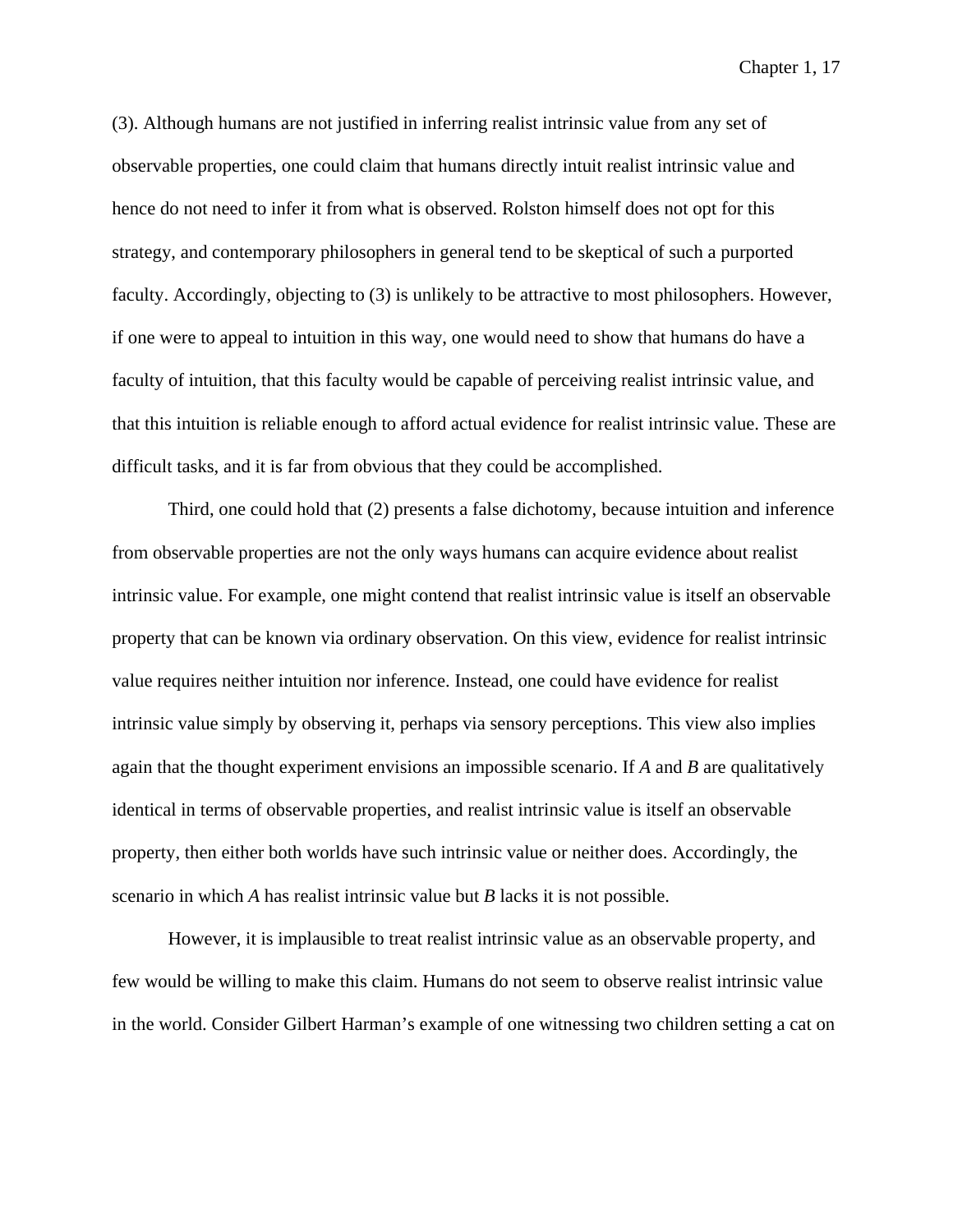(3). Although humans are not justified in inferring realist intrinsic value from any set of observable properties, one could claim that humans directly intuit realist intrinsic value and hence do not need to infer it from what is observed. Rolston himself does not opt for this strategy, and contemporary philosophers in general tend to be skeptical of such a purported faculty. Accordingly, objecting to (3) is unlikely to be attractive to most philosophers. However, if one were to appeal to intuition in this way, one would need to show that humans do have a faculty of intuition, that this faculty would be capable of perceiving realist intrinsic value, and that this intuition is reliable enough to afford actual evidence for realist intrinsic value. These are difficult tasks, and it is far from obvious that they could be accomplished.

Third, one could hold that (2) presents a false dichotomy, because intuition and inference from observable properties are not the only ways humans can acquire evidence about realist intrinsic value. For example, one might contend that realist intrinsic value is itself an observable property that can be known via ordinary observation. On this view, evidence for realist intrinsic value requires neither intuition nor inference. Instead, one could have evidence for realist intrinsic value simply by observing it, perhaps via sensory perceptions. This view also implies again that the thought experiment envisions an impossible scenario. If *A* and *B* are qualitatively identical in terms of observable properties, and realist intrinsic value is itself an observable property, then either both worlds have such intrinsic value or neither does. Accordingly, the scenario in which *A* has realist intrinsic value but *B* lacks it is not possible.

However, it is implausible to treat realist intrinsic value as an observable property, and few would be willing to make this claim. Humans do not seem to observe realist intrinsic value in the world. Consider Gilbert Harman's example of one witnessing two children setting a cat on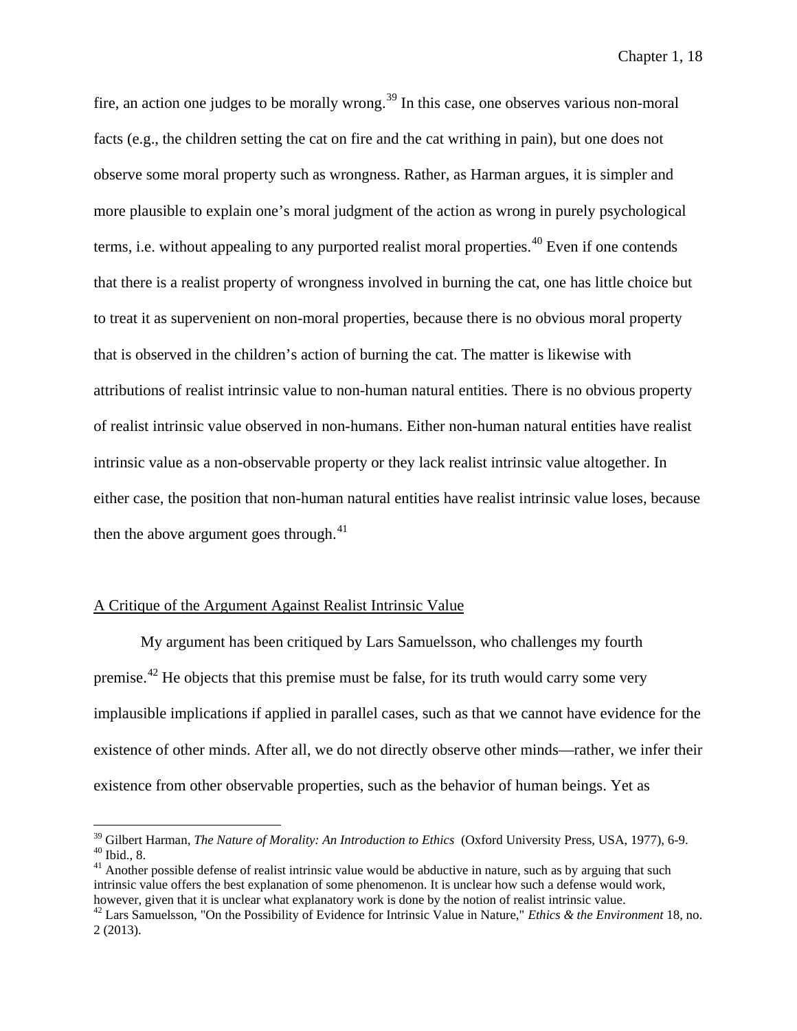fire, an action one judges to be morally wrong.[39] In this case, one observes various non-moral facts (e.g., the children setting the cat on fire and the cat writhing in pain), but one does not observe some moral property such as wrongness. Rather, as Harman argues, it is simpler and more plausible to explain one's moral judgment of the action as wrong in purely psychological terms, i.e. without appealing to any purported realist moral properties.[40] Even if one contends that there is a realist property of wrongness involved in burning the cat, one has little choice but to treat it as supervenient on non-moral properties, because there is no obvious moral property that is observed in the children's action of burning the cat. The matter is likewise with attributions of realist intrinsic value to non-human natural entities. There is no obvious property of realist intrinsic value observed in non-humans. Either non-human natural entities have realist intrinsic value as a non-observable property or they lack realist intrinsic value altogether. In either case, the position that non-human natural entities have realist intrinsic value loses, because then the above argument goes through.[41]

<u>A Critique of the Argument Against Realist Intrinsic Value</u>

My argument has been critiqued by Lars Samuelsson, who challenges my fourth premise.[42] He objects that this premise must be false, for its truth would carry some very implausible implications if applied in parallel cases, such as that we cannot have evidence for the existence of other minds. After all, we do not directly observe other minds—rather, we infer their existence from other observable properties, such as the behavior of human beings. Yet as

---

[39] Gilbert Harman, *The Nature of Morality: An Introduction to Ethics* (Oxford University Press, USA, 1977), 6-9.
[40] Ibid., 8.
[41] Another possible defense of realist intrinsic value would be abductive in nature, such as by arguing that such intrinsic value offers the best explanation of some phenomenon. It is unclear how such a defense would work, however, given that it is unclear what explanatory work is done by the notion of realist intrinsic value.
[42] Lars Samuelsson, "On the Possibility of Evidence for Intrinsic Value in Nature," *Ethics & the Environment* 18, no. 2 (2013).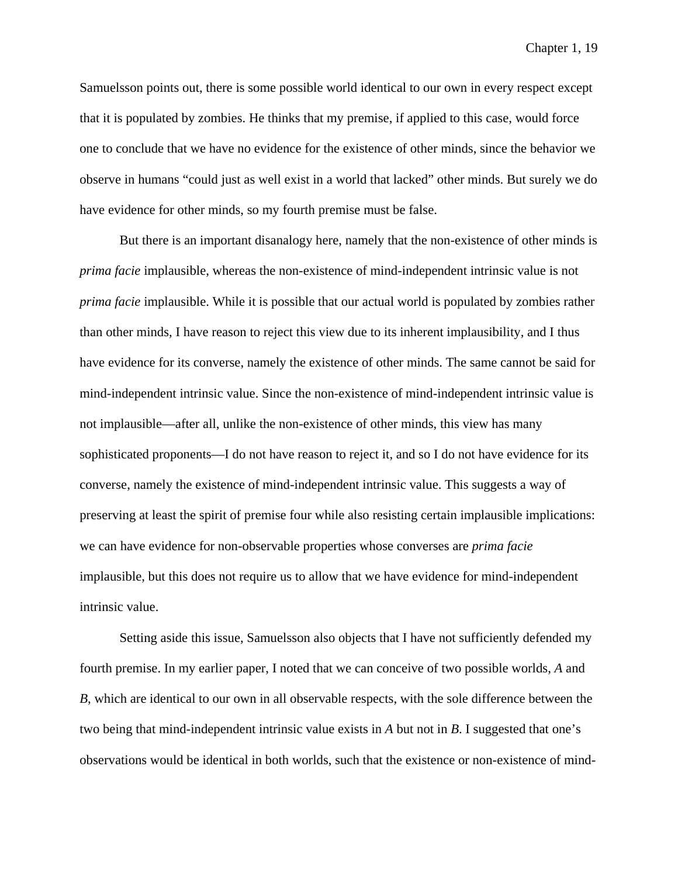Samuelsson points out, there is some possible world identical to our own in every respect except that it is populated by zombies. He thinks that my premise, if applied to this case, would force one to conclude that we have no evidence for the existence of other minds, since the behavior we observe in humans "could just as well exist in a world that lacked" other minds. But surely we do have evidence for other minds, so my fourth premise must be false.

But there is an important disanalogy here, namely that the non-existence of other minds is *prima facie* implausible, whereas the non-existence of mind-independent intrinsic value is not *prima facie* implausible. While it is possible that our actual world is populated by zombies rather than other minds, I have reason to reject this view due to its inherent implausibility, and I thus have evidence for its converse, namely the existence of other minds. The same cannot be said for mind-independent intrinsic value. Since the non-existence of mind-independent intrinsic value is not implausible—after all, unlike the non-existence of other minds, this view has many sophisticated proponents—I do not have reason to reject it, and so I do not have evidence for its converse, namely the existence of mind-independent intrinsic value. This suggests a way of preserving at least the spirit of premise four while also resisting certain implausible implications: we can have evidence for non-observable properties whose converses are *prima facie* implausible, but this does not require us to allow that we have evidence for mind-independent intrinsic value.

Setting aside this issue, Samuelsson also objects that I have not sufficiently defended my fourth premise. In my earlier paper, I noted that we can conceive of two possible worlds, *A* and *B*, which are identical to our own in all observable respects, with the sole difference between the two being that mind-independent intrinsic value exists in *A* but not in *B*. I suggested that one's observations would be identical in both worlds, such that the existence or non-existence of mind-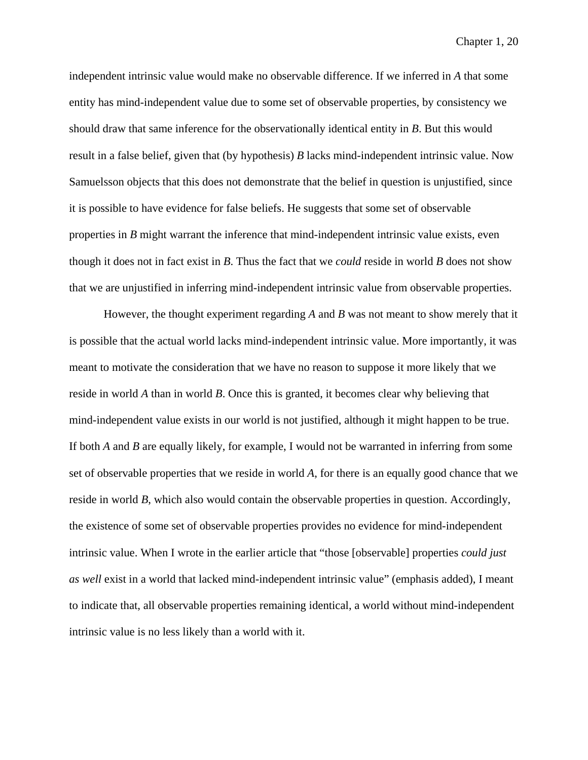independent intrinsic value would make no observable difference. If we inferred in *A* that some entity has mind-independent value due to some set of observable properties, by consistency we should draw that same inference for the observationally identical entity in *B*. But this would result in a false belief, given that (by hypothesis) *B* lacks mind-independent intrinsic value. Now Samuelsson objects that this does not demonstrate that the belief in question is unjustified, since it is possible to have evidence for false beliefs. He suggests that some set of observable properties in *B* might warrant the inference that mind-independent intrinsic value exists, even though it does not in fact exist in *B*. Thus the fact that we *could* reside in world *B* does not show that we are unjustified in inferring mind-independent intrinsic value from observable properties.

However, the thought experiment regarding *A* and *B* was not meant to show merely that it is possible that the actual world lacks mind-independent intrinsic value. More importantly, it was meant to motivate the consideration that we have no reason to suppose it more likely that we reside in world *A* than in world *B*. Once this is granted, it becomes clear why believing that mind-independent value exists in our world is not justified, although it might happen to be true. If both *A* and *B* are equally likely, for example, I would not be warranted in inferring from some set of observable properties that we reside in world *A*, for there is an equally good chance that we reside in world *B*, which also would contain the observable properties in question. Accordingly, the existence of some set of observable properties provides no evidence for mind-independent intrinsic value. When I wrote in the earlier article that "those [observable] properties *could just as well* exist in a world that lacked mind-independent intrinsic value" (emphasis added), I meant to indicate that, all observable properties remaining identical, a world without mind-independent intrinsic value is no less likely than a world with it.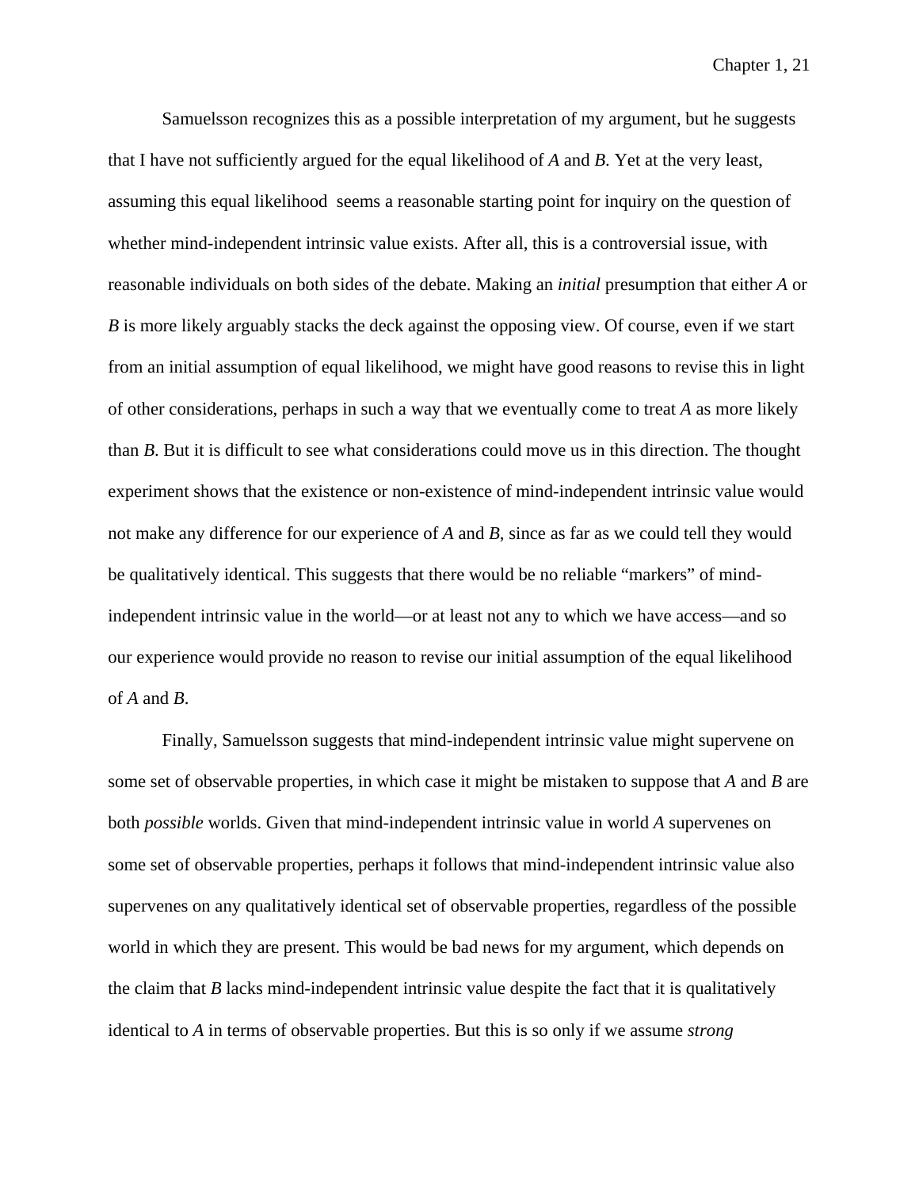Samuelsson recognizes this as a possible interpretation of my argument, but he suggests that I have not sufficiently argued for the equal likelihood of *A* and *B*. Yet at the very least, assuming this equal likelihood seems a reasonable starting point for inquiry on the question of whether mind-independent intrinsic value exists. After all, this is a controversial issue, with reasonable individuals on both sides of the debate. Making an *initial* presumption that either *A* or *B* is more likely arguably stacks the deck against the opposing view. Of course, even if we start from an initial assumption of equal likelihood, we might have good reasons to revise this in light of other considerations, perhaps in such a way that we eventually come to treat *A* as more likely than *B*. But it is difficult to see what considerations could move us in this direction. The thought experiment shows that the existence or non-existence of mind-independent intrinsic value would not make any difference for our experience of *A* and *B*, since as far as we could tell they would be qualitatively identical. This suggests that there would be no reliable "markers" of mind-independent intrinsic value in the world—or at least not any to which we have access—and so our experience would provide no reason to revise our initial assumption of the equal likelihood of *A* and *B*.

Finally, Samuelsson suggests that mind-independent intrinsic value might supervene on some set of observable properties, in which case it might be mistaken to suppose that *A* and *B* are both *possible* worlds. Given that mind-independent intrinsic value in world *A* supervenes on some set of observable properties, perhaps it follows that mind-independent intrinsic value also supervenes on any qualitatively identical set of observable properties, regardless of the possible world in which they are present. This would be bad news for my argument, which depends on the claim that *B* lacks mind-independent intrinsic value despite the fact that it is qualitatively identical to *A* in terms of observable properties. But this is so only if we assume *strong*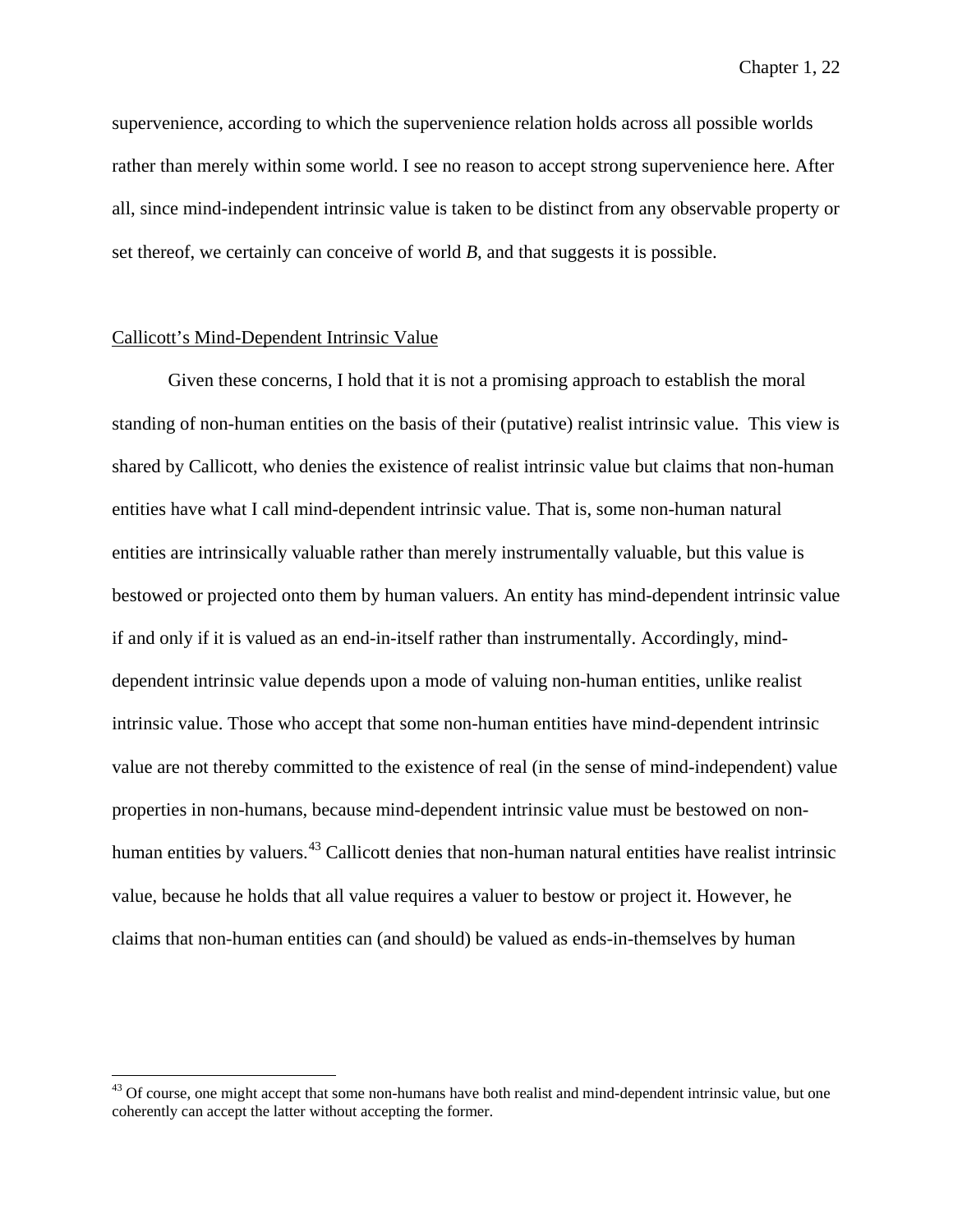supervenience, according to which the supervenience relation holds across all possible worlds rather than merely within some world. I see no reason to accept strong supervenience here. After all, since mind-independent intrinsic value is taken to be distinct from any observable property or set thereof, we certainly can conceive of world *B*, and that suggests it is possible.

## Callicott's Mind-Dependent Intrinsic Value

Given these concerns, I hold that it is not a promising approach to establish the moral standing of non-human entities on the basis of their (putative) realist intrinsic value. This view is shared by Callicott, who denies the existence of realist intrinsic value but claims that non-human entities have what I call mind-dependent intrinsic value. That is, some non-human natural entities are intrinsically valuable rather than merely instrumentally valuable, but this value is bestowed or projected onto them by human valuers. An entity has mind-dependent intrinsic value if and only if it is valued as an end-in-itself rather than instrumentally. Accordingly, mind-dependent intrinsic value depends upon a mode of valuing non-human entities, unlike realist intrinsic value. Those who accept that some non-human entities have mind-dependent intrinsic value are not thereby committed to the existence of real (in the sense of mind-independent) value properties in non-humans, because mind-dependent intrinsic value must be bestowed on non-human entities by valuers.[43] Callicott denies that non-human natural entities have realist intrinsic value, because he holds that all value requires a valuer to bestow or project it. However, he claims that non-human entities can (and should) be valued as ends-in-themselves by human

[43] Of course, one might accept that some non-humans have both realist and mind-dependent intrinsic value, but one coherently can accept the latter without accepting the former.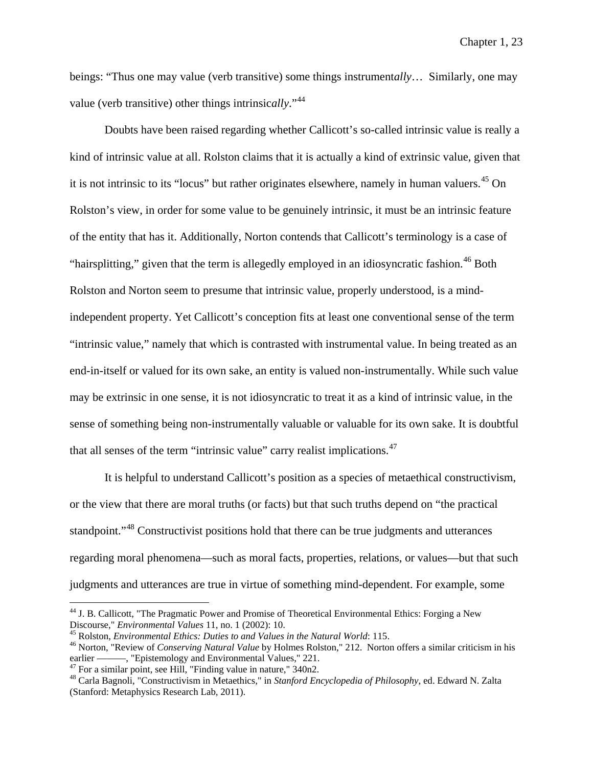beings: "Thus one may value (verb transitive) some things instrument*ally*… Similarly, one may value (verb transitive) other things intrinsic*ally*."[44]

Doubts have been raised regarding whether Callicott's so-called intrinsic value is really a kind of intrinsic value at all. Rolston claims that it is actually a kind of extrinsic value, given that it is not intrinsic to its "locus" but rather originates elsewhere, namely in human valuers.[45] On Rolston's view, in order for some value to be genuinely intrinsic, it must be an intrinsic feature of the entity that has it. Additionally, Norton contends that Callicott's terminology is a case of "hairsplitting," given that the term is allegedly employed in an idiosyncratic fashion.[46] Both Rolston and Norton seem to presume that intrinsic value, properly understood, is a mind-independent property. Yet Callicott's conception fits at least one conventional sense of the term "intrinsic value," namely that which is contrasted with instrumental value. In being treated as an end-in-itself or valued for its own sake, an entity is valued non-instrumentally. While such value may be extrinsic in one sense, it is not idiosyncratic to treat it as a kind of intrinsic value, in the sense of something being non-instrumentally valuable or valuable for its own sake. It is doubtful that all senses of the term "intrinsic value" carry realist implications.[47]

It is helpful to understand Callicott's position as a species of metaethical constructivism, or the view that there are moral truths (or facts) but that such truths depend on "the practical standpoint."[48] Constructivist positions hold that there can be true judgments and utterances regarding moral phenomena—such as moral facts, properties, relations, or values—but that such judgments and utterances are true in virtue of something mind-dependent. For example, some

---

[44] J. B. Callicott, "The Pragmatic Power and Promise of Theoretical Environmental Ethics: Forging a New Discourse," *Environmental Values* 11, no. 1 (2002): 10.

[45] Rolston, *Environmental Ethics: Duties to and Values in the Natural World*: 115.

[46] Norton, "Review of *Conserving Natural Value* by Holmes Rolston," 212. Norton offers a similar criticism in his earlier ———, "Epistemology and Environmental Values," 221.

[47] For a similar point, see Hill, "Finding value in nature," 340n2.

[48] Carla Bagnoli, "Constructivism in Metaethics," in *Stanford Encyclopedia of Philosophy*, ed. Edward N. Zalta (Stanford: Metaphysics Research Lab, 2011).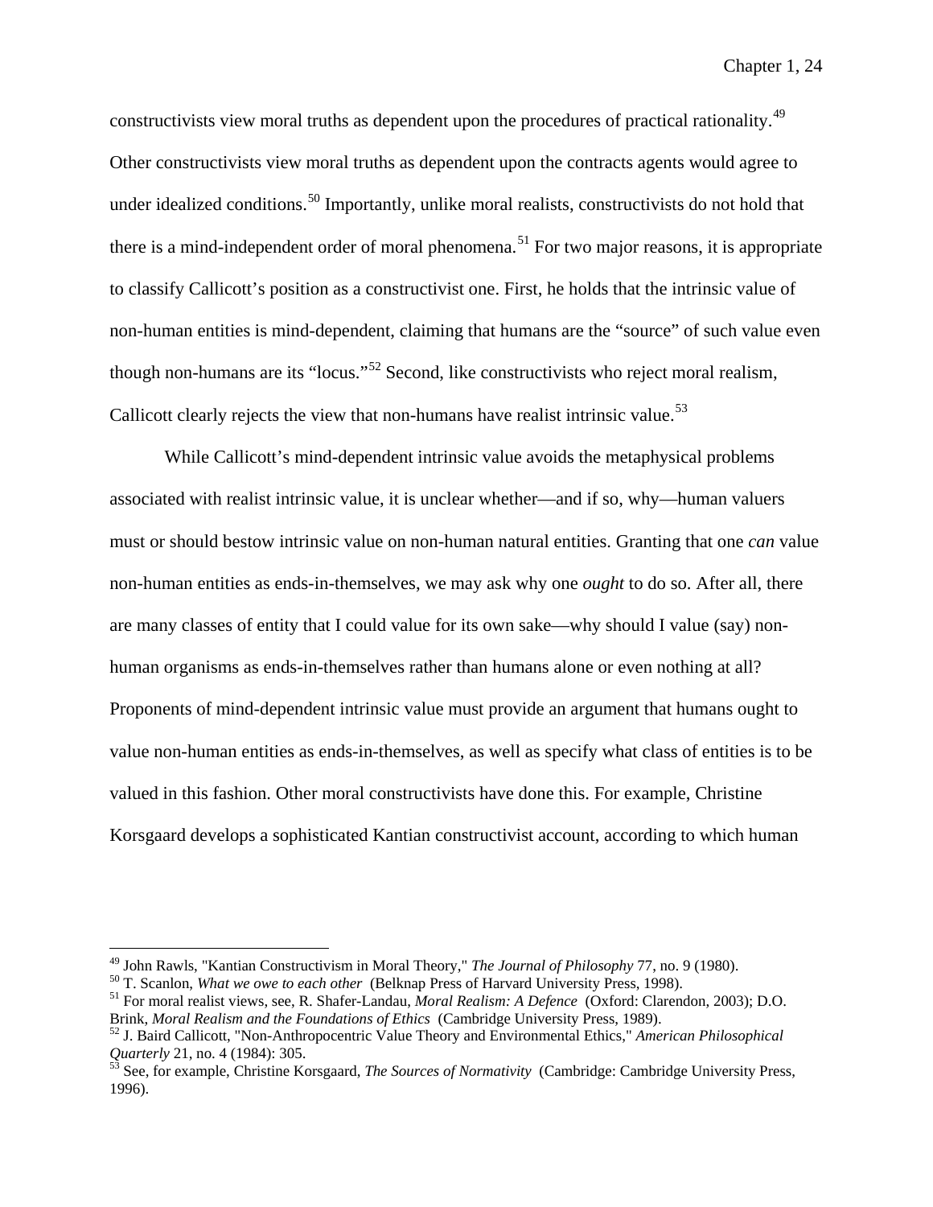constructivists view moral truths as dependent upon the procedures of practical rationality.[49] Other constructivists view moral truths as dependent upon the contracts agents would agree to under idealized conditions.[50] Importantly, unlike moral realists, constructivists do not hold that there is a mind-independent order of moral phenomena.[51] For two major reasons, it is appropriate to classify Callicott's position as a constructivist one. First, he holds that the intrinsic value of non-human entities is mind-dependent, claiming that humans are the "source" of such value even though non-humans are its "locus."[52] Second, like constructivists who reject moral realism, Callicott clearly rejects the view that non-humans have realist intrinsic value.[53]

While Callicott's mind-dependent intrinsic value avoids the metaphysical problems associated with realist intrinsic value, it is unclear whether—and if so, why—human valuers must or should bestow intrinsic value on non-human natural entities. Granting that one *can* value non-human entities as ends-in-themselves, we may ask why one *ought* to do so. After all, there are many classes of entity that I could value for its own sake—why should I value (say) non-human organisms as ends-in-themselves rather than humans alone or even nothing at all? Proponents of mind-dependent intrinsic value must provide an argument that humans ought to value non-human entities as ends-in-themselves, as well as specify what class of entities is to be valued in this fashion. Other moral constructivists have done this. For example, Christine Korsgaard develops a sophisticated Kantian constructivist account, according to which human

---

[49] John Rawls, "Kantian Constructivism in Moral Theory," *The Journal of Philosophy* 77, no. 9 (1980).

[50] T. Scanlon, *What we owe to each other* (Belknap Press of Harvard University Press, 1998).

[51] For moral realist views, see, R. Shafer-Landau, *Moral Realism: A Defence* (Oxford: Clarendon, 2003); D.O. Brink, *Moral Realism and the Foundations of Ethics* (Cambridge University Press, 1989).

[52] J. Baird Callicott, "Non-Anthropocentric Value Theory and Environmental Ethics," *American Philosophical Quarterly* 21, no. 4 (1984): 305.

[53] See, for example, Christine Korsgaard, *The Sources of Normativity* (Cambridge: Cambridge University Press, 1996).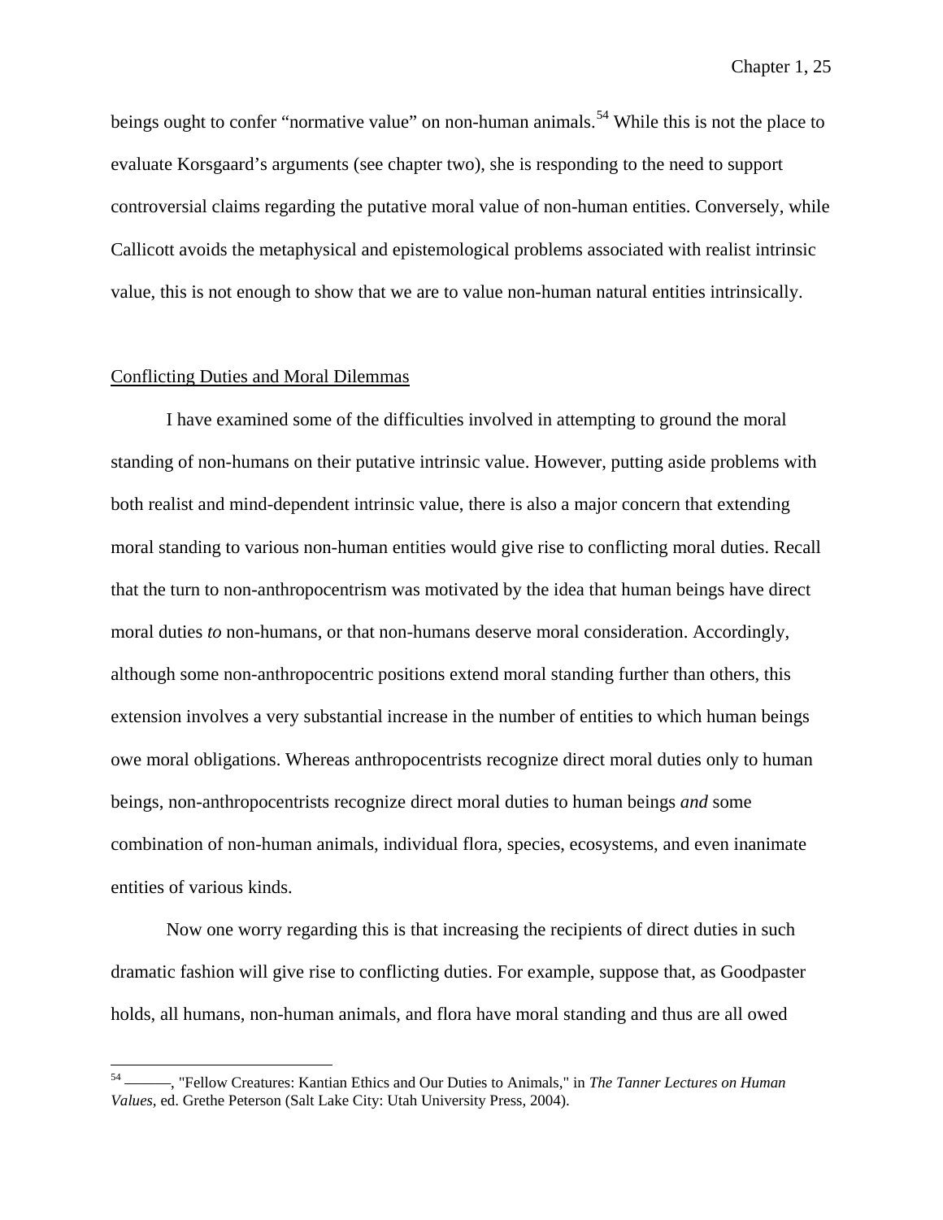beings ought to confer "normative value" on non-human animals.[54] While this is not the place to evaluate Korsgaard's arguments (see chapter two), she is responding to the need to support controversial claims regarding the putative moral value of non-human entities. Conversely, while Callicott avoids the metaphysical and epistemological problems associated with realist intrinsic value, this is not enough to show that we are to value non-human natural entities intrinsically.

## Conflicting Duties and Moral Dilemmas

I have examined some of the difficulties involved in attempting to ground the moral standing of non-humans on their putative intrinsic value. However, putting aside problems with both realist and mind-dependent intrinsic value, there is also a major concern that extending moral standing to various non-human entities would give rise to conflicting moral duties. Recall that the turn to non-anthropocentrism was motivated by the idea that human beings have direct moral duties *to* non-humans, or that non-humans deserve moral consideration. Accordingly, although some non-anthropocentric positions extend moral standing further than others, this extension involves a very substantial increase in the number of entities to which human beings owe moral obligations. Whereas anthropocentrists recognize direct moral duties only to human beings, non-anthropocentrists recognize direct moral duties to human beings *and* some combination of non-human animals, individual flora, species, ecosystems, and even inanimate entities of various kinds.

Now one worry regarding this is that increasing the recipients of direct duties in such dramatic fashion will give rise to conflicting duties. For example, suppose that, as Goodpaster holds, all humans, non-human animals, and flora have moral standing and thus are all owed

---

[54] ———, "Fellow Creatures: Kantian Ethics and Our Duties to Animals," in *The Tanner Lectures on Human Values*, ed. Grethe Peterson (Salt Lake City: Utah University Press, 2004).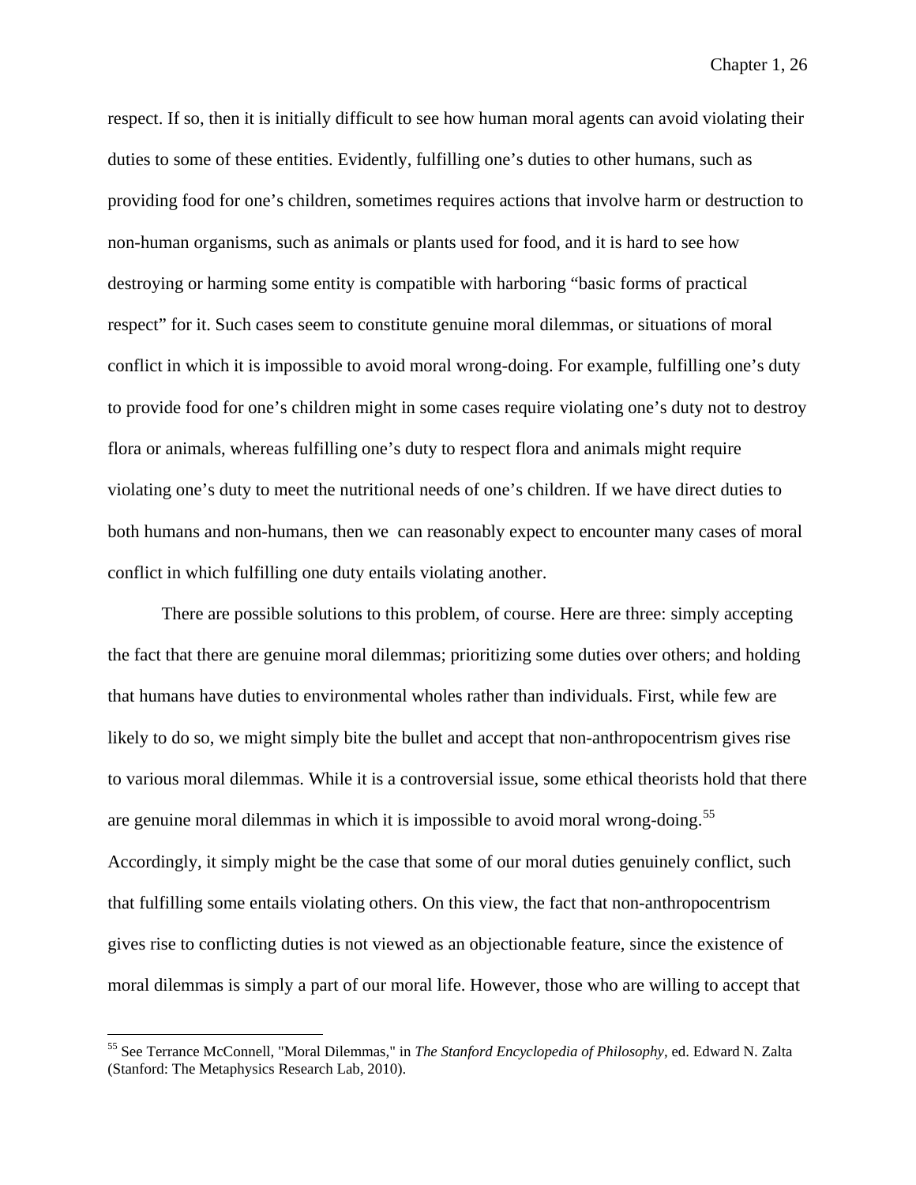respect. If so, then it is initially difficult to see how human moral agents can avoid violating their duties to some of these entities. Evidently, fulfilling one's duties to other humans, such as providing food for one's children, sometimes requires actions that involve harm or destruction to non-human organisms, such as animals or plants used for food, and it is hard to see how destroying or harming some entity is compatible with harboring "basic forms of practical respect" for it. Such cases seem to constitute genuine moral dilemmas, or situations of moral conflict in which it is impossible to avoid moral wrong-doing. For example, fulfilling one's duty to provide food for one's children might in some cases require violating one's duty not to destroy flora or animals, whereas fulfilling one's duty to respect flora and animals might require violating one's duty to meet the nutritional needs of one's children. If we have direct duties to both humans and non-humans, then we can reasonably expect to encounter many cases of moral conflict in which fulfilling one duty entails violating another.

There are possible solutions to this problem, of course. Here are three: simply accepting the fact that there are genuine moral dilemmas; prioritizing some duties over others; and holding that humans have duties to environmental wholes rather than individuals. First, while few are likely to do so, we might simply bite the bullet and accept that non-anthropocentrism gives rise to various moral dilemmas. While it is a controversial issue, some ethical theorists hold that there are genuine moral dilemmas in which it is impossible to avoid moral wrong-doing.[55] Accordingly, it simply might be the case that some of our moral duties genuinely conflict, such that fulfilling some entails violating others. On this view, the fact that non-anthropocentrism gives rise to conflicting duties is not viewed as an objectionable feature, since the existence of moral dilemmas is simply a part of our moral life. However, those who are willing to accept that

[55] See Terrance McConnell, "Moral Dilemmas," in *The Stanford Encyclopedia of Philosophy*, ed. Edward N. Zalta (Stanford: The Metaphysics Research Lab, 2010).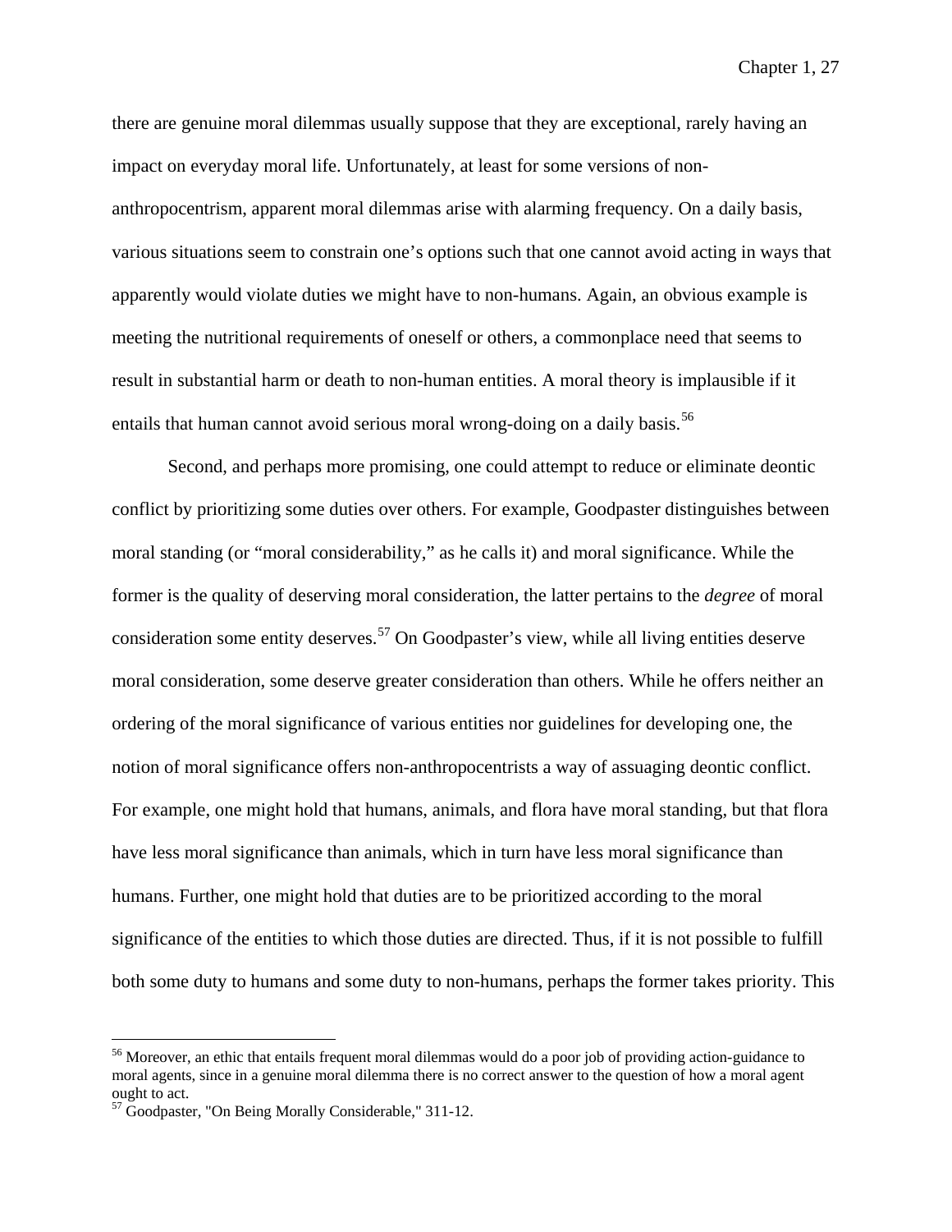there are genuine moral dilemmas usually suppose that they are exceptional, rarely having an impact on everyday moral life. Unfortunately, at least for some versions of non-anthropocentrism, apparent moral dilemmas arise with alarming frequency. On a daily basis, various situations seem to constrain one's options such that one cannot avoid acting in ways that apparently would violate duties we might have to non-humans. Again, an obvious example is meeting the nutritional requirements of oneself or others, a commonplace need that seems to result in substantial harm or death to non-human entities. A moral theory is implausible if it entails that human cannot avoid serious moral wrong-doing on a daily basis.[56]

Second, and perhaps more promising, one could attempt to reduce or eliminate deontic conflict by prioritizing some duties over others. For example, Goodpaster distinguishes between moral standing (or "moral considerability," as he calls it) and moral significance. While the former is the quality of deserving moral consideration, the latter pertains to the *degree* of moral consideration some entity deserves.[57] On Goodpaster's view, while all living entities deserve moral consideration, some deserve greater consideration than others. While he offers neither an ordering of the moral significance of various entities nor guidelines for developing one, the notion of moral significance offers non-anthropocentrists a way of assuaging deontic conflict. For example, one might hold that humans, animals, and flora have moral standing, but that flora have less moral significance than animals, which in turn have less moral significance than humans. Further, one might hold that duties are to be prioritized according to the moral significance of the entities to which those duties are directed. Thus, if it is not possible to fulfill both some duty to humans and some duty to non-humans, perhaps the former takes priority. This

---

[56] Moreover, an ethic that entails frequent moral dilemmas would do a poor job of providing action-guidance to moral agents, since in a genuine moral dilemma there is no correct answer to the question of how a moral agent ought to act.

[57] Goodpaster, "On Being Morally Considerable," 311-12.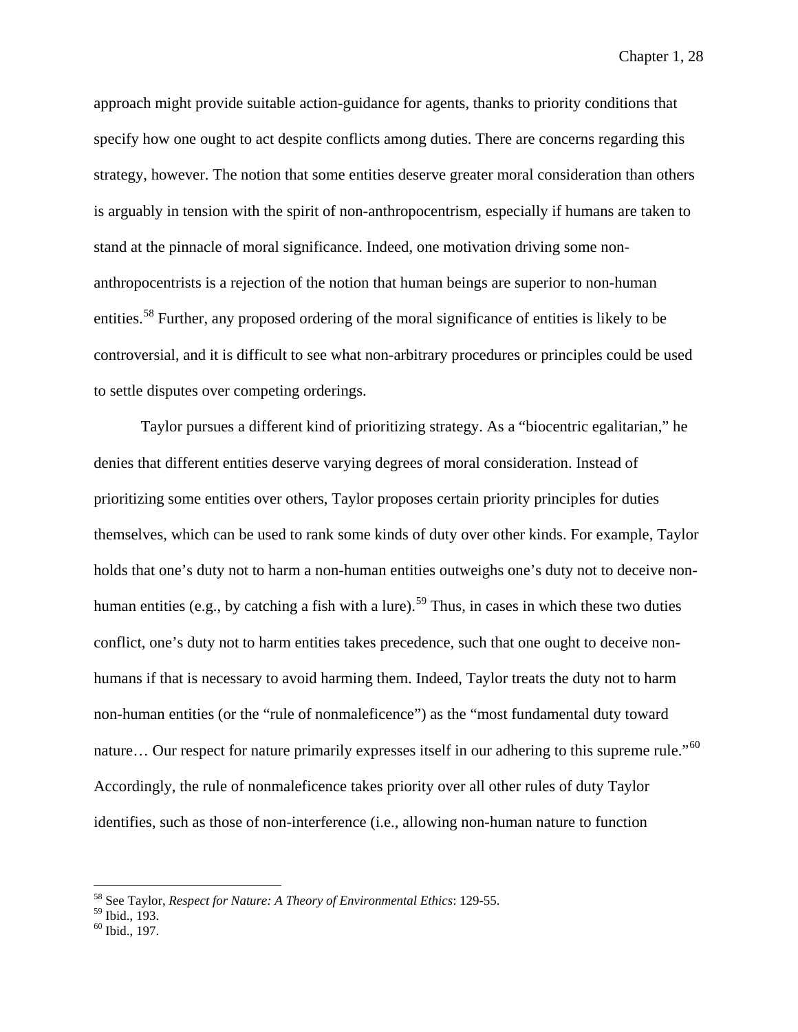approach might provide suitable action-guidance for agents, thanks to priority conditions that specify how one ought to act despite conflicts among duties. There are concerns regarding this strategy, however. The notion that some entities deserve greater moral consideration than others is arguably in tension with the spirit of non-anthropocentrism, especially if humans are taken to stand at the pinnacle of moral significance. Indeed, one motivation driving some non-anthropocentrists is a rejection of the notion that human beings are superior to non-human entities.[58] Further, any proposed ordering of the moral significance of entities is likely to be controversial, and it is difficult to see what non-arbitrary procedures or principles could be used to settle disputes over competing orderings.

Taylor pursues a different kind of prioritizing strategy. As a "biocentric egalitarian," he denies that different entities deserve varying degrees of moral consideration. Instead of prioritizing some entities over others, Taylor proposes certain priority principles for duties themselves, which can be used to rank some kinds of duty over other kinds. For example, Taylor holds that one's duty not to harm a non-human entities outweighs one's duty not to deceive non-human entities (e.g., by catching a fish with a lure).[59] Thus, in cases in which these two duties conflict, one's duty not to harm entities takes precedence, such that one ought to deceive non-humans if that is necessary to avoid harming them. Indeed, Taylor treats the duty not to harm non-human entities (or the "rule of nonmaleficence") as the "most fundamental duty toward nature… Our respect for nature primarily expresses itself in our adhering to this supreme rule."[60] Accordingly, the rule of nonmaleficence takes priority over all other rules of duty Taylor identifies, such as those of non-interference (i.e., allowing non-human nature to function

---

[58] See Taylor, *Respect for Nature: A Theory of Environmental Ethics*: 129-55.

[59] Ibid., 193.

[60] Ibid., 197.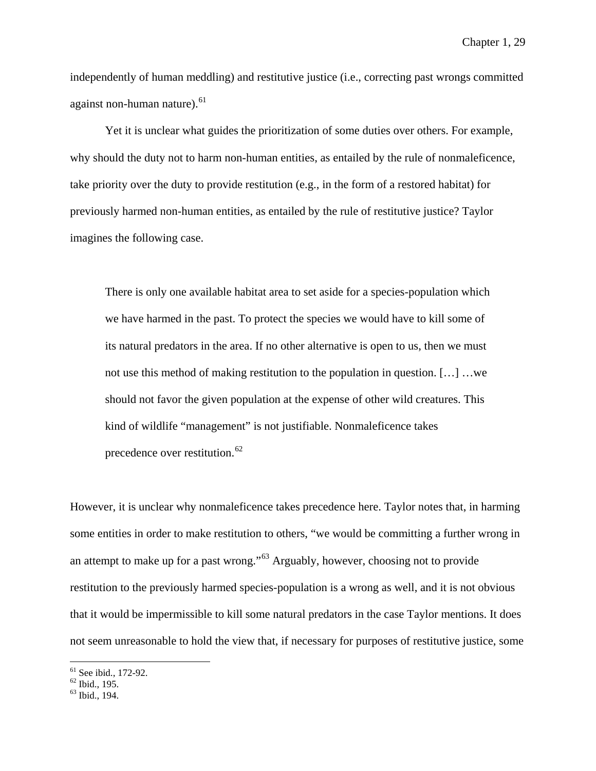independently of human meddling) and restitutive justice (i.e., correcting past wrongs committed against non-human nature).[61]

Yet it is unclear what guides the prioritization of some duties over others. For example, why should the duty not to harm non-human entities, as entailed by the rule of nonmaleficence, take priority over the duty to provide restitution (e.g., in the form of a restored habitat) for previously harmed non-human entities, as entailed by the rule of restitutive justice? Taylor imagines the following case.

> There is only one available habitat area to set aside for a species-population which we have harmed in the past. To protect the species we would have to kill some of its natural predators in the area. If no other alternative is open to us, then we must not use this method of making restitution to the population in question. […] …we should not favor the given population at the expense of other wild creatures. This kind of wildlife "management" is not justifiable. Nonmaleficence takes precedence over restitution.[62]

However, it is unclear why nonmaleficence takes precedence here. Taylor notes that, in harming some entities in order to make restitution to others, "we would be committing a further wrong in an attempt to make up for a past wrong."[63] Arguably, however, choosing not to provide restitution to the previously harmed species-population is a wrong as well, and it is not obvious that it would be impermissible to kill some natural predators in the case Taylor mentions. It does not seem unreasonable to hold the view that, if necessary for purposes of restitutive justice, some

---

[61] See ibid., 172-92.
[62] Ibid., 195.
[63] Ibid., 194.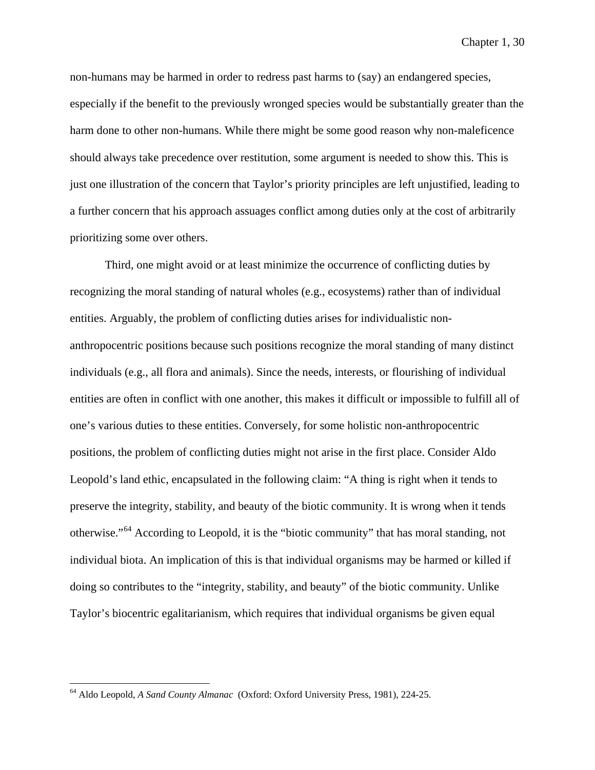non-humans may be harmed in order to redress past harms to (say) an endangered species, especially if the benefit to the previously wronged species would be substantially greater than the harm done to other non-humans. While there might be some good reason why non-maleficence should always take precedence over restitution, some argument is needed to show this. This is just one illustration of the concern that Taylor's priority principles are left unjustified, leading to a further concern that his approach assuages conflict among duties only at the cost of arbitrarily prioritizing some over others.

Third, one might avoid or at least minimize the occurrence of conflicting duties by recognizing the moral standing of natural wholes (e.g., ecosystems) rather than of individual entities. Arguably, the problem of conflicting duties arises for individualistic non-anthropocentric positions because such positions recognize the moral standing of many distinct individuals (e.g., all flora and animals). Since the needs, interests, or flourishing of individual entities are often in conflict with one another, this makes it difficult or impossible to fulfill all of one's various duties to these entities. Conversely, for some holistic non-anthropocentric positions, the problem of conflicting duties might not arise in the first place. Consider Aldo Leopold's land ethic, encapsulated in the following claim: "A thing is right when it tends to preserve the integrity, stability, and beauty of the biotic community. It is wrong when it tends otherwise."[64] According to Leopold, it is the "biotic community" that has moral standing, not individual biota. An implication of this is that individual organisms may be harmed or killed if doing so contributes to the "integrity, stability, and beauty" of the biotic community. Unlike Taylor's biocentric egalitarianism, which requires that individual organisms be given equal

---

[64] Aldo Leopold, *A Sand County Almanac* (Oxford: Oxford University Press, 1981), 224-25.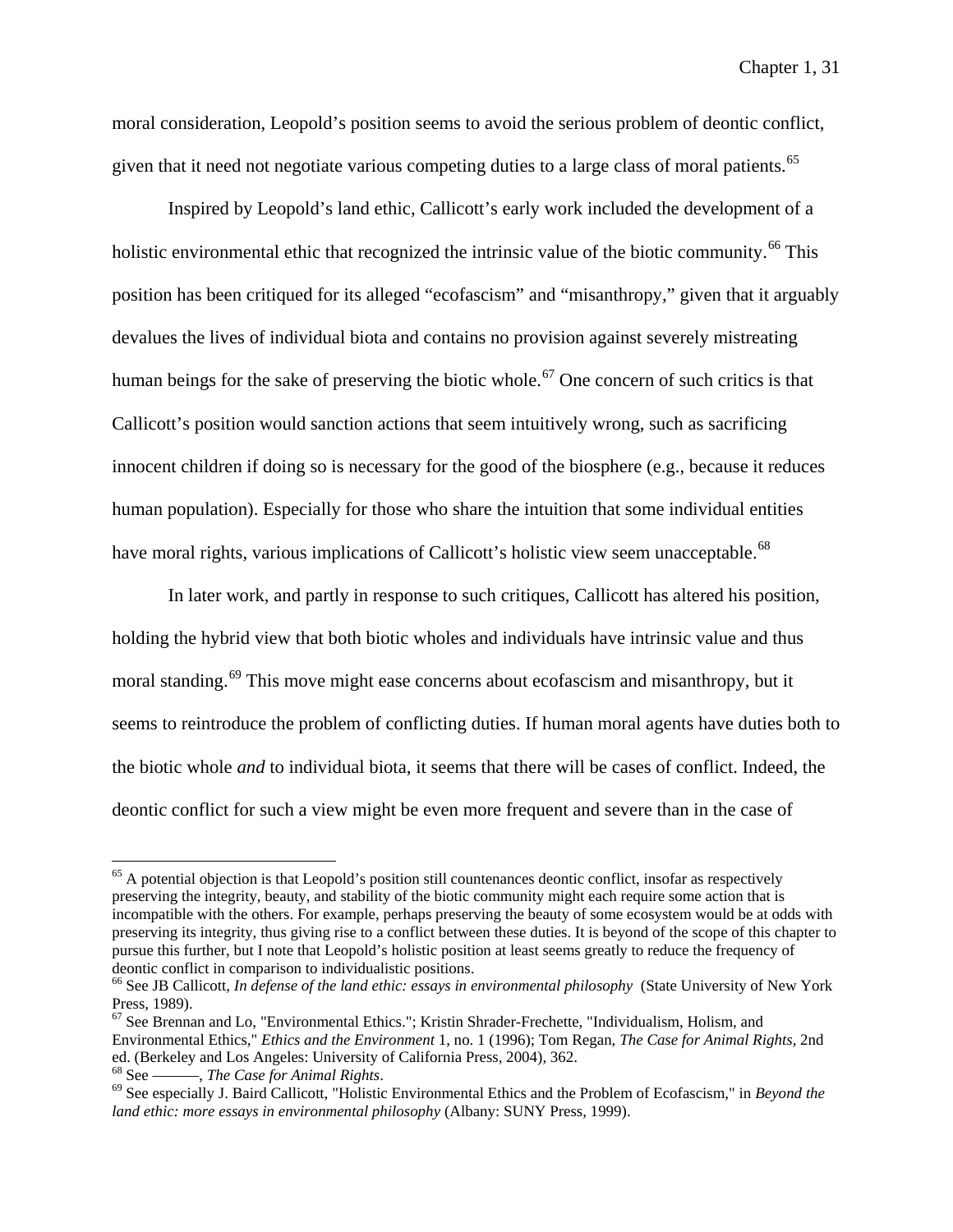moral consideration, Leopold's position seems to avoid the serious problem of deontic conflict, given that it need not negotiate various competing duties to a large class of moral patients.[65]

Inspired by Leopold's land ethic, Callicott's early work included the development of a holistic environmental ethic that recognized the intrinsic value of the biotic community.[66] This position has been critiqued for its alleged "ecofascism" and "misanthropy," given that it arguably devalues the lives of individual biota and contains no provision against severely mistreating human beings for the sake of preserving the biotic whole.[67] One concern of such critics is that Callicott's position would sanction actions that seem intuitively wrong, such as sacrificing innocent children if doing so is necessary for the good of the biosphere (e.g., because it reduces human population). Especially for those who share the intuition that some individual entities have moral rights, various implications of Callicott's holistic view seem unacceptable.[68]

In later work, and partly in response to such critiques, Callicott has altered his position, holding the hybrid view that both biotic wholes and individuals have intrinsic value and thus moral standing.[69] This move might ease concerns about ecofascism and misanthropy, but it seems to reintroduce the problem of conflicting duties. If human moral agents have duties both to the biotic whole *and* to individual biota, it seems that there will be cases of conflict. Indeed, the deontic conflict for such a view might be even more frequent and severe than in the case of

---

[65] A potential objection is that Leopold's position still countenances deontic conflict, insofar as respectively preserving the integrity, beauty, and stability of the biotic community might each require some action that is incompatible with the others. For example, perhaps preserving the beauty of some ecosystem would be at odds with preserving its integrity, thus giving rise to a conflict between these duties. It is beyond of the scope of this chapter to pursue this further, but I note that Leopold's holistic position at least seems greatly to reduce the frequency of deontic conflict in comparison to individualistic positions.

[66] See JB Callicott, *In defense of the land ethic: essays in environmental philosophy* (State University of New York Press, 1989).

[67] See Brennan and Lo, "Environmental Ethics."; Kristin Shrader-Frechette, "Individualism, Holism, and Environmental Ethics," *Ethics and the Environment* 1, no. 1 (1996); Tom Regan, *The Case for Animal Rights*, 2nd ed. (Berkeley and Los Angeles: University of California Press, 2004), 362.

[68] See ———, *The Case for Animal Rights*.

[69] See especially J. Baird Callicott, "Holistic Environmental Ethics and the Problem of Ecofascism," in *Beyond the land ethic: more essays in environmental philosophy* (Albany: SUNY Press, 1999).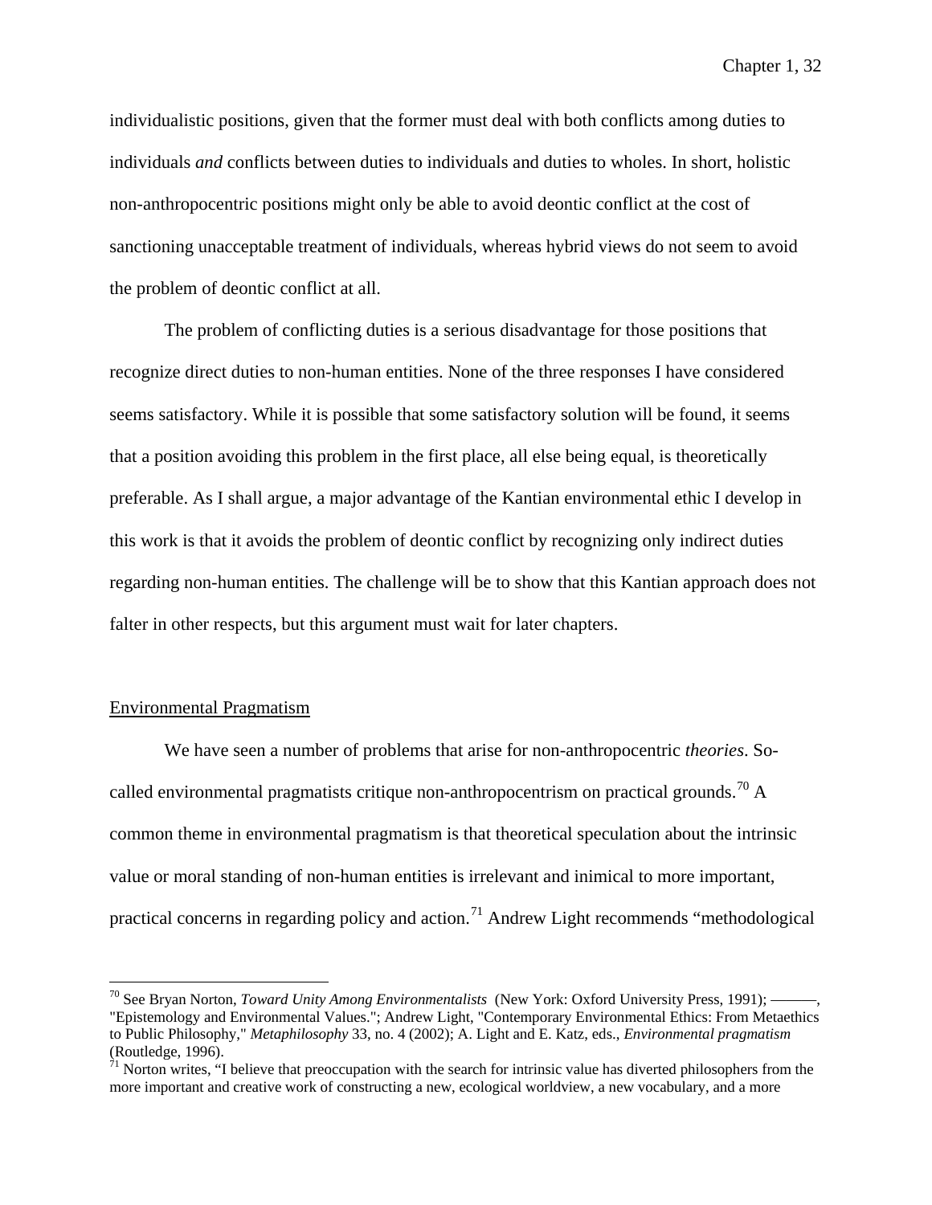individualistic positions, given that the former must deal with both conflicts among duties to individuals *and* conflicts between duties to individuals and duties to wholes. In short, holistic non-anthropocentric positions might only be able to avoid deontic conflict at the cost of sanctioning unacceptable treatment of individuals, whereas hybrid views do not seem to avoid the problem of deontic conflict at all.

The problem of conflicting duties is a serious disadvantage for those positions that recognize direct duties to non-human entities. None of the three responses I have considered seems satisfactory. While it is possible that some satisfactory solution will be found, it seems that a position avoiding this problem in the first place, all else being equal, is theoretically preferable. As I shall argue, a major advantage of the Kantian environmental ethic I develop in this work is that it avoids the problem of deontic conflict by recognizing only indirect duties regarding non-human entities. The challenge will be to show that this Kantian approach does not falter in other respects, but this argument must wait for later chapters.

## Environmental Pragmatism

We have seen a number of problems that arise for non-anthropocentric *theories*. So-called environmental pragmatists critique non-anthropocentrism on practical grounds.[70] A common theme in environmental pragmatism is that theoretical speculation about the intrinsic value or moral standing of non-human entities is irrelevant and inimical to more important, practical concerns in regarding policy and action.[71] Andrew Light recommends "methodological

---

[70] See Bryan Norton, *Toward Unity Among Environmentalists* (New York: Oxford University Press, 1991); ———, "Epistemology and Environmental Values."; Andrew Light, "Contemporary Environmental Ethics: From Metaethics to Public Philosophy," *Metaphilosophy* 33, no. 4 (2002); A. Light and E. Katz, eds., *Environmental pragmatism* (Routledge, 1996).

[71] Norton writes, "I believe that preoccupation with the search for intrinsic value has diverted philosophers from the more important and creative work of constructing a new, ecological worldview, a new vocabulary, and a more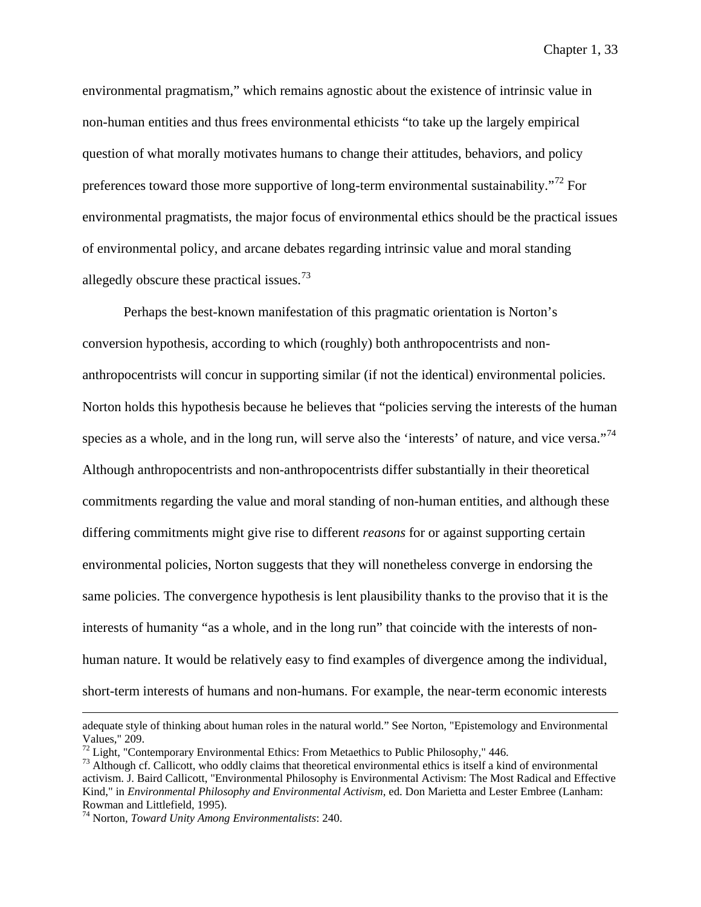environmental pragmatism," which remains agnostic about the existence of intrinsic value in non-human entities and thus frees environmental ethicists "to take up the largely empirical question of what morally motivates humans to change their attitudes, behaviors, and policy preferences toward those more supportive of long-term environmental sustainability."[72] For environmental pragmatists, the major focus of environmental ethics should be the practical issues of environmental policy, and arcane debates regarding intrinsic value and moral standing allegedly obscure these practical issues.[73]

Perhaps the best-known manifestation of this pragmatic orientation is Norton's conversion hypothesis, according to which (roughly) both anthropocentrists and non-anthropocentrists will concur in supporting similar (if not the identical) environmental policies. Norton holds this hypothesis because he believes that "policies serving the interests of the human species as a whole, and in the long run, will serve also the 'interests' of nature, and vice versa."[74] Although anthropocentrists and non-anthropocentrists differ substantially in their theoretical commitments regarding the value and moral standing of non-human entities, and although these differing commitments might give rise to different *reasons* for or against supporting certain environmental policies, Norton suggests that they will nonetheless converge in endorsing the same policies. The convergence hypothesis is lent plausibility thanks to the proviso that it is the interests of humanity "as a whole, and in the long run" that coincide with the interests of non-human nature. It would be relatively easy to find examples of divergence among the individual, short-term interests of humans and non-humans. For example, the near-term economic interests

---

adequate style of thinking about human roles in the natural world." See Norton, "Epistemology and Environmental Values," 209.

[72] Light, "Contemporary Environmental Ethics: From Metaethics to Public Philosophy," 446.

[73] Although cf. Callicott, who oddly claims that theoretical environmental ethics is itself a kind of environmental activism. J. Baird Callicott, "Environmental Philosophy is Environmental Activism: The Most Radical and Effective Kind," in *Environmental Philosophy and Environmental Activism*, ed. Don Marietta and Lester Embree (Lanham: Rowman and Littlefield, 1995).

[74] Norton, *Toward Unity Among Environmentalists*: 240.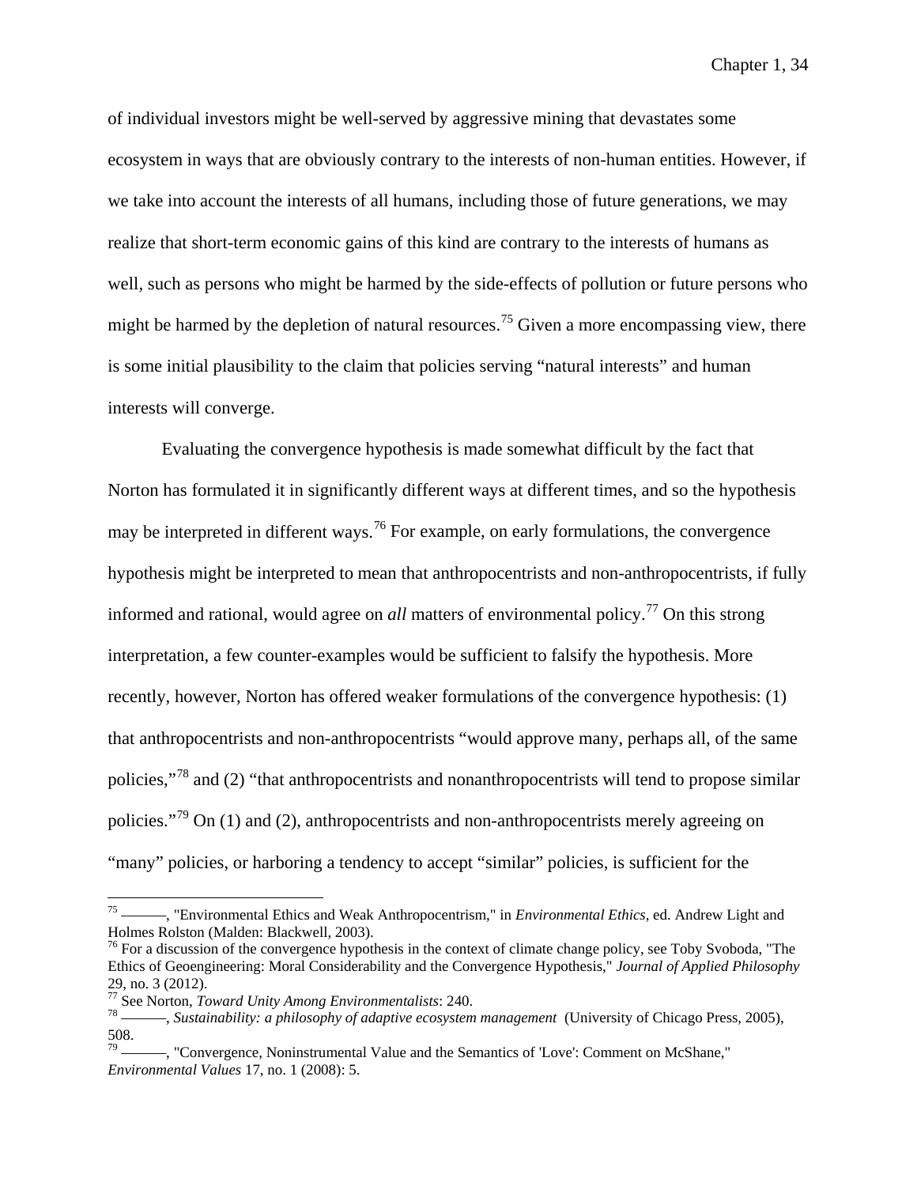of individual investors might be well-served by aggressive mining that devastates some ecosystem in ways that are obviously contrary to the interests of non-human entities. However, if we take into account the interests of all humans, including those of future generations, we may realize that short-term economic gains of this kind are contrary to the interests of humans as well, such as persons who might be harmed by the side-effects of pollution or future persons who might be harmed by the depletion of natural resources.[75] Given a more encompassing view, there is some initial plausibility to the claim that policies serving "natural interests" and human interests will converge.

Evaluating the convergence hypothesis is made somewhat difficult by the fact that Norton has formulated it in significantly different ways at different times, and so the hypothesis may be interpreted in different ways.[76] For example, on early formulations, the convergence hypothesis might be interpreted to mean that anthropocentrists and non-anthropocentrists, if fully informed and rational, would agree on *all* matters of environmental policy.[77] On this strong interpretation, a few counter-examples would be sufficient to falsify the hypothesis. More recently, however, Norton has offered weaker formulations of the convergence hypothesis: (1) that anthropocentrists and non-anthropocentrists "would approve many, perhaps all, of the same policies,"[78] and (2) "that anthropocentrists and nonanthropocentrists will tend to propose similar policies."[79] On (1) and (2), anthropocentrists and non-anthropocentrists merely agreeing on "many" policies, or harboring a tendency to accept "similar" policies, is sufficient for the

---

[75] ———, "Environmental Ethics and Weak Anthropocentrism," in *Environmental Ethics*, ed. Andrew Light and Holmes Rolston (Malden: Blackwell, 2003).

[76] For a discussion of the convergence hypothesis in the context of climate change policy, see Toby Svoboda, "The Ethics of Geoengineering: Moral Considerability and the Convergence Hypothesis," *Journal of Applied Philosophy* 29, no. 3 (2012).

[77] See Norton, *Toward Unity Among Environmentalists*: 240.

[78] ———, *Sustainability: a philosophy of adaptive ecosystem management* (University of Chicago Press, 2005), 508.

[79] ———, "Convergence, Noninstrumental Value and the Semantics of 'Love': Comment on McShane," *Environmental Values* 17, no. 1 (2008): 5.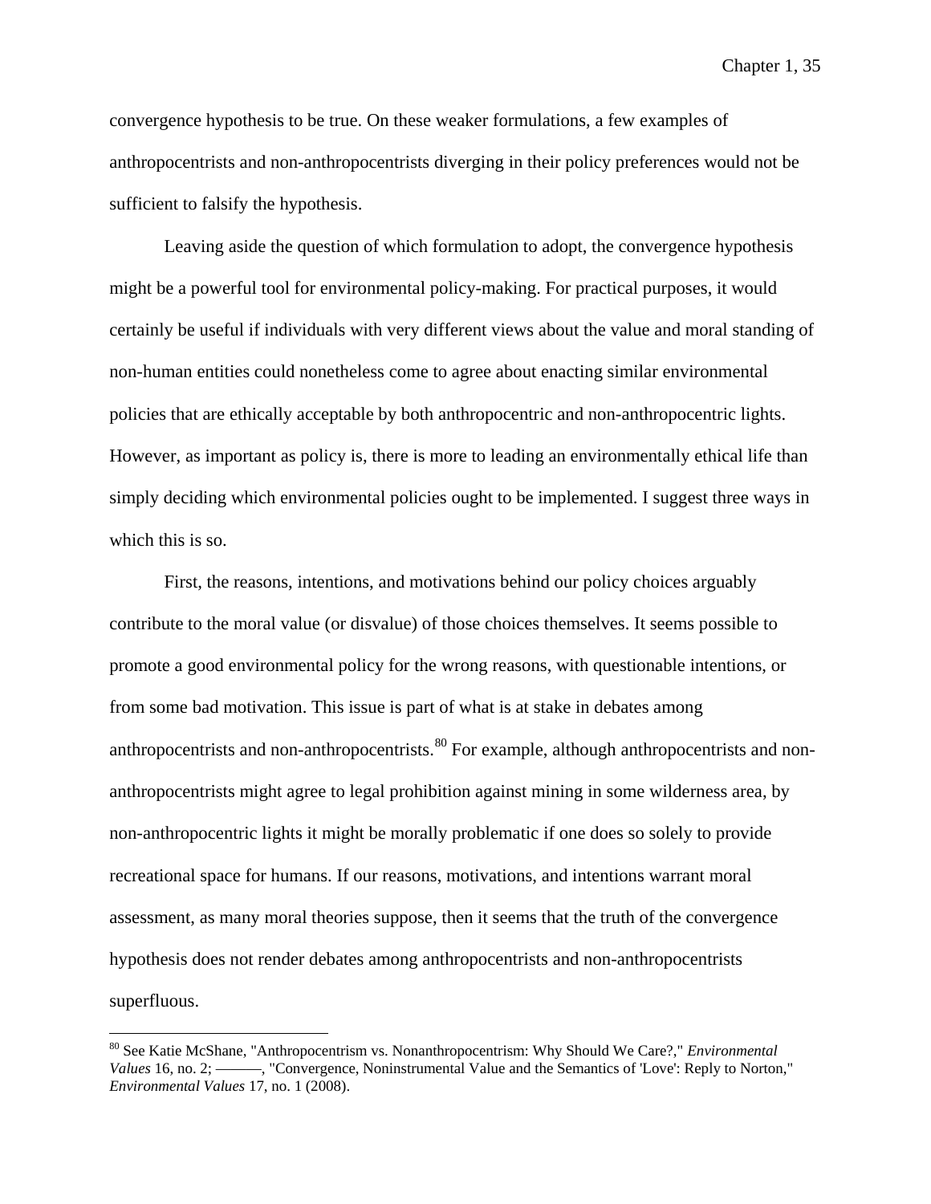convergence hypothesis to be true. On these weaker formulations, a few examples of anthropocentrists and non-anthropocentrists diverging in their policy preferences would not be sufficient to falsify the hypothesis.

Leaving aside the question of which formulation to adopt, the convergence hypothesis might be a powerful tool for environmental policy-making. For practical purposes, it would certainly be useful if individuals with very different views about the value and moral standing of non-human entities could nonetheless come to agree about enacting similar environmental policies that are ethically acceptable by both anthropocentric and non-anthropocentric lights. However, as important as policy is, there is more to leading an environmentally ethical life than simply deciding which environmental policies ought to be implemented. I suggest three ways in which this is so.

First, the reasons, intentions, and motivations behind our policy choices arguably contribute to the moral value (or disvalue) of those choices themselves. It seems possible to promote a good environmental policy for the wrong reasons, with questionable intentions, or from some bad motivation. This issue is part of what is at stake in debates among anthropocentrists and non-anthropocentrists.[80] For example, although anthropocentrists and non-anthropocentrists might agree to legal prohibition against mining in some wilderness area, by non-anthropocentric lights it might be morally problematic if one does so solely to provide recreational space for humans. If our reasons, motivations, and intentions warrant moral assessment, as many moral theories suppose, then it seems that the truth of the convergence hypothesis does not render debates among anthropocentrists and non-anthropocentrists superfluous.

---

[80] See Katie McShane, "Anthropocentrism vs. Nonanthropocentrism: Why Should We Care?," *Environmental Values* 16, no. 2; ———, "Convergence, Noninstrumental Value and the Semantics of 'Love': Reply to Norton," *Environmental Values* 17, no. 1 (2008).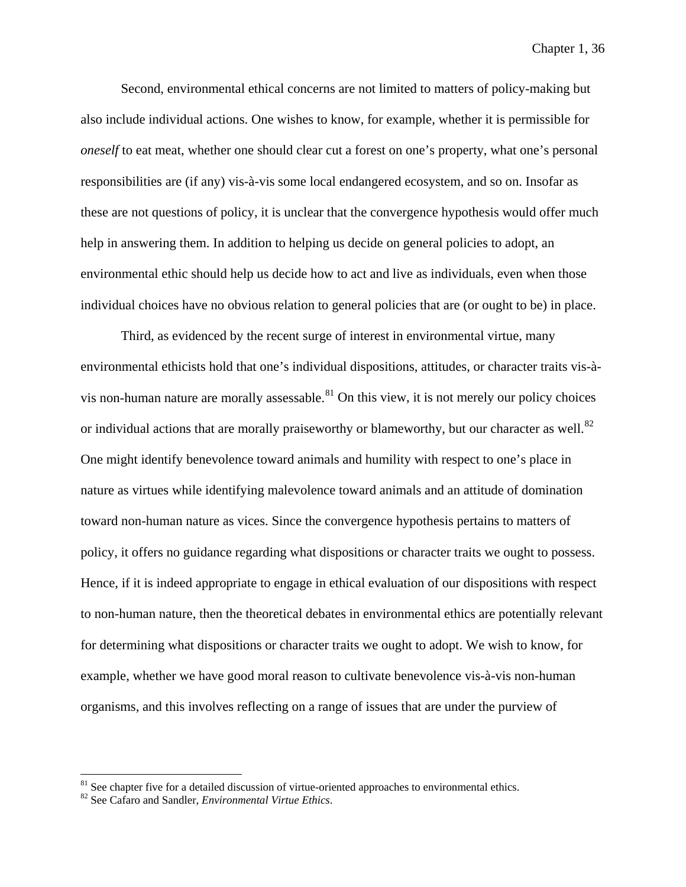Second, environmental ethical concerns are not limited to matters of policy-making but also include individual actions. One wishes to know, for example, whether it is permissible for *oneself* to eat meat, whether one should clear cut a forest on one's property, what one's personal responsibilities are (if any) vis-à-vis some local endangered ecosystem, and so on. Insofar as these are not questions of policy, it is unclear that the convergence hypothesis would offer much help in answering them. In addition to helping us decide on general policies to adopt, an environmental ethic should help us decide how to act and live as individuals, even when those individual choices have no obvious relation to general policies that are (or ought to be) in place.

Third, as evidenced by the recent surge of interest in environmental virtue, many environmental ethicists hold that one's individual dispositions, attitudes, or character traits vis-à-vis non-human nature are morally assessable.[81] On this view, it is not merely our policy choices or individual actions that are morally praiseworthy or blameworthy, but our character as well.[82] One might identify benevolence toward animals and humility with respect to one's place in nature as virtues while identifying malevolence toward animals and an attitude of domination toward non-human nature as vices. Since the convergence hypothesis pertains to matters of policy, it offers no guidance regarding what dispositions or character traits we ought to possess. Hence, if it is indeed appropriate to engage in ethical evaluation of our dispositions with respect to non-human nature, then the theoretical debates in environmental ethics are potentially relevant for determining what dispositions or character traits we ought to adopt. We wish to know, for example, whether we have good moral reason to cultivate benevolence vis-à-vis non-human organisms, and this involves reflecting on a range of issues that are under the purview of

---

[81] See chapter five for a detailed discussion of virtue-oriented approaches to environmental ethics.

[82] See Cafaro and Sandler, *Environmental Virtue Ethics*.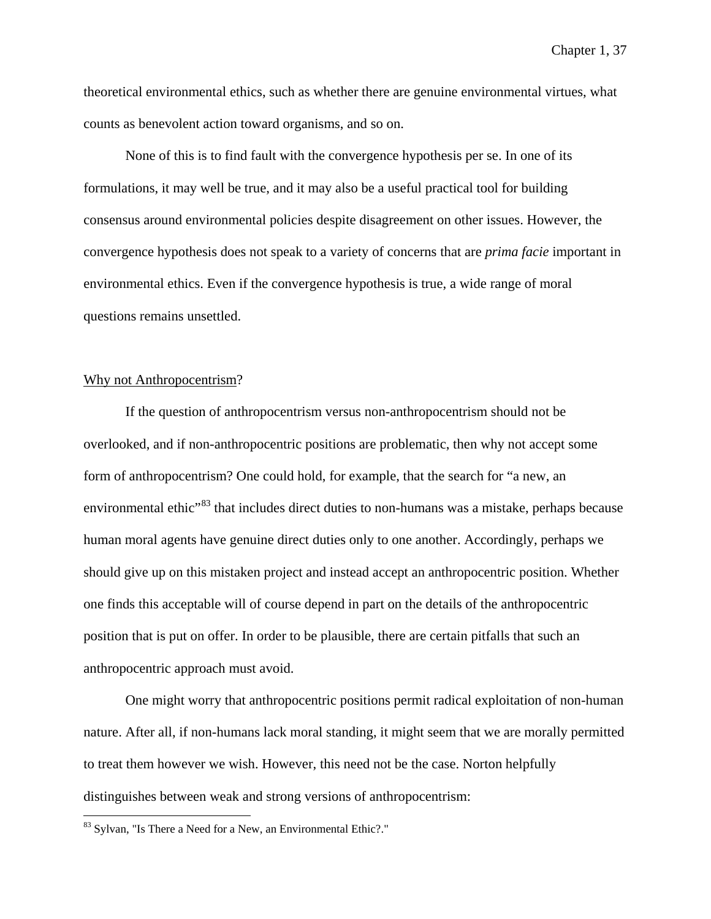theoretical environmental ethics, such as whether there are genuine environmental virtues, what counts as benevolent action toward organisms, and so on.

None of this is to find fault with the convergence hypothesis per se. In one of its formulations, it may well be true, and it may also be a useful practical tool for building consensus around environmental policies despite disagreement on other issues. However, the convergence hypothesis does not speak to a variety of concerns that are *prima facie* important in environmental ethics. Even if the convergence hypothesis is true, a wide range of moral questions remains unsettled.

## Why not Anthropocentrism?

If the question of anthropocentrism versus non-anthropocentrism should not be overlooked, and if non-anthropocentric positions are problematic, then why not accept some form of anthropocentrism? One could hold, for example, that the search for "a new, an environmental ethic"[83] that includes direct duties to non-humans was a mistake, perhaps because human moral agents have genuine direct duties only to one another. Accordingly, perhaps we should give up on this mistaken project and instead accept an anthropocentric position. Whether one finds this acceptable will of course depend in part on the details of the anthropocentric position that is put on offer. In order to be plausible, there are certain pitfalls that such an anthropocentric approach must avoid.

One might worry that anthropocentric positions permit radical exploitation of non-human nature. After all, if non-humans lack moral standing, it might seem that we are morally permitted to treat them however we wish. However, this need not be the case. Norton helpfully distinguishes between weak and strong versions of anthropocentrism:

[83] Sylvan, "Is There a Need for a New, an Environmental Ethic?."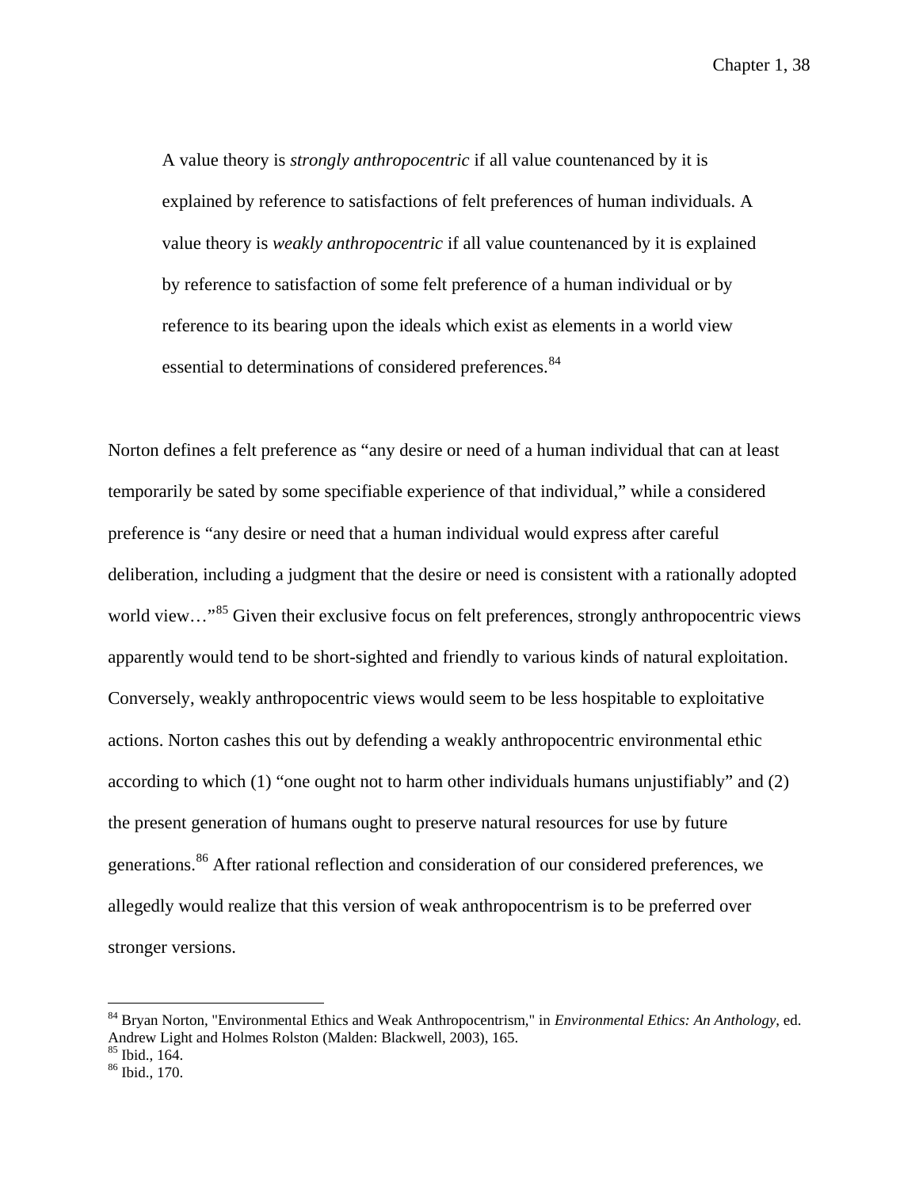> A value theory is *strongly anthropocentric* if all value countenanced by it is explained by reference to satisfactions of felt preferences of human individuals. A value theory is *weakly anthropocentric* if all value countenanced by it is explained by reference to satisfaction of some felt preference of a human individual or by reference to its bearing upon the ideals which exist as elements in a world view essential to determinations of considered preferences.[84]

Norton defines a felt preference as "any desire or need of a human individual that can at least temporarily be sated by some specifiable experience of that individual," while a considered preference is "any desire or need that a human individual would express after careful deliberation, including a judgment that the desire or need is consistent with a rationally adopted world view…"[85] Given their exclusive focus on felt preferences, strongly anthropocentric views apparently would tend to be short-sighted and friendly to various kinds of natural exploitation. Conversely, weakly anthropocentric views would seem to be less hospitable to exploitative actions. Norton cashes this out by defending a weakly anthropocentric environmental ethic according to which (1) "one ought not to harm other individuals humans unjustifiably" and (2) the present generation of humans ought to preserve natural resources for use by future generations.[86] After rational reflection and consideration of our considered preferences, we allegedly would realize that this version of weak anthropocentrism is to be preferred over stronger versions.

---

[84] Bryan Norton, "Environmental Ethics and Weak Anthropocentrism," in *Environmental Ethics: An Anthology*, ed. Andrew Light and Holmes Rolston (Malden: Blackwell, 2003), 165.

[85] Ibid., 164.

[86] Ibid., 170.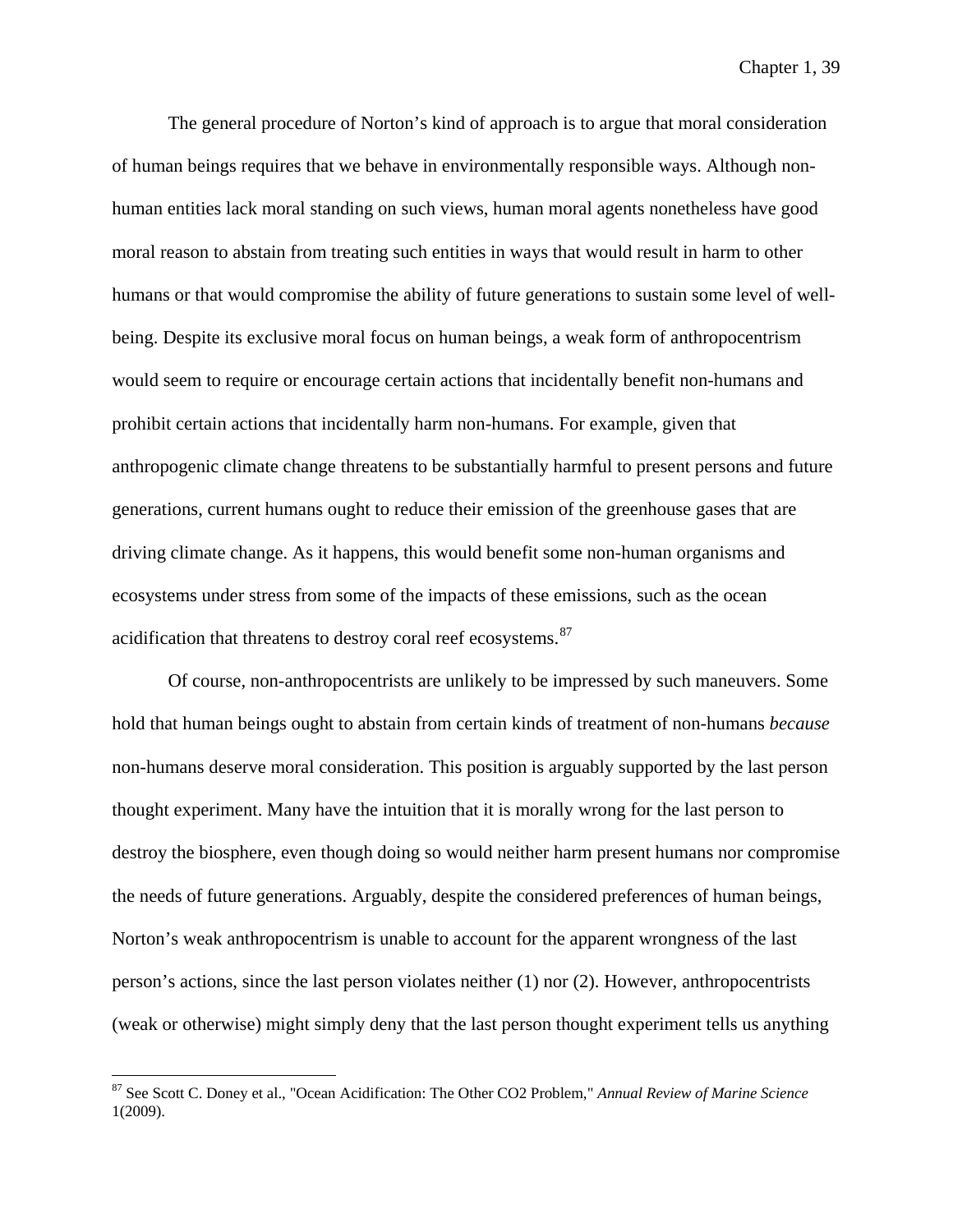The general procedure of Norton's kind of approach is to argue that moral consideration of human beings requires that we behave in environmentally responsible ways. Although non-human entities lack moral standing on such views, human moral agents nonetheless have good moral reason to abstain from treating such entities in ways that would result in harm to other humans or that would compromise the ability of future generations to sustain some level of well-being. Despite its exclusive moral focus on human beings, a weak form of anthropocentrism would seem to require or encourage certain actions that incidentally benefit non-humans and prohibit certain actions that incidentally harm non-humans. For example, given that anthropogenic climate change threatens to be substantially harmful to present persons and future generations, current humans ought to reduce their emission of the greenhouse gases that are driving climate change. As it happens, this would benefit some non-human organisms and ecosystems under stress from some of the impacts of these emissions, such as the ocean acidification that threatens to destroy coral reef ecosystems.[87]

Of course, non-anthropocentrists are unlikely to be impressed by such maneuvers. Some hold that human beings ought to abstain from certain kinds of treatment of non-humans *because* non-humans deserve moral consideration. This position is arguably supported by the last person thought experiment. Many have the intuition that it is morally wrong for the last person to destroy the biosphere, even though doing so would neither harm present humans nor compromise the needs of future generations. Arguably, despite the considered preferences of human beings, Norton's weak anthropocentrism is unable to account for the apparent wrongness of the last person's actions, since the last person violates neither (1) nor (2). However, anthropocentrists (weak or otherwise) might simply deny that the last person thought experiment tells us anything

---

[87] See Scott C. Doney et al., "Ocean Acidification: The Other CO2 Problem," *Annual Review of Marine Science* 1(2009).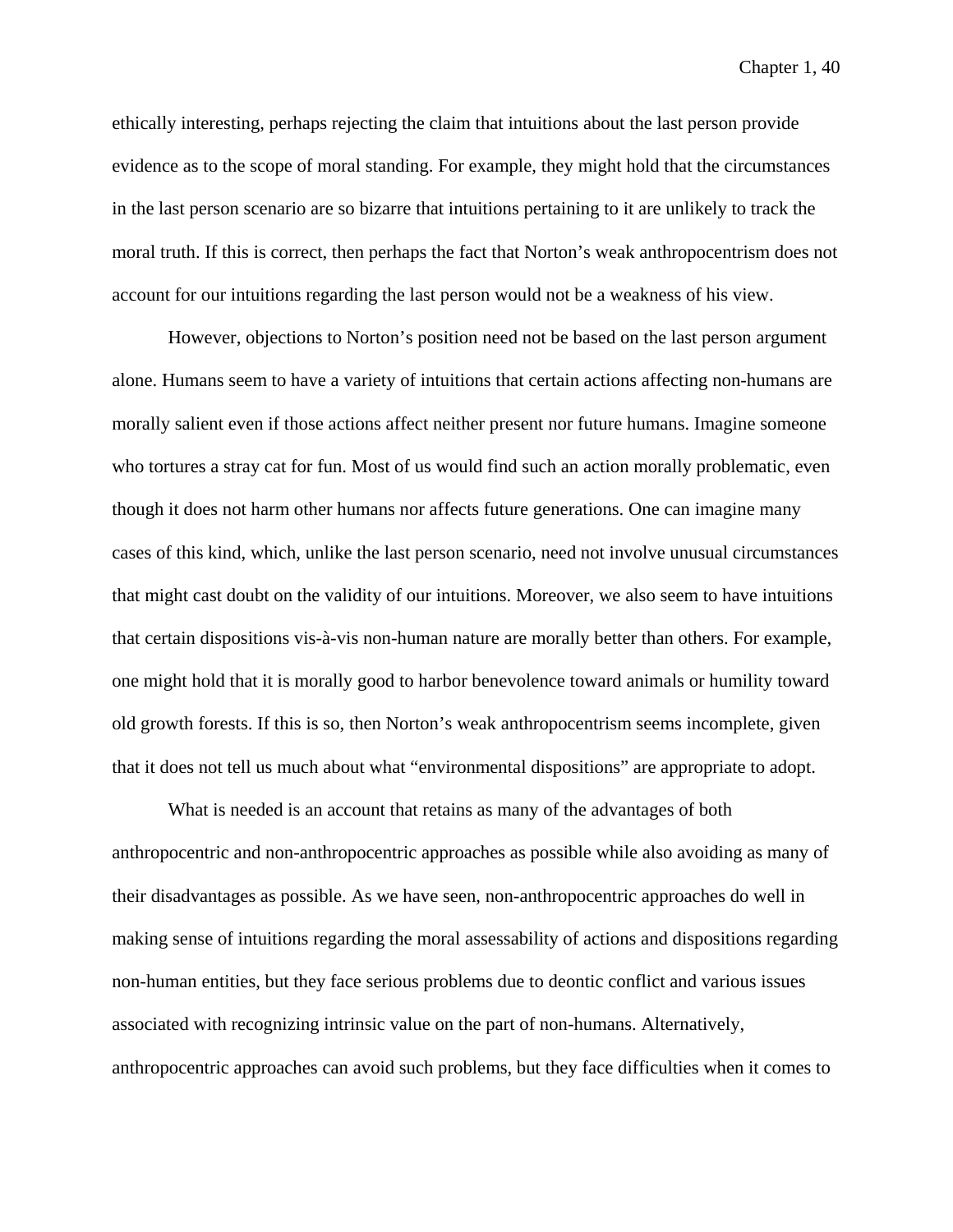ethically interesting, perhaps rejecting the claim that intuitions about the last person provide evidence as to the scope of moral standing. For example, they might hold that the circumstances in the last person scenario are so bizarre that intuitions pertaining to it are unlikely to track the moral truth. If this is correct, then perhaps the fact that Norton's weak anthropocentrism does not account for our intuitions regarding the last person would not be a weakness of his view.

However, objections to Norton's position need not be based on the last person argument alone. Humans seem to have a variety of intuitions that certain actions affecting non-humans are morally salient even if those actions affect neither present nor future humans. Imagine someone who tortures a stray cat for fun. Most of us would find such an action morally problematic, even though it does not harm other humans nor affects future generations. One can imagine many cases of this kind, which, unlike the last person scenario, need not involve unusual circumstances that might cast doubt on the validity of our intuitions. Moreover, we also seem to have intuitions that certain dispositions vis-à-vis non-human nature are morally better than others. For example, one might hold that it is morally good to harbor benevolence toward animals or humility toward old growth forests. If this is so, then Norton's weak anthropocentrism seems incomplete, given that it does not tell us much about what "environmental dispositions" are appropriate to adopt.

What is needed is an account that retains as many of the advantages of both anthropocentric and non-anthropocentric approaches as possible while also avoiding as many of their disadvantages as possible. As we have seen, non-anthropocentric approaches do well in making sense of intuitions regarding the moral assessability of actions and dispositions regarding non-human entities, but they face serious problems due to deontic conflict and various issues associated with recognizing intrinsic value on the part of non-humans. Alternatively, anthropocentric approaches can avoid such problems, but they face difficulties when it comes to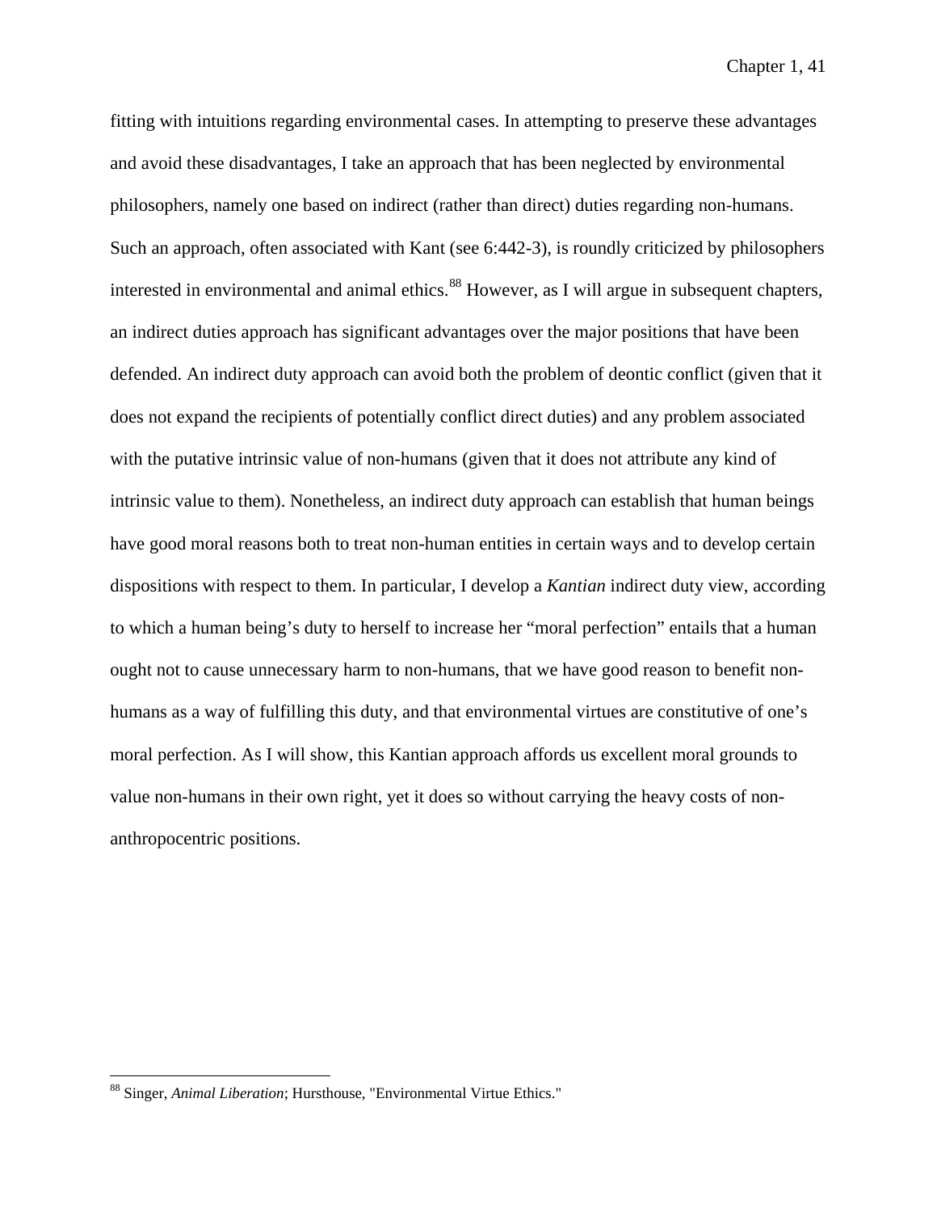fitting with intuitions regarding environmental cases. In attempting to preserve these advantages and avoid these disadvantages, I take an approach that has been neglected by environmental philosophers, namely one based on indirect (rather than direct) duties regarding non-humans. Such an approach, often associated with Kant (see 6:442-3), is roundly criticized by philosophers interested in environmental and animal ethics.[88] However, as I will argue in subsequent chapters, an indirect duties approach has significant advantages over the major positions that have been defended. An indirect duty approach can avoid both the problem of deontic conflict (given that it does not expand the recipients of potentially conflict direct duties) and any problem associated with the putative intrinsic value of non-humans (given that it does not attribute any kind of intrinsic value to them). Nonetheless, an indirect duty approach can establish that human beings have good moral reasons both to treat non-human entities in certain ways and to develop certain dispositions with respect to them. In particular, I develop a *Kantian* indirect duty view, according to which a human being's duty to herself to increase her "moral perfection" entails that a human ought not to cause unnecessary harm to non-humans, that we have good reason to benefit non-humans as a way of fulfilling this duty, and that environmental virtues are constitutive of one's moral perfection. As I will show, this Kantian approach affords us excellent moral grounds to value non-humans in their own right, yet it does so without carrying the heavy costs of non-anthropocentric positions.

[88] Singer, *Animal Liberation*; Hursthouse, "Environmental Virtue Ethics."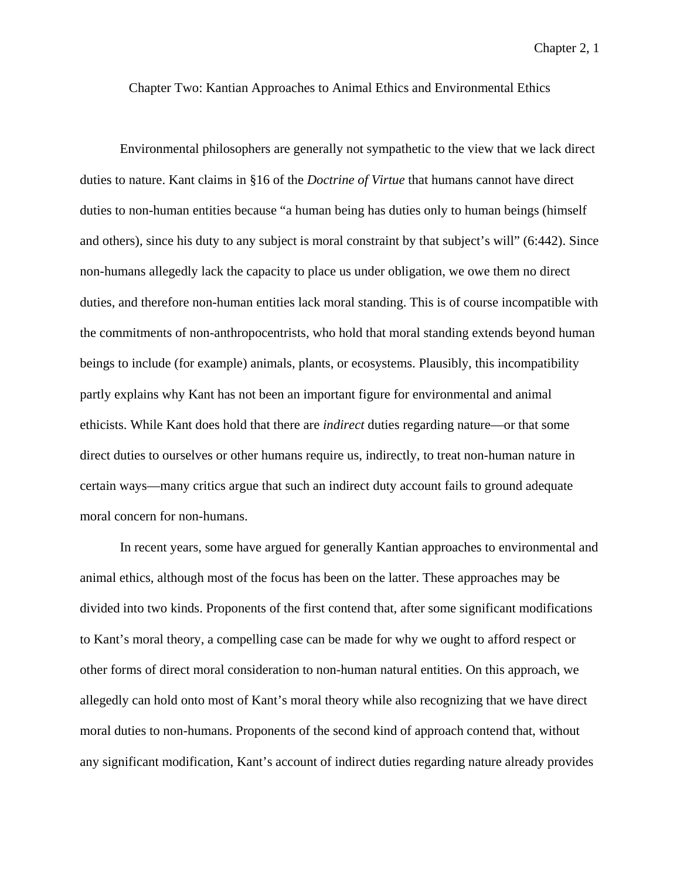# Chapter Two: Kantian Approaches to Animal Ethics and Environmental Ethics

Environmental philosophers are generally not sympathetic to the view that we lack direct duties to nature. Kant claims in §16 of the *Doctrine of Virtue* that humans cannot have direct duties to non-human entities because "a human being has duties only to human beings (himself and others), since his duty to any subject is moral constraint by that subject's will" (6:442). Since non-humans allegedly lack the capacity to place us under obligation, we owe them no direct duties, and therefore non-human entities lack moral standing. This is of course incompatible with the commitments of non-anthropocentrists, who hold that moral standing extends beyond human beings to include (for example) animals, plants, or ecosystems. Plausibly, this incompatibility partly explains why Kant has not been an important figure for environmental and animal ethicists. While Kant does hold that there are *indirect* duties regarding nature—or that some direct duties to ourselves or other humans require us, indirectly, to treat non-human nature in certain ways—many critics argue that such an indirect duty account fails to ground adequate moral concern for non-humans.

In recent years, some have argued for generally Kantian approaches to environmental and animal ethics, although most of the focus has been on the latter. These approaches may be divided into two kinds. Proponents of the first contend that, after some significant modifications to Kant's moral theory, a compelling case can be made for why we ought to afford respect or other forms of direct moral consideration to non-human natural entities. On this approach, we allegedly can hold onto most of Kant's moral theory while also recognizing that we have direct moral duties to non-humans. Proponents of the second kind of approach contend that, without any significant modification, Kant's account of indirect duties regarding nature already provides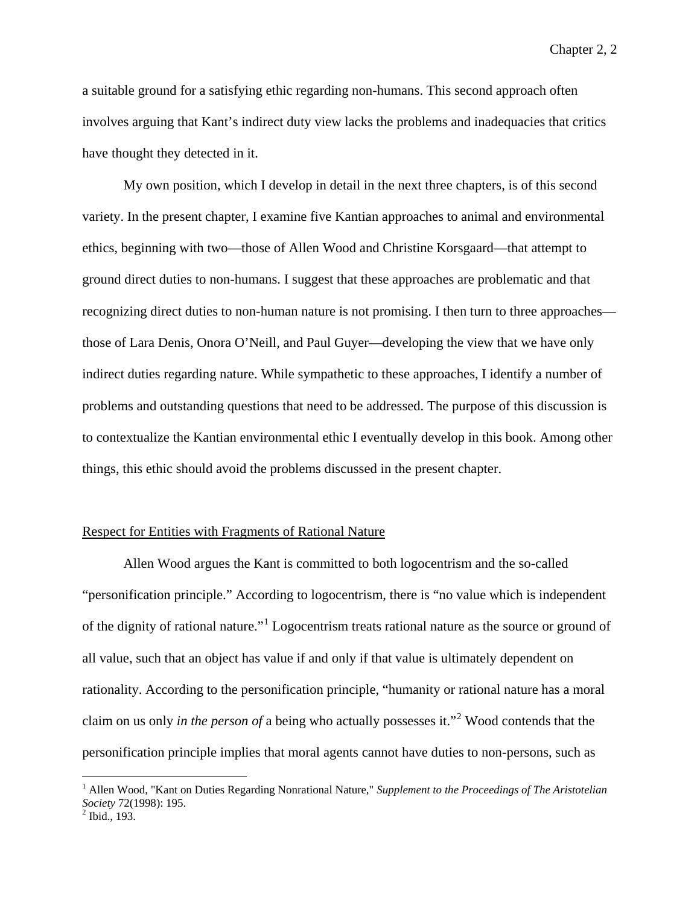a suitable ground for a satisfying ethic regarding non-humans. This second approach often involves arguing that Kant's indirect duty view lacks the problems and inadequacies that critics have thought they detected in it.

My own position, which I develop in detail in the next three chapters, is of this second variety. In the present chapter, I examine five Kantian approaches to animal and environmental ethics, beginning with two—those of Allen Wood and Christine Korsgaard—that attempt to ground direct duties to non-humans. I suggest that these approaches are problematic and that recognizing direct duties to non-human nature is not promising. I then turn to three approaches—those of Lara Denis, Onora O'Neill, and Paul Guyer—developing the view that we have only indirect duties regarding nature. While sympathetic to these approaches, I identify a number of problems and outstanding questions that need to be addressed. The purpose of this discussion is to contextualize the Kantian environmental ethic I eventually develop in this book. Among other things, this ethic should avoid the problems discussed in the present chapter.

## Respect for Entities with Fragments of Rational Nature

Allen Wood argues the Kant is committed to both logocentrism and the so-called "personification principle." According to logocentrism, there is "no value which is independent of the dignity of rational nature."[1] Logocentrism treats rational nature as the source or ground of all value, such that an object has value if and only if that value is ultimately dependent on rationality. According to the personification principle, "humanity or rational nature has a moral claim on us only *in the person of* a being who actually possesses it."[2] Wood contends that the personification principle implies that moral agents cannot have duties to non-persons, such as

[1] Allen Wood, "Kant on Duties Regarding Nonrational Nature," *Supplement to the Proceedings of The Aristotelian Society* 72(1998): 195.
[2] Ibid., 193.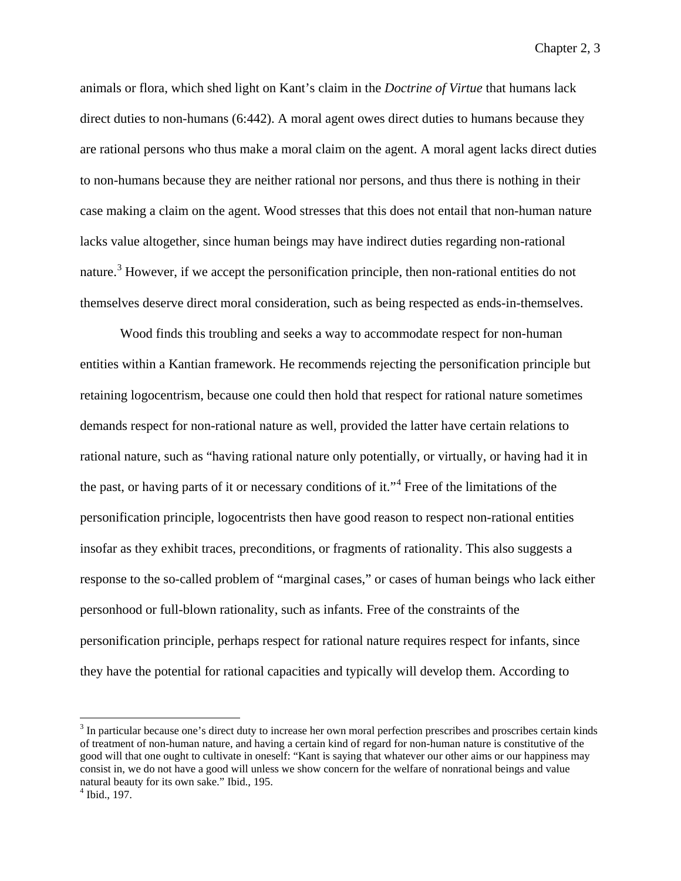animals or flora, which shed light on Kant's claim in the *Doctrine of Virtue* that humans lack direct duties to non-humans (6:442). A moral agent owes direct duties to humans because they are rational persons who thus make a moral claim on the agent. A moral agent lacks direct duties to non-humans because they are neither rational nor persons, and thus there is nothing in their case making a claim on the agent. Wood stresses that this does not entail that non-human nature lacks value altogether, since human beings may have indirect duties regarding non-rational nature.[3] However, if we accept the personification principle, then non-rational entities do not themselves deserve direct moral consideration, such as being respected as ends-in-themselves.

Wood finds this troubling and seeks a way to accommodate respect for non-human entities within a Kantian framework. He recommends rejecting the personification principle but retaining logocentrism, because one could then hold that respect for rational nature sometimes demands respect for non-rational nature as well, provided the latter have certain relations to rational nature, such as "having rational nature only potentially, or virtually, or having had it in the past, or having parts of it or necessary conditions of it."[4] Free of the limitations of the personification principle, logocentrists then have good reason to respect non-rational entities insofar as they exhibit traces, preconditions, or fragments of rationality. This also suggests a response to the so-called problem of "marginal cases," or cases of human beings who lack either personhood or full-blown rationality, such as infants. Free of the constraints of the personification principle, perhaps respect for rational nature requires respect for infants, since they have the potential for rational capacities and typically will develop them. According to

[3] In particular because one's direct duty to increase her own moral perfection prescribes and proscribes certain kinds of treatment of non-human nature, and having a certain kind of regard for non-human nature is constitutive of the good will that one ought to cultivate in oneself: "Kant is saying that whatever our other aims or our happiness may consist in, we do not have a good will unless we show concern for the welfare of nonrational beings and value natural beauty for its own sake." Ibid., 195.

[4] Ibid., 197.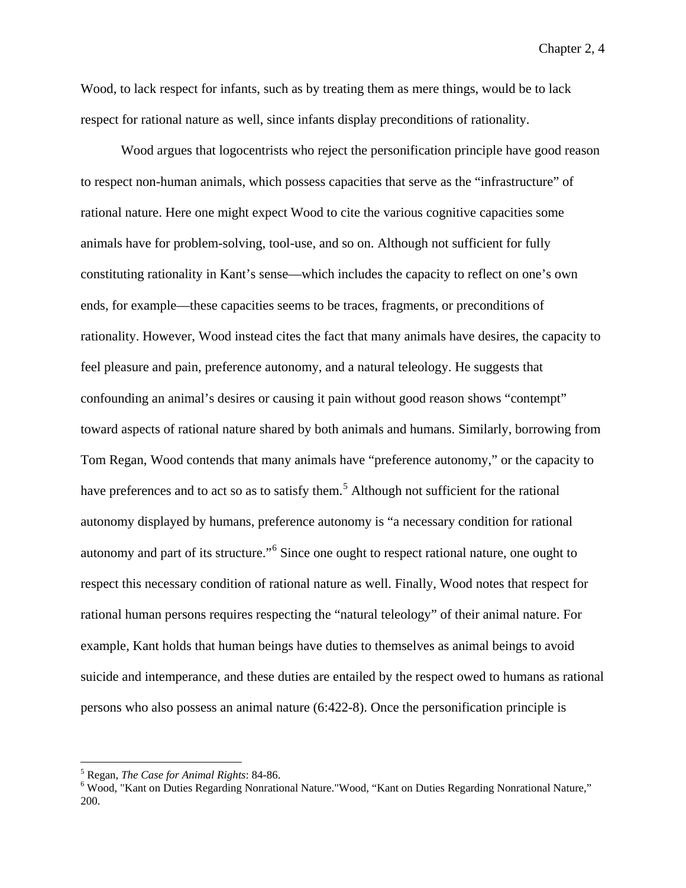Wood, to lack respect for infants, such as by treating them as mere things, would be to lack respect for rational nature as well, since infants display preconditions of rationality.

Wood argues that logocentrists who reject the personification principle have good reason to respect non-human animals, which possess capacities that serve as the "infrastructure" of rational nature. Here one might expect Wood to cite the various cognitive capacities some animals have for problem-solving, tool-use, and so on. Although not sufficient for fully constituting rationality in Kant's sense—which includes the capacity to reflect on one's own ends, for example—these capacities seems to be traces, fragments, or preconditions of rationality. However, Wood instead cites the fact that many animals have desires, the capacity to feel pleasure and pain, preference autonomy, and a natural teleology. He suggests that confounding an animal's desires or causing it pain without good reason shows "contempt" toward aspects of rational nature shared by both animals and humans. Similarly, borrowing from Tom Regan, Wood contends that many animals have "preference autonomy," or the capacity to have preferences and to act so as to satisfy them.[5] Although not sufficient for the rational autonomy displayed by humans, preference autonomy is "a necessary condition for rational autonomy and part of its structure."[6] Since one ought to respect rational nature, one ought to respect this necessary condition of rational nature as well. Finally, Wood notes that respect for rational human persons requires respecting the "natural teleology" of their animal nature. For example, Kant holds that human beings have duties to themselves as animal beings to avoid suicide and intemperance, and these duties are entailed by the respect owed to humans as rational persons who also possess an animal nature (6:422-8). Once the personification principle is

---

[5] Regan, *The Case for Animal Rights*: 84-86.

[6] Wood, "Kant on Duties Regarding Nonrational Nature."Wood, "Kant on Duties Regarding Nonrational Nature," 200.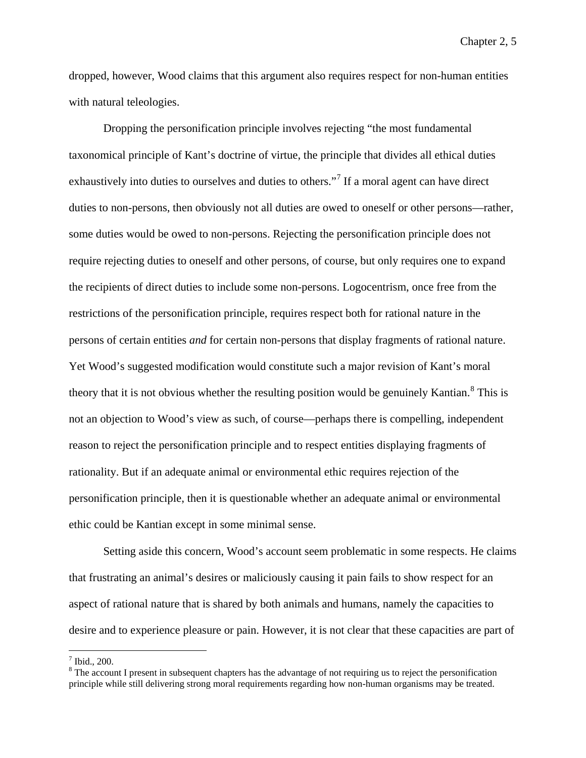dropped, however, Wood claims that this argument also requires respect for non-human entities with natural teleologies.

Dropping the personification principle involves rejecting "the most fundamental taxonomical principle of Kant's doctrine of virtue, the principle that divides all ethical duties exhaustively into duties to ourselves and duties to others."[7] If a moral agent can have direct duties to non-persons, then obviously not all duties are owed to oneself or other persons—rather, some duties would be owed to non-persons. Rejecting the personification principle does not require rejecting duties to oneself and other persons, of course, but only requires one to expand the recipients of direct duties to include some non-persons. Logocentrism, once free from the restrictions of the personification principle, requires respect both for rational nature in the persons of certain entities *and* for certain non-persons that display fragments of rational nature. Yet Wood's suggested modification would constitute such a major revision of Kant's moral theory that it is not obvious whether the resulting position would be genuinely Kantian.[8] This is not an objection to Wood's view as such, of course—perhaps there is compelling, independent reason to reject the personification principle and to respect entities displaying fragments of rationality. But if an adequate animal or environmental ethic requires rejection of the personification principle, then it is questionable whether an adequate animal or environmental ethic could be Kantian except in some minimal sense.

Setting aside this concern, Wood's account seem problematic in some respects. He claims that frustrating an animal's desires or maliciously causing it pain fails to show respect for an aspect of rational nature that is shared by both animals and humans, namely the capacities to desire and to experience pleasure or pain. However, it is not clear that these capacities are part of

[7] Ibid., 200.

[8] The account I present in subsequent chapters has the advantage of not requiring us to reject the personification principle while still delivering strong moral requirements regarding how non-human organisms may be treated.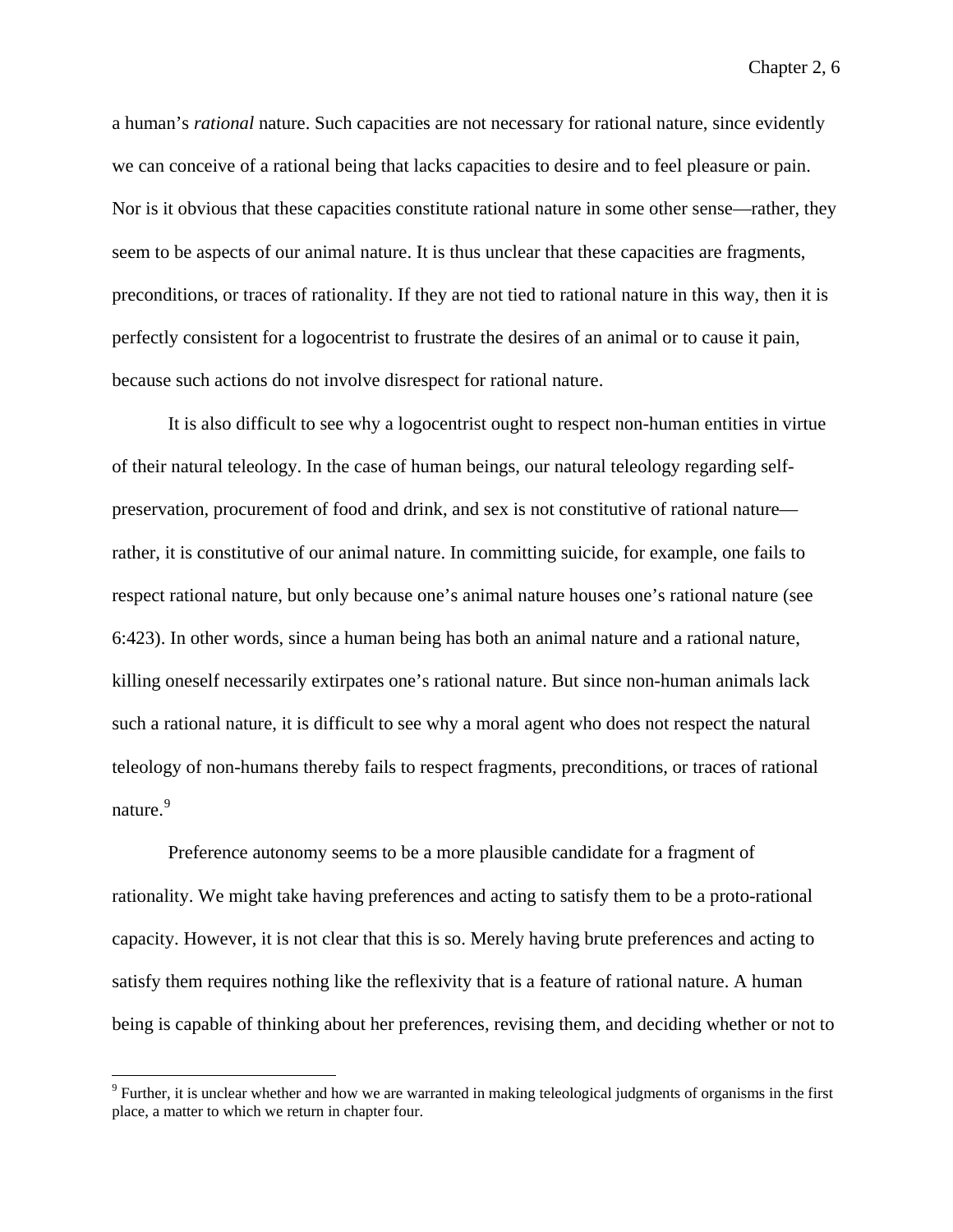a human's *rational* nature. Such capacities are not necessary for rational nature, since evidently we can conceive of a rational being that lacks capacities to desire and to feel pleasure or pain. Nor is it obvious that these capacities constitute rational nature in some other sense—rather, they seem to be aspects of our animal nature. It is thus unclear that these capacities are fragments, preconditions, or traces of rationality. If they are not tied to rational nature in this way, then it is perfectly consistent for a logocentrist to frustrate the desires of an animal or to cause it pain, because such actions do not involve disrespect for rational nature.

It is also difficult to see why a logocentrist ought to respect non-human entities in virtue of their natural teleology. In the case of human beings, our natural teleology regarding self-preservation, procurement of food and drink, and sex is not constitutive of rational nature—rather, it is constitutive of our animal nature. In committing suicide, for example, one fails to respect rational nature, but only because one's animal nature houses one's rational nature (see 6:423). In other words, since a human being has both an animal nature and a rational nature, killing oneself necessarily extirpates one's rational nature. But since non-human animals lack such a rational nature, it is difficult to see why a moral agent who does not respect the natural teleology of non-humans thereby fails to respect fragments, preconditions, or traces of rational nature.[9]

Preference autonomy seems to be a more plausible candidate for a fragment of rationality. We might take having preferences and acting to satisfy them to be a proto-rational capacity. However, it is not clear that this is so. Merely having brute preferences and acting to satisfy them requires nothing like the reflexivity that is a feature of rational nature. A human being is capable of thinking about her preferences, revising them, and deciding whether or not to

[9] Further, it is unclear whether and how we are warranted in making teleological judgments of organisms in the first place, a matter to which we return in chapter four.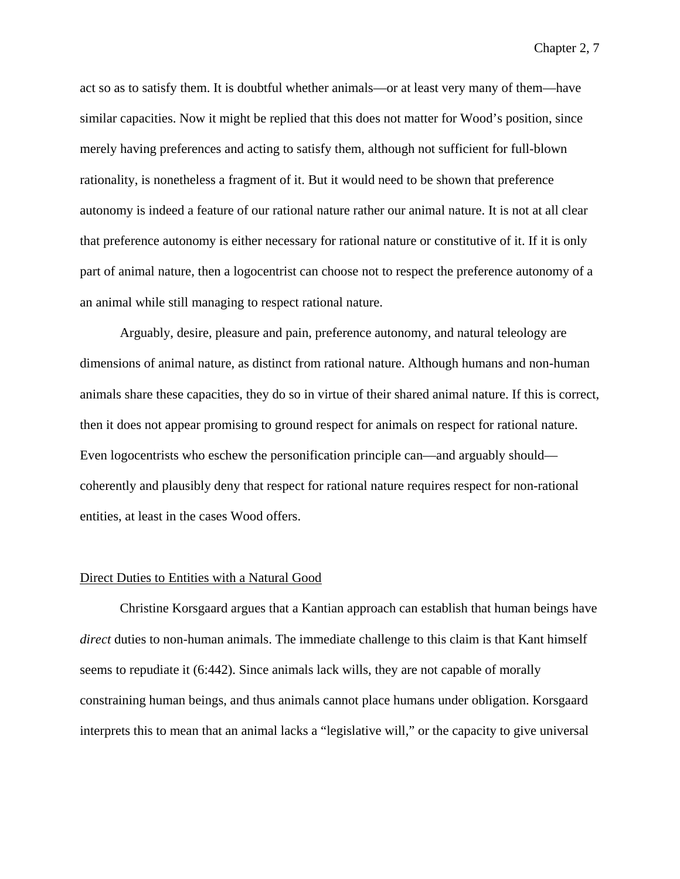act so as to satisfy them. It is doubtful whether animals—or at least very many of them—have similar capacities. Now it might be replied that this does not matter for Wood's position, since merely having preferences and acting to satisfy them, although not sufficient for full-blown rationality, is nonetheless a fragment of it. But it would need to be shown that preference autonomy is indeed a feature of our rational nature rather our animal nature. It is not at all clear that preference autonomy is either necessary for rational nature or constitutive of it. If it is only part of animal nature, then a logocentrist can choose not to respect the preference autonomy of a an animal while still managing to respect rational nature.

Arguably, desire, pleasure and pain, preference autonomy, and natural teleology are dimensions of animal nature, as distinct from rational nature. Although humans and non-human animals share these capacities, they do so in virtue of their shared animal nature. If this is correct, then it does not appear promising to ground respect for animals on respect for rational nature. Even logocentrists who eschew the personification principle can—and arguably should—coherently and plausibly deny that respect for rational nature requires respect for non-rational entities, at least in the cases Wood offers.

Direct Duties to Entities with a Natural Good

Christine Korsgaard argues that a Kantian approach can establish that human beings have *direct* duties to non-human animals. The immediate challenge to this claim is that Kant himself seems to repudiate it (6:442). Since animals lack wills, they are not capable of morally constraining human beings, and thus animals cannot place humans under obligation. Korsgaard interprets this to mean that an animal lacks a "legislative will," or the capacity to give universal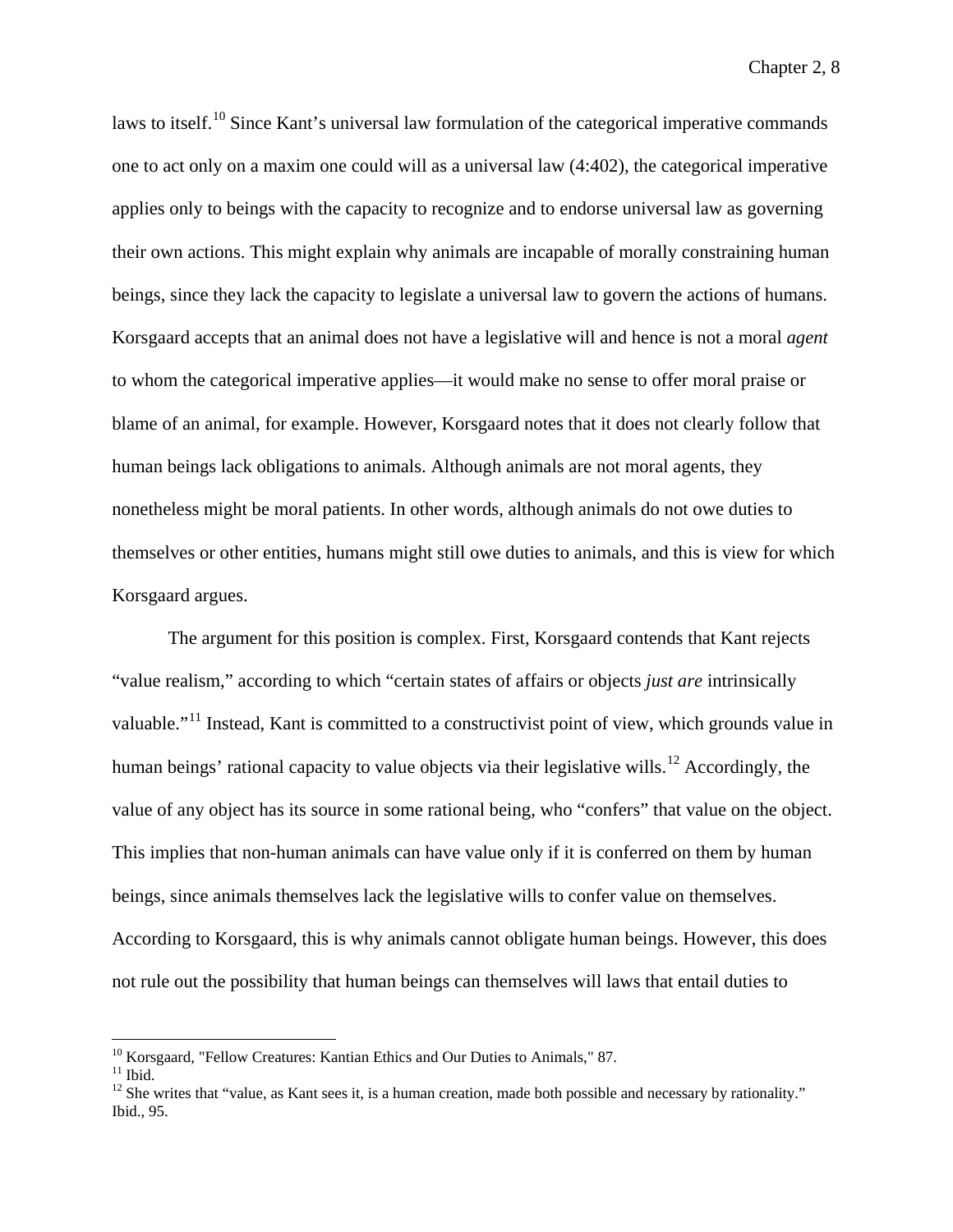laws to itself.[10] Since Kant's universal law formulation of the categorical imperative commands one to act only on a maxim one could will as a universal law (4:402), the categorical imperative applies only to beings with the capacity to recognize and to endorse universal law as governing their own actions. This might explain why animals are incapable of morally constraining human beings, since they lack the capacity to legislate a universal law to govern the actions of humans. Korsgaard accepts that an animal does not have a legislative will and hence is not a moral *agent* to whom the categorical imperative applies—it would make no sense to offer moral praise or blame of an animal, for example. However, Korsgaard notes that it does not clearly follow that human beings lack obligations to animals. Although animals are not moral agents, they nonetheless might be moral patients. In other words, although animals do not owe duties to themselves or other entities, humans might still owe duties to animals, and this is view for which Korsgaard argues.

The argument for this position is complex. First, Korsgaard contends that Kant rejects "value realism," according to which "certain states of affairs or objects *just are* intrinsically valuable."[11] Instead, Kant is committed to a constructivist point of view, which grounds value in human beings' rational capacity to value objects via their legislative wills.[12] Accordingly, the value of any object has its source in some rational being, who "confers" that value on the object. This implies that non-human animals can have value only if it is conferred on them by human beings, since animals themselves lack the legislative wills to confer value on themselves. According to Korsgaard, this is why animals cannot obligate human beings. However, this does not rule out the possibility that human beings can themselves will laws that entail duties to

[10] Korsgaard, "Fellow Creatures: Kantian Ethics and Our Duties to Animals," 87.

[11] Ibid.

[12] She writes that "value, as Kant sees it, is a human creation, made both possible and necessary by rationality." Ibid., 95.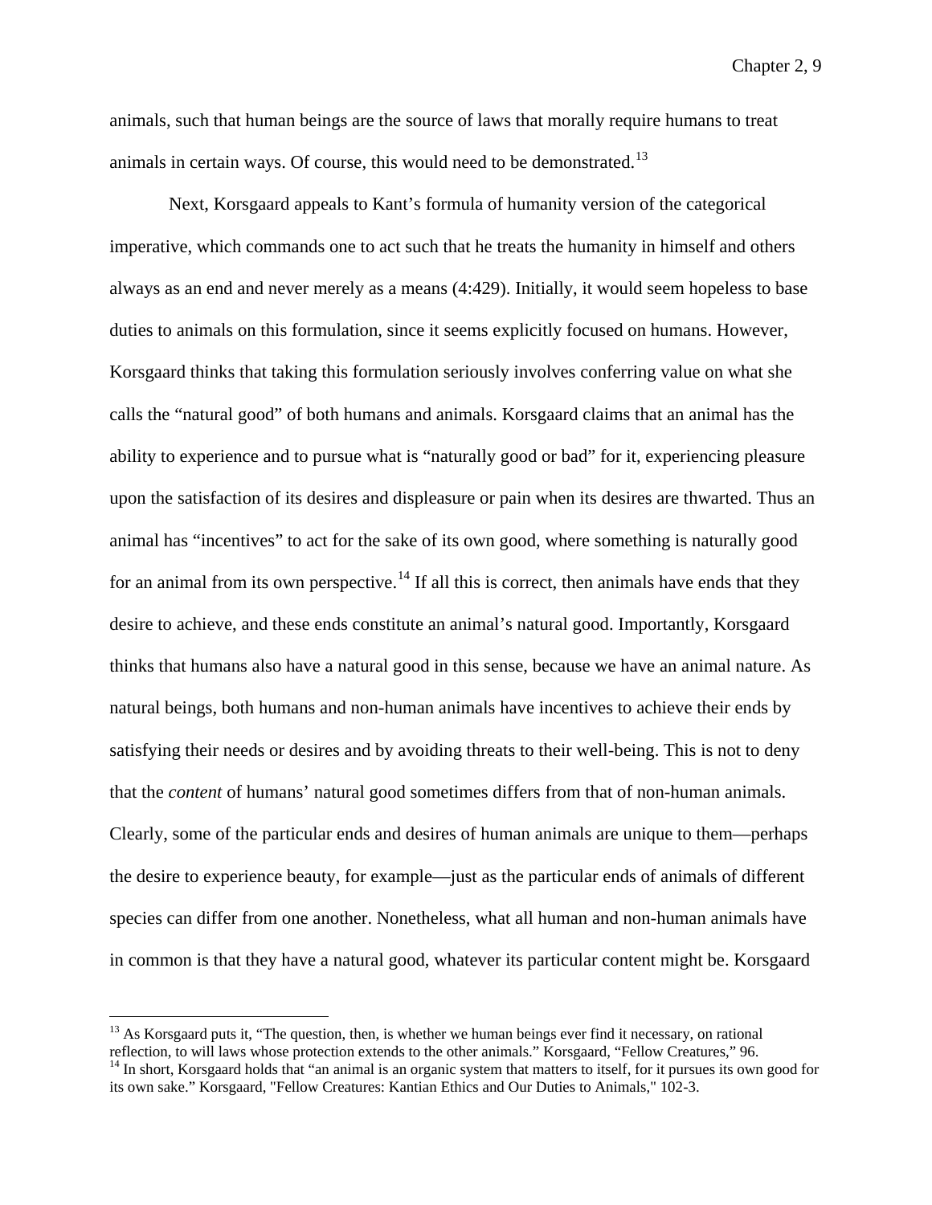animals, such that human beings are the source of laws that morally require humans to treat animals in certain ways. Of course, this would need to be demonstrated.[13]

Next, Korsgaard appeals to Kant's formula of humanity version of the categorical imperative, which commands one to act such that he treats the humanity in himself and others always as an end and never merely as a means (4:429). Initially, it would seem hopeless to base duties to animals on this formulation, since it seems explicitly focused on humans. However, Korsgaard thinks that taking this formulation seriously involves conferring value on what she calls the "natural good" of both humans and animals. Korsgaard claims that an animal has the ability to experience and to pursue what is "naturally good or bad" for it, experiencing pleasure upon the satisfaction of its desires and displeasure or pain when its desires are thwarted. Thus an animal has "incentives" to act for the sake of its own good, where something is naturally good for an animal from its own perspective.[14] If all this is correct, then animals have ends that they desire to achieve, and these ends constitute an animal's natural good. Importantly, Korsgaard thinks that humans also have a natural good in this sense, because we have an animal nature. As natural beings, both humans and non-human animals have incentives to achieve their ends by satisfying their needs or desires and by avoiding threats to their well-being. This is not to deny that the *content* of humans' natural good sometimes differs from that of non-human animals. Clearly, some of the particular ends and desires of human animals are unique to them—perhaps the desire to experience beauty, for example—just as the particular ends of animals of different species can differ from one another. Nonetheless, what all human and non-human animals have in common is that they have a natural good, whatever its particular content might be. Korsgaard

---

[13] As Korsgaard puts it, "The question, then, is whether we human beings ever find it necessary, on rational reflection, to will laws whose protection extends to the other animals." Korsgaard, "Fellow Creatures," 96.

[14] In short, Korsgaard holds that "an animal is an organic system that matters to itself, for it pursues its own good for its own sake." Korsgaard, "Fellow Creatures: Kantian Ethics and Our Duties to Animals," 102-3.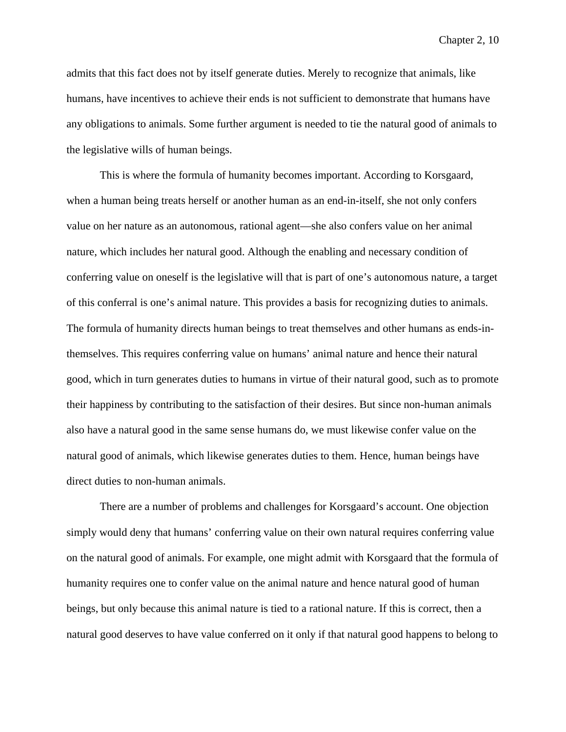admits that this fact does not by itself generate duties. Merely to recognize that animals, like humans, have incentives to achieve their ends is not sufficient to demonstrate that humans have any obligations to animals. Some further argument is needed to tie the natural good of animals to the legislative wills of human beings.

This is where the formula of humanity becomes important. According to Korsgaard, when a human being treats herself or another human as an end-in-itself, she not only confers value on her nature as an autonomous, rational agent—she also confers value on her animal nature, which includes her natural good. Although the enabling and necessary condition of conferring value on oneself is the legislative will that is part of one's autonomous nature, a target of this conferral is one's animal nature. This provides a basis for recognizing duties to animals. The formula of humanity directs human beings to treat themselves and other humans as ends-in-themselves. This requires conferring value on humans' animal nature and hence their natural good, which in turn generates duties to humans in virtue of their natural good, such as to promote their happiness by contributing to the satisfaction of their desires. But since non-human animals also have a natural good in the same sense humans do, we must likewise confer value on the natural good of animals, which likewise generates duties to them. Hence, human beings have direct duties to non-human animals.

There are a number of problems and challenges for Korsgaard's account. One objection simply would deny that humans' conferring value on their own natural requires conferring value on the natural good of animals. For example, one might admit with Korsgaard that the formula of humanity requires one to confer value on the animal nature and hence natural good of human beings, but only because this animal nature is tied to a rational nature. If this is correct, then a natural good deserves to have value conferred on it only if that natural good happens to belong to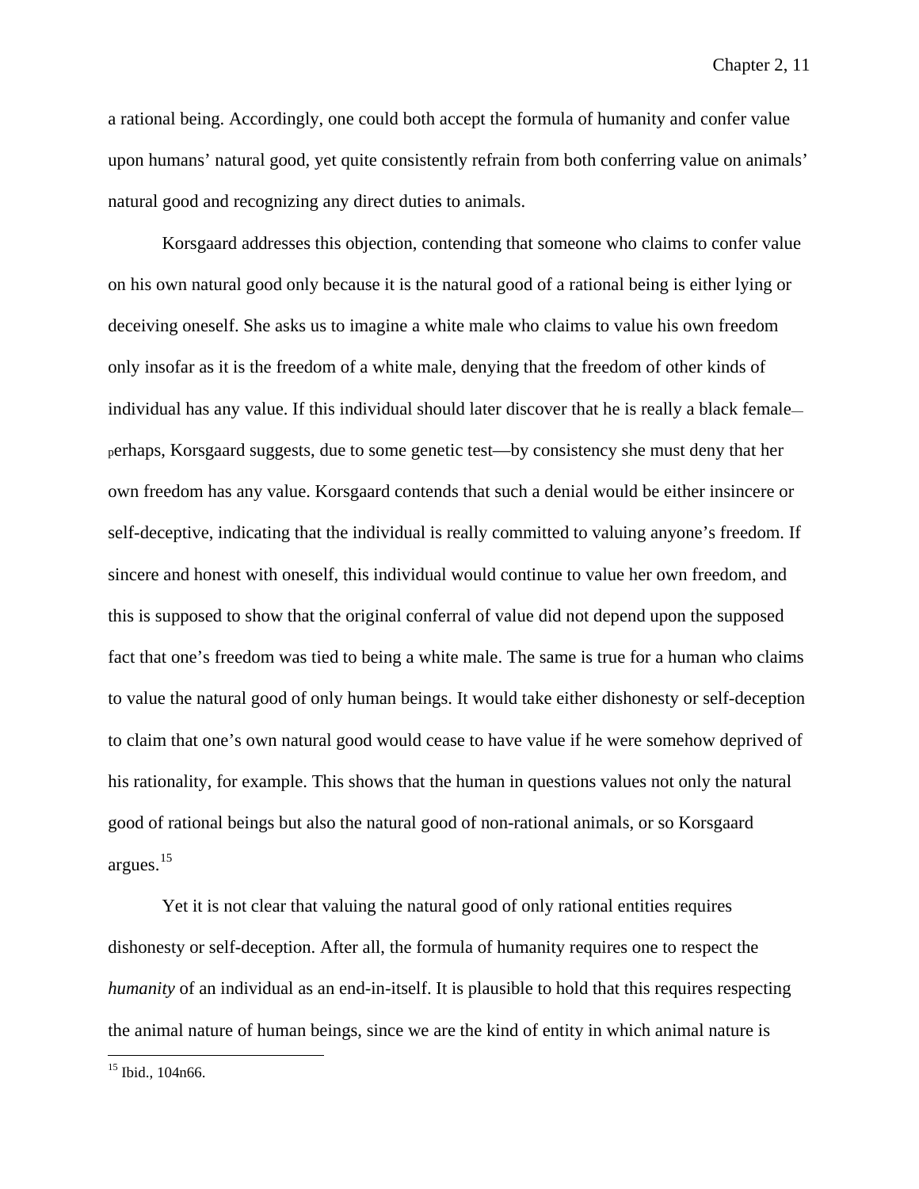a rational being. Accordingly, one could both accept the formula of humanity and confer value upon humans' natural good, yet quite consistently refrain from both conferring value on animals' natural good and recognizing any direct duties to animals.

Korsgaard addresses this objection, contending that someone who claims to confer value on his own natural good only because it is the natural good of a rational being is either lying or deceiving oneself. She asks us to imagine a white male who claims to value his own freedom only insofar as it is the freedom of a white male, denying that the freedom of other kinds of individual has any value. If this individual should later discover that he is really a black female—perhaps, Korsgaard suggests, due to some genetic test—by consistency she must deny that her own freedom has any value. Korsgaard contends that such a denial would be either insincere or self-deceptive, indicating that the individual is really committed to valuing anyone's freedom. If sincere and honest with oneself, this individual would continue to value her own freedom, and this is supposed to show that the original conferral of value did not depend upon the supposed fact that one's freedom was tied to being a white male. The same is true for a human who claims to value the natural good of only human beings. It would take either dishonesty or self-deception to claim that one's own natural good would cease to have value if he were somehow deprived of his rationality, for example. This shows that the human in questions values not only the natural good of rational beings but also the natural good of non-rational animals, or so Korsgaard argues.[15]

Yet it is not clear that valuing the natural good of only rational entities requires dishonesty or self-deception. After all, the formula of humanity requires one to respect the *humanity* of an individual as an end-in-itself. It is plausible to hold that this requires respecting the animal nature of human beings, since we are the kind of entity in which animal nature is

[15] Ibid., 104n66.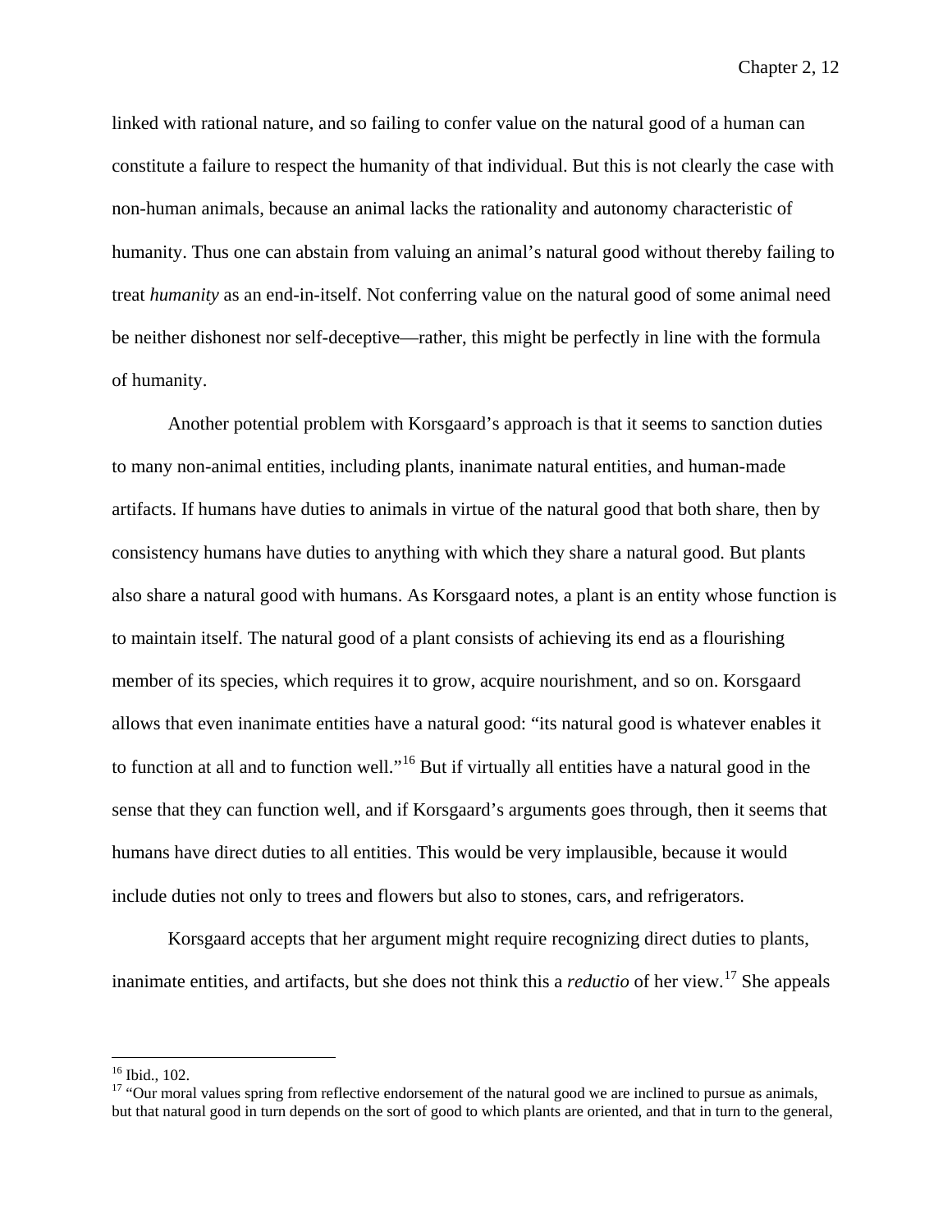linked with rational nature, and so failing to confer value on the natural good of a human can constitute a failure to respect the humanity of that individual. But this is not clearly the case with non-human animals, because an animal lacks the rationality and autonomy characteristic of humanity. Thus one can abstain from valuing an animal's natural good without thereby failing to treat *humanity* as an end-in-itself. Not conferring value on the natural good of some animal need be neither dishonest nor self-deceptive—rather, this might be perfectly in line with the formula of humanity.

Another potential problem with Korsgaard's approach is that it seems to sanction duties to many non-animal entities, including plants, inanimate natural entities, and human-made artifacts. If humans have duties to animals in virtue of the natural good that both share, then by consistency humans have duties to anything with which they share a natural good. But plants also share a natural good with humans. As Korsgaard notes, a plant is an entity whose function is to maintain itself. The natural good of a plant consists of achieving its end as a flourishing member of its species, which requires it to grow, acquire nourishment, and so on. Korsgaard allows that even inanimate entities have a natural good: "its natural good is whatever enables it to function at all and to function well."[16] But if virtually all entities have a natural good in the sense that they can function well, and if Korsgaard's arguments goes through, then it seems that humans have direct duties to all entities. This would be very implausible, because it would include duties not only to trees and flowers but also to stones, cars, and refrigerators.

Korsgaard accepts that her argument might require recognizing direct duties to plants, inanimate entities, and artifacts, but she does not think this a *reductio* of her view.[17] She appeals

[16] Ibid., 102.

[17] "Our moral values spring from reflective endorsement of the natural good we are inclined to pursue as animals, but that natural good in turn depends on the sort of good to which plants are oriented, and that in turn to the general,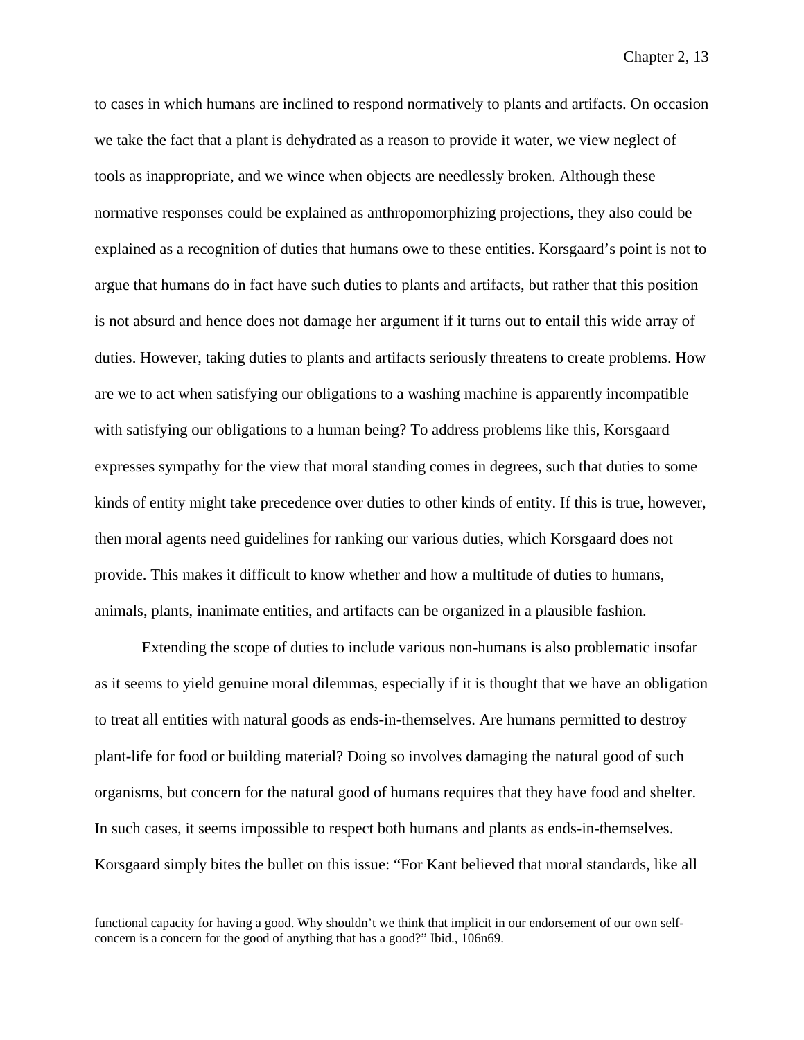to cases in which humans are inclined to respond normatively to plants and artifacts. On occasion we take the fact that a plant is dehydrated as a reason to provide it water, we view neglect of tools as inappropriate, and we wince when objects are needlessly broken. Although these normative responses could be explained as anthropomorphizing projections, they also could be explained as a recognition of duties that humans owe to these entities. Korsgaard's point is not to argue that humans do in fact have such duties to plants and artifacts, but rather that this position is not absurd and hence does not damage her argument if it turns out to entail this wide array of duties. However, taking duties to plants and artifacts seriously threatens to create problems. How are we to act when satisfying our obligations to a washing machine is apparently incompatible with satisfying our obligations to a human being? To address problems like this, Korsgaard expresses sympathy for the view that moral standing comes in degrees, such that duties to some kinds of entity might take precedence over duties to other kinds of entity. If this is true, however, then moral agents need guidelines for ranking our various duties, which Korsgaard does not provide. This makes it difficult to know whether and how a multitude of duties to humans, animals, plants, inanimate entities, and artifacts can be organized in a plausible fashion.

Extending the scope of duties to include various non-humans is also problematic insofar as it seems to yield genuine moral dilemmas, especially if it is thought that we have an obligation to treat all entities with natural goods as ends-in-themselves. Are humans permitted to destroy plant-life for food or building material? Doing so involves damaging the natural good of such organisms, but concern for the natural good of humans requires that they have food and shelter. In such cases, it seems impossible to respect both humans and plants as ends-in-themselves. Korsgaard simply bites the bullet on this issue: "For Kant believed that moral standards, like all

---

functional capacity for having a good. Why shouldn't we think that implicit in our endorsement of our own self-concern is a concern for the good of anything that has a good?" Ibid., 106n69.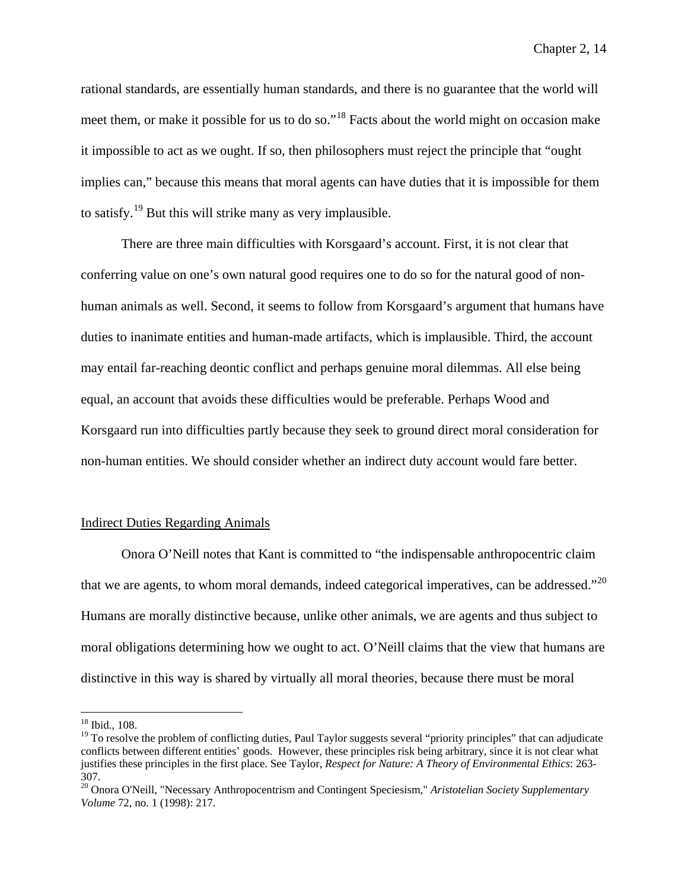rational standards, are essentially human standards, and there is no guarantee that the world will meet them, or make it possible for us to do so."[18] Facts about the world might on occasion make it impossible to act as we ought. If so, then philosophers must reject the principle that "ought implies can," because this means that moral agents can have duties that it is impossible for them to satisfy.[19] But this will strike many as very implausible.

There are three main difficulties with Korsgaard's account. First, it is not clear that conferring value on one's own natural good requires one to do so for the natural good of non-human animals as well. Second, it seems to follow from Korsgaard's argument that humans have duties to inanimate entities and human-made artifacts, which is implausible. Third, the account may entail far-reaching deontic conflict and perhaps genuine moral dilemmas. All else being equal, an account that avoids these difficulties would be preferable. Perhaps Wood and Korsgaard run into difficulties partly because they seek to ground direct moral consideration for non-human entities. We should consider whether an indirect duty account would fare better.

## Indirect Duties Regarding Animals

Onora O'Neill notes that Kant is committed to "the indispensable anthropocentric claim that we are agents, to whom moral demands, indeed categorical imperatives, can be addressed."[20] Humans are morally distinctive because, unlike other animals, we are agents and thus subject to moral obligations determining how we ought to act. O'Neill claims that the view that humans are distinctive in this way is shared by virtually all moral theories, because there must be moral

---

[18] Ibid., 108.

[19] To resolve the problem of conflicting duties, Paul Taylor suggests several "priority principles" that can adjudicate conflicts between different entities' goods. However, these principles risk being arbitrary, since it is not clear what justifies these principles in the first place. See Taylor, *Respect for Nature: A Theory of Environmental Ethics*: 263-307.

[20] Onora O'Neill, "Necessary Anthropocentrism and Contingent Speciesism," *Aristotelian Society Supplementary Volume* 72, no. 1 (1998): 217.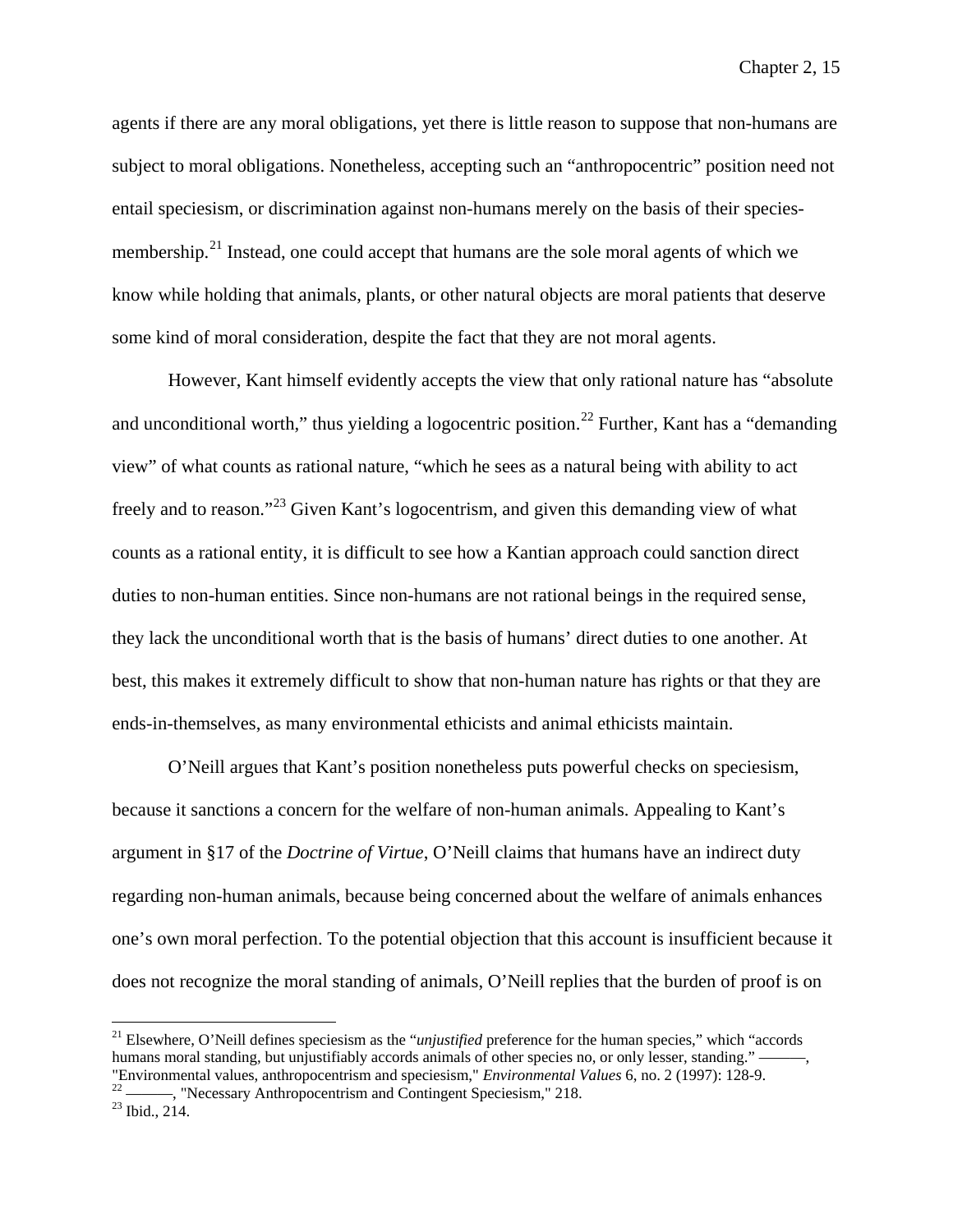agents if there are any moral obligations, yet there is little reason to suppose that non-humans are subject to moral obligations. Nonetheless, accepting such an "anthropocentric" position need not entail speciesism, or discrimination against non-humans merely on the basis of their species-membership.[21] Instead, one could accept that humans are the sole moral agents of which we know while holding that animals, plants, or other natural objects are moral patients that deserve some kind of moral consideration, despite the fact that they are not moral agents.

However, Kant himself evidently accepts the view that only rational nature has "absolute and unconditional worth," thus yielding a logocentric position.[22] Further, Kant has a "demanding view" of what counts as rational nature, "which he sees as a natural being with ability to act freely and to reason."[23] Given Kant's logocentrism, and given this demanding view of what counts as a rational entity, it is difficult to see how a Kantian approach could sanction direct duties to non-human entities. Since non-humans are not rational beings in the required sense, they lack the unconditional worth that is the basis of humans' direct duties to one another. At best, this makes it extremely difficult to show that non-human nature has rights or that they are ends-in-themselves, as many environmental ethicists and animal ethicists maintain.

O'Neill argues that Kant's position nonetheless puts powerful checks on speciesism, because it sanctions a concern for the welfare of non-human animals. Appealing to Kant's argument in §17 of the *Doctrine of Virtue*, O'Neill claims that humans have an indirect duty regarding non-human animals, because being concerned about the welfare of animals enhances one's own moral perfection. To the potential objection that this account is insufficient because it does not recognize the moral standing of animals, O'Neill replies that the burden of proof is on

---

[21] Elsewhere, O'Neill defines speciesism as the "*unjustified* preference for the human species," which "accords humans moral standing, but unjustifiably accords animals of other species no, or only lesser, standing." ———, "Environmental values, anthropocentrism and speciesism," *Environmental Values* 6, no. 2 (1997): 128-9.

[22] ———, "Necessary Anthropocentrism and Contingent Speciesism," 218.

[23] Ibid., 214.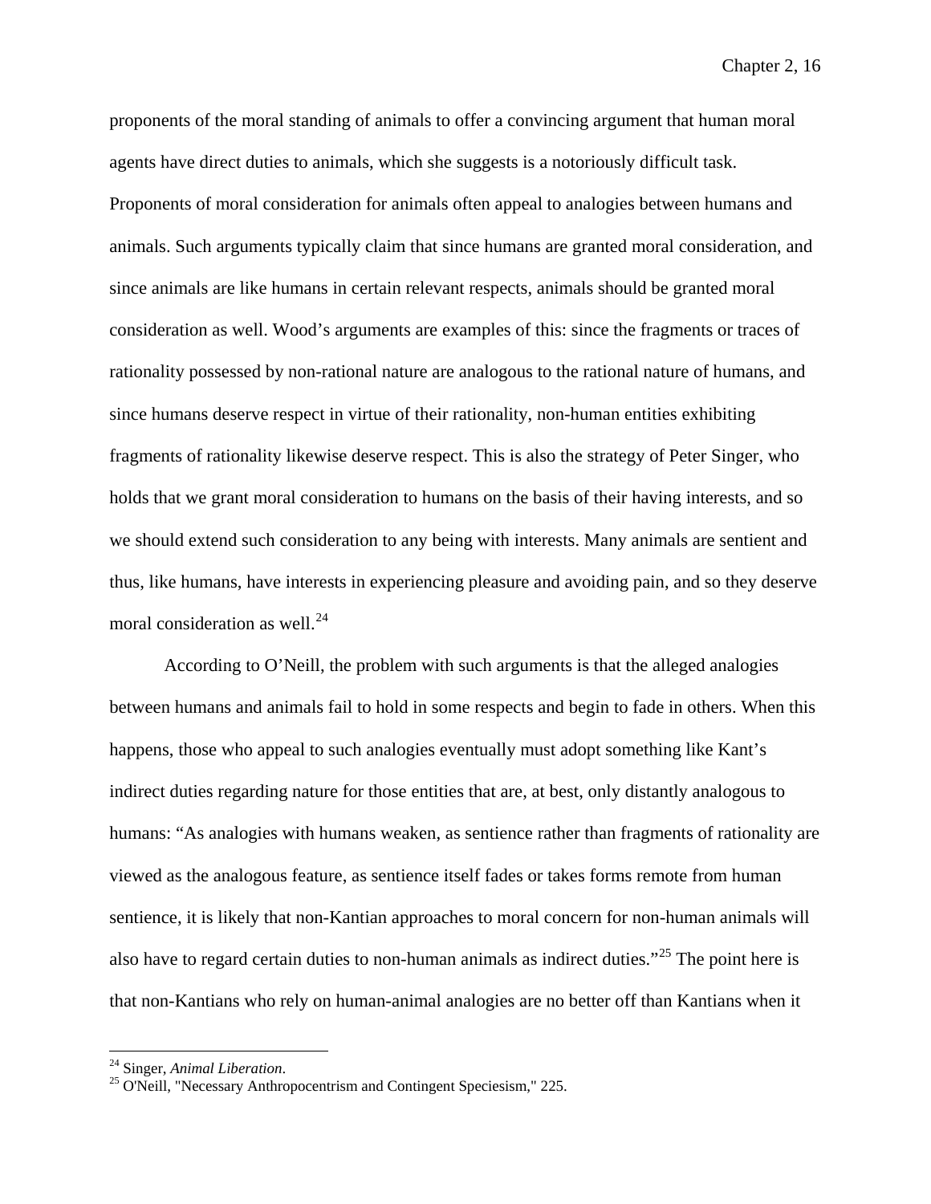proponents of the moral standing of animals to offer a convincing argument that human moral agents have direct duties to animals, which she suggests is a notoriously difficult task. Proponents of moral consideration for animals often appeal to analogies between humans and animals. Such arguments typically claim that since humans are granted moral consideration, and since animals are like humans in certain relevant respects, animals should be granted moral consideration as well. Wood's arguments are examples of this: since the fragments or traces of rationality possessed by non-rational nature are analogous to the rational nature of humans, and since humans deserve respect in virtue of their rationality, non-human entities exhibiting fragments of rationality likewise deserve respect. This is also the strategy of Peter Singer, who holds that we grant moral consideration to humans on the basis of their having interests, and so we should extend such consideration to any being with interests. Many animals are sentient and thus, like humans, have interests in experiencing pleasure and avoiding pain, and so they deserve moral consideration as well.[24]

According to O'Neill, the problem with such arguments is that the alleged analogies between humans and animals fail to hold in some respects and begin to fade in others. When this happens, those who appeal to such analogies eventually must adopt something like Kant's indirect duties regarding nature for those entities that are, at best, only distantly analogous to humans: "As analogies with humans weaken, as sentience rather than fragments of rationality are viewed as the analogous feature, as sentience itself fades or takes forms remote from human sentience, it is likely that non-Kantian approaches to moral concern for non-human animals will also have to regard certain duties to non-human animals as indirect duties."[25] The point here is that non-Kantians who rely on human-animal analogies are no better off than Kantians when it

[24] Singer, *Animal Liberation*.

[25] O'Neill, "Necessary Anthropocentrism and Contingent Speciesism," 225.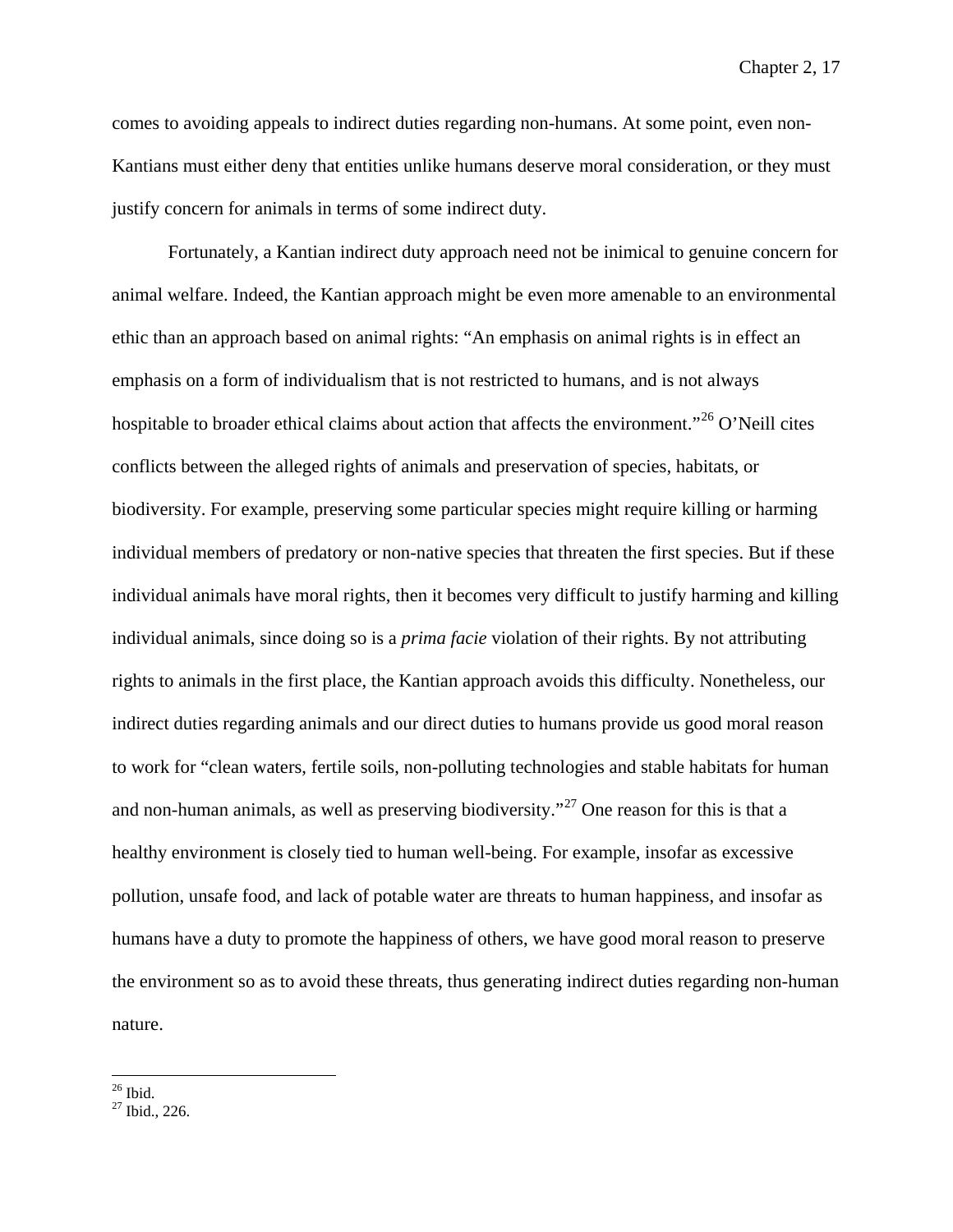comes to avoiding appeals to indirect duties regarding non-humans. At some point, even non-Kantians must either deny that entities unlike humans deserve moral consideration, or they must justify concern for animals in terms of some indirect duty.

Fortunately, a Kantian indirect duty approach need not be inimical to genuine concern for animal welfare. Indeed, the Kantian approach might be even more amenable to an environmental ethic than an approach based on animal rights: "An emphasis on animal rights is in effect an emphasis on a form of individualism that is not restricted to humans, and is not always hospitable to broader ethical claims about action that affects the environment."[26] O'Neill cites conflicts between the alleged rights of animals and preservation of species, habitats, or biodiversity. For example, preserving some particular species might require killing or harming individual members of predatory or non-native species that threaten the first species. But if these individual animals have moral rights, then it becomes very difficult to justify harming and killing individual animals, since doing so is a *prima facie* violation of their rights. By not attributing rights to animals in the first place, the Kantian approach avoids this difficulty. Nonetheless, our indirect duties regarding animals and our direct duties to humans provide us good moral reason to work for "clean waters, fertile soils, non-polluting technologies and stable habitats for human and non-human animals, as well as preserving biodiversity."[27] One reason for this is that a healthy environment is closely tied to human well-being. For example, insofar as excessive pollution, unsafe food, and lack of potable water are threats to human happiness, and insofar as humans have a duty to promote the happiness of others, we have good moral reason to preserve the environment so as to avoid these threats, thus generating indirect duties regarding non-human nature.

---

[26] Ibid.

[27] Ibid., 226.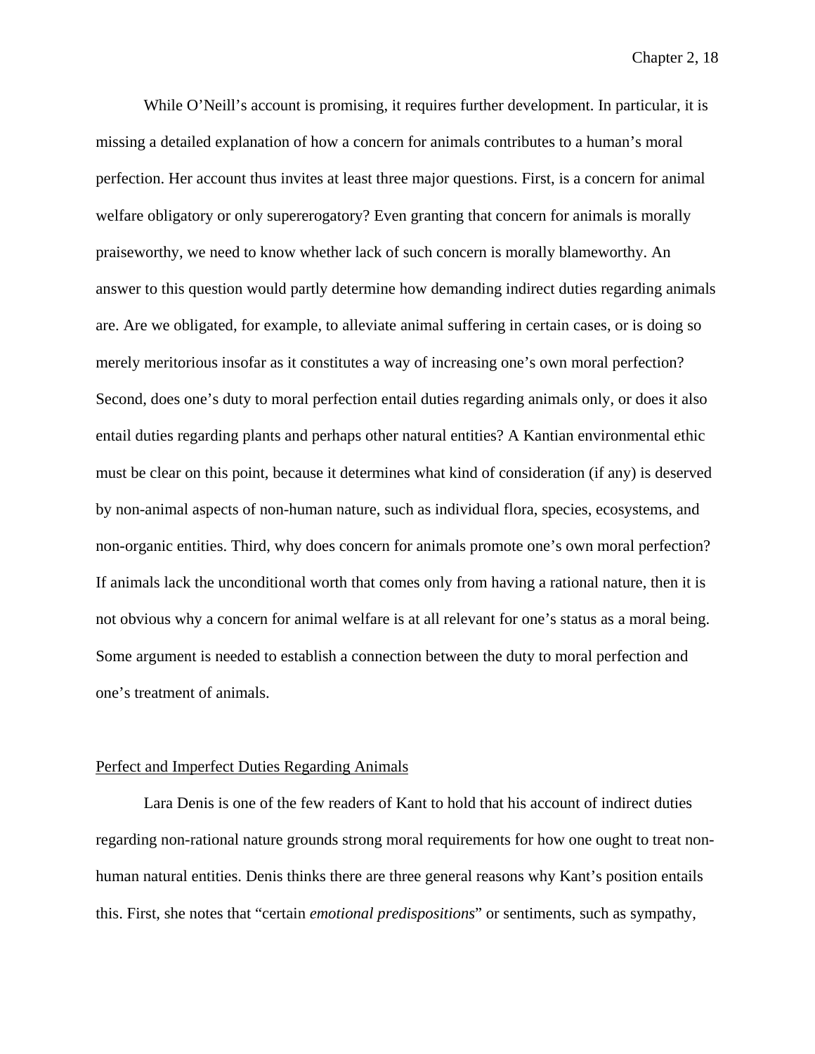While O'Neill's account is promising, it requires further development. In particular, it is missing a detailed explanation of how a concern for animals contributes to a human's moral perfection. Her account thus invites at least three major questions. First, is a concern for animal welfare obligatory or only supererogatory? Even granting that concern for animals is morally praiseworthy, we need to know whether lack of such concern is morally blameworthy. An answer to this question would partly determine how demanding indirect duties regarding animals are. Are we obligated, for example, to alleviate animal suffering in certain cases, or is doing so merely meritorious insofar as it constitutes a way of increasing one's own moral perfection? Second, does one's duty to moral perfection entail duties regarding animals only, or does it also entail duties regarding plants and perhaps other natural entities? A Kantian environmental ethic must be clear on this point, because it determines what kind of consideration (if any) is deserved by non-animal aspects of non-human nature, such as individual flora, species, ecosystems, and non-organic entities. Third, why does concern for animals promote one's own moral perfection? If animals lack the unconditional worth that comes only from having a rational nature, then it is not obvious why a concern for animal welfare is at all relevant for one's status as a moral being. Some argument is needed to establish a connection between the duty to moral perfection and one's treatment of animals.

## Perfect and Imperfect Duties Regarding Animals

Lara Denis is one of the few readers of Kant to hold that his account of indirect duties regarding non-rational nature grounds strong moral requirements for how one ought to treat non-human natural entities. Denis thinks there are three general reasons why Kant's position entails this. First, she notes that "certain *emotional predispositions*" or sentiments, such as sympathy,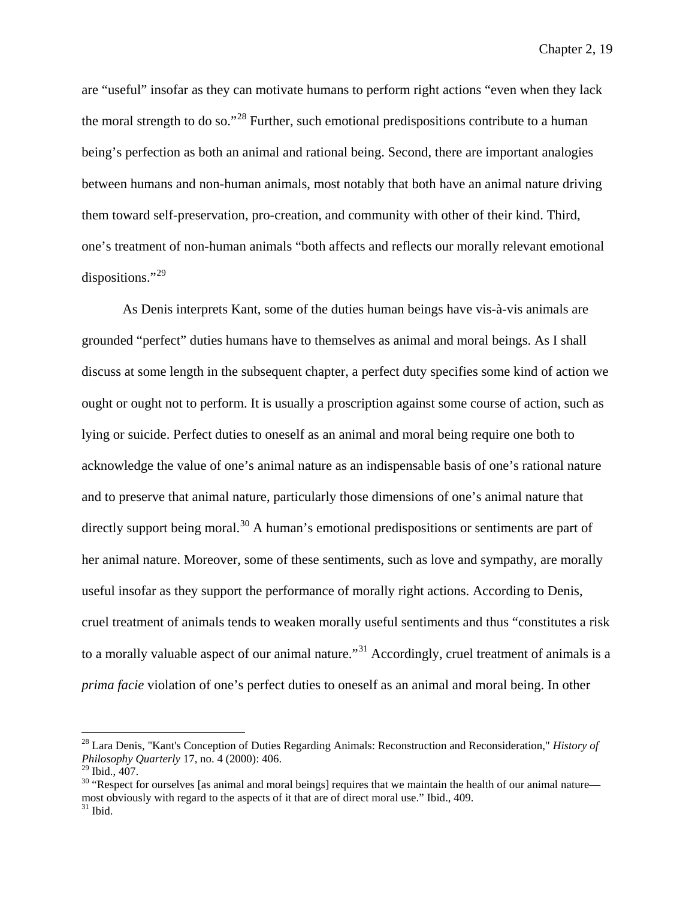are "useful" insofar as they can motivate humans to perform right actions "even when they lack the moral strength to do so."[28] Further, such emotional predispositions contribute to a human being's perfection as both an animal and rational being. Second, there are important analogies between humans and non-human animals, most notably that both have an animal nature driving them toward self-preservation, pro-creation, and community with other of their kind. Third, one's treatment of non-human animals "both affects and reflects our morally relevant emotional dispositions."[29]

As Denis interprets Kant, some of the duties human beings have vis-à-vis animals are grounded "perfect" duties humans have to themselves as animal and moral beings. As I shall discuss at some length in the subsequent chapter, a perfect duty specifies some kind of action we ought or ought not to perform. It is usually a proscription against some course of action, such as lying or suicide. Perfect duties to oneself as an animal and moral being require one both to acknowledge the value of one's animal nature as an indispensable basis of one's rational nature and to preserve that animal nature, particularly those dimensions of one's animal nature that directly support being moral.[30] A human's emotional predispositions or sentiments are part of her animal nature. Moreover, some of these sentiments, such as love and sympathy, are morally useful insofar as they support the performance of morally right actions. According to Denis, cruel treatment of animals tends to weaken morally useful sentiments and thus "constitutes a risk to a morally valuable aspect of our animal nature."[31] Accordingly, cruel treatment of animals is a *prima facie* violation of one's perfect duties to oneself as an animal and moral being. In other

---

[28] Lara Denis, "Kant's Conception of Duties Regarding Animals: Reconstruction and Reconsideration," *History of Philosophy Quarterly* 17, no. 4 (2000): 406.

[29] Ibid., 407.

[30] "Respect for ourselves [as animal and moral beings] requires that we maintain the health of our animal nature—most obviously with regard to the aspects of it that are of direct moral use." Ibid., 409.

[31] Ibid.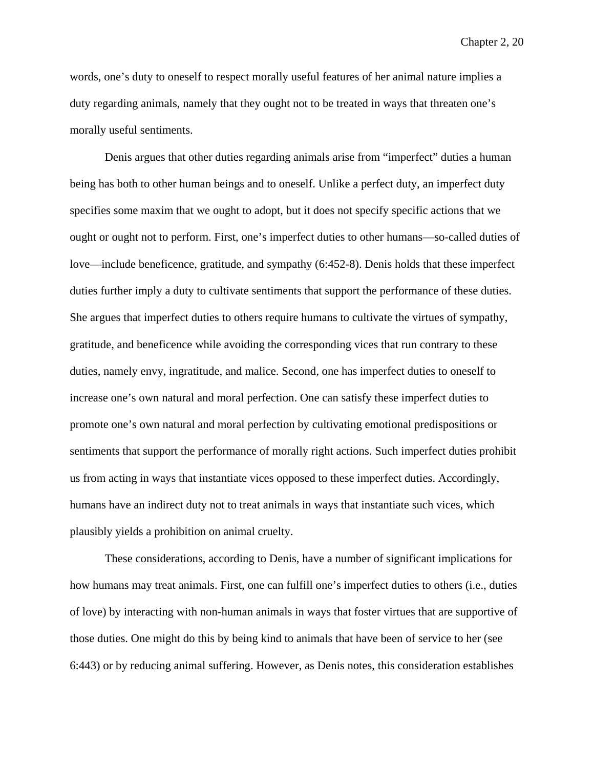words, one's duty to oneself to respect morally useful features of her animal nature implies a duty regarding animals, namely that they ought not to be treated in ways that threaten one's morally useful sentiments.

Denis argues that other duties regarding animals arise from "imperfect" duties a human being has both to other human beings and to oneself. Unlike a perfect duty, an imperfect duty specifies some maxim that we ought to adopt, but it does not specify specific actions that we ought or ought not to perform. First, one's imperfect duties to other humans—so-called duties of love—include beneficence, gratitude, and sympathy (6:452-8). Denis holds that these imperfect duties further imply a duty to cultivate sentiments that support the performance of these duties. She argues that imperfect duties to others require humans to cultivate the virtues of sympathy, gratitude, and beneficence while avoiding the corresponding vices that run contrary to these duties, namely envy, ingratitude, and malice. Second, one has imperfect duties to oneself to increase one's own natural and moral perfection. One can satisfy these imperfect duties to promote one's own natural and moral perfection by cultivating emotional predispositions or sentiments that support the performance of morally right actions. Such imperfect duties prohibit us from acting in ways that instantiate vices opposed to these imperfect duties. Accordingly, humans have an indirect duty not to treat animals in ways that instantiate such vices, which plausibly yields a prohibition on animal cruelty.

These considerations, according to Denis, have a number of significant implications for how humans may treat animals. First, one can fulfill one's imperfect duties to others (i.e., duties of love) by interacting with non-human animals in ways that foster virtues that are supportive of those duties. One might do this by being kind to animals that have been of service to her (see 6:443) or by reducing animal suffering. However, as Denis notes, this consideration establishes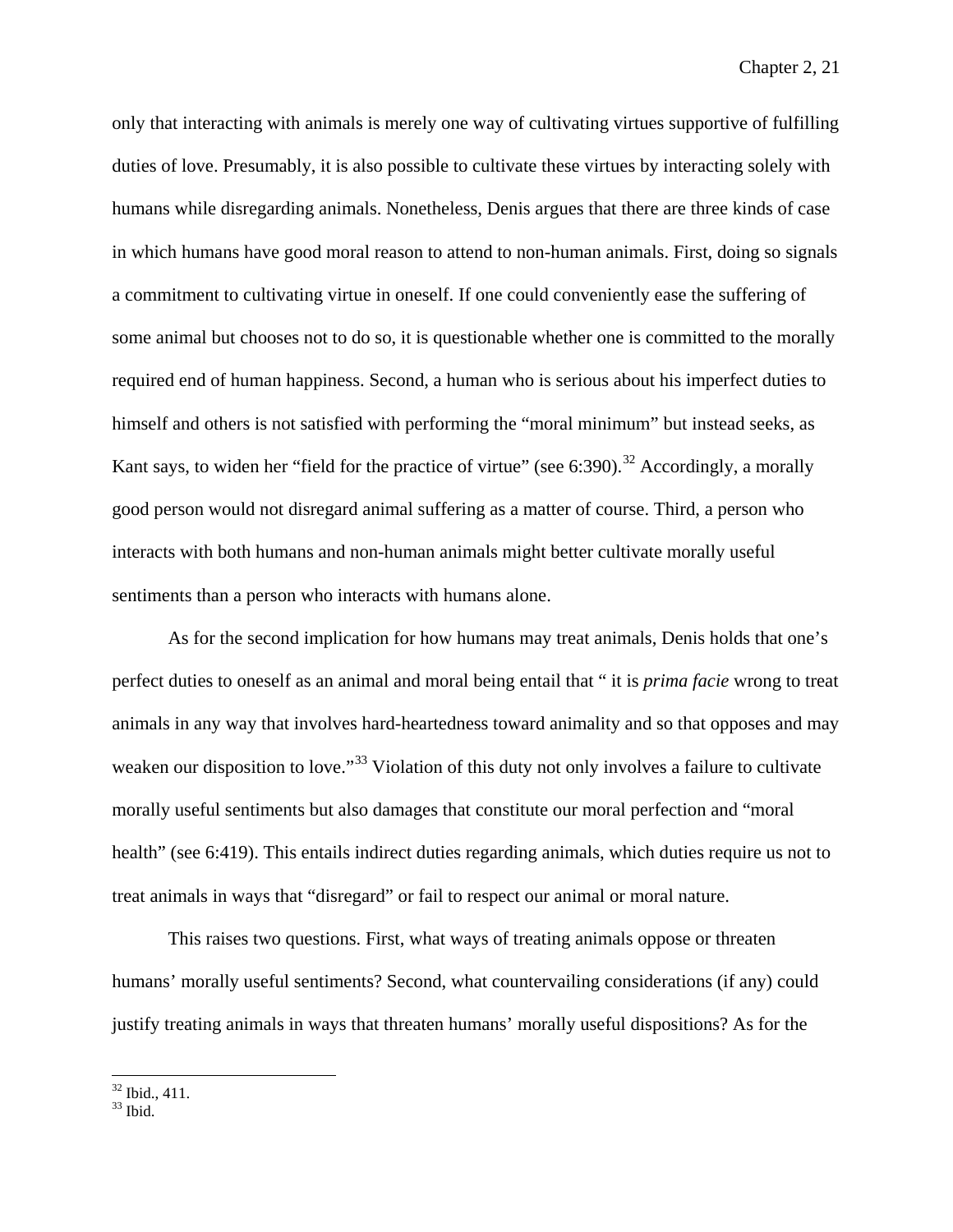only that interacting with animals is merely one way of cultivating virtues supportive of fulfilling duties of love. Presumably, it is also possible to cultivate these virtues by interacting solely with humans while disregarding animals. Nonetheless, Denis argues that there are three kinds of case in which humans have good moral reason to attend to non-human animals. First, doing so signals a commitment to cultivating virtue in oneself. If one could conveniently ease the suffering of some animal but chooses not to do so, it is questionable whether one is committed to the morally required end of human happiness. Second, a human who is serious about his imperfect duties to himself and others is not satisfied with performing the "moral minimum" but instead seeks, as Kant says, to widen her "field for the practice of virtue" (see 6:390).[32] Accordingly, a morally good person would not disregard animal suffering as a matter of course. Third, a person who interacts with both humans and non-human animals might better cultivate morally useful sentiments than a person who interacts with humans alone.

As for the second implication for how humans may treat animals, Denis holds that one's perfect duties to oneself as an animal and moral being entail that " it is *prima facie* wrong to treat animals in any way that involves hard-heartedness toward animality and so that opposes and may weaken our disposition to love."[33] Violation of this duty not only involves a failure to cultivate morally useful sentiments but also damages that constitute our moral perfection and "moral health" (see 6:419). This entails indirect duties regarding animals, which duties require us not to treat animals in ways that "disregard" or fail to respect our animal or moral nature.

This raises two questions. First, what ways of treating animals oppose or threaten humans' morally useful sentiments? Second, what countervailing considerations (if any) could justify treating animals in ways that threaten humans' morally useful dispositions? As for the

[32] Ibid., 411.
[33] Ibid.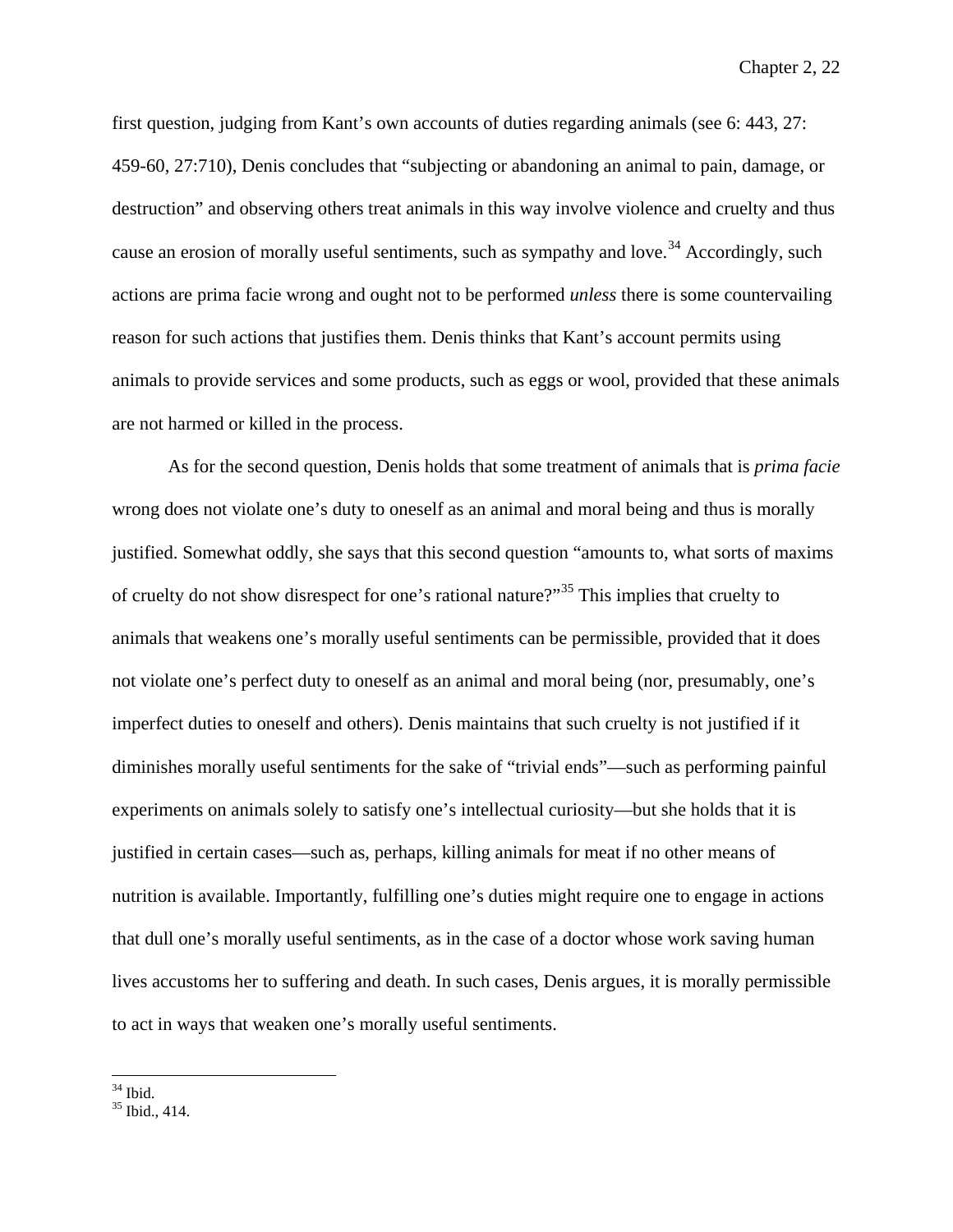first question, judging from Kant's own accounts of duties regarding animals (see 6: 443, 27: 459-60, 27:710), Denis concludes that "subjecting or abandoning an animal to pain, damage, or destruction" and observing others treat animals in this way involve violence and cruelty and thus cause an erosion of morally useful sentiments, such as sympathy and love.[34] Accordingly, such actions are prima facie wrong and ought not to be performed *unless* there is some countervailing reason for such actions that justifies them. Denis thinks that Kant's account permits using animals to provide services and some products, such as eggs or wool, provided that these animals are not harmed or killed in the process.

As for the second question, Denis holds that some treatment of animals that is *prima facie* wrong does not violate one's duty to oneself as an animal and moral being and thus is morally justified. Somewhat oddly, she says that this second question "amounts to, what sorts of maxims of cruelty do not show disrespect for one's rational nature?"[35] This implies that cruelty to animals that weakens one's morally useful sentiments can be permissible, provided that it does not violate one's perfect duty to oneself as an animal and moral being (nor, presumably, one's imperfect duties to oneself and others). Denis maintains that such cruelty is not justified if it diminishes morally useful sentiments for the sake of "trivial ends"—such as performing painful experiments on animals solely to satisfy one's intellectual curiosity—but she holds that it is justified in certain cases—such as, perhaps, killing animals for meat if no other means of nutrition is available. Importantly, fulfilling one's duties might require one to engage in actions that dull one's morally useful sentiments, as in the case of a doctor whose work saving human lives accustoms her to suffering and death. In such cases, Denis argues, it is morally permissible to act in ways that weaken one's morally useful sentiments.

---

[34] Ibid.

[35] Ibid., 414.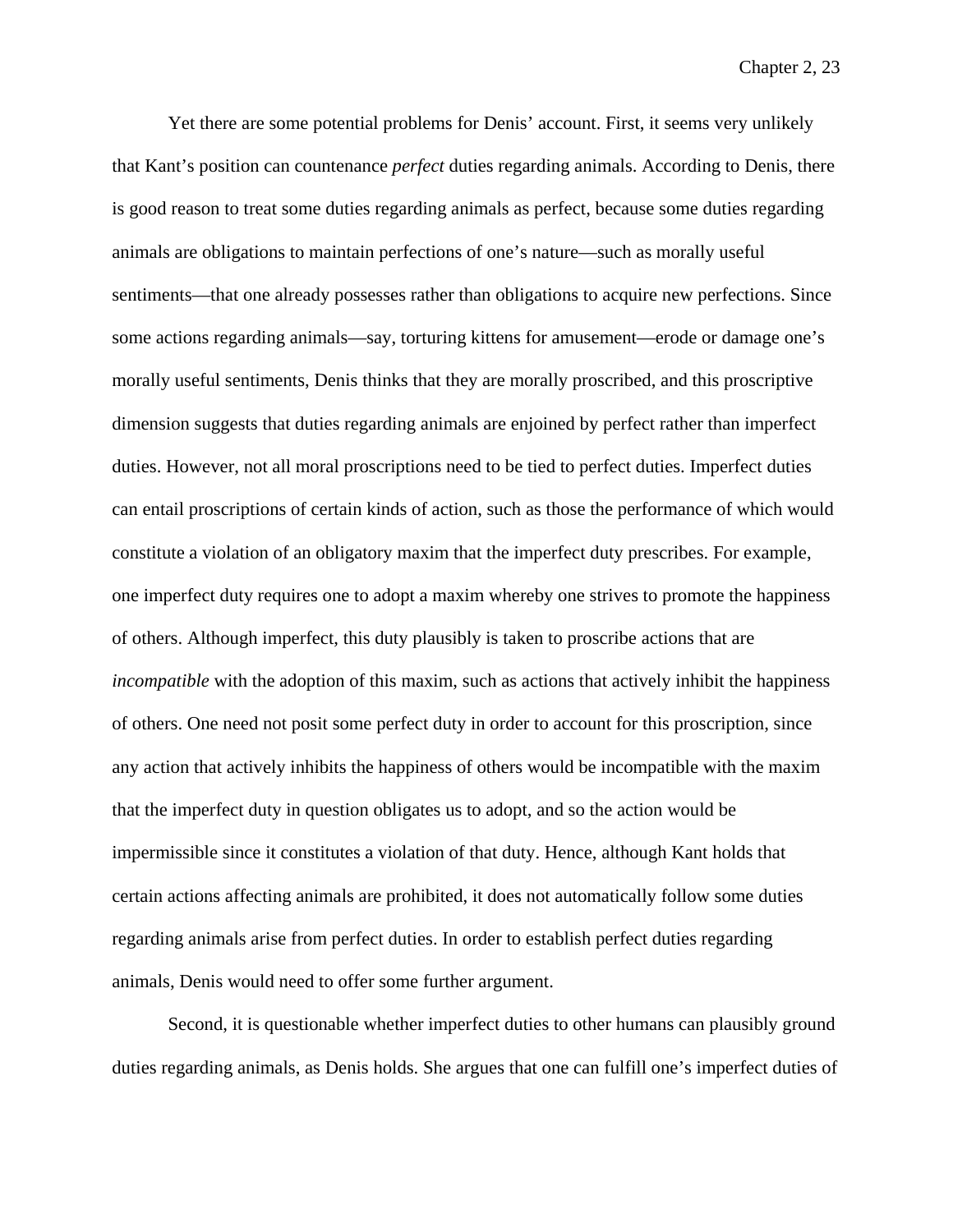Yet there are some potential problems for Denis' account. First, it seems very unlikely that Kant's position can countenance *perfect* duties regarding animals. According to Denis, there is good reason to treat some duties regarding animals as perfect, because some duties regarding animals are obligations to maintain perfections of one's nature—such as morally useful sentiments—that one already possesses rather than obligations to acquire new perfections. Since some actions regarding animals—say, torturing kittens for amusement—erode or damage one's morally useful sentiments, Denis thinks that they are morally proscribed, and this proscriptive dimension suggests that duties regarding animals are enjoined by perfect rather than imperfect duties. However, not all moral proscriptions need to be tied to perfect duties. Imperfect duties can entail proscriptions of certain kinds of action, such as those the performance of which would constitute a violation of an obligatory maxim that the imperfect duty prescribes. For example, one imperfect duty requires one to adopt a maxim whereby one strives to promote the happiness of others. Although imperfect, this duty plausibly is taken to proscribe actions that are *incompatible* with the adoption of this maxim, such as actions that actively inhibit the happiness of others. One need not posit some perfect duty in order to account for this proscription, since any action that actively inhibits the happiness of others would be incompatible with the maxim that the imperfect duty in question obligates us to adopt, and so the action would be impermissible since it constitutes a violation of that duty. Hence, although Kant holds that certain actions affecting animals are prohibited, it does not automatically follow some duties regarding animals arise from perfect duties. In order to establish perfect duties regarding animals, Denis would need to offer some further argument.

Second, it is questionable whether imperfect duties to other humans can plausibly ground duties regarding animals, as Denis holds. She argues that one can fulfill one's imperfect duties of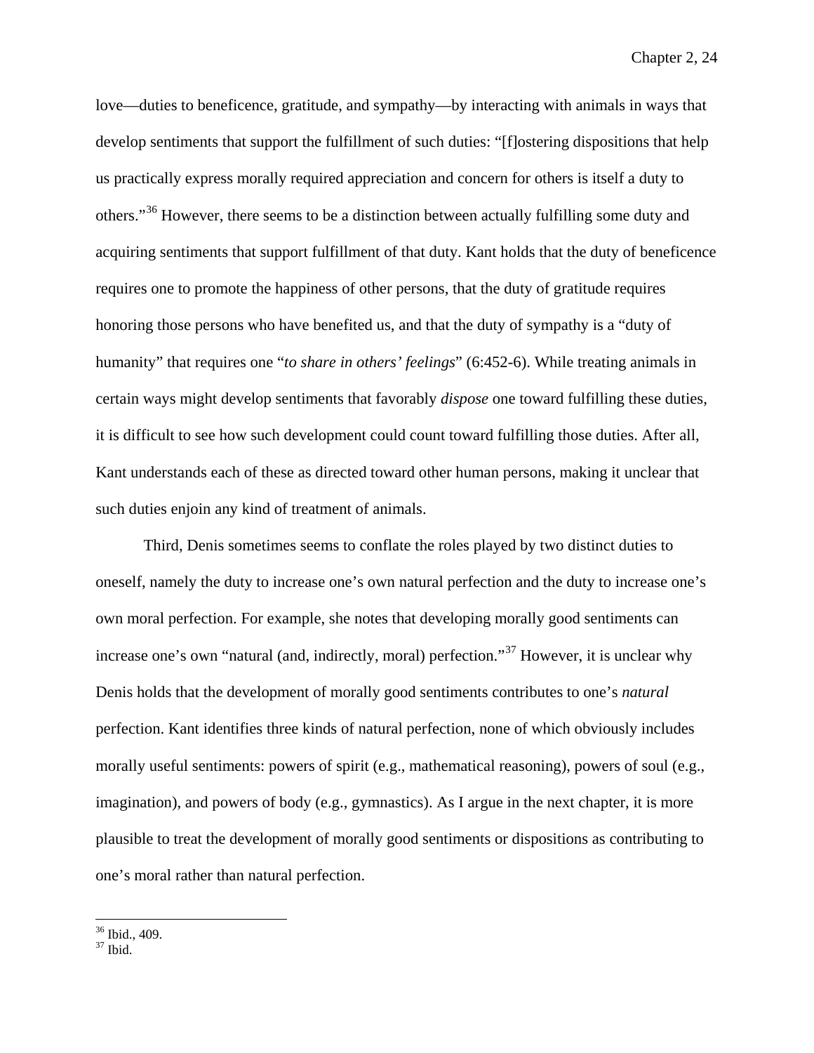love—duties to beneficence, gratitude, and sympathy—by interacting with animals in ways that develop sentiments that support the fulfillment of such duties: "[f]ostering dispositions that help us practically express morally required appreciation and concern for others is itself a duty to others."[36] However, there seems to be a distinction between actually fulfilling some duty and acquiring sentiments that support fulfillment of that duty. Kant holds that the duty of beneficence requires one to promote the happiness of other persons, that the duty of gratitude requires honoring those persons who have benefited us, and that the duty of sympathy is a "duty of humanity" that requires one "*to share in others' feelings*" (6:452-6). While treating animals in certain ways might develop sentiments that favorably *dispose* one toward fulfilling these duties, it is difficult to see how such development could count toward fulfilling those duties. After all, Kant understands each of these as directed toward other human persons, making it unclear that such duties enjoin any kind of treatment of animals.

Third, Denis sometimes seems to conflate the roles played by two distinct duties to oneself, namely the duty to increase one's own natural perfection and the duty to increase one's own moral perfection. For example, she notes that developing morally good sentiments can increase one's own "natural (and, indirectly, moral) perfection."[37] However, it is unclear why Denis holds that the development of morally good sentiments contributes to one's *natural* perfection. Kant identifies three kinds of natural perfection, none of which obviously includes morally useful sentiments: powers of spirit (e.g., mathematical reasoning), powers of soul (e.g., imagination), and powers of body (e.g., gymnastics). As I argue in the next chapter, it is more plausible to treat the development of morally good sentiments or dispositions as contributing to one's moral rather than natural perfection.

---

[36] Ibid., 409.
[37] Ibid.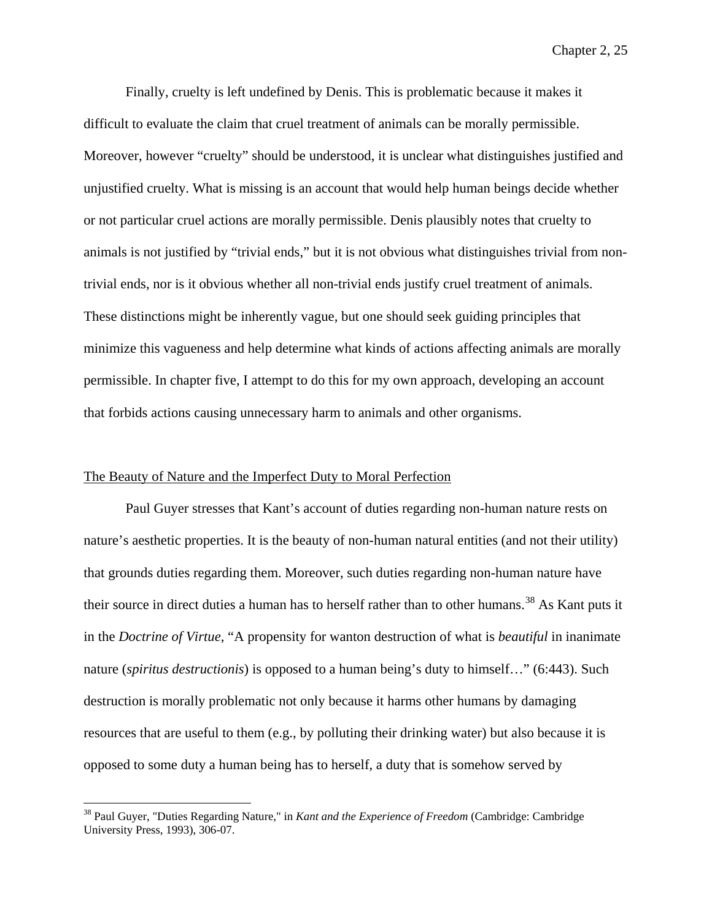Finally, cruelty is left undefined by Denis. This is problematic because it makes it difficult to evaluate the claim that cruel treatment of animals can be morally permissible. Moreover, however "cruelty" should be understood, it is unclear what distinguishes justified and unjustified cruelty. What is missing is an account that would help human beings decide whether or not particular cruel actions are morally permissible. Denis plausibly notes that cruelty to animals is not justified by "trivial ends," but it is not obvious what distinguishes trivial from non-trivial ends, nor is it obvious whether all non-trivial ends justify cruel treatment of animals. These distinctions might be inherently vague, but one should seek guiding principles that minimize this vagueness and help determine what kinds of actions affecting animals are morally permissible. In chapter five, I attempt to do this for my own approach, developing an account that forbids actions causing unnecessary harm to animals and other organisms.

The Beauty of Nature and the Imperfect Duty to Moral Perfection

Paul Guyer stresses that Kant's account of duties regarding non-human nature rests on nature's aesthetic properties. It is the beauty of non-human natural entities (and not their utility) that grounds duties regarding them. Moreover, such duties regarding non-human nature have their source in direct duties a human has to herself rather than to other humans.[38] As Kant puts it in the *Doctrine of Virtue*, "A propensity for wanton destruction of what is *beautiful* in inanimate nature (*spiritus destructionis*) is opposed to a human being's duty to himself…" (6:443). Such destruction is morally problematic not only because it harms other humans by damaging resources that are useful to them (e.g., by polluting their drinking water) but also because it is opposed to some duty a human being has to herself, a duty that is somehow served by

[38] Paul Guyer, "Duties Regarding Nature," in *Kant and the Experience of Freedom* (Cambridge: Cambridge University Press, 1993), 306-07.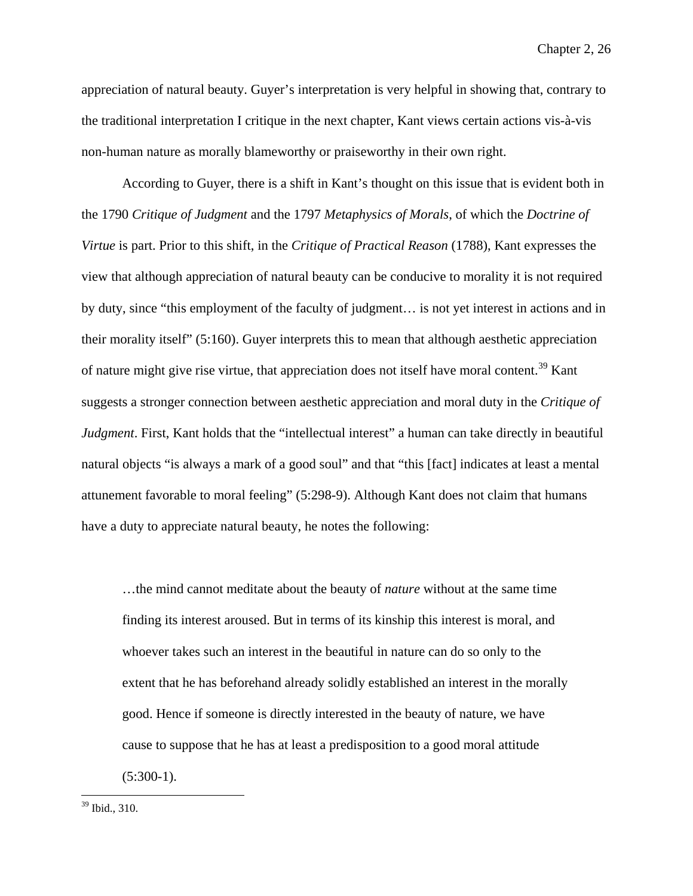appreciation of natural beauty. Guyer's interpretation is very helpful in showing that, contrary to the traditional interpretation I critique in the next chapter, Kant views certain actions vis-à-vis non-human nature as morally blameworthy or praiseworthy in their own right.

According to Guyer, there is a shift in Kant's thought on this issue that is evident both in the 1790 *Critique of Judgment* and the 1797 *Metaphysics of Morals*, of which the *Doctrine of Virtue* is part. Prior to this shift, in the *Critique of Practical Reason* (1788), Kant expresses the view that although appreciation of natural beauty can be conducive to morality it is not required by duty, since "this employment of the faculty of judgment… is not yet interest in actions and in their morality itself" (5:160). Guyer interprets this to mean that although aesthetic appreciation of nature might give rise virtue, that appreciation does not itself have moral content.[39] Kant suggests a stronger connection between aesthetic appreciation and moral duty in the *Critique of Judgment*. First, Kant holds that the "intellectual interest" a human can take directly in beautiful natural objects "is always a mark of a good soul" and that "this [fact] indicates at least a mental attunement favorable to moral feeling" (5:298-9). Although Kant does not claim that humans have a duty to appreciate natural beauty, he notes the following:

> …the mind cannot meditate about the beauty of *nature* without at the same time finding its interest aroused. But in terms of its kinship this interest is moral, and whoever takes such an interest in the beautiful in nature can do so only to the extent that he has beforehand already solidly established an interest in the morally good. Hence if someone is directly interested in the beauty of nature, we have cause to suppose that he has at least a predisposition to a good moral attitude (5:300-1).

[39] Ibid., 310.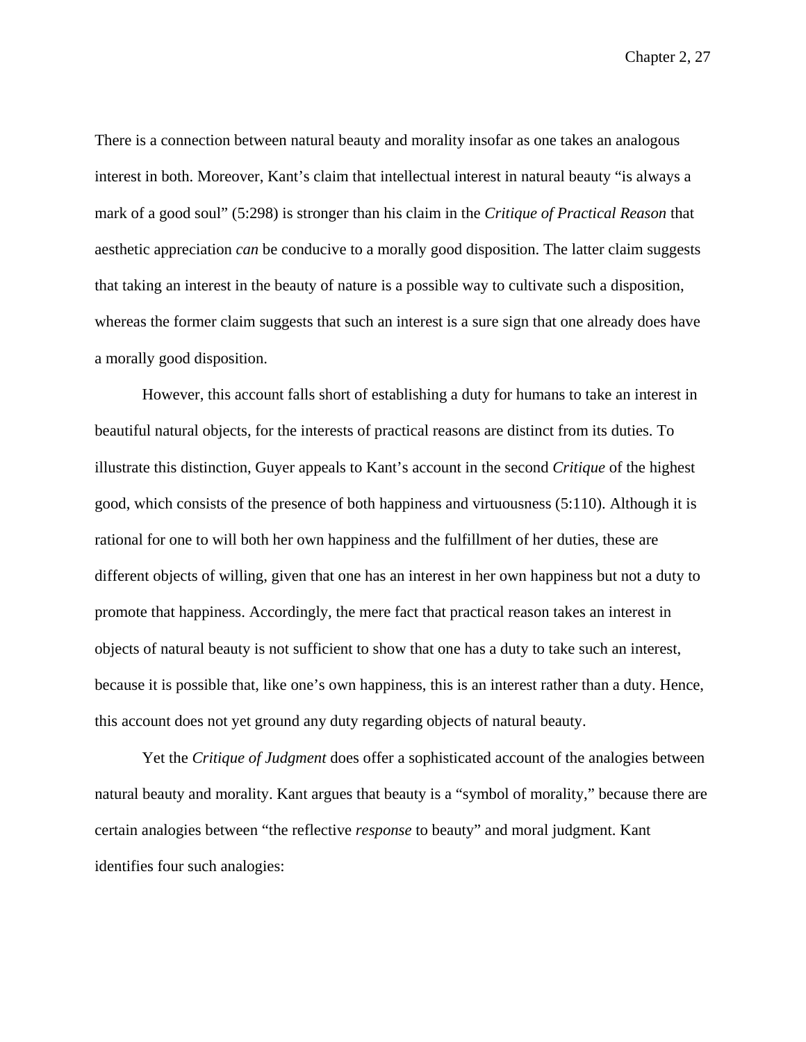There is a connection between natural beauty and morality insofar as one takes an analogous interest in both. Moreover, Kant's claim that intellectual interest in natural beauty "is always a mark of a good soul" (5:298) is stronger than his claim in the *Critique of Practical Reason* that aesthetic appreciation *can* be conducive to a morally good disposition. The latter claim suggests that taking an interest in the beauty of nature is a possible way to cultivate such a disposition, whereas the former claim suggests that such an interest is a sure sign that one already does have a morally good disposition.

However, this account falls short of establishing a duty for humans to take an interest in beautiful natural objects, for the interests of practical reasons are distinct from its duties. To illustrate this distinction, Guyer appeals to Kant's account in the second *Critique* of the highest good, which consists of the presence of both happiness and virtuousness (5:110). Although it is rational for one to will both her own happiness and the fulfillment of her duties, these are different objects of willing, given that one has an interest in her own happiness but not a duty to promote that happiness. Accordingly, the mere fact that practical reason takes an interest in objects of natural beauty is not sufficient to show that one has a duty to take such an interest, because it is possible that, like one's own happiness, this is an interest rather than a duty. Hence, this account does not yet ground any duty regarding objects of natural beauty.

Yet the *Critique of Judgment* does offer a sophisticated account of the analogies between natural beauty and morality. Kant argues that beauty is a "symbol of morality," because there are certain analogies between "the reflective *response* to beauty" and moral judgment. Kant identifies four such analogies: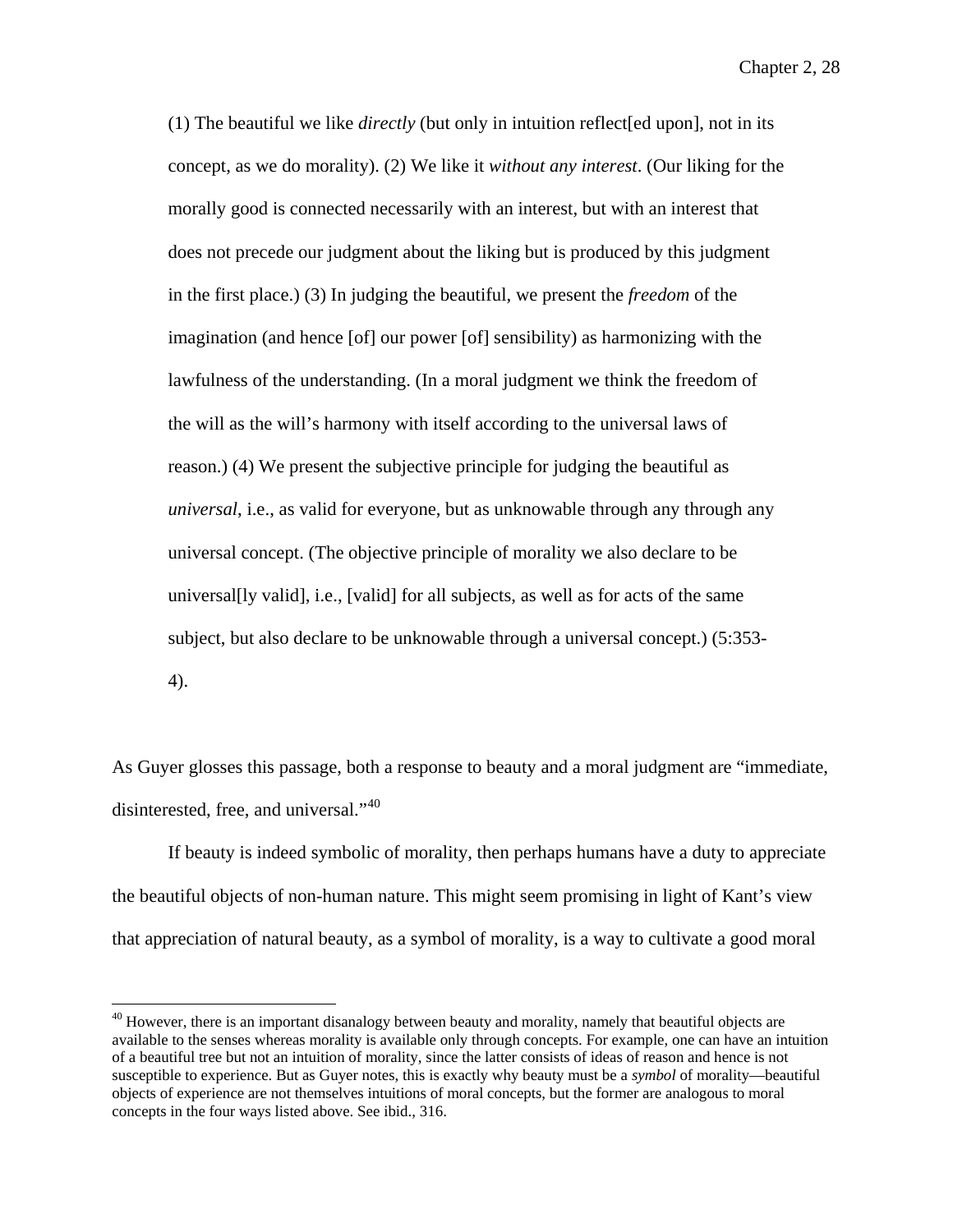> (1) The beautiful we like *directly* (but only in intuition reflect[ed upon], not in its concept, as we do morality). (2) We like it *without any interest*. (Our liking for the morally good is connected necessarily with an interest, but with an interest that does not precede our judgment about the liking but is produced by this judgment in the first place.) (3) In judging the beautiful, we present the *freedom* of the imagination (and hence [of] our power [of] sensibility) as harmonizing with the lawfulness of the understanding. (In a moral judgment we think the freedom of the will as the will's harmony with itself according to the universal laws of reason.) (4) We present the subjective principle for judging the beautiful as *universal*, i.e., as valid for everyone, but as unknowable through any through any universal concept. (The objective principle of morality we also declare to be universal[ly valid], i.e., [valid] for all subjects, as well as for acts of the same subject, but also declare to be unknowable through a universal concept.) (5:353-4).

As Guyer glosses this passage, both a response to beauty and a moral judgment are "immediate, disinterested, free, and universal."[40]

If beauty is indeed symbolic of morality, then perhaps humans have a duty to appreciate the beautiful objects of non-human nature. This might seem promising in light of Kant's view that appreciation of natural beauty, as a symbol of morality, is a way to cultivate a good moral

---

[40] However, there is an important disanalogy between beauty and morality, namely that beautiful objects are available to the senses whereas morality is available only through concepts. For example, one can have an intuition of a beautiful tree but not an intuition of morality, since the latter consists of ideas of reason and hence is not susceptible to experience. But as Guyer notes, this is exactly why beauty must be a *symbol* of morality—beautiful objects of experience are not themselves intuitions of moral concepts, but the former are analogous to moral concepts in the four ways listed above. See ibid., 316.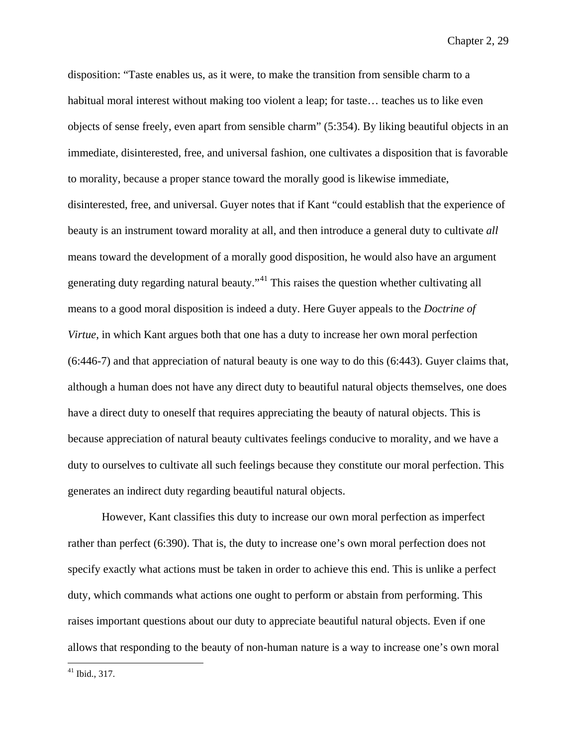disposition: "Taste enables us, as it were, to make the transition from sensible charm to a habitual moral interest without making too violent a leap; for taste… teaches us to like even objects of sense freely, even apart from sensible charm" (5:354). By liking beautiful objects in an immediate, disinterested, free, and universal fashion, one cultivates a disposition that is favorable to morality, because a proper stance toward the morally good is likewise immediate, disinterested, free, and universal. Guyer notes that if Kant "could establish that the experience of beauty is an instrument toward morality at all, and then introduce a general duty to cultivate *all* means toward the development of a morally good disposition, he would also have an argument generating duty regarding natural beauty."[41] This raises the question whether cultivating all means to a good moral disposition is indeed a duty. Here Guyer appeals to the *Doctrine of Virtue*, in which Kant argues both that one has a duty to increase her own moral perfection (6:446-7) and that appreciation of natural beauty is one way to do this (6:443). Guyer claims that, although a human does not have any direct duty to beautiful natural objects themselves, one does have a direct duty to oneself that requires appreciating the beauty of natural objects. This is because appreciation of natural beauty cultivates feelings conducive to morality, and we have a duty to ourselves to cultivate all such feelings because they constitute our moral perfection. This generates an indirect duty regarding beautiful natural objects.

However, Kant classifies this duty to increase our own moral perfection as imperfect rather than perfect (6:390). That is, the duty to increase one's own moral perfection does not specify exactly what actions must be taken in order to achieve this end. This is unlike a perfect duty, which commands what actions one ought to perform or abstain from performing. This raises important questions about our duty to appreciate beautiful natural objects. Even if one allows that responding to the beauty of non-human nature is a way to increase one's own moral

[41] Ibid., 317.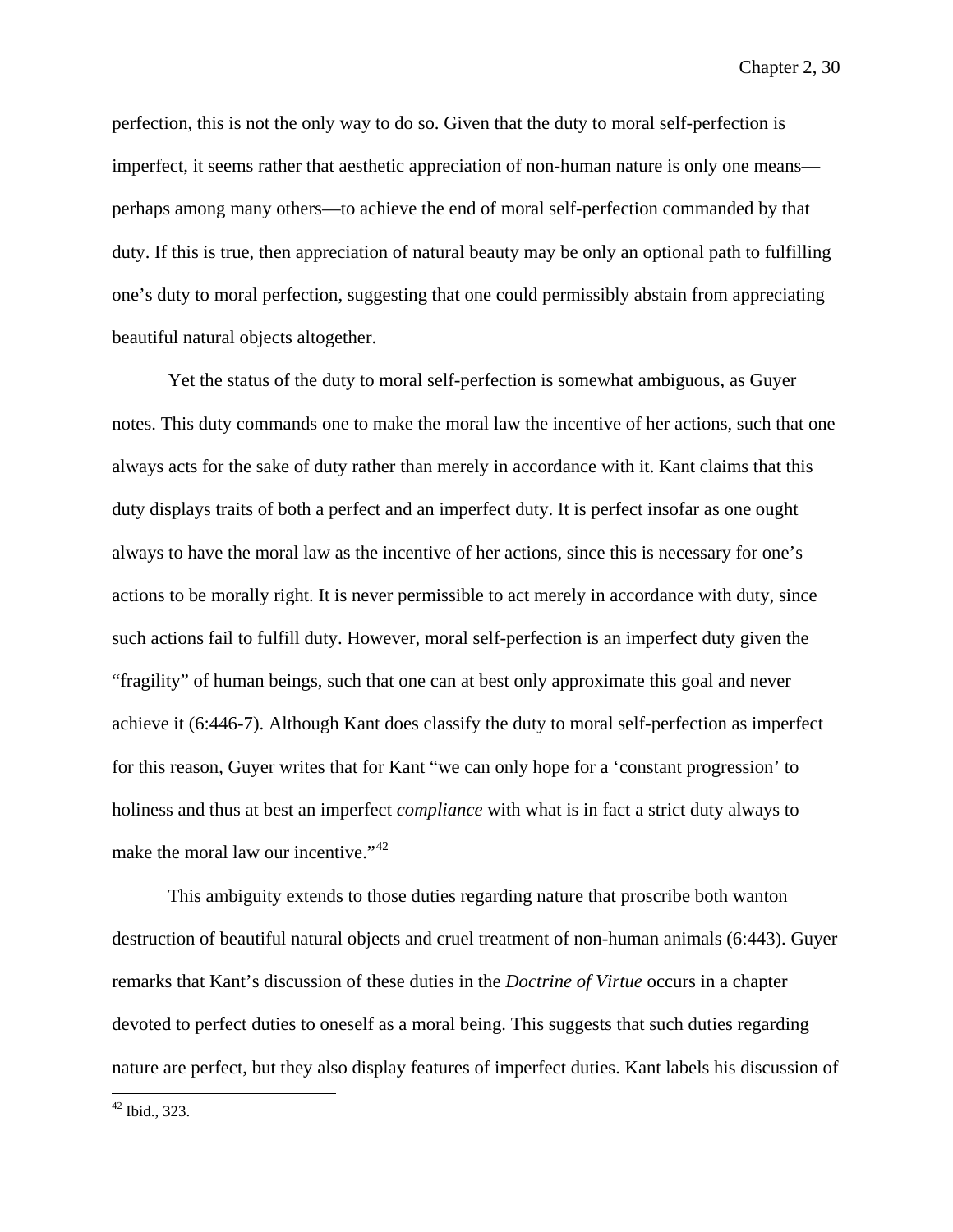perfection, this is not the only way to do so. Given that the duty to moral self-perfection is imperfect, it seems rather that aesthetic appreciation of non-human nature is only one means—perhaps among many others—to achieve the end of moral self-perfection commanded by that duty. If this is true, then appreciation of natural beauty may be only an optional path to fulfilling one's duty to moral perfection, suggesting that one could permissibly abstain from appreciating beautiful natural objects altogether.

Yet the status of the duty to moral self-perfection is somewhat ambiguous, as Guyer notes. This duty commands one to make the moral law the incentive of her actions, such that one always acts for the sake of duty rather than merely in accordance with it. Kant claims that this duty displays traits of both a perfect and an imperfect duty. It is perfect insofar as one ought always to have the moral law as the incentive of her actions, since this is necessary for one's actions to be morally right. It is never permissible to act merely in accordance with duty, since such actions fail to fulfill duty. However, moral self-perfection is an imperfect duty given the "fragility" of human beings, such that one can at best only approximate this goal and never achieve it (6:446-7). Although Kant does classify the duty to moral self-perfection as imperfect for this reason, Guyer writes that for Kant "we can only hope for a 'constant progression' to holiness and thus at best an imperfect *compliance* with what is in fact a strict duty always to make the moral law our incentive."[42]

This ambiguity extends to those duties regarding nature that proscribe both wanton destruction of beautiful natural objects and cruel treatment of non-human animals (6:443). Guyer remarks that Kant's discussion of these duties in the *Doctrine of Virtue* occurs in a chapter devoted to perfect duties to oneself as a moral being. This suggests that such duties regarding nature are perfect, but they also display features of imperfect duties. Kant labels his discussion of

[42] Ibid., 323.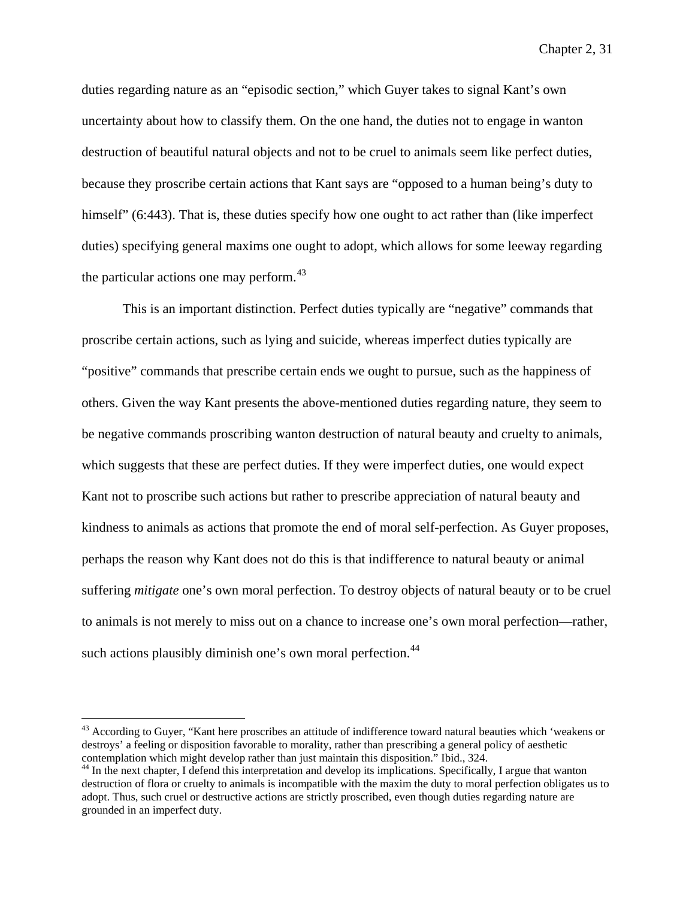duties regarding nature as an "episodic section," which Guyer takes to signal Kant's own uncertainty about how to classify them. On the one hand, the duties not to engage in wanton destruction of beautiful natural objects and not to be cruel to animals seem like perfect duties, because they proscribe certain actions that Kant says are "opposed to a human being's duty to himself" (6:443). That is, these duties specify how one ought to act rather than (like imperfect duties) specifying general maxims one ought to adopt, which allows for some leeway regarding the particular actions one may perform.[43]

This is an important distinction. Perfect duties typically are "negative" commands that proscribe certain actions, such as lying and suicide, whereas imperfect duties typically are "positive" commands that prescribe certain ends we ought to pursue, such as the happiness of others. Given the way Kant presents the above-mentioned duties regarding nature, they seem to be negative commands proscribing wanton destruction of natural beauty and cruelty to animals, which suggests that these are perfect duties. If they were imperfect duties, one would expect Kant not to proscribe such actions but rather to prescribe appreciation of natural beauty and kindness to animals as actions that promote the end of moral self-perfection. As Guyer proposes, perhaps the reason why Kant does not do this is that indifference to natural beauty or animal suffering *mitigate* one's own moral perfection. To destroy objects of natural beauty or to be cruel to animals is not merely to miss out on a chance to increase one's own moral perfection—rather, such actions plausibly diminish one's own moral perfection.[44]

---

[43] According to Guyer, "Kant here proscribes an attitude of indifference toward natural beauties which 'weakens or destroys' a feeling or disposition favorable to morality, rather than prescribing a general policy of aesthetic contemplation which might develop rather than just maintain this disposition." Ibid., 324.

[44] In the next chapter, I defend this interpretation and develop its implications. Specifically, I argue that wanton destruction of flora or cruelty to animals is incompatible with the maxim the duty to moral perfection obligates us to adopt. Thus, such cruel or destructive actions are strictly proscribed, even though duties regarding nature are grounded in an imperfect duty.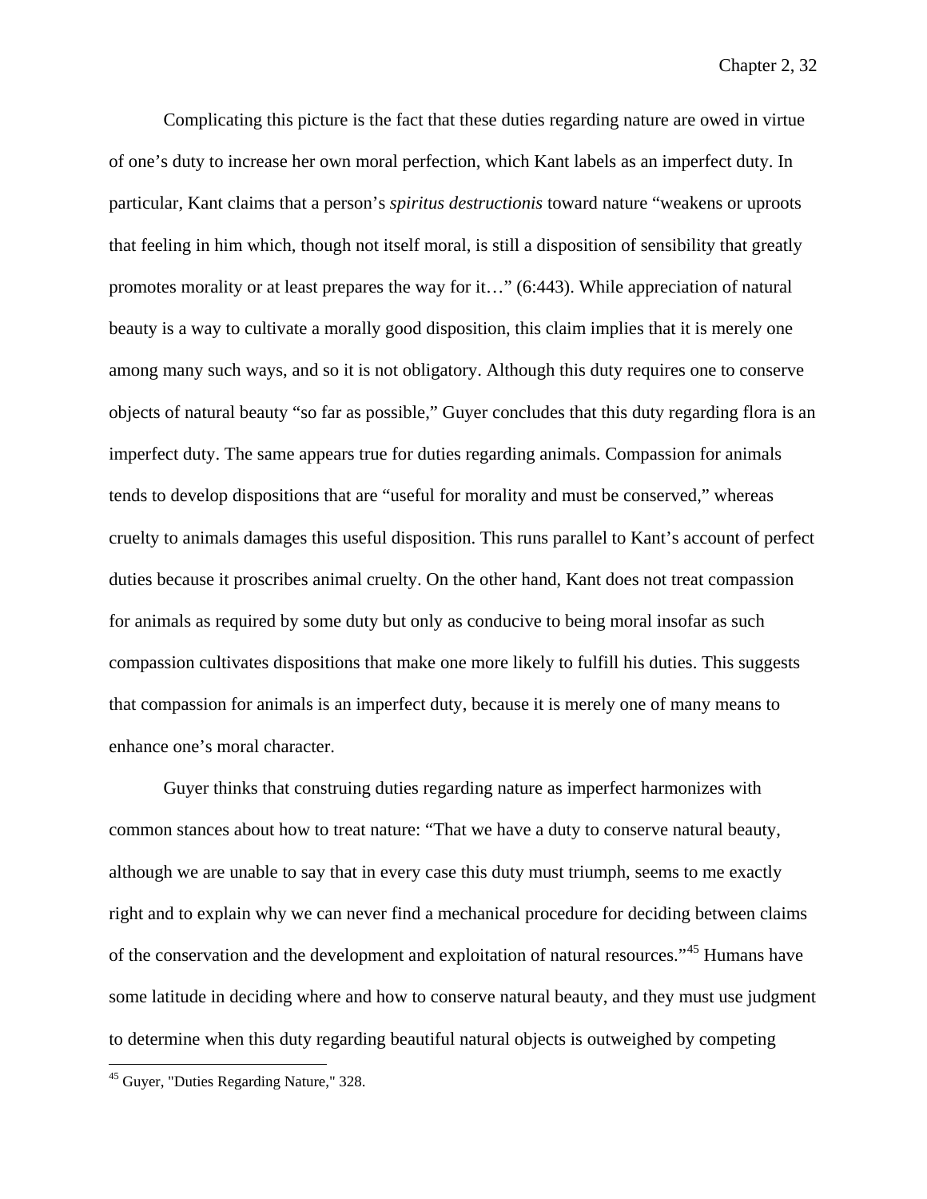Complicating this picture is the fact that these duties regarding nature are owed in virtue of one's duty to increase her own moral perfection, which Kant labels as an imperfect duty. In particular, Kant claims that a person's *spiritus destructionis* toward nature "weakens or uproots that feeling in him which, though not itself moral, is still a disposition of sensibility that greatly promotes morality or at least prepares the way for it…" (6:443). While appreciation of natural beauty is a way to cultivate a morally good disposition, this claim implies that it is merely one among many such ways, and so it is not obligatory. Although this duty requires one to conserve objects of natural beauty "so far as possible," Guyer concludes that this duty regarding flora is an imperfect duty. The same appears true for duties regarding animals. Compassion for animals tends to develop dispositions that are "useful for morality and must be conserved," whereas cruelty to animals damages this useful disposition. This runs parallel to Kant's account of perfect duties because it proscribes animal cruelty. On the other hand, Kant does not treat compassion for animals as required by some duty but only as conducive to being moral insofar as such compassion cultivates dispositions that make one more likely to fulfill his duties. This suggests that compassion for animals is an imperfect duty, because it is merely one of many means to enhance one's moral character.

Guyer thinks that construing duties regarding nature as imperfect harmonizes with common stances about how to treat nature: "That we have a duty to conserve natural beauty, although we are unable to say that in every case this duty must triumph, seems to me exactly right and to explain why we can never find a mechanical procedure for deciding between claims of the conservation and the development and exploitation of natural resources."[45] Humans have some latitude in deciding where and how to conserve natural beauty, and they must use judgment to determine when this duty regarding beautiful natural objects is outweighed by competing

[45] Guyer, "Duties Regarding Nature," 328.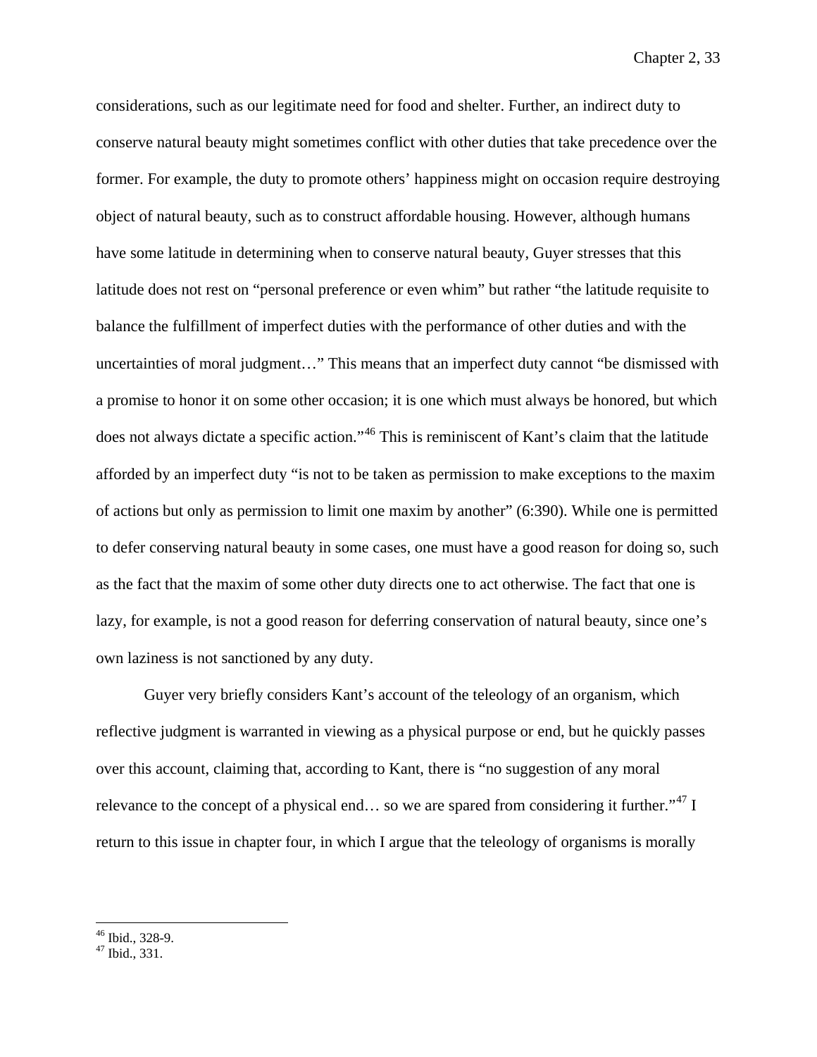considerations, such as our legitimate need for food and shelter. Further, an indirect duty to conserve natural beauty might sometimes conflict with other duties that take precedence over the former. For example, the duty to promote others' happiness might on occasion require destroying object of natural beauty, such as to construct affordable housing. However, although humans have some latitude in determining when to conserve natural beauty, Guyer stresses that this latitude does not rest on "personal preference or even whim" but rather "the latitude requisite to balance the fulfillment of imperfect duties with the performance of other duties and with the uncertainties of moral judgment…" This means that an imperfect duty cannot "be dismissed with a promise to honor it on some other occasion; it is one which must always be honored, but which does not always dictate a specific action."[46] This is reminiscent of Kant's claim that the latitude afforded by an imperfect duty "is not to be taken as permission to make exceptions to the maxim of actions but only as permission to limit one maxim by another" (6:390). While one is permitted to defer conserving natural beauty in some cases, one must have a good reason for doing so, such as the fact that the maxim of some other duty directs one to act otherwise. The fact that one is lazy, for example, is not a good reason for deferring conservation of natural beauty, since one's own laziness is not sanctioned by any duty.

Guyer very briefly considers Kant's account of the teleology of an organism, which reflective judgment is warranted in viewing as a physical purpose or end, but he quickly passes over this account, claiming that, according to Kant, there is "no suggestion of any moral relevance to the concept of a physical end… so we are spared from considering it further."[47] I return to this issue in chapter four, in which I argue that the teleology of organisms is morally

---

[46] Ibid., 328-9.

[47] Ibid., 331.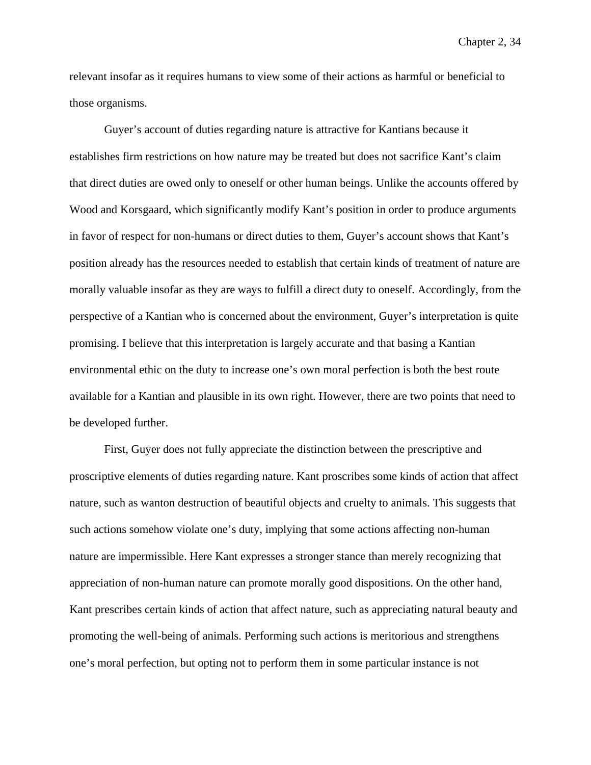relevant insofar as it requires humans to view some of their actions as harmful or beneficial to those organisms.

Guyer's account of duties regarding nature is attractive for Kantians because it establishes firm restrictions on how nature may be treated but does not sacrifice Kant's claim that direct duties are owed only to oneself or other human beings. Unlike the accounts offered by Wood and Korsgaard, which significantly modify Kant's position in order to produce arguments in favor of respect for non-humans or direct duties to them, Guyer's account shows that Kant's position already has the resources needed to establish that certain kinds of treatment of nature are morally valuable insofar as they are ways to fulfill a direct duty to oneself. Accordingly, from the perspective of a Kantian who is concerned about the environment, Guyer's interpretation is quite promising. I believe that this interpretation is largely accurate and that basing a Kantian environmental ethic on the duty to increase one's own moral perfection is both the best route available for a Kantian and plausible in its own right. However, there are two points that need to be developed further.

First, Guyer does not fully appreciate the distinction between the prescriptive and proscriptive elements of duties regarding nature. Kant proscribes some kinds of action that affect nature, such as wanton destruction of beautiful objects and cruelty to animals. This suggests that such actions somehow violate one's duty, implying that some actions affecting non-human nature are impermissible. Here Kant expresses a stronger stance than merely recognizing that appreciation of non-human nature can promote morally good dispositions. On the other hand, Kant prescribes certain kinds of action that affect nature, such as appreciating natural beauty and promoting the well-being of animals. Performing such actions is meritorious and strengthens one's moral perfection, but opting not to perform them in some particular instance is not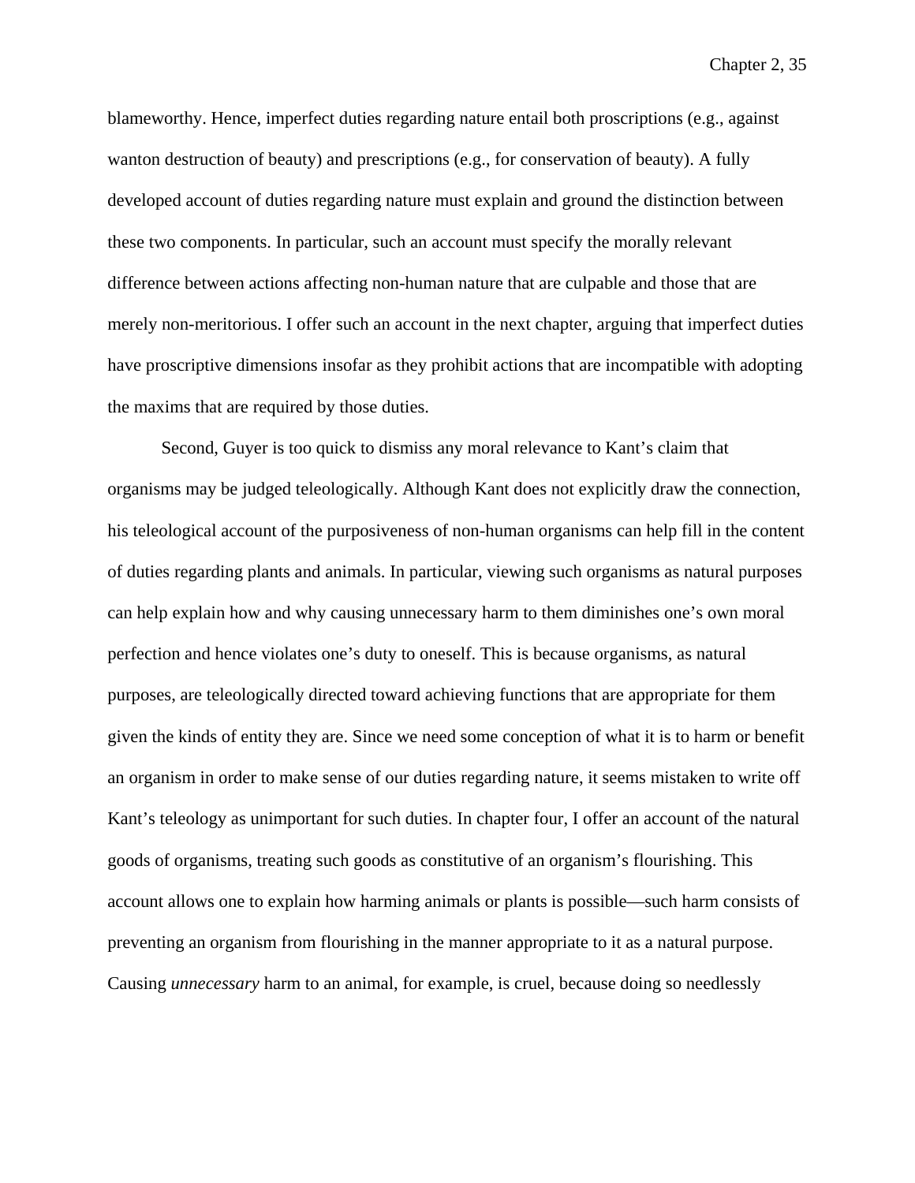blameworthy. Hence, imperfect duties regarding nature entail both proscriptions (e.g., against wanton destruction of beauty) and prescriptions (e.g., for conservation of beauty). A fully developed account of duties regarding nature must explain and ground the distinction between these two components. In particular, such an account must specify the morally relevant difference between actions affecting non-human nature that are culpable and those that are merely non-meritorious. I offer such an account in the next chapter, arguing that imperfect duties have proscriptive dimensions insofar as they prohibit actions that are incompatible with adopting the maxims that are required by those duties.

Second, Guyer is too quick to dismiss any moral relevance to Kant's claim that organisms may be judged teleologically. Although Kant does not explicitly draw the connection, his teleological account of the purposiveness of non-human organisms can help fill in the content of duties regarding plants and animals. In particular, viewing such organisms as natural purposes can help explain how and why causing unnecessary harm to them diminishes one's own moral perfection and hence violates one's duty to oneself. This is because organisms, as natural purposes, are teleologically directed toward achieving functions that are appropriate for them given the kinds of entity they are. Since we need some conception of what it is to harm or benefit an organism in order to make sense of our duties regarding nature, it seems mistaken to write off Kant's teleology as unimportant for such duties. In chapter four, I offer an account of the natural goods of organisms, treating such goods as constitutive of an organism's flourishing. This account allows one to explain how harming animals or plants is possible—such harm consists of preventing an organism from flourishing in the manner appropriate to it as a natural purpose. Causing *unnecessary* harm to an animal, for example, is cruel, because doing so needlessly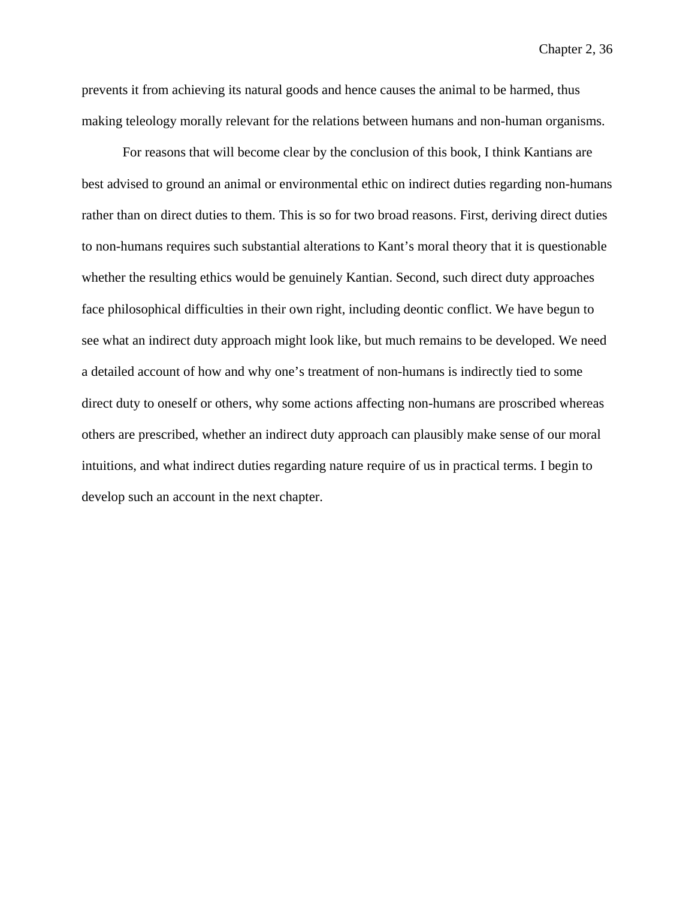prevents it from achieving its natural goods and hence causes the animal to be harmed, thus making teleology morally relevant for the relations between humans and non-human organisms.

For reasons that will become clear by the conclusion of this book, I think Kantians are best advised to ground an animal or environmental ethic on indirect duties regarding non-humans rather than on direct duties to them. This is so for two broad reasons. First, deriving direct duties to non-humans requires such substantial alterations to Kant's moral theory that it is questionable whether the resulting ethics would be genuinely Kantian. Second, such direct duty approaches face philosophical difficulties in their own right, including deontic conflict. We have begun to see what an indirect duty approach might look like, but much remains to be developed. We need a detailed account of how and why one's treatment of non-humans is indirectly tied to some direct duty to oneself or others, why some actions affecting non-humans are proscribed whereas others are prescribed, whether an indirect duty approach can plausibly make sense of our moral intuitions, and what indirect duties regarding nature require of us in practical terms. I begin to develop such an account in the next chapter.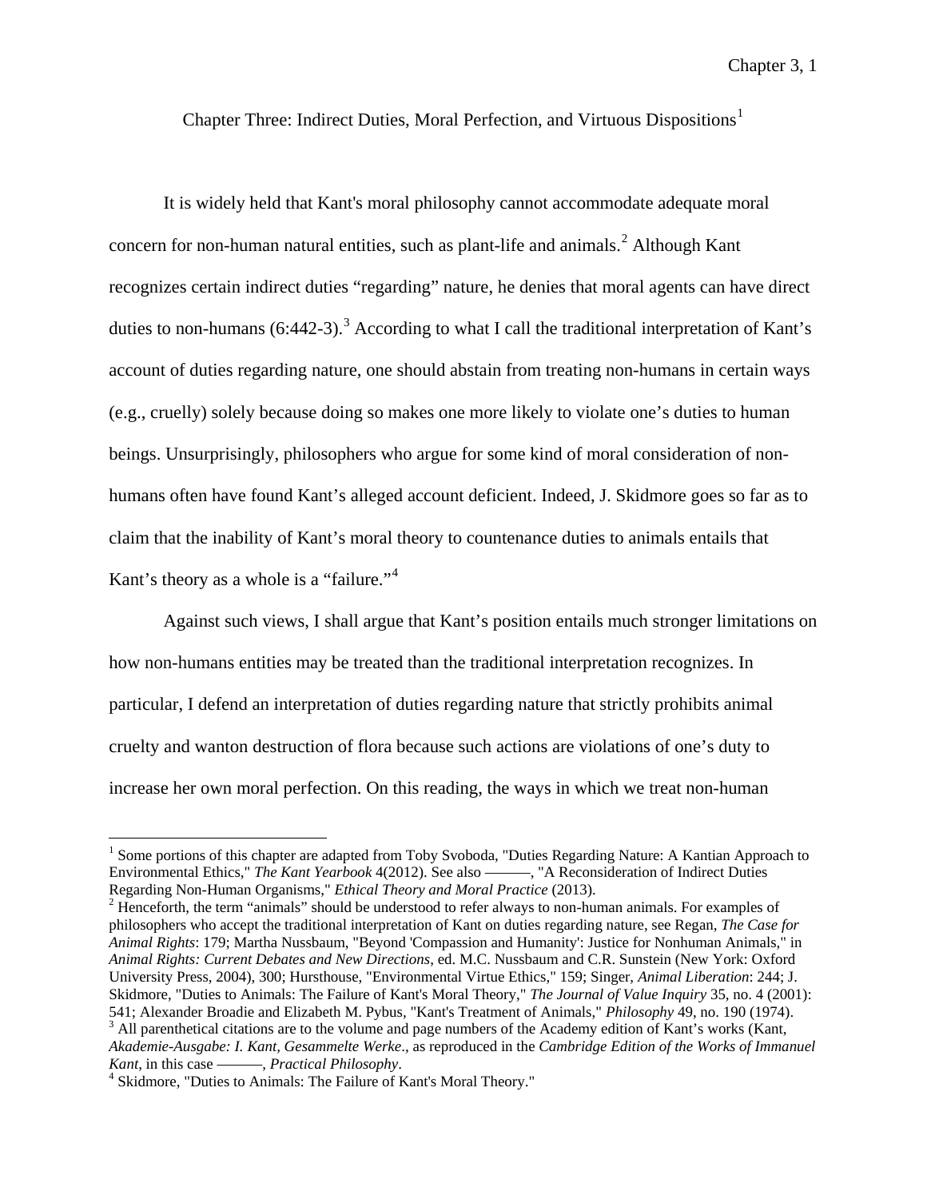# Chapter Three: Indirect Duties, Moral Perfection, and Virtuous Dispositions[1]

It is widely held that Kant's moral philosophy cannot accommodate adequate moral concern for non-human natural entities, such as plant-life and animals.[2] Although Kant recognizes certain indirect duties "regarding" nature, he denies that moral agents can have direct duties to non-humans (6:442-3).[3] According to what I call the traditional interpretation of Kant's account of duties regarding nature, one should abstain from treating non-humans in certain ways (e.g., cruelly) solely because doing so makes one more likely to violate one's duties to human beings. Unsurprisingly, philosophers who argue for some kind of moral consideration of non-humans often have found Kant's alleged account deficient. Indeed, J. Skidmore goes so far as to claim that the inability of Kant's moral theory to countenance duties to animals entails that Kant's theory as a whole is a "failure."[4]

Against such views, I shall argue that Kant's position entails much stronger limitations on how non-humans entities may be treated than the traditional interpretation recognizes. In particular, I defend an interpretation of duties regarding nature that strictly prohibits animal cruelty and wanton destruction of flora because such actions are violations of one's duty to increase her own moral perfection. On this reading, the ways in which we treat non-human

---

[1] Some portions of this chapter are adapted from Toby Svoboda, "Duties Regarding Nature: A Kantian Approach to Environmental Ethics," *The Kant Yearbook* 4(2012). See also ———, "A Reconsideration of Indirect Duties Regarding Non-Human Organisms," *Ethical Theory and Moral Practice* (2013).

[2] Henceforth, the term "animals" should be understood to refer always to non-human animals. For examples of philosophers who accept the traditional interpretation of Kant on duties regarding nature, see Regan, *The Case for Animal Rights*: 179; Martha Nussbaum, "Beyond 'Compassion and Humanity': Justice for Nonhuman Animals," in *Animal Rights: Current Debates and New Directions*, ed. M.C. Nussbaum and C.R. Sunstein (New York: Oxford University Press, 2004), 300; Hursthouse, "Environmental Virtue Ethics," 159; Singer, *Animal Liberation*: 244; J. Skidmore, "Duties to Animals: The Failure of Kant's Moral Theory," *The Journal of Value Inquiry* 35, no. 4 (2001): 541; Alexander Broadie and Elizabeth M. Pybus, "Kant's Treatment of Animals," *Philosophy* 49, no. 190 (1974).

[3] All parenthetical citations are to the volume and page numbers of the Academy edition of Kant's works (Kant, *Akademie-Ausgabe: I. Kant, Gesammelte Werke*., as reproduced in the *Cambridge Edition of the Works of Immanuel Kant*, in this case ———, *Practical Philosophy*.

[4] Skidmore, "Duties to Animals: The Failure of Kant's Moral Theory."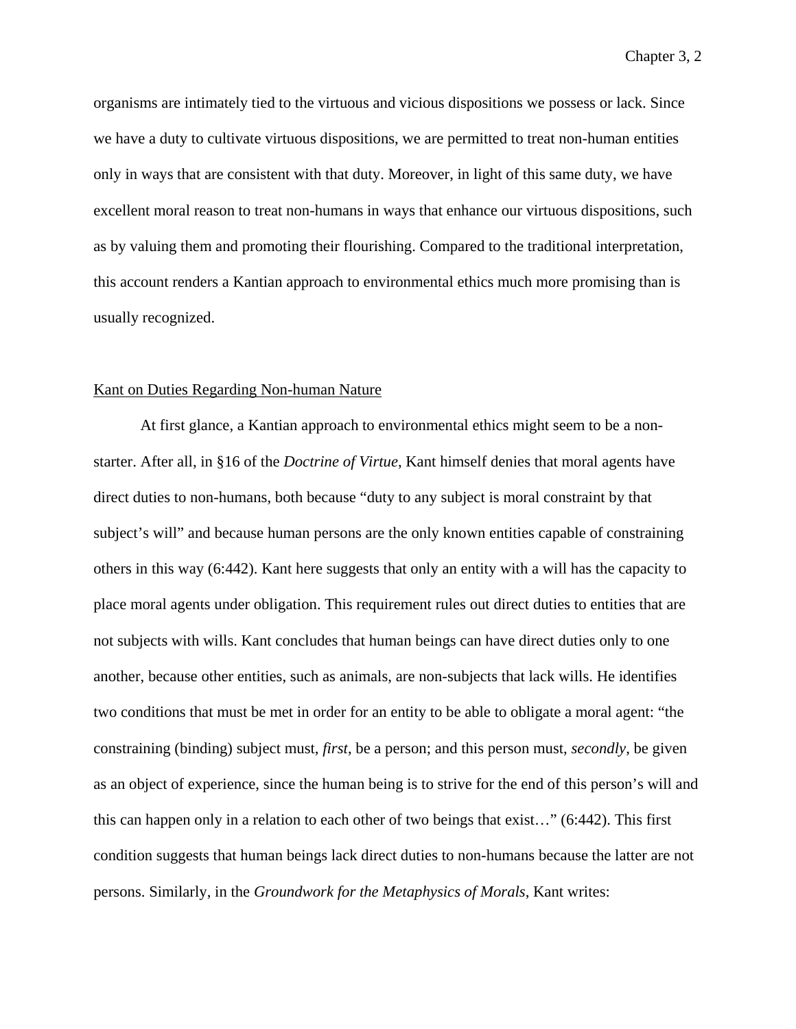organisms are intimately tied to the virtuous and vicious dispositions we possess or lack. Since we have a duty to cultivate virtuous dispositions, we are permitted to treat non-human entities only in ways that are consistent with that duty. Moreover, in light of this same duty, we have excellent moral reason to treat non-humans in ways that enhance our virtuous dispositions, such as by valuing them and promoting their flourishing. Compared to the traditional interpretation, this account renders a Kantian approach to environmental ethics much more promising than is usually recognized.

## Kant on Duties Regarding Non-human Nature

At first glance, a Kantian approach to environmental ethics might seem to be a non-starter. After all, in §16 of the *Doctrine of Virtue*, Kant himself denies that moral agents have direct duties to non-humans, both because "duty to any subject is moral constraint by that subject's will" and because human persons are the only known entities capable of constraining others in this way (6:442). Kant here suggests that only an entity with a will has the capacity to place moral agents under obligation. This requirement rules out direct duties to entities that are not subjects with wills. Kant concludes that human beings can have direct duties only to one another, because other entities, such as animals, are non-subjects that lack wills. He identifies two conditions that must be met in order for an entity to be able to obligate a moral agent: "the constraining (binding) subject must, *first*, be a person; and this person must, *secondly*, be given as an object of experience, since the human being is to strive for the end of this person's will and this can happen only in a relation to each other of two beings that exist…" (6:442). This first condition suggests that human beings lack direct duties to non-humans because the latter are not persons. Similarly, in the *Groundwork for the Metaphysics of Morals*, Kant writes: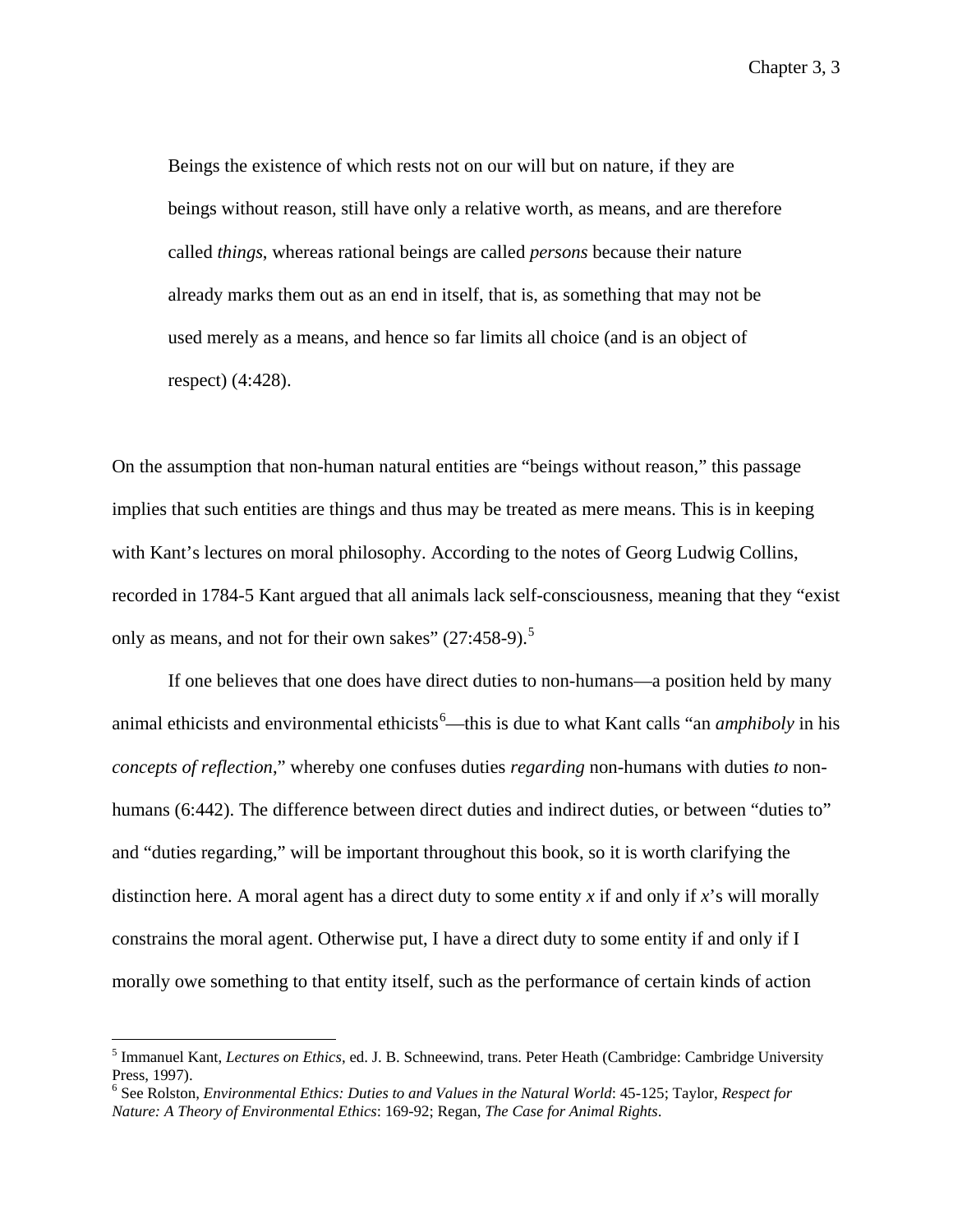> Beings the existence of which rests not on our will but on nature, if they are beings without reason, still have only a relative worth, as means, and are therefore called *things*, whereas rational beings are called *persons* because their nature already marks them out as an end in itself, that is, as something that may not be used merely as a means, and hence so far limits all choice (and is an object of respect) (4:428).

On the assumption that non-human natural entities are "beings without reason," this passage implies that such entities are things and thus may be treated as mere means. This is in keeping with Kant's lectures on moral philosophy. According to the notes of Georg Ludwig Collins, recorded in 1784-5 Kant argued that all animals lack self-consciousness, meaning that they "exist only as means, and not for their own sakes" (27:458-9).[5]

If one believes that one does have direct duties to non-humans—a position held by many animal ethicists and environmental ethicists[6]—this is due to what Kant calls "an *amphiboly* in his *concepts of reflection*," whereby one confuses duties *regarding* non-humans with duties *to* non-humans (6:442). The difference between direct duties and indirect duties, or between "duties to" and "duties regarding," will be important throughout this book, so it is worth clarifying the distinction here. A moral agent has a direct duty to some entity *x* if and only if *x*'s will morally constrains the moral agent. Otherwise put, I have a direct duty to some entity if and only if I morally owe something to that entity itself, such as the performance of certain kinds of action

---

[5] Immanuel Kant, *Lectures on Ethics*, ed. J. B. Schneewind, trans. Peter Heath (Cambridge: Cambridge University Press, 1997).

[6] See Rolston, *Environmental Ethics: Duties to and Values in the Natural World*: 45-125; Taylor, *Respect for Nature: A Theory of Environmental Ethics*: 169-92; Regan, *The Case for Animal Rights*.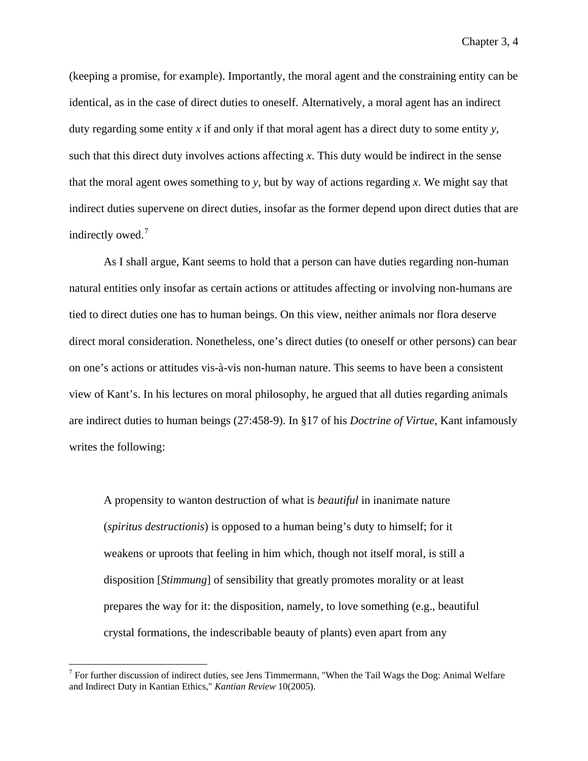(keeping a promise, for example). Importantly, the moral agent and the constraining entity can be identical, as in the case of direct duties to oneself. Alternatively, a moral agent has an indirect duty regarding some entity *x* if and only if that moral agent has a direct duty to some entity *y*, such that this direct duty involves actions affecting *x*. This duty would be indirect in the sense that the moral agent owes something to *y*, but by way of actions regarding *x*. We might say that indirect duties supervene on direct duties, insofar as the former depend upon direct duties that are indirectly owed.[7]

As I shall argue, Kant seems to hold that a person can have duties regarding non-human natural entities only insofar as certain actions or attitudes affecting or involving non-humans are tied to direct duties one has to human beings. On this view, neither animals nor flora deserve direct moral consideration. Nonetheless, one's direct duties (to oneself or other persons) can bear on one's actions or attitudes vis-à-vis non-human nature. This seems to have been a consistent view of Kant's. In his lectures on moral philosophy, he argued that all duties regarding animals are indirect duties to human beings (27:458-9). In §17 of his *Doctrine of Virtue*, Kant infamously writes the following:

> A propensity to wanton destruction of what is *beautiful* in inanimate nature (*spiritus destructionis*) is opposed to a human being's duty to himself; for it weakens or uproots that feeling in him which, though not itself moral, is still a disposition [*Stimmung*] of sensibility that greatly promotes morality or at least prepares the way for it: the disposition, namely, to love something (e.g., beautiful crystal formations, the indescribable beauty of plants) even apart from any

[7] For further discussion of indirect duties, see Jens Timmermann, "When the Tail Wags the Dog: Animal Welfare and Indirect Duty in Kantian Ethics," *Kantian Review* 10(2005).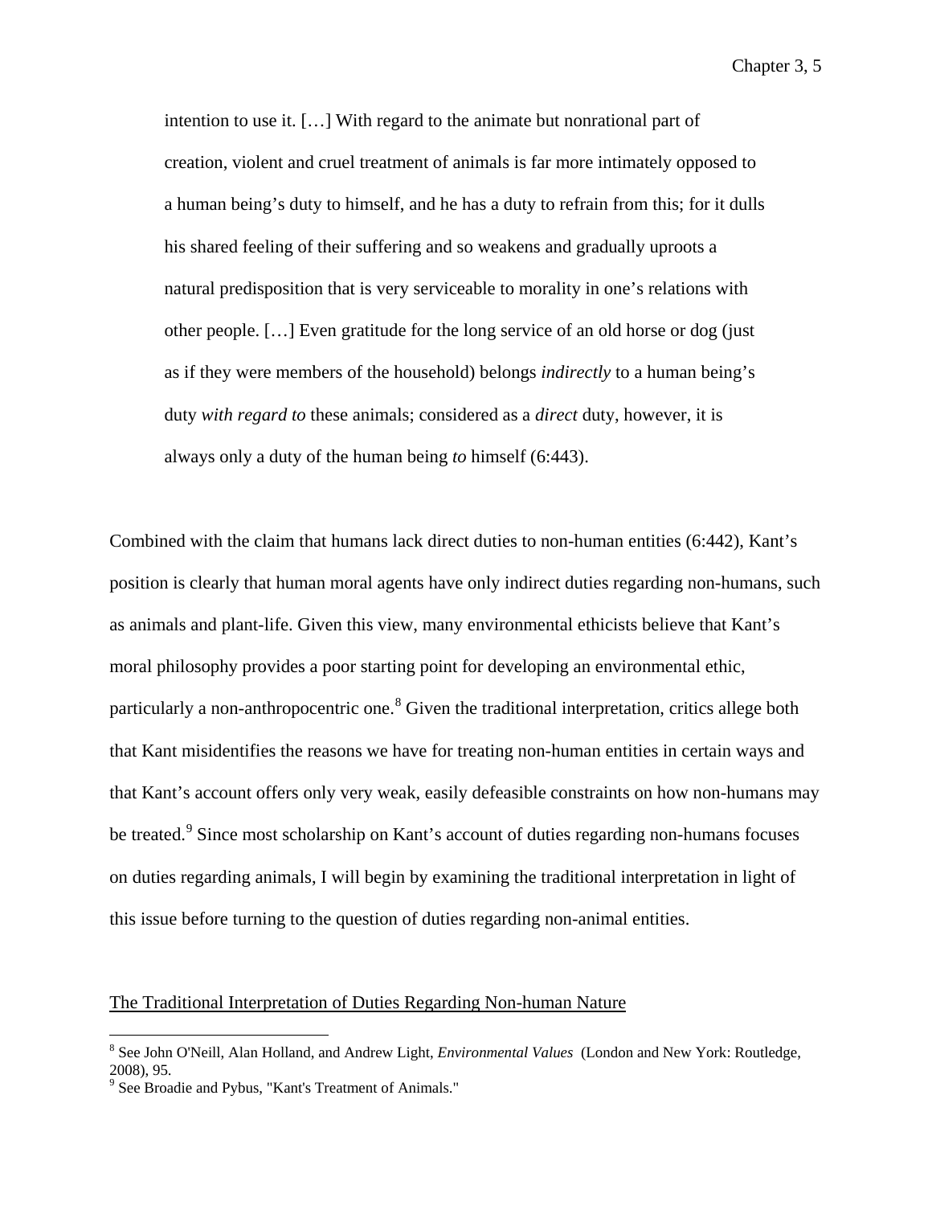> intention to use it. […] With regard to the animate but nonrational part of creation, violent and cruel treatment of animals is far more intimately opposed to a human being's duty to himself, and he has a duty to refrain from this; for it dulls his shared feeling of their suffering and so weakens and gradually uproots a natural predisposition that is very serviceable to morality in one's relations with other people. […] Even gratitude for the long service of an old horse or dog (just as if they were members of the household) belongs *indirectly* to a human being's duty *with regard to* these animals; considered as a *direct* duty, however, it is always only a duty of the human being *to* himself (6:443).

Combined with the claim that humans lack direct duties to non-human entities (6:442), Kant's position is clearly that human moral agents have only indirect duties regarding non-humans, such as animals and plant-life. Given this view, many environmental ethicists believe that Kant's moral philosophy provides a poor starting point for developing an environmental ethic, particularly a non-anthropocentric one.[8] Given the traditional interpretation, critics allege both that Kant misidentifies the reasons we have for treating non-human entities in certain ways and that Kant's account offers only very weak, easily defeasible constraints on how non-humans may be treated.[9] Since most scholarship on Kant's account of duties regarding non-humans focuses on duties regarding animals, I will begin by examining the traditional interpretation in light of this issue before turning to the question of duties regarding non-animal entities.

## The Traditional Interpretation of Duties Regarding Non-human Nature

---

[8] See John O'Neill, Alan Holland, and Andrew Light, *Environmental Values* (London and New York: Routledge, 2008), 95.

[9] See Broadie and Pybus, "Kant's Treatment of Animals."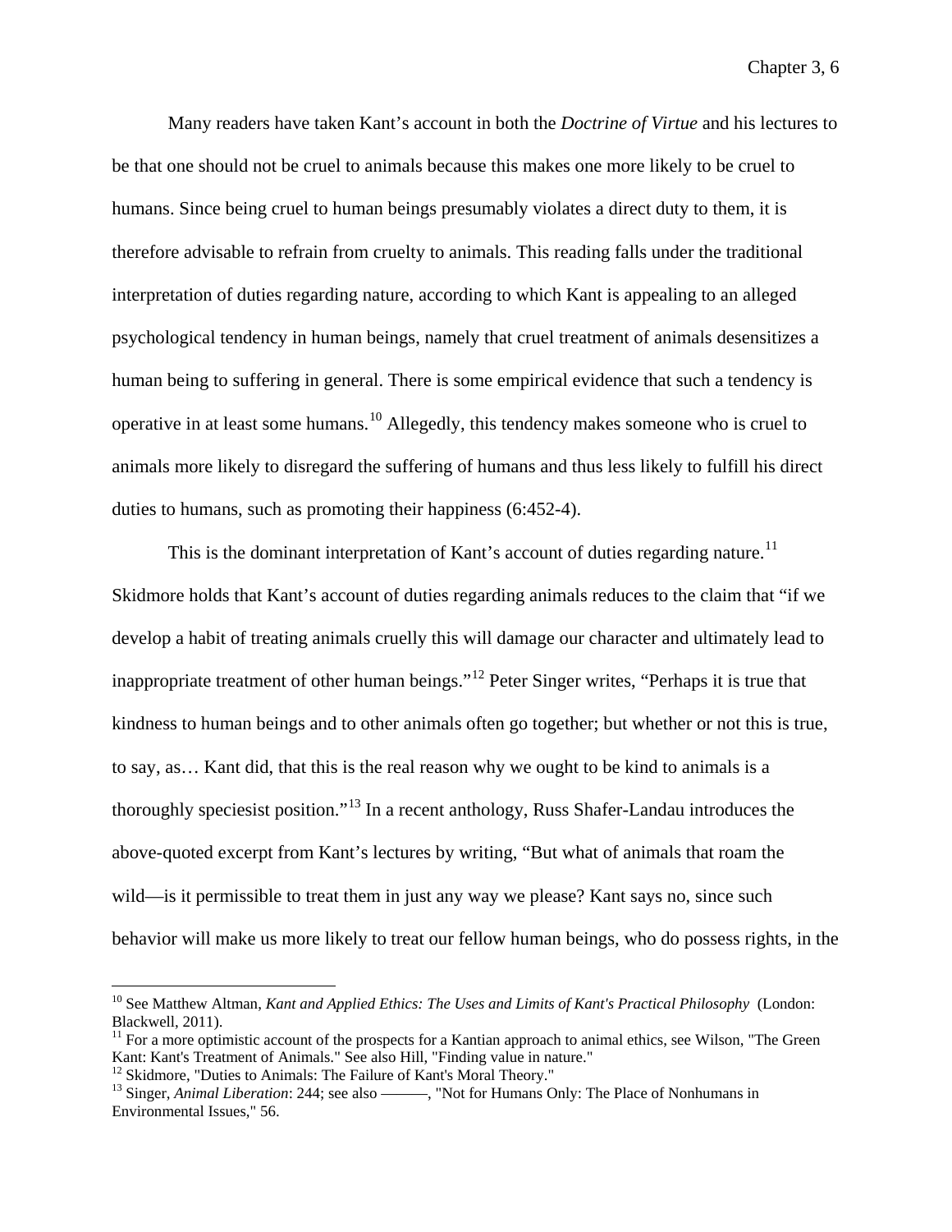Many readers have taken Kant's account in both the *Doctrine of Virtue* and his lectures to be that one should not be cruel to animals because this makes one more likely to be cruel to humans. Since being cruel to human beings presumably violates a direct duty to them, it is therefore advisable to refrain from cruelty to animals. This reading falls under the traditional interpretation of duties regarding nature, according to which Kant is appealing to an alleged psychological tendency in human beings, namely that cruel treatment of animals desensitizes a human being to suffering in general. There is some empirical evidence that such a tendency is operative in at least some humans.[10] Allegedly, this tendency makes someone who is cruel to animals more likely to disregard the suffering of humans and thus less likely to fulfill his direct duties to humans, such as promoting their happiness (6:452-4).

This is the dominant interpretation of Kant's account of duties regarding nature.[11] Skidmore holds that Kant's account of duties regarding animals reduces to the claim that "if we develop a habit of treating animals cruelly this will damage our character and ultimately lead to inappropriate treatment of other human beings."[12] Peter Singer writes, "Perhaps it is true that kindness to human beings and to other animals often go together; but whether or not this is true, to say, as… Kant did, that this is the real reason why we ought to be kind to animals is a thoroughly speciesist position."[13] In a recent anthology, Russ Shafer-Landau introduces the above-quoted excerpt from Kant's lectures by writing, "But what of animals that roam the wild—is it permissible to treat them in just any way we please? Kant says no, since such behavior will make us more likely to treat our fellow human beings, who do possess rights, in the

---

[10] See Matthew Altman, *Kant and Applied Ethics: The Uses and Limits of Kant's Practical Philosophy* (London: Blackwell, 2011).

[11] For a more optimistic account of the prospects for a Kantian approach to animal ethics, see Wilson, "The Green Kant: Kant's Treatment of Animals." See also Hill, "Finding value in nature."

[12] Skidmore, "Duties to Animals: The Failure of Kant's Moral Theory."

[13] Singer, *Animal Liberation*: 244; see also ———, "Not for Humans Only: The Place of Nonhumans in Environmental Issues," 56.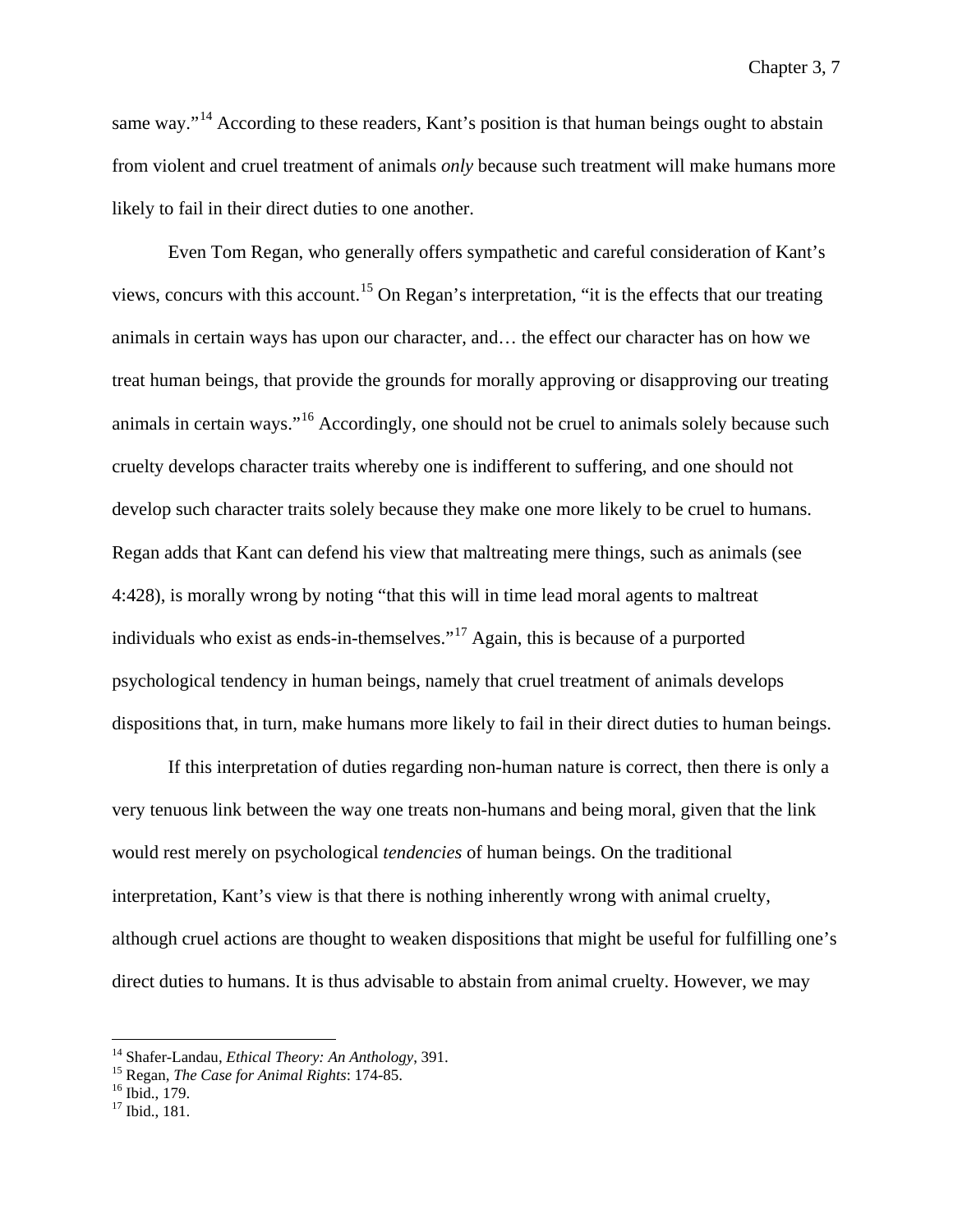same way."[14] According to these readers, Kant's position is that human beings ought to abstain from violent and cruel treatment of animals *only* because such treatment will make humans more likely to fail in their direct duties to one another.

Even Tom Regan, who generally offers sympathetic and careful consideration of Kant's views, concurs with this account.[15] On Regan's interpretation, "it is the effects that our treating animals in certain ways has upon our character, and… the effect our character has on how we treat human beings, that provide the grounds for morally approving or disapproving our treating animals in certain ways."[16] Accordingly, one should not be cruel to animals solely because such cruelty develops character traits whereby one is indifferent to suffering, and one should not develop such character traits solely because they make one more likely to be cruel to humans. Regan adds that Kant can defend his view that maltreating mere things, such as animals (see 4:428), is morally wrong by noting "that this will in time lead moral agents to maltreat individuals who exist as ends-in-themselves."[17] Again, this is because of a purported psychological tendency in human beings, namely that cruel treatment of animals develops dispositions that, in turn, make humans more likely to fail in their direct duties to human beings.

If this interpretation of duties regarding non-human nature is correct, then there is only a very tenuous link between the way one treats non-humans and being moral, given that the link would rest merely on psychological *tendencies* of human beings. On the traditional interpretation, Kant's view is that there is nothing inherently wrong with animal cruelty, although cruel actions are thought to weaken dispositions that might be useful for fulfilling one's direct duties to humans. It is thus advisable to abstain from animal cruelty. However, we may

---

[14] Shafer-Landau, *Ethical Theory: An Anthology*, 391.

[15] Regan, *The Case for Animal Rights*: 174-85.

[16] Ibid., 179.

[17] Ibid., 181.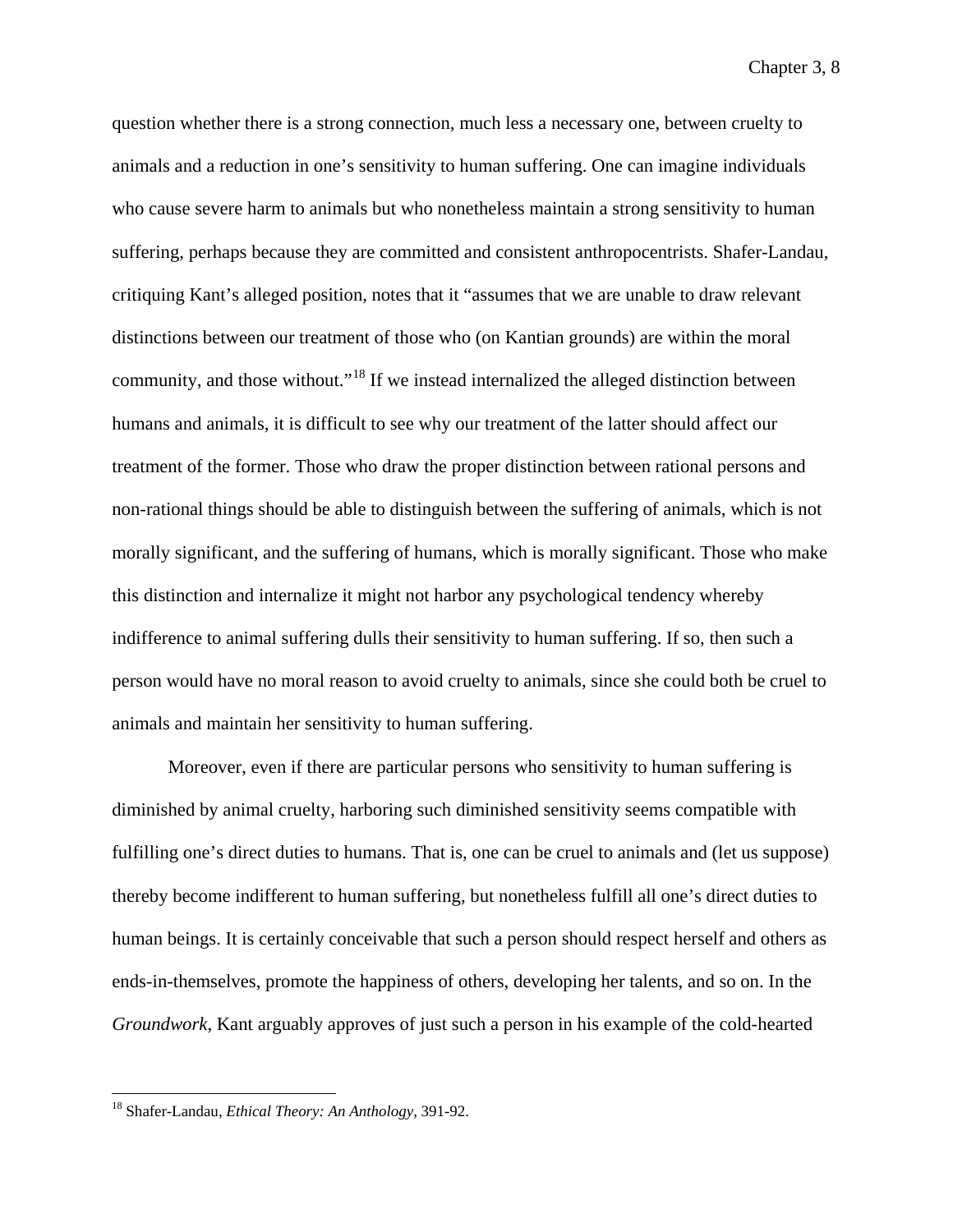question whether there is a strong connection, much less a necessary one, between cruelty to animals and a reduction in one's sensitivity to human suffering. One can imagine individuals who cause severe harm to animals but who nonetheless maintain a strong sensitivity to human suffering, perhaps because they are committed and consistent anthropocentrists. Shafer-Landau, critiquing Kant's alleged position, notes that it "assumes that we are unable to draw relevant distinctions between our treatment of those who (on Kantian grounds) are within the moral community, and those without."[18] If we instead internalized the alleged distinction between humans and animals, it is difficult to see why our treatment of the latter should affect our treatment of the former. Those who draw the proper distinction between rational persons and non-rational things should be able to distinguish between the suffering of animals, which is not morally significant, and the suffering of humans, which is morally significant. Those who make this distinction and internalize it might not harbor any psychological tendency whereby indifference to animal suffering dulls their sensitivity to human suffering. If so, then such a person would have no moral reason to avoid cruelty to animals, since she could both be cruel to animals and maintain her sensitivity to human suffering.

Moreover, even if there are particular persons who sensitivity to human suffering is diminished by animal cruelty, harboring such diminished sensitivity seems compatible with fulfilling one's direct duties to humans. That is, one can be cruel to animals and (let us suppose) thereby become indifferent to human suffering, but nonetheless fulfill all one's direct duties to human beings. It is certainly conceivable that such a person should respect herself and others as ends-in-themselves, promote the happiness of others, developing her talents, and so on. In the *Groundwork*, Kant arguably approves of just such a person in his example of the cold-hearted

[18] Shafer-Landau, *Ethical Theory: An Anthology*, 391-92.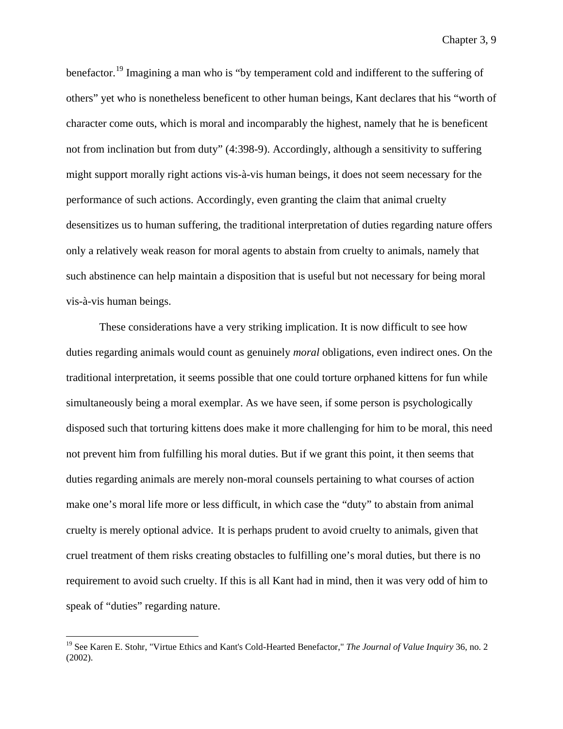benefactor.[19] Imagining a man who is "by temperament cold and indifferent to the suffering of others" yet who is nonetheless beneficent to other human beings, Kant declares that his "worth of character come outs, which is moral and incomparably the highest, namely that he is beneficent not from inclination but from duty" (4:398-9). Accordingly, although a sensitivity to suffering might support morally right actions vis-à-vis human beings, it does not seem necessary for the performance of such actions. Accordingly, even granting the claim that animal cruelty desensitizes us to human suffering, the traditional interpretation of duties regarding nature offers only a relatively weak reason for moral agents to abstain from cruelty to animals, namely that such abstinence can help maintain a disposition that is useful but not necessary for being moral vis-à-vis human beings.

These considerations have a very striking implication. It is now difficult to see how duties regarding animals would count as genuinely *moral* obligations, even indirect ones. On the traditional interpretation, it seems possible that one could torture orphaned kittens for fun while simultaneously being a moral exemplar. As we have seen, if some person is psychologically disposed such that torturing kittens does make it more challenging for him to be moral, this need not prevent him from fulfilling his moral duties. But if we grant this point, it then seems that duties regarding animals are merely non-moral counsels pertaining to what courses of action make one's moral life more or less difficult, in which case the "duty" to abstain from animal cruelty is merely optional advice. It is perhaps prudent to avoid cruelty to animals, given that cruel treatment of them risks creating obstacles to fulfilling one's moral duties, but there is no requirement to avoid such cruelty. If this is all Kant had in mind, then it was very odd of him to speak of "duties" regarding nature.

[19] See Karen E. Stohr, "Virtue Ethics and Kant's Cold-Hearted Benefactor," *The Journal of Value Inquiry* 36, no. 2 (2002).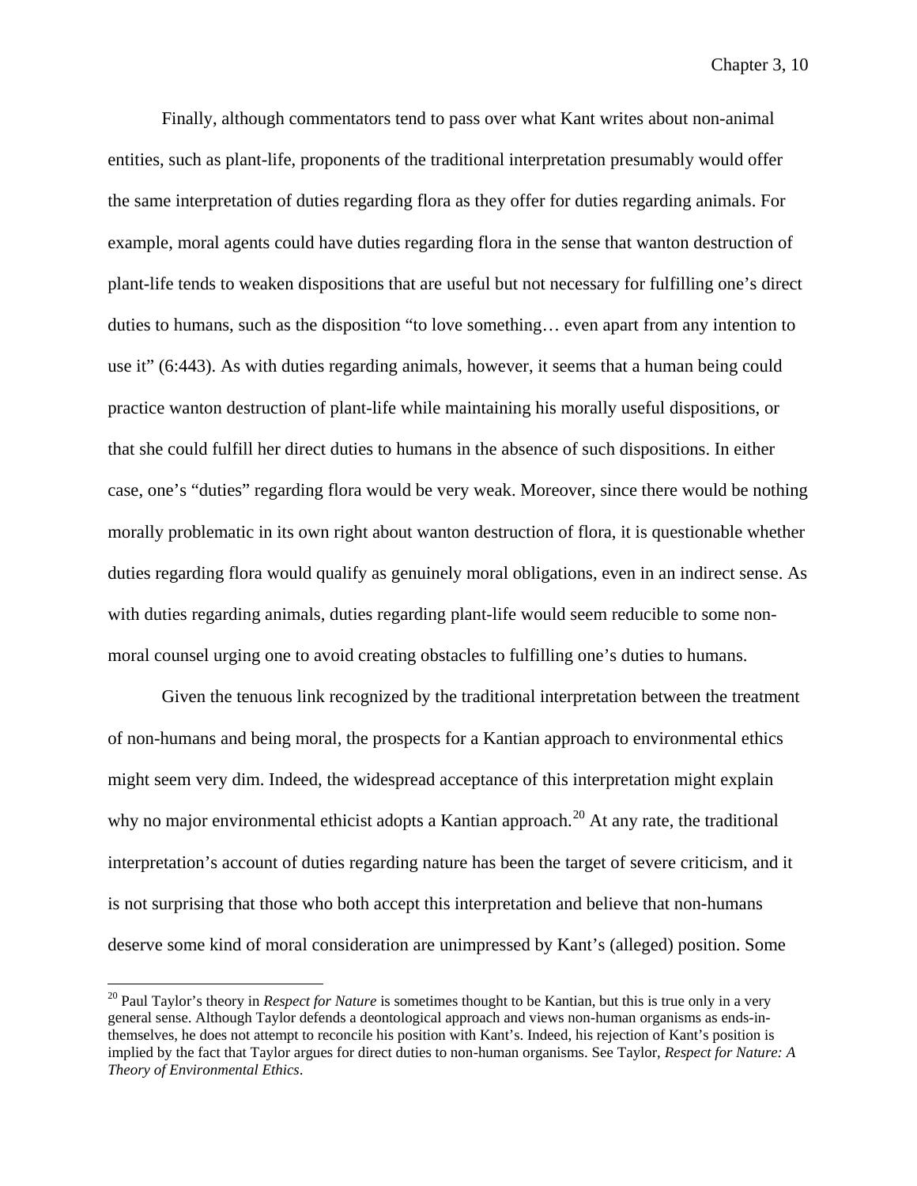Finally, although commentators tend to pass over what Kant writes about non-animal entities, such as plant-life, proponents of the traditional interpretation presumably would offer the same interpretation of duties regarding flora as they offer for duties regarding animals. For example, moral agents could have duties regarding flora in the sense that wanton destruction of plant-life tends to weaken dispositions that are useful but not necessary for fulfilling one's direct duties to humans, such as the disposition "to love something… even apart from any intention to use it" (6:443). As with duties regarding animals, however, it seems that a human being could practice wanton destruction of plant-life while maintaining his morally useful dispositions, or that she could fulfill her direct duties to humans in the absence of such dispositions. In either case, one's "duties" regarding flora would be very weak. Moreover, since there would be nothing morally problematic in its own right about wanton destruction of flora, it is questionable whether duties regarding flora would qualify as genuinely moral obligations, even in an indirect sense. As with duties regarding animals, duties regarding plant-life would seem reducible to some non-moral counsel urging one to avoid creating obstacles to fulfilling one's duties to humans.

Given the tenuous link recognized by the traditional interpretation between the treatment of non-humans and being moral, the prospects for a Kantian approach to environmental ethics might seem very dim. Indeed, the widespread acceptance of this interpretation might explain why no major environmental ethicist adopts a Kantian approach.[20] At any rate, the traditional interpretation's account of duties regarding nature has been the target of severe criticism, and it is not surprising that those who both accept this interpretation and believe that non-humans deserve some kind of moral consideration are unimpressed by Kant's (alleged) position. Some

[20] Paul Taylor's theory in *Respect for Nature* is sometimes thought to be Kantian, but this is true only in a very general sense. Although Taylor defends a deontological approach and views non-human organisms as ends-in-themselves, he does not attempt to reconcile his position with Kant's. Indeed, his rejection of Kant's position is implied by the fact that Taylor argues for direct duties to non-human organisms. See Taylor, *Respect for Nature: A Theory of Environmental Ethics*.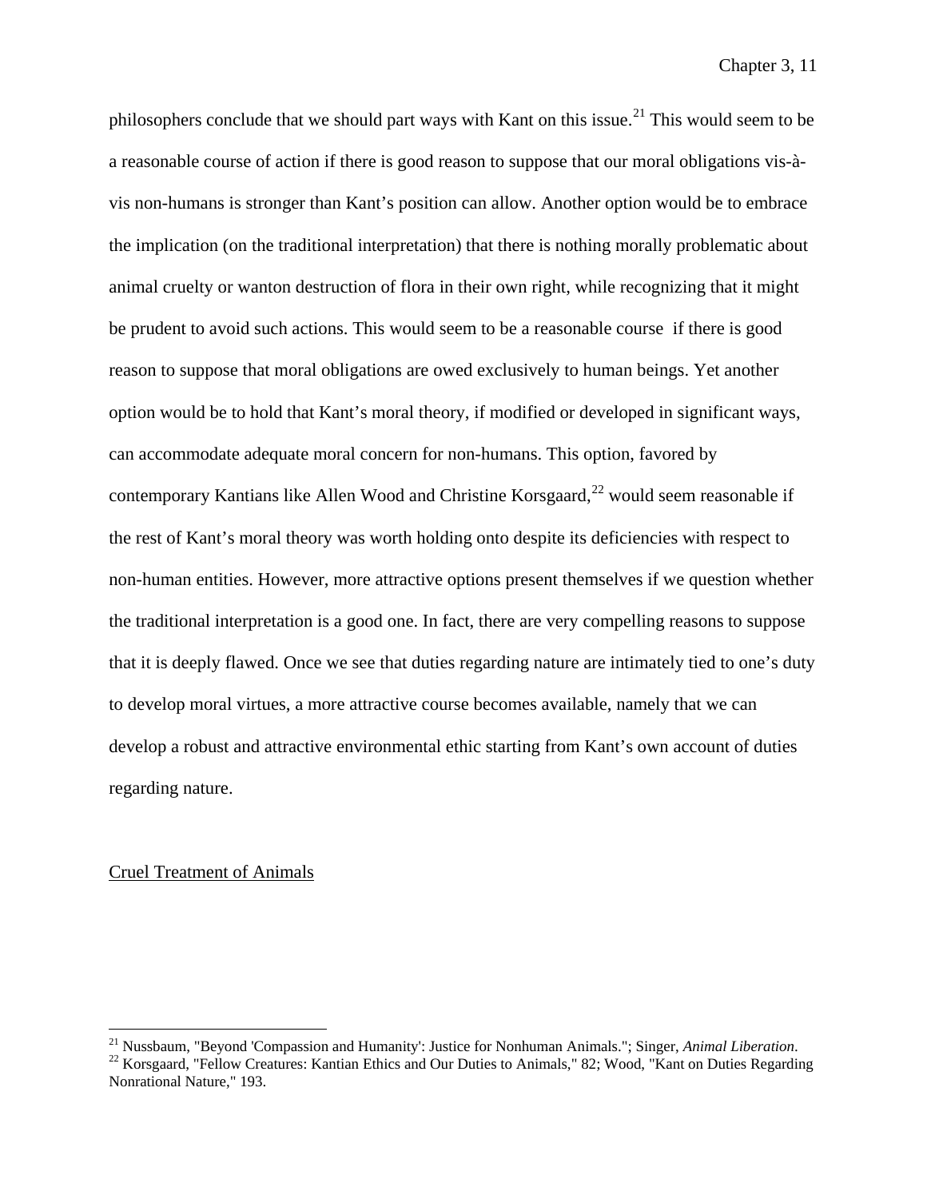philosophers conclude that we should part ways with Kant on this issue.[21] This would seem to be a reasonable course of action if there is good reason to suppose that our moral obligations vis-à-vis non-humans is stronger than Kant's position can allow. Another option would be to embrace the implication (on the traditional interpretation) that there is nothing morally problematic about animal cruelty or wanton destruction of flora in their own right, while recognizing that it might be prudent to avoid such actions. This would seem to be a reasonable course if there is good reason to suppose that moral obligations are owed exclusively to human beings. Yet another option would be to hold that Kant's moral theory, if modified or developed in significant ways, can accommodate adequate moral concern for non-humans. This option, favored by contemporary Kantians like Allen Wood and Christine Korsgaard,[22] would seem reasonable if the rest of Kant's moral theory was worth holding onto despite its deficiencies with respect to non-human entities. However, more attractive options present themselves if we question whether the traditional interpretation is a good one. In fact, there are very compelling reasons to suppose that it is deeply flawed. Once we see that duties regarding nature are intimately tied to one's duty to develop moral virtues, a more attractive course becomes available, namely that we can develop a robust and attractive environmental ethic starting from Kant's own account of duties regarding nature.

<u>Cruel Treatment of Animals</u>

---

[21] Nussbaum, "Beyond 'Compassion and Humanity': Justice for Nonhuman Animals."; Singer, *Animal Liberation*.

[22] Korsgaard, "Fellow Creatures: Kantian Ethics and Our Duties to Animals," 82; Wood, "Kant on Duties Regarding Nonrational Nature," 193.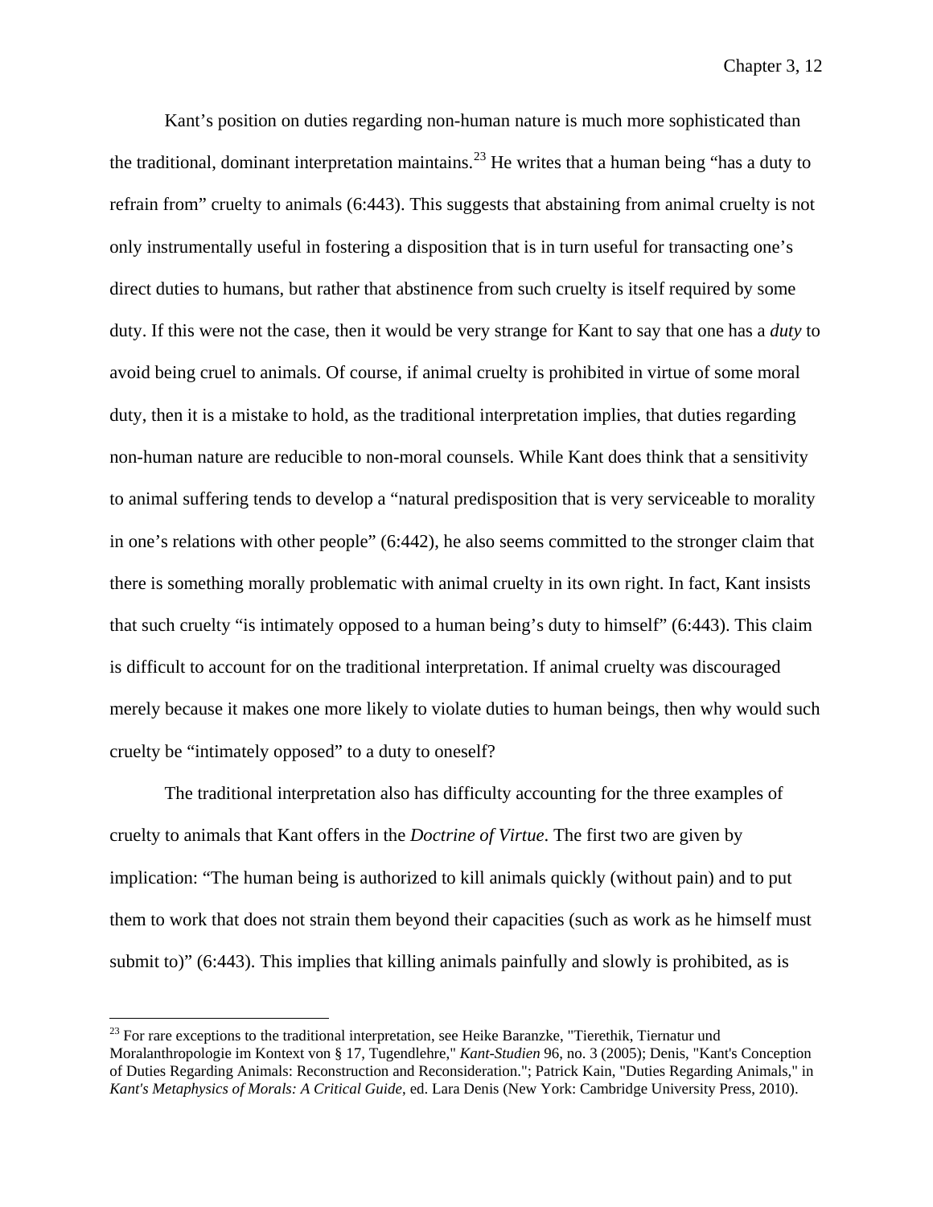Kant's position on duties regarding non-human nature is much more sophisticated than the traditional, dominant interpretation maintains.[23] He writes that a human being "has a duty to refrain from" cruelty to animals (6:443). This suggests that abstaining from animal cruelty is not only instrumentally useful in fostering a disposition that is in turn useful for transacting one's direct duties to humans, but rather that abstinence from such cruelty is itself required by some duty. If this were not the case, then it would be very strange for Kant to say that one has a *duty* to avoid being cruel to animals. Of course, if animal cruelty is prohibited in virtue of some moral duty, then it is a mistake to hold, as the traditional interpretation implies, that duties regarding non-human nature are reducible to non-moral counsels. While Kant does think that a sensitivity to animal suffering tends to develop a "natural predisposition that is very serviceable to morality in one's relations with other people" (6:442), he also seems committed to the stronger claim that there is something morally problematic with animal cruelty in its own right. In fact, Kant insists that such cruelty "is intimately opposed to a human being's duty to himself" (6:443). This claim is difficult to account for on the traditional interpretation. If animal cruelty was discouraged merely because it makes one more likely to violate duties to human beings, then why would such cruelty be "intimately opposed" to a duty to oneself?

The traditional interpretation also has difficulty accounting for the three examples of cruelty to animals that Kant offers in the *Doctrine of Virtue*. The first two are given by implication: "The human being is authorized to kill animals quickly (without pain) and to put them to work that does not strain them beyond their capacities (such as work as he himself must submit to)" (6:443). This implies that killing animals painfully and slowly is prohibited, as is

[23] For rare exceptions to the traditional interpretation, see Heike Baranzke, "Tierethik, Tiernatur und Moralanthropologie im Kontext von § 17, Tugendlehre," *Kant-Studien* 96, no. 3 (2005); Denis, "Kant's Conception of Duties Regarding Animals: Reconstruction and Reconsideration."; Patrick Kain, "Duties Regarding Animals," in *Kant's Metaphysics of Morals: A Critical Guide*, ed. Lara Denis (New York: Cambridge University Press, 2010).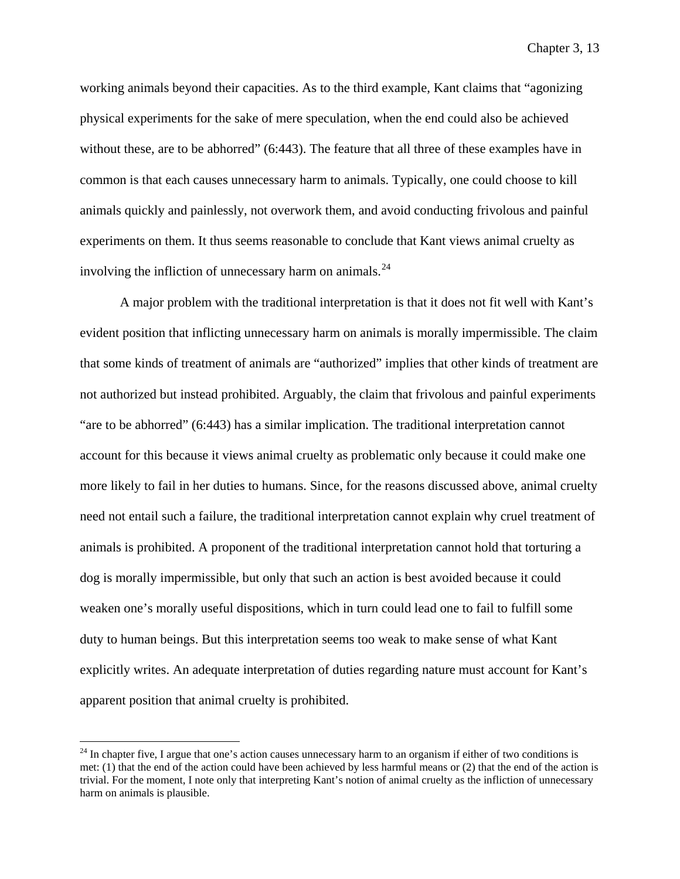working animals beyond their capacities. As to the third example, Kant claims that "agonizing physical experiments for the sake of mere speculation, when the end could also be achieved without these, are to be abhorred" (6:443). The feature that all three of these examples have in common is that each causes unnecessary harm to animals. Typically, one could choose to kill animals quickly and painlessly, not overwork them, and avoid conducting frivolous and painful experiments on them. It thus seems reasonable to conclude that Kant views animal cruelty as involving the infliction of unnecessary harm on animals.[24]

A major problem with the traditional interpretation is that it does not fit well with Kant's evident position that inflicting unnecessary harm on animals is morally impermissible. The claim that some kinds of treatment of animals are "authorized" implies that other kinds of treatment are not authorized but instead prohibited. Arguably, the claim that frivolous and painful experiments "are to be abhorred" (6:443) has a similar implication. The traditional interpretation cannot account for this because it views animal cruelty as problematic only because it could make one more likely to fail in her duties to humans. Since, for the reasons discussed above, animal cruelty need not entail such a failure, the traditional interpretation cannot explain why cruel treatment of animals is prohibited. A proponent of the traditional interpretation cannot hold that torturing a dog is morally impermissible, but only that such an action is best avoided because it could weaken one's morally useful dispositions, which in turn could lead one to fail to fulfill some duty to human beings. But this interpretation seems too weak to make sense of what Kant explicitly writes. An adequate interpretation of duties regarding nature must account for Kant's apparent position that animal cruelty is prohibited.

[24] In chapter five, I argue that one's action causes unnecessary harm to an organism if either of two conditions is met: (1) that the end of the action could have been achieved by less harmful means or (2) that the end of the action is trivial. For the moment, I note only that interpreting Kant's notion of animal cruelty as the infliction of unnecessary harm on animals is plausible.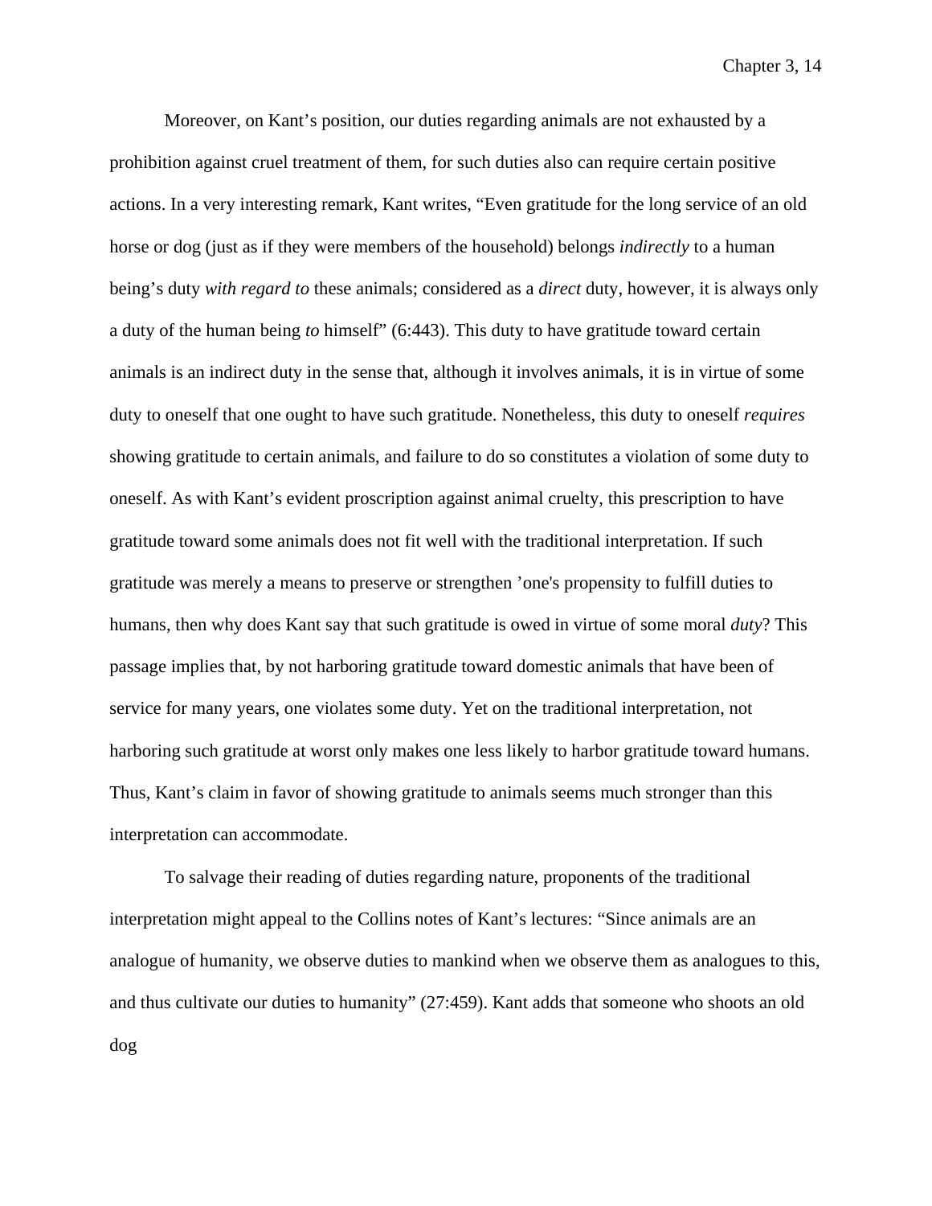Moreover, on Kant's position, our duties regarding animals are not exhausted by a prohibition against cruel treatment of them, for such duties also can require certain positive actions. In a very interesting remark, Kant writes, "Even gratitude for the long service of an old horse or dog (just as if they were members of the household) belongs *indirectly* to a human being's duty *with regard to* these animals; considered as a *direct* duty, however, it is always only a duty of the human being *to* himself" (6:443). This duty to have gratitude toward certain animals is an indirect duty in the sense that, although it involves animals, it is in virtue of some duty to oneself that one ought to have such gratitude. Nonetheless, this duty to oneself *requires* showing gratitude to certain animals, and failure to do so constitutes a violation of some duty to oneself. As with Kant's evident proscription against animal cruelty, this prescription to have gratitude toward some animals does not fit well with the traditional interpretation. If such gratitude was merely a means to preserve or strengthen 'one's propensity to fulfill duties to humans, then why does Kant say that such gratitude is owed in virtue of some moral *duty*? This passage implies that, by not harboring gratitude toward domestic animals that have been of service for many years, one violates some duty. Yet on the traditional interpretation, not harboring such gratitude at worst only makes one less likely to harbor gratitude toward humans. Thus, Kant's claim in favor of showing gratitude to animals seems much stronger than this interpretation can accommodate.

To salvage their reading of duties regarding nature, proponents of the traditional interpretation might appeal to the Collins notes of Kant's lectures: "Since animals are an analogue of humanity, we observe duties to mankind when we observe them as analogues to this, and thus cultivate our duties to humanity" (27:459). Kant adds that someone who shoots an old dog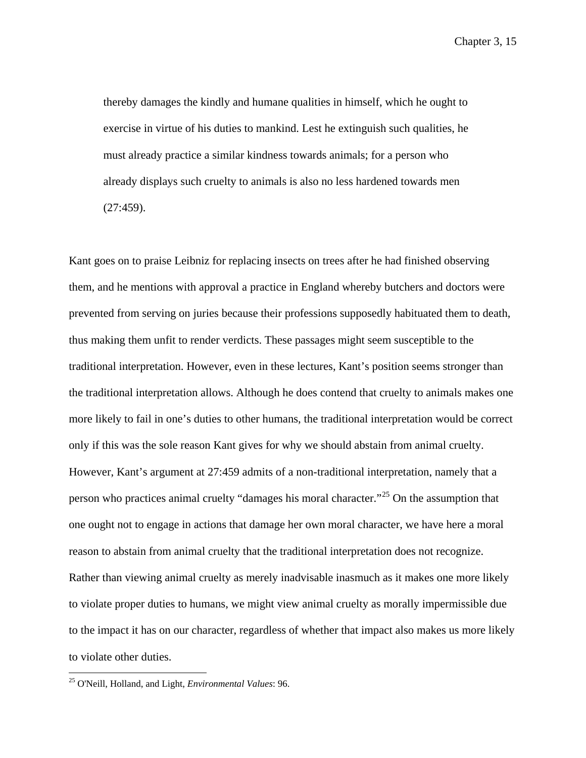> thereby damages the kindly and humane qualities in himself, which he ought to exercise in virtue of his duties to mankind. Lest he extinguish such qualities, he must already practice a similar kindness towards animals; for a person who already displays such cruelty to animals is also no less hardened towards men (27:459).

Kant goes on to praise Leibniz for replacing insects on trees after he had finished observing them, and he mentions with approval a practice in England whereby butchers and doctors were prevented from serving on juries because their professions supposedly habituated them to death, thus making them unfit to render verdicts. These passages might seem susceptible to the traditional interpretation. However, even in these lectures, Kant's position seems stronger than the traditional interpretation allows. Although he does contend that cruelty to animals makes one more likely to fail in one's duties to other humans, the traditional interpretation would be correct only if this was the sole reason Kant gives for why we should abstain from animal cruelty. However, Kant's argument at 27:459 admits of a non-traditional interpretation, namely that a person who practices animal cruelty "damages his moral character."[25] On the assumption that one ought not to engage in actions that damage her own moral character, we have here a moral reason to abstain from animal cruelty that the traditional interpretation does not recognize. Rather than viewing animal cruelty as merely inadvisable inasmuch as it makes one more likely to violate proper duties to humans, we might view animal cruelty as morally impermissible due to the impact it has on our character, regardless of whether that impact also makes us more likely to violate other duties.

---

[25] O'Neill, Holland, and Light, *Environmental Values*: 96.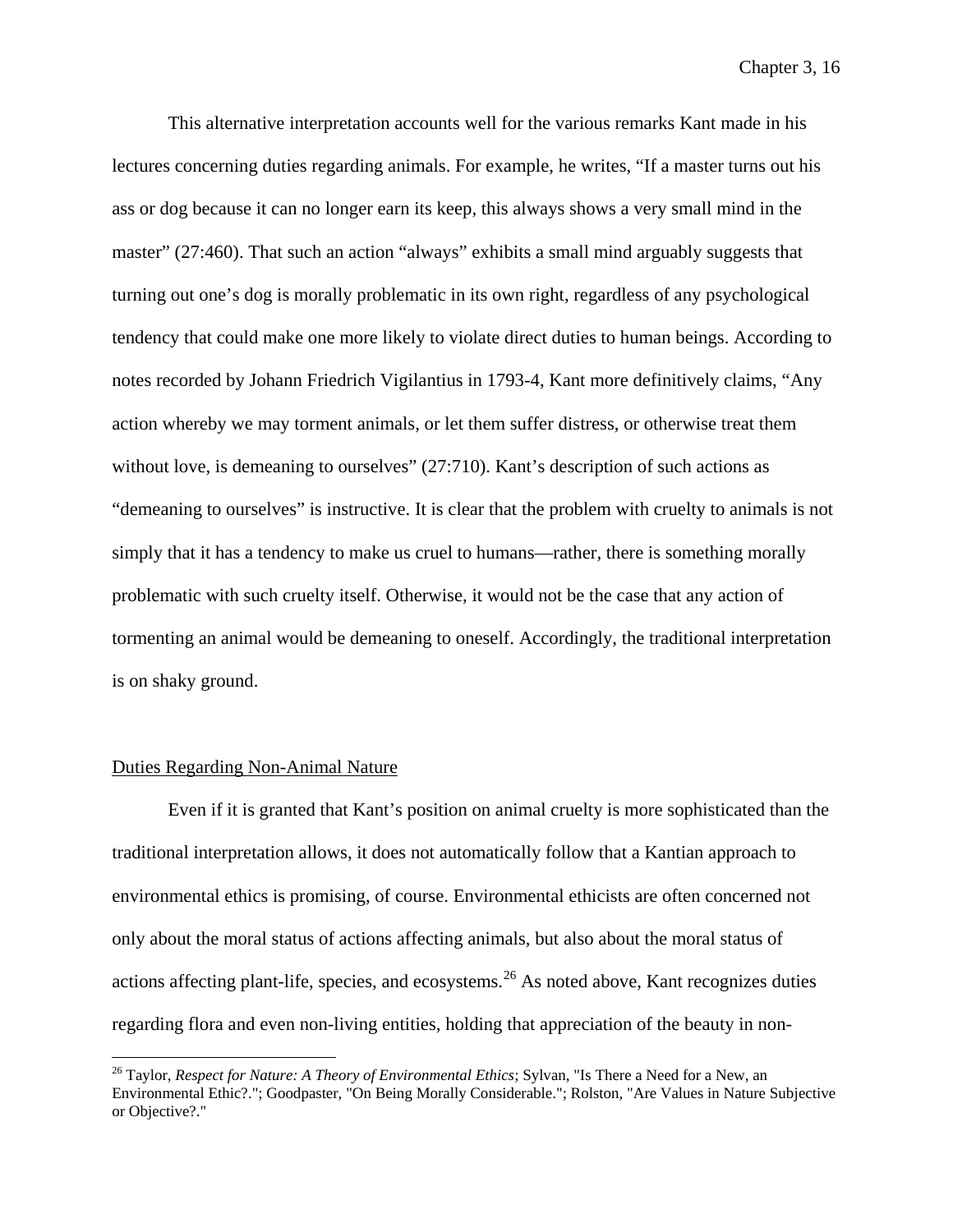This alternative interpretation accounts well for the various remarks Kant made in his lectures concerning duties regarding animals. For example, he writes, "If a master turns out his ass or dog because it can no longer earn its keep, this always shows a very small mind in the master" (27:460). That such an action "always" exhibits a small mind arguably suggests that turning out one's dog is morally problematic in its own right, regardless of any psychological tendency that could make one more likely to violate direct duties to human beings. According to notes recorded by Johann Friedrich Vigilantius in 1793-4, Kant more definitively claims, "Any action whereby we may torment animals, or let them suffer distress, or otherwise treat them without love, is demeaning to ourselves" (27:710). Kant's description of such actions as "demeaning to ourselves" is instructive. It is clear that the problem with cruelty to animals is not simply that it has a tendency to make us cruel to humans—rather, there is something morally problematic with such cruelty itself. Otherwise, it would not be the case that any action of tormenting an animal would be demeaning to oneself. Accordingly, the traditional interpretation is on shaky ground.

## Duties Regarding Non-Animal Nature

Even if it is granted that Kant's position on animal cruelty is more sophisticated than the traditional interpretation allows, it does not automatically follow that a Kantian approach to environmental ethics is promising, of course. Environmental ethicists are often concerned not only about the moral status of actions affecting animals, but also about the moral status of actions affecting plant-life, species, and ecosystems.[26] As noted above, Kant recognizes duties regarding flora and even non-living entities, holding that appreciation of the beauty in non-

[26] Taylor, *Respect for Nature: A Theory of Environmental Ethics*; Sylvan, "Is There a Need for a New, an Environmental Ethic?."; Goodpaster, "On Being Morally Considerable."; Rolston, "Are Values in Nature Subjective or Objective?."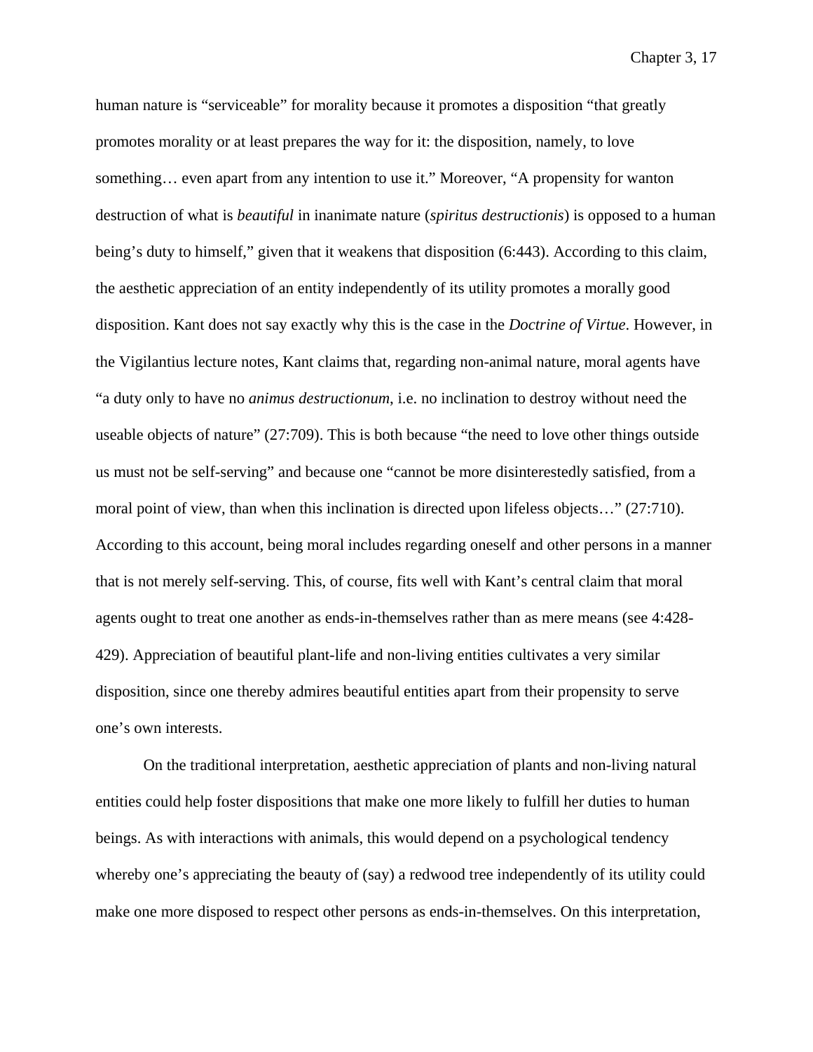human nature is “serviceable” for morality because it promotes a disposition “that greatly promotes morality or at least prepares the way for it: the disposition, namely, to love something… even apart from any intention to use it.” Moreover, “A propensity for wanton destruction of what is *beautiful* in inanimate nature (*spiritus destructionis*) is opposed to a human being’s duty to himself,” given that it weakens that disposition (6:443). According to this claim, the aesthetic appreciation of an entity independently of its utility promotes a morally good disposition. Kant does not say exactly why this is the case in the *Doctrine of Virtue*. However, in the Vigilantius lecture notes, Kant claims that, regarding non-animal nature, moral agents have “a duty only to have no *animus destructionum*, i.e. no inclination to destroy without need the useable objects of nature” (27:709). This is both because “the need to love other things outside us must not be self-serving” and because one “cannot be more disinterestedly satisfied, from a moral point of view, than when this inclination is directed upon lifeless objects…” (27:710). According to this account, being moral includes regarding oneself and other persons in a manner that is not merely self-serving. This, of course, fits well with Kant’s central claim that moral agents ought to treat one another as ends-in-themselves rather than as mere means (see 4:428-429). Appreciation of beautiful plant-life and non-living entities cultivates a very similar disposition, since one thereby admires beautiful entities apart from their propensity to serve one’s own interests.

On the traditional interpretation, aesthetic appreciation of plants and non-living natural entities could help foster dispositions that make one more likely to fulfill her duties to human beings. As with interactions with animals, this would depend on a psychological tendency whereby one’s appreciating the beauty of (say) a redwood tree independently of its utility could make one more disposed to respect other persons as ends-in-themselves. On this interpretation,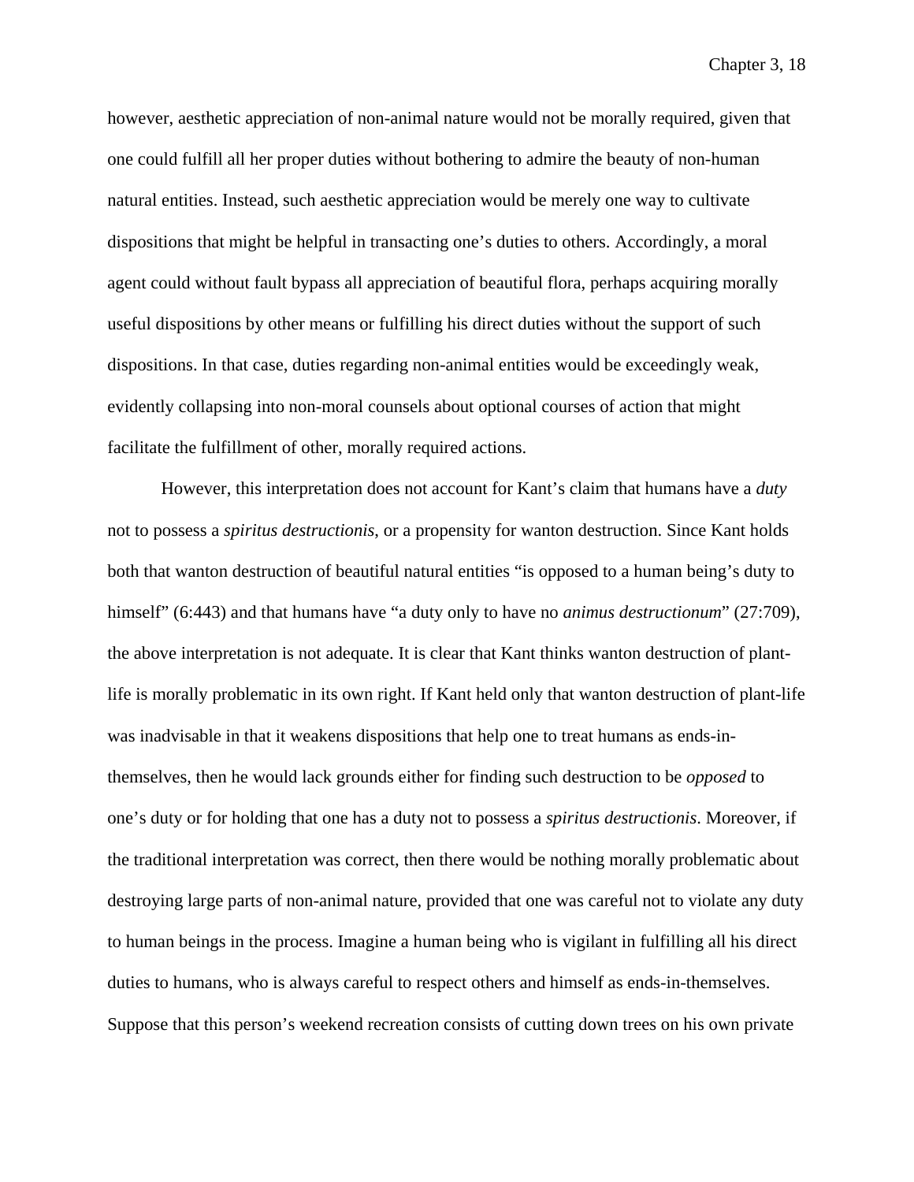however, aesthetic appreciation of non-animal nature would not be morally required, given that one could fulfill all her proper duties without bothering to admire the beauty of non-human natural entities. Instead, such aesthetic appreciation would be merely one way to cultivate dispositions that might be helpful in transacting one's duties to others. Accordingly, a moral agent could without fault bypass all appreciation of beautiful flora, perhaps acquiring morally useful dispositions by other means or fulfilling his direct duties without the support of such dispositions. In that case, duties regarding non-animal entities would be exceedingly weak, evidently collapsing into non-moral counsels about optional courses of action that might facilitate the fulfillment of other, morally required actions.

However, this interpretation does not account for Kant's claim that humans have a *duty* not to possess a *spiritus destructionis*, or a propensity for wanton destruction. Since Kant holds both that wanton destruction of beautiful natural entities "is opposed to a human being's duty to himself" (6:443) and that humans have "a duty only to have no *animus destructionum*" (27:709), the above interpretation is not adequate. It is clear that Kant thinks wanton destruction of plant-life is morally problematic in its own right. If Kant held only that wanton destruction of plant-life was inadvisable in that it weakens dispositions that help one to treat humans as ends-in-themselves, then he would lack grounds either for finding such destruction to be *opposed* to one's duty or for holding that one has a duty not to possess a *spiritus destructionis*. Moreover, if the traditional interpretation was correct, then there would be nothing morally problematic about destroying large parts of non-animal nature, provided that one was careful not to violate any duty to human beings in the process. Imagine a human being who is vigilant in fulfilling all his direct duties to humans, who is always careful to respect others and himself as ends-in-themselves. Suppose that this person's weekend recreation consists of cutting down trees on his own private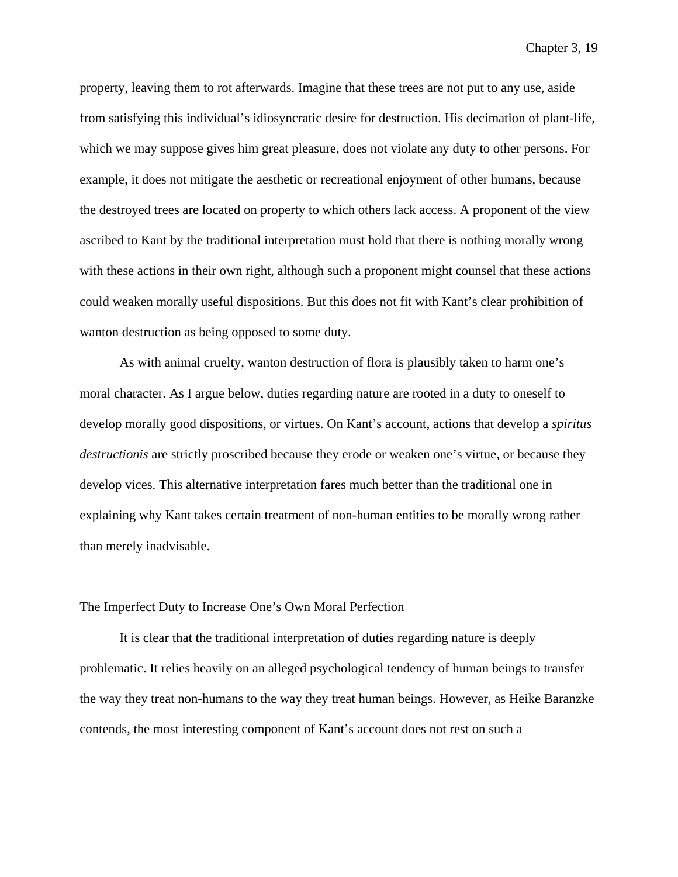property, leaving them to rot afterwards. Imagine that these trees are not put to any use, aside from satisfying this individual's idiosyncratic desire for destruction. His decimation of plant-life, which we may suppose gives him great pleasure, does not violate any duty to other persons. For example, it does not mitigate the aesthetic or recreational enjoyment of other humans, because the destroyed trees are located on property to which others lack access. A proponent of the view ascribed to Kant by the traditional interpretation must hold that there is nothing morally wrong with these actions in their own right, although such a proponent might counsel that these actions could weaken morally useful dispositions. But this does not fit with Kant's clear prohibition of wanton destruction as being opposed to some duty.

As with animal cruelty, wanton destruction of flora is plausibly taken to harm one's moral character. As I argue below, duties regarding nature are rooted in a duty to oneself to develop morally good dispositions, or virtues. On Kant's account, actions that develop a *spiritus destructionis* are strictly proscribed because they erode or weaken one's virtue, or because they develop vices. This alternative interpretation fares much better than the traditional one in explaining why Kant takes certain treatment of non-human entities to be morally wrong rather than merely inadvisable.

<u>The Imperfect Duty to Increase One's Own Moral Perfection</u>

It is clear that the traditional interpretation of duties regarding nature is deeply problematic. It relies heavily on an alleged psychological tendency of human beings to transfer the way they treat non-humans to the way they treat human beings. However, as Heike Baranzke contends, the most interesting component of Kant's account does not rest on such a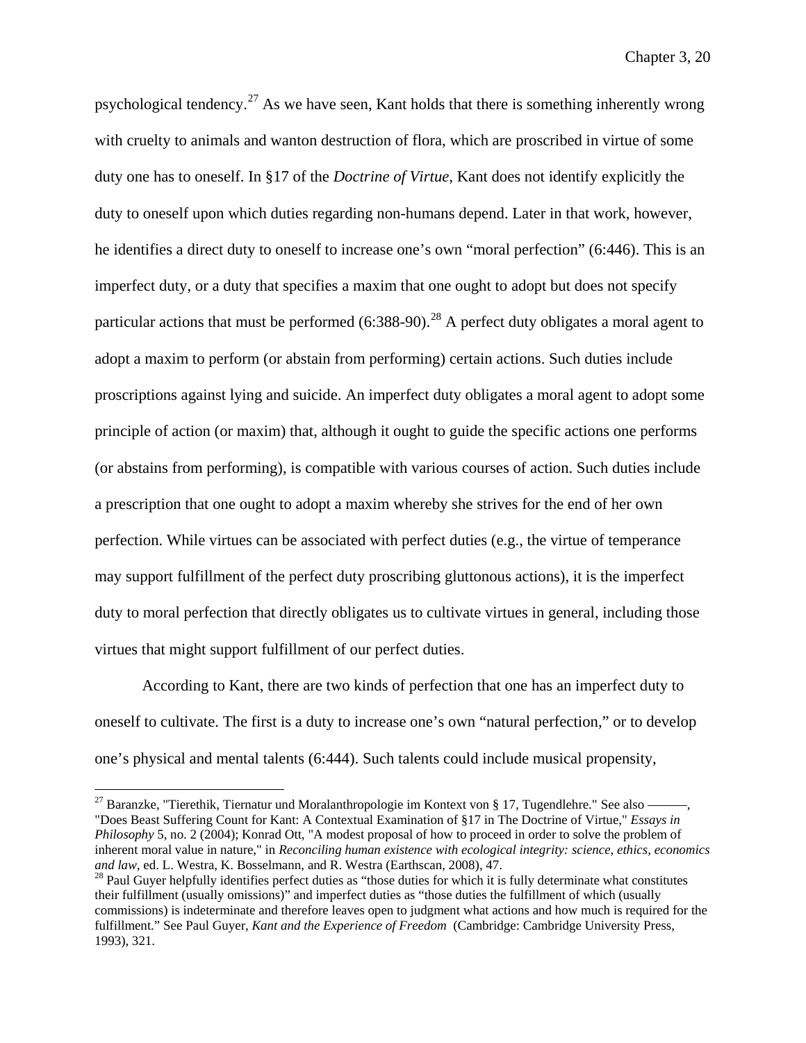psychological tendency.[27] As we have seen, Kant holds that there is something inherently wrong with cruelty to animals and wanton destruction of flora, which are proscribed in virtue of some duty one has to oneself. In §17 of the *Doctrine of Virtue*, Kant does not identify explicitly the duty to oneself upon which duties regarding non-humans depend. Later in that work, however, he identifies a direct duty to oneself to increase one's own "moral perfection" (6:446). This is an imperfect duty, or a duty that specifies a maxim that one ought to adopt but does not specify particular actions that must be performed (6:388-90).[28] A perfect duty obligates a moral agent to adopt a maxim to perform (or abstain from performing) certain actions. Such duties include proscriptions against lying and suicide. An imperfect duty obligates a moral agent to adopt some principle of action (or maxim) that, although it ought to guide the specific actions one performs (or abstains from performing), is compatible with various courses of action. Such duties include a prescription that one ought to adopt a maxim whereby she strives for the end of her own perfection. While virtues can be associated with perfect duties (e.g., the virtue of temperance may support fulfillment of the perfect duty proscribing gluttonous actions), it is the imperfect duty to moral perfection that directly obligates us to cultivate virtues in general, including those virtues that might support fulfillment of our perfect duties.

According to Kant, there are two kinds of perfection that one has an imperfect duty to oneself to cultivate. The first is a duty to increase one's own "natural perfection," or to develop one's physical and mental talents (6:444). Such talents could include musical propensity,

---

[27] Baranzke, "Tierethik, Tiernatur und Moralanthropologie im Kontext von § 17, Tugendlehre." See also ———, "Does Beast Suffering Count for Kant: A Contextual Examination of §17 in The Doctrine of Virtue," *Essays in Philosophy* 5, no. 2 (2004); Konrad Ott, "A modest proposal of how to proceed in order to solve the problem of inherent moral value in nature," in *Reconciling human existence with ecological integrity: science, ethics, economics and law*, ed. L. Westra, K. Bosselmann, and R. Westra (Earthscan, 2008), 47.

[28] Paul Guyer helpfully identifies perfect duties as "those duties for which it is fully determinate what constitutes their fulfillment (usually omissions)" and imperfect duties as "those duties the fulfillment of which (usually commissions) is indeterminate and therefore leaves open to judgment what actions and how much is required for the fulfillment." See Paul Guyer, *Kant and the Experience of Freedom* (Cambridge: Cambridge University Press, 1993), 321.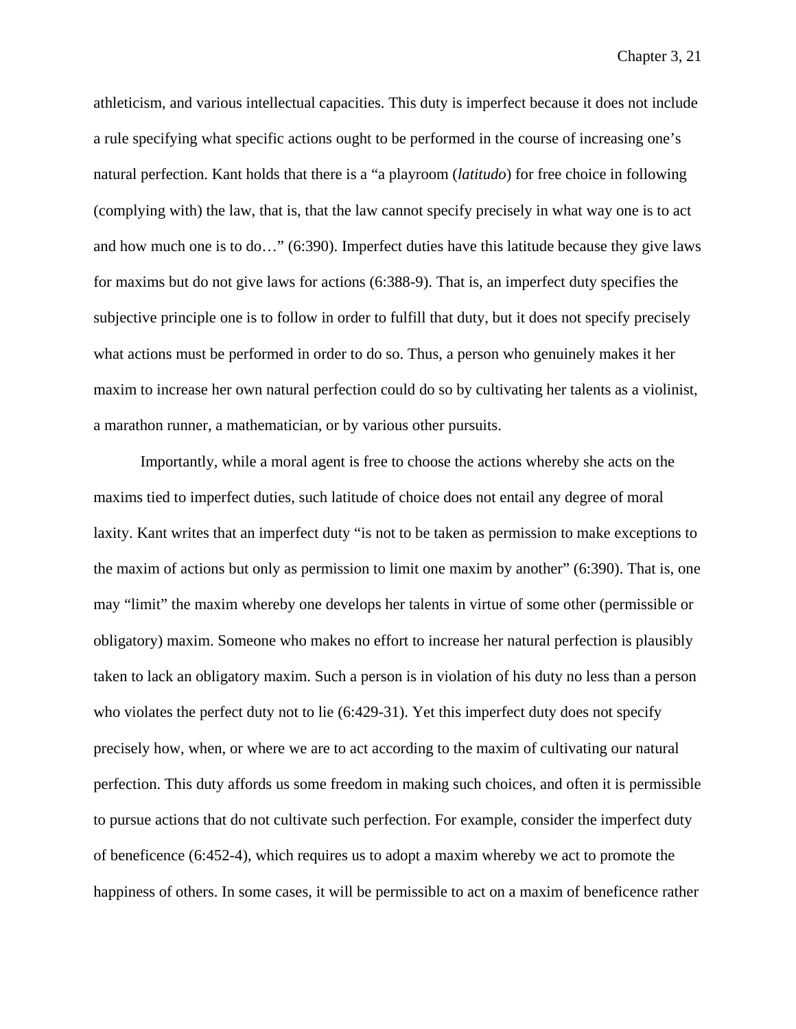athleticism, and various intellectual capacities. This duty is imperfect because it does not include a rule specifying what specific actions ought to be performed in the course of increasing one's natural perfection. Kant holds that there is a "a playroom (*latitudo*) for free choice in following (complying with) the law, that is, that the law cannot specify precisely in what way one is to act and how much one is to do…" (6:390). Imperfect duties have this latitude because they give laws for maxims but do not give laws for actions (6:388-9). That is, an imperfect duty specifies the subjective principle one is to follow in order to fulfill that duty, but it does not specify precisely what actions must be performed in order to do so. Thus, a person who genuinely makes it her maxim to increase her own natural perfection could do so by cultivating her talents as a violinist, a marathon runner, a mathematician, or by various other pursuits.

Importantly, while a moral agent is free to choose the actions whereby she acts on the maxims tied to imperfect duties, such latitude of choice does not entail any degree of moral laxity. Kant writes that an imperfect duty "is not to be taken as permission to make exceptions to the maxim of actions but only as permission to limit one maxim by another" (6:390). That is, one may "limit" the maxim whereby one develops her talents in virtue of some other (permissible or obligatory) maxim. Someone who makes no effort to increase her natural perfection is plausibly taken to lack an obligatory maxim. Such a person is in violation of his duty no less than a person who violates the perfect duty not to lie (6:429-31). Yet this imperfect duty does not specify precisely how, when, or where we are to act according to the maxim of cultivating our natural perfection. This duty affords us some freedom in making such choices, and often it is permissible to pursue actions that do not cultivate such perfection. For example, consider the imperfect duty of beneficence (6:452-4), which requires us to adopt a maxim whereby we act to promote the happiness of others. In some cases, it will be permissible to act on a maxim of beneficence rather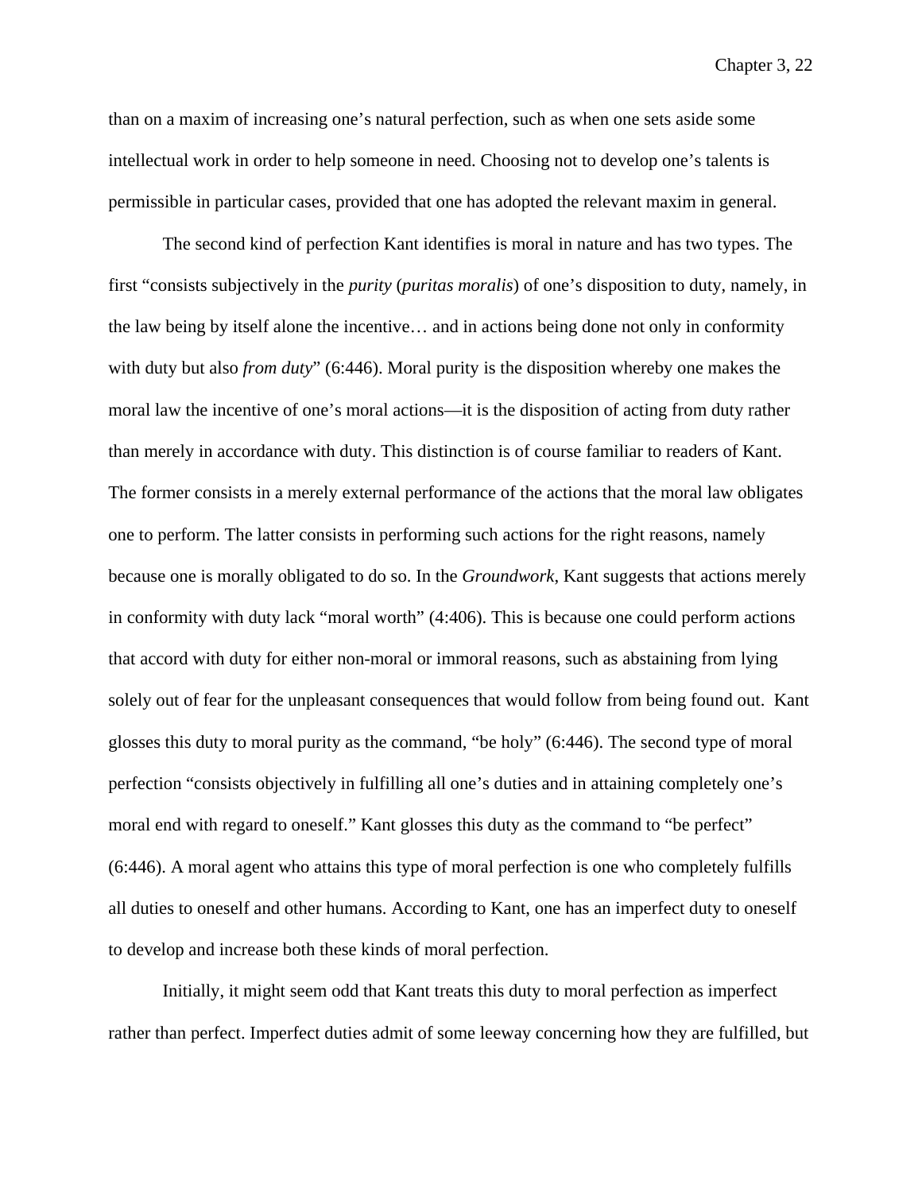than on a maxim of increasing one's natural perfection, such as when one sets aside some intellectual work in order to help someone in need. Choosing not to develop one's talents is permissible in particular cases, provided that one has adopted the relevant maxim in general.

The second kind of perfection Kant identifies is moral in nature and has two types. The first "consists subjectively in the *purity* (*puritas moralis*) of one's disposition to duty, namely, in the law being by itself alone the incentive… and in actions being done not only in conformity with duty but also *from duty*" (6:446). Moral purity is the disposition whereby one makes the moral law the incentive of one's moral actions—it is the disposition of acting from duty rather than merely in accordance with duty. This distinction is of course familiar to readers of Kant. The former consists in a merely external performance of the actions that the moral law obligates one to perform. The latter consists in performing such actions for the right reasons, namely because one is morally obligated to do so. In the *Groundwork*, Kant suggests that actions merely in conformity with duty lack "moral worth" (4:406). This is because one could perform actions that accord with duty for either non-moral or immoral reasons, such as abstaining from lying solely out of fear for the unpleasant consequences that would follow from being found out. Kant glosses this duty to moral purity as the command, "be holy" (6:446). The second type of moral perfection "consists objectively in fulfilling all one's duties and in attaining completely one's moral end with regard to oneself." Kant glosses this duty as the command to "be perfect" (6:446). A moral agent who attains this type of moral perfection is one who completely fulfills all duties to oneself and other humans. According to Kant, one has an imperfect duty to oneself to develop and increase both these kinds of moral perfection.

Initially, it might seem odd that Kant treats this duty to moral perfection as imperfect rather than perfect. Imperfect duties admit of some leeway concerning how they are fulfilled, but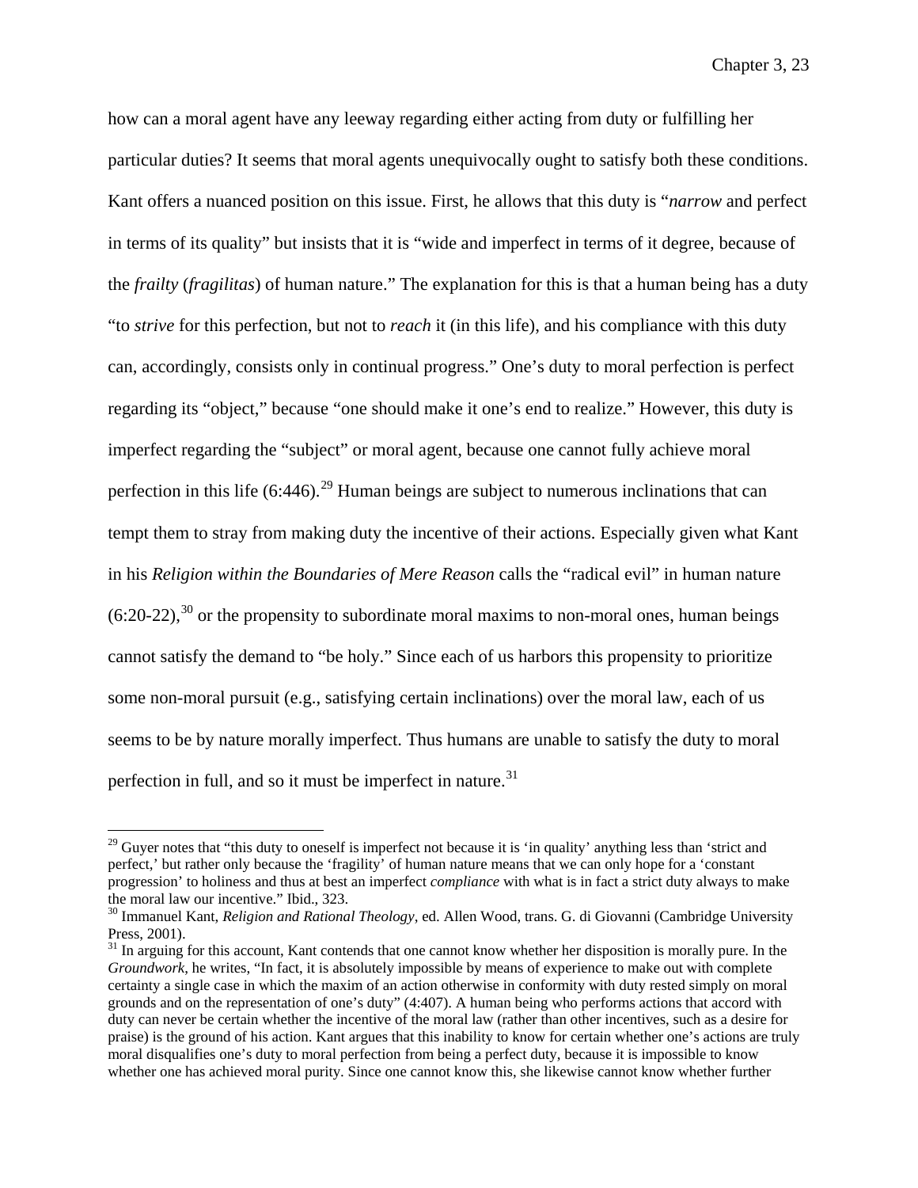how can a moral agent have any leeway regarding either acting from duty or fulfilling her particular duties? It seems that moral agents unequivocally ought to satisfy both these conditions. Kant offers a nuanced position on this issue. First, he allows that this duty is "*narrow* and perfect in terms of its quality" but insists that it is "wide and imperfect in terms of it degree, because of the *frailty* (*fragilitas*) of human nature." The explanation for this is that a human being has a duty "to *strive* for this perfection, but not to *reach* it (in this life), and his compliance with this duty can, accordingly, consists only in continual progress." One's duty to moral perfection is perfect regarding its "object," because "one should make it one's end to realize." However, this duty is imperfect regarding the "subject" or moral agent, because one cannot fully achieve moral perfection in this life (6:446).[29] Human beings are subject to numerous inclinations that can tempt them to stray from making duty the incentive of their actions. Especially given what Kant in his *Religion within the Boundaries of Mere Reason* calls the "radical evil" in human nature (6:20-22),[30] or the propensity to subordinate moral maxims to non-moral ones, human beings cannot satisfy the demand to "be holy." Since each of us harbors this propensity to prioritize some non-moral pursuit (e.g., satisfying certain inclinations) over the moral law, each of us seems to be by nature morally imperfect. Thus humans are unable to satisfy the duty to moral perfection in full, and so it must be imperfect in nature.[31]

---

[29] Guyer notes that "this duty to oneself is imperfect not because it is 'in quality' anything less than 'strict and perfect,' but rather only because the 'fragility' of human nature means that we can only hope for a 'constant progression' to holiness and thus at best an imperfect *compliance* with what is in fact a strict duty always to make the moral law our incentive." Ibid., 323.

[30] Immanuel Kant, *Religion and Rational Theology*, ed. Allen Wood, trans. G. di Giovanni (Cambridge University Press, 2001).

[31] In arguing for this account, Kant contends that one cannot know whether her disposition is morally pure. In the *Groundwork*, he writes, "In fact, it is absolutely impossible by means of experience to make out with complete certainty a single case in which the maxim of an action otherwise in conformity with duty rested simply on moral grounds and on the representation of one's duty" (4:407). A human being who performs actions that accord with duty can never be certain whether the incentive of the moral law (rather than other incentives, such as a desire for praise) is the ground of his action. Kant argues that this inability to know for certain whether one's actions are truly moral disqualifies one's duty to moral perfection from being a perfect duty, because it is impossible to know whether one has achieved moral purity. Since one cannot know this, she likewise cannot know whether further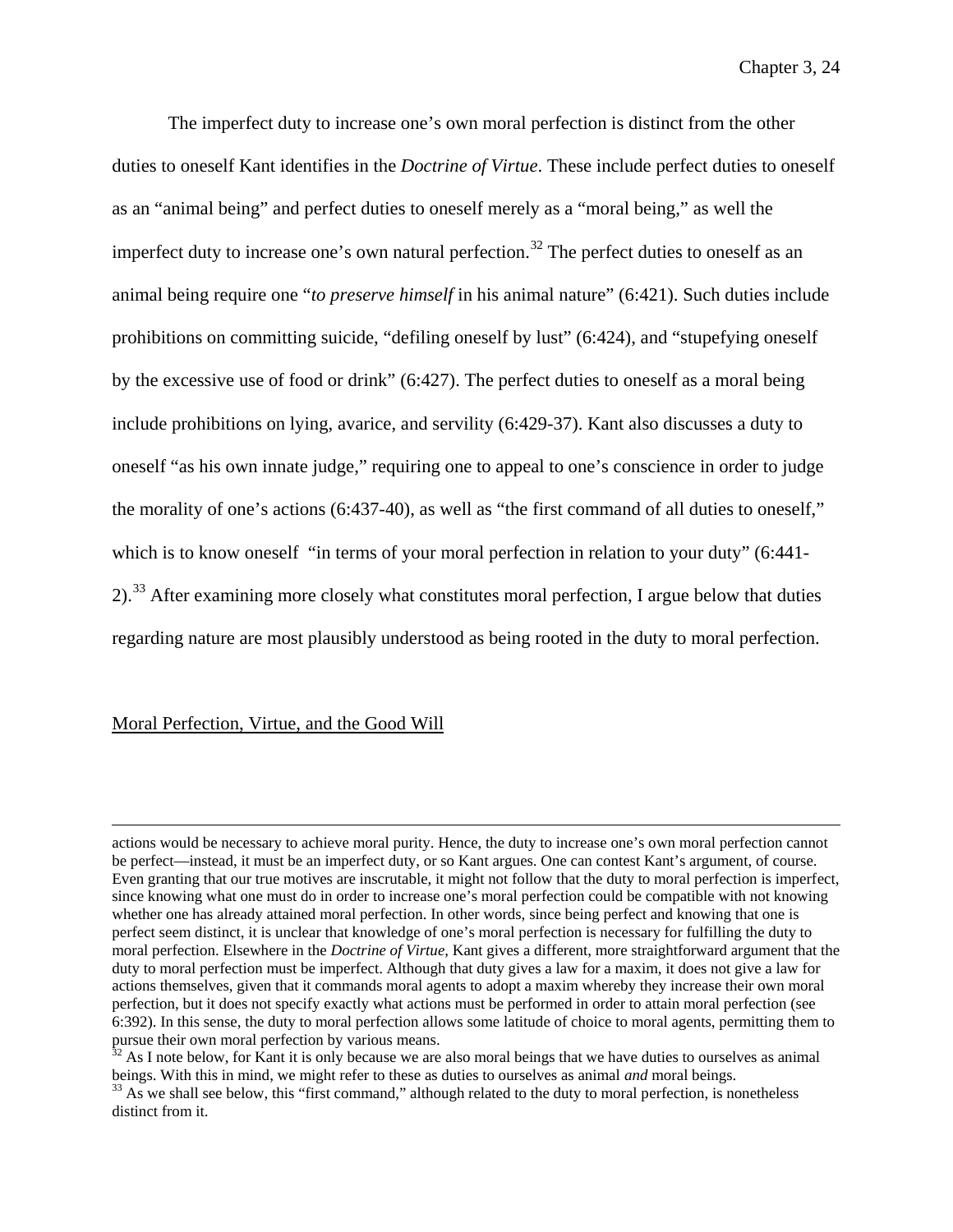The imperfect duty to increase one's own moral perfection is distinct from the other duties to oneself Kant identifies in the *Doctrine of Virtue*. These include perfect duties to oneself as an "animal being" and perfect duties to oneself merely as a "moral being," as well the imperfect duty to increase one's own natural perfection.[32] The perfect duties to oneself as an animal being require one "*to preserve himself* in his animal nature" (6:421). Such duties include prohibitions on committing suicide, "defiling oneself by lust" (6:424), and "stupefying oneself by the excessive use of food or drink" (6:427). The perfect duties to oneself as a moral being include prohibitions on lying, avarice, and servility (6:429-37). Kant also discusses a duty to oneself "as his own innate judge," requiring one to appeal to one's conscience in order to judge the morality of one's actions (6:437-40), as well as "the first command of all duties to oneself," which is to know oneself "in terms of your moral perfection in relation to your duty" (6:441-2).[33] After examining more closely what constitutes moral perfection, I argue below that duties regarding nature are most plausibly understood as being rooted in the duty to moral perfection.

## Moral Perfection, Virtue, and the Good Will

---

actions would be necessary to achieve moral purity. Hence, the duty to increase one's own moral perfection cannot be perfect—instead, it must be an imperfect duty, or so Kant argues. One can contest Kant's argument, of course. Even granting that our true motives are inscrutable, it might not follow that the duty to moral perfection is imperfect, since knowing what one must do in order to increase one's moral perfection could be compatible with not knowing whether one has already attained moral perfection. In other words, since being perfect and knowing that one is perfect seem distinct, it is unclear that knowledge of one's moral perfection is necessary for fulfilling the duty to moral perfection. Elsewhere in the *Doctrine of Virtue*, Kant gives a different, more straightforward argument that the duty to moral perfection must be imperfect. Although that duty gives a law for a maxim, it does not give a law for actions themselves, given that it commands moral agents to adopt a maxim whereby they increase their own moral perfection, but it does not specify exactly what actions must be performed in order to attain moral perfection (see 6:392). In this sense, the duty to moral perfection allows some latitude of choice to moral agents, permitting them to pursue their own moral perfection by various means.

[32] As I note below, for Kant it is only because we are also moral beings that we have duties to ourselves as animal beings. With this in mind, we might refer to these as duties to ourselves as animal *and* moral beings.

[33] As we shall see below, this "first command," although related to the duty to moral perfection, is nonetheless distinct from it.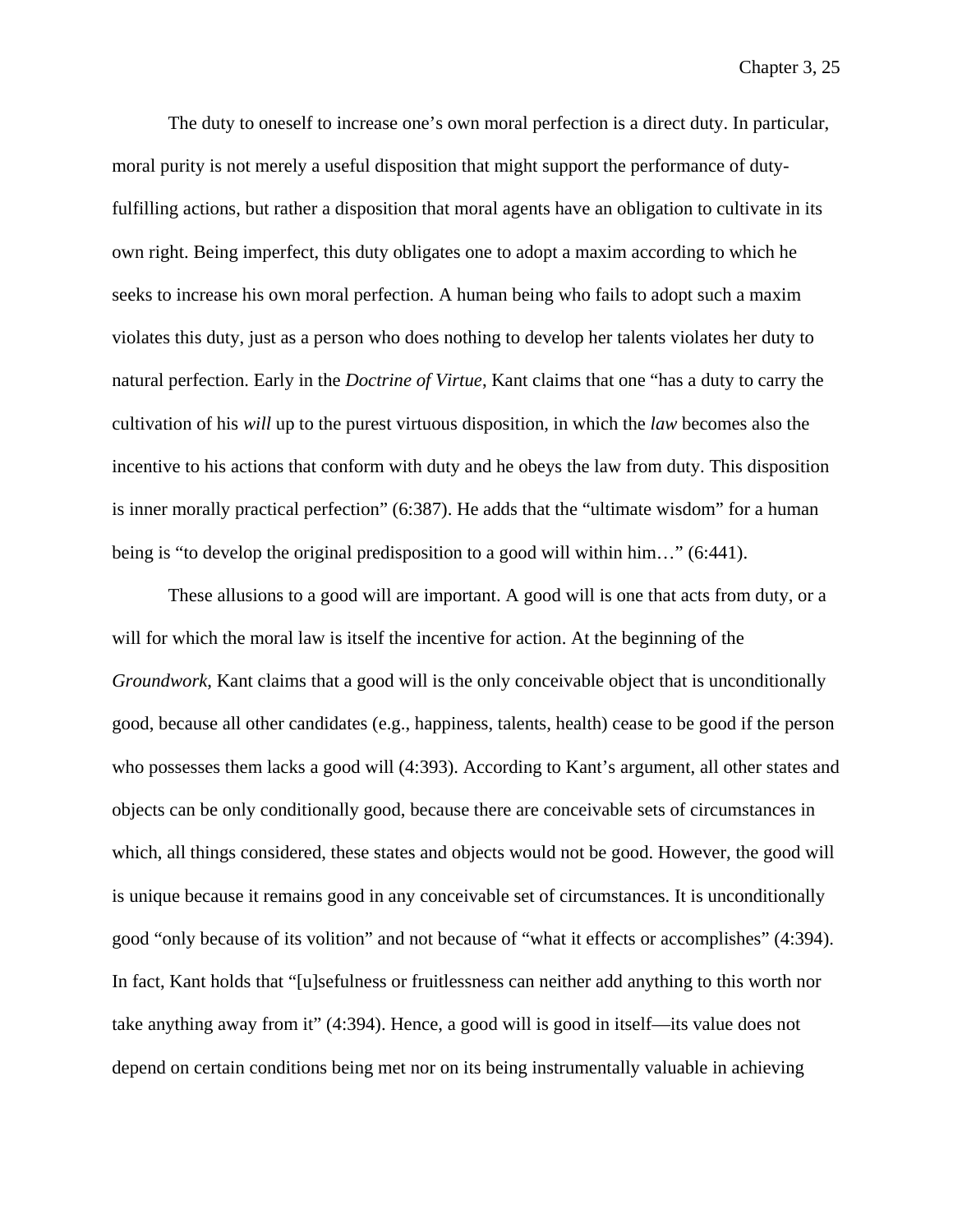The duty to oneself to increase one's own moral perfection is a direct duty. In particular, moral purity is not merely a useful disposition that might support the performance of duty-fulfilling actions, but rather a disposition that moral agents have an obligation to cultivate in its own right. Being imperfect, this duty obligates one to adopt a maxim according to which he seeks to increase his own moral perfection. A human being who fails to adopt such a maxim violates this duty, just as a person who does nothing to develop her talents violates her duty to natural perfection. Early in the *Doctrine of Virtue*, Kant claims that one "has a duty to carry the cultivation of his *will* up to the purest virtuous disposition, in which the *law* becomes also the incentive to his actions that conform with duty and he obeys the law from duty. This disposition is inner morally practical perfection" (6:387). He adds that the "ultimate wisdom" for a human being is "to develop the original predisposition to a good will within him…" (6:441).

These allusions to a good will are important. A good will is one that acts from duty, or a will for which the moral law is itself the incentive for action. At the beginning of the *Groundwork*, Kant claims that a good will is the only conceivable object that is unconditionally good, because all other candidates (e.g., happiness, talents, health) cease to be good if the person who possesses them lacks a good will (4:393). According to Kant's argument, all other states and objects can be only conditionally good, because there are conceivable sets of circumstances in which, all things considered, these states and objects would not be good. However, the good will is unique because it remains good in any conceivable set of circumstances. It is unconditionally good "only because of its volition" and not because of "what it effects or accomplishes" (4:394). In fact, Kant holds that "[u]sefulness or fruitlessness can neither add anything to this worth nor take anything away from it" (4:394). Hence, a good will is good in itself—its value does not depend on certain conditions being met nor on its being instrumentally valuable in achieving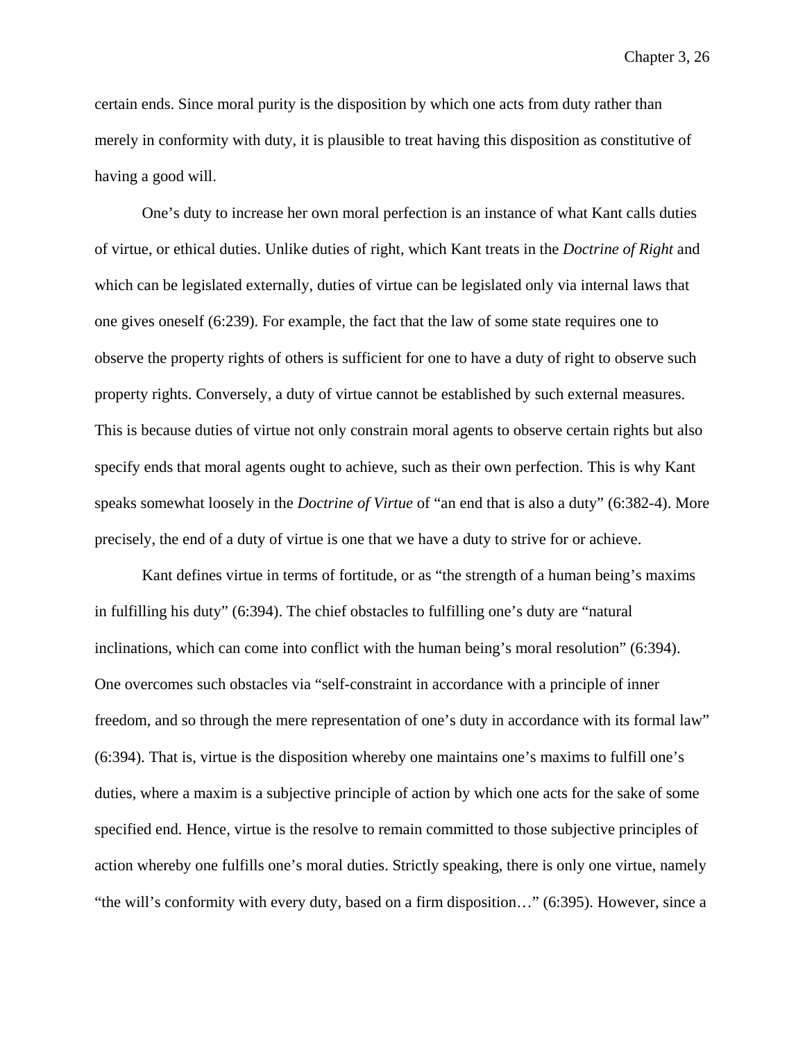certain ends. Since moral purity is the disposition by which one acts from duty rather than merely in conformity with duty, it is plausible to treat having this disposition as constitutive of having a good will.

One's duty to increase her own moral perfection is an instance of what Kant calls duties of virtue, or ethical duties. Unlike duties of right, which Kant treats in the *Doctrine of Right* and which can be legislated externally, duties of virtue can be legislated only via internal laws that one gives oneself (6:239). For example, the fact that the law of some state requires one to observe the property rights of others is sufficient for one to have a duty of right to observe such property rights. Conversely, a duty of virtue cannot be established by such external measures. This is because duties of virtue not only constrain moral agents to observe certain rights but also specify ends that moral agents ought to achieve, such as their own perfection. This is why Kant speaks somewhat loosely in the *Doctrine of Virtue* of "an end that is also a duty" (6:382-4). More precisely, the end of a duty of virtue is one that we have a duty to strive for or achieve.

Kant defines virtue in terms of fortitude, or as "the strength of a human being's maxims in fulfilling his duty" (6:394). The chief obstacles to fulfilling one's duty are "natural inclinations, which can come into conflict with the human being's moral resolution" (6:394). One overcomes such obstacles via "self-constraint in accordance with a principle of inner freedom, and so through the mere representation of one's duty in accordance with its formal law" (6:394). That is, virtue is the disposition whereby one maintains one's maxims to fulfill one's duties, where a maxim is a subjective principle of action by which one acts for the sake of some specified end. Hence, virtue is the resolve to remain committed to those subjective principles of action whereby one fulfills one's moral duties. Strictly speaking, there is only one virtue, namely "the will's conformity with every duty, based on a firm disposition…" (6:395). However, since a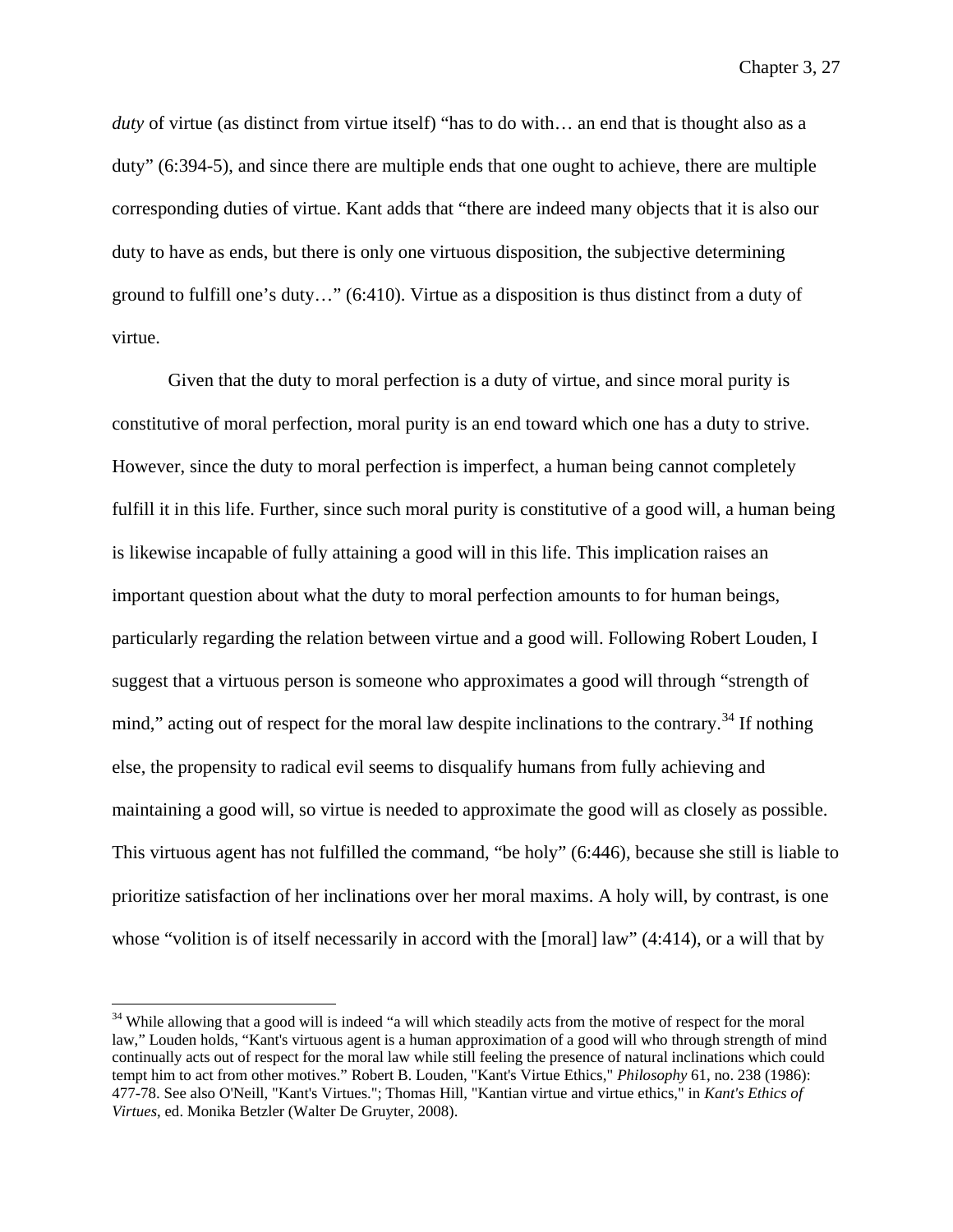*duty* of virtue (as distinct from virtue itself) "has to do with… an end that is thought also as a duty" (6:394-5), and since there are multiple ends that one ought to achieve, there are multiple corresponding duties of virtue. Kant adds that "there are indeed many objects that it is also our duty to have as ends, but there is only one virtuous disposition, the subjective determining ground to fulfill one's duty…" (6:410). Virtue as a disposition is thus distinct from a duty of virtue.

Given that the duty to moral perfection is a duty of virtue, and since moral purity is constitutive of moral perfection, moral purity is an end toward which one has a duty to strive. However, since the duty to moral perfection is imperfect, a human being cannot completely fulfill it in this life. Further, since such moral purity is constitutive of a good will, a human being is likewise incapable of fully attaining a good will in this life. This implication raises an important question about what the duty to moral perfection amounts to for human beings, particularly regarding the relation between virtue and a good will. Following Robert Louden, I suggest that a virtuous person is someone who approximates a good will through "strength of mind," acting out of respect for the moral law despite inclinations to the contrary.[34] If nothing else, the propensity to radical evil seems to disqualify humans from fully achieving and maintaining a good will, so virtue is needed to approximate the good will as closely as possible. This virtuous agent has not fulfilled the command, "be holy" (6:446), because she still is liable to prioritize satisfaction of her inclinations over her moral maxims. A holy will, by contrast, is one whose "volition is of itself necessarily in accord with the [moral] law" (4:414), or a will that by

[34] While allowing that a good will is indeed "a will which steadily acts from the motive of respect for the moral law," Louden holds, "Kant's virtuous agent is a human approximation of a good will who through strength of mind continually acts out of respect for the moral law while still feeling the presence of natural inclinations which could tempt him to act from other motives." Robert B. Louden, "Kant's Virtue Ethics," *Philosophy* 61, no. 238 (1986): 477-78. See also O'Neill, "Kant's Virtues."; Thomas Hill, "Kantian virtue and virtue ethics," in *Kant's Ethics of Virtues*, ed. Monika Betzler (Walter De Gruyter, 2008).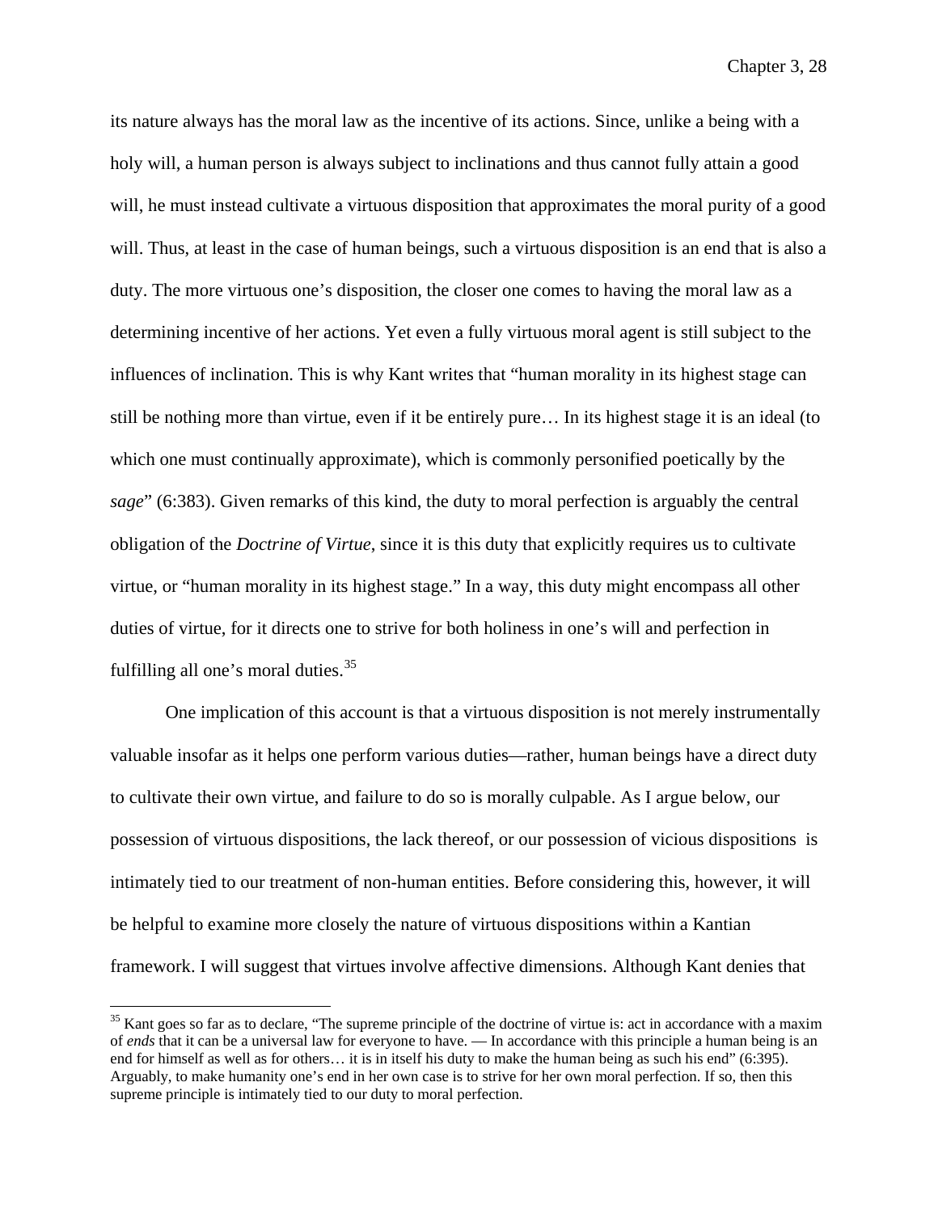its nature always has the moral law as the incentive of its actions. Since, unlike a being with a holy will, a human person is always subject to inclinations and thus cannot fully attain a good will, he must instead cultivate a virtuous disposition that approximates the moral purity of a good will. Thus, at least in the case of human beings, such a virtuous disposition is an end that is also a duty. The more virtuous one's disposition, the closer one comes to having the moral law as a determining incentive of her actions. Yet even a fully virtuous moral agent is still subject to the influences of inclination. This is why Kant writes that "human morality in its highest stage can still be nothing more than virtue, even if it be entirely pure… In its highest stage it is an ideal (to which one must continually approximate), which is commonly personified poetically by the *sage*" (6:383). Given remarks of this kind, the duty to moral perfection is arguably the central obligation of the *Doctrine of Virtue*, since it is this duty that explicitly requires us to cultivate virtue, or "human morality in its highest stage." In a way, this duty might encompass all other duties of virtue, for it directs one to strive for both holiness in one's will and perfection in fulfilling all one's moral duties.[35]

One implication of this account is that a virtuous disposition is not merely instrumentally valuable insofar as it helps one perform various duties—rather, human beings have a direct duty to cultivate their own virtue, and failure to do so is morally culpable. As I argue below, our possession of virtuous dispositions, the lack thereof, or our possession of vicious dispositions is intimately tied to our treatment of non-human entities. Before considering this, however, it will be helpful to examine more closely the nature of virtuous dispositions within a Kantian framework. I will suggest that virtues involve affective dimensions. Although Kant denies that

[35] Kant goes so far as to declare, "The supreme principle of the doctrine of virtue is: act in accordance with a maxim of *ends* that it can be a universal law for everyone to have. — In accordance with this principle a human being is an end for himself as well as for others… it is in itself his duty to make the human being as such his end" (6:395). Arguably, to make humanity one's end in her own case is to strive for her own moral perfection. If so, then this supreme principle is intimately tied to our duty to moral perfection.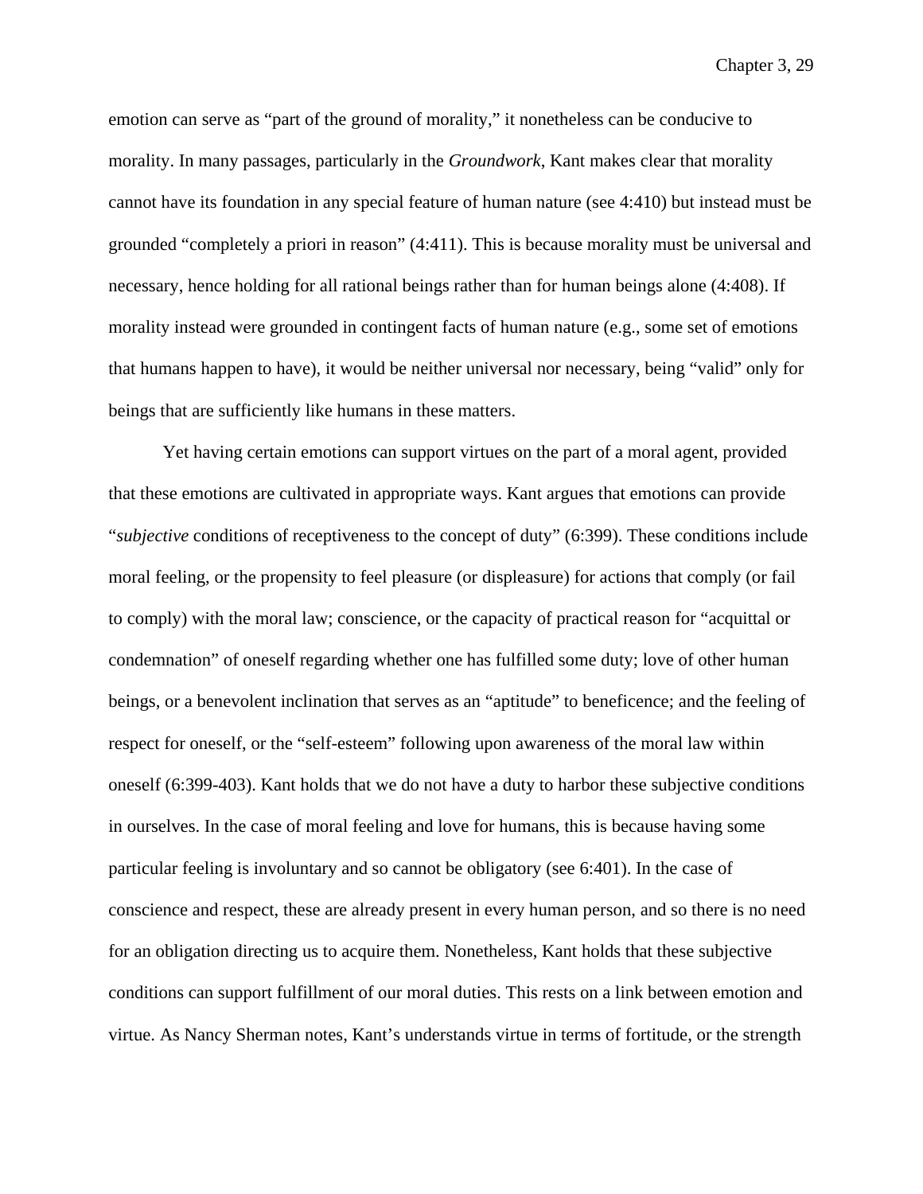emotion can serve as "part of the ground of morality," it nonetheless can be conducive to morality. In many passages, particularly in the *Groundwork*, Kant makes clear that morality cannot have its foundation in any special feature of human nature (see 4:410) but instead must be grounded "completely a priori in reason" (4:411). This is because morality must be universal and necessary, hence holding for all rational beings rather than for human beings alone (4:408). If morality instead were grounded in contingent facts of human nature (e.g., some set of emotions that humans happen to have), it would be neither universal nor necessary, being "valid" only for beings that are sufficiently like humans in these matters.

Yet having certain emotions can support virtues on the part of a moral agent, provided that these emotions are cultivated in appropriate ways. Kant argues that emotions can provide "*subjective* conditions of receptiveness to the concept of duty" (6:399). These conditions include moral feeling, or the propensity to feel pleasure (or displeasure) for actions that comply (or fail to comply) with the moral law; conscience, or the capacity of practical reason for "acquittal or condemnation" of oneself regarding whether one has fulfilled some duty; love of other human beings, or a benevolent inclination that serves as an "aptitude" to beneficence; and the feeling of respect for oneself, or the "self-esteem" following upon awareness of the moral law within oneself (6:399-403). Kant holds that we do not have a duty to harbor these subjective conditions in ourselves. In the case of moral feeling and love for humans, this is because having some particular feeling is involuntary and so cannot be obligatory (see 6:401). In the case of conscience and respect, these are already present in every human person, and so there is no need for an obligation directing us to acquire them. Nonetheless, Kant holds that these subjective conditions can support fulfillment of our moral duties. This rests on a link between emotion and virtue. As Nancy Sherman notes, Kant's understands virtue in terms of fortitude, or the strength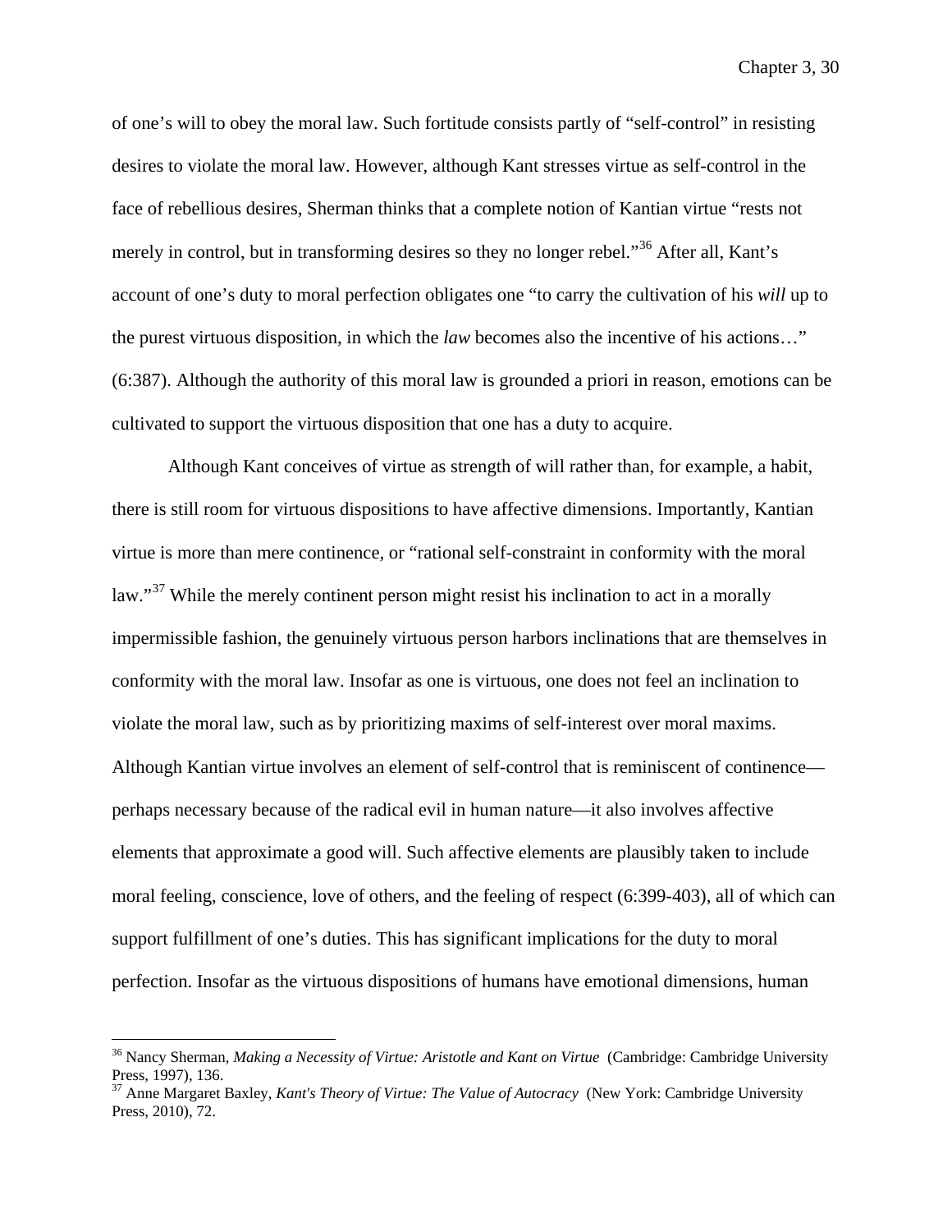of one's will to obey the moral law. Such fortitude consists partly of "self-control" in resisting desires to violate the moral law. However, although Kant stresses virtue as self-control in the face of rebellious desires, Sherman thinks that a complete notion of Kantian virtue "rests not merely in control, but in transforming desires so they no longer rebel."[36] After all, Kant's account of one's duty to moral perfection obligates one "to carry the cultivation of his *will* up to the purest virtuous disposition, in which the *law* becomes also the incentive of his actions…" (6:387). Although the authority of this moral law is grounded a priori in reason, emotions can be cultivated to support the virtuous disposition that one has a duty to acquire.

Although Kant conceives of virtue as strength of will rather than, for example, a habit, there is still room for virtuous dispositions to have affective dimensions. Importantly, Kantian virtue is more than mere continence, or "rational self-constraint in conformity with the moral law."[37] While the merely continent person might resist his inclination to act in a morally impermissible fashion, the genuinely virtuous person harbors inclinations that are themselves in conformity with the moral law. Insofar as one is virtuous, one does not feel an inclination to violate the moral law, such as by prioritizing maxims of self-interest over moral maxims. Although Kantian virtue involves an element of self-control that is reminiscent of continence—perhaps necessary because of the radical evil in human nature—it also involves affective elements that approximate a good will. Such affective elements are plausibly taken to include moral feeling, conscience, love of others, and the feeling of respect (6:399-403), all of which can support fulfillment of one's duties. This has significant implications for the duty to moral perfection. Insofar as the virtuous dispositions of humans have emotional dimensions, human

---

[36] Nancy Sherman, *Making a Necessity of Virtue: Aristotle and Kant on Virtue* (Cambridge: Cambridge University Press, 1997), 136.

[37] Anne Margaret Baxley, *Kant's Theory of Virtue: The Value of Autocracy* (New York: Cambridge University Press, 2010), 72.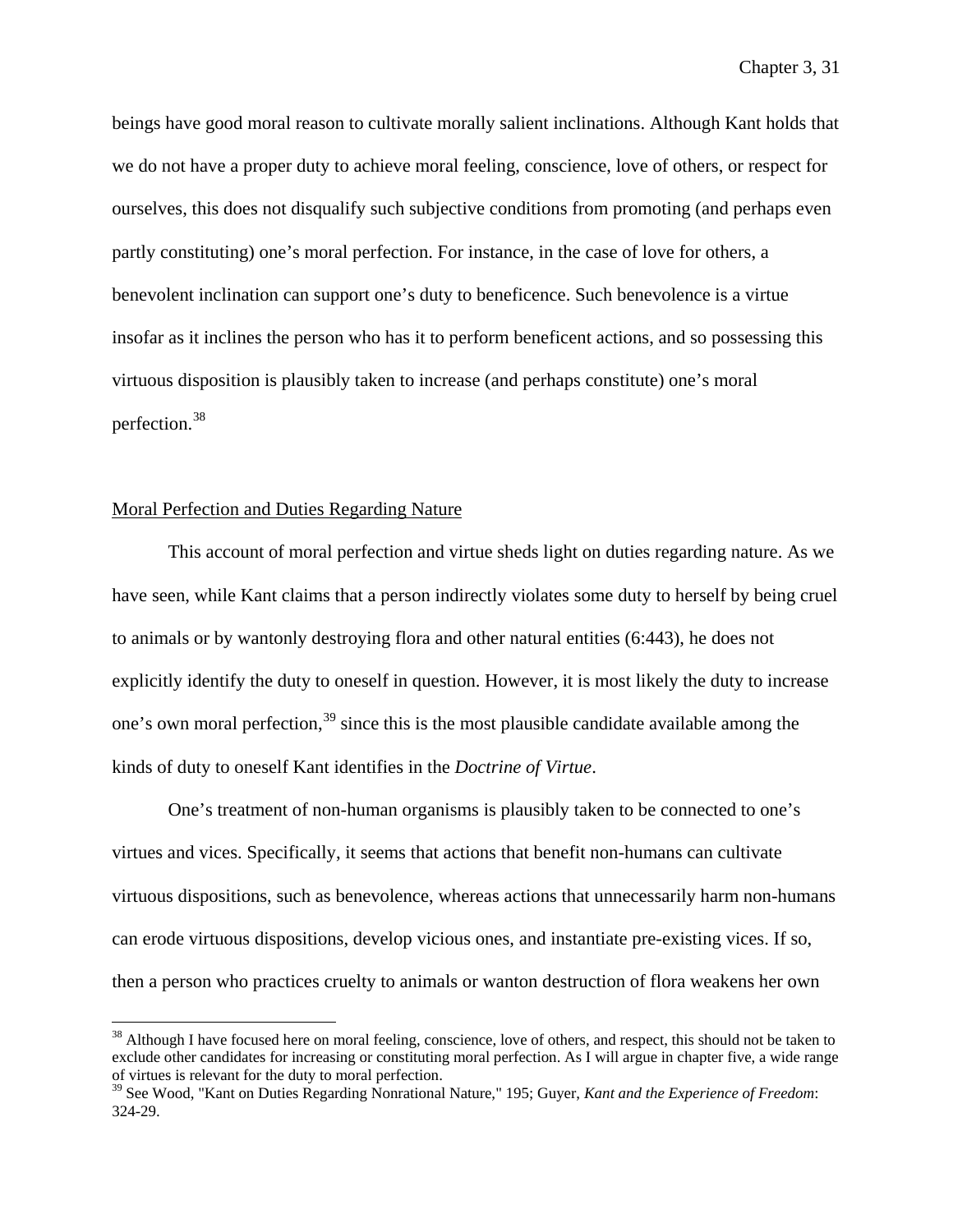beings have good moral reason to cultivate morally salient inclinations. Although Kant holds that we do not have a proper duty to achieve moral feeling, conscience, love of others, or respect for ourselves, this does not disqualify such subjective conditions from promoting (and perhaps even partly constituting) one's moral perfection. For instance, in the case of love for others, a benevolent inclination can support one's duty to beneficence. Such benevolence is a virtue insofar as it inclines the person who has it to perform beneficent actions, and so possessing this virtuous disposition is plausibly taken to increase (and perhaps constitute) one's moral perfection.[38]

## Moral Perfection and Duties Regarding Nature

This account of moral perfection and virtue sheds light on duties regarding nature. As we have seen, while Kant claims that a person indirectly violates some duty to herself by being cruel to animals or by wantonly destroying flora and other natural entities (6:443), he does not explicitly identify the duty to oneself in question. However, it is most likely the duty to increase one's own moral perfection,[39] since this is the most plausible candidate available among the kinds of duty to oneself Kant identifies in the *Doctrine of Virtue*.

One's treatment of non-human organisms is plausibly taken to be connected to one's virtues and vices. Specifically, it seems that actions that benefit non-humans can cultivate virtuous dispositions, such as benevolence, whereas actions that unnecessarily harm non-humans can erode virtuous dispositions, develop vicious ones, and instantiate pre-existing vices. If so, then a person who practices cruelty to animals or wanton destruction of flora weakens her own

---

[38] Although I have focused here on moral feeling, conscience, love of others, and respect, this should not be taken to exclude other candidates for increasing or constituting moral perfection. As I will argue in chapter five, a wide range of virtues is relevant for the duty to moral perfection.

[39] See Wood, "Kant on Duties Regarding Nonrational Nature," 195; Guyer, *Kant and the Experience of Freedom*: 324-29.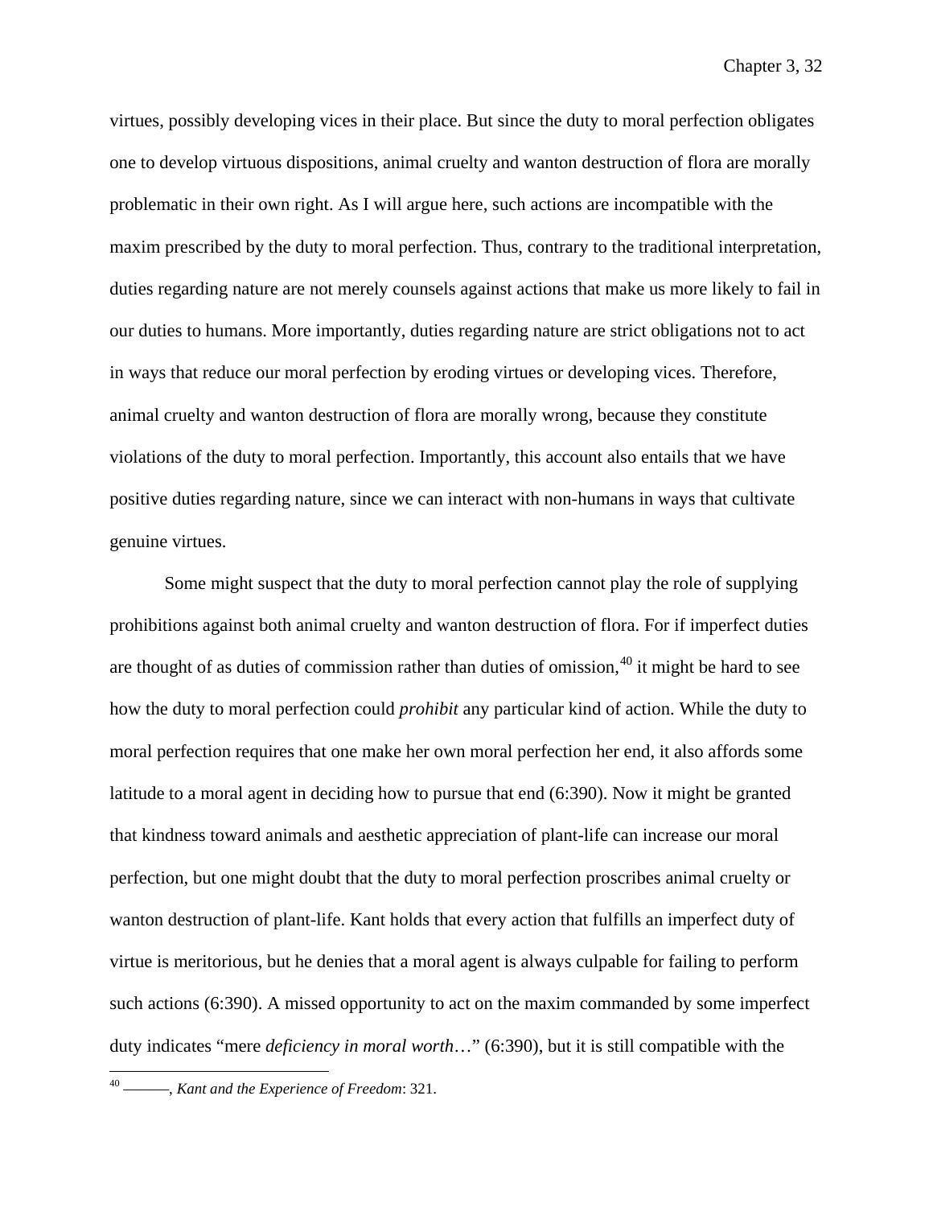virtues, possibly developing vices in their place. But since the duty to moral perfection obligates one to develop virtuous dispositions, animal cruelty and wanton destruction of flora are morally problematic in their own right. As I will argue here, such actions are incompatible with the maxim prescribed by the duty to moral perfection. Thus, contrary to the traditional interpretation, duties regarding nature are not merely counsels against actions that make us more likely to fail in our duties to humans. More importantly, duties regarding nature are strict obligations not to act in ways that reduce our moral perfection by eroding virtues or developing vices. Therefore, animal cruelty and wanton destruction of flora are morally wrong, because they constitute violations of the duty to moral perfection. Importantly, this account also entails that we have positive duties regarding nature, since we can interact with non-humans in ways that cultivate genuine virtues.

Some might suspect that the duty to moral perfection cannot play the role of supplying prohibitions against both animal cruelty and wanton destruction of flora. For if imperfect duties are thought of as duties of commission rather than duties of omission,[40] it might be hard to see how the duty to moral perfection could *prohibit* any particular kind of action. While the duty to moral perfection requires that one make her own moral perfection her end, it also affords some latitude to a moral agent in deciding how to pursue that end (6:390). Now it might be granted that kindness toward animals and aesthetic appreciation of plant-life can increase our moral perfection, but one might doubt that the duty to moral perfection proscribes animal cruelty or wanton destruction of plant-life. Kant holds that every action that fulfills an imperfect duty of virtue is meritorious, but he denies that a moral agent is always culpable for failing to perform such actions (6:390). A missed opportunity to act on the maxim commanded by some imperfect duty indicates "mere *deficiency in moral worth*…" (6:390), but it is still compatible with the

[40] ———, *Kant and the Experience of Freedom*: 321.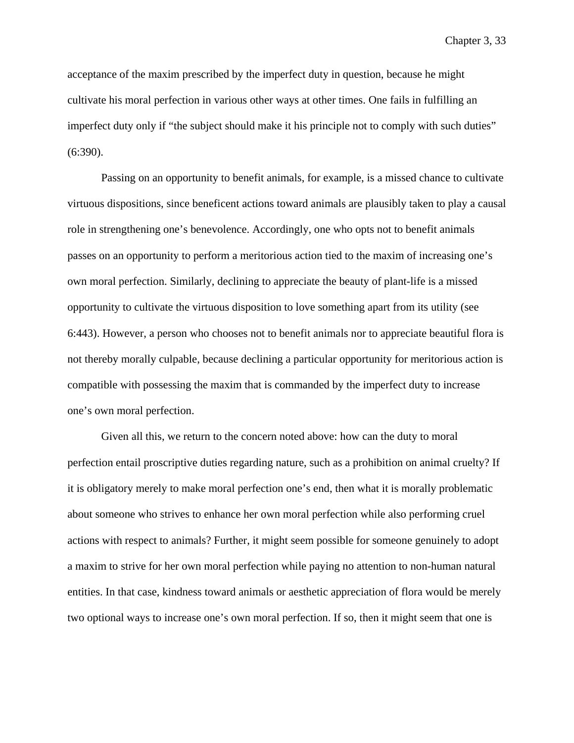acceptance of the maxim prescribed by the imperfect duty in question, because he might cultivate his moral perfection in various other ways at other times. One fails in fulfilling an imperfect duty only if "the subject should make it his principle not to comply with such duties" (6:390).

Passing on an opportunity to benefit animals, for example, is a missed chance to cultivate virtuous dispositions, since beneficent actions toward animals are plausibly taken to play a causal role in strengthening one's benevolence. Accordingly, one who opts not to benefit animals passes on an opportunity to perform a meritorious action tied to the maxim of increasing one's own moral perfection. Similarly, declining to appreciate the beauty of plant-life is a missed opportunity to cultivate the virtuous disposition to love something apart from its utility (see 6:443). However, a person who chooses not to benefit animals nor to appreciate beautiful flora is not thereby morally culpable, because declining a particular opportunity for meritorious action is compatible with possessing the maxim that is commanded by the imperfect duty to increase one's own moral perfection.

Given all this, we return to the concern noted above: how can the duty to moral perfection entail proscriptive duties regarding nature, such as a prohibition on animal cruelty? If it is obligatory merely to make moral perfection one's end, then what it is morally problematic about someone who strives to enhance her own moral perfection while also performing cruel actions with respect to animals? Further, it might seem possible for someone genuinely to adopt a maxim to strive for her own moral perfection while paying no attention to non-human natural entities. In that case, kindness toward animals or aesthetic appreciation of flora would be merely two optional ways to increase one's own moral perfection. If so, then it might seem that one is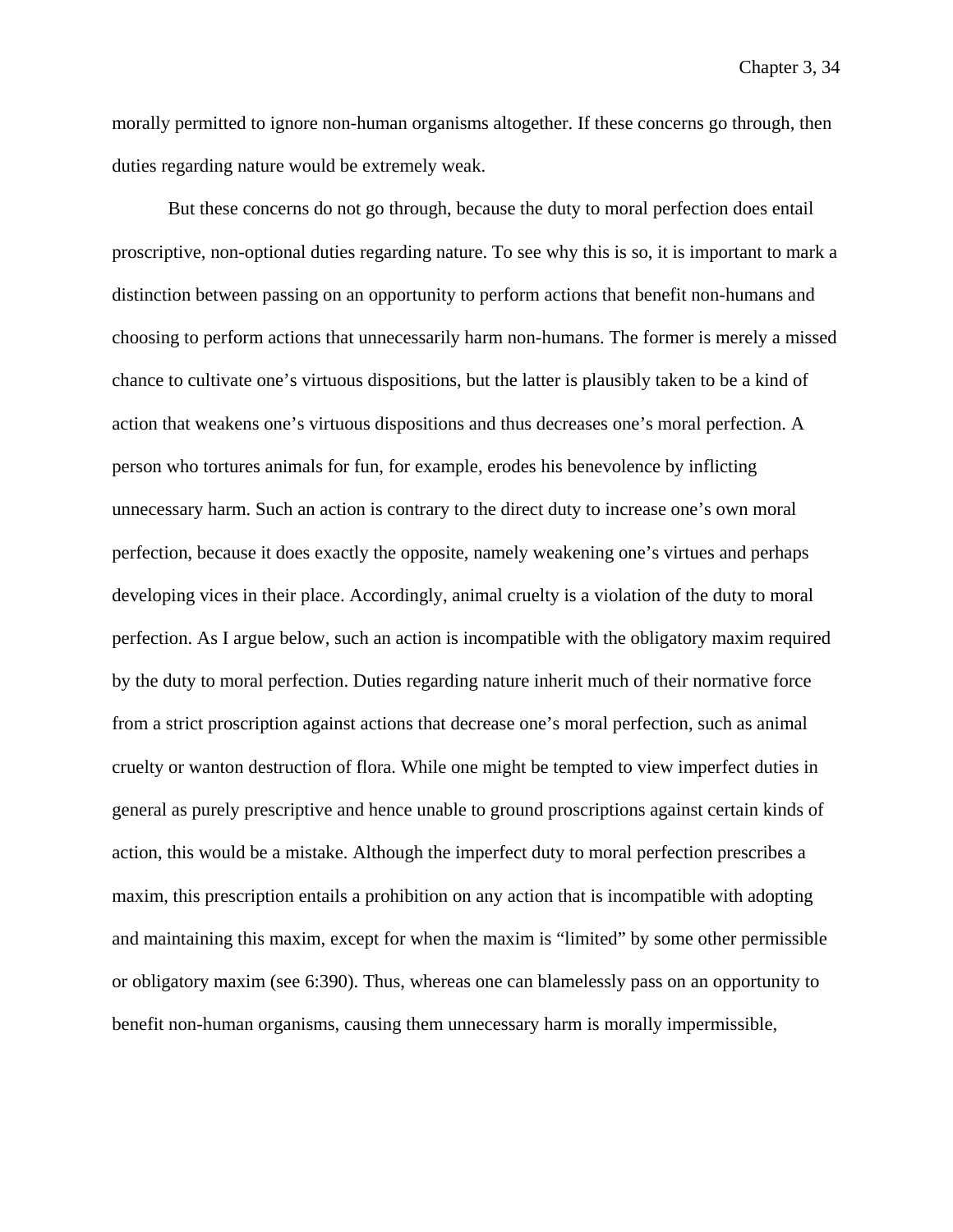morally permitted to ignore non-human organisms altogether. If these concerns go through, then duties regarding nature would be extremely weak.

But these concerns do not go through, because the duty to moral perfection does entail proscriptive, non-optional duties regarding nature. To see why this is so, it is important to mark a distinction between passing on an opportunity to perform actions that benefit non-humans and choosing to perform actions that unnecessarily harm non-humans. The former is merely a missed chance to cultivate one's virtuous dispositions, but the latter is plausibly taken to be a kind of action that weakens one's virtuous dispositions and thus decreases one's moral perfection. A person who tortures animals for fun, for example, erodes his benevolence by inflicting unnecessary harm. Such an action is contrary to the direct duty to increase one's own moral perfection, because it does exactly the opposite, namely weakening one's virtues and perhaps developing vices in their place. Accordingly, animal cruelty is a violation of the duty to moral perfection. As I argue below, such an action is incompatible with the obligatory maxim required by the duty to moral perfection. Duties regarding nature inherit much of their normative force from a strict proscription against actions that decrease one's moral perfection, such as animal cruelty or wanton destruction of flora. While one might be tempted to view imperfect duties in general as purely prescriptive and hence unable to ground proscriptions against certain kinds of action, this would be a mistake. Although the imperfect duty to moral perfection prescribes a maxim, this prescription entails a prohibition on any action that is incompatible with adopting and maintaining this maxim, except for when the maxim is "limited" by some other permissible or obligatory maxim (see 6:390). Thus, whereas one can blamelessly pass on an opportunity to benefit non-human organisms, causing them unnecessary harm is morally impermissible,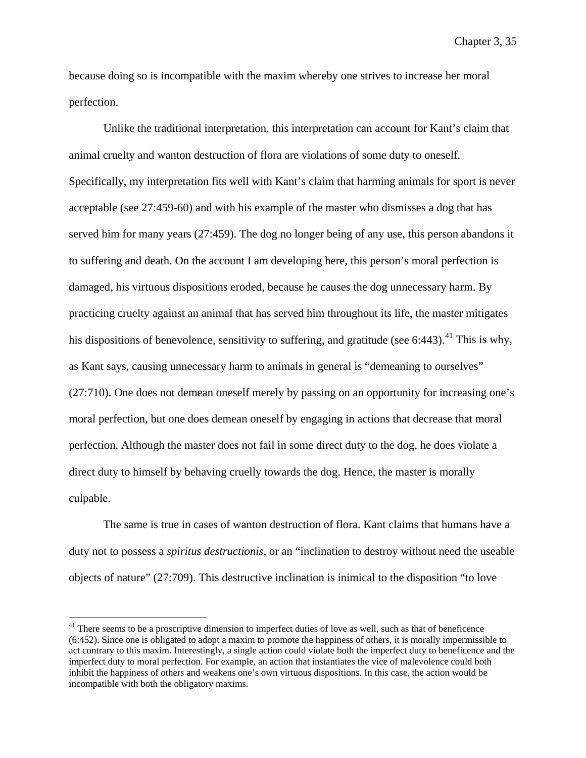because doing so is incompatible with the maxim whereby one strives to increase her moral perfection.

Unlike the traditional interpretation, this interpretation can account for Kant's claim that animal cruelty and wanton destruction of flora are violations of some duty to oneself. Specifically, my interpretation fits well with Kant's claim that harming animals for sport is never acceptable (see 27:459-60) and with his example of the master who dismisses a dog that has served him for many years (27:459). The dog no longer being of any use, this person abandons it to suffering and death. On the account I am developing here, this person's moral perfection is damaged, his virtuous dispositions eroded, because he causes the dog unnecessary harm. By practicing cruelty against an animal that has served him throughout its life, the master mitigates his dispositions of benevolence, sensitivity to suffering, and gratitude (see 6:443).[41] This is why, as Kant says, causing unnecessary harm to animals in general is "demeaning to ourselves" (27:710). One does not demean oneself merely by passing on an opportunity for increasing one's moral perfection, but one does demean oneself by engaging in actions that decrease that moral perfection. Although the master does not fail in some direct duty to the dog, he does violate a direct duty to himself by behaving cruelly towards the dog. Hence, the master is morally culpable.

The same is true in cases of wanton destruction of flora. Kant claims that humans have a duty not to possess a *spiritus destructionis*, or an "inclination to destroy without need the useable objects of nature" (27:709). This destructive inclination is inimical to the disposition "to love

---

[41] There seems to be a proscriptive dimension to imperfect duties of love as well, such as that of beneficence (6:452). Since one is obligated to adopt a maxim to promote the happiness of others, it is morally impermissible to act contrary to this maxim. Interestingly, a single action could violate both the imperfect duty to beneficence and the imperfect duty to moral perfection. For example, an action that instantiates the vice of malevolence could both inhibit the happiness of others and weakens one's own virtuous dispositions. In this case, the action would be incompatible with both the obligatory maxims.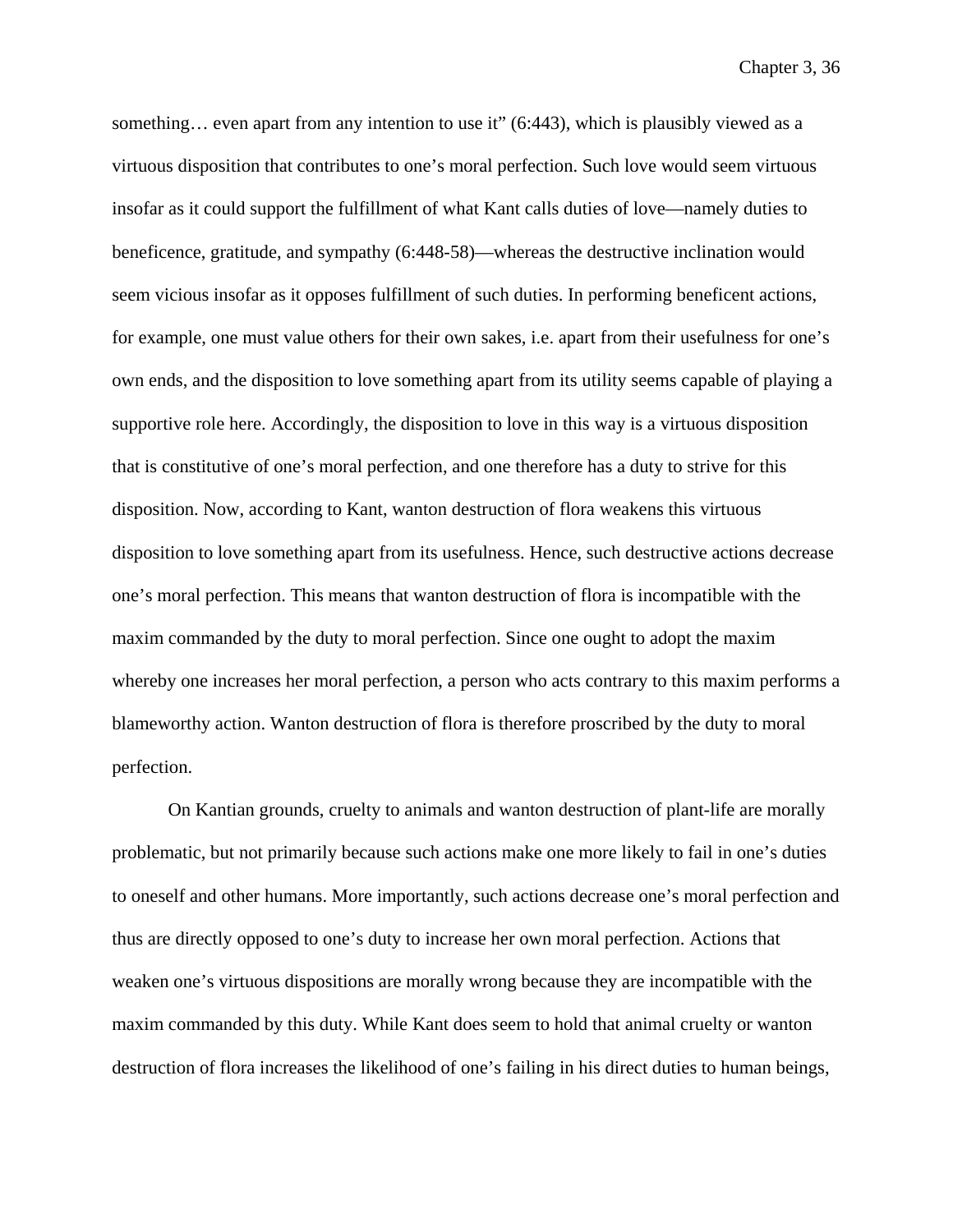something… even apart from any intention to use it" (6:443), which is plausibly viewed as a virtuous disposition that contributes to one's moral perfection. Such love would seem virtuous insofar as it could support the fulfillment of what Kant calls duties of love—namely duties to beneficence, gratitude, and sympathy (6:448-58)—whereas the destructive inclination would seem vicious insofar as it opposes fulfillment of such duties. In performing beneficent actions, for example, one must value others for their own sakes, i.e. apart from their usefulness for one's own ends, and the disposition to love something apart from its utility seems capable of playing a supportive role here. Accordingly, the disposition to love in this way is a virtuous disposition that is constitutive of one's moral perfection, and one therefore has a duty to strive for this disposition. Now, according to Kant, wanton destruction of flora weakens this virtuous disposition to love something apart from its usefulness. Hence, such destructive actions decrease one's moral perfection. This means that wanton destruction of flora is incompatible with the maxim commanded by the duty to moral perfection. Since one ought to adopt the maxim whereby one increases her moral perfection, a person who acts contrary to this maxim performs a blameworthy action. Wanton destruction of flora is therefore proscribed by the duty to moral perfection.

On Kantian grounds, cruelty to animals and wanton destruction of plant-life are morally problematic, but not primarily because such actions make one more likely to fail in one's duties to oneself and other humans. More importantly, such actions decrease one's moral perfection and thus are directly opposed to one's duty to increase her own moral perfection. Actions that weaken one's virtuous dispositions are morally wrong because they are incompatible with the maxim commanded by this duty. While Kant does seem to hold that animal cruelty or wanton destruction of flora increases the likelihood of one's failing in his direct duties to human beings,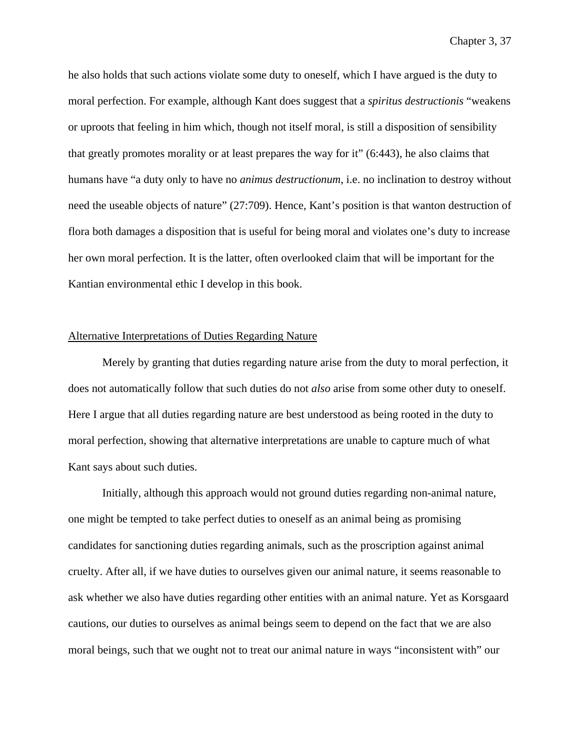he also holds that such actions violate some duty to oneself, which I have argued is the duty to moral perfection. For example, although Kant does suggest that a *spiritus destructionis* "weakens or uproots that feeling in him which, though not itself moral, is still a disposition of sensibility that greatly promotes morality or at least prepares the way for it" (6:443), he also claims that humans have "a duty only to have no *animus destructionum*, i.e. no inclination to destroy without need the useable objects of nature" (27:709). Hence, Kant's position is that wanton destruction of flora both damages a disposition that is useful for being moral and violates one's duty to increase her own moral perfection. It is the latter, often overlooked claim that will be important for the Kantian environmental ethic I develop in this book.

## Alternative Interpretations of Duties Regarding Nature

Merely by granting that duties regarding nature arise from the duty to moral perfection, it does not automatically follow that such duties do not *also* arise from some other duty to oneself. Here I argue that all duties regarding nature are best understood as being rooted in the duty to moral perfection, showing that alternative interpretations are unable to capture much of what Kant says about such duties.

Initially, although this approach would not ground duties regarding non-animal nature, one might be tempted to take perfect duties to oneself as an animal being as promising candidates for sanctioning duties regarding animals, such as the proscription against animal cruelty. After all, if we have duties to ourselves given our animal nature, it seems reasonable to ask whether we also have duties regarding other entities with an animal nature. Yet as Korsgaard cautions, our duties to ourselves as animal beings seem to depend on the fact that we are also moral beings, such that we ought not to treat our animal nature in ways "inconsistent with" our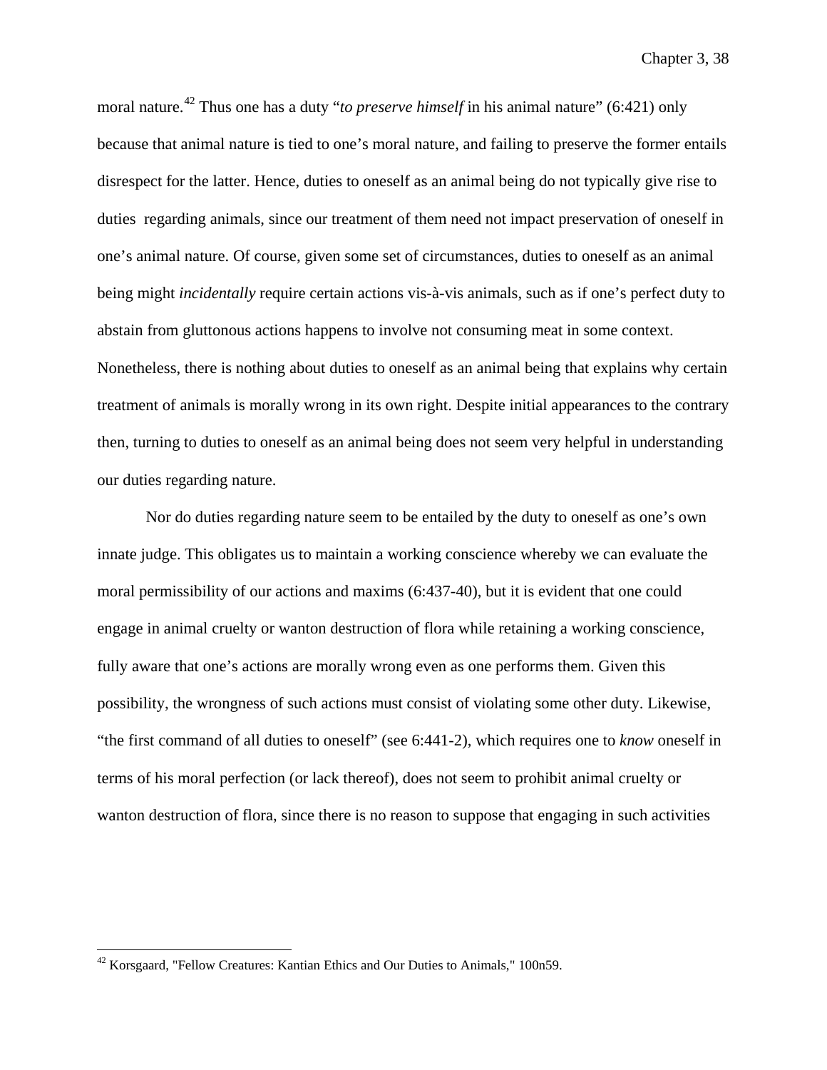moral nature.[42] Thus one has a duty "*to preserve himself* in his animal nature" (6:421) only because that animal nature is tied to one's moral nature, and failing to preserve the former entails disrespect for the latter. Hence, duties to oneself as an animal being do not typically give rise to duties regarding animals, since our treatment of them need not impact preservation of oneself in one's animal nature. Of course, given some set of circumstances, duties to oneself as an animal being might *incidentally* require certain actions vis-à-vis animals, such as if one's perfect duty to abstain from gluttonous actions happens to involve not consuming meat in some context. Nonetheless, there is nothing about duties to oneself as an animal being that explains why certain treatment of animals is morally wrong in its own right. Despite initial appearances to the contrary then, turning to duties to oneself as an animal being does not seem very helpful in understanding our duties regarding nature.

Nor do duties regarding nature seem to be entailed by the duty to oneself as one's own innate judge. This obligates us to maintain a working conscience whereby we can evaluate the moral permissibility of our actions and maxims (6:437-40), but it is evident that one could engage in animal cruelty or wanton destruction of flora while retaining a working conscience, fully aware that one's actions are morally wrong even as one performs them. Given this possibility, the wrongness of such actions must consist of violating some other duty. Likewise, "the first command of all duties to oneself" (see 6:441-2), which requires one to *know* oneself in terms of his moral perfection (or lack thereof), does not seem to prohibit animal cruelty or wanton destruction of flora, since there is no reason to suppose that engaging in such activities

[42] Korsgaard, "Fellow Creatures: Kantian Ethics and Our Duties to Animals," 100n59.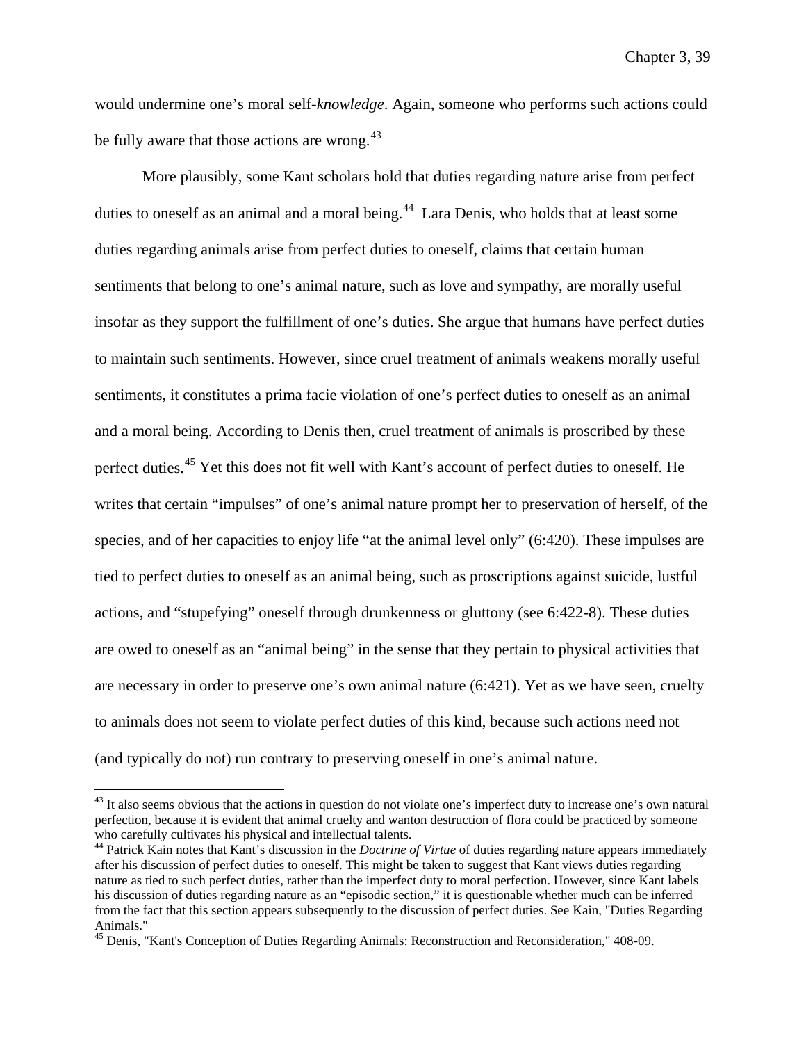would undermine one's moral self-*knowledge*. Again, someone who performs such actions could be fully aware that those actions are wrong.[43]

More plausibly, some Kant scholars hold that duties regarding nature arise from perfect duties to oneself as an animal and a moral being.[44] Lara Denis, who holds that at least some duties regarding animals arise from perfect duties to oneself, claims that certain human sentiments that belong to one's animal nature, such as love and sympathy, are morally useful insofar as they support the fulfillment of one's duties. She argue that humans have perfect duties to maintain such sentiments. However, since cruel treatment of animals weakens morally useful sentiments, it constitutes a prima facie violation of one's perfect duties to oneself as an animal and a moral being. According to Denis then, cruel treatment of animals is proscribed by these perfect duties.[45] Yet this does not fit well with Kant's account of perfect duties to oneself. He writes that certain "impulses" of one's animal nature prompt her to preservation of herself, of the species, and of her capacities to enjoy life "at the animal level only" (6:420). These impulses are tied to perfect duties to oneself as an animal being, such as proscriptions against suicide, lustful actions, and "stupefying" oneself through drunkenness or gluttony (see 6:422-8). These duties are owed to oneself as an "animal being" in the sense that they pertain to physical activities that are necessary in order to preserve one's own animal nature (6:421). Yet as we have seen, cruelty to animals does not seem to violate perfect duties of this kind, because such actions need not (and typically do not) run contrary to preserving oneself in one's animal nature.

---

[43] It also seems obvious that the actions in question do not violate one's imperfect duty to increase one's own natural perfection, because it is evident that animal cruelty and wanton destruction of flora could be practiced by someone who carefully cultivates his physical and intellectual talents.

[44] Patrick Kain notes that Kant's discussion in the *Doctrine of Virtue* of duties regarding nature appears immediately after his discussion of perfect duties to oneself. This might be taken to suggest that Kant views duties regarding nature as tied to such perfect duties, rather than the imperfect duty to moral perfection. However, since Kant labels his discussion of duties regarding nature as an "episodic section," it is questionable whether much can be inferred from the fact that this section appears subsequently to the discussion of perfect duties. See Kain, "Duties Regarding Animals."

[45] Denis, "Kant's Conception of Duties Regarding Animals: Reconstruction and Reconsideration," 408-09.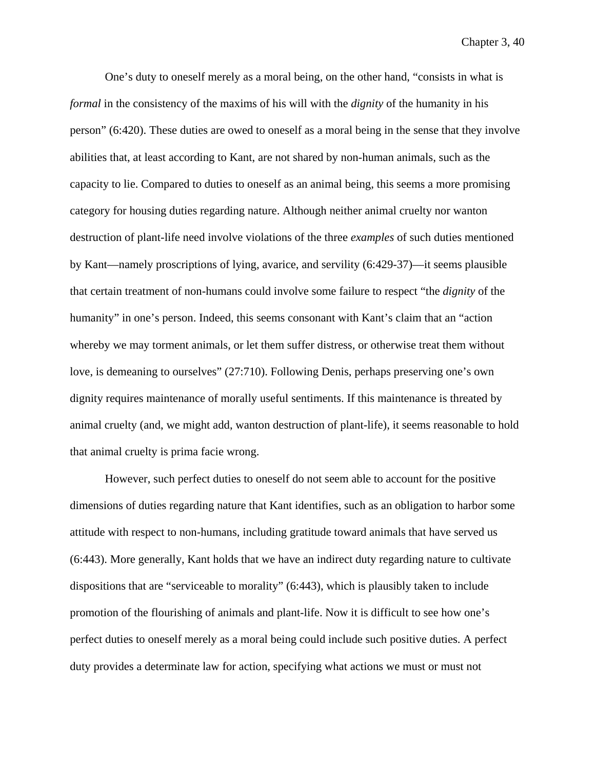One's duty to oneself merely as a moral being, on the other hand, "consists in what is *formal* in the consistency of the maxims of his will with the *dignity* of the humanity in his person" (6:420). These duties are owed to oneself as a moral being in the sense that they involve abilities that, at least according to Kant, are not shared by non-human animals, such as the capacity to lie. Compared to duties to oneself as an animal being, this seems a more promising category for housing duties regarding nature. Although neither animal cruelty nor wanton destruction of plant-life need involve violations of the three *examples* of such duties mentioned by Kant—namely proscriptions of lying, avarice, and servility (6:429-37)—it seems plausible that certain treatment of non-humans could involve some failure to respect "the *dignity* of the humanity" in one's person. Indeed, this seems consonant with Kant's claim that an "action whereby we may torment animals, or let them suffer distress, or otherwise treat them without love, is demeaning to ourselves" (27:710). Following Denis, perhaps preserving one's own dignity requires maintenance of morally useful sentiments. If this maintenance is threated by animal cruelty (and, we might add, wanton destruction of plant-life), it seems reasonable to hold that animal cruelty is prima facie wrong.

However, such perfect duties to oneself do not seem able to account for the positive dimensions of duties regarding nature that Kant identifies, such as an obligation to harbor some attitude with respect to non-humans, including gratitude toward animals that have served us (6:443). More generally, Kant holds that we have an indirect duty regarding nature to cultivate dispositions that are "serviceable to morality" (6:443), which is plausibly taken to include promotion of the flourishing of animals and plant-life. Now it is difficult to see how one's perfect duties to oneself merely as a moral being could include such positive duties. A perfect duty provides a determinate law for action, specifying what actions we must or must not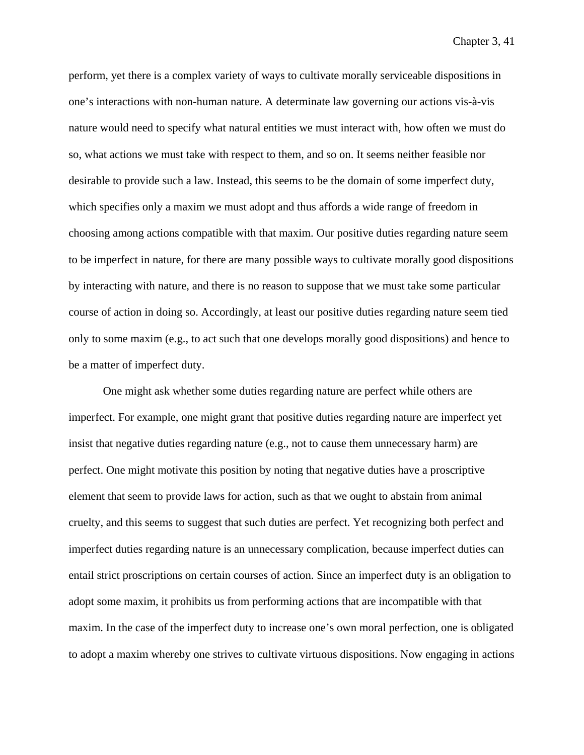perform, yet there is a complex variety of ways to cultivate morally serviceable dispositions in one's interactions with non-human nature. A determinate law governing our actions vis-à-vis nature would need to specify what natural entities we must interact with, how often we must do so, what actions we must take with respect to them, and so on. It seems neither feasible nor desirable to provide such a law. Instead, this seems to be the domain of some imperfect duty, which specifies only a maxim we must adopt and thus affords a wide range of freedom in choosing among actions compatible with that maxim. Our positive duties regarding nature seem to be imperfect in nature, for there are many possible ways to cultivate morally good dispositions by interacting with nature, and there is no reason to suppose that we must take some particular course of action in doing so. Accordingly, at least our positive duties regarding nature seem tied only to some maxim (e.g., to act such that one develops morally good dispositions) and hence to be a matter of imperfect duty.

One might ask whether some duties regarding nature are perfect while others are imperfect. For example, one might grant that positive duties regarding nature are imperfect yet insist that negative duties regarding nature (e.g., not to cause them unnecessary harm) are perfect. One might motivate this position by noting that negative duties have a proscriptive element that seem to provide laws for action, such as that we ought to abstain from animal cruelty, and this seems to suggest that such duties are perfect. Yet recognizing both perfect and imperfect duties regarding nature is an unnecessary complication, because imperfect duties can entail strict proscriptions on certain courses of action. Since an imperfect duty is an obligation to adopt some maxim, it prohibits us from performing actions that are incompatible with that maxim. In the case of the imperfect duty to increase one's own moral perfection, one is obligated to adopt a maxim whereby one strives to cultivate virtuous dispositions. Now engaging in actions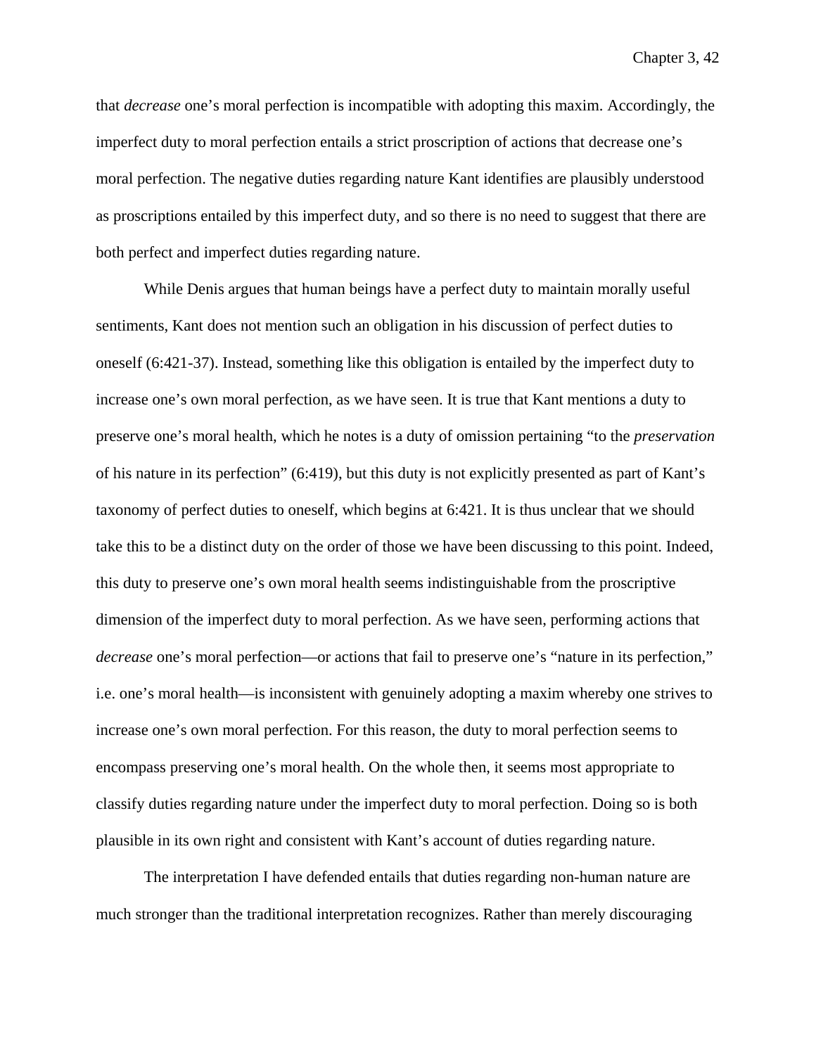that *decrease* one's moral perfection is incompatible with adopting this maxim. Accordingly, the imperfect duty to moral perfection entails a strict proscription of actions that decrease one's moral perfection. The negative duties regarding nature Kant identifies are plausibly understood as proscriptions entailed by this imperfect duty, and so there is no need to suggest that there are both perfect and imperfect duties regarding nature.

While Denis argues that human beings have a perfect duty to maintain morally useful sentiments, Kant does not mention such an obligation in his discussion of perfect duties to oneself (6:421-37). Instead, something like this obligation is entailed by the imperfect duty to increase one's own moral perfection, as we have seen. It is true that Kant mentions a duty to preserve one's moral health, which he notes is a duty of omission pertaining "to the *preservation* of his nature in its perfection" (6:419), but this duty is not explicitly presented as part of Kant's taxonomy of perfect duties to oneself, which begins at 6:421. It is thus unclear that we should take this to be a distinct duty on the order of those we have been discussing to this point. Indeed, this duty to preserve one's own moral health seems indistinguishable from the proscriptive dimension of the imperfect duty to moral perfection. As we have seen, performing actions that *decrease* one's moral perfection—or actions that fail to preserve one's "nature in its perfection," i.e. one's moral health—is inconsistent with genuinely adopting a maxim whereby one strives to increase one's own moral perfection. For this reason, the duty to moral perfection seems to encompass preserving one's moral health. On the whole then, it seems most appropriate to classify duties regarding nature under the imperfect duty to moral perfection. Doing so is both plausible in its own right and consistent with Kant's account of duties regarding nature.

The interpretation I have defended entails that duties regarding non-human nature are much stronger than the traditional interpretation recognizes. Rather than merely discouraging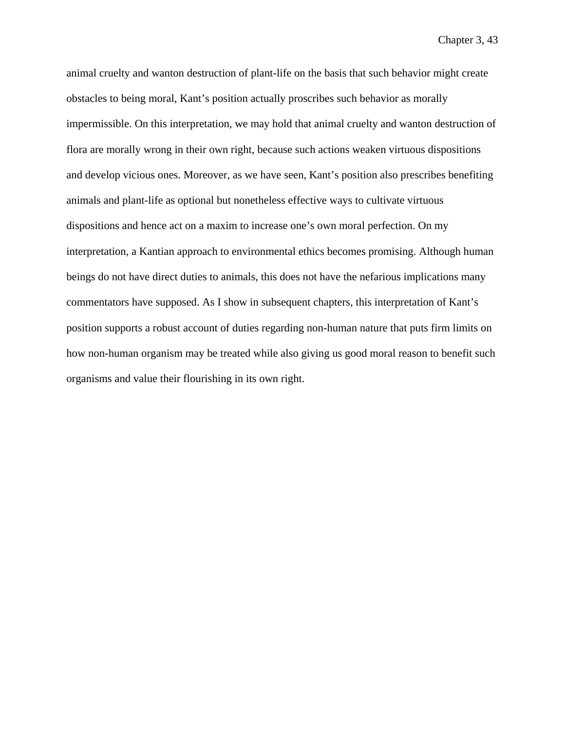animal cruelty and wanton destruction of plant-life on the basis that such behavior might create obstacles to being moral, Kant's position actually proscribes such behavior as morally impermissible. On this interpretation, we may hold that animal cruelty and wanton destruction of flora are morally wrong in their own right, because such actions weaken virtuous dispositions and develop vicious ones. Moreover, as we have seen, Kant's position also prescribes benefiting animals and plant-life as optional but nonetheless effective ways to cultivate virtuous dispositions and hence act on a maxim to increase one's own moral perfection. On my interpretation, a Kantian approach to environmental ethics becomes promising. Although human beings do not have direct duties to animals, this does not have the nefarious implications many commentators have supposed. As I show in subsequent chapters, this interpretation of Kant's position supports a robust account of duties regarding non-human nature that puts firm limits on how non-human organism may be treated while also giving us good moral reason to benefit such organisms and value their flourishing in its own right.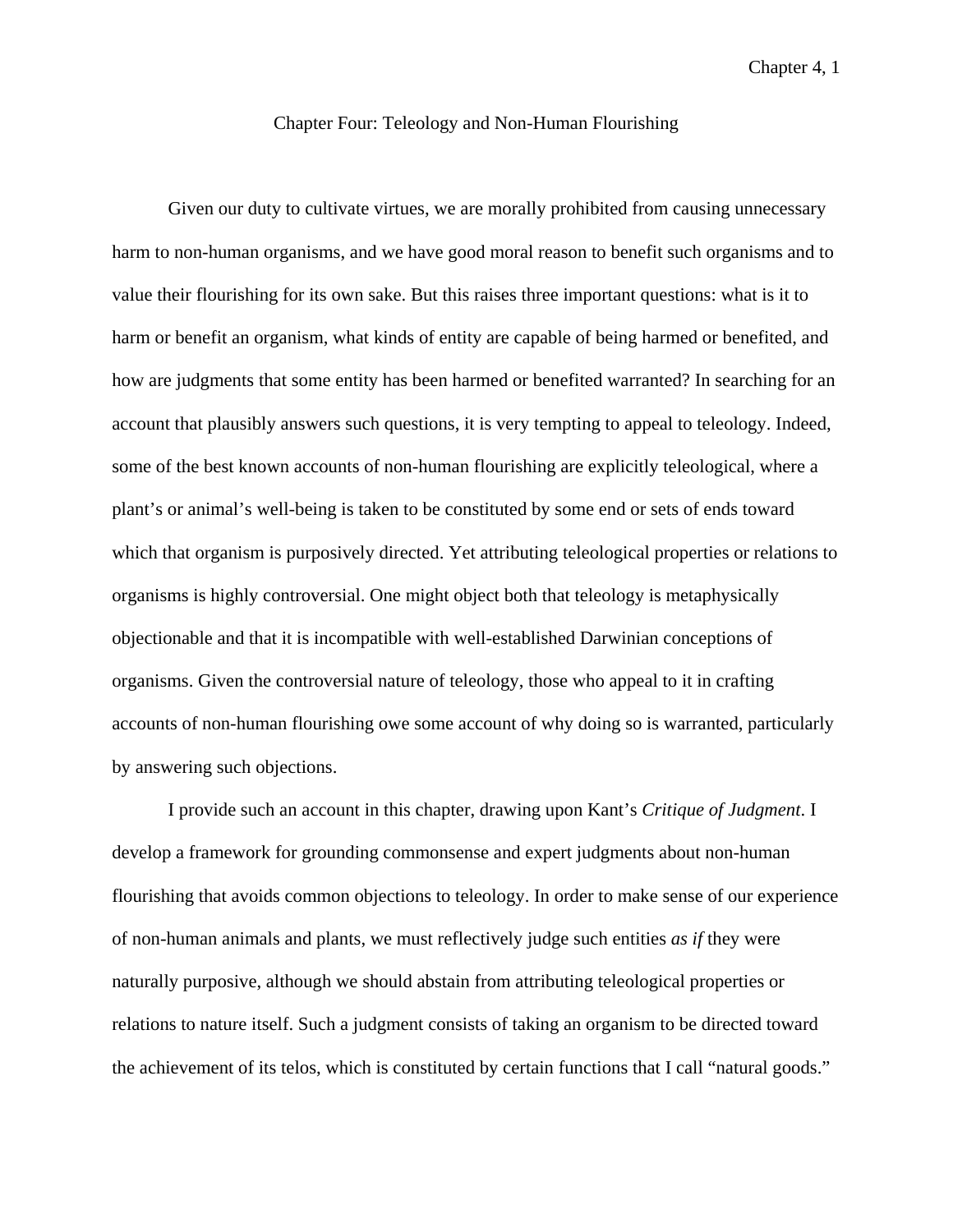# Chapter Four: Teleology and Non-Human Flourishing

Given our duty to cultivate virtues, we are morally prohibited from causing unnecessary harm to non-human organisms, and we have good moral reason to benefit such organisms and to value their flourishing for its own sake. But this raises three important questions: what is it to harm or benefit an organism, what kinds of entity are capable of being harmed or benefited, and how are judgments that some entity has been harmed or benefited warranted? In searching for an account that plausibly answers such questions, it is very tempting to appeal to teleology. Indeed, some of the best known accounts of non-human flourishing are explicitly teleological, where a plant's or animal's well-being is taken to be constituted by some end or sets of ends toward which that organism is purposively directed. Yet attributing teleological properties or relations to organisms is highly controversial. One might object both that teleology is metaphysically objectionable and that it is incompatible with well-established Darwinian conceptions of organisms. Given the controversial nature of teleology, those who appeal to it in crafting accounts of non-human flourishing owe some account of why doing so is warranted, particularly by answering such objections.

I provide such an account in this chapter, drawing upon Kant's *Critique of Judgment*. I develop a framework for grounding commonsense and expert judgments about non-human flourishing that avoids common objections to teleology. In order to make sense of our experience of non-human animals and plants, we must reflectively judge such entities *as if* they were naturally purposive, although we should abstain from attributing teleological properties or relations to nature itself. Such a judgment consists of taking an organism to be directed toward the achievement of its telos, which is constituted by certain functions that I call "natural goods."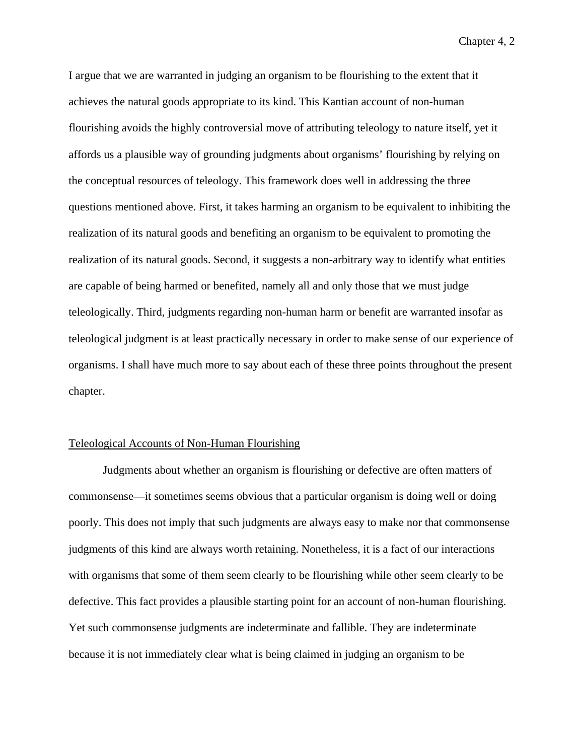I argue that we are warranted in judging an organism to be flourishing to the extent that it achieves the natural goods appropriate to its kind. This Kantian account of non-human flourishing avoids the highly controversial move of attributing teleology to nature itself, yet it affords us a plausible way of grounding judgments about organisms' flourishing by relying on the conceptual resources of teleology. This framework does well in addressing the three questions mentioned above. First, it takes harming an organism to be equivalent to inhibiting the realization of its natural goods and benefiting an organism to be equivalent to promoting the realization of its natural goods. Second, it suggests a non-arbitrary way to identify what entities are capable of being harmed or benefited, namely all and only those that we must judge teleologically. Third, judgments regarding non-human harm or benefit are warranted insofar as teleological judgment is at least practically necessary in order to make sense of our experience of organisms. I shall have much more to say about each of these three points throughout the present chapter.

## Teleological Accounts of Non-Human Flourishing

Judgments about whether an organism is flourishing or defective are often matters of commonsense—it sometimes seems obvious that a particular organism is doing well or doing poorly. This does not imply that such judgments are always easy to make nor that commonsense judgments of this kind are always worth retaining. Nonetheless, it is a fact of our interactions with organisms that some of them seem clearly to be flourishing while other seem clearly to be defective. This fact provides a plausible starting point for an account of non-human flourishing. Yet such commonsense judgments are indeterminate and fallible. They are indeterminate because it is not immediately clear what is being claimed in judging an organism to be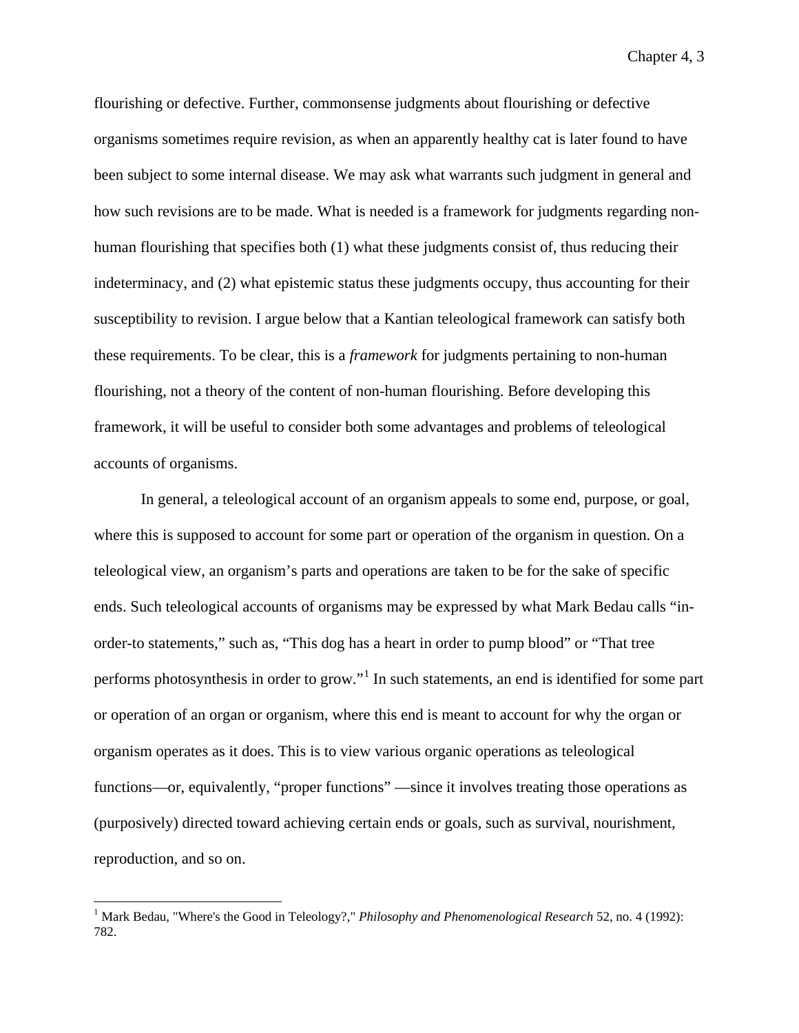flourishing or defective. Further, commonsense judgments about flourishing or defective organisms sometimes require revision, as when an apparently healthy cat is later found to have been subject to some internal disease. We may ask what warrants such judgment in general and how such revisions are to be made. What is needed is a framework for judgments regarding non-human flourishing that specifies both (1) what these judgments consist of, thus reducing their indeterminacy, and (2) what epistemic status these judgments occupy, thus accounting for their susceptibility to revision. I argue below that a Kantian teleological framework can satisfy both these requirements. To be clear, this is a *framework* for judgments pertaining to non-human flourishing, not a theory of the content of non-human flourishing. Before developing this framework, it will be useful to consider both some advantages and problems of teleological accounts of organisms.

In general, a teleological account of an organism appeals to some end, purpose, or goal, where this is supposed to account for some part or operation of the organism in question. On a teleological view, an organism's parts and operations are taken to be for the sake of specific ends. Such teleological accounts of organisms may be expressed by what Mark Bedau calls "in-order-to statements," such as, "This dog has a heart in order to pump blood" or "That tree performs photosynthesis in order to grow."[1] In such statements, an end is identified for some part or operation of an organ or organism, where this end is meant to account for why the organ or organism operates as it does. This is to view various organic operations as teleological functions—or, equivalently, "proper functions" —since it involves treating those operations as (purposively) directed toward achieving certain ends or goals, such as survival, nourishment, reproduction, and so on.

---

[1] Mark Bedau, "Where's the Good in Teleology?," *Philosophy and Phenomenological Research* 52, no. 4 (1992): 782.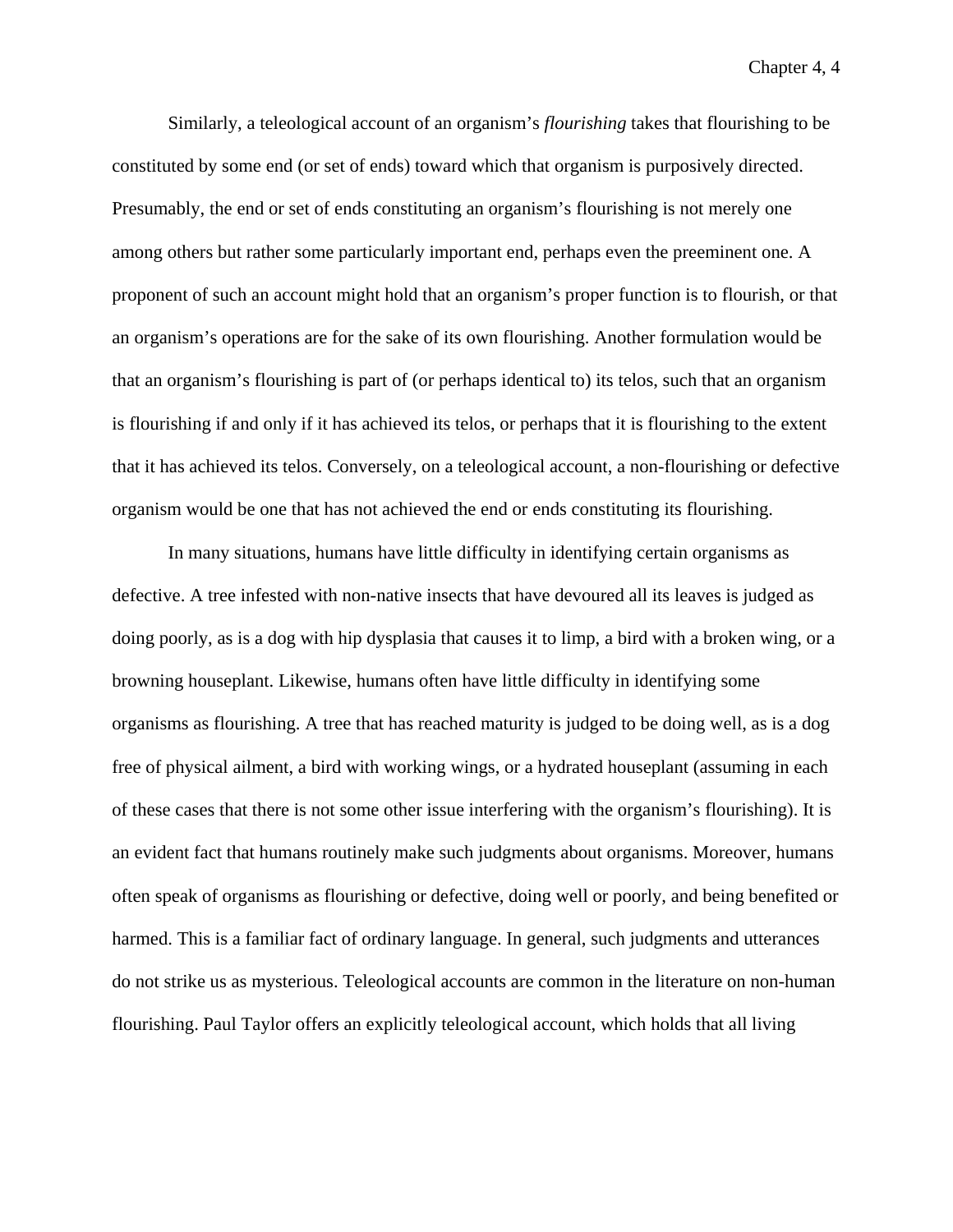Similarly, a teleological account of an organism's *flourishing* takes that flourishing to be constituted by some end (or set of ends) toward which that organism is purposively directed. Presumably, the end or set of ends constituting an organism's flourishing is not merely one among others but rather some particularly important end, perhaps even the preeminent one. A proponent of such an account might hold that an organism's proper function is to flourish, or that an organism's operations are for the sake of its own flourishing. Another formulation would be that an organism's flourishing is part of (or perhaps identical to) its telos, such that an organism is flourishing if and only if it has achieved its telos, or perhaps that it is flourishing to the extent that it has achieved its telos. Conversely, on a teleological account, a non-flourishing or defective organism would be one that has not achieved the end or ends constituting its flourishing.

In many situations, humans have little difficulty in identifying certain organisms as defective. A tree infested with non-native insects that have devoured all its leaves is judged as doing poorly, as is a dog with hip dysplasia that causes it to limp, a bird with a broken wing, or a browning houseplant. Likewise, humans often have little difficulty in identifying some organisms as flourishing. A tree that has reached maturity is judged to be doing well, as is a dog free of physical ailment, a bird with working wings, or a hydrated houseplant (assuming in each of these cases that there is not some other issue interfering with the organism's flourishing). It is an evident fact that humans routinely make such judgments about organisms. Moreover, humans often speak of organisms as flourishing or defective, doing well or poorly, and being benefited or harmed. This is a familiar fact of ordinary language. In general, such judgments and utterances do not strike us as mysterious. Teleological accounts are common in the literature on non-human flourishing. Paul Taylor offers an explicitly teleological account, which holds that all living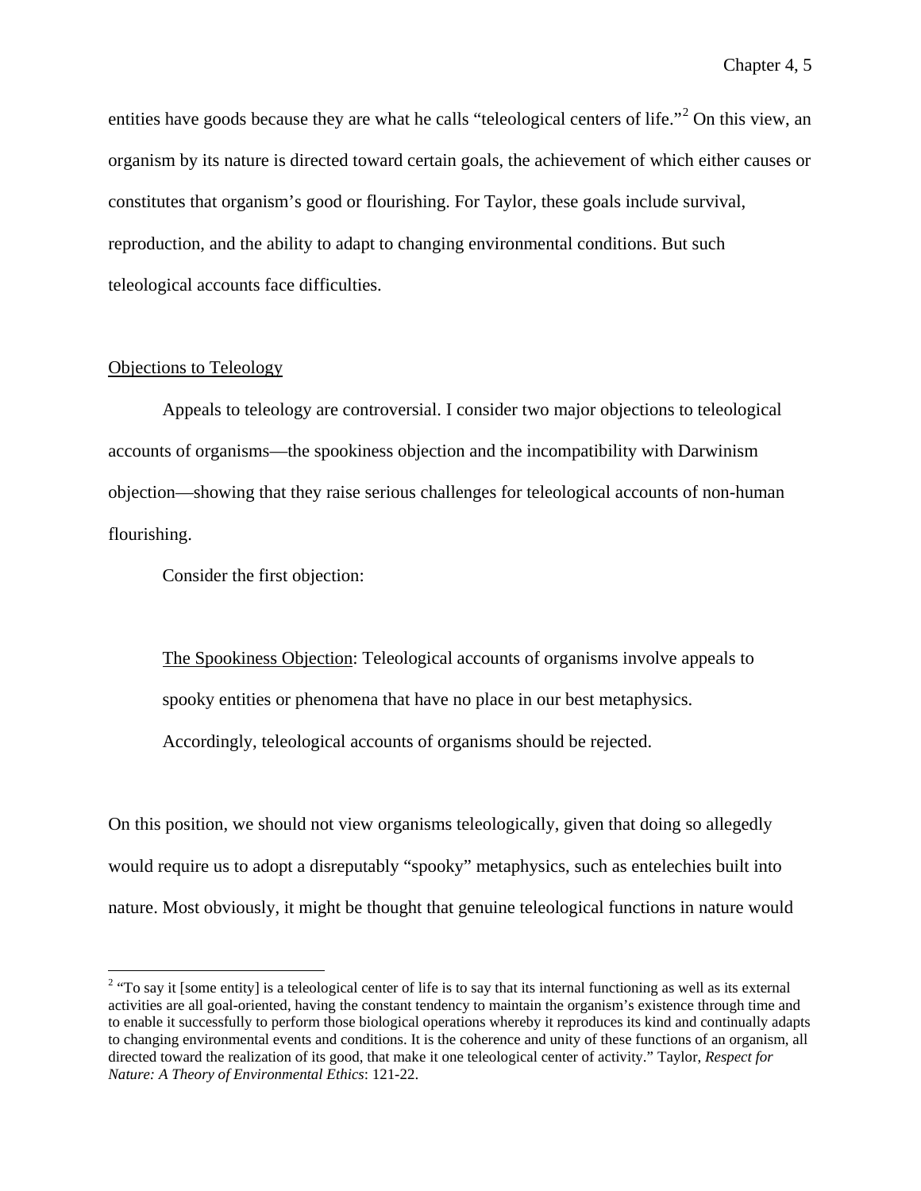entities have goods because they are what he calls "teleological centers of life."[2] On this view, an organism by its nature is directed toward certain goals, the achievement of which either causes or constitutes that organism's good or flourishing. For Taylor, these goals include survival, reproduction, and the ability to adapt to changing environmental conditions. But such teleological accounts face difficulties.

## Objections to Teleology

Appeals to teleology are controversial. I consider two major objections to teleological accounts of organisms—the spookiness objection and the incompatibility with Darwinism objection—showing that they raise serious challenges for teleological accounts of non-human flourishing.

Consider the first objection:

> The Spookiness Objection: Teleological accounts of organisms involve appeals to spooky entities or phenomena that have no place in our best metaphysics. Accordingly, teleological accounts of organisms should be rejected.

On this position, we should not view organisms teleologically, given that doing so allegedly would require us to adopt a disreputably "spooky" metaphysics, such as entelechies built into nature. Most obviously, it might be thought that genuine teleological functions in nature would

---

[2] "To say it [some entity] is a teleological center of life is to say that its internal functioning as well as its external activities are all goal-oriented, having the constant tendency to maintain the organism's existence through time and to enable it successfully to perform those biological operations whereby it reproduces its kind and continually adapts to changing environmental events and conditions. It is the coherence and unity of these functions of an organism, all directed toward the realization of its good, that make it one teleological center of activity." Taylor, *Respect for Nature: A Theory of Environmental Ethics*: 121-22.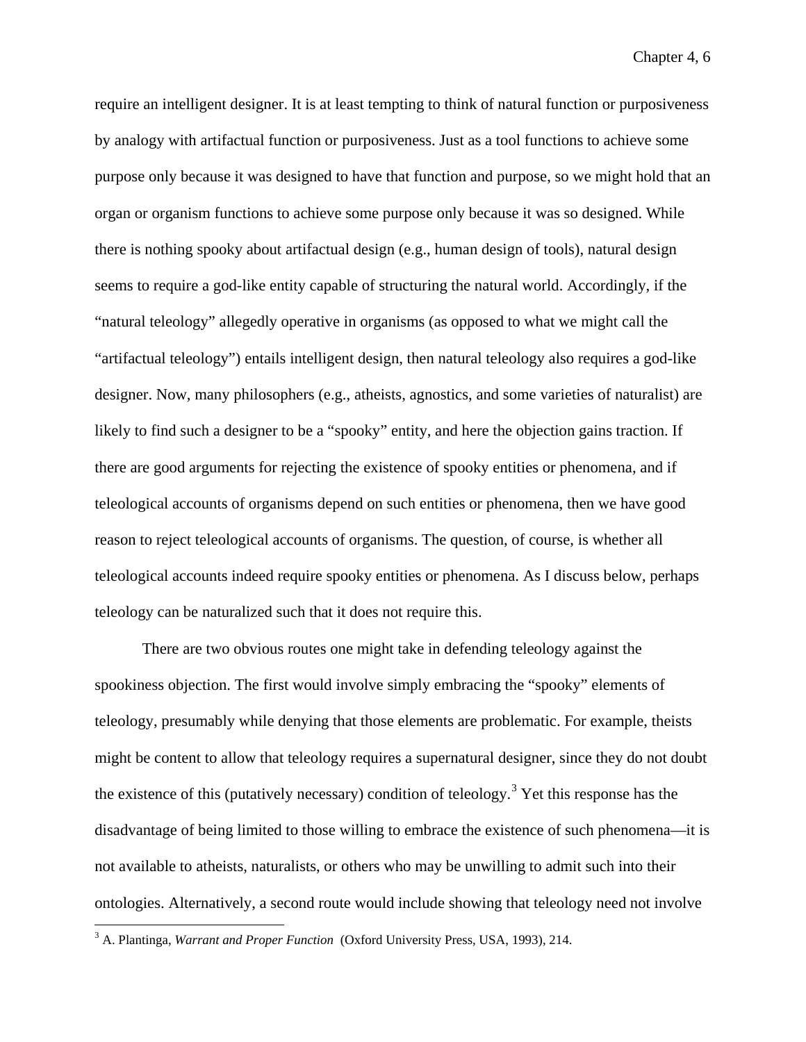require an intelligent designer. It is at least tempting to think of natural function or purposiveness by analogy with artifactual function or purposiveness. Just as a tool functions to achieve some purpose only because it was designed to have that function and purpose, so we might hold that an organ or organism functions to achieve some purpose only because it was so designed. While there is nothing spooky about artifactual design (e.g., human design of tools), natural design seems to require a god-like entity capable of structuring the natural world. Accordingly, if the "natural teleology" allegedly operative in organisms (as opposed to what we might call the "artifactual teleology") entails intelligent design, then natural teleology also requires a god-like designer. Now, many philosophers (e.g., atheists, agnostics, and some varieties of naturalist) are likely to find such a designer to be a "spooky" entity, and here the objection gains traction. If there are good arguments for rejecting the existence of spooky entities or phenomena, and if teleological accounts of organisms depend on such entities or phenomena, then we have good reason to reject teleological accounts of organisms. The question, of course, is whether all teleological accounts indeed require spooky entities or phenomena. As I discuss below, perhaps teleology can be naturalized such that it does not require this.

There are two obvious routes one might take in defending teleology against the spookiness objection. The first would involve simply embracing the "spooky" elements of teleology, presumably while denying that those elements are problematic. For example, theists might be content to allow that teleology requires a supernatural designer, since they do not doubt the existence of this (putatively necessary) condition of teleology.[3] Yet this response has the disadvantage of being limited to those willing to embrace the existence of such phenomena—it is not available to atheists, naturalists, or others who may be unwilling to admit such into their ontologies. Alternatively, a second route would include showing that teleology need not involve

---

[3] A. Plantinga, *Warrant and Proper Function* (Oxford University Press, USA, 1993), 214.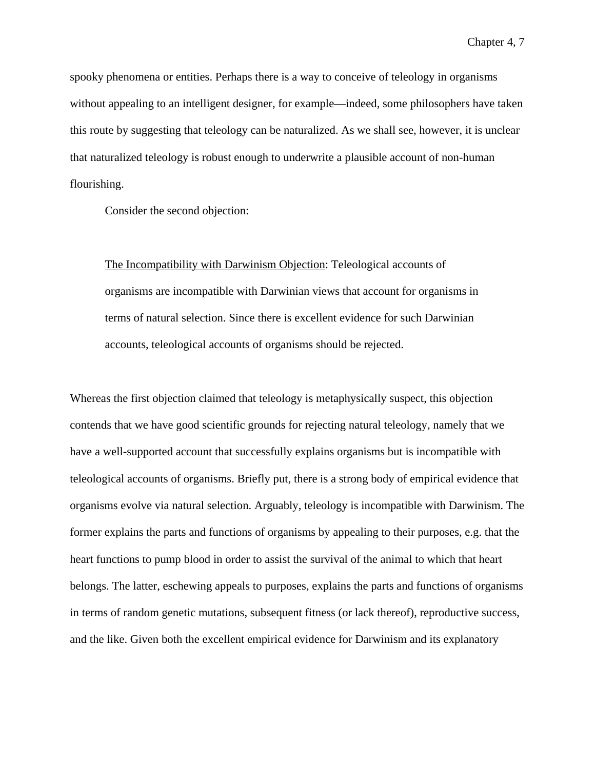spooky phenomena or entities. Perhaps there is a way to conceive of teleology in organisms without appealing to an intelligent designer, for example—indeed, some philosophers have taken this route by suggesting that teleology can be naturalized. As we shall see, however, it is unclear that naturalized teleology is robust enough to underwrite a plausible account of non-human flourishing.

Consider the second objection:

> <u>The Incompatibility with Darwinism Objection</u>: Teleological accounts of organisms are incompatible with Darwinian views that account for organisms in terms of natural selection. Since there is excellent evidence for such Darwinian accounts, teleological accounts of organisms should be rejected.

Whereas the first objection claimed that teleology is metaphysically suspect, this objection contends that we have good scientific grounds for rejecting natural teleology, namely that we have a well-supported account that successfully explains organisms but is incompatible with teleological accounts of organisms. Briefly put, there is a strong body of empirical evidence that organisms evolve via natural selection. Arguably, teleology is incompatible with Darwinism. The former explains the parts and functions of organisms by appealing to their purposes, e.g. that the heart functions to pump blood in order to assist the survival of the animal to which that heart belongs. The latter, eschewing appeals to purposes, explains the parts and functions of organisms in terms of random genetic mutations, subsequent fitness (or lack thereof), reproductive success, and the like. Given both the excellent empirical evidence for Darwinism and its explanatory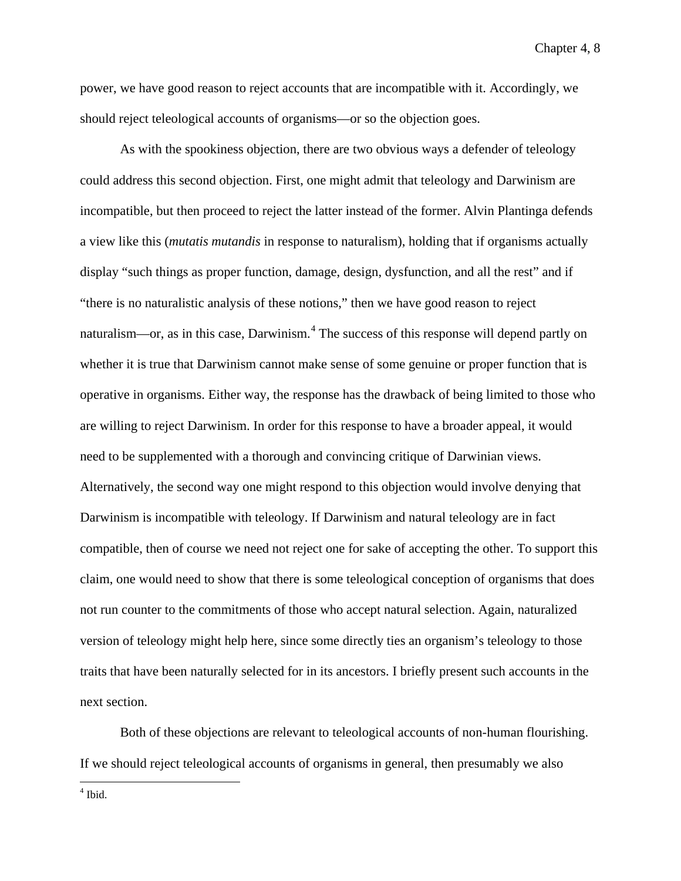power, we have good reason to reject accounts that are incompatible with it. Accordingly, we should reject teleological accounts of organisms—or so the objection goes.

As with the spookiness objection, there are two obvious ways a defender of teleology could address this second objection. First, one might admit that teleology and Darwinism are incompatible, but then proceed to reject the latter instead of the former. Alvin Plantinga defends a view like this (*mutatis mutandis* in response to naturalism), holding that if organisms actually display "such things as proper function, damage, design, dysfunction, and all the rest" and if "there is no naturalistic analysis of these notions," then we have good reason to reject naturalism—or, as in this case, Darwinism.[4] The success of this response will depend partly on whether it is true that Darwinism cannot make sense of some genuine or proper function that is operative in organisms. Either way, the response has the drawback of being limited to those who are willing to reject Darwinism. In order for this response to have a broader appeal, it would need to be supplemented with a thorough and convincing critique of Darwinian views. Alternatively, the second way one might respond to this objection would involve denying that Darwinism is incompatible with teleology. If Darwinism and natural teleology are in fact compatible, then of course we need not reject one for sake of accepting the other. To support this claim, one would need to show that there is some teleological conception of organisms that does not run counter to the commitments of those who accept natural selection. Again, naturalized version of teleology might help here, since some directly ties an organism's teleology to those traits that have been naturally selected for in its ancestors. I briefly present such accounts in the next section.

Both of these objections are relevant to teleological accounts of non-human flourishing. If we should reject teleological accounts of organisms in general, then presumably we also

[4] Ibid.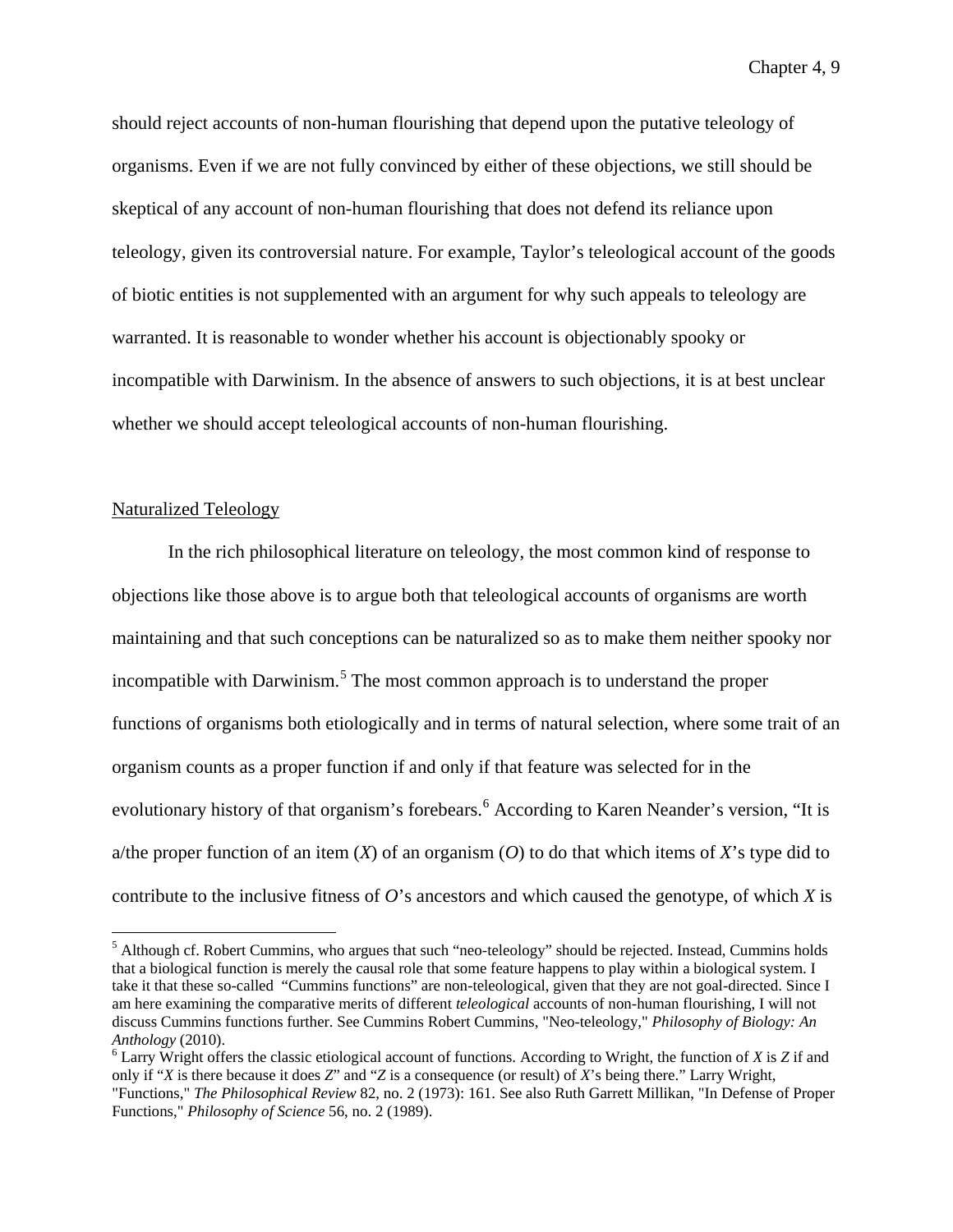should reject accounts of non-human flourishing that depend upon the putative teleology of organisms. Even if we are not fully convinced by either of these objections, we still should be skeptical of any account of non-human flourishing that does not defend its reliance upon teleology, given its controversial nature. For example, Taylor's teleological account of the goods of biotic entities is not supplemented with an argument for why such appeals to teleology are warranted. It is reasonable to wonder whether his account is objectionably spooky or incompatible with Darwinism. In the absence of answers to such objections, it is at best unclear whether we should accept teleological accounts of non-human flourishing.

## Naturalized Teleology

In the rich philosophical literature on teleology, the most common kind of response to objections like those above is to argue both that teleological accounts of organisms are worth maintaining and that such conceptions can be naturalized so as to make them neither spooky nor incompatible with Darwinism.[5] The most common approach is to understand the proper functions of organisms both etiologically and in terms of natural selection, where some trait of an organism counts as a proper function if and only if that feature was selected for in the evolutionary history of that organism's forebears.[6] According to Karen Neander's version, "It is a/the proper function of an item (*X*) of an organism (*O*) to do that which items of *X*'s type did to contribute to the inclusive fitness of *O*'s ancestors and which caused the genotype, of which *X* is

---

[5] Although cf. Robert Cummins, who argues that such "neo-teleology" should be rejected. Instead, Cummins holds that a biological function is merely the causal role that some feature happens to play within a biological system. I take it that these so-called "Cummins functions" are non-teleological, given that they are not goal-directed. Since I am here examining the comparative merits of different *teleological* accounts of non-human flourishing, I will not discuss Cummins functions further. See Cummins Robert Cummins, "Neo-teleology," *Philosophy of Biology: An Anthology* (2010).

[6] Larry Wright offers the classic etiological account of functions. According to Wright, the function of *X* is *Z* if and only if "*X* is there because it does *Z*" and "*Z* is a consequence (or result) of *X*'s being there." Larry Wright, "Functions," *The Philosophical Review* 82, no. 2 (1973): 161. See also Ruth Garrett Millikan, "In Defense of Proper Functions," *Philosophy of Science* 56, no. 2 (1989).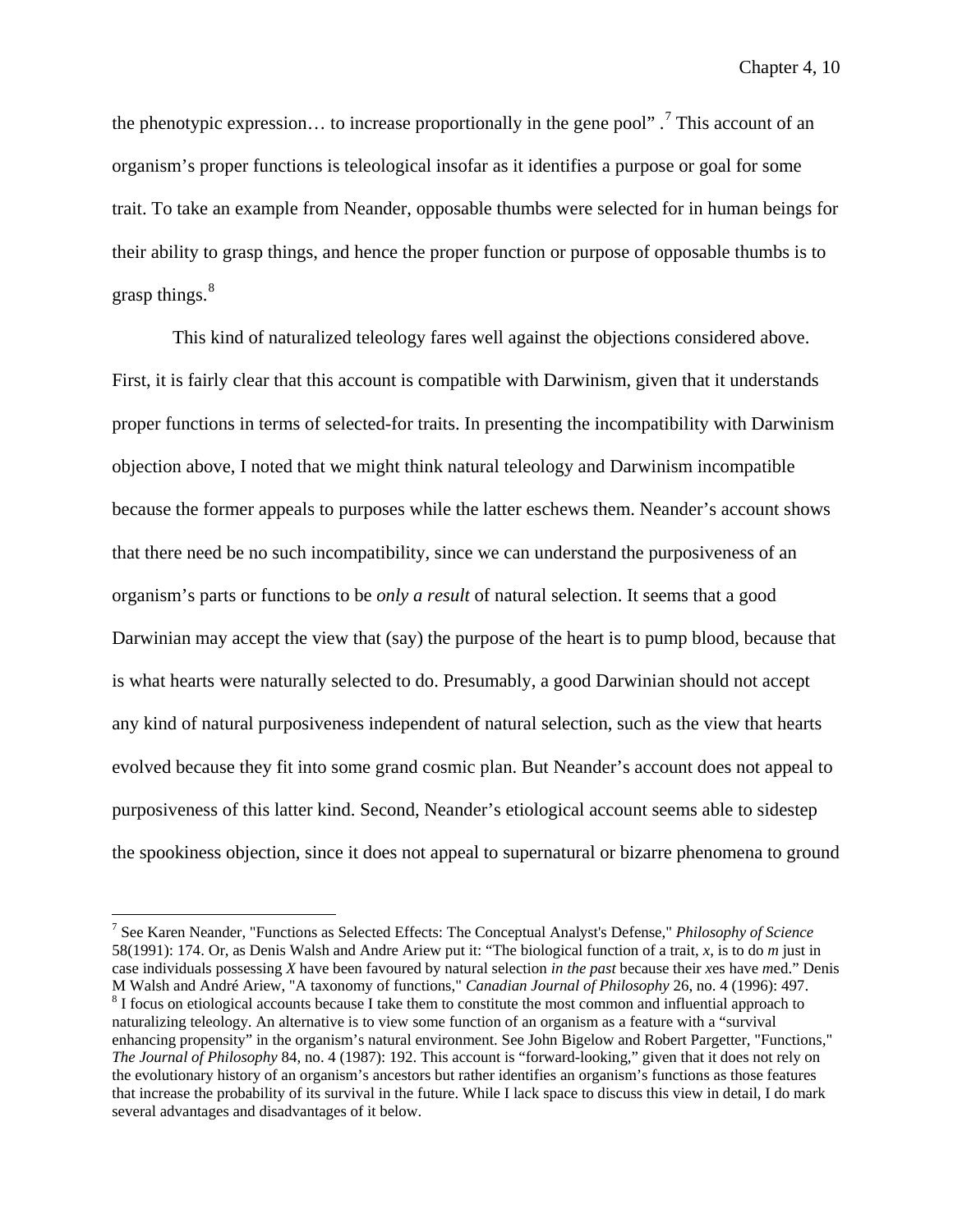the phenotypic expression… to increase proportionally in the gene pool" .[7] This account of an organism's proper functions is teleological insofar as it identifies a purpose or goal for some trait. To take an example from Neander, opposable thumbs were selected for in human beings for their ability to grasp things, and hence the proper function or purpose of opposable thumbs is to grasp things.[8]

This kind of naturalized teleology fares well against the objections considered above. First, it is fairly clear that this account is compatible with Darwinism, given that it understands proper functions in terms of selected-for traits. In presenting the incompatibility with Darwinism objection above, I noted that we might think natural teleology and Darwinism incompatible because the former appeals to purposes while the latter eschews them. Neander's account shows that there need be no such incompatibility, since we can understand the purposiveness of an organism's parts or functions to be *only a result* of natural selection. It seems that a good Darwinian may accept the view that (say) the purpose of the heart is to pump blood, because that is what hearts were naturally selected to do. Presumably, a good Darwinian should not accept any kind of natural purposiveness independent of natural selection, such as the view that hearts evolved because they fit into some grand cosmic plan. But Neander's account does not appeal to purposiveness of this latter kind. Second, Neander's etiological account seems able to sidestep the spookiness objection, since it does not appeal to supernatural or bizarre phenomena to ground

---

[7] See Karen Neander, "Functions as Selected Effects: The Conceptual Analyst's Defense," *Philosophy of Science* 58(1991): 174. Or, as Denis Walsh and Andre Ariew put it: "The biological function of a trait, *x*, is to do *m* just in case individuals possessing *X* have been favoured by natural selection *in the past* because their *x*es have *m*ed." Denis M Walsh and André Ariew, "A taxonomy of functions," *Canadian Journal of Philosophy* 26, no. 4 (1996): 497.

[8] I focus on etiological accounts because I take them to constitute the most common and influential approach to naturalizing teleology. An alternative is to view some function of an organism as a feature with a "survival enhancing propensity" in the organism's natural environment. See John Bigelow and Robert Pargetter, "Functions," *The Journal of Philosophy* 84, no. 4 (1987): 192. This account is "forward-looking," given that it does not rely on the evolutionary history of an organism's ancestors but rather identifies an organism's functions as those features that increase the probability of its survival in the future. While I lack space to discuss this view in detail, I do mark several advantages and disadvantages of it below.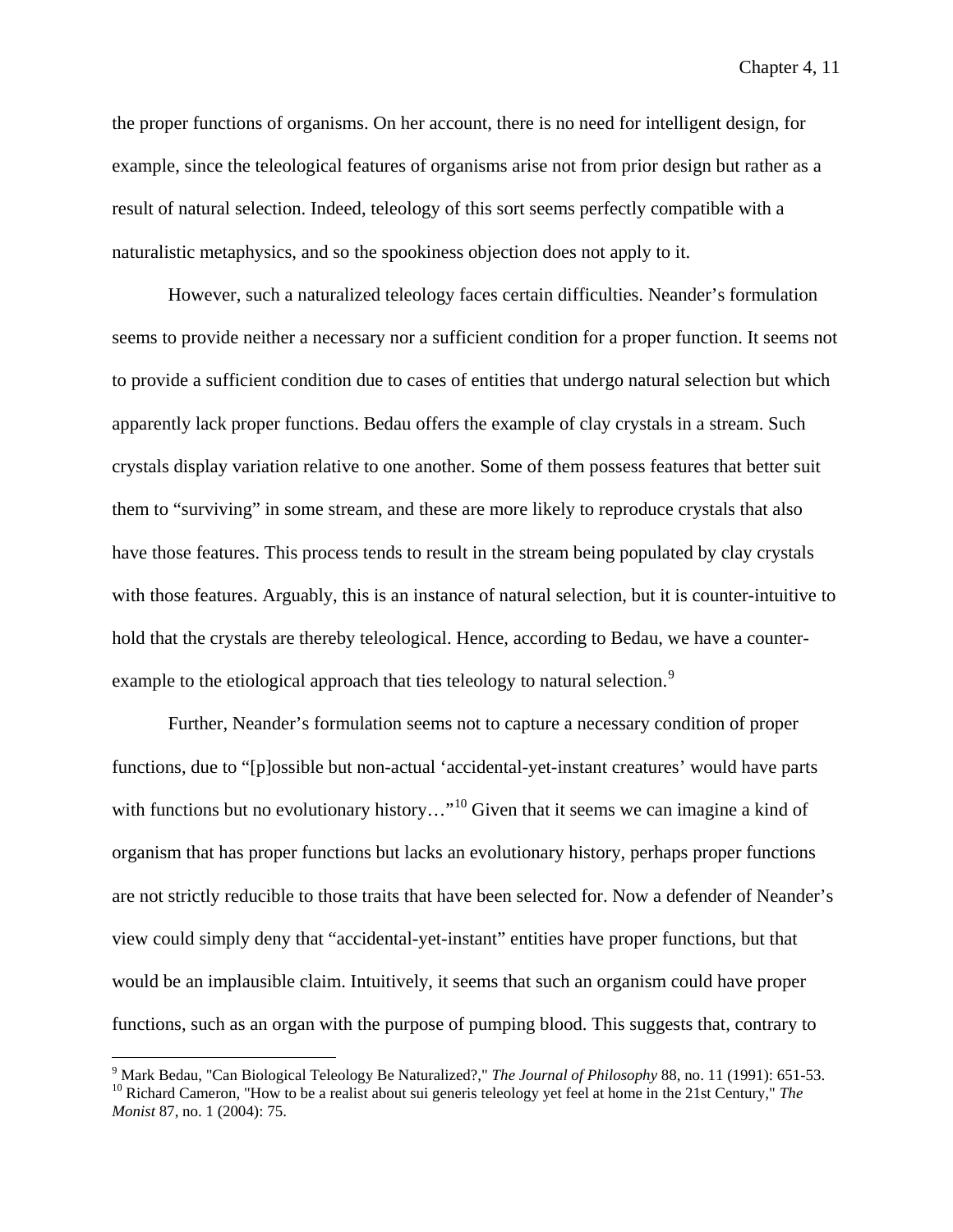the proper functions of organisms. On her account, there is no need for intelligent design, for example, since the teleological features of organisms arise not from prior design but rather as a result of natural selection. Indeed, teleology of this sort seems perfectly compatible with a naturalistic metaphysics, and so the spookiness objection does not apply to it.

However, such a naturalized teleology faces certain difficulties. Neander's formulation seems to provide neither a necessary nor a sufficient condition for a proper function. It seems not to provide a sufficient condition due to cases of entities that undergo natural selection but which apparently lack proper functions. Bedau offers the example of clay crystals in a stream. Such crystals display variation relative to one another. Some of them possess features that better suit them to "surviving" in some stream, and these are more likely to reproduce crystals that also have those features. This process tends to result in the stream being populated by clay crystals with those features. Arguably, this is an instance of natural selection, but it is counter-intuitive to hold that the crystals are thereby teleological. Hence, according to Bedau, we have a counter-example to the etiological approach that ties teleology to natural selection.[9]

Further, Neander's formulation seems not to capture a necessary condition of proper functions, due to "[p]ossible but non-actual 'accidental-yet-instant creatures' would have parts with functions but no evolutionary history…"[10] Given that it seems we can imagine a kind of organism that has proper functions but lacks an evolutionary history, perhaps proper functions are not strictly reducible to those traits that have been selected for. Now a defender of Neander's view could simply deny that "accidental-yet-instant" entities have proper functions, but that would be an implausible claim. Intuitively, it seems that such an organism could have proper functions, such as an organ with the purpose of pumping blood. This suggests that, contrary to

[9] Mark Bedau, "Can Biological Teleology Be Naturalized?," *The Journal of Philosophy* 88, no. 11 (1991): 651-53.
[10] Richard Cameron, "How to be a realist about sui generis teleology yet feel at home in the 21st Century," *The Monist* 87, no. 1 (2004): 75.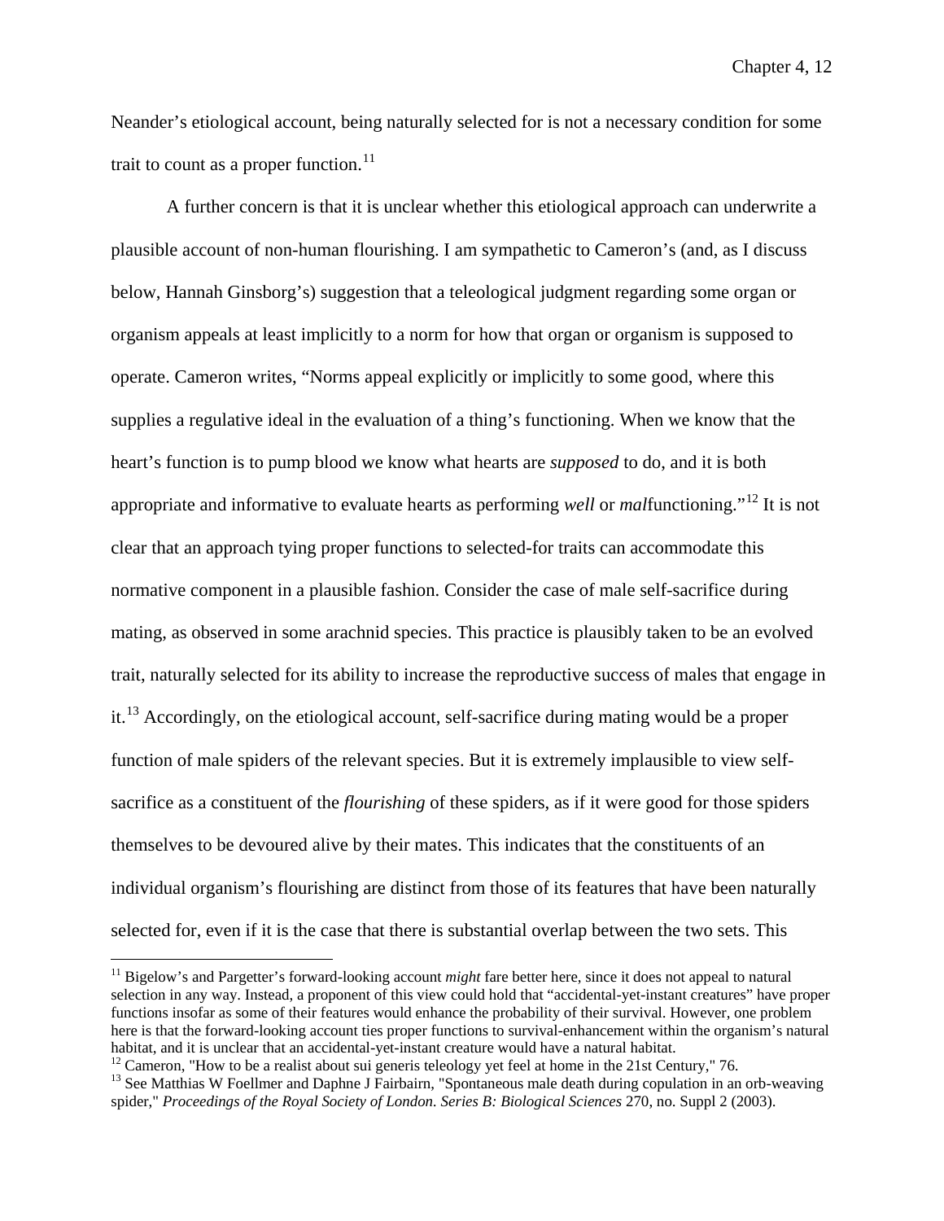Neander's etiological account, being naturally selected for is not a necessary condition for some trait to count as a proper function.[11]

A further concern is that it is unclear whether this etiological approach can underwrite a plausible account of non-human flourishing. I am sympathetic to Cameron's (and, as I discuss below, Hannah Ginsborg's) suggestion that a teleological judgment regarding some organ or organism appeals at least implicitly to a norm for how that organ or organism is supposed to operate. Cameron writes, "Norms appeal explicitly or implicitly to some good, where this supplies a regulative ideal in the evaluation of a thing's functioning. When we know that the heart's function is to pump blood we know what hearts are *supposed* to do, and it is both appropriate and informative to evaluate hearts as performing *well* or *mal*functioning."[12] It is not clear that an approach tying proper functions to selected-for traits can accommodate this normative component in a plausible fashion. Consider the case of male self-sacrifice during mating, as observed in some arachnid species. This practice is plausibly taken to be an evolved trait, naturally selected for its ability to increase the reproductive success of males that engage in it.[13] Accordingly, on the etiological account, self-sacrifice during mating would be a proper function of male spiders of the relevant species. But it is extremely implausible to view self-sacrifice as a constituent of the *flourishing* of these spiders, as if it were good for those spiders themselves to be devoured alive by their mates. This indicates that the constituents of an individual organism's flourishing are distinct from those of its features that have been naturally selected for, even if it is the case that there is substantial overlap between the two sets. This

---

[11] Bigelow's and Pargetter's forward-looking account *might* fare better here, since it does not appeal to natural selection in any way. Instead, a proponent of this view could hold that "accidental-yet-instant creatures" have proper functions insofar as some of their features would enhance the probability of their survival. However, one problem here is that the forward-looking account ties proper functions to survival-enhancement within the organism's natural habitat, and it is unclear that an accidental-yet-instant creature would have a natural habitat.

[12] Cameron, "How to be a realist about sui generis teleology yet feel at home in the 21st Century," 76.

[13] See Matthias W Foellmer and Daphne J Fairbairn, "Spontaneous male death during copulation in an orb-weaving spider," *Proceedings of the Royal Society of London. Series B: Biological Sciences* 270, no. Suppl 2 (2003).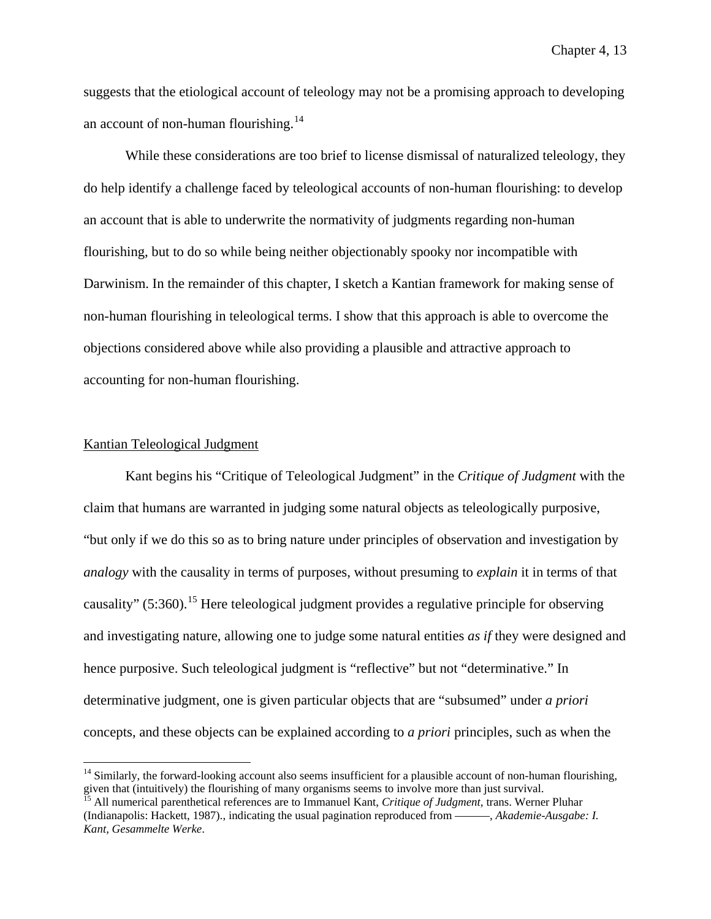suggests that the etiological account of teleology may not be a promising approach to developing an account of non-human flourishing.[14]

While these considerations are too brief to license dismissal of naturalized teleology, they do help identify a challenge faced by teleological accounts of non-human flourishing: to develop an account that is able to underwrite the normativity of judgments regarding non-human flourishing, but to do so while being neither objectionably spooky nor incompatible with Darwinism. In the remainder of this chapter, I sketch a Kantian framework for making sense of non-human flourishing in teleological terms. I show that this approach is able to overcome the objections considered above while also providing a plausible and attractive approach to accounting for non-human flourishing.

## Kantian Teleological Judgment

Kant begins his "Critique of Teleological Judgment" in the *Critique of Judgment* with the claim that humans are warranted in judging some natural objects as teleologically purposive, "but only if we do this so as to bring nature under principles of observation and investigation by *analogy* with the causality in terms of purposes, without presuming to *explain* it in terms of that causality" (5:360).[15] Here teleological judgment provides a regulative principle for observing and investigating nature, allowing one to judge some natural entities *as if* they were designed and hence purposive. Such teleological judgment is "reflective" but not "determinative." In determinative judgment, one is given particular objects that are "subsumed" under *a priori* concepts, and these objects can be explained according to *a priori* principles, such as when the

[14] Similarly, the forward-looking account also seems insufficient for a plausible account of non-human flourishing, given that (intuitively) the flourishing of many organisms seems to involve more than just survival.

[15] All numerical parenthetical references are to Immanuel Kant, *Critique of Judgment*, trans. Werner Pluhar (Indianapolis: Hackett, 1987)., indicating the usual pagination reproduced from ———, *Akademie-Ausgabe: I. Kant, Gesammelte Werke*.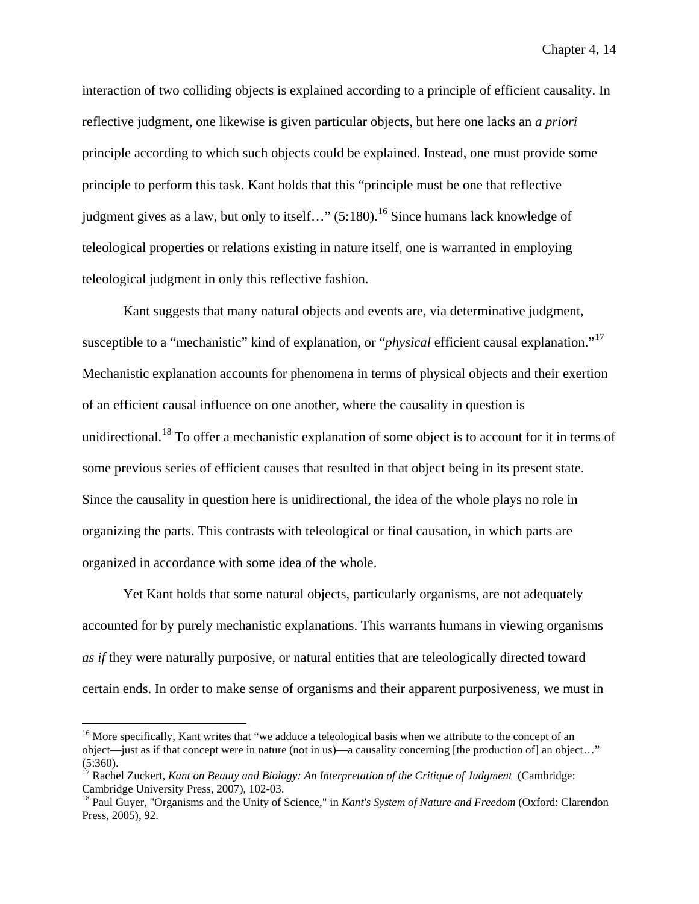interaction of two colliding objects is explained according to a principle of efficient causality. In reflective judgment, one likewise is given particular objects, but here one lacks an *a priori* principle according to which such objects could be explained. Instead, one must provide some principle to perform this task. Kant holds that this "principle must be one that reflective judgment gives as a law, but only to itself…" (5:180).[16] Since humans lack knowledge of teleological properties or relations existing in nature itself, one is warranted in employing teleological judgment in only this reflective fashion.

Kant suggests that many natural objects and events are, via determinative judgment, susceptible to a "mechanistic" kind of explanation, or "*physical* efficient causal explanation."[17] Mechanistic explanation accounts for phenomena in terms of physical objects and their exertion of an efficient causal influence on one another, where the causality in question is unidirectional.[18] To offer a mechanistic explanation of some object is to account for it in terms of some previous series of efficient causes that resulted in that object being in its present state. Since the causality in question here is unidirectional, the idea of the whole plays no role in organizing the parts. This contrasts with teleological or final causation, in which parts are organized in accordance with some idea of the whole.

Yet Kant holds that some natural objects, particularly organisms, are not adequately accounted for by purely mechanistic explanations. This warrants humans in viewing organisms *as if* they were naturally purposive, or natural entities that are teleologically directed toward certain ends. In order to make sense of organisms and their apparent purposiveness, we must in

---

[16] More specifically, Kant writes that "we adduce a teleological basis when we attribute to the concept of an object—just as if that concept were in nature (not in us)—a causality concerning [the production of] an object…" (5:360).

[17] Rachel Zuckert, *Kant on Beauty and Biology: An Interpretation of the Critique of Judgment* (Cambridge: Cambridge University Press, 2007), 102-03.

[18] Paul Guyer, "Organisms and the Unity of Science," in *Kant's System of Nature and Freedom* (Oxford: Clarendon Press, 2005), 92.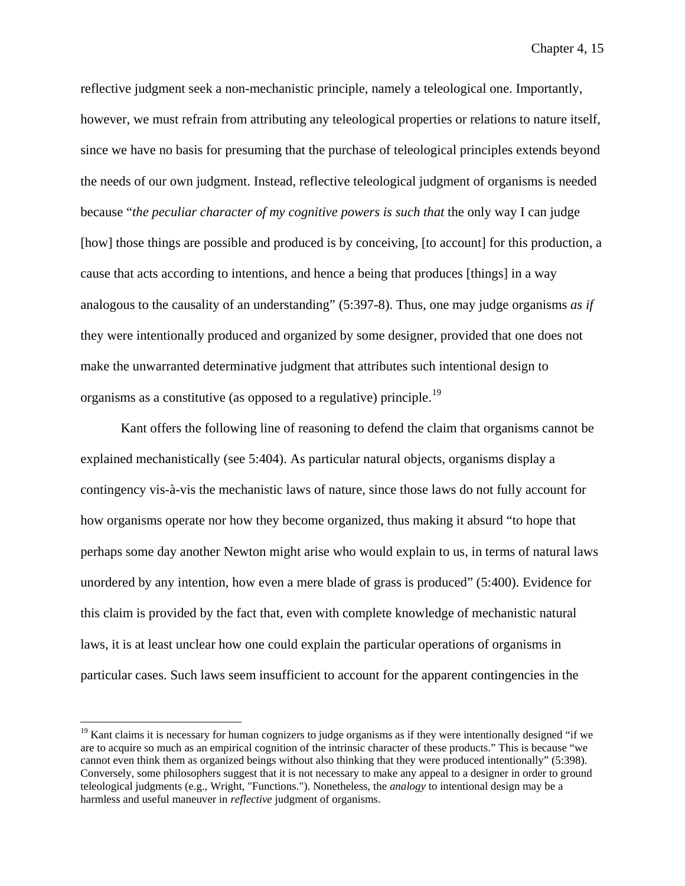reflective judgment seek a non-mechanistic principle, namely a teleological one. Importantly, however, we must refrain from attributing any teleological properties or relations to nature itself, since we have no basis for presuming that the purchase of teleological principles extends beyond the needs of our own judgment. Instead, reflective teleological judgment of organisms is needed because "*the peculiar character of my cognitive powers is such that* the only way I can judge [how] those things are possible and produced is by conceiving, [to account] for this production, a cause that acts according to intentions, and hence a being that produces [things] in a way analogous to the causality of an understanding" (5:397-8). Thus, one may judge organisms *as if* they were intentionally produced and organized by some designer, provided that one does not make the unwarranted determinative judgment that attributes such intentional design to organisms as a constitutive (as opposed to a regulative) principle.[19]

Kant offers the following line of reasoning to defend the claim that organisms cannot be explained mechanistically (see 5:404). As particular natural objects, organisms display a contingency vis-à-vis the mechanistic laws of nature, since those laws do not fully account for how organisms operate nor how they become organized, thus making it absurd "to hope that perhaps some day another Newton might arise who would explain to us, in terms of natural laws unordered by any intention, how even a mere blade of grass is produced" (5:400). Evidence for this claim is provided by the fact that, even with complete knowledge of mechanistic natural laws, it is at least unclear how one could explain the particular operations of organisms in particular cases. Such laws seem insufficient to account for the apparent contingencies in the

---

[19] Kant claims it is necessary for human cognizers to judge organisms as if they were intentionally designed "if we are to acquire so much as an empirical cognition of the intrinsic character of these products." This is because "we cannot even think them as organized beings without also thinking that they were produced intentionally" (5:398). Conversely, some philosophers suggest that it is not necessary to make any appeal to a designer in order to ground teleological judgments (e.g., Wright, "Functions."). Nonetheless, the *analogy* to intentional design may be a harmless and useful maneuver in *reflective* judgment of organisms.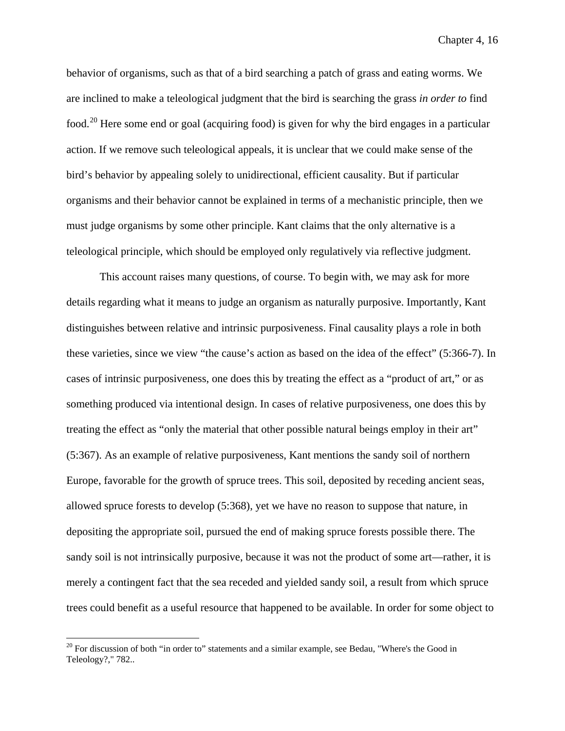behavior of organisms, such as that of a bird searching a patch of grass and eating worms. We are inclined to make a teleological judgment that the bird is searching the grass *in order to* find food.[20] Here some end or goal (acquiring food) is given for why the bird engages in a particular action. If we remove such teleological appeals, it is unclear that we could make sense of the bird's behavior by appealing solely to unidirectional, efficient causality. But if particular organisms and their behavior cannot be explained in terms of a mechanistic principle, then we must judge organisms by some other principle. Kant claims that the only alternative is a teleological principle, which should be employed only regulatively via reflective judgment.

This account raises many questions, of course. To begin with, we may ask for more details regarding what it means to judge an organism as naturally purposive. Importantly, Kant distinguishes between relative and intrinsic purposiveness. Final causality plays a role in both these varieties, since we view "the cause's action as based on the idea of the effect" (5:366-7). In cases of intrinsic purposiveness, one does this by treating the effect as a "product of art," or as something produced via intentional design. In cases of relative purposiveness, one does this by treating the effect as "only the material that other possible natural beings employ in their art" (5:367). As an example of relative purposiveness, Kant mentions the sandy soil of northern Europe, favorable for the growth of spruce trees. This soil, deposited by receding ancient seas, allowed spruce forests to develop (5:368), yet we have no reason to suppose that nature, in depositing the appropriate soil, pursued the end of making spruce forests possible there. The sandy soil is not intrinsically purposive, because it was not the product of some art—rather, it is merely a contingent fact that the sea receded and yielded sandy soil, a result from which spruce trees could benefit as a useful resource that happened to be available. In order for some object to

[20] For discussion of both "in order to" statements and a similar example, see Bedau, "Where's the Good in Teleology?," 782..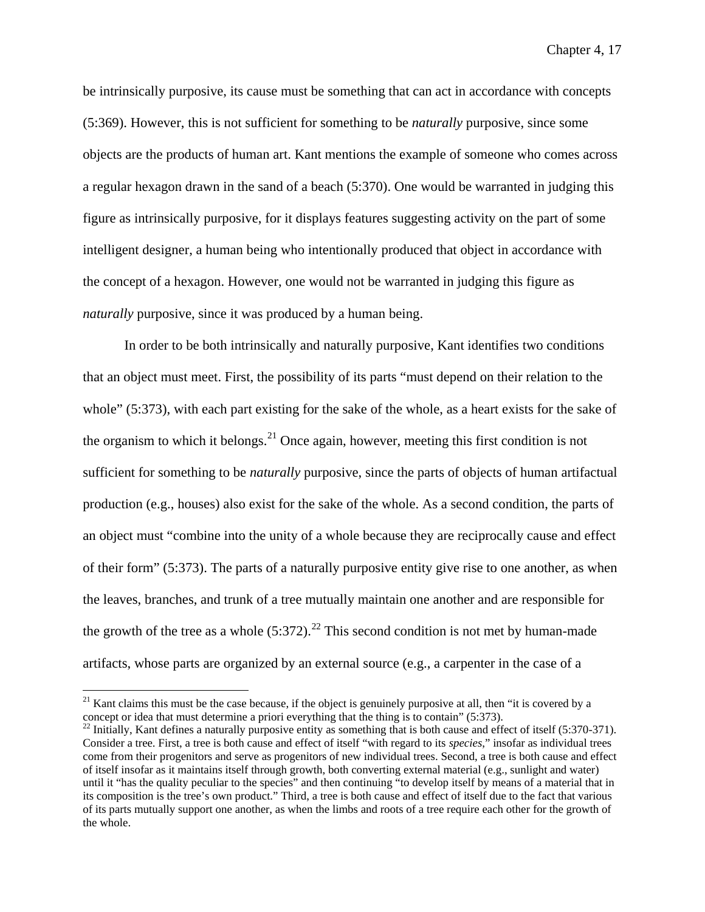be intrinsically purposive, its cause must be something that can act in accordance with concepts (5:369). However, this is not sufficient for something to be *naturally* purposive, since some objects are the products of human art. Kant mentions the example of someone who comes across a regular hexagon drawn in the sand of a beach (5:370). One would be warranted in judging this figure as intrinsically purposive, for it displays features suggesting activity on the part of some intelligent designer, a human being who intentionally produced that object in accordance with the concept of a hexagon. However, one would not be warranted in judging this figure as *naturally* purposive, since it was produced by a human being.

In order to be both intrinsically and naturally purposive, Kant identifies two conditions that an object must meet. First, the possibility of its parts "must depend on their relation to the whole" (5:373), with each part existing for the sake of the whole, as a heart exists for the sake of the organism to which it belongs.[21] Once again, however, meeting this first condition is not sufficient for something to be *naturally* purposive, since the parts of objects of human artifactual production (e.g., houses) also exist for the sake of the whole. As a second condition, the parts of an object must "combine into the unity of a whole because they are reciprocally cause and effect of their form" (5:373). The parts of a naturally purposive entity give rise to one another, as when the leaves, branches, and trunk of a tree mutually maintain one another and are responsible for the growth of the tree as a whole (5:372).[22] This second condition is not met by human-made artifacts, whose parts are organized by an external source (e.g., a carpenter in the case of a

[21] Kant claims this must be the case because, if the object is genuinely purposive at all, then "it is covered by a concept or idea that must determine a priori everything that the thing is to contain" (5:373).

[22] Initially, Kant defines a naturally purposive entity as something that is both cause and effect of itself (5:370-371). Consider a tree. First, a tree is both cause and effect of itself "with regard to its *species*," insofar as individual trees come from their progenitors and serve as progenitors of new individual trees. Second, a tree is both cause and effect of itself insofar as it maintains itself through growth, both converting external material (e.g., sunlight and water) until it "has the quality peculiar to the species" and then continuing "to develop itself by means of a material that in its composition is the tree's own product." Third, a tree is both cause and effect of itself due to the fact that various of its parts mutually support one another, as when the limbs and roots of a tree require each other for the growth of the whole.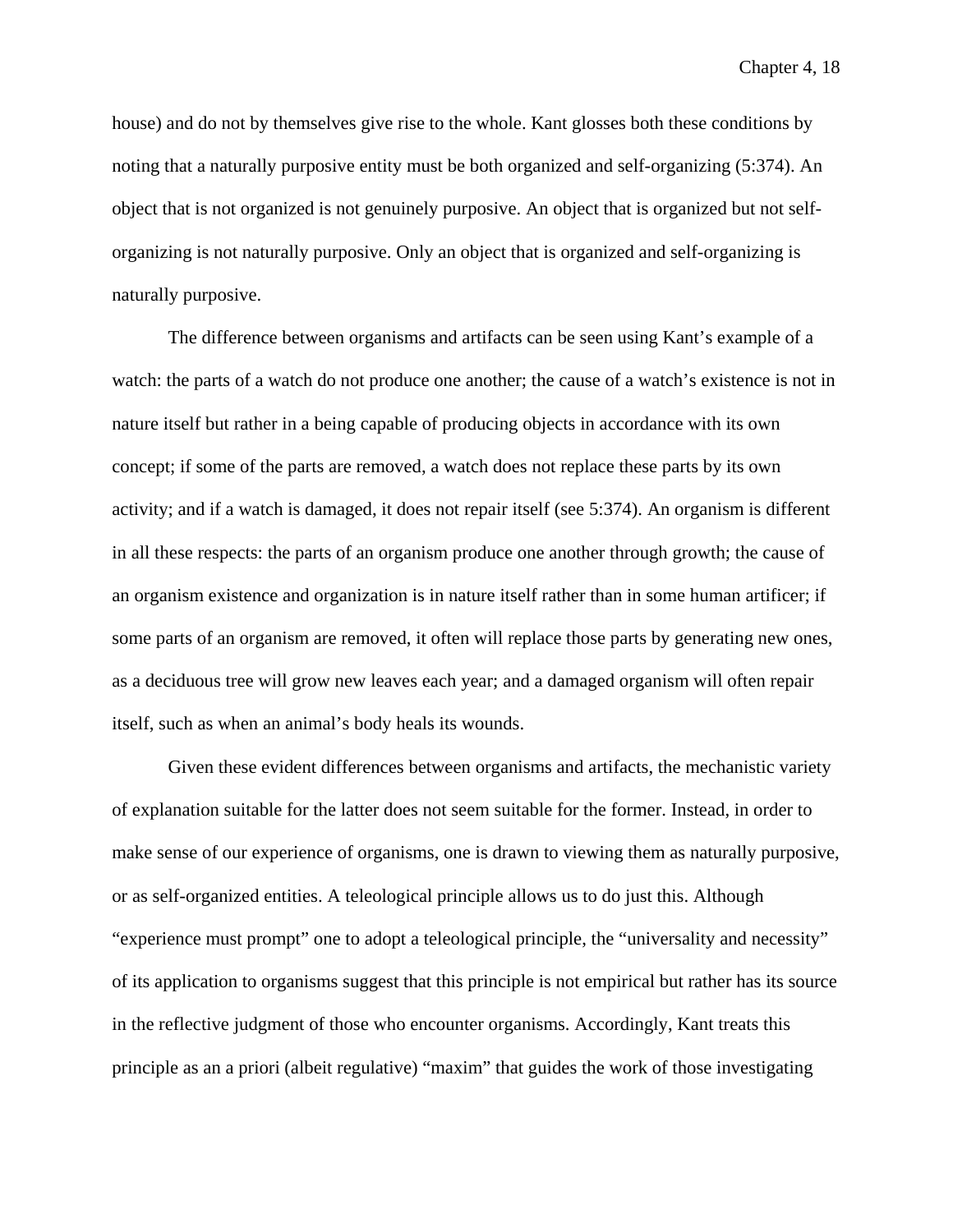house) and do not by themselves give rise to the whole. Kant glosses both these conditions by noting that a naturally purposive entity must be both organized and self-organizing (5:374). An object that is not organized is not genuinely purposive. An object that is organized but not self-organizing is not naturally purposive. Only an object that is organized and self-organizing is naturally purposive.

The difference between organisms and artifacts can be seen using Kant's example of a watch: the parts of a watch do not produce one another; the cause of a watch's existence is not in nature itself but rather in a being capable of producing objects in accordance with its own concept; if some of the parts are removed, a watch does not replace these parts by its own activity; and if a watch is damaged, it does not repair itself (see 5:374). An organism is different in all these respects: the parts of an organism produce one another through growth; the cause of an organism existence and organization is in nature itself rather than in some human artificer; if some parts of an organism are removed, it often will replace those parts by generating new ones, as a deciduous tree will grow new leaves each year; and a damaged organism will often repair itself, such as when an animal's body heals its wounds.

Given these evident differences between organisms and artifacts, the mechanistic variety of explanation suitable for the latter does not seem suitable for the former. Instead, in order to make sense of our experience of organisms, one is drawn to viewing them as naturally purposive, or as self-organized entities. A teleological principle allows us to do just this. Although "experience must prompt" one to adopt a teleological principle, the "universality and necessity" of its application to organisms suggest that this principle is not empirical but rather has its source in the reflective judgment of those who encounter organisms. Accordingly, Kant treats this principle as an a priori (albeit regulative) "maxim" that guides the work of those investigating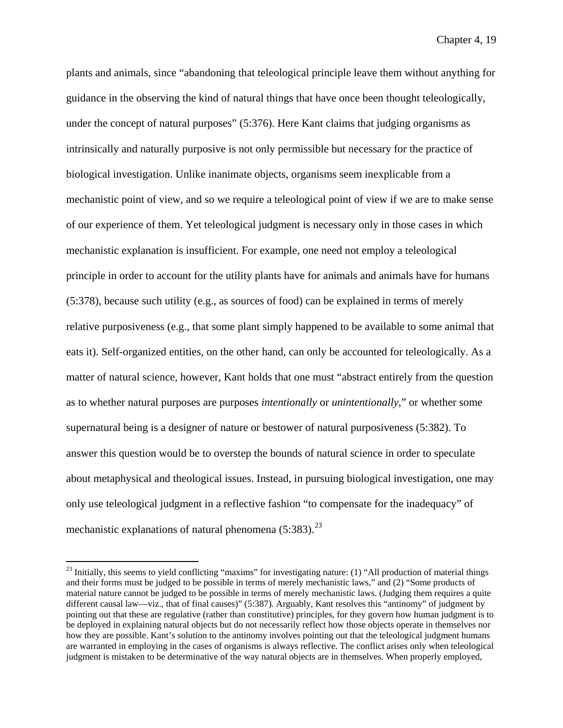plants and animals, since "abandoning that teleological principle leave them without anything for guidance in the observing the kind of natural things that have once been thought teleologically, under the concept of natural purposes" (5:376). Here Kant claims that judging organisms as intrinsically and naturally purposive is not only permissible but necessary for the practice of biological investigation. Unlike inanimate objects, organisms seem inexplicable from a mechanistic point of view, and so we require a teleological point of view if we are to make sense of our experience of them. Yet teleological judgment is necessary only in those cases in which mechanistic explanation is insufficient. For example, one need not employ a teleological principle in order to account for the utility plants have for animals and animals have for humans (5:378), because such utility (e.g., as sources of food) can be explained in terms of merely relative purposiveness (e.g., that some plant simply happened to be available to some animal that eats it). Self-organized entities, on the other hand, can only be accounted for teleologically. As a matter of natural science, however, Kant holds that one must "abstract entirely from the question as to whether natural purposes are purposes *intentionally* or *unintentionally*," or whether some supernatural being is a designer of nature or bestower of natural purposiveness (5:382). To answer this question would be to overstep the bounds of natural science in order to speculate about metaphysical and theological issues. Instead, in pursuing biological investigation, one may only use teleological judgment in a reflective fashion "to compensate for the inadequacy" of mechanistic explanations of natural phenomena (5:383).[23]

---

[23] Initially, this seems to yield conflicting "maxims" for investigating nature: (1) "All production of material things and their forms must be judged to be possible in terms of merely mechanistic laws," and (2) "Some products of material nature cannot be judged to be possible in terms of merely mechanistic laws. (Judging them requires a quite different causal law—viz., that of final causes)" (5:387). Arguably, Kant resolves this "antinomy" of judgment by pointing out that these are regulative (rather than constitutive) principles, for they govern how human judgment is to be deployed in explaining natural objects but do not necessarily reflect how those objects operate in themselves nor how they are possible. Kant's solution to the antinomy involves pointing out that the teleological judgment humans are warranted in employing in the cases of organisms is always reflective. The conflict arises only when teleological judgment is mistaken to be determinative of the way natural objects are in themselves. When properly employed,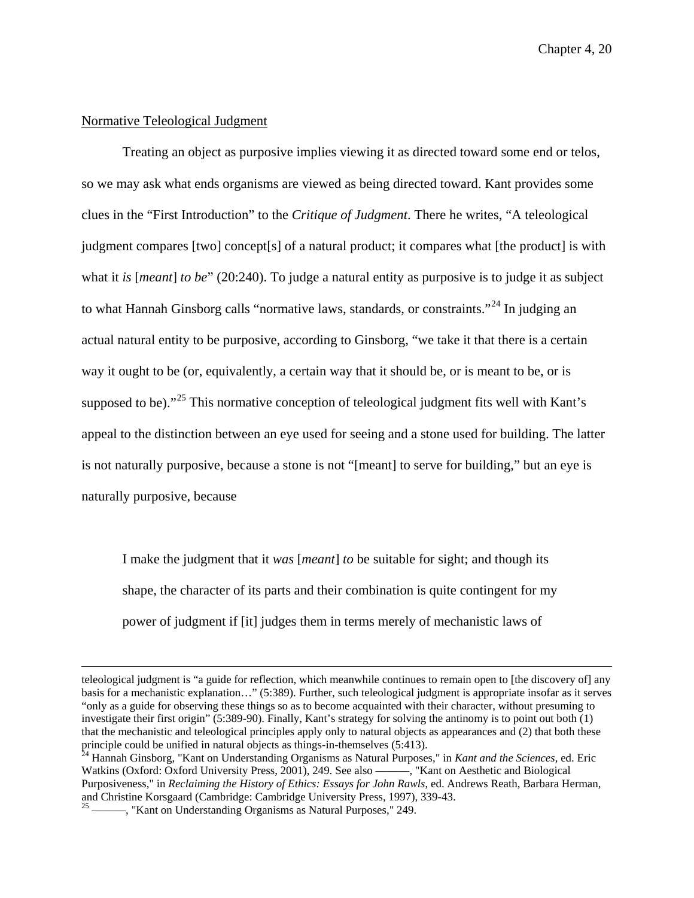Normative Teleological Judgment

Treating an object as purposive implies viewing it as directed toward some end or telos, so we may ask what ends organisms are viewed as being directed toward. Kant provides some clues in the "First Introduction" to the *Critique of Judgment*. There he writes, "A teleological judgment compares [two] concept[s] of a natural product; it compares what [the product] is with what it *is* [*meant*] *to be*" (20:240). To judge a natural entity as purposive is to judge it as subject to what Hannah Ginsborg calls "normative laws, standards, or constraints."[24] In judging an actual natural entity to be purposive, according to Ginsborg, "we take it that there is a certain way it ought to be (or, equivalently, a certain way that it should be, or is meant to be, or is supposed to be)."[25] This normative conception of teleological judgment fits well with Kant's appeal to the distinction between an eye used for seeing and a stone used for building. The latter is not naturally purposive, because a stone is not "[meant] to serve for building," but an eye is naturally purposive, because

> I make the judgment that it *was* [*meant*] *to* be suitable for sight; and though its shape, the character of its parts and their combination is quite contingent for my power of judgment if [it] judges them in terms merely of mechanistic laws of

---

teleological judgment is "a guide for reflection, which meanwhile continues to remain open to [the discovery of] any basis for a mechanistic explanation…" (5:389). Further, such teleological judgment is appropriate insofar as it serves "only as a guide for observing these things so as to become acquainted with their character, without presuming to investigate their first origin" (5:389-90). Finally, Kant's strategy for solving the antinomy is to point out both (1) that the mechanistic and teleological principles apply only to natural objects as appearances and (2) that both these principle could be unified in natural objects as things-in-themselves (5:413).

[24] Hannah Ginsborg, "Kant on Understanding Organisms as Natural Purposes," in *Kant and the Sciences*, ed. Eric Watkins (Oxford: Oxford University Press, 2001), 249. See also ———, "Kant on Aesthetic and Biological Purposiveness," in *Reclaiming the History of Ethics: Essays for John Rawls*, ed. Andrews Reath, Barbara Herman, and Christine Korsgaard (Cambridge: Cambridge University Press, 1997), 339-43.

[25] ———, "Kant on Understanding Organisms as Natural Purposes," 249.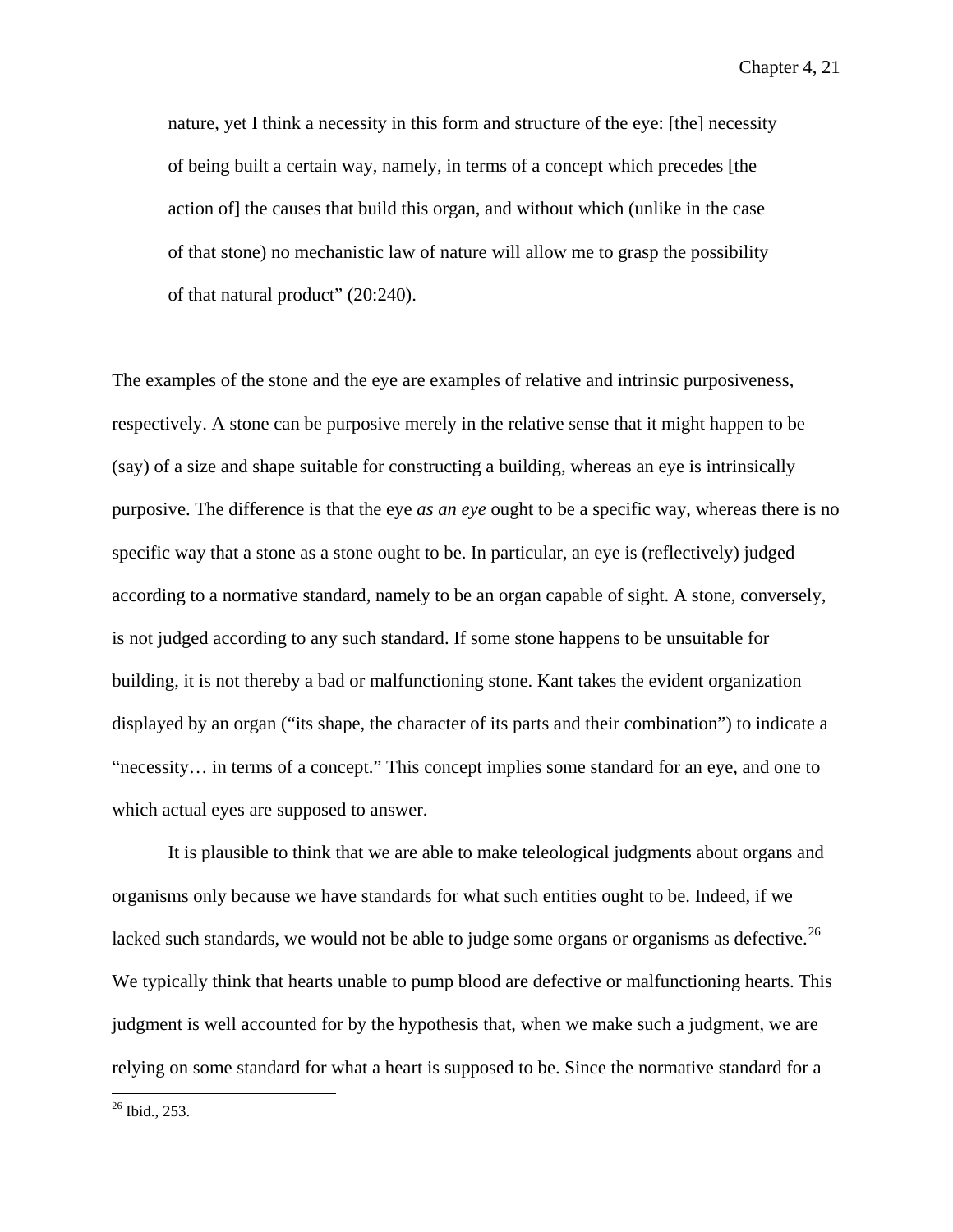> nature, yet I think a necessity in this form and structure of the eye: [the] necessity of being built a certain way, namely, in terms of a concept which precedes [the action of] the causes that build this organ, and without which (unlike in the case of that stone) no mechanistic law of nature will allow me to grasp the possibility of that natural product" (20:240).

The examples of the stone and the eye are examples of relative and intrinsic purposiveness, respectively. A stone can be purposive merely in the relative sense that it might happen to be (say) of a size and shape suitable for constructing a building, whereas an eye is intrinsically purposive. The difference is that the eye *as an eye* ought to be a specific way, whereas there is no specific way that a stone as a stone ought to be. In particular, an eye is (reflectively) judged according to a normative standard, namely to be an organ capable of sight. A stone, conversely, is not judged according to any such standard. If some stone happens to be unsuitable for building, it is not thereby a bad or malfunctioning stone. Kant takes the evident organization displayed by an organ ("its shape, the character of its parts and their combination") to indicate a "necessity… in terms of a concept." This concept implies some standard for an eye, and one to which actual eyes are supposed to answer.

It is plausible to think that we are able to make teleological judgments about organs and organisms only because we have standards for what such entities ought to be. Indeed, if we lacked such standards, we would not be able to judge some organs or organisms as defective.[26] We typically think that hearts unable to pump blood are defective or malfunctioning hearts. This judgment is well accounted for by the hypothesis that, when we make such a judgment, we are relying on some standard for what a heart is supposed to be. Since the normative standard for a

[26] Ibid., 253.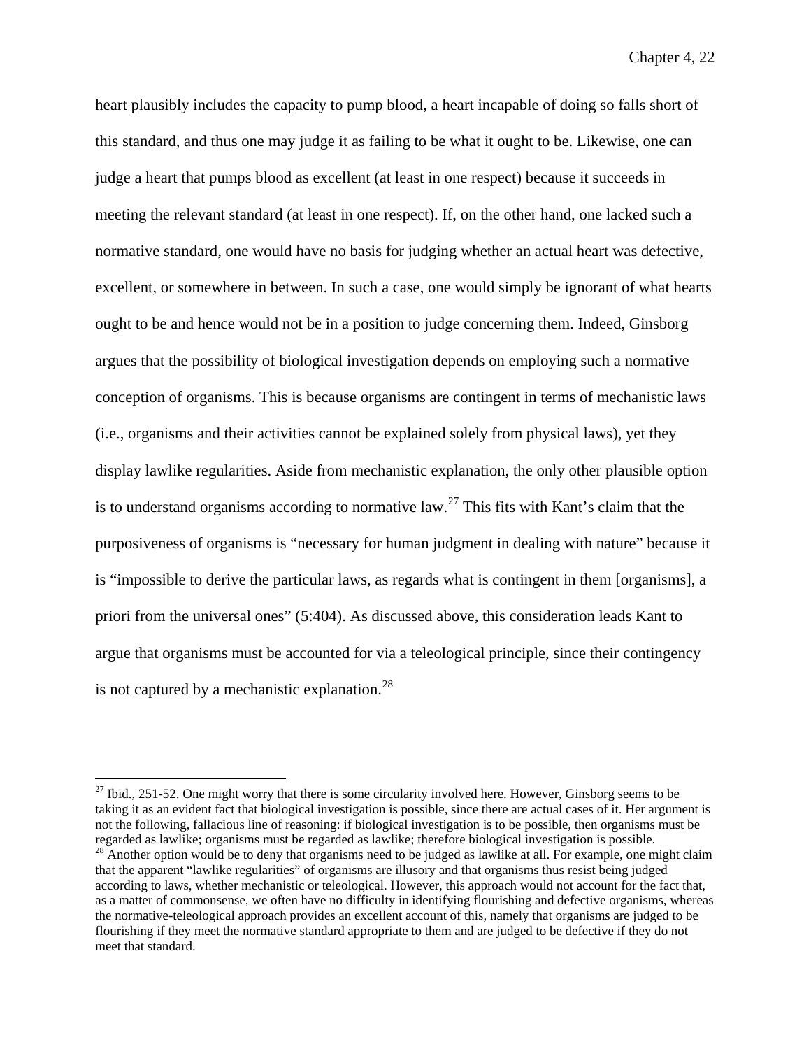heart plausibly includes the capacity to pump blood, a heart incapable of doing so falls short of this standard, and thus one may judge it as failing to be what it ought to be. Likewise, one can judge a heart that pumps blood as excellent (at least in one respect) because it succeeds in meeting the relevant standard (at least in one respect). If, on the other hand, one lacked such a normative standard, one would have no basis for judging whether an actual heart was defective, excellent, or somewhere in between. In such a case, one would simply be ignorant of what hearts ought to be and hence would not be in a position to judge concerning them. Indeed, Ginsborg argues that the possibility of biological investigation depends on employing such a normative conception of organisms. This is because organisms are contingent in terms of mechanistic laws (i.e., organisms and their activities cannot be explained solely from physical laws), yet they display lawlike regularities. Aside from mechanistic explanation, the only other plausible option is to understand organisms according to normative law.[27] This fits with Kant's claim that the purposiveness of organisms is "necessary for human judgment in dealing with nature" because it is "impossible to derive the particular laws, as regards what is contingent in them [organisms], a priori from the universal ones" (5:404). As discussed above, this consideration leads Kant to argue that organisms must be accounted for via a teleological principle, since their contingency is not captured by a mechanistic explanation.[28]

---

[27] Ibid., 251-52. One might worry that there is some circularity involved here. However, Ginsborg seems to be taking it as an evident fact that biological investigation is possible, since there are actual cases of it. Her argument is not the following, fallacious line of reasoning: if biological investigation is to be possible, then organisms must be regarded as lawlike; organisms must be regarded as lawlike; therefore biological investigation is possible.

[28] Another option would be to deny that organisms need to be judged as lawlike at all. For example, one might claim that the apparent "lawlike regularities" of organisms are illusory and that organisms thus resist being judged according to laws, whether mechanistic or teleological. However, this approach would not account for the fact that, as a matter of commonsense, we often have no difficulty in identifying flourishing and defective organisms, whereas the normative-teleological approach provides an excellent account of this, namely that organisms are judged to be flourishing if they meet the normative standard appropriate to them and are judged to be defective if they do not meet that standard.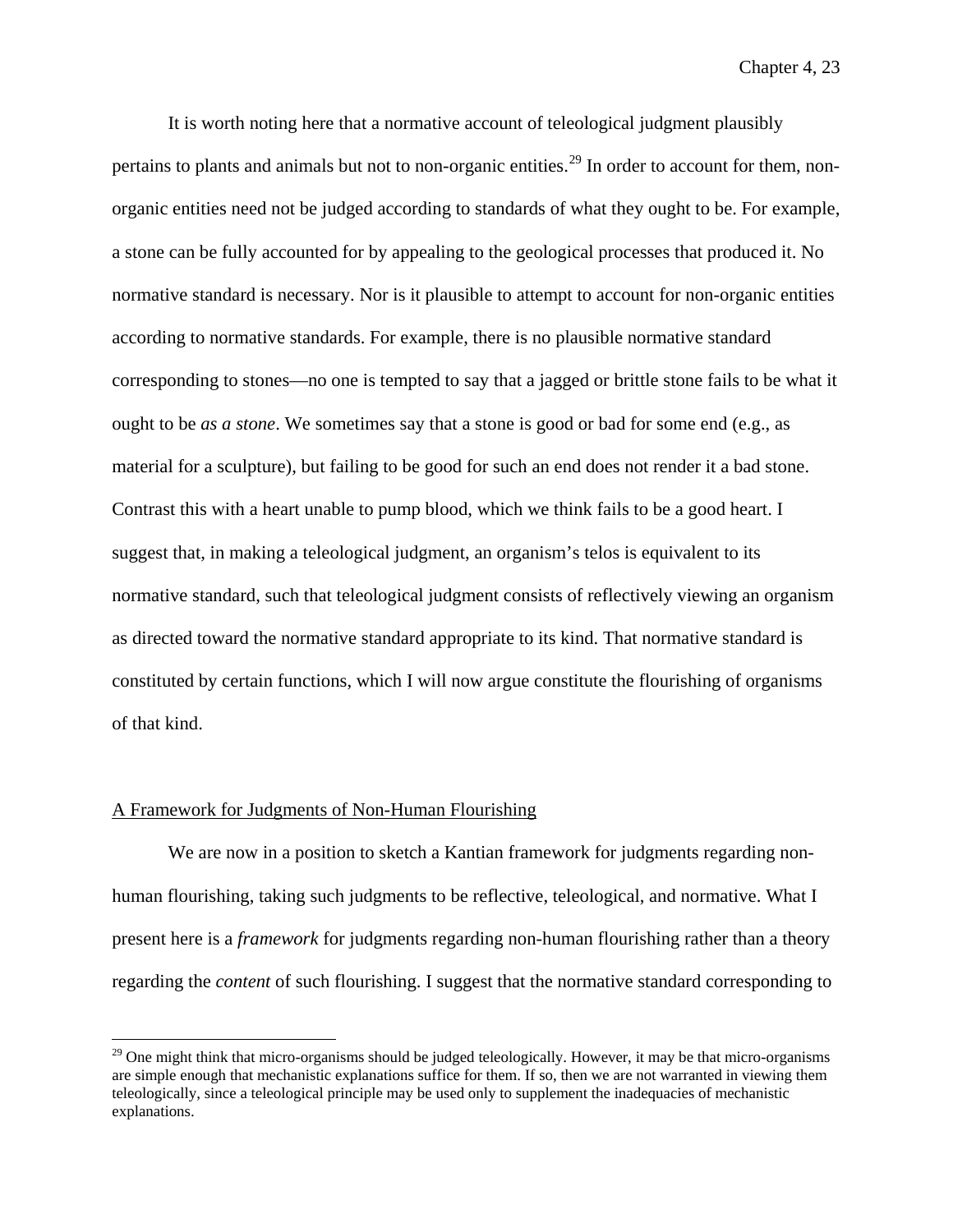It is worth noting here that a normative account of teleological judgment plausibly pertains to plants and animals but not to non-organic entities.[29] In order to account for them, non-organic entities need not be judged according to standards of what they ought to be. For example, a stone can be fully accounted for by appealing to the geological processes that produced it. No normative standard is necessary. Nor is it plausible to attempt to account for non-organic entities according to normative standards. For example, there is no plausible normative standard corresponding to stones—no one is tempted to say that a jagged or brittle stone fails to be what it ought to be *as a stone*. We sometimes say that a stone is good or bad for some end (e.g., as material for a sculpture), but failing to be good for such an end does not render it a bad stone. Contrast this with a heart unable to pump blood, which we think fails to be a good heart. I suggest that, in making a teleological judgment, an organism's telos is equivalent to its normative standard, such that teleological judgment consists of reflectively viewing an organism as directed toward the normative standard appropriate to its kind. That normative standard is constituted by certain functions, which I will now argue constitute the flourishing of organisms of that kind.

## A Framework for Judgments of Non-Human Flourishing

We are now in a position to sketch a Kantian framework for judgments regarding non-human flourishing, taking such judgments to be reflective, teleological, and normative. What I present here is a *framework* for judgments regarding non-human flourishing rather than a theory regarding the *content* of such flourishing. I suggest that the normative standard corresponding to

---

[29] One might think that micro-organisms should be judged teleologically. However, it may be that micro-organisms are simple enough that mechanistic explanations suffice for them. If so, then we are not warranted in viewing them teleologically, since a teleological principle may be used only to supplement the inadequacies of mechanistic explanations.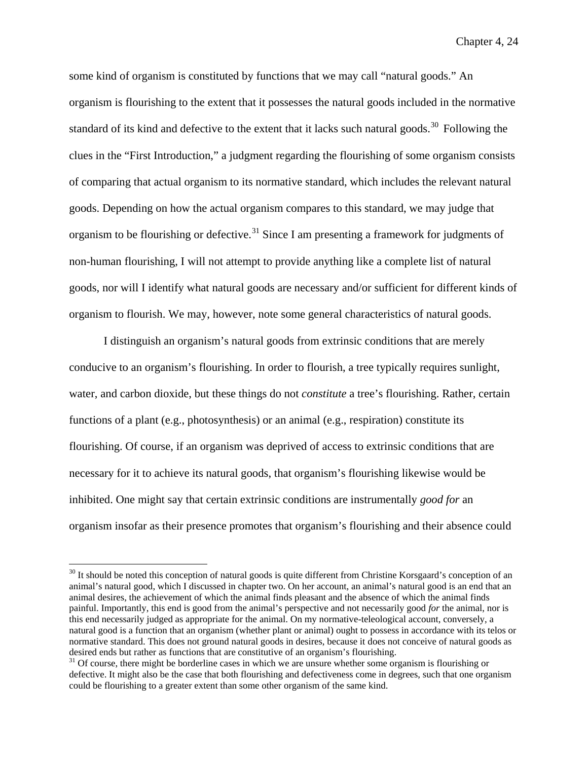some kind of organism is constituted by functions that we may call "natural goods." An organism is flourishing to the extent that it possesses the natural goods included in the normative standard of its kind and defective to the extent that it lacks such natural goods.[30] Following the clues in the "First Introduction," a judgment regarding the flourishing of some organism consists of comparing that actual organism to its normative standard, which includes the relevant natural goods. Depending on how the actual organism compares to this standard, we may judge that organism to be flourishing or defective.[31] Since I am presenting a framework for judgments of non-human flourishing, I will not attempt to provide anything like a complete list of natural goods, nor will I identify what natural goods are necessary and/or sufficient for different kinds of organism to flourish. We may, however, note some general characteristics of natural goods.

I distinguish an organism's natural goods from extrinsic conditions that are merely conducive to an organism's flourishing. In order to flourish, a tree typically requires sunlight, water, and carbon dioxide, but these things do not *constitute* a tree's flourishing. Rather, certain functions of a plant (e.g., photosynthesis) or an animal (e.g., respiration) constitute its flourishing. Of course, if an organism was deprived of access to extrinsic conditions that are necessary for it to achieve its natural goods, that organism's flourishing likewise would be inhibited. One might say that certain extrinsic conditions are instrumentally *good for* an organism insofar as their presence promotes that organism's flourishing and their absence could

---

[30] It should be noted this conception of natural goods is quite different from Christine Korsgaard's conception of an animal's natural good, which I discussed in chapter two. On her account, an animal's natural good is an end that an animal desires, the achievement of which the animal finds pleasant and the absence of which the animal finds painful. Importantly, this end is good from the animal's perspective and not necessarily good *for* the animal, nor is this end necessarily judged as appropriate for the animal. On my normative-teleological account, conversely, a natural good is a function that an organism (whether plant or animal) ought to possess in accordance with its telos or normative standard. This does not ground natural goods in desires, because it does not conceive of natural goods as desired ends but rather as functions that are constitutive of an organism's flourishing.

[31] Of course, there might be borderline cases in which we are unsure whether some organism is flourishing or defective. It might also be the case that both flourishing and defectiveness come in degrees, such that one organism could be flourishing to a greater extent than some other organism of the same kind.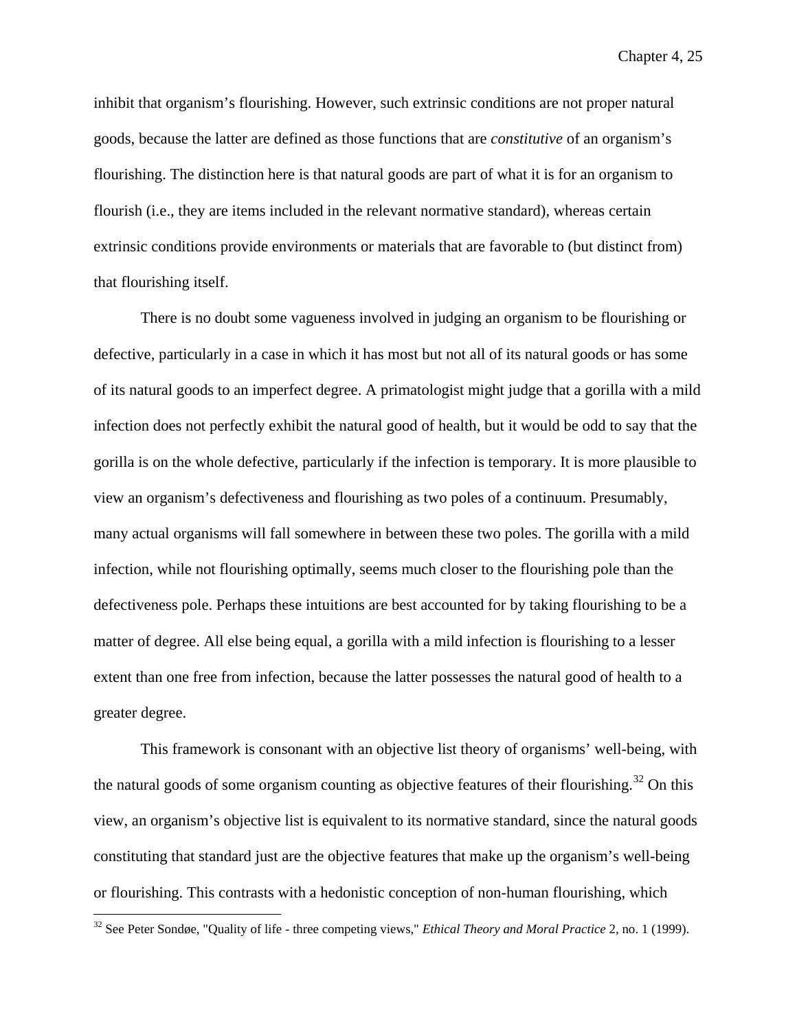inhibit that organism's flourishing. However, such extrinsic conditions are not proper natural goods, because the latter are defined as those functions that are *constitutive* of an organism's flourishing. The distinction here is that natural goods are part of what it is for an organism to flourish (i.e., they are items included in the relevant normative standard), whereas certain extrinsic conditions provide environments or materials that are favorable to (but distinct from) that flourishing itself.

There is no doubt some vagueness involved in judging an organism to be flourishing or defective, particularly in a case in which it has most but not all of its natural goods or has some of its natural goods to an imperfect degree. A primatologist might judge that a gorilla with a mild infection does not perfectly exhibit the natural good of health, but it would be odd to say that the gorilla is on the whole defective, particularly if the infection is temporary. It is more plausible to view an organism's defectiveness and flourishing as two poles of a continuum. Presumably, many actual organisms will fall somewhere in between these two poles. The gorilla with a mild infection, while not flourishing optimally, seems much closer to the flourishing pole than the defectiveness pole. Perhaps these intuitions are best accounted for by taking flourishing to be a matter of degree. All else being equal, a gorilla with a mild infection is flourishing to a lesser extent than one free from infection, because the latter possesses the natural good of health to a greater degree.

This framework is consonant with an objective list theory of organisms' well-being, with the natural goods of some organism counting as objective features of their flourishing.[32] On this view, an organism's objective list is equivalent to its normative standard, since the natural goods constituting that standard just are the objective features that make up the organism's well-being or flourishing. This contrasts with a hedonistic conception of non-human flourishing, which

[32] See Peter Sondøe, "Quality of life - three competing views," *Ethical Theory and Moral Practice* 2, no. 1 (1999).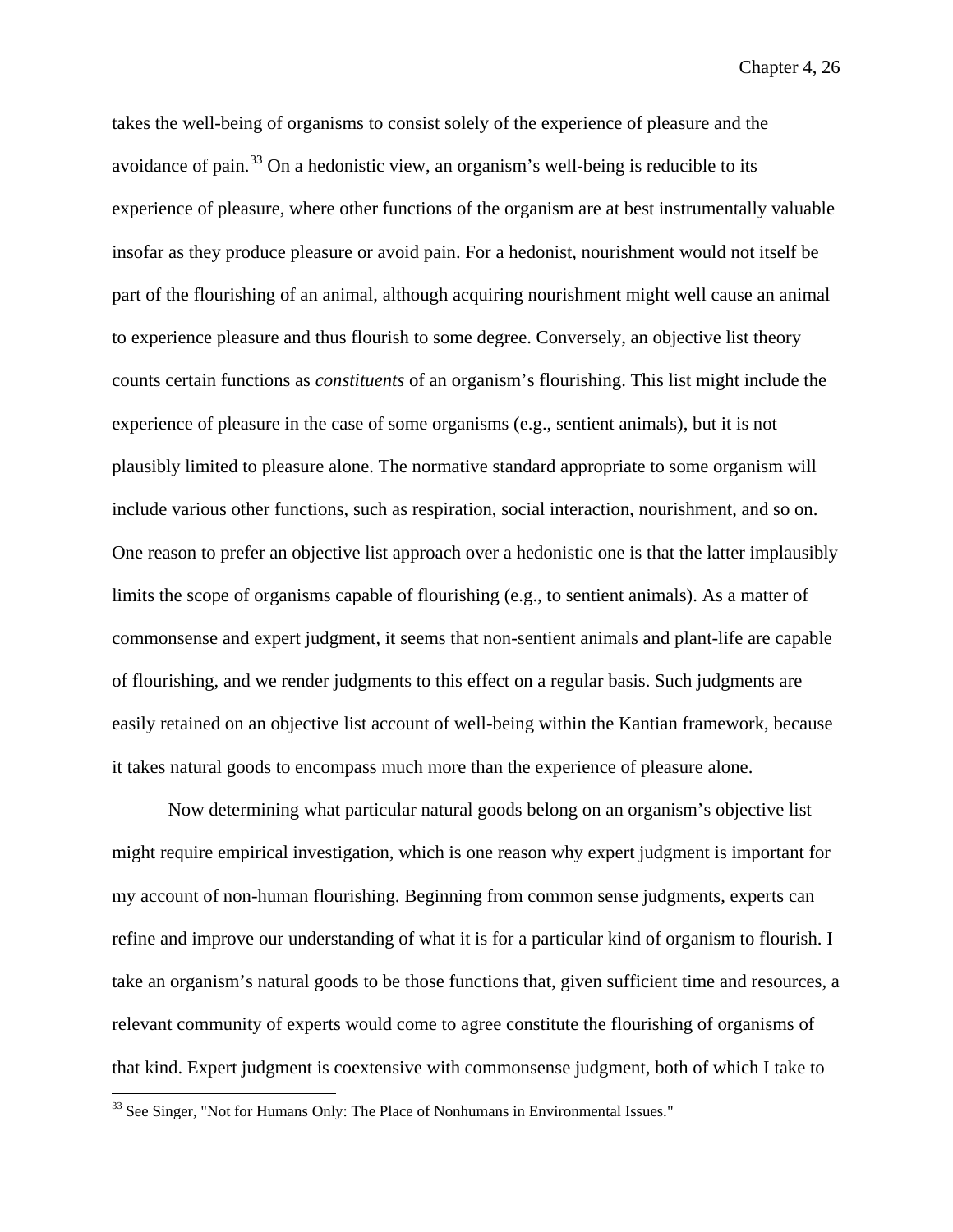takes the well-being of organisms to consist solely of the experience of pleasure and the avoidance of pain.[33] On a hedonistic view, an organism's well-being is reducible to its experience of pleasure, where other functions of the organism are at best instrumentally valuable insofar as they produce pleasure or avoid pain. For a hedonist, nourishment would not itself be part of the flourishing of an animal, although acquiring nourishment might well cause an animal to experience pleasure and thus flourish to some degree. Conversely, an objective list theory counts certain functions as *constituents* of an organism's flourishing. This list might include the experience of pleasure in the case of some organisms (e.g., sentient animals), but it is not plausibly limited to pleasure alone. The normative standard appropriate to some organism will include various other functions, such as respiration, social interaction, nourishment, and so on. One reason to prefer an objective list approach over a hedonistic one is that the latter implausibly limits the scope of organisms capable of flourishing (e.g., to sentient animals). As a matter of commonsense and expert judgment, it seems that non-sentient animals and plant-life are capable of flourishing, and we render judgments to this effect on a regular basis. Such judgments are easily retained on an objective list account of well-being within the Kantian framework, because it takes natural goods to encompass much more than the experience of pleasure alone.

Now determining what particular natural goods belong on an organism's objective list might require empirical investigation, which is one reason why expert judgment is important for my account of non-human flourishing. Beginning from common sense judgments, experts can refine and improve our understanding of what it is for a particular kind of organism to flourish. I take an organism's natural goods to be those functions that, given sufficient time and resources, a relevant community of experts would come to agree constitute the flourishing of organisms of that kind. Expert judgment is coextensive with commonsense judgment, both of which I take to

[33] See Singer, "Not for Humans Only: The Place of Nonhumans in Environmental Issues."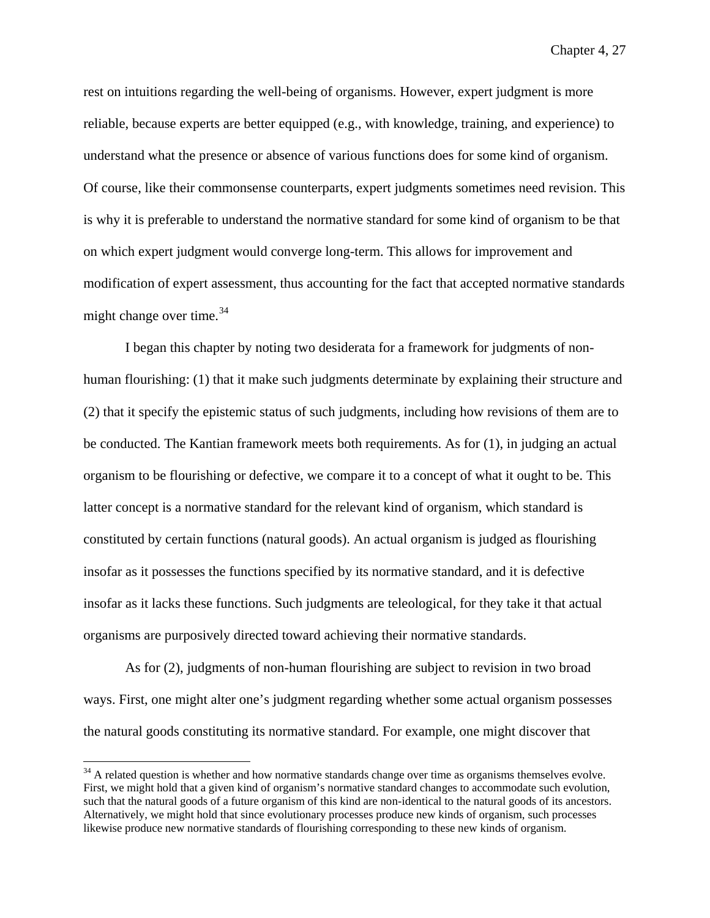rest on intuitions regarding the well-being of organisms. However, expert judgment is more reliable, because experts are better equipped (e.g., with knowledge, training, and experience) to understand what the presence or absence of various functions does for some kind of organism. Of course, like their commonsense counterparts, expert judgments sometimes need revision. This is why it is preferable to understand the normative standard for some kind of organism to be that on which expert judgment would converge long-term. This allows for improvement and modification of expert assessment, thus accounting for the fact that accepted normative standards might change over time.[34]

I began this chapter by noting two desiderata for a framework for judgments of non-human flourishing: (1) that it make such judgments determinate by explaining their structure and (2) that it specify the epistemic status of such judgments, including how revisions of them are to be conducted. The Kantian framework meets both requirements. As for (1), in judging an actual organism to be flourishing or defective, we compare it to a concept of what it ought to be. This latter concept is a normative standard for the relevant kind of organism, which standard is constituted by certain functions (natural goods). An actual organism is judged as flourishing insofar as it possesses the functions specified by its normative standard, and it is defective insofar as it lacks these functions. Such judgments are teleological, for they take it that actual organisms are purposively directed toward achieving their normative standards.

As for (2), judgments of non-human flourishing are subject to revision in two broad ways. First, one might alter one's judgment regarding whether some actual organism possesses the natural goods constituting its normative standard. For example, one might discover that

[34] A related question is whether and how normative standards change over time as organisms themselves evolve. First, we might hold that a given kind of organism's normative standard changes to accommodate such evolution, such that the natural goods of a future organism of this kind are non-identical to the natural goods of its ancestors. Alternatively, we might hold that since evolutionary processes produce new kinds of organism, such processes likewise produce new normative standards of flourishing corresponding to these new kinds of organism.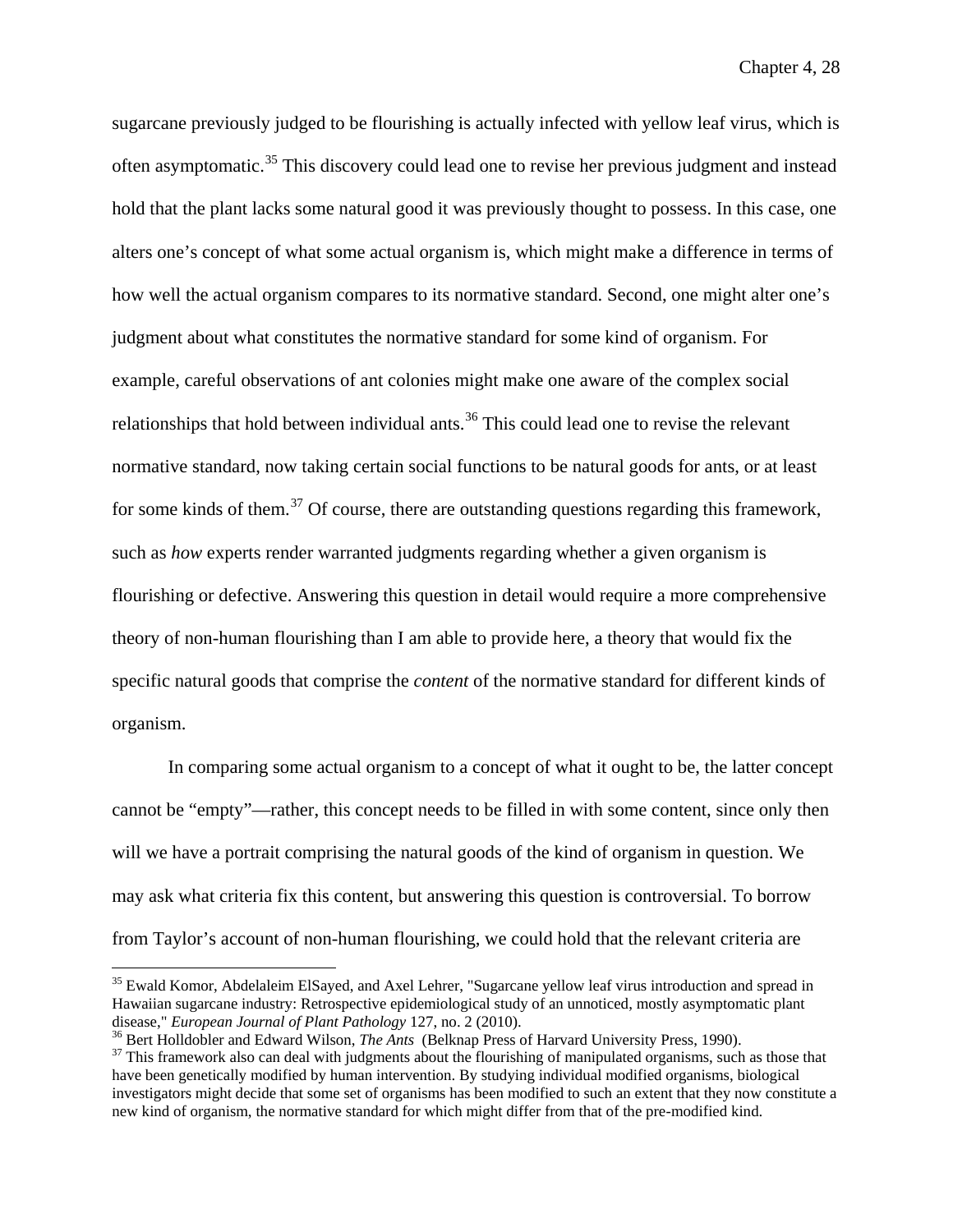sugarcane previously judged to be flourishing is actually infected with yellow leaf virus, which is often asymptomatic.[35] This discovery could lead one to revise her previous judgment and instead hold that the plant lacks some natural good it was previously thought to possess. In this case, one alters one's concept of what some actual organism is, which might make a difference in terms of how well the actual organism compares to its normative standard. Second, one might alter one's judgment about what constitutes the normative standard for some kind of organism. For example, careful observations of ant colonies might make one aware of the complex social relationships that hold between individual ants.[36] This could lead one to revise the relevant normative standard, now taking certain social functions to be natural goods for ants, or at least for some kinds of them.[37] Of course, there are outstanding questions regarding this framework, such as *how* experts render warranted judgments regarding whether a given organism is flourishing or defective. Answering this question in detail would require a more comprehensive theory of non-human flourishing than I am able to provide here, a theory that would fix the specific natural goods that comprise the *content* of the normative standard for different kinds of organism.

In comparing some actual organism to a concept of what it ought to be, the latter concept cannot be "empty"—rather, this concept needs to be filled in with some content, since only then will we have a portrait comprising the natural goods of the kind of organism in question. We may ask what criteria fix this content, but answering this question is controversial. To borrow from Taylor's account of non-human flourishing, we could hold that the relevant criteria are

---

[35] Ewald Komor, Abdelaleim ElSayed, and Axel Lehrer, "Sugarcane yellow leaf virus introduction and spread in Hawaiian sugarcane industry: Retrospective epidemiological study of an unnoticed, mostly asymptomatic plant disease," *European Journal of Plant Pathology* 127, no. 2 (2010).

[36] Bert Holldobler and Edward Wilson, *The Ants* (Belknap Press of Harvard University Press, 1990).

[37] This framework also can deal with judgments about the flourishing of manipulated organisms, such as those that have been genetically modified by human intervention. By studying individual modified organisms, biological investigators might decide that some set of organisms has been modified to such an extent that they now constitute a new kind of organism, the normative standard for which might differ from that of the pre-modified kind.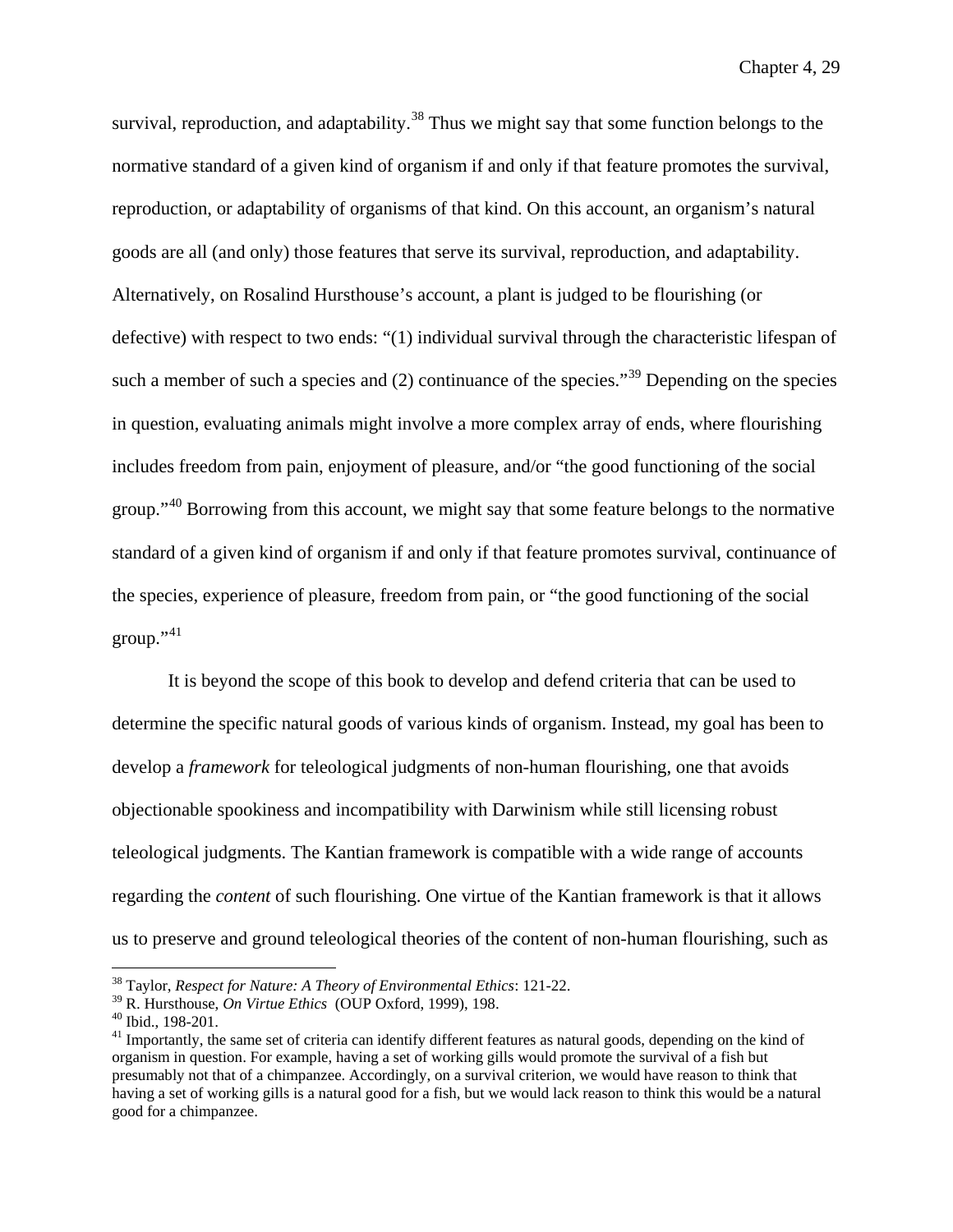survival, reproduction, and adaptability.[38] Thus we might say that some function belongs to the normative standard of a given kind of organism if and only if that feature promotes the survival, reproduction, or adaptability of organisms of that kind. On this account, an organism's natural goods are all (and only) those features that serve its survival, reproduction, and adaptability. Alternatively, on Rosalind Hursthouse's account, a plant is judged to be flourishing (or defective) with respect to two ends: "(1) individual survival through the characteristic lifespan of such a member of such a species and (2) continuance of the species."[39] Depending on the species in question, evaluating animals might involve a more complex array of ends, where flourishing includes freedom from pain, enjoyment of pleasure, and/or "the good functioning of the social group."[40] Borrowing from this account, we might say that some feature belongs to the normative standard of a given kind of organism if and only if that feature promotes survival, continuance of the species, experience of pleasure, freedom from pain, or "the good functioning of the social group."[41]

It is beyond the scope of this book to develop and defend criteria that can be used to determine the specific natural goods of various kinds of organism. Instead, my goal has been to develop a *framework* for teleological judgments of non-human flourishing, one that avoids objectionable spookiness and incompatibility with Darwinism while still licensing robust teleological judgments. The Kantian framework is compatible with a wide range of accounts regarding the *content* of such flourishing. One virtue of the Kantian framework is that it allows us to preserve and ground teleological theories of the content of non-human flourishing, such as

---

[38] Taylor, *Respect for Nature: A Theory of Environmental Ethics*: 121-22.

[39] R. Hursthouse, *On Virtue Ethics* (OUP Oxford, 1999), 198.

[40] Ibid., 198-201.

[41] Importantly, the same set of criteria can identify different features as natural goods, depending on the kind of organism in question. For example, having a set of working gills would promote the survival of a fish but presumably not that of a chimpanzee. Accordingly, on a survival criterion, we would have reason to think that having a set of working gills is a natural good for a fish, but we would lack reason to think this would be a natural good for a chimpanzee.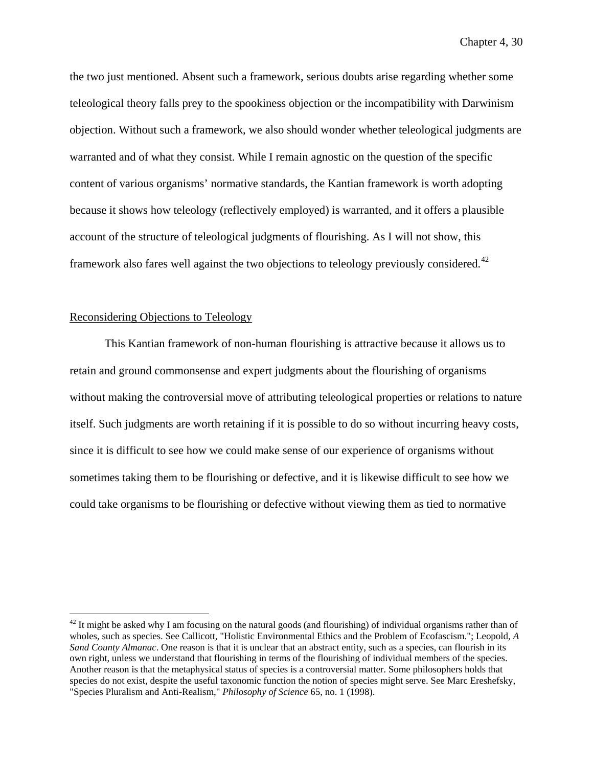the two just mentioned. Absent such a framework, serious doubts arise regarding whether some teleological theory falls prey to the spookiness objection or the incompatibility with Darwinism objection. Without such a framework, we also should wonder whether teleological judgments are warranted and of what they consist. While I remain agnostic on the question of the specific content of various organisms' normative standards, the Kantian framework is worth adopting because it shows how teleology (reflectively employed) is warranted, and it offers a plausible account of the structure of teleological judgments of flourishing. As I will not show, this framework also fares well against the two objections to teleology previously considered.[42]

## Reconsidering Objections to Teleology

This Kantian framework of non-human flourishing is attractive because it allows us to retain and ground commonsense and expert judgments about the flourishing of organisms without making the controversial move of attributing teleological properties or relations to nature itself. Such judgments are worth retaining if it is possible to do so without incurring heavy costs, since it is difficult to see how we could make sense of our experience of organisms without sometimes taking them to be flourishing or defective, and it is likewise difficult to see how we could take organisms to be flourishing or defective without viewing them as tied to normative

---

[42] It might be asked why I am focusing on the natural goods (and flourishing) of individual organisms rather than of wholes, such as species. See Callicott, "Holistic Environmental Ethics and the Problem of Ecofascism."; Leopold, *A Sand County Almanac*. One reason is that it is unclear that an abstract entity, such as a species, can flourish in its own right, unless we understand that flourishing in terms of the flourishing of individual members of the species. Another reason is that the metaphysical status of species is a controversial matter. Some philosophers holds that species do not exist, despite the useful taxonomic function the notion of species might serve. See Marc Ereshefsky, "Species Pluralism and Anti-Realism," *Philosophy of Science* 65, no. 1 (1998).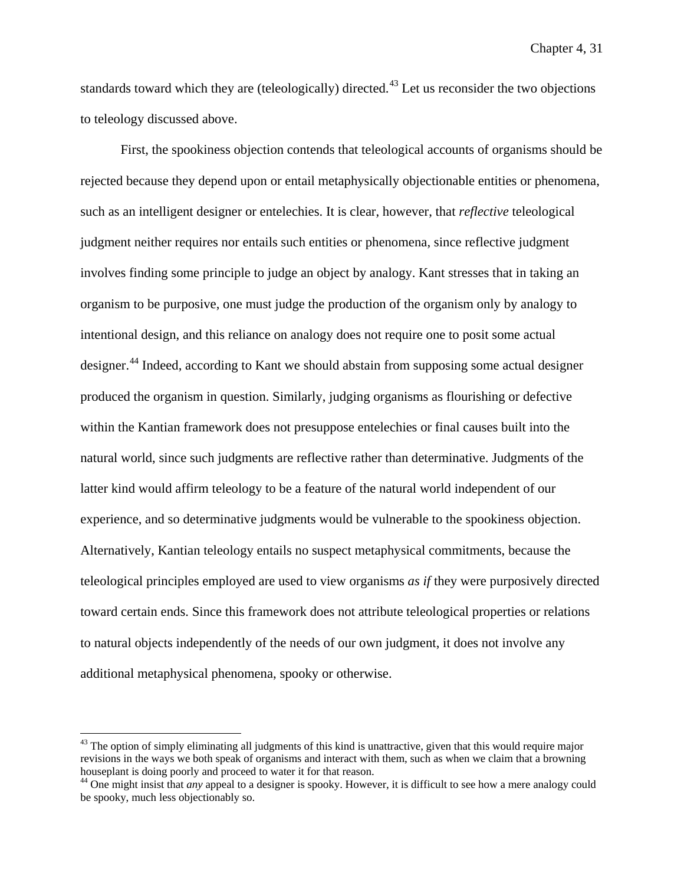standards toward which they are (teleologically) directed.[43] Let us reconsider the two objections to teleology discussed above.

First, the spookiness objection contends that teleological accounts of organisms should be rejected because they depend upon or entail metaphysically objectionable entities or phenomena, such as an intelligent designer or entelechies. It is clear, however, that *reflective* teleological judgment neither requires nor entails such entities or phenomena, since reflective judgment involves finding some principle to judge an object by analogy. Kant stresses that in taking an organism to be purposive, one must judge the production of the organism only by analogy to intentional design, and this reliance on analogy does not require one to posit some actual designer.[44] Indeed, according to Kant we should abstain from supposing some actual designer produced the organism in question. Similarly, judging organisms as flourishing or defective within the Kantian framework does not presuppose entelechies or final causes built into the natural world, since such judgments are reflective rather than determinative. Judgments of the latter kind would affirm teleology to be a feature of the natural world independent of our experience, and so determinative judgments would be vulnerable to the spookiness objection. Alternatively, Kantian teleology entails no suspect metaphysical commitments, because the teleological principles employed are used to view organisms *as if* they were purposively directed toward certain ends. Since this framework does not attribute teleological properties or relations to natural objects independently of the needs of our own judgment, it does not involve any additional metaphysical phenomena, spooky or otherwise.

---

[43] The option of simply eliminating all judgments of this kind is unattractive, given that this would require major revisions in the ways we both speak of organisms and interact with them, such as when we claim that a browning houseplant is doing poorly and proceed to water it for that reason.

[44] One might insist that *any* appeal to a designer is spooky. However, it is difficult to see how a mere analogy could be spooky, much less objectionably so.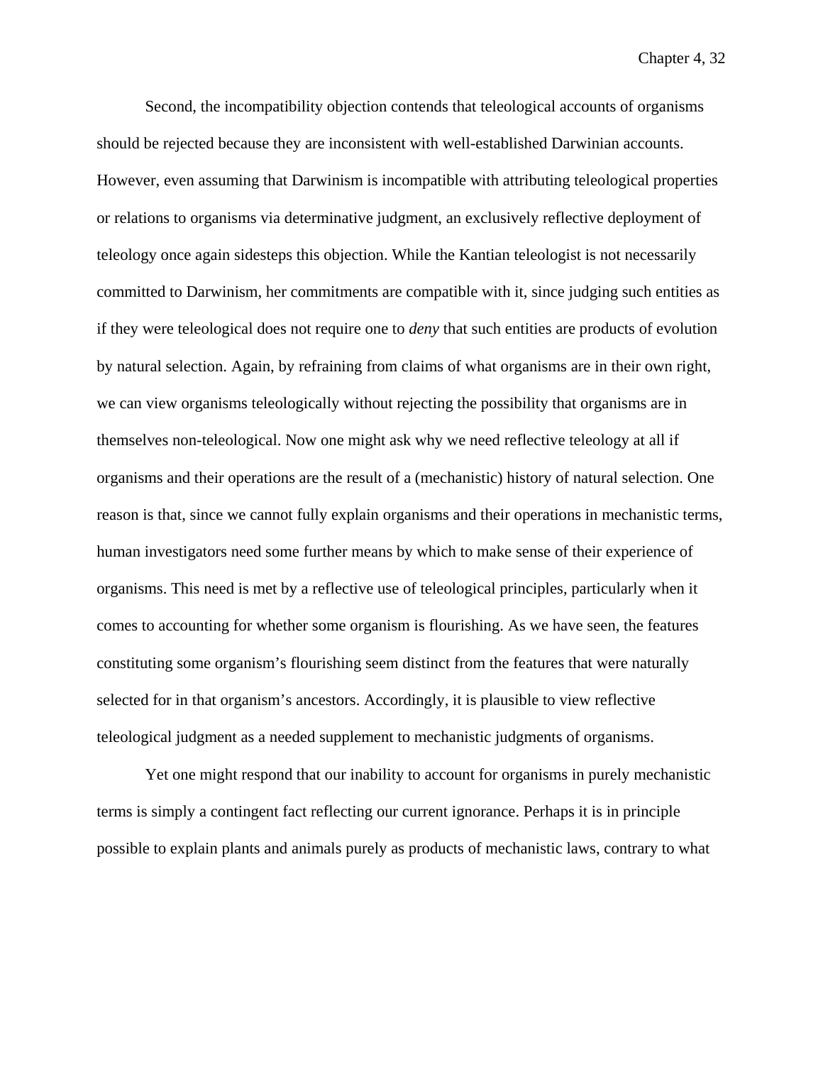Second, the incompatibility objection contends that teleological accounts of organisms should be rejected because they are inconsistent with well-established Darwinian accounts. However, even assuming that Darwinism is incompatible with attributing teleological properties or relations to organisms via determinative judgment, an exclusively reflective deployment of teleology once again sidesteps this objection. While the Kantian teleologist is not necessarily committed to Darwinism, her commitments are compatible with it, since judging such entities as if they were teleological does not require one to *deny* that such entities are products of evolution by natural selection. Again, by refraining from claims of what organisms are in their own right, we can view organisms teleologically without rejecting the possibility that organisms are in themselves non-teleological. Now one might ask why we need reflective teleology at all if organisms and their operations are the result of a (mechanistic) history of natural selection. One reason is that, since we cannot fully explain organisms and their operations in mechanistic terms, human investigators need some further means by which to make sense of their experience of organisms. This need is met by a reflective use of teleological principles, particularly when it comes to accounting for whether some organism is flourishing. As we have seen, the features constituting some organism's flourishing seem distinct from the features that were naturally selected for in that organism's ancestors. Accordingly, it is plausible to view reflective teleological judgment as a needed supplement to mechanistic judgments of organisms.

Yet one might respond that our inability to account for organisms in purely mechanistic terms is simply a contingent fact reflecting our current ignorance. Perhaps it is in principle possible to explain plants and animals purely as products of mechanistic laws, contrary to what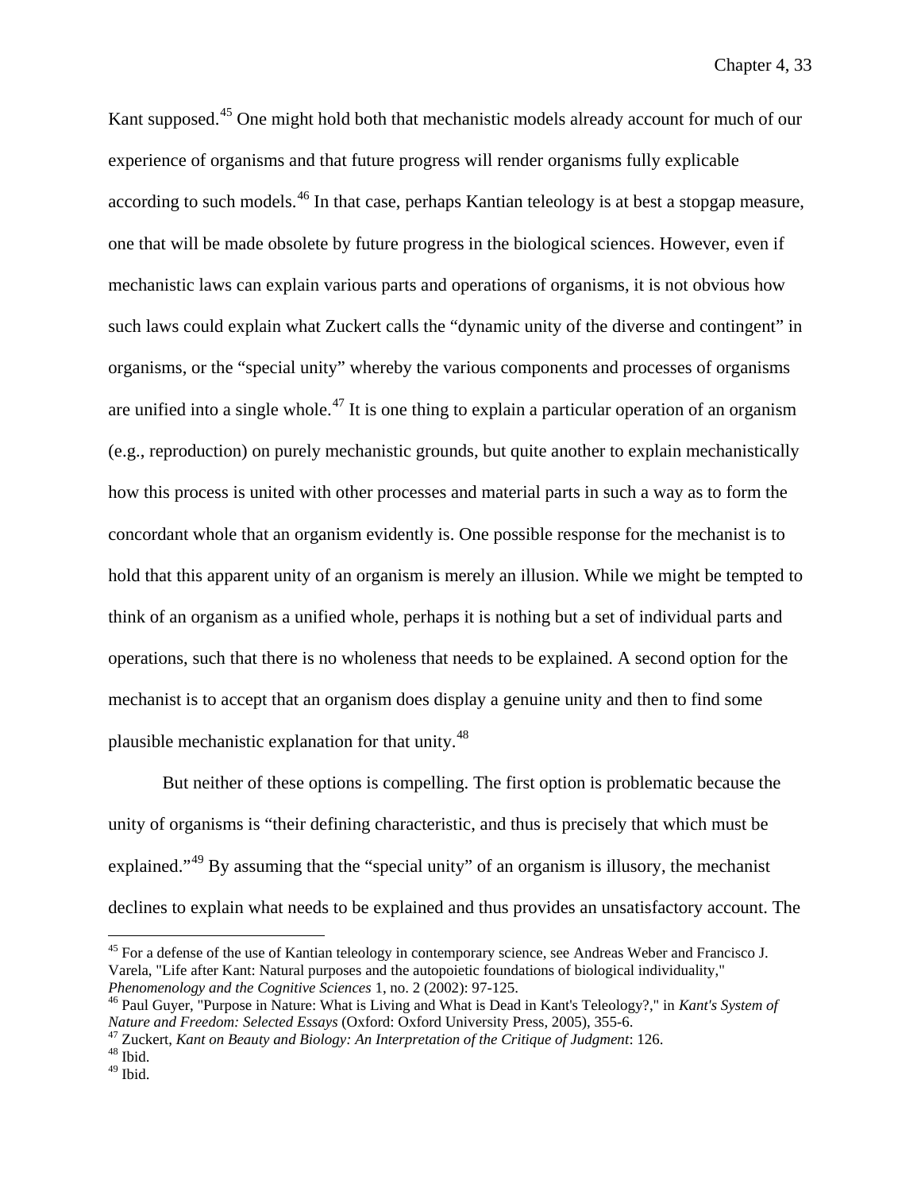Kant supposed.[45] One might hold both that mechanistic models already account for much of our experience of organisms and that future progress will render organisms fully explicable according to such models.[46] In that case, perhaps Kantian teleology is at best a stopgap measure, one that will be made obsolete by future progress in the biological sciences. However, even if mechanistic laws can explain various parts and operations of organisms, it is not obvious how such laws could explain what Zuckert calls the "dynamic unity of the diverse and contingent" in organisms, or the "special unity" whereby the various components and processes of organisms are unified into a single whole.[47] It is one thing to explain a particular operation of an organism (e.g., reproduction) on purely mechanistic grounds, but quite another to explain mechanistically how this process is united with other processes and material parts in such a way as to form the concordant whole that an organism evidently is. One possible response for the mechanist is to hold that this apparent unity of an organism is merely an illusion. While we might be tempted to think of an organism as a unified whole, perhaps it is nothing but a set of individual parts and operations, such that there is no wholeness that needs to be explained. A second option for the mechanist is to accept that an organism does display a genuine unity and then to find some plausible mechanistic explanation for that unity.[48]

But neither of these options is compelling. The first option is problematic because the unity of organisms is "their defining characteristic, and thus is precisely that which must be explained."[49] By assuming that the "special unity" of an organism is illusory, the mechanist declines to explain what needs to be explained and thus provides an unsatisfactory account. The

---

[45] For a defense of the use of Kantian teleology in contemporary science, see Andreas Weber and Francisco J. Varela, "Life after Kant: Natural purposes and the autopoietic foundations of biological individuality," *Phenomenology and the Cognitive Sciences* 1, no. 2 (2002): 97-125.

[46] Paul Guyer, "Purpose in Nature: What is Living and What is Dead in Kant's Teleology?," in *Kant's System of Nature and Freedom: Selected Essays* (Oxford: Oxford University Press, 2005), 355-6.

[47] Zuckert, *Kant on Beauty and Biology: An Interpretation of the Critique of Judgment*: 126.

[48] Ibid.

[49] Ibid.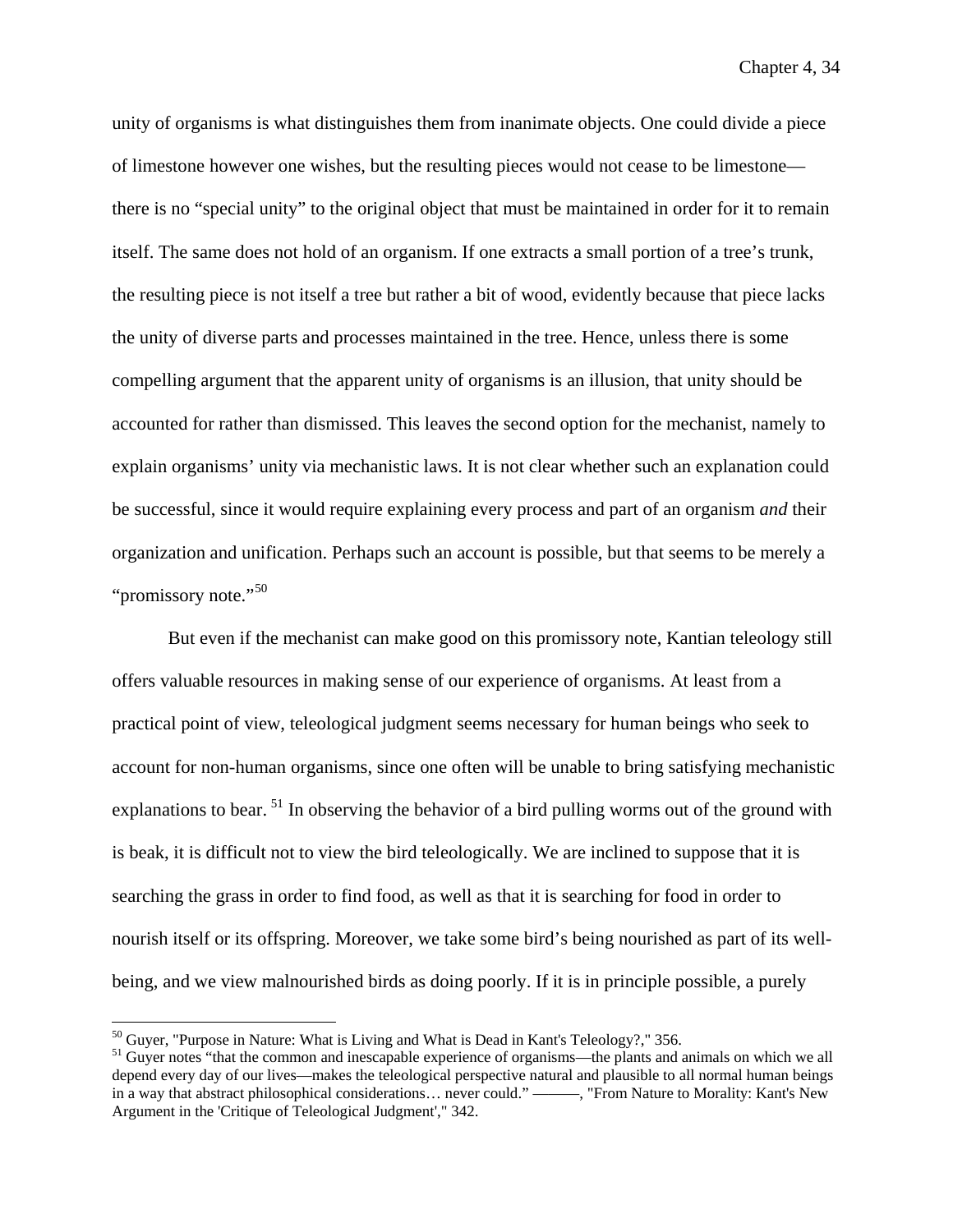unity of organisms is what distinguishes them from inanimate objects. One could divide a piece of limestone however one wishes, but the resulting pieces would not cease to be limestone—there is no "special unity" to the original object that must be maintained in order for it to remain itself. The same does not hold of an organism. If one extracts a small portion of a tree's trunk, the resulting piece is not itself a tree but rather a bit of wood, evidently because that piece lacks the unity of diverse parts and processes maintained in the tree. Hence, unless there is some compelling argument that the apparent unity of organisms is an illusion, that unity should be accounted for rather than dismissed. This leaves the second option for the mechanist, namely to explain organisms' unity via mechanistic laws. It is not clear whether such an explanation could be successful, since it would require explaining every process and part of an organism *and* their organization and unification. Perhaps such an account is possible, but that seems to be merely a "promissory note."[50]

But even if the mechanist can make good on this promissory note, Kantian teleology still offers valuable resources in making sense of our experience of organisms. At least from a practical point of view, teleological judgment seems necessary for human beings who seek to account for non-human organisms, since one often will be unable to bring satisfying mechanistic explanations to bear. [51] In observing the behavior of a bird pulling worms out of the ground with is beak, it is difficult not to view the bird teleologically. We are inclined to suppose that it is searching the grass in order to find food, as well as that it is searching for food in order to nourish itself or its offspring. Moreover, we take some bird's being nourished as part of its well-being, and we view malnourished birds as doing poorly. If it is in principle possible, a purely

---

[50] Guyer, "Purpose in Nature: What is Living and What is Dead in Kant's Teleology?," 356.

[51] Guyer notes "that the common and inescapable experience of organisms—the plants and animals on which we all depend every day of our lives—makes the teleological perspective natural and plausible to all normal human beings in a way that abstract philosophical considerations… never could." ———, "From Nature to Morality: Kant's New Argument in the 'Critique of Teleological Judgment'," 342.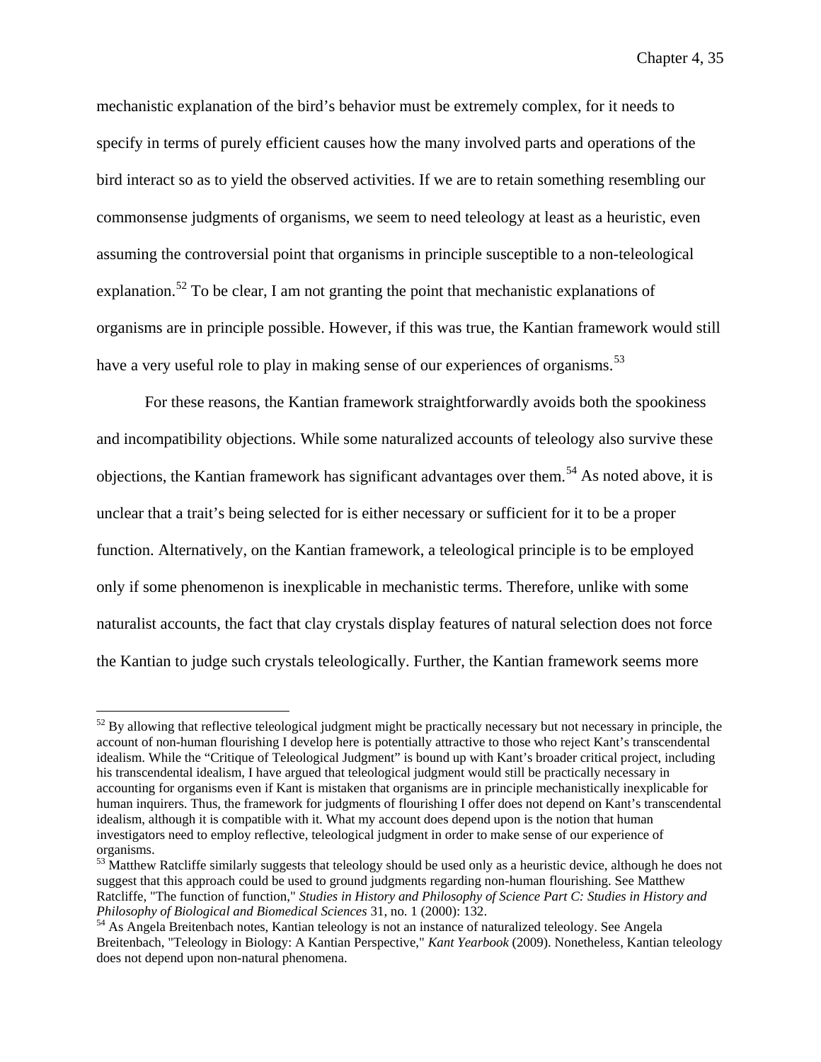mechanistic explanation of the bird's behavior must be extremely complex, for it needs to specify in terms of purely efficient causes how the many involved parts and operations of the bird interact so as to yield the observed activities. If we are to retain something resembling our commonsense judgments of organisms, we seem to need teleology at least as a heuristic, even assuming the controversial point that organisms in principle susceptible to a non-teleological explanation.[52] To be clear, I am not granting the point that mechanistic explanations of organisms are in principle possible. However, if this was true, the Kantian framework would still have a very useful role to play in making sense of our experiences of organisms.[53]

For these reasons, the Kantian framework straightforwardly avoids both the spookiness and incompatibility objections. While some naturalized accounts of teleology also survive these objections, the Kantian framework has significant advantages over them.[54] As noted above, it is unclear that a trait's being selected for is either necessary or sufficient for it to be a proper function. Alternatively, on the Kantian framework, a teleological principle is to be employed only if some phenomenon is inexplicable in mechanistic terms. Therefore, unlike with some naturalist accounts, the fact that clay crystals display features of natural selection does not force the Kantian to judge such crystals teleologically. Further, the Kantian framework seems more

---

[52] By allowing that reflective teleological judgment might be practically necessary but not necessary in principle, the account of non-human flourishing I develop here is potentially attractive to those who reject Kant's transcendental idealism. While the "Critique of Teleological Judgment" is bound up with Kant's broader critical project, including his transcendental idealism, I have argued that teleological judgment would still be practically necessary in accounting for organisms even if Kant is mistaken that organisms are in principle mechanistically inexplicable for human inquirers. Thus, the framework for judgments of flourishing I offer does not depend on Kant's transcendental idealism, although it is compatible with it. What my account does depend upon is the notion that human investigators need to employ reflective, teleological judgment in order to make sense of our experience of organisms.

[53] Matthew Ratcliffe similarly suggests that teleology should be used only as a heuristic device, although he does not suggest that this approach could be used to ground judgments regarding non-human flourishing. See Matthew Ratcliffe, "The function of function," *Studies in History and Philosophy of Science Part C: Studies in History and Philosophy of Biological and Biomedical Sciences* 31, no. 1 (2000): 132.

[54] As Angela Breitenbach notes, Kantian teleology is not an instance of naturalized teleology. See Angela Breitenbach, "Teleology in Biology: A Kantian Perspective," *Kant Yearbook* (2009). Nonetheless, Kantian teleology does not depend upon non-natural phenomena.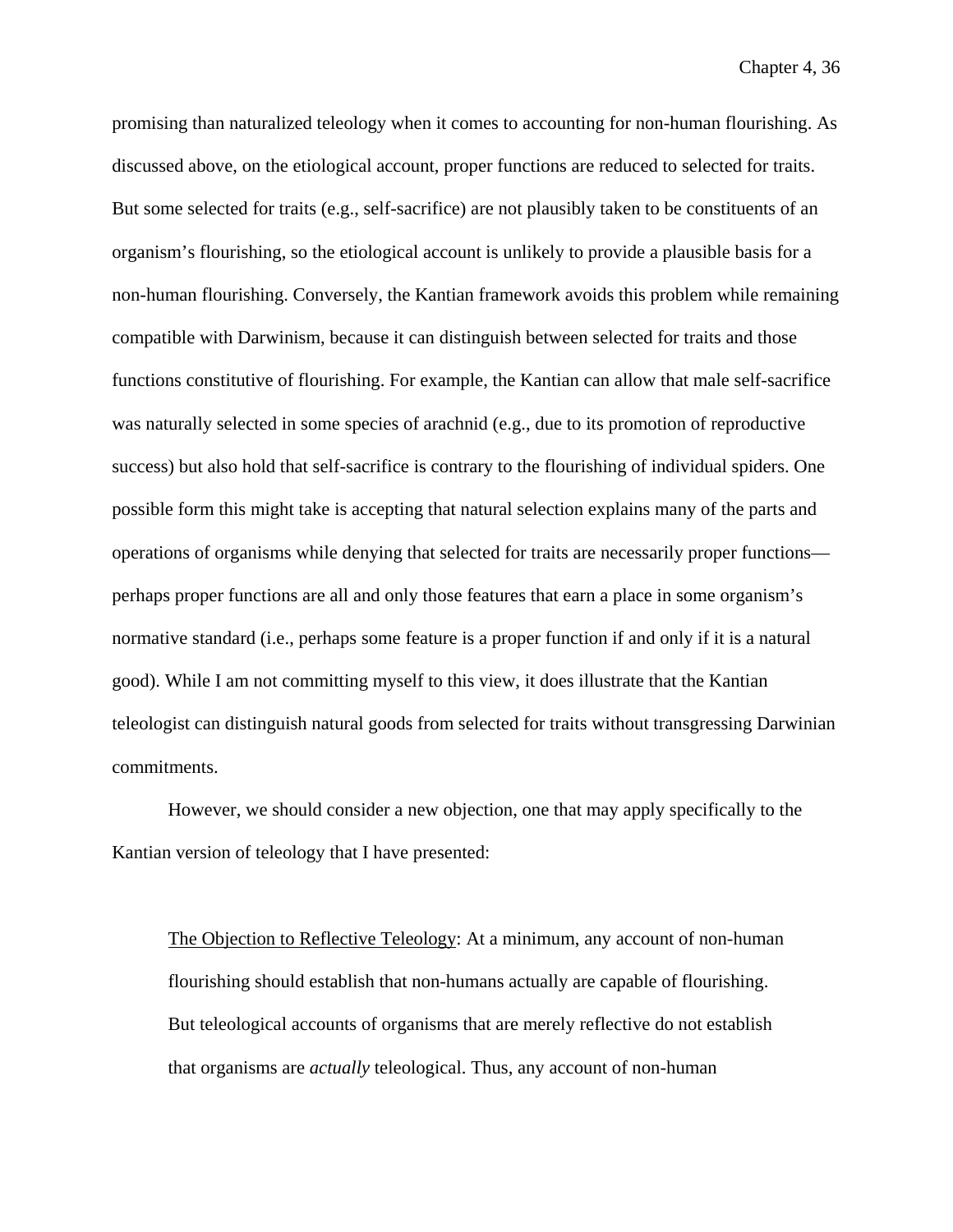promising than naturalized teleology when it comes to accounting for non-human flourishing. As discussed above, on the etiological account, proper functions are reduced to selected for traits. But some selected for traits (e.g., self-sacrifice) are not plausibly taken to be constituents of an organism's flourishing, so the etiological account is unlikely to provide a plausible basis for a non-human flourishing. Conversely, the Kantian framework avoids this problem while remaining compatible with Darwinism, because it can distinguish between selected for traits and those functions constitutive of flourishing. For example, the Kantian can allow that male self-sacrifice was naturally selected in some species of arachnid (e.g., due to its promotion of reproductive success) but also hold that self-sacrifice is contrary to the flourishing of individual spiders. One possible form this might take is accepting that natural selection explains many of the parts and operations of organisms while denying that selected for traits are necessarily proper functions—perhaps proper functions are all and only those features that earn a place in some organism's normative standard (i.e., perhaps some feature is a proper function if and only if it is a natural good). While I am not committing myself to this view, it does illustrate that the Kantian teleologist can distinguish natural goods from selected for traits without transgressing Darwinian commitments.

However, we should consider a new objection, one that may apply specifically to the Kantian version of teleology that I have presented:

> <u>The Objection to Reflective Teleology</u>: At a minimum, any account of non-human flourishing should establish that non-humans actually are capable of flourishing. But teleological accounts of organisms that are merely reflective do not establish that organisms are *actually* teleological. Thus, any account of non-human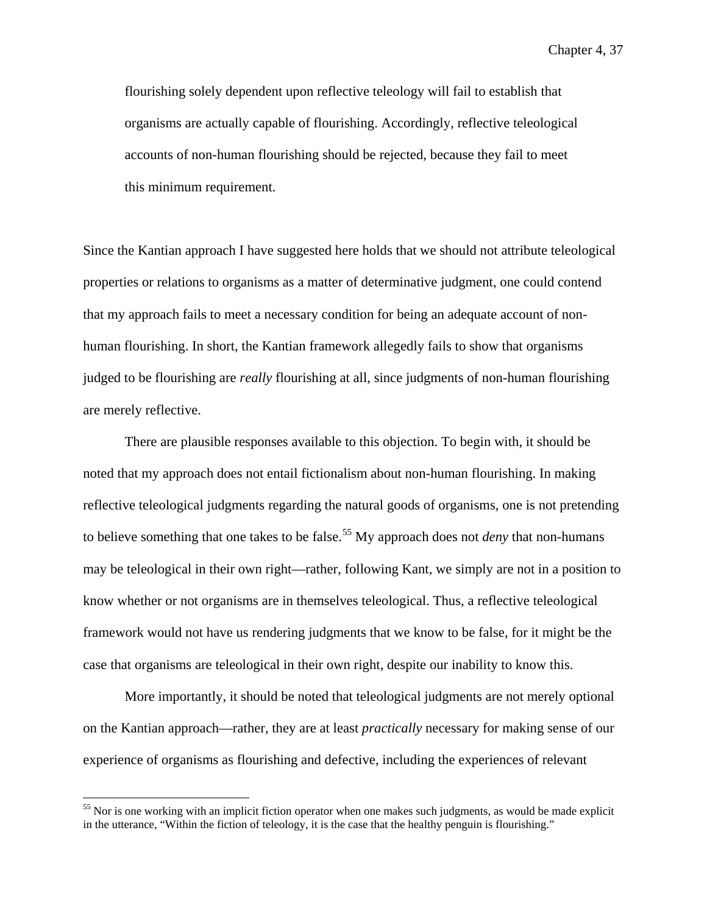> flourishing solely dependent upon reflective teleology will fail to establish that organisms are actually capable of flourishing. Accordingly, reflective teleological accounts of non-human flourishing should be rejected, because they fail to meet this minimum requirement.

Since the Kantian approach I have suggested here holds that we should not attribute teleological properties or relations to organisms as a matter of determinative judgment, one could contend that my approach fails to meet a necessary condition for being an adequate account of non-human flourishing. In short, the Kantian framework allegedly fails to show that organisms judged to be flourishing are *really* flourishing at all, since judgments of non-human flourishing are merely reflective.

There are plausible responses available to this objection. To begin with, it should be noted that my approach does not entail fictionalism about non-human flourishing. In making reflective teleological judgments regarding the natural goods of organisms, one is not pretending to believe something that one takes to be false.[55] My approach does not *deny* that non-humans may be teleological in their own right—rather, following Kant, we simply are not in a position to know whether or not organisms are in themselves teleological. Thus, a reflective teleological framework would not have us rendering judgments that we know to be false, for it might be the case that organisms are teleological in their own right, despite our inability to know this.

More importantly, it should be noted that teleological judgments are not merely optional on the Kantian approach—rather, they are at least *practically* necessary for making sense of our experience of organisms as flourishing and defective, including the experiences of relevant

[55] Nor is one working with an implicit fiction operator when one makes such judgments, as would be made explicit in the utterance, "Within the fiction of teleology, it is the case that the healthy penguin is flourishing."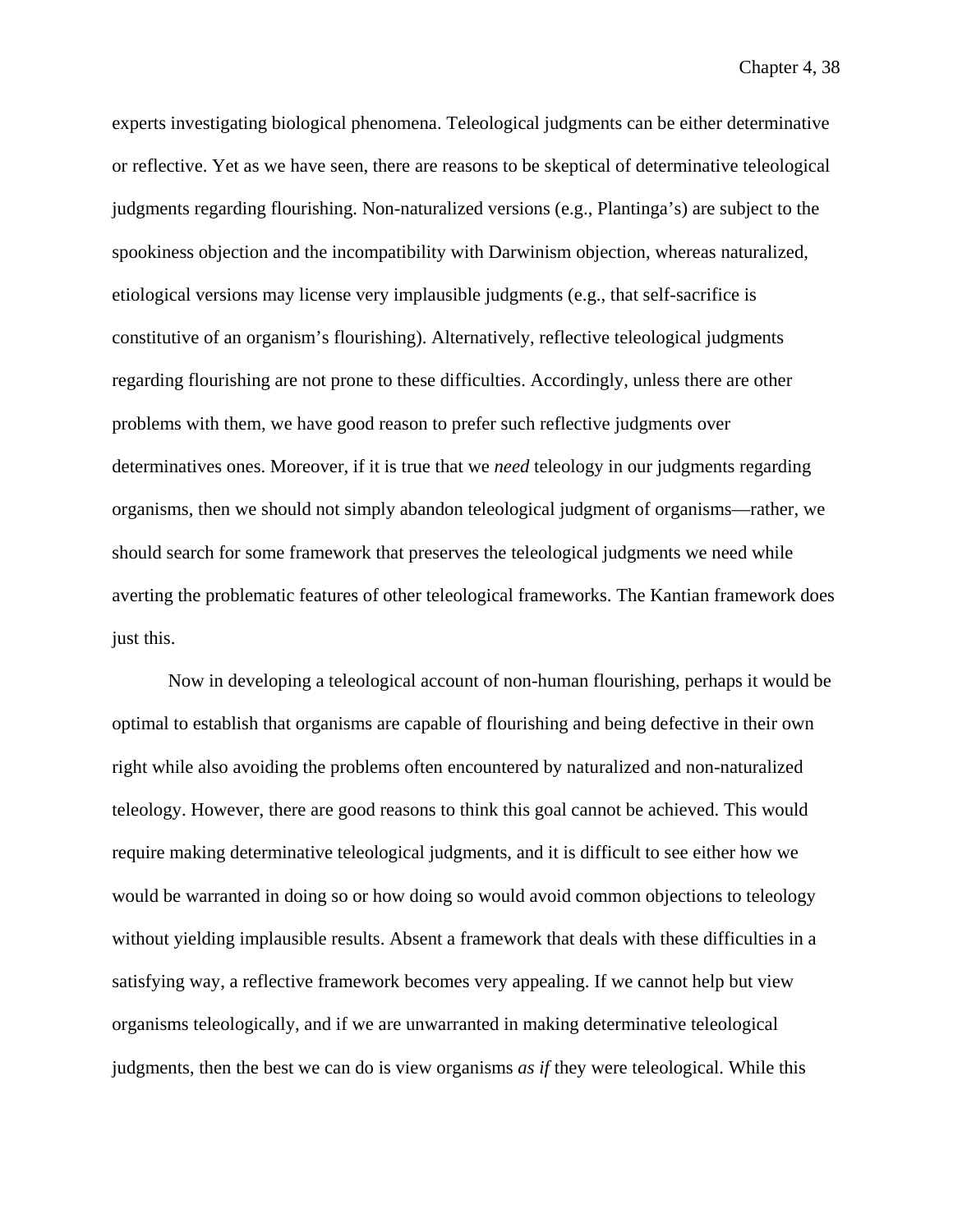experts investigating biological phenomena. Teleological judgments can be either determinative or reflective. Yet as we have seen, there are reasons to be skeptical of determinative teleological judgments regarding flourishing. Non-naturalized versions (e.g., Plantinga's) are subject to the spookiness objection and the incompatibility with Darwinism objection, whereas naturalized, etiological versions may license very implausible judgments (e.g., that self-sacrifice is constitutive of an organism's flourishing). Alternatively, reflective teleological judgments regarding flourishing are not prone to these difficulties. Accordingly, unless there are other problems with them, we have good reason to prefer such reflective judgments over determinatives ones. Moreover, if it is true that we *need* teleology in our judgments regarding organisms, then we should not simply abandon teleological judgment of organisms—rather, we should search for some framework that preserves the teleological judgments we need while averting the problematic features of other teleological frameworks. The Kantian framework does just this.

Now in developing a teleological account of non-human flourishing, perhaps it would be optimal to establish that organisms are capable of flourishing and being defective in their own right while also avoiding the problems often encountered by naturalized and non-naturalized teleology. However, there are good reasons to think this goal cannot be achieved. This would require making determinative teleological judgments, and it is difficult to see either how we would be warranted in doing so or how doing so would avoid common objections to teleology without yielding implausible results. Absent a framework that deals with these difficulties in a satisfying way, a reflective framework becomes very appealing. If we cannot help but view organisms teleologically, and if we are unwarranted in making determinative teleological judgments, then the best we can do is view organisms *as if* they were teleological. While this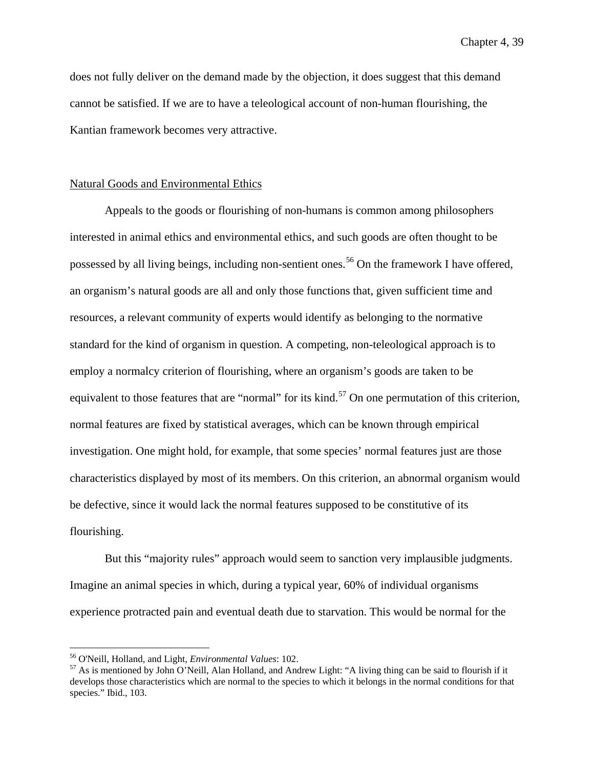does not fully deliver on the demand made by the objection, it does suggest that this demand cannot be satisfied. If we are to have a teleological account of non-human flourishing, the Kantian framework becomes very attractive.

## Natural Goods and Environmental Ethics

Appeals to the goods or flourishing of non-humans is common among philosophers interested in animal ethics and environmental ethics, and such goods are often thought to be possessed by all living beings, including non-sentient ones.[56] On the framework I have offered, an organism's natural goods are all and only those functions that, given sufficient time and resources, a relevant community of experts would identify as belonging to the normative standard for the kind of organism in question. A competing, non-teleological approach is to employ a normalcy criterion of flourishing, where an organism's goods are taken to be equivalent to those features that are "normal" for its kind.[57] On one permutation of this criterion, normal features are fixed by statistical averages, which can be known through empirical investigation. One might hold, for example, that some species' normal features just are those characteristics displayed by most of its members. On this criterion, an abnormal organism would be defective, since it would lack the normal features supposed to be constitutive of its flourishing.

But this "majority rules" approach would seem to sanction very implausible judgments. Imagine an animal species in which, during a typical year, 60% of individual organisms experience protracted pain and eventual death due to starvation. This would be normal for the

[56] O'Neill, Holland, and Light, *Environmental Values*: 102.

[57] As is mentioned by John O'Neill, Alan Holland, and Andrew Light: "A living thing can be said to flourish if it develops those characteristics which are normal to the species to which it belongs in the normal conditions for that species." Ibid., 103.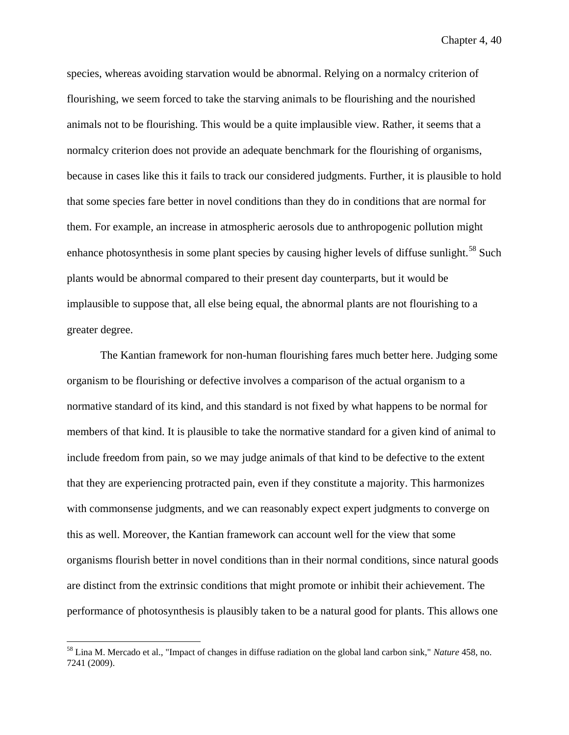species, whereas avoiding starvation would be abnormal. Relying on a normalcy criterion of flourishing, we seem forced to take the starving animals to be flourishing and the nourished animals not to be flourishing. This would be a quite implausible view. Rather, it seems that a normalcy criterion does not provide an adequate benchmark for the flourishing of organisms, because in cases like this it fails to track our considered judgments. Further, it is plausible to hold that some species fare better in novel conditions than they do in conditions that are normal for them. For example, an increase in atmospheric aerosols due to anthropogenic pollution might enhance photosynthesis in some plant species by causing higher levels of diffuse sunlight.[58] Such plants would be abnormal compared to their present day counterparts, but it would be implausible to suppose that, all else being equal, the abnormal plants are not flourishing to a greater degree.

The Kantian framework for non-human flourishing fares much better here. Judging some organism to be flourishing or defective involves a comparison of the actual organism to a normative standard of its kind, and this standard is not fixed by what happens to be normal for members of that kind. It is plausible to take the normative standard for a given kind of animal to include freedom from pain, so we may judge animals of that kind to be defective to the extent that they are experiencing protracted pain, even if they constitute a majority. This harmonizes with commonsense judgments, and we can reasonably expect expert judgments to converge on this as well. Moreover, the Kantian framework can account well for the view that some organisms flourish better in novel conditions than in their normal conditions, since natural goods are distinct from the extrinsic conditions that might promote or inhibit their achievement. The performance of photosynthesis is plausibly taken to be a natural good for plants. This allows one

[58] Lina M. Mercado et al., "Impact of changes in diffuse radiation on the global land carbon sink," *Nature* 458, no. 7241 (2009).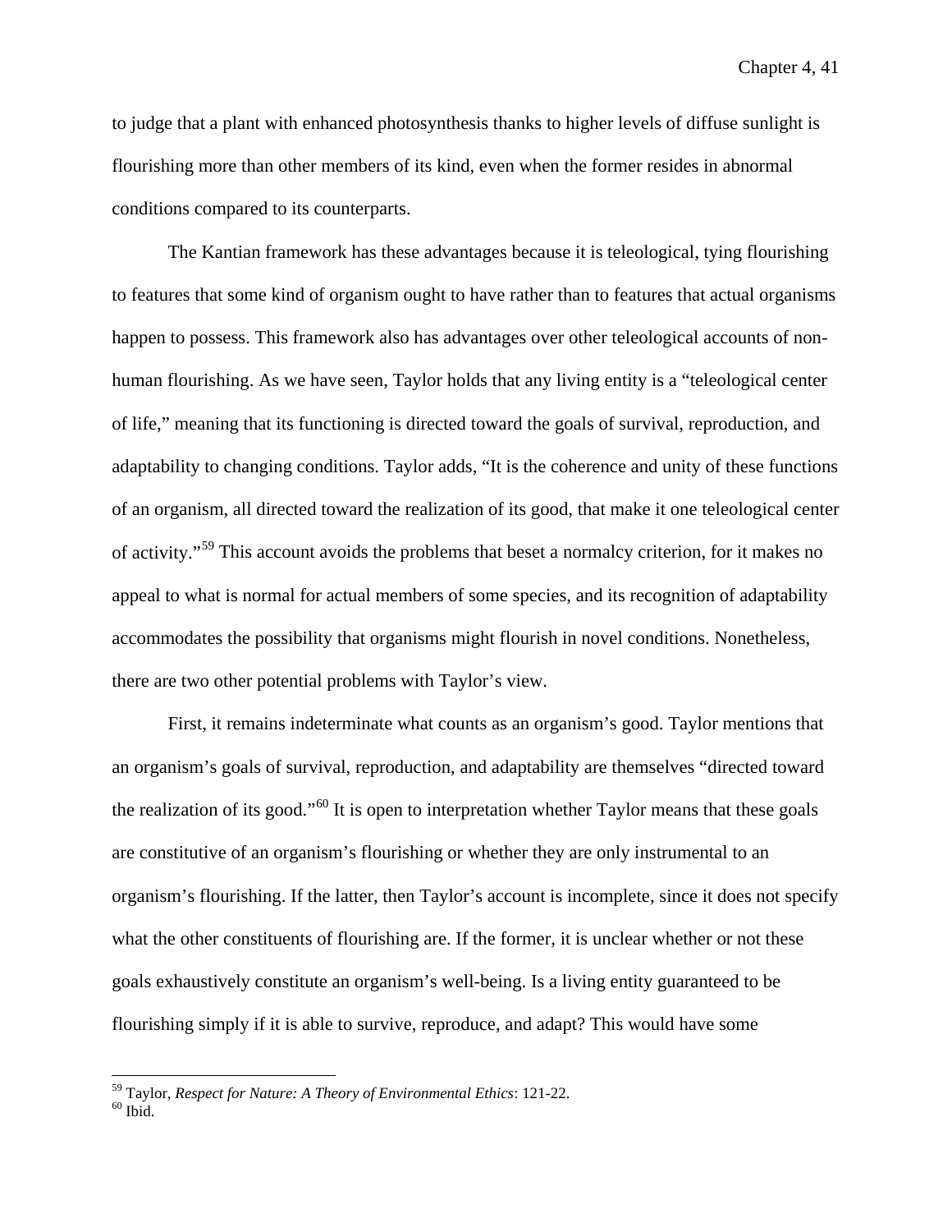to judge that a plant with enhanced photosynthesis thanks to higher levels of diffuse sunlight is flourishing more than other members of its kind, even when the former resides in abnormal conditions compared to its counterparts.

The Kantian framework has these advantages because it is teleological, tying flourishing to features that some kind of organism ought to have rather than to features that actual organisms happen to possess. This framework also has advantages over other teleological accounts of non-human flourishing. As we have seen, Taylor holds that any living entity is a "teleological center of life," meaning that its functioning is directed toward the goals of survival, reproduction, and adaptability to changing conditions. Taylor adds, "It is the coherence and unity of these functions of an organism, all directed toward the realization of its good, that make it one teleological center of activity."[59] This account avoids the problems that beset a normalcy criterion, for it makes no appeal to what is normal for actual members of some species, and its recognition of adaptability accommodates the possibility that organisms might flourish in novel conditions. Nonetheless, there are two other potential problems with Taylor's view.

First, it remains indeterminate what counts as an organism's good. Taylor mentions that an organism's goals of survival, reproduction, and adaptability are themselves "directed toward the realization of its good."[60] It is open to interpretation whether Taylor means that these goals are constitutive of an organism's flourishing or whether they are only instrumental to an organism's flourishing. If the latter, then Taylor's account is incomplete, since it does not specify what the other constituents of flourishing are. If the former, it is unclear whether or not these goals exhaustively constitute an organism's well-being. Is a living entity guaranteed to be flourishing simply if it is able to survive, reproduce, and adapt? This would have some

---

[59] Taylor, *Respect for Nature: A Theory of Environmental Ethics*: 121-22.

[60] Ibid.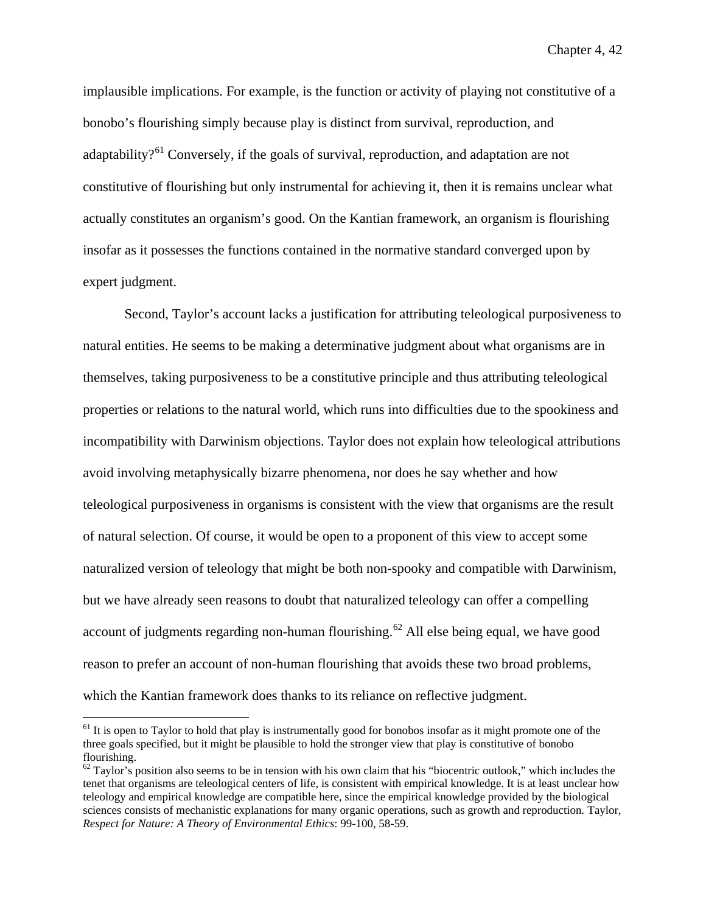implausible implications. For example, is the function or activity of playing not constitutive of a bonobo's flourishing simply because play is distinct from survival, reproduction, and adaptability?[61] Conversely, if the goals of survival, reproduction, and adaptation are not constitutive of flourishing but only instrumental for achieving it, then it is remains unclear what actually constitutes an organism's good. On the Kantian framework, an organism is flourishing insofar as it possesses the functions contained in the normative standard converged upon by expert judgment.

Second, Taylor's account lacks a justification for attributing teleological purposiveness to natural entities. He seems to be making a determinative judgment about what organisms are in themselves, taking purposiveness to be a constitutive principle and thus attributing teleological properties or relations to the natural world, which runs into difficulties due to the spookiness and incompatibility with Darwinism objections. Taylor does not explain how teleological attributions avoid involving metaphysically bizarre phenomena, nor does he say whether and how teleological purposiveness in organisms is consistent with the view that organisms are the result of natural selection. Of course, it would be open to a proponent of this view to accept some naturalized version of teleology that might be both non-spooky and compatible with Darwinism, but we have already seen reasons to doubt that naturalized teleology can offer a compelling account of judgments regarding non-human flourishing.[62] All else being equal, we have good reason to prefer an account of non-human flourishing that avoids these two broad problems, which the Kantian framework does thanks to its reliance on reflective judgment.

---

[61] It is open to Taylor to hold that play is instrumentally good for bonobos insofar as it might promote one of the three goals specified, but it might be plausible to hold the stronger view that play is constitutive of bonobo flourishing.

[62] Taylor's position also seems to be in tension with his own claim that his "biocentric outlook," which includes the tenet that organisms are teleological centers of life, is consistent with empirical knowledge. It is at least unclear how teleology and empirical knowledge are compatible here, since the empirical knowledge provided by the biological sciences consists of mechanistic explanations for many organic operations, such as growth and reproduction. Taylor, *Respect for Nature: A Theory of Environmental Ethics*: 99-100, 58-59.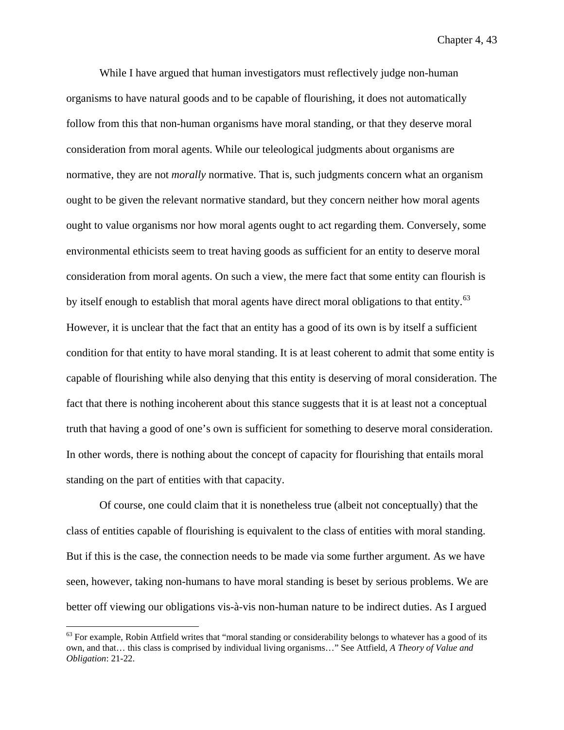While I have argued that human investigators must reflectively judge non-human organisms to have natural goods and to be capable of flourishing, it does not automatically follow from this that non-human organisms have moral standing, or that they deserve moral consideration from moral agents. While our teleological judgments about organisms are normative, they are not *morally* normative. That is, such judgments concern what an organism ought to be given the relevant normative standard, but they concern neither how moral agents ought to value organisms nor how moral agents ought to act regarding them. Conversely, some environmental ethicists seem to treat having goods as sufficient for an entity to deserve moral consideration from moral agents. On such a view, the mere fact that some entity can flourish is by itself enough to establish that moral agents have direct moral obligations to that entity.[63] However, it is unclear that the fact that an entity has a good of its own is by itself a sufficient condition for that entity to have moral standing. It is at least coherent to admit that some entity is capable of flourishing while also denying that this entity is deserving of moral consideration. The fact that there is nothing incoherent about this stance suggests that it is at least not a conceptual truth that having a good of one's own is sufficient for something to deserve moral consideration. In other words, there is nothing about the concept of capacity for flourishing that entails moral standing on the part of entities with that capacity.

Of course, one could claim that it is nonetheless true (albeit not conceptually) that the class of entities capable of flourishing is equivalent to the class of entities with moral standing. But if this is the case, the connection needs to be made via some further argument. As we have seen, however, taking non-humans to have moral standing is beset by serious problems. We are better off viewing our obligations vis-à-vis non-human nature to be indirect duties. As I argued

[63] For example, Robin Attfield writes that "moral standing or considerability belongs to whatever has a good of its own, and that… this class is comprised by individual living organisms…" See Attfield, *A Theory of Value and Obligation*: 21-22.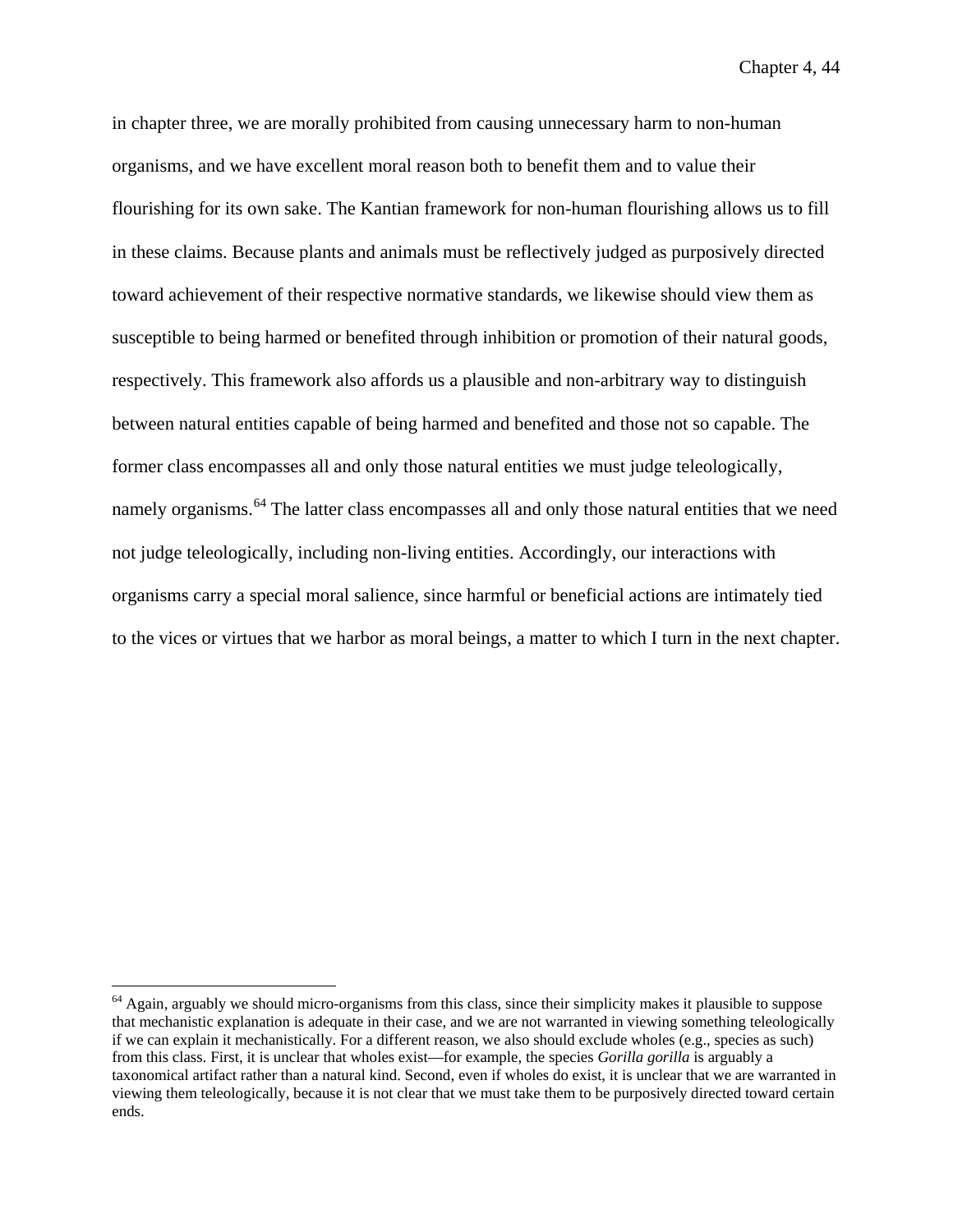in chapter three, we are morally prohibited from causing unnecessary harm to non-human organisms, and we have excellent moral reason both to benefit them and to value their flourishing for its own sake. The Kantian framework for non-human flourishing allows us to fill in these claims. Because plants and animals must be reflectively judged as purposively directed toward achievement of their respective normative standards, we likewise should view them as susceptible to being harmed or benefited through inhibition or promotion of their natural goods, respectively. This framework also affords us a plausible and non-arbitrary way to distinguish between natural entities capable of being harmed and benefited and those not so capable. The former class encompasses all and only those natural entities we must judge teleologically, namely organisms.[64] The latter class encompasses all and only those natural entities that we need not judge teleologically, including non-living entities. Accordingly, our interactions with organisms carry a special moral salience, since harmful or beneficial actions are intimately tied to the vices or virtues that we harbor as moral beings, a matter to which I turn in the next chapter.

---

[64] Again, arguably we should micro-organisms from this class, since their simplicity makes it plausible to suppose that mechanistic explanation is adequate in their case, and we are not warranted in viewing something teleologically if we can explain it mechanistically. For a different reason, we also should exclude wholes (e.g., species as such) from this class. First, it is unclear that wholes exist—for example, the species *Gorilla gorilla* is arguably a taxonomical artifact rather than a natural kind. Second, even if wholes do exist, it is unclear that we are warranted in viewing them teleologically, because it is not clear that we must take them to be purposively directed toward certain ends.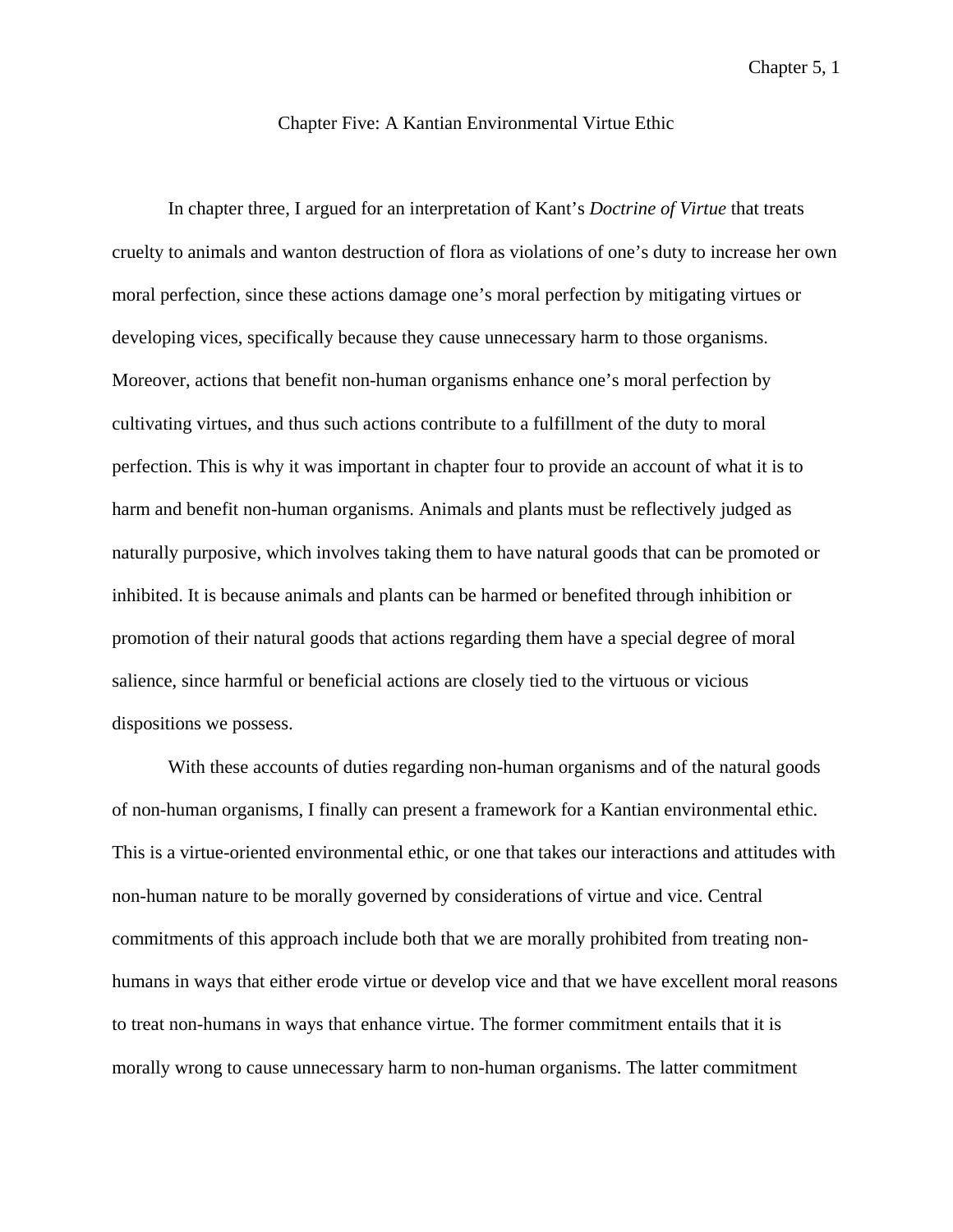# Chapter Five: A Kantian Environmental Virtue Ethic

In chapter three, I argued for an interpretation of Kant's *Doctrine of Virtue* that treats cruelty to animals and wanton destruction of flora as violations of one's duty to increase her own moral perfection, since these actions damage one's moral perfection by mitigating virtues or developing vices, specifically because they cause unnecessary harm to those organisms. Moreover, actions that benefit non-human organisms enhance one's moral perfection by cultivating virtues, and thus such actions contribute to a fulfillment of the duty to moral perfection. This is why it was important in chapter four to provide an account of what it is to harm and benefit non-human organisms. Animals and plants must be reflectively judged as naturally purposive, which involves taking them to have natural goods that can be promoted or inhibited. It is because animals and plants can be harmed or benefited through inhibition or promotion of their natural goods that actions regarding them have a special degree of moral salience, since harmful or beneficial actions are closely tied to the virtuous or vicious dispositions we possess.

With these accounts of duties regarding non-human organisms and of the natural goods of non-human organisms, I finally can present a framework for a Kantian environmental ethic. This is a virtue-oriented environmental ethic, or one that takes our interactions and attitudes with non-human nature to be morally governed by considerations of virtue and vice. Central commitments of this approach include both that we are morally prohibited from treating non-humans in ways that either erode virtue or develop vice and that we have excellent moral reasons to treat non-humans in ways that enhance virtue. The former commitment entails that it is morally wrong to cause unnecessary harm to non-human organisms. The latter commitment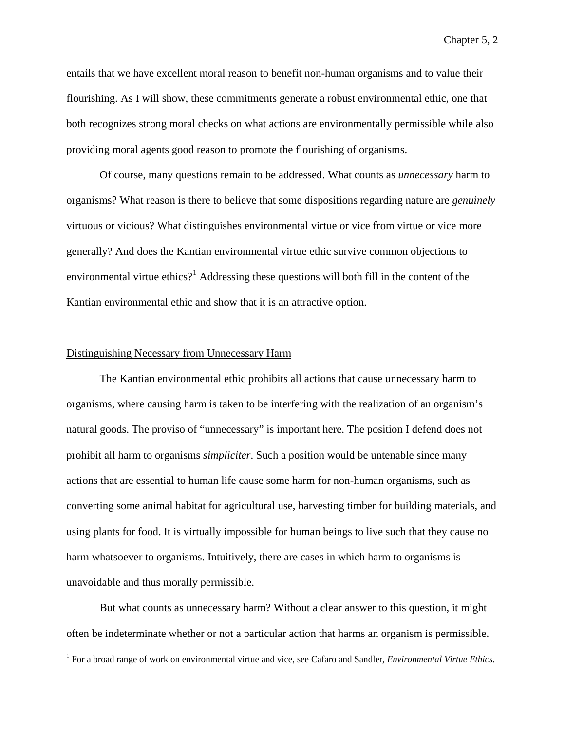entails that we have excellent moral reason to benefit non-human organisms and to value their flourishing. As I will show, these commitments generate a robust environmental ethic, one that both recognizes strong moral checks on what actions are environmentally permissible while also providing moral agents good reason to promote the flourishing of organisms.

Of course, many questions remain to be addressed. What counts as *unnecessary* harm to organisms? What reason is there to believe that some dispositions regarding nature are *genuinely* virtuous or vicious? What distinguishes environmental virtue or vice from virtue or vice more generally? And does the Kantian environmental virtue ethic survive common objections to environmental virtue ethics?[1] Addressing these questions will both fill in the content of the Kantian environmental ethic and show that it is an attractive option.

## Distinguishing Necessary from Unnecessary Harm

The Kantian environmental ethic prohibits all actions that cause unnecessary harm to organisms, where causing harm is taken to be interfering with the realization of an organism's natural goods. The proviso of "unnecessary" is important here. The position I defend does not prohibit all harm to organisms *simpliciter*. Such a position would be untenable since many actions that are essential to human life cause some harm for non-human organisms, such as converting some animal habitat for agricultural use, harvesting timber for building materials, and using plants for food. It is virtually impossible for human beings to live such that they cause no harm whatsoever to organisms. Intuitively, there are cases in which harm to organisms is unavoidable and thus morally permissible.

But what counts as unnecessary harm? Without a clear answer to this question, it might often be indeterminate whether or not a particular action that harms an organism is permissible.

[1] For a broad range of work on environmental virtue and vice, see Cafaro and Sandler, *Environmental Virtue Ethics*.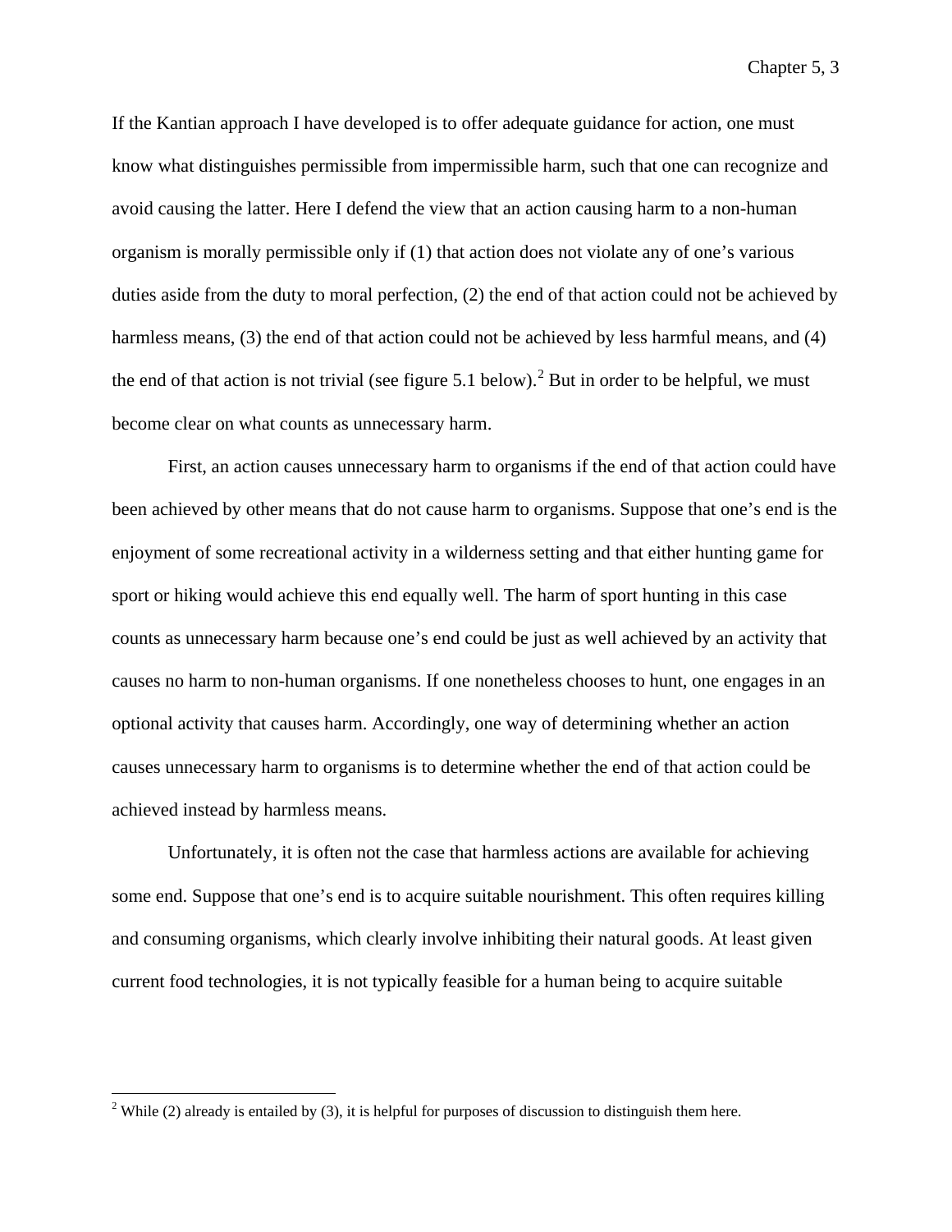If the Kantian approach I have developed is to offer adequate guidance for action, one must know what distinguishes permissible from impermissible harm, such that one can recognize and avoid causing the latter. Here I defend the view that an action causing harm to a non-human organism is morally permissible only if (1) that action does not violate any of one's various duties aside from the duty to moral perfection, (2) the end of that action could not be achieved by harmless means, (3) the end of that action could not be achieved by less harmful means, and (4) the end of that action is not trivial (see figure 5.1 below).[2] But in order to be helpful, we must become clear on what counts as unnecessary harm.

First, an action causes unnecessary harm to organisms if the end of that action could have been achieved by other means that do not cause harm to organisms. Suppose that one's end is the enjoyment of some recreational activity in a wilderness setting and that either hunting game for sport or hiking would achieve this end equally well. The harm of sport hunting in this case counts as unnecessary harm because one's end could be just as well achieved by an activity that causes no harm to non-human organisms. If one nonetheless chooses to hunt, one engages in an optional activity that causes harm. Accordingly, one way of determining whether an action causes unnecessary harm to organisms is to determine whether the end of that action could be achieved instead by harmless means.

Unfortunately, it is often not the case that harmless actions are available for achieving some end. Suppose that one's end is to acquire suitable nourishment. This often requires killing and consuming organisms, which clearly involve inhibiting their natural goods. At least given current food technologies, it is not typically feasible for a human being to acquire suitable

---

[2] While (2) already is entailed by (3), it is helpful for purposes of discussion to distinguish them here.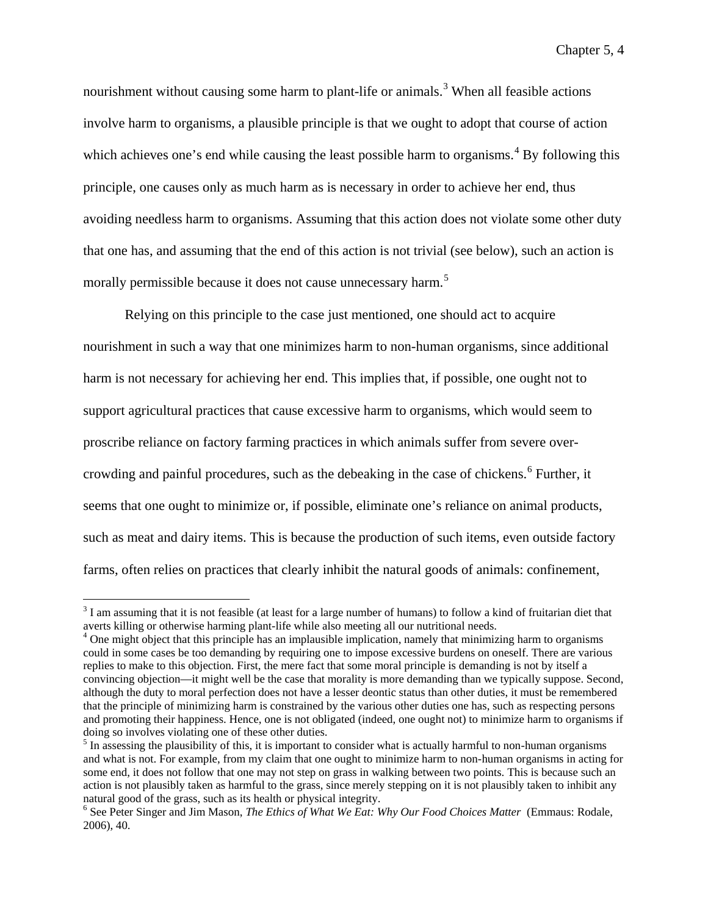nourishment without causing some harm to plant-life or animals.[3] When all feasible actions involve harm to organisms, a plausible principle is that we ought to adopt that course of action which achieves one's end while causing the least possible harm to organisms.[4] By following this principle, one causes only as much harm as is necessary in order to achieve her end, thus avoiding needless harm to organisms. Assuming that this action does not violate some other duty that one has, and assuming that the end of this action is not trivial (see below), such an action is morally permissible because it does not cause unnecessary harm.[5]

Relying on this principle to the case just mentioned, one should act to acquire nourishment in such a way that one minimizes harm to non-human organisms, since additional harm is not necessary for achieving her end. This implies that, if possible, one ought not to support agricultural practices that cause excessive harm to organisms, which would seem to proscribe reliance on factory farming practices in which animals suffer from severe over-crowding and painful procedures, such as the debeaking in the case of chickens.[6] Further, it seems that one ought to minimize or, if possible, eliminate one's reliance on animal products, such as meat and dairy items. This is because the production of such items, even outside factory farms, often relies on practices that clearly inhibit the natural goods of animals: confinement,

---

[3] I am assuming that it is not feasible (at least for a large number of humans) to follow a kind of fruitarian diet that averts killing or otherwise harming plant-life while also meeting all our nutritional needs.

[4] One might object that this principle has an implausible implication, namely that minimizing harm to organisms could in some cases be too demanding by requiring one to impose excessive burdens on oneself. There are various replies to make to this objection. First, the mere fact that some moral principle is demanding is not by itself a convincing objection—it might well be the case that morality is more demanding than we typically suppose. Second, although the duty to moral perfection does not have a lesser deontic status than other duties, it must be remembered that the principle of minimizing harm is constrained by the various other duties one has, such as respecting persons and promoting their happiness. Hence, one is not obligated (indeed, one ought not) to minimize harm to organisms if doing so involves violating one of these other duties.

[5] In assessing the plausibility of this, it is important to consider what is actually harmful to non-human organisms and what is not. For example, from my claim that one ought to minimize harm to non-human organisms in acting for some end, it does not follow that one may not step on grass in walking between two points. This is because such an action is not plausibly taken as harmful to the grass, since merely stepping on it is not plausibly taken to inhibit any natural good of the grass, such as its health or physical integrity.

[6] See Peter Singer and Jim Mason, *The Ethics of What We Eat: Why Our Food Choices Matter* (Emmaus: Rodale, 2006), 40.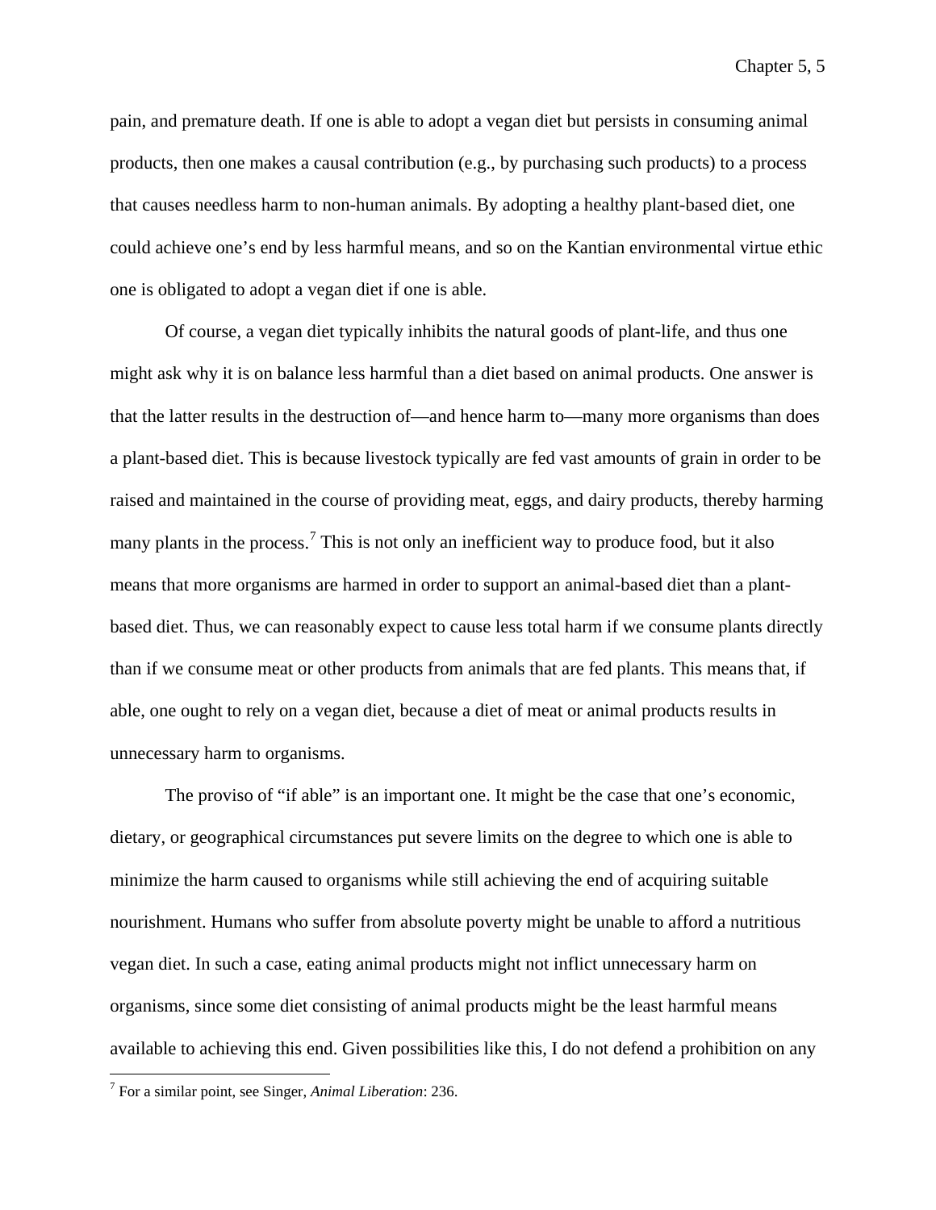pain, and premature death. If one is able to adopt a vegan diet but persists in consuming animal products, then one makes a causal contribution (e.g., by purchasing such products) to a process that causes needless harm to non-human animals. By adopting a healthy plant-based diet, one could achieve one's end by less harmful means, and so on the Kantian environmental virtue ethic one is obligated to adopt a vegan diet if one is able.

Of course, a vegan diet typically inhibits the natural goods of plant-life, and thus one might ask why it is on balance less harmful than a diet based on animal products. One answer is that the latter results in the destruction of—and hence harm to—many more organisms than does a plant-based diet. This is because livestock typically are fed vast amounts of grain in order to be raised and maintained in the course of providing meat, eggs, and dairy products, thereby harming many plants in the process.[7] This is not only an inefficient way to produce food, but it also means that more organisms are harmed in order to support an animal-based diet than a plant-based diet. Thus, we can reasonably expect to cause less total harm if we consume plants directly than if we consume meat or other products from animals that are fed plants. This means that, if able, one ought to rely on a vegan diet, because a diet of meat or animal products results in unnecessary harm to organisms.

The proviso of "if able" is an important one. It might be the case that one's economic, dietary, or geographical circumstances put severe limits on the degree to which one is able to minimize the harm caused to organisms while still achieving the end of acquiring suitable nourishment. Humans who suffer from absolute poverty might be unable to afford a nutritious vegan diet. In such a case, eating animal products might not inflict unnecessary harm on organisms, since some diet consisting of animal products might be the least harmful means available to achieving this end. Given possibilities like this, I do not defend a prohibition on any

[7] For a similar point, see Singer, *Animal Liberation*: 236.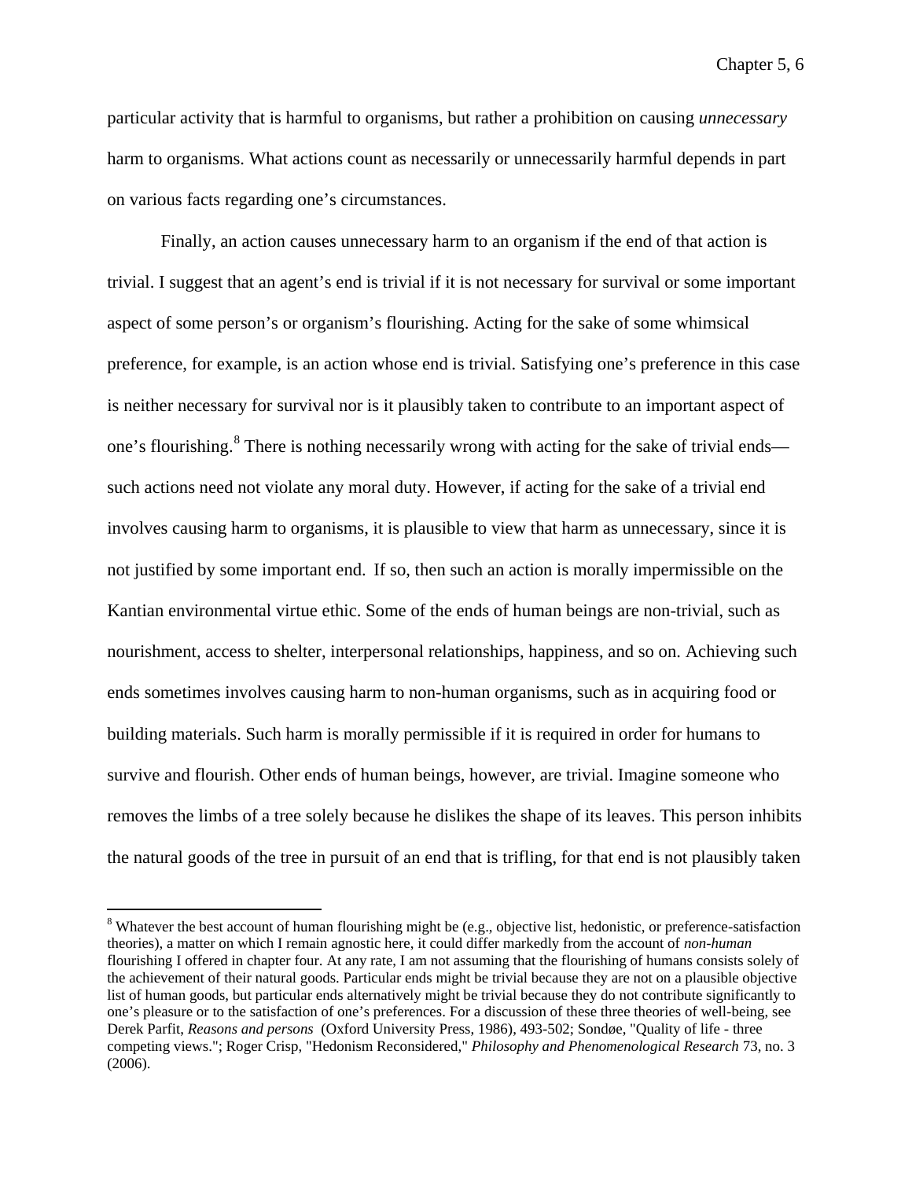particular activity that is harmful to organisms, but rather a prohibition on causing *unnecessary* harm to organisms. What actions count as necessarily or unnecessarily harmful depends in part on various facts regarding one's circumstances.

Finally, an action causes unnecessary harm to an organism if the end of that action is trivial. I suggest that an agent's end is trivial if it is not necessary for survival or some important aspect of some person's or organism's flourishing. Acting for the sake of some whimsical preference, for example, is an action whose end is trivial. Satisfying one's preference in this case is neither necessary for survival nor is it plausibly taken to contribute to an important aspect of one's flourishing.[8] There is nothing necessarily wrong with acting for the sake of trivial ends—such actions need not violate any moral duty. However, if acting for the sake of a trivial end involves causing harm to organisms, it is plausible to view that harm as unnecessary, since it is not justified by some important end. If so, then such an action is morally impermissible on the Kantian environmental virtue ethic. Some of the ends of human beings are non-trivial, such as nourishment, access to shelter, interpersonal relationships, happiness, and so on. Achieving such ends sometimes involves causing harm to non-human organisms, such as in acquiring food or building materials. Such harm is morally permissible if it is required in order for humans to survive and flourish. Other ends of human beings, however, are trivial. Imagine someone who removes the limbs of a tree solely because he dislikes the shape of its leaves. This person inhibits the natural goods of the tree in pursuit of an end that is trifling, for that end is not plausibly taken

---

[8] Whatever the best account of human flourishing might be (e.g., objective list, hedonistic, or preference-satisfaction theories), a matter on which I remain agnostic here, it could differ markedly from the account of *non-human* flourishing I offered in chapter four. At any rate, I am not assuming that the flourishing of humans consists solely of the achievement of their natural goods. Particular ends might be trivial because they are not on a plausible objective list of human goods, but particular ends alternatively might be trivial because they do not contribute significantly to one's pleasure or to the satisfaction of one's preferences. For a discussion of these three theories of well-being, see Derek Parfit, *Reasons and persons* (Oxford University Press, 1986), 493-502; Sondøe, "Quality of life - three competing views."; Roger Crisp, "Hedonism Reconsidered," *Philosophy and Phenomenological Research* 73, no. 3 (2006).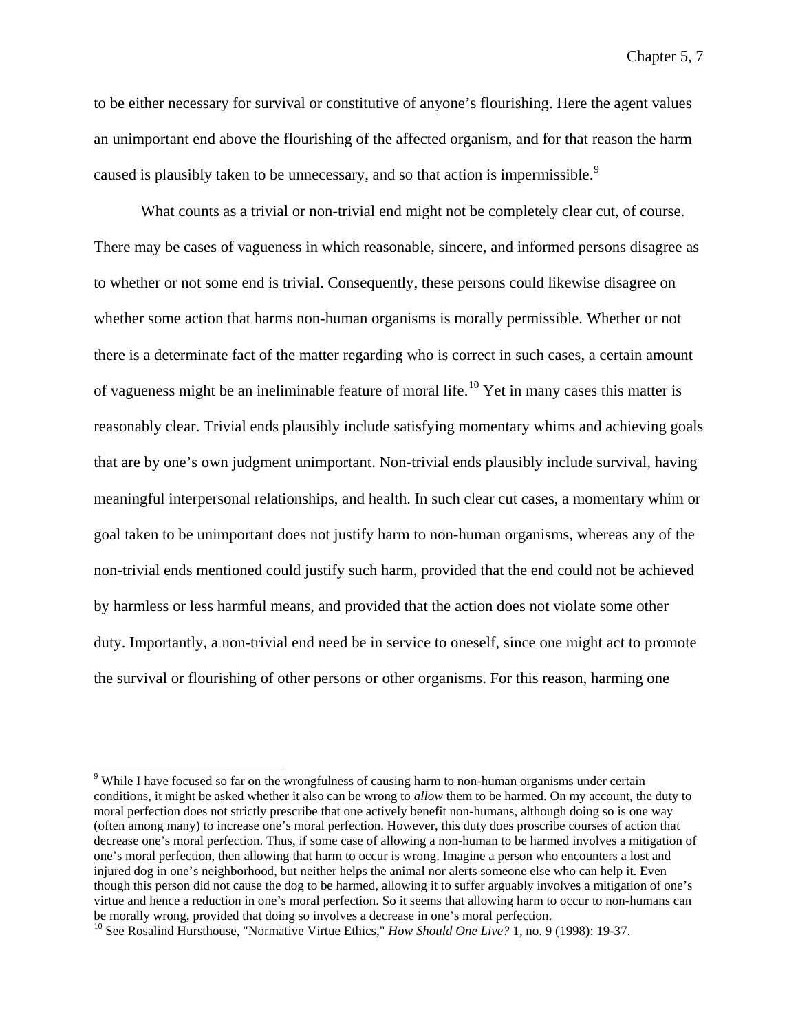to be either necessary for survival or constitutive of anyone's flourishing. Here the agent values an unimportant end above the flourishing of the affected organism, and for that reason the harm caused is plausibly taken to be unnecessary, and so that action is impermissible.[9]

What counts as a trivial or non-trivial end might not be completely clear cut, of course. There may be cases of vagueness in which reasonable, sincere, and informed persons disagree as to whether or not some end is trivial. Consequently, these persons could likewise disagree on whether some action that harms non-human organisms is morally permissible. Whether or not there is a determinate fact of the matter regarding who is correct in such cases, a certain amount of vagueness might be an ineliminable feature of moral life.[10] Yet in many cases this matter is reasonably clear. Trivial ends plausibly include satisfying momentary whims and achieving goals that are by one's own judgment unimportant. Non-trivial ends plausibly include survival, having meaningful interpersonal relationships, and health. In such clear cut cases, a momentary whim or goal taken to be unimportant does not justify harm to non-human organisms, whereas any of the non-trivial ends mentioned could justify such harm, provided that the end could not be achieved by harmless or less harmful means, and provided that the action does not violate some other duty. Importantly, a non-trivial end need be in service to oneself, since one might act to promote the survival or flourishing of other persons or other organisms. For this reason, harming one

---

[9] While I have focused so far on the wrongfulness of causing harm to non-human organisms under certain conditions, it might be asked whether it also can be wrong to *allow* them to be harmed. On my account, the duty to moral perfection does not strictly prescribe that one actively benefit non-humans, although doing so is one way (often among many) to increase one's moral perfection. However, this duty does proscribe courses of action that decrease one's moral perfection. Thus, if some case of allowing a non-human to be harmed involves a mitigation of one's moral perfection, then allowing that harm to occur is wrong. Imagine a person who encounters a lost and injured dog in one's neighborhood, but neither helps the animal nor alerts someone else who can help it. Even though this person did not cause the dog to be harmed, allowing it to suffer arguably involves a mitigation of one's virtue and hence a reduction in one's moral perfection. So it seems that allowing harm to occur to non-humans can be morally wrong, provided that doing so involves a decrease in one's moral perfection.

[10] See Rosalind Hursthouse, "Normative Virtue Ethics," *How Should One Live?* 1, no. 9 (1998): 19-37.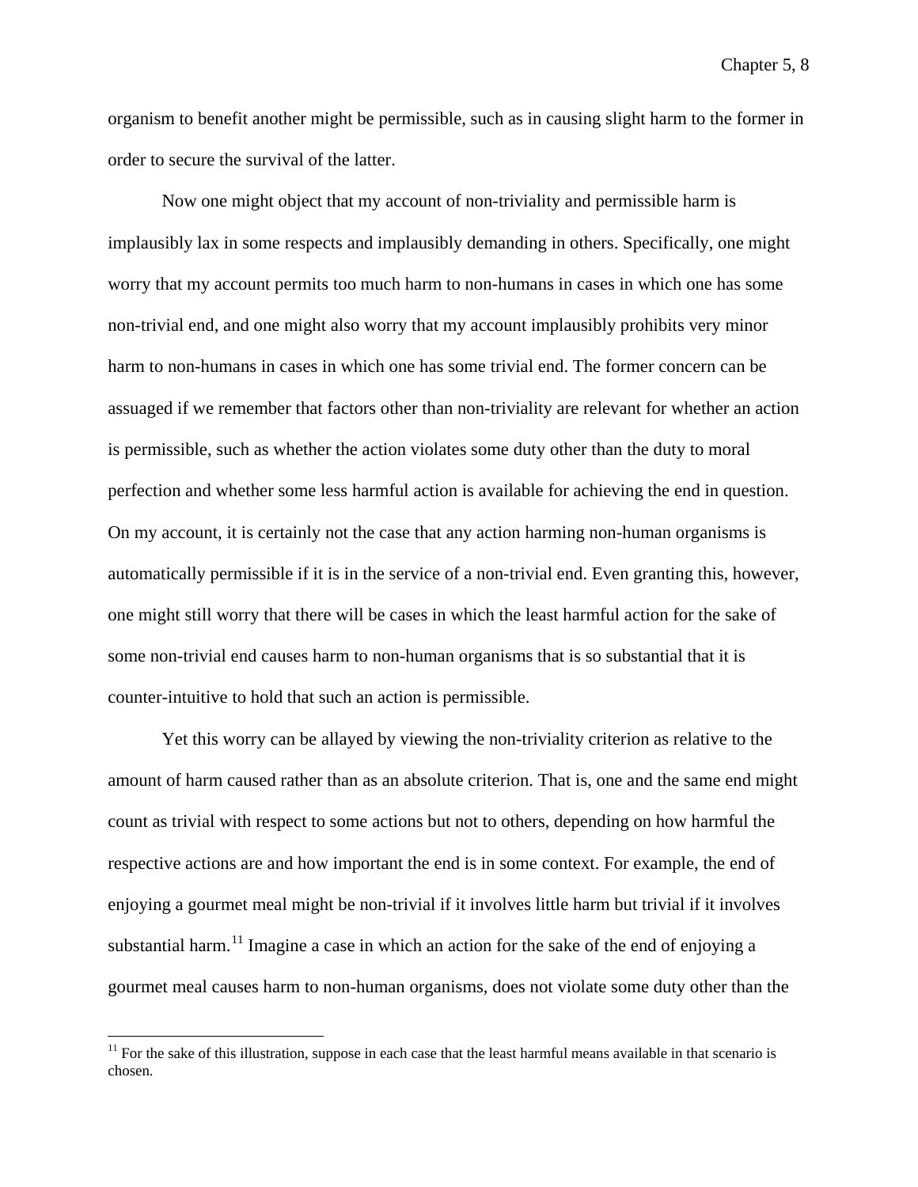organism to benefit another might be permissible, such as in causing slight harm to the former in order to secure the survival of the latter.

Now one might object that my account of non-triviality and permissible harm is implausibly lax in some respects and implausibly demanding in others. Specifically, one might worry that my account permits too much harm to non-humans in cases in which one has some non-trivial end, and one might also worry that my account implausibly prohibits very minor harm to non-humans in cases in which one has some trivial end. The former concern can be assuaged if we remember that factors other than non-triviality are relevant for whether an action is permissible, such as whether the action violates some duty other than the duty to moral perfection and whether some less harmful action is available for achieving the end in question. On my account, it is certainly not the case that any action harming non-human organisms is automatically permissible if it is in the service of a non-trivial end. Even granting this, however, one might still worry that there will be cases in which the least harmful action for the sake of some non-trivial end causes harm to non-human organisms that is so substantial that it is counter-intuitive to hold that such an action is permissible.

Yet this worry can be allayed by viewing the non-triviality criterion as relative to the amount of harm caused rather than as an absolute criterion. That is, one and the same end might count as trivial with respect to some actions but not to others, depending on how harmful the respective actions are and how important the end is in some context. For example, the end of enjoying a gourmet meal might be non-trivial if it involves little harm but trivial if it involves substantial harm.[11] Imagine a case in which an action for the sake of the end of enjoying a gourmet meal causes harm to non-human organisms, does not violate some duty other than the

[11] For the sake of this illustration, suppose in each case that the least harmful means available in that scenario is chosen.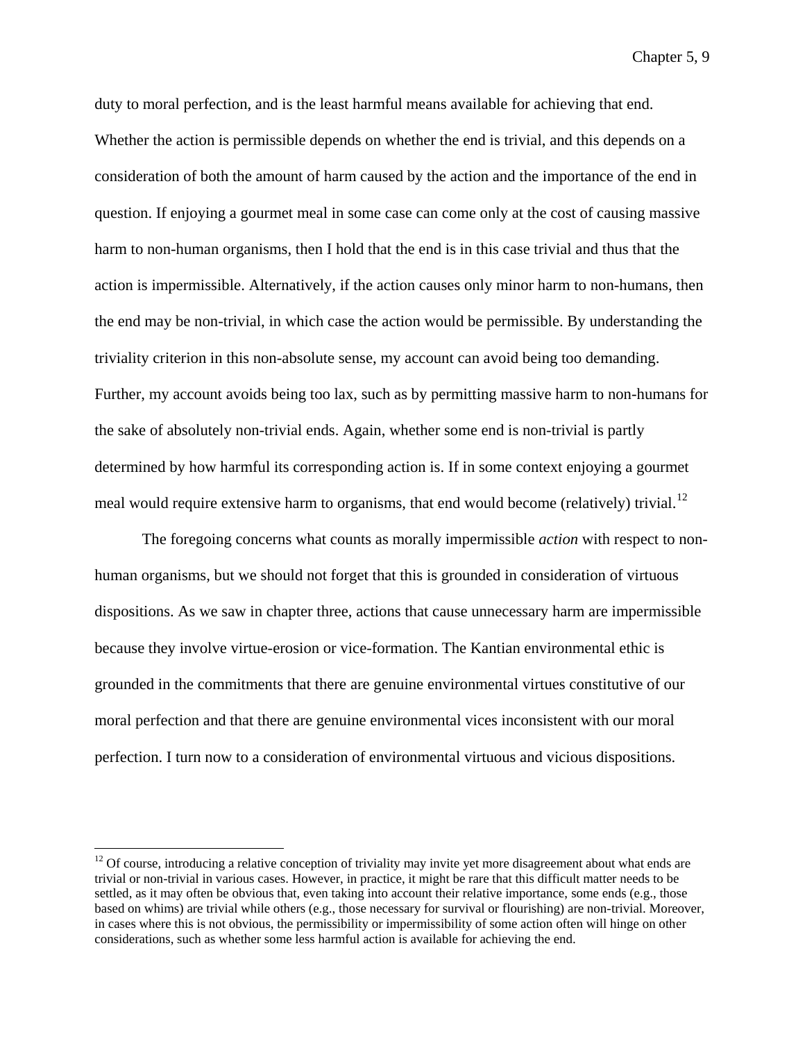duty to moral perfection, and is the least harmful means available for achieving that end. Whether the action is permissible depends on whether the end is trivial, and this depends on a consideration of both the amount of harm caused by the action and the importance of the end in question. If enjoying a gourmet meal in some case can come only at the cost of causing massive harm to non-human organisms, then I hold that the end is in this case trivial and thus that the action is impermissible. Alternatively, if the action causes only minor harm to non-humans, then the end may be non-trivial, in which case the action would be permissible. By understanding the triviality criterion in this non-absolute sense, my account can avoid being too demanding. Further, my account avoids being too lax, such as by permitting massive harm to non-humans for the sake of absolutely non-trivial ends. Again, whether some end is non-trivial is partly determined by how harmful its corresponding action is. If in some context enjoying a gourmet meal would require extensive harm to organisms, that end would become (relatively) trivial.[12]

The foregoing concerns what counts as morally impermissible *action* with respect to non-human organisms, but we should not forget that this is grounded in consideration of virtuous dispositions. As we saw in chapter three, actions that cause unnecessary harm are impermissible because they involve virtue-erosion or vice-formation. The Kantian environmental ethic is grounded in the commitments that there are genuine environmental virtues constitutive of our moral perfection and that there are genuine environmental vices inconsistent with our moral perfection. I turn now to a consideration of environmental virtuous and vicious dispositions.

[12] Of course, introducing a relative conception of triviality may invite yet more disagreement about what ends are trivial or non-trivial in various cases. However, in practice, it might be rare that this difficult matter needs to be settled, as it may often be obvious that, even taking into account their relative importance, some ends (e.g., those based on whims) are trivial while others (e.g., those necessary for survival or flourishing) are non-trivial. Moreover, in cases where this is not obvious, the permissibility or impermissibility of some action often will hinge on other considerations, such as whether some less harmful action is available for achieving the end.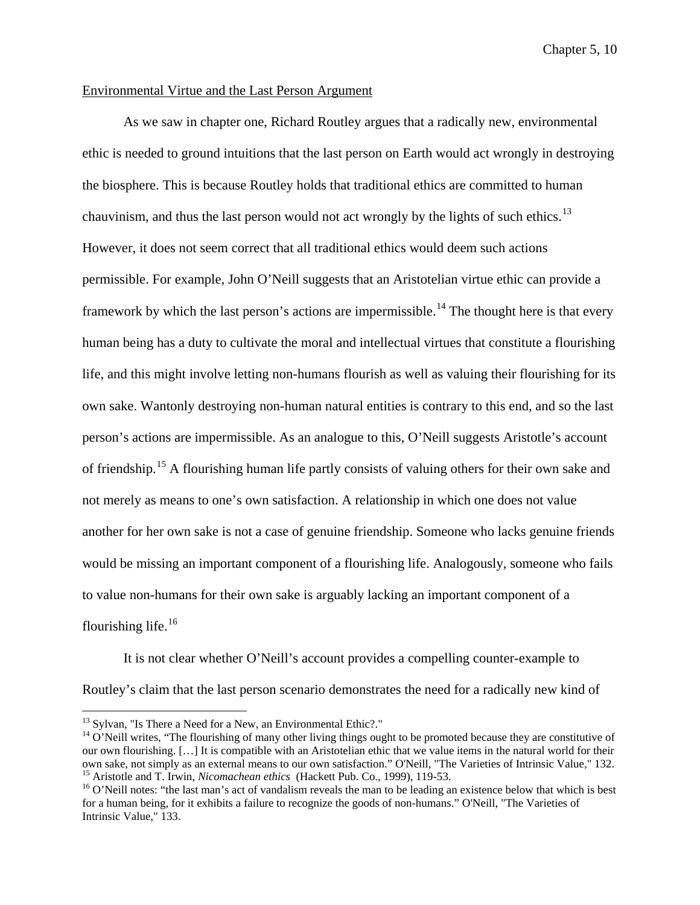Environmental Virtue and the Last Person Argument

As we saw in chapter one, Richard Routley argues that a radically new, environmental ethic is needed to ground intuitions that the last person on Earth would act wrongly in destroying the biosphere. This is because Routley holds that traditional ethics are committed to human chauvinism, and thus the last person would not act wrongly by the lights of such ethics.[13] However, it does not seem correct that all traditional ethics would deem such actions permissible. For example, John O'Neill suggests that an Aristotelian virtue ethic can provide a framework by which the last person's actions are impermissible.[14] The thought here is that every human being has a duty to cultivate the moral and intellectual virtues that constitute a flourishing life, and this might involve letting non-humans flourish as well as valuing their flourishing for its own sake. Wantonly destroying non-human natural entities is contrary to this end, and so the last person's actions are impermissible. As an analogue to this, O'Neill suggests Aristotle's account of friendship.[15] A flourishing human life partly consists of valuing others for their own sake and not merely as means to one's own satisfaction. A relationship in which one does not value another for her own sake is not a case of genuine friendship. Someone who lacks genuine friends would be missing an important component of a flourishing life. Analogously, someone who fails to value non-humans for their own sake is arguably lacking an important component of a flourishing life.[16]

It is not clear whether O'Neill's account provides a compelling counter-example to Routley's claim that the last person scenario demonstrates the need for a radically new kind of

---

[13] Sylvan, "Is There a Need for a New, an Environmental Ethic?."

[14] O'Neill writes, "The flourishing of many other living things ought to be promoted because they are constitutive of our own flourishing. […] It is compatible with an Aristotelian ethic that we value items in the natural world for their own sake, not simply as an external means to our own satisfaction." O'Neill, "The Varieties of Intrinsic Value," 132.

[15] Aristotle and T. Irwin, *Nicomachean ethics* (Hackett Pub. Co., 1999), 119-53.

[16] O'Neill notes: "the last man's act of vandalism reveals the man to be leading an existence below that which is best for a human being, for it exhibits a failure to recognize the goods of non-humans." O'Neill, "The Varieties of Intrinsic Value," 133.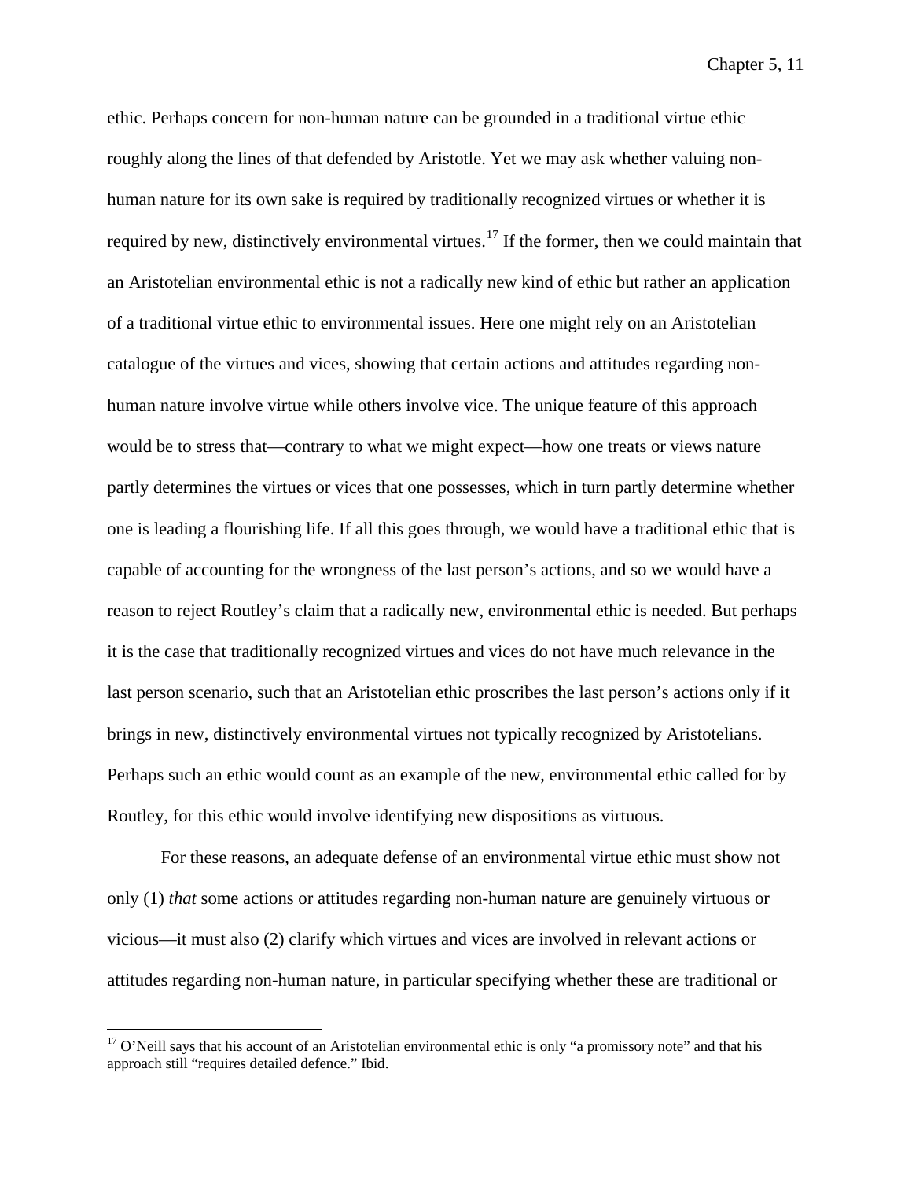ethic. Perhaps concern for non-human nature can be grounded in a traditional virtue ethic roughly along the lines of that defended by Aristotle. Yet we may ask whether valuing non-human nature for its own sake is required by traditionally recognized virtues or whether it is required by new, distinctively environmental virtues.[17] If the former, then we could maintain that an Aristotelian environmental ethic is not a radically new kind of ethic but rather an application of a traditional virtue ethic to environmental issues. Here one might rely on an Aristotelian catalogue of the virtues and vices, showing that certain actions and attitudes regarding non-human nature involve virtue while others involve vice. The unique feature of this approach would be to stress that—contrary to what we might expect—how one treats or views nature partly determines the virtues or vices that one possesses, which in turn partly determine whether one is leading a flourishing life. If all this goes through, we would have a traditional ethic that is capable of accounting for the wrongness of the last person's actions, and so we would have a reason to reject Routley's claim that a radically new, environmental ethic is needed. But perhaps it is the case that traditionally recognized virtues and vices do not have much relevance in the last person scenario, such that an Aristotelian ethic proscribes the last person's actions only if it brings in new, distinctively environmental virtues not typically recognized by Aristotelians. Perhaps such an ethic would count as an example of the new, environmental ethic called for by Routley, for this ethic would involve identifying new dispositions as virtuous.

For these reasons, an adequate defense of an environmental virtue ethic must show not only (1) *that* some actions or attitudes regarding non-human nature are genuinely virtuous or vicious—it must also (2) clarify which virtues and vices are involved in relevant actions or attitudes regarding non-human nature, in particular specifying whether these are traditional or

---

[17] O'Neill says that his account of an Aristotelian environmental ethic is only "a promissory note" and that his approach still "requires detailed defence." Ibid.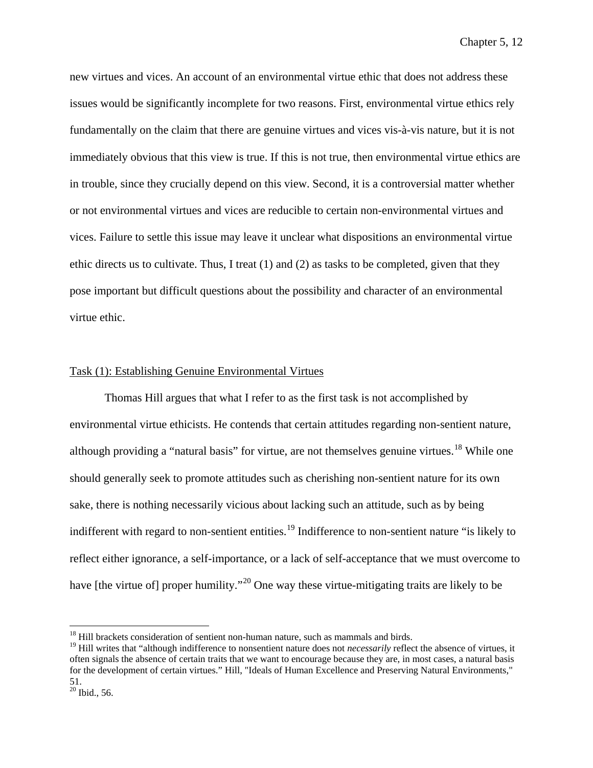new virtues and vices. An account of an environmental virtue ethic that does not address these issues would be significantly incomplete for two reasons. First, environmental virtue ethics rely fundamentally on the claim that there are genuine virtues and vices vis-à-vis nature, but it is not immediately obvious that this view is true. If this is not true, then environmental virtue ethics are in trouble, since they crucially depend on this view. Second, it is a controversial matter whether or not environmental virtues and vices are reducible to certain non-environmental virtues and vices. Failure to settle this issue may leave it unclear what dispositions an environmental virtue ethic directs us to cultivate. Thus, I treat (1) and (2) as tasks to be completed, given that they pose important but difficult questions about the possibility and character of an environmental virtue ethic.

Task (1): Establishing Genuine Environmental Virtues

Thomas Hill argues that what I refer to as the first task is not accomplished by environmental virtue ethicists. He contends that certain attitudes regarding non-sentient nature, although providing a "natural basis" for virtue, are not themselves genuine virtues.[18] While one should generally seek to promote attitudes such as cherishing non-sentient nature for its own sake, there is nothing necessarily vicious about lacking such an attitude, such as by being indifferent with regard to non-sentient entities.[19] Indifference to non-sentient nature "is likely to reflect either ignorance, a self-importance, or a lack of self-acceptance that we must overcome to have [the virtue of] proper humility."[20] One way these virtue-mitigating traits are likely to be

---

[18] Hill brackets consideration of sentient non-human nature, such as mammals and birds.

[19] Hill writes that "although indifference to nonsentient nature does not *necessarily* reflect the absence of virtues, it often signals the absence of certain traits that we want to encourage because they are, in most cases, a natural basis for the development of certain virtues." Hill, "Ideals of Human Excellence and Preserving Natural Environments," 51.

[20] Ibid., 56.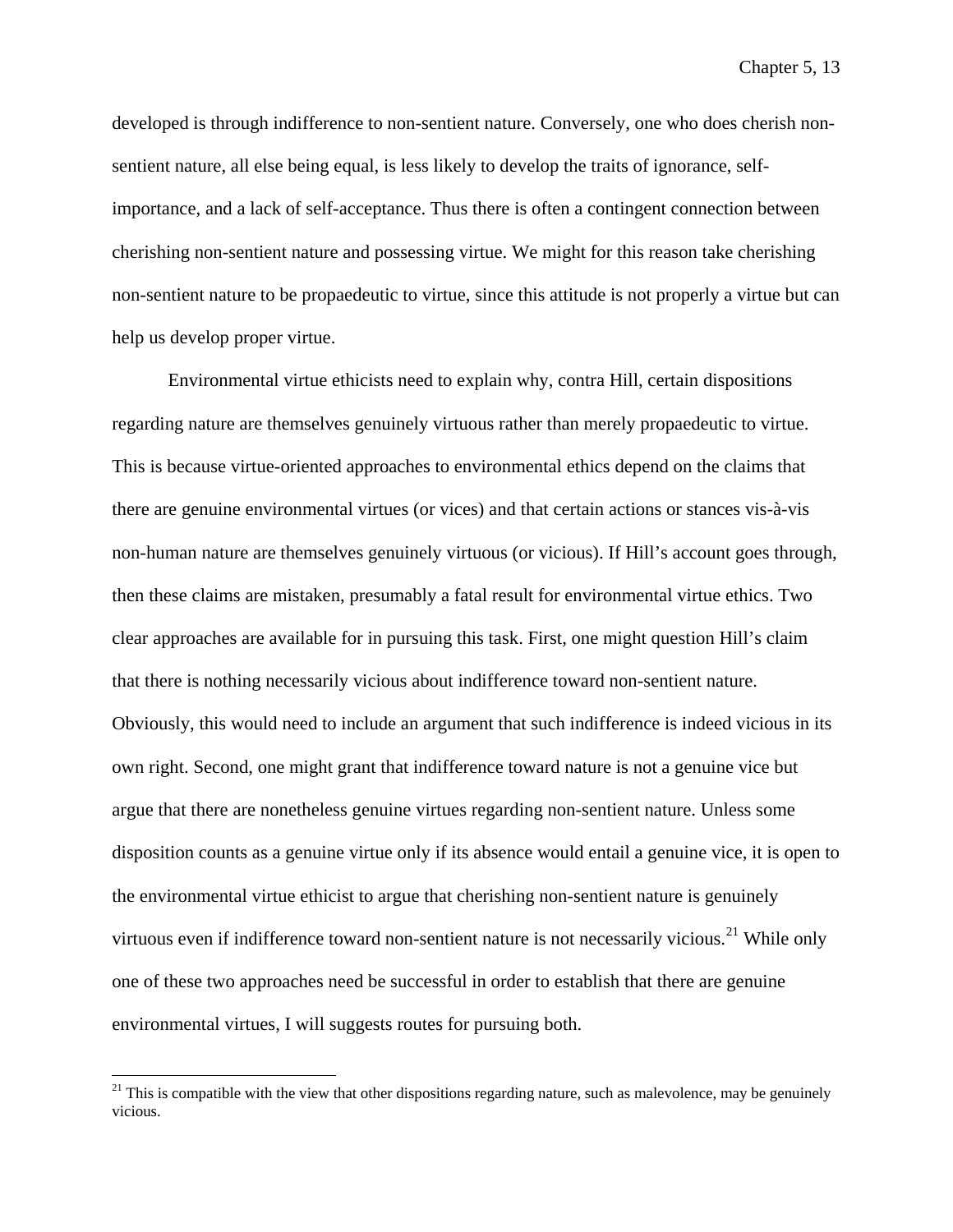developed is through indifference to non-sentient nature. Conversely, one who does cherish non-sentient nature, all else being equal, is less likely to develop the traits of ignorance, self-importance, and a lack of self-acceptance. Thus there is often a contingent connection between cherishing non-sentient nature and possessing virtue. We might for this reason take cherishing non-sentient nature to be propaedeutic to virtue, since this attitude is not properly a virtue but can help us develop proper virtue.

Environmental virtue ethicists need to explain why, contra Hill, certain dispositions regarding nature are themselves genuinely virtuous rather than merely propaedeutic to virtue. This is because virtue-oriented approaches to environmental ethics depend on the claims that there are genuine environmental virtues (or vices) and that certain actions or stances vis-à-vis non-human nature are themselves genuinely virtuous (or vicious). If Hill's account goes through, then these claims are mistaken, presumably a fatal result for environmental virtue ethics. Two clear approaches are available for in pursuing this task. First, one might question Hill's claim that there is nothing necessarily vicious about indifference toward non-sentient nature. Obviously, this would need to include an argument that such indifference is indeed vicious in its own right. Second, one might grant that indifference toward nature is not a genuine vice but argue that there are nonetheless genuine virtues regarding non-sentient nature. Unless some disposition counts as a genuine virtue only if its absence would entail a genuine vice, it is open to the environmental virtue ethicist to argue that cherishing non-sentient nature is genuinely virtuous even if indifference toward non-sentient nature is not necessarily vicious.[21] While only one of these two approaches need be successful in order to establish that there are genuine environmental virtues, I will suggests routes for pursuing both.

[21] This is compatible with the view that other dispositions regarding nature, such as malevolence, may be genuinely vicious.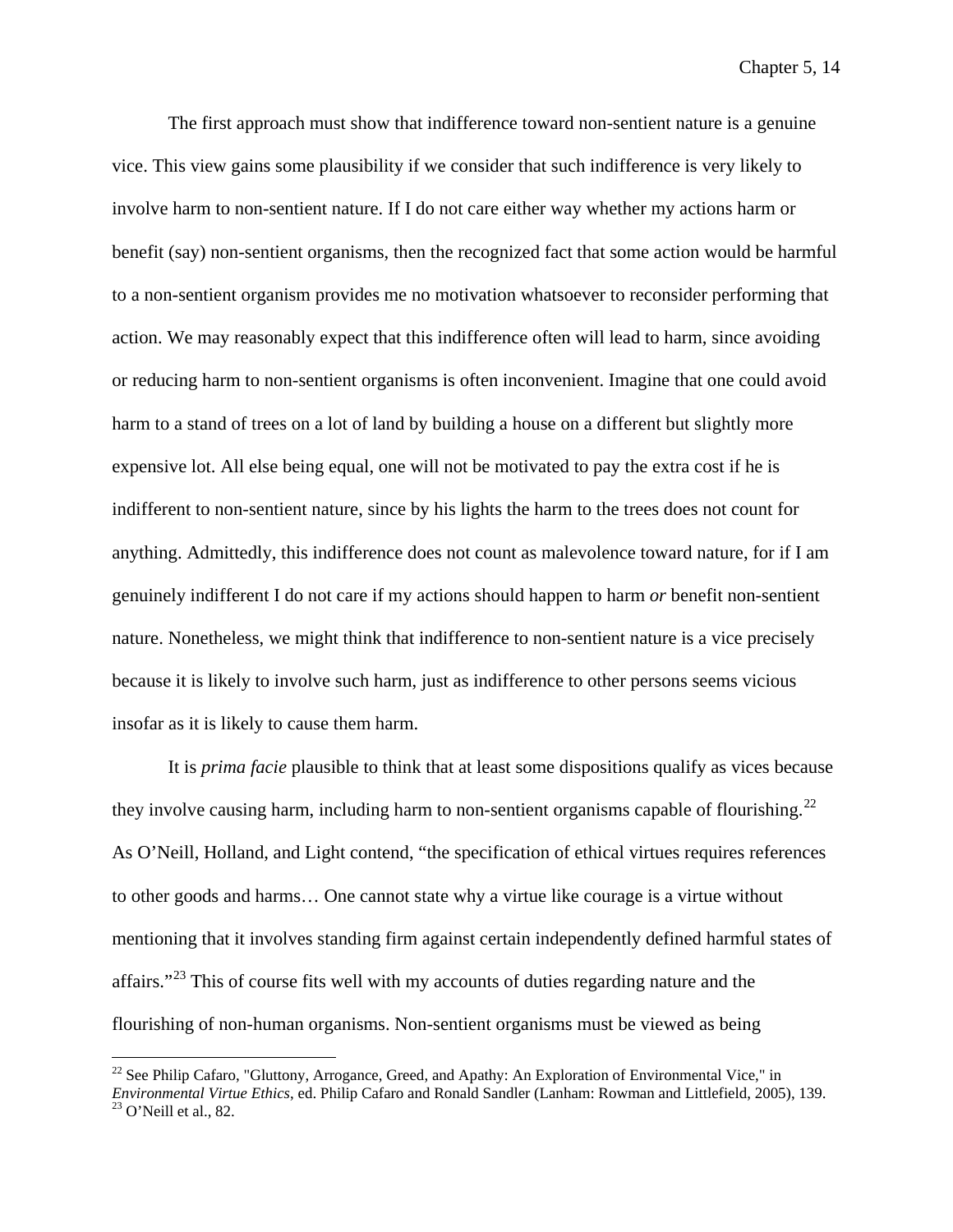The first approach must show that indifference toward non-sentient nature is a genuine vice. This view gains some plausibility if we consider that such indifference is very likely to involve harm to non-sentient nature. If I do not care either way whether my actions harm or benefit (say) non-sentient organisms, then the recognized fact that some action would be harmful to a non-sentient organism provides me no motivation whatsoever to reconsider performing that action. We may reasonably expect that this indifference often will lead to harm, since avoiding or reducing harm to non-sentient organisms is often inconvenient. Imagine that one could avoid harm to a stand of trees on a lot of land by building a house on a different but slightly more expensive lot. All else being equal, one will not be motivated to pay the extra cost if he is indifferent to non-sentient nature, since by his lights the harm to the trees does not count for anything. Admittedly, this indifference does not count as malevolence toward nature, for if I am genuinely indifferent I do not care if my actions should happen to harm *or* benefit non-sentient nature. Nonetheless, we might think that indifference to non-sentient nature is a vice precisely because it is likely to involve such harm, just as indifference to other persons seems vicious insofar as it is likely to cause them harm.

It is *prima facie* plausible to think that at least some dispositions qualify as vices because they involve causing harm, including harm to non-sentient organisms capable of flourishing.[22] As O'Neill, Holland, and Light contend, "the specification of ethical virtues requires references to other goods and harms… One cannot state why a virtue like courage is a virtue without mentioning that it involves standing firm against certain independently defined harmful states of affairs."[23] This of course fits well with my accounts of duties regarding nature and the flourishing of non-human organisms. Non-sentient organisms must be viewed as being

---

[22] See Philip Cafaro, "Gluttony, Arrogance, Greed, and Apathy: An Exploration of Environmental Vice," in *Environmental Virtue Ethics*, ed. Philip Cafaro and Ronald Sandler (Lanham: Rowman and Littlefield, 2005), 139.

[23] O'Neill et al., 82.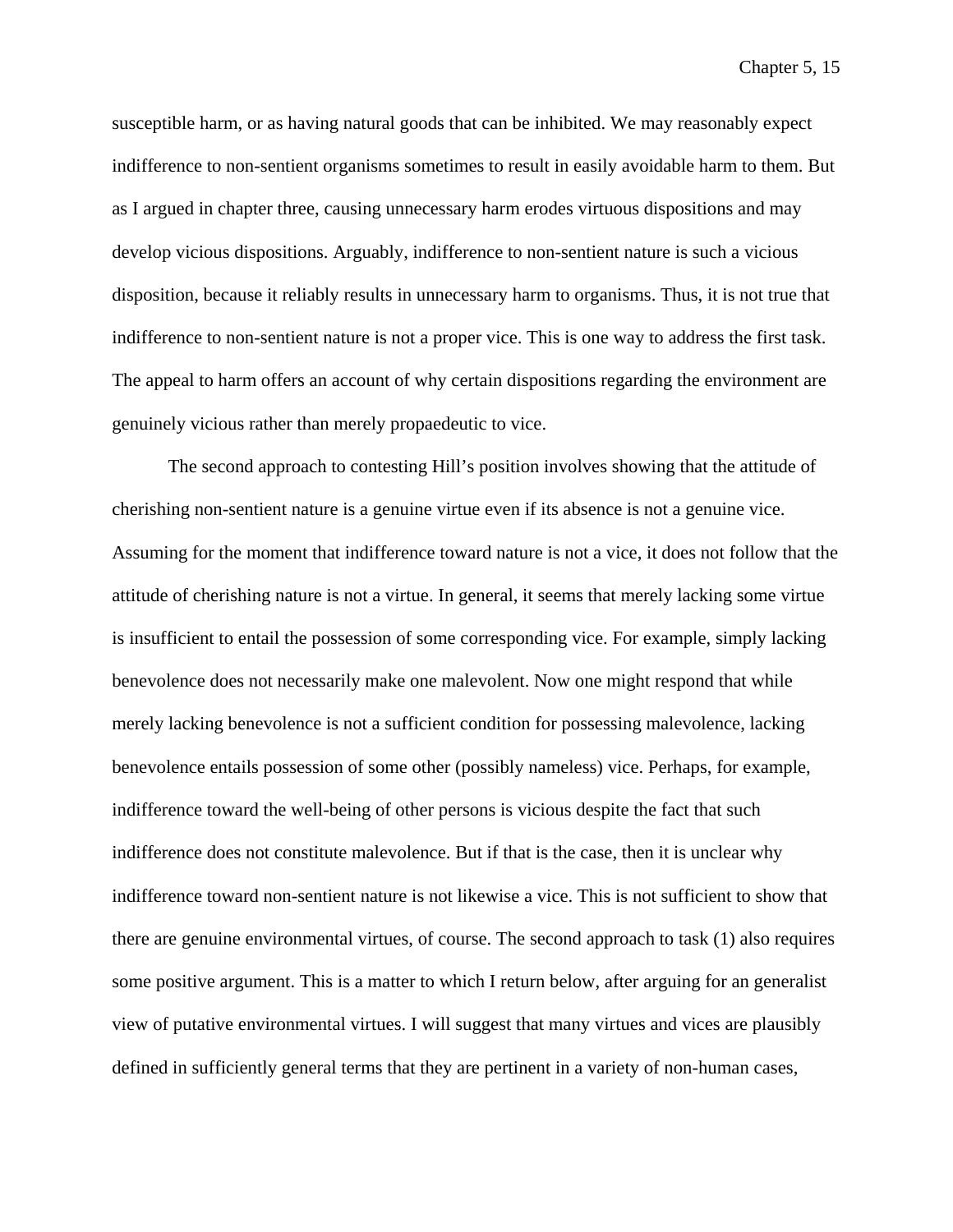susceptible harm, or as having natural goods that can be inhibited. We may reasonably expect indifference to non-sentient organisms sometimes to result in easily avoidable harm to them. But as I argued in chapter three, causing unnecessary harm erodes virtuous dispositions and may develop vicious dispositions. Arguably, indifference to non-sentient nature is such a vicious disposition, because it reliably results in unnecessary harm to organisms. Thus, it is not true that indifference to non-sentient nature is not a proper vice. This is one way to address the first task. The appeal to harm offers an account of why certain dispositions regarding the environment are genuinely vicious rather than merely propaedeutic to vice.

The second approach to contesting Hill's position involves showing that the attitude of cherishing non-sentient nature is a genuine virtue even if its absence is not a genuine vice. Assuming for the moment that indifference toward nature is not a vice, it does not follow that the attitude of cherishing nature is not a virtue. In general, it seems that merely lacking some virtue is insufficient to entail the possession of some corresponding vice. For example, simply lacking benevolence does not necessarily make one malevolent. Now one might respond that while merely lacking benevolence is not a sufficient condition for possessing malevolence, lacking benevolence entails possession of some other (possibly nameless) vice. Perhaps, for example, indifference toward the well-being of other persons is vicious despite the fact that such indifference does not constitute malevolence. But if that is the case, then it is unclear why indifference toward non-sentient nature is not likewise a vice. This is not sufficient to show that there are genuine environmental virtues, of course. The second approach to task (1) also requires some positive argument. This is a matter to which I return below, after arguing for an generalist view of putative environmental virtues. I will suggest that many virtues and vices are plausibly defined in sufficiently general terms that they are pertinent in a variety of non-human cases,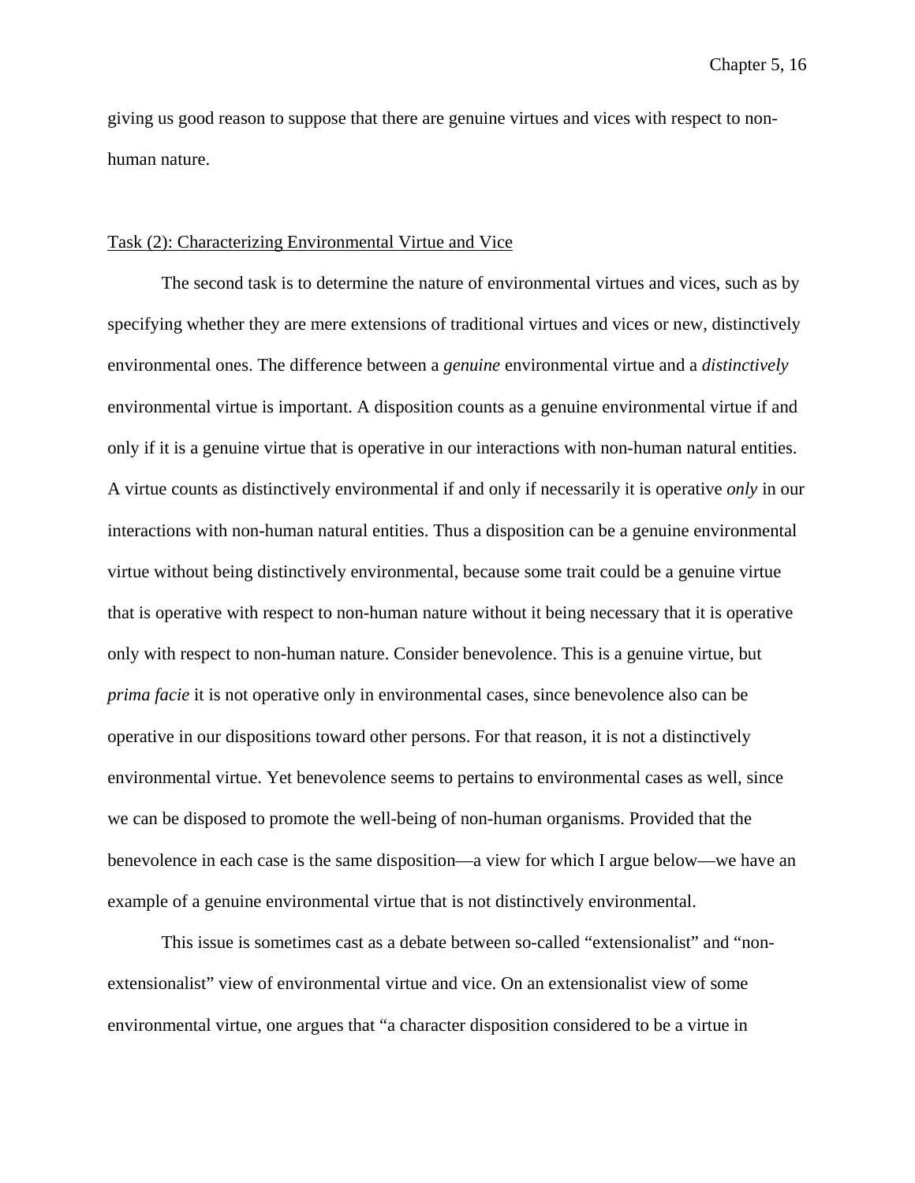giving us good reason to suppose that there are genuine virtues and vices with respect to non-human nature.

<u>Task (2): Characterizing Environmental Virtue and Vice</u>

The second task is to determine the nature of environmental virtues and vices, such as by specifying whether they are mere extensions of traditional virtues and vices or new, distinctively environmental ones. The difference between a *genuine* environmental virtue and a *distinctively* environmental virtue is important. A disposition counts as a genuine environmental virtue if and only if it is a genuine virtue that is operative in our interactions with non-human natural entities. A virtue counts as distinctively environmental if and only if necessarily it is operative *only* in our interactions with non-human natural entities. Thus a disposition can be a genuine environmental virtue without being distinctively environmental, because some trait could be a genuine virtue that is operative with respect to non-human nature without it being necessary that it is operative only with respect to non-human nature. Consider benevolence. This is a genuine virtue, but *prima facie* it is not operative only in environmental cases, since benevolence also can be operative in our dispositions toward other persons. For that reason, it is not a distinctively environmental virtue. Yet benevolence seems to pertains to environmental cases as well, since we can be disposed to promote the well-being of non-human organisms. Provided that the benevolence in each case is the same disposition—a view for which I argue below—we have an example of a genuine environmental virtue that is not distinctively environmental.

This issue is sometimes cast as a debate between so-called "extensionalist" and "non-extensionalist" view of environmental virtue and vice. On an extensionalist view of some environmental virtue, one argues that "a character disposition considered to be a virtue in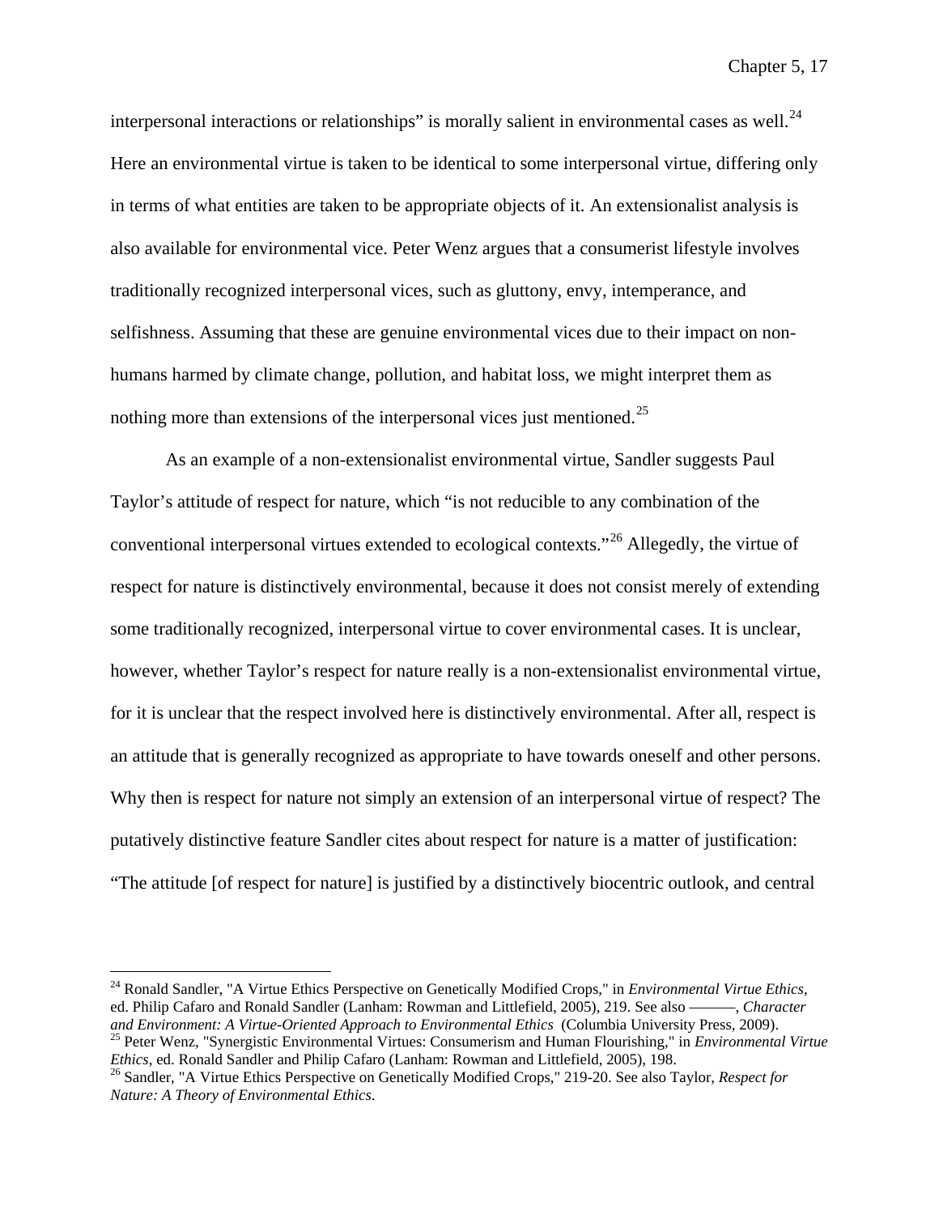interpersonal interactions or relationships" is morally salient in environmental cases as well.[24] Here an environmental virtue is taken to be identical to some interpersonal virtue, differing only in terms of what entities are taken to be appropriate objects of it. An extensionalist analysis is also available for environmental vice. Peter Wenz argues that a consumerist lifestyle involves traditionally recognized interpersonal vices, such as gluttony, envy, intemperance, and selfishness. Assuming that these are genuine environmental vices due to their impact on non-humans harmed by climate change, pollution, and habitat loss, we might interpret them as nothing more than extensions of the interpersonal vices just mentioned.[25]

As an example of a non-extensionalist environmental virtue, Sandler suggests Paul Taylor's attitude of respect for nature, which "is not reducible to any combination of the conventional interpersonal virtues extended to ecological contexts."[26] Allegedly, the virtue of respect for nature is distinctively environmental, because it does not consist merely of extending some traditionally recognized, interpersonal virtue to cover environmental cases. It is unclear, however, whether Taylor's respect for nature really is a non-extensionalist environmental virtue, for it is unclear that the respect involved here is distinctively environmental. After all, respect is an attitude that is generally recognized as appropriate to have towards oneself and other persons. Why then is respect for nature not simply an extension of an interpersonal virtue of respect? The putatively distinctive feature Sandler cites about respect for nature is a matter of justification: "The attitude [of respect for nature] is justified by a distinctively biocentric outlook, and central

---

[24] Ronald Sandler, "A Virtue Ethics Perspective on Genetically Modified Crops," in *Environmental Virtue Ethics*, ed. Philip Cafaro and Ronald Sandler (Lanham: Rowman and Littlefield, 2005), 219. See also ———, *Character and Environment: A Virtue-Oriented Approach to Environmental Ethics* (Columbia University Press, 2009).

[25] Peter Wenz, "Synergistic Environmental Virtues: Consumerism and Human Flourishing," in *Environmental Virtue Ethics*, ed. Ronald Sandler and Philip Cafaro (Lanham: Rowman and Littlefield, 2005), 198.

[26] Sandler, "A Virtue Ethics Perspective on Genetically Modified Crops," 219-20. See also Taylor, *Respect for Nature: A Theory of Environmental Ethics*.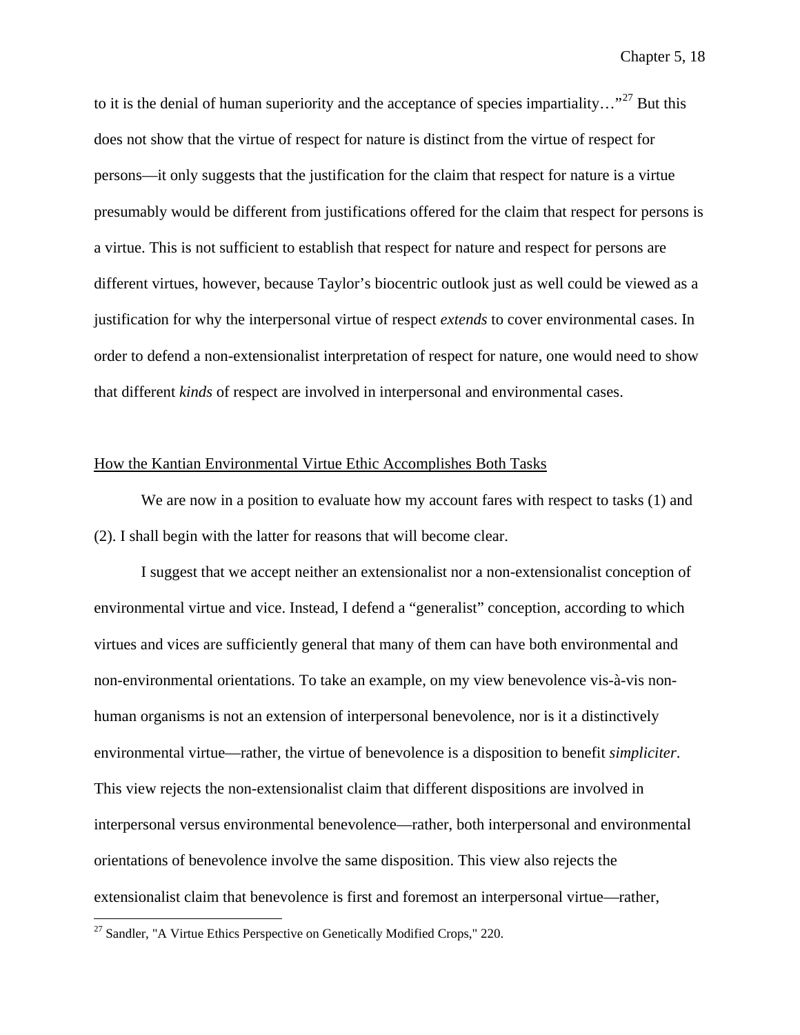to it is the denial of human superiority and the acceptance of species impartiality…"[27] But this does not show that the virtue of respect for nature is distinct from the virtue of respect for persons—it only suggests that the justification for the claim that respect for nature is a virtue presumably would be different from justifications offered for the claim that respect for persons is a virtue. This is not sufficient to establish that respect for nature and respect for persons are different virtues, however, because Taylor's biocentric outlook just as well could be viewed as a justification for why the interpersonal virtue of respect *extends* to cover environmental cases. In order to defend a non-extensionalist interpretation of respect for nature, one would need to show that different *kinds* of respect are involved in interpersonal and environmental cases.

## How the Kantian Environmental Virtue Ethic Accomplishes Both Tasks

We are now in a position to evaluate how my account fares with respect to tasks (1) and (2). I shall begin with the latter for reasons that will become clear.

I suggest that we accept neither an extensionalist nor a non-extensionalist conception of environmental virtue and vice. Instead, I defend a "generalist" conception, according to which virtues and vices are sufficiently general that many of them can have both environmental and non-environmental orientations. To take an example, on my view benevolence vis-à-vis non-human organisms is not an extension of interpersonal benevolence, nor is it a distinctively environmental virtue—rather, the virtue of benevolence is a disposition to benefit *simpliciter*. This view rejects the non-extensionalist claim that different dispositions are involved in interpersonal versus environmental benevolence—rather, both interpersonal and environmental orientations of benevolence involve the same disposition. This view also rejects the extensionalist claim that benevolence is first and foremost an interpersonal virtue—rather,

[27] Sandler, "A Virtue Ethics Perspective on Genetically Modified Crops," 220.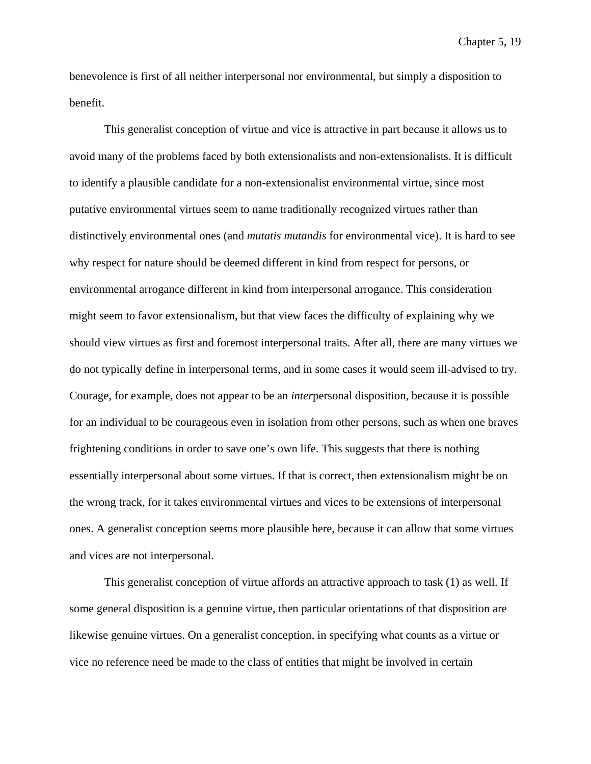benevolence is first of all neither interpersonal nor environmental, but simply a disposition to benefit.

This generalist conception of virtue and vice is attractive in part because it allows us to avoid many of the problems faced by both extensionalists and non-extensionalists. It is difficult to identify a plausible candidate for a non-extensionalist environmental virtue, since most putative environmental virtues seem to name traditionally recognized virtues rather than distinctively environmental ones (and *mutatis mutandis* for environmental vice). It is hard to see why respect for nature should be deemed different in kind from respect for persons, or environmental arrogance different in kind from interpersonal arrogance. This consideration might seem to favor extensionalism, but that view faces the difficulty of explaining why we should view virtues as first and foremost interpersonal traits. After all, there are many virtues we do not typically define in interpersonal terms, and in some cases it would seem ill-advised to try. Courage, for example, does not appear to be an *inter*personal disposition, because it is possible for an individual to be courageous even in isolation from other persons, such as when one braves frightening conditions in order to save one's own life. This suggests that there is nothing essentially interpersonal about some virtues. If that is correct, then extensionalism might be on the wrong track, for it takes environmental virtues and vices to be extensions of interpersonal ones. A generalist conception seems more plausible here, because it can allow that some virtues and vices are not interpersonal.

This generalist conception of virtue affords an attractive approach to task (1) as well. If some general disposition is a genuine virtue, then particular orientations of that disposition are likewise genuine virtues. On a generalist conception, in specifying what counts as a virtue or vice no reference need be made to the class of entities that might be involved in certain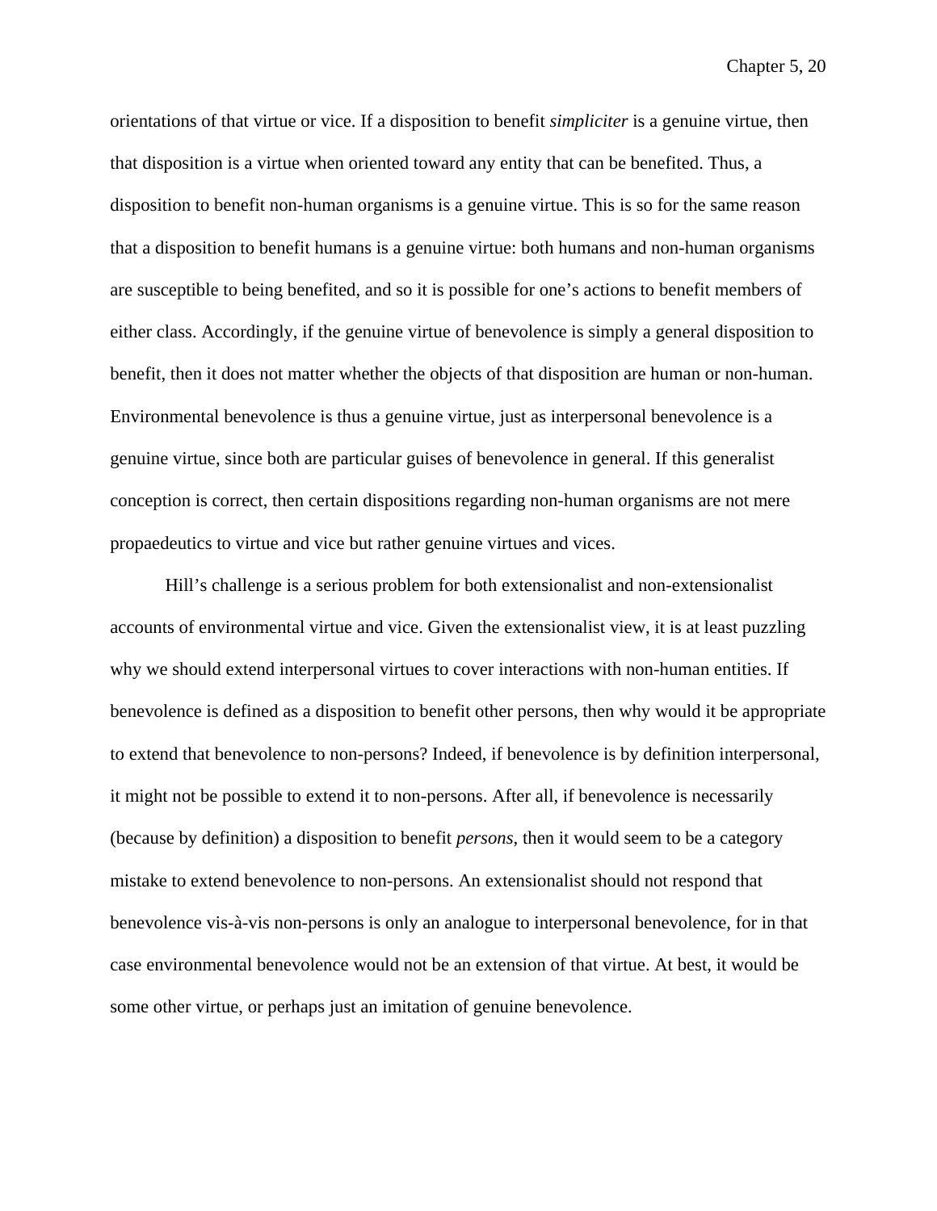orientations of that virtue or vice. If a disposition to benefit *simpliciter* is a genuine virtue, then that disposition is a virtue when oriented toward any entity that can be benefited. Thus, a disposition to benefit non-human organisms is a genuine virtue. This is so for the same reason that a disposition to benefit humans is a genuine virtue: both humans and non-human organisms are susceptible to being benefited, and so it is possible for one's actions to benefit members of either class. Accordingly, if the genuine virtue of benevolence is simply a general disposition to benefit, then it does not matter whether the objects of that disposition are human or non-human. Environmental benevolence is thus a genuine virtue, just as interpersonal benevolence is a genuine virtue, since both are particular guises of benevolence in general. If this generalist conception is correct, then certain dispositions regarding non-human organisms are not mere propaedeutics to virtue and vice but rather genuine virtues and vices.

Hill's challenge is a serious problem for both extensionalist and non-extensionalist accounts of environmental virtue and vice. Given the extensionalist view, it is at least puzzling why we should extend interpersonal virtues to cover interactions with non-human entities. If benevolence is defined as a disposition to benefit other persons, then why would it be appropriate to extend that benevolence to non-persons? Indeed, if benevolence is by definition interpersonal, it might not be possible to extend it to non-persons. After all, if benevolence is necessarily (because by definition) a disposition to benefit *persons*, then it would seem to be a category mistake to extend benevolence to non-persons. An extensionalist should not respond that benevolence vis-à-vis non-persons is only an analogue to interpersonal benevolence, for in that case environmental benevolence would not be an extension of that virtue. At best, it would be some other virtue, or perhaps just an imitation of genuine benevolence.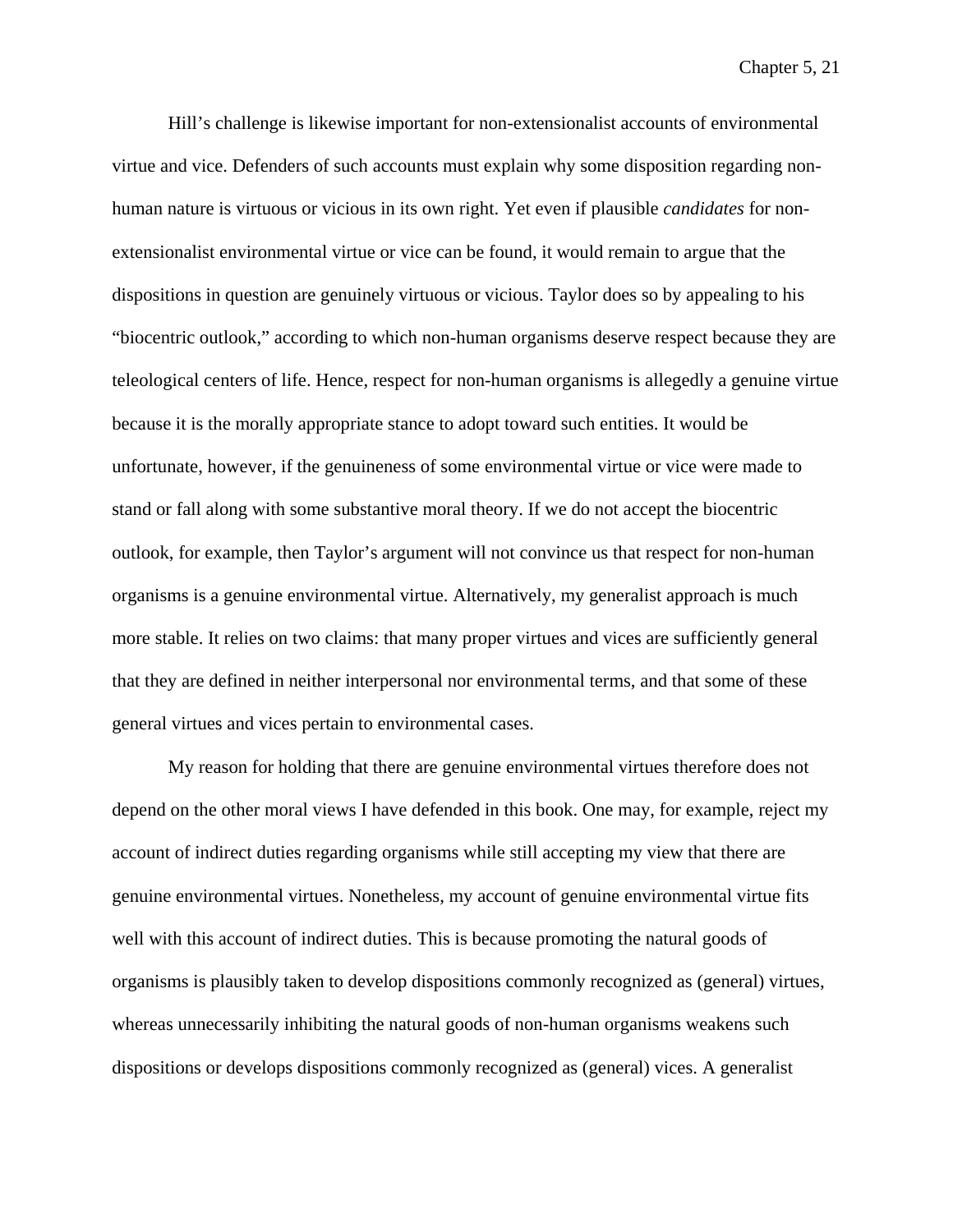Hill's challenge is likewise important for non-extensionalist accounts of environmental virtue and vice. Defenders of such accounts must explain why some disposition regarding non-human nature is virtuous or vicious in its own right. Yet even if plausible *candidates* for non-extensionalist environmental virtue or vice can be found, it would remain to argue that the dispositions in question are genuinely virtuous or vicious. Taylor does so by appealing to his "biocentric outlook," according to which non-human organisms deserve respect because they are teleological centers of life. Hence, respect for non-human organisms is allegedly a genuine virtue because it is the morally appropriate stance to adopt toward such entities. It would be unfortunate, however, if the genuineness of some environmental virtue or vice were made to stand or fall along with some substantive moral theory. If we do not accept the biocentric outlook, for example, then Taylor's argument will not convince us that respect for non-human organisms is a genuine environmental virtue. Alternatively, my generalist approach is much more stable. It relies on two claims: that many proper virtues and vices are sufficiently general that they are defined in neither interpersonal nor environmental terms, and that some of these general virtues and vices pertain to environmental cases.

My reason for holding that there are genuine environmental virtues therefore does not depend on the other moral views I have defended in this book. One may, for example, reject my account of indirect duties regarding organisms while still accepting my view that there are genuine environmental virtues. Nonetheless, my account of genuine environmental virtue fits well with this account of indirect duties. This is because promoting the natural goods of organisms is plausibly taken to develop dispositions commonly recognized as (general) virtues, whereas unnecessarily inhibiting the natural goods of non-human organisms weakens such dispositions or develops dispositions commonly recognized as (general) vices. A generalist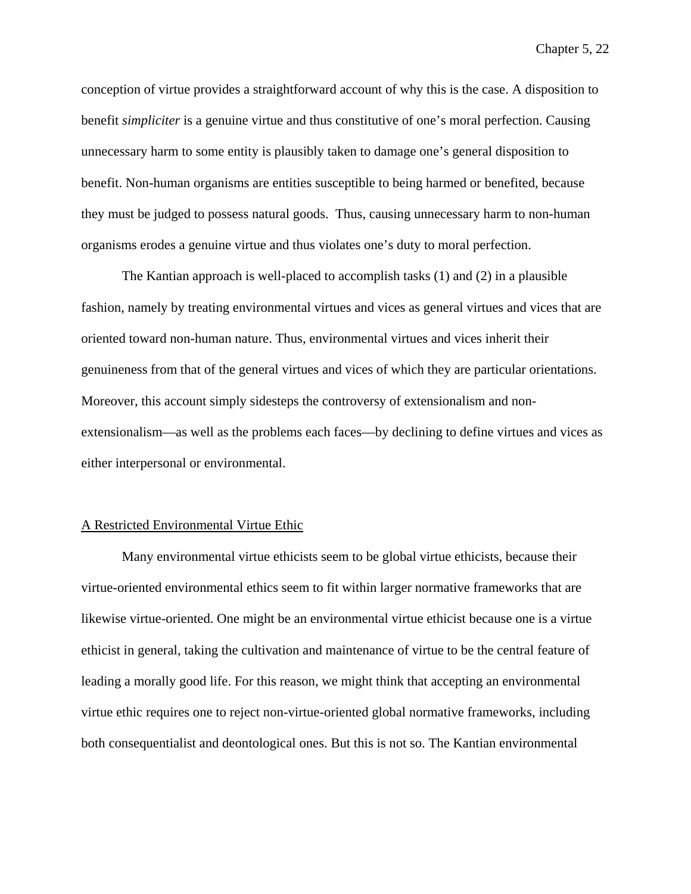conception of virtue provides a straightforward account of why this is the case. A disposition to benefit *simpliciter* is a genuine virtue and thus constitutive of one's moral perfection. Causing unnecessary harm to some entity is plausibly taken to damage one's general disposition to benefit. Non-human organisms are entities susceptible to being harmed or benefited, because they must be judged to possess natural goods. Thus, causing unnecessary harm to non-human organisms erodes a genuine virtue and thus violates one's duty to moral perfection.

The Kantian approach is well-placed to accomplish tasks (1) and (2) in a plausible fashion, namely by treating environmental virtues and vices as general virtues and vices that are oriented toward non-human nature. Thus, environmental virtues and vices inherit their genuineness from that of the general virtues and vices of which they are particular orientations. Moreover, this account simply sidesteps the controversy of extensionalism and non-extensionalism—as well as the problems each faces—by declining to define virtues and vices as either interpersonal or environmental.

## A Restricted Environmental Virtue Ethic

Many environmental virtue ethicists seem to be global virtue ethicists, because their virtue-oriented environmental ethics seem to fit within larger normative frameworks that are likewise virtue-oriented. One might be an environmental virtue ethicist because one is a virtue ethicist in general, taking the cultivation and maintenance of virtue to be the central feature of leading a morally good life. For this reason, we might think that accepting an environmental virtue ethic requires one to reject non-virtue-oriented global normative frameworks, including both consequentialist and deontological ones. But this is not so. The Kantian environmental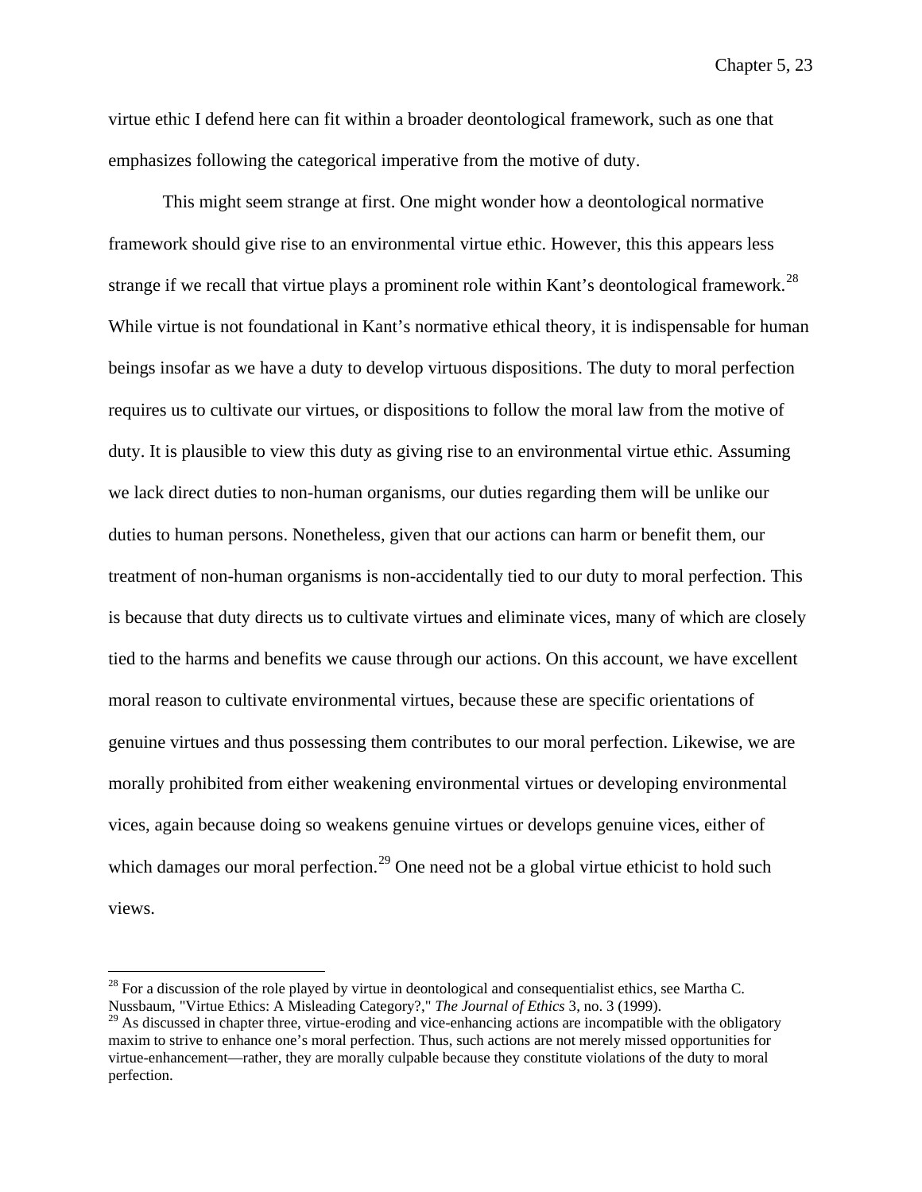virtue ethic I defend here can fit within a broader deontological framework, such as one that emphasizes following the categorical imperative from the motive of duty.

This might seem strange at first. One might wonder how a deontological normative framework should give rise to an environmental virtue ethic. However, this this appears less strange if we recall that virtue plays a prominent role within Kant's deontological framework.[28] While virtue is not foundational in Kant's normative ethical theory, it is indispensable for human beings insofar as we have a duty to develop virtuous dispositions. The duty to moral perfection requires us to cultivate our virtues, or dispositions to follow the moral law from the motive of duty. It is plausible to view this duty as giving rise to an environmental virtue ethic. Assuming we lack direct duties to non-human organisms, our duties regarding them will be unlike our duties to human persons. Nonetheless, given that our actions can harm or benefit them, our treatment of non-human organisms is non-accidentally tied to our duty to moral perfection. This is because that duty directs us to cultivate virtues and eliminate vices, many of which are closely tied to the harms and benefits we cause through our actions. On this account, we have excellent moral reason to cultivate environmental virtues, because these are specific orientations of genuine virtues and thus possessing them contributes to our moral perfection. Likewise, we are morally prohibited from either weakening environmental virtues or developing environmental vices, again because doing so weakens genuine virtues or develops genuine vices, either of which damages our moral perfection.[29] One need not be a global virtue ethicist to hold such views.

---

[28] For a discussion of the role played by virtue in deontological and consequentialist ethics, see Martha C. Nussbaum, "Virtue Ethics: A Misleading Category?," *The Journal of Ethics* 3, no. 3 (1999).

[29] As discussed in chapter three, virtue-eroding and vice-enhancing actions are incompatible with the obligatory maxim to strive to enhance one's moral perfection. Thus, such actions are not merely missed opportunities for virtue-enhancement—rather, they are morally culpable because they constitute violations of the duty to moral perfection.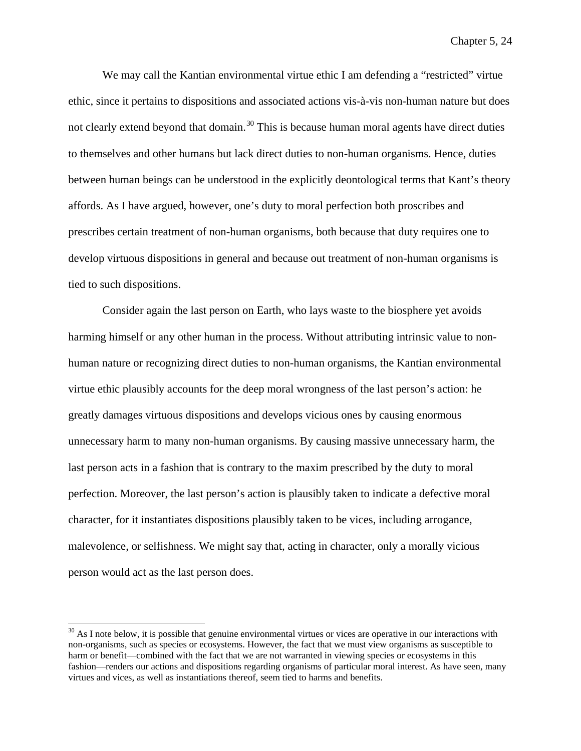We may call the Kantian environmental virtue ethic I am defending a "restricted" virtue ethic, since it pertains to dispositions and associated actions vis-à-vis non-human nature but does not clearly extend beyond that domain.[30] This is because human moral agents have direct duties to themselves and other humans but lack direct duties to non-human organisms. Hence, duties between human beings can be understood in the explicitly deontological terms that Kant's theory affords. As I have argued, however, one's duty to moral perfection both proscribes and prescribes certain treatment of non-human organisms, both because that duty requires one to develop virtuous dispositions in general and because out treatment of non-human organisms is tied to such dispositions.

Consider again the last person on Earth, who lays waste to the biosphere yet avoids harming himself or any other human in the process. Without attributing intrinsic value to non-human nature or recognizing direct duties to non-human organisms, the Kantian environmental virtue ethic plausibly accounts for the deep moral wrongness of the last person's action: he greatly damages virtuous dispositions and develops vicious ones by causing enormous unnecessary harm to many non-human organisms. By causing massive unnecessary harm, the last person acts in a fashion that is contrary to the maxim prescribed by the duty to moral perfection. Moreover, the last person's action is plausibly taken to indicate a defective moral character, for it instantiates dispositions plausibly taken to be vices, including arrogance, malevolence, or selfishness. We might say that, acting in character, only a morally vicious person would act as the last person does.

[30] As I note below, it is possible that genuine environmental virtues or vices are operative in our interactions with non-organisms, such as species or ecosystems. However, the fact that we must view organisms as susceptible to harm or benefit—combined with the fact that we are not warranted in viewing species or ecosystems in this fashion—renders our actions and dispositions regarding organisms of particular moral interest. As have seen, many virtues and vices, as well as instantiations thereof, seem tied to harms and benefits.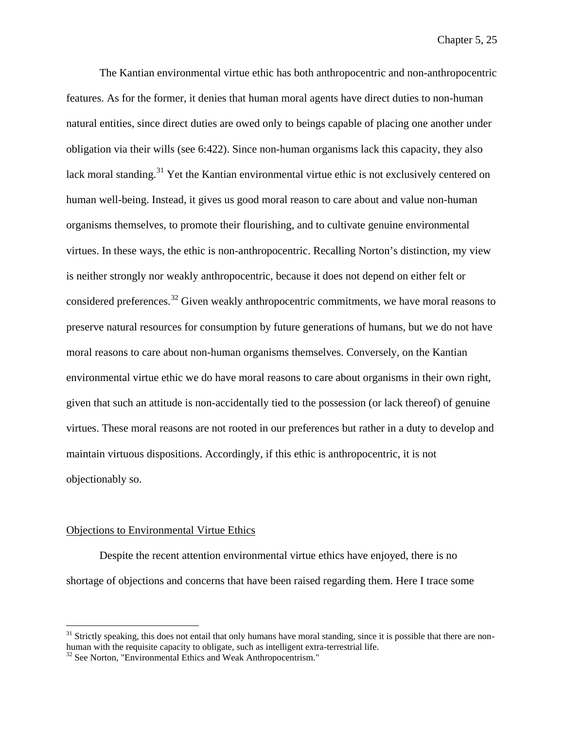The Kantian environmental virtue ethic has both anthropocentric and non-anthropocentric features. As for the former, it denies that human moral agents have direct duties to non-human natural entities, since direct duties are owed only to beings capable of placing one another under obligation via their wills (see 6:422). Since non-human organisms lack this capacity, they also lack moral standing.[31] Yet the Kantian environmental virtue ethic is not exclusively centered on human well-being. Instead, it gives us good moral reason to care about and value non-human organisms themselves, to promote their flourishing, and to cultivate genuine environmental virtues. In these ways, the ethic is non-anthropocentric. Recalling Norton's distinction, my view is neither strongly nor weakly anthropocentric, because it does not depend on either felt or considered preferences.[32] Given weakly anthropocentric commitments, we have moral reasons to preserve natural resources for consumption by future generations of humans, but we do not have moral reasons to care about non-human organisms themselves. Conversely, on the Kantian environmental virtue ethic we do have moral reasons to care about organisms in their own right, given that such an attitude is non-accidentally tied to the possession (or lack thereof) of genuine virtues. These moral reasons are not rooted in our preferences but rather in a duty to develop and maintain virtuous dispositions. Accordingly, if this ethic is anthropocentric, it is not objectionably so.

## Objections to Environmental Virtue Ethics

Despite the recent attention environmental virtue ethics have enjoyed, there is no shortage of objections and concerns that have been raised regarding them. Here I trace some

---

[31] Strictly speaking, this does not entail that only humans have moral standing, since it is possible that there are non-human with the requisite capacity to obligate, such as intelligent extra-terrestrial life.

[32] See Norton, "Environmental Ethics and Weak Anthropocentrism."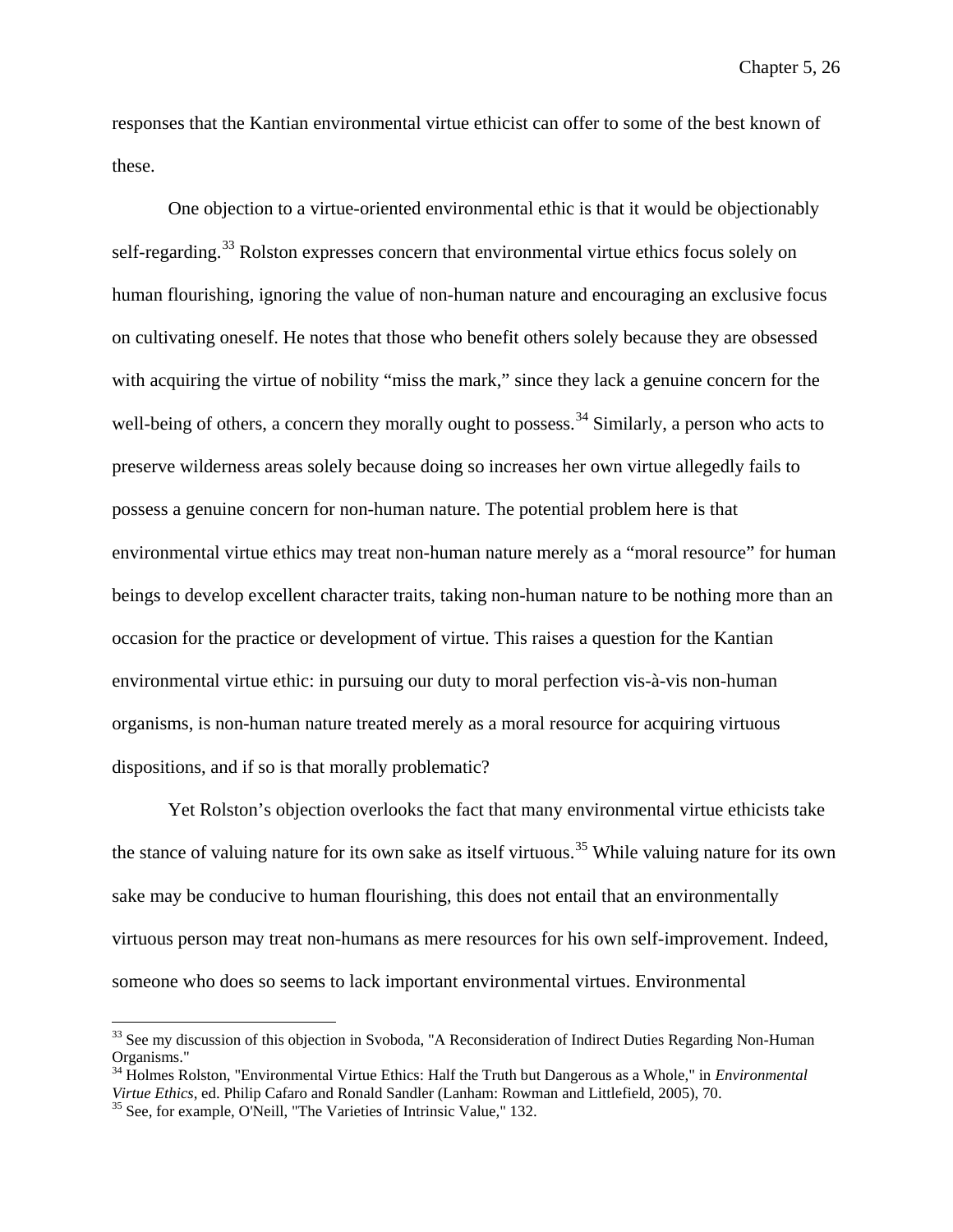responses that the Kantian environmental virtue ethicist can offer to some of the best known of these.

One objection to a virtue-oriented environmental ethic is that it would be objectionably self-regarding.[33] Rolston expresses concern that environmental virtue ethics focus solely on human flourishing, ignoring the value of non-human nature and encouraging an exclusive focus on cultivating oneself. He notes that those who benefit others solely because they are obsessed with acquiring the virtue of nobility "miss the mark," since they lack a genuine concern for the well-being of others, a concern they morally ought to possess.[34] Similarly, a person who acts to preserve wilderness areas solely because doing so increases her own virtue allegedly fails to possess a genuine concern for non-human nature. The potential problem here is that environmental virtue ethics may treat non-human nature merely as a "moral resource" for human beings to develop excellent character traits, taking non-human nature to be nothing more than an occasion for the practice or development of virtue. This raises a question for the Kantian environmental virtue ethic: in pursuing our duty to moral perfection vis-à-vis non-human organisms, is non-human nature treated merely as a moral resource for acquiring virtuous dispositions, and if so is that morally problematic?

Yet Rolston's objection overlooks the fact that many environmental virtue ethicists take the stance of valuing nature for its own sake as itself virtuous.[35] While valuing nature for its own sake may be conducive to human flourishing, this does not entail that an environmentally virtuous person may treat non-humans as mere resources for his own self-improvement. Indeed, someone who does so seems to lack important environmental virtues. Environmental

---

[33] See my discussion of this objection in Svoboda, "A Reconsideration of Indirect Duties Regarding Non-Human Organisms."

[34] Holmes Rolston, "Environmental Virtue Ethics: Half the Truth but Dangerous as a Whole," in *Environmental Virtue Ethics*, ed. Philip Cafaro and Ronald Sandler (Lanham: Rowman and Littlefield, 2005), 70.

[35] See, for example, O'Neill, "The Varieties of Intrinsic Value," 132.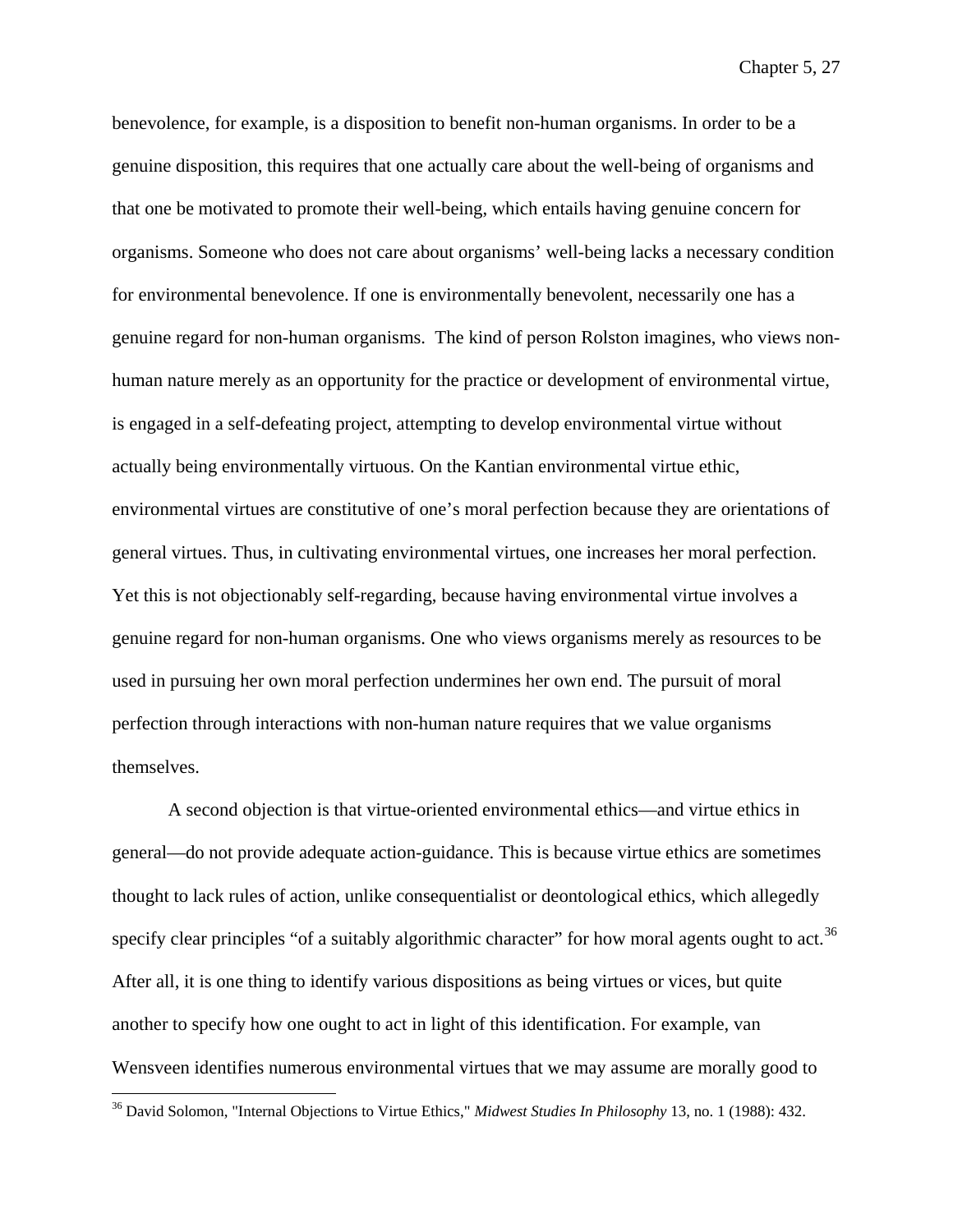benevolence, for example, is a disposition to benefit non-human organisms. In order to be a genuine disposition, this requires that one actually care about the well-being of organisms and that one be motivated to promote their well-being, which entails having genuine concern for organisms. Someone who does not care about organisms' well-being lacks a necessary condition for environmental benevolence. If one is environmentally benevolent, necessarily one has a genuine regard for non-human organisms. The kind of person Rolston imagines, who views non-human nature merely as an opportunity for the practice or development of environmental virtue, is engaged in a self-defeating project, attempting to develop environmental virtue without actually being environmentally virtuous. On the Kantian environmental virtue ethic, environmental virtues are constitutive of one's moral perfection because they are orientations of general virtues. Thus, in cultivating environmental virtues, one increases her moral perfection. Yet this is not objectionably self-regarding, because having environmental virtue involves a genuine regard for non-human organisms. One who views organisms merely as resources to be used in pursuing her own moral perfection undermines her own end. The pursuit of moral perfection through interactions with non-human nature requires that we value organisms themselves.

A second objection is that virtue-oriented environmental ethics—and virtue ethics in general—do not provide adequate action-guidance. This is because virtue ethics are sometimes thought to lack rules of action, unlike consequentialist or deontological ethics, which allegedly specify clear principles "of a suitably algorithmic character" for how moral agents ought to act.[36] After all, it is one thing to identify various dispositions as being virtues or vices, but quite another to specify how one ought to act in light of this identification. For example, van Wensveen identifies numerous environmental virtues that we may assume are morally good to

[36] David Solomon, "Internal Objections to Virtue Ethics," *Midwest Studies In Philosophy* 13, no. 1 (1988): 432.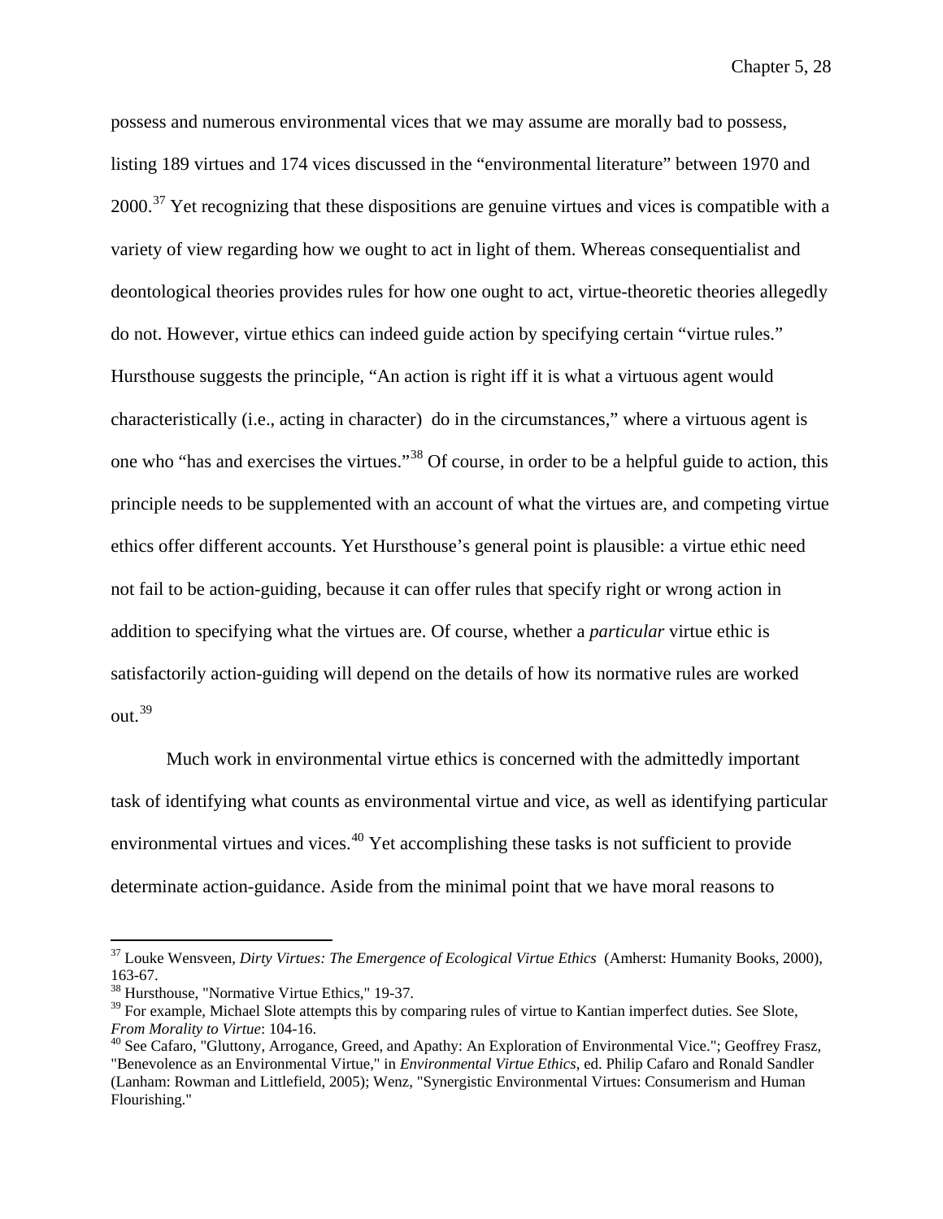possess and numerous environmental vices that we may assume are morally bad to possess, listing 189 virtues and 174 vices discussed in the "environmental literature" between 1970 and 2000.[37] Yet recognizing that these dispositions are genuine virtues and vices is compatible with a variety of view regarding how we ought to act in light of them. Whereas consequentialist and deontological theories provides rules for how one ought to act, virtue-theoretic theories allegedly do not. However, virtue ethics can indeed guide action by specifying certain "virtue rules." Hursthouse suggests the principle, "An action is right iff it is what a virtuous agent would characteristically (i.e., acting in character) do in the circumstances," where a virtuous agent is one who "has and exercises the virtues."[38] Of course, in order to be a helpful guide to action, this principle needs to be supplemented with an account of what the virtues are, and competing virtue ethics offer different accounts. Yet Hursthouse's general point is plausible: a virtue ethic need not fail to be action-guiding, because it can offer rules that specify right or wrong action in addition to specifying what the virtues are. Of course, whether a *particular* virtue ethic is satisfactorily action-guiding will depend on the details of how its normative rules are worked out.[39]

Much work in environmental virtue ethics is concerned with the admittedly important task of identifying what counts as environmental virtue and vice, as well as identifying particular environmental virtues and vices.[40] Yet accomplishing these tasks is not sufficient to provide determinate action-guidance. Aside from the minimal point that we have moral reasons to

---

[37] Louke Wensveen, *Dirty Virtues: The Emergence of Ecological Virtue Ethics* (Amherst: Humanity Books, 2000), 163-67.

[38] Hursthouse, "Normative Virtue Ethics," 19-37.

[39] For example, Michael Slote attempts this by comparing rules of virtue to Kantian imperfect duties. See Slote, *From Morality to Virtue*: 104-16.

[40] See Cafaro, "Gluttony, Arrogance, Greed, and Apathy: An Exploration of Environmental Vice."; Geoffrey Frasz, "Benevolence as an Environmental Virtue," in *Environmental Virtue Ethics*, ed. Philip Cafaro and Ronald Sandler (Lanham: Rowman and Littlefield, 2005); Wenz, "Synergistic Environmental Virtues: Consumerism and Human Flourishing."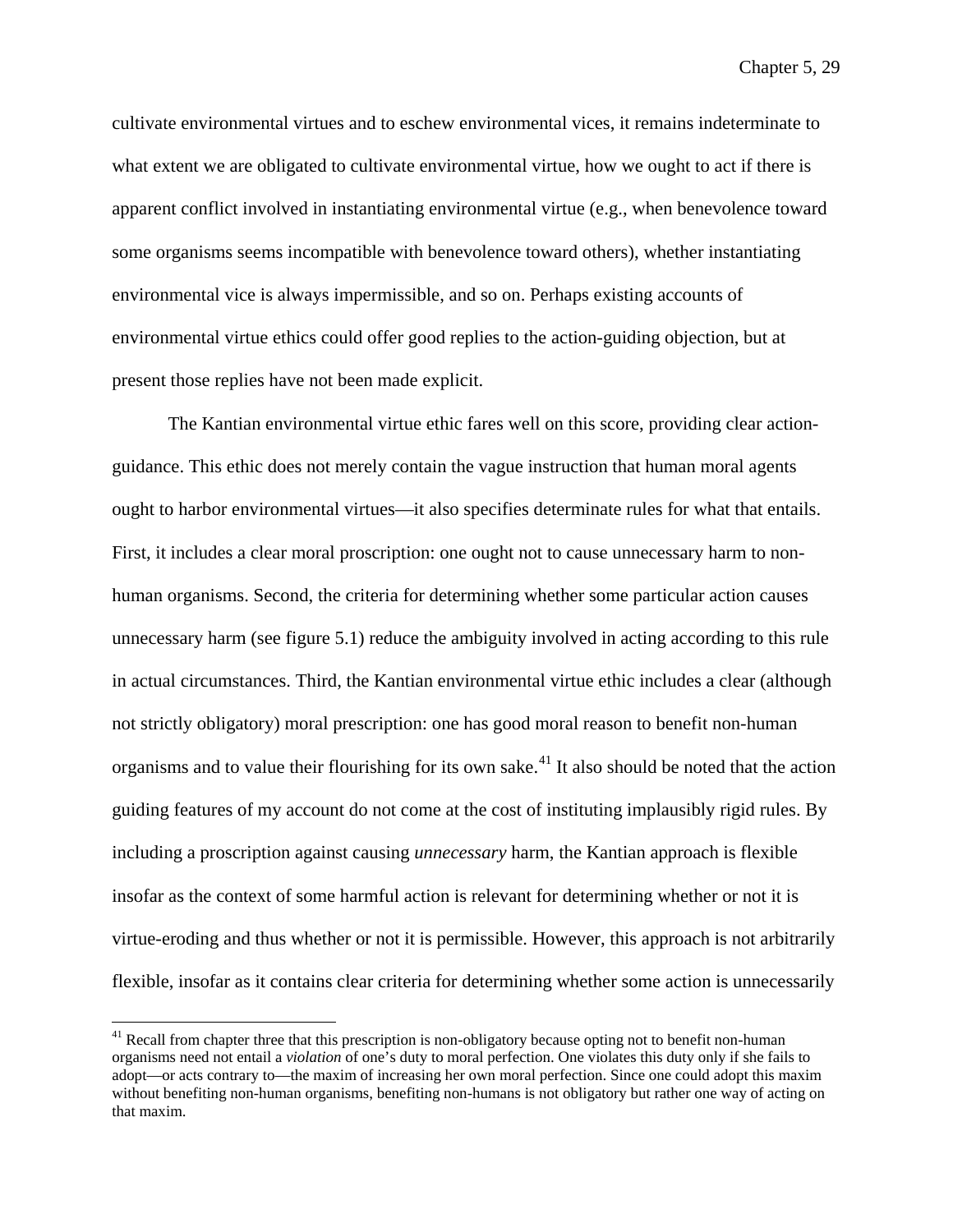cultivate environmental virtues and to eschew environmental vices, it remains indeterminate to what extent we are obligated to cultivate environmental virtue, how we ought to act if there is apparent conflict involved in instantiating environmental virtue (e.g., when benevolence toward some organisms seems incompatible with benevolence toward others), whether instantiating environmental vice is always impermissible, and so on. Perhaps existing accounts of environmental virtue ethics could offer good replies to the action-guiding objection, but at present those replies have not been made explicit.

The Kantian environmental virtue ethic fares well on this score, providing clear action-guidance. This ethic does not merely contain the vague instruction that human moral agents ought to harbor environmental virtues—it also specifies determinate rules for what that entails. First, it includes a clear moral proscription: one ought not to cause unnecessary harm to non-human organisms. Second, the criteria for determining whether some particular action causes unnecessary harm (see figure 5.1) reduce the ambiguity involved in acting according to this rule in actual circumstances. Third, the Kantian environmental virtue ethic includes a clear (although not strictly obligatory) moral prescription: one has good moral reason to benefit non-human organisms and to value their flourishing for its own sake.[41] It also should be noted that the action guiding features of my account do not come at the cost of instituting implausibly rigid rules. By including a proscription against causing *unnecessary* harm, the Kantian approach is flexible insofar as the context of some harmful action is relevant for determining whether or not it is virtue-eroding and thus whether or not it is permissible. However, this approach is not arbitrarily flexible, insofar as it contains clear criteria for determining whether some action is unnecessarily

[41] Recall from chapter three that this prescription is non-obligatory because opting not to benefit non-human organisms need not entail a *violation* of one's duty to moral perfection. One violates this duty only if she fails to adopt—or acts contrary to—the maxim of increasing her own moral perfection. Since one could adopt this maxim without benefiting non-human organisms, benefiting non-humans is not obligatory but rather one way of acting on that maxim.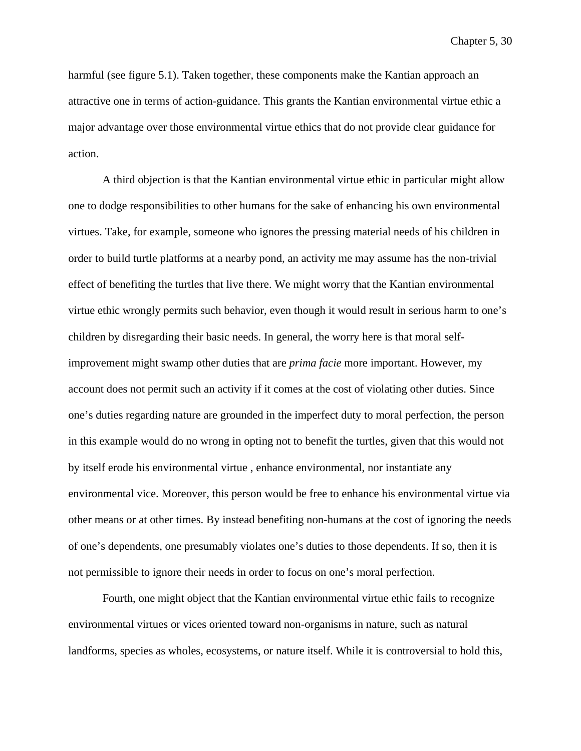harmful (see figure 5.1). Taken together, these components make the Kantian approach an attractive one in terms of action-guidance. This grants the Kantian environmental virtue ethic a major advantage over those environmental virtue ethics that do not provide clear guidance for action.

A third objection is that the Kantian environmental virtue ethic in particular might allow one to dodge responsibilities to other humans for the sake of enhancing his own environmental virtues. Take, for example, someone who ignores the pressing material needs of his children in order to build turtle platforms at a nearby pond, an activity me may assume has the non-trivial effect of benefiting the turtles that live there. We might worry that the Kantian environmental virtue ethic wrongly permits such behavior, even though it would result in serious harm to one's children by disregarding their basic needs. In general, the worry here is that moral self-improvement might swamp other duties that are *prima facie* more important. However, my account does not permit such an activity if it comes at the cost of violating other duties. Since one's duties regarding nature are grounded in the imperfect duty to moral perfection, the person in this example would do no wrong in opting not to benefit the turtles, given that this would not by itself erode his environmental virtue , enhance environmental, nor instantiate any environmental vice. Moreover, this person would be free to enhance his environmental virtue via other means or at other times. By instead benefiting non-humans at the cost of ignoring the needs of one's dependents, one presumably violates one's duties to those dependents. If so, then it is not permissible to ignore their needs in order to focus on one's moral perfection.

Fourth, one might object that the Kantian environmental virtue ethic fails to recognize environmental virtues or vices oriented toward non-organisms in nature, such as natural landforms, species as wholes, ecosystems, or nature itself. While it is controversial to hold this,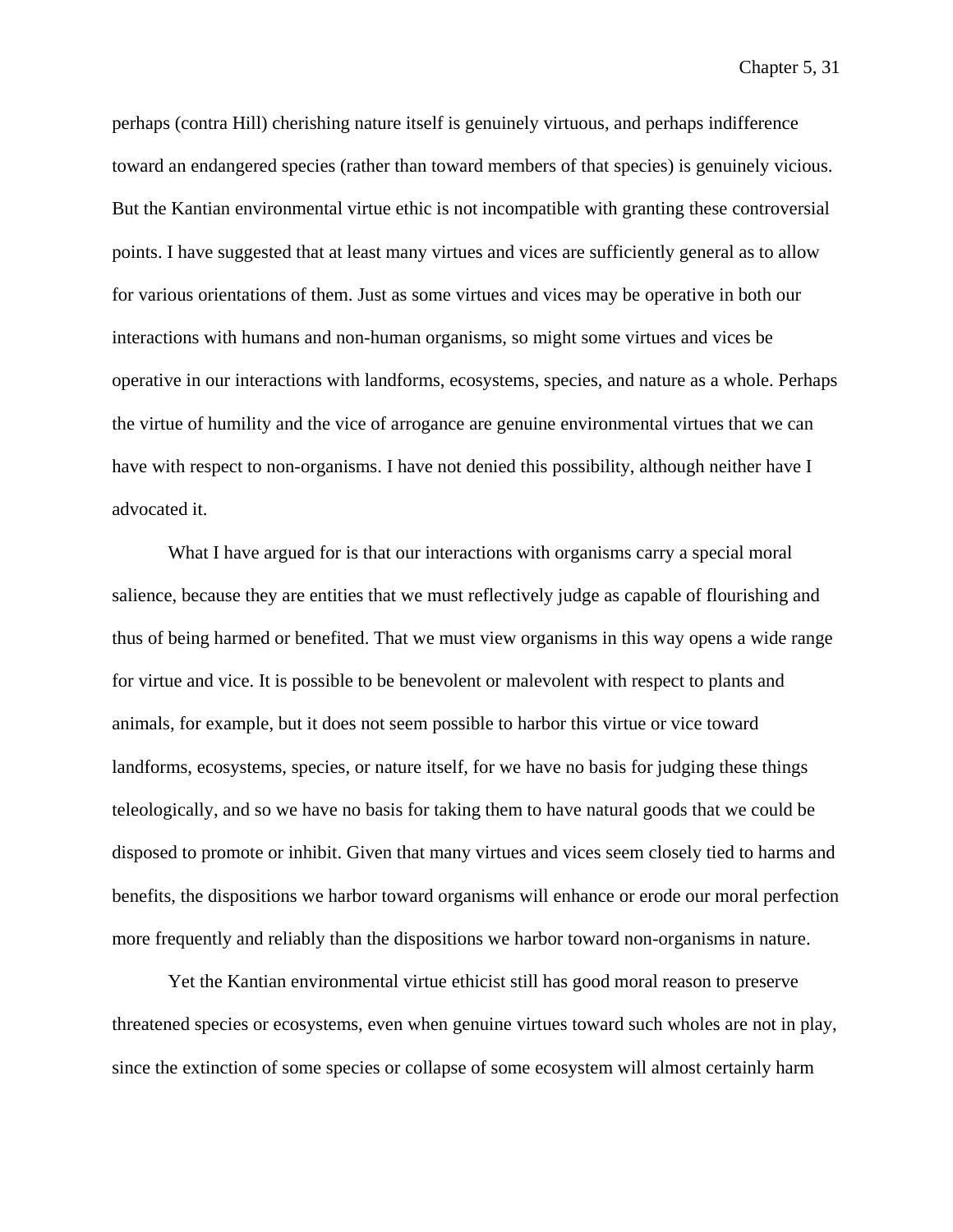perhaps (contra Hill) cherishing nature itself is genuinely virtuous, and perhaps indifference toward an endangered species (rather than toward members of that species) is genuinely vicious. But the Kantian environmental virtue ethic is not incompatible with granting these controversial points. I have suggested that at least many virtues and vices are sufficiently general as to allow for various orientations of them. Just as some virtues and vices may be operative in both our interactions with humans and non-human organisms, so might some virtues and vices be operative in our interactions with landforms, ecosystems, species, and nature as a whole. Perhaps the virtue of humility and the vice of arrogance are genuine environmental virtues that we can have with respect to non-organisms. I have not denied this possibility, although neither have I advocated it.

What I have argued for is that our interactions with organisms carry a special moral salience, because they are entities that we must reflectively judge as capable of flourishing and thus of being harmed or benefited. That we must view organisms in this way opens a wide range for virtue and vice. It is possible to be benevolent or malevolent with respect to plants and animals, for example, but it does not seem possible to harbor this virtue or vice toward landforms, ecosystems, species, or nature itself, for we have no basis for judging these things teleologically, and so we have no basis for taking them to have natural goods that we could be disposed to promote or inhibit. Given that many virtues and vices seem closely tied to harms and benefits, the dispositions we harbor toward organisms will enhance or erode our moral perfection more frequently and reliably than the dispositions we harbor toward non-organisms in nature.

Yet the Kantian environmental virtue ethicist still has good moral reason to preserve threatened species or ecosystems, even when genuine virtues toward such wholes are not in play, since the extinction of some species or collapse of some ecosystem will almost certainly harm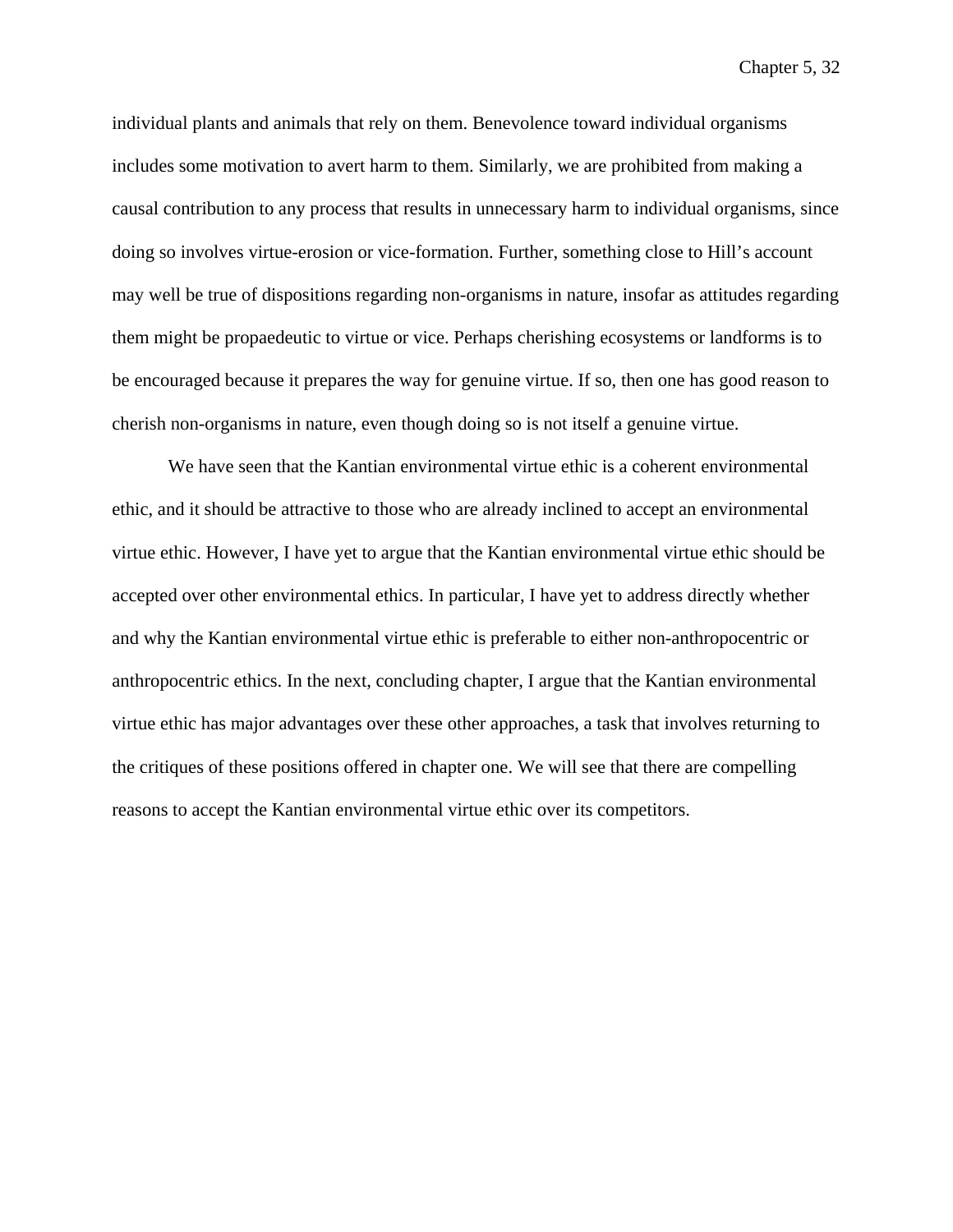individual plants and animals that rely on them. Benevolence toward individual organisms includes some motivation to avert harm to them. Similarly, we are prohibited from making a causal contribution to any process that results in unnecessary harm to individual organisms, since doing so involves virtue-erosion or vice-formation. Further, something close to Hill's account may well be true of dispositions regarding non-organisms in nature, insofar as attitudes regarding them might be propaedeutic to virtue or vice. Perhaps cherishing ecosystems or landforms is to be encouraged because it prepares the way for genuine virtue. If so, then one has good reason to cherish non-organisms in nature, even though doing so is not itself a genuine virtue.

We have seen that the Kantian environmental virtue ethic is a coherent environmental ethic, and it should be attractive to those who are already inclined to accept an environmental virtue ethic. However, I have yet to argue that the Kantian environmental virtue ethic should be accepted over other environmental ethics. In particular, I have yet to address directly whether and why the Kantian environmental virtue ethic is preferable to either non-anthropocentric or anthropocentric ethics. In the next, concluding chapter, I argue that the Kantian environmental virtue ethic has major advantages over these other approaches, a task that involves returning to the critiques of these positions offered in chapter one. We will see that there are compelling reasons to accept the Kantian environmental virtue ethic over its competitors.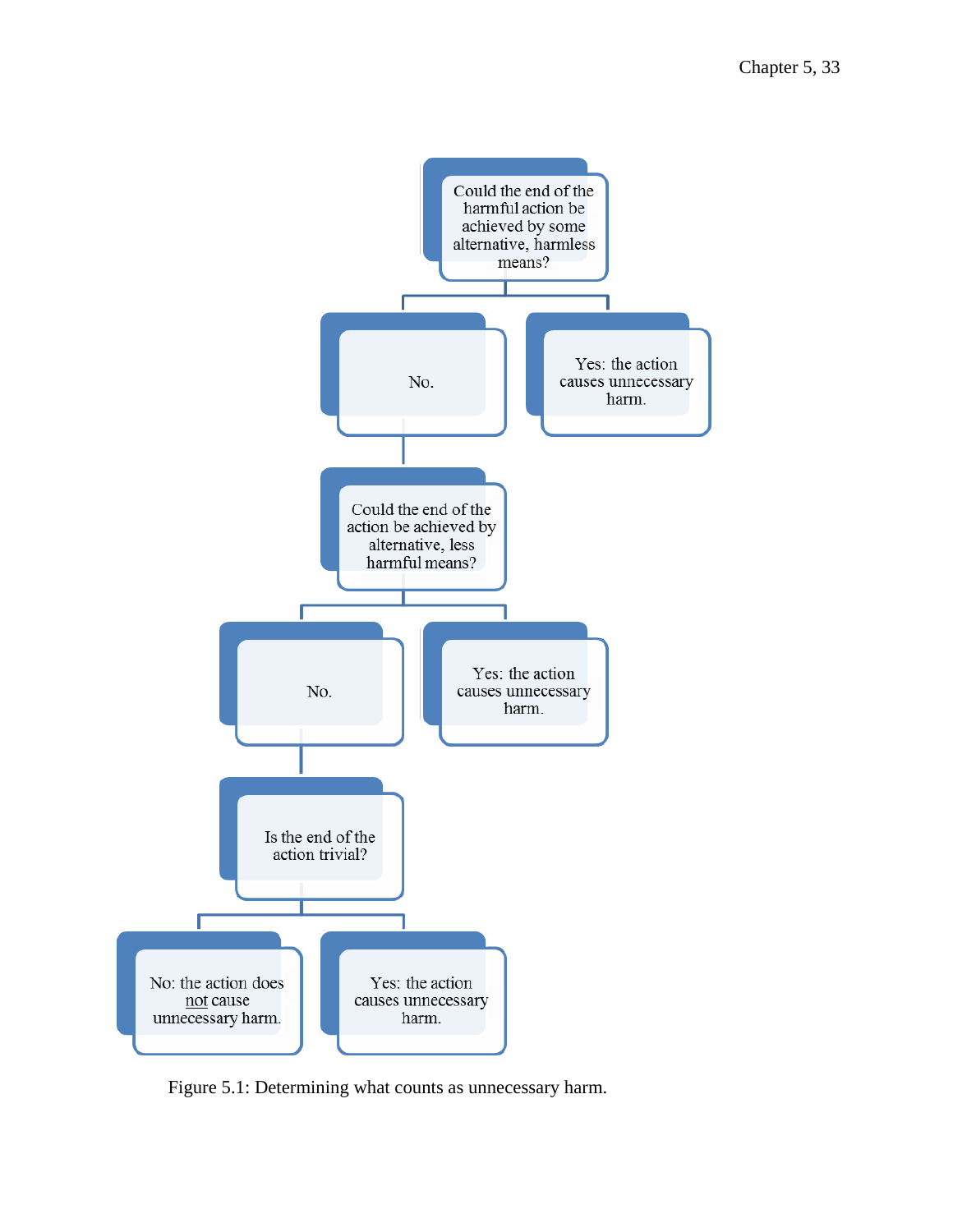Could the end of the harmful action be achieved by some alternative, harmless means?

- No.
  - Could the end of the action be achieved by alternative, less harmful means?
    - No.
      - Is the end of the action trivial?
        - No: the action does not cause unnecessary harm.
        - Yes: the action causes unnecessary harm.
    - Yes: the action causes unnecessary harm.
- Yes: the action causes unnecessary harm.

Figure 5.1: Determining what counts as unnecessary harm.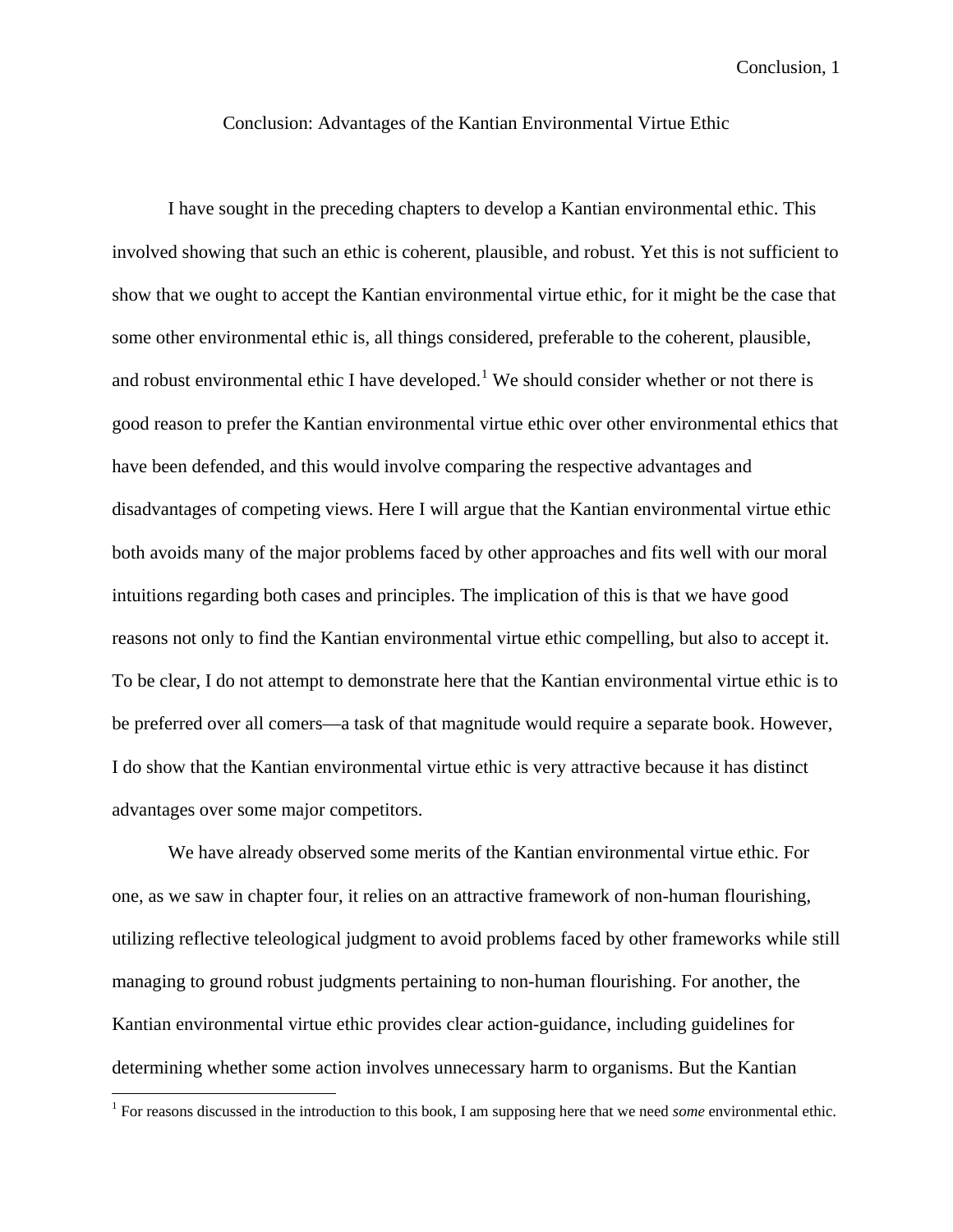# Conclusion: Advantages of the Kantian Environmental Virtue Ethic

I have sought in the preceding chapters to develop a Kantian environmental ethic. This involved showing that such an ethic is coherent, plausible, and robust. Yet this is not sufficient to show that we ought to accept the Kantian environmental virtue ethic, for it might be the case that some other environmental ethic is, all things considered, preferable to the coherent, plausible, and robust environmental ethic I have developed.[1] We should consider whether or not there is good reason to prefer the Kantian environmental virtue ethic over other environmental ethics that have been defended, and this would involve comparing the respective advantages and disadvantages of competing views. Here I will argue that the Kantian environmental virtue ethic both avoids many of the major problems faced by other approaches and fits well with our moral intuitions regarding both cases and principles. The implication of this is that we have good reasons not only to find the Kantian environmental virtue ethic compelling, but also to accept it. To be clear, I do not attempt to demonstrate here that the Kantian environmental virtue ethic is to be preferred over all comers—a task of that magnitude would require a separate book. However, I do show that the Kantian environmental virtue ethic is very attractive because it has distinct advantages over some major competitors.

We have already observed some merits of the Kantian environmental virtue ethic. For one, as we saw in chapter four, it relies on an attractive framework of non-human flourishing, utilizing reflective teleological judgment to avoid problems faced by other frameworks while still managing to ground robust judgments pertaining to non-human flourishing. For another, the Kantian environmental virtue ethic provides clear action-guidance, including guidelines for determining whether some action involves unnecessary harm to organisms. But the Kantian

[1] For reasons discussed in the introduction to this book, I am supposing here that we need *some* environmental ethic.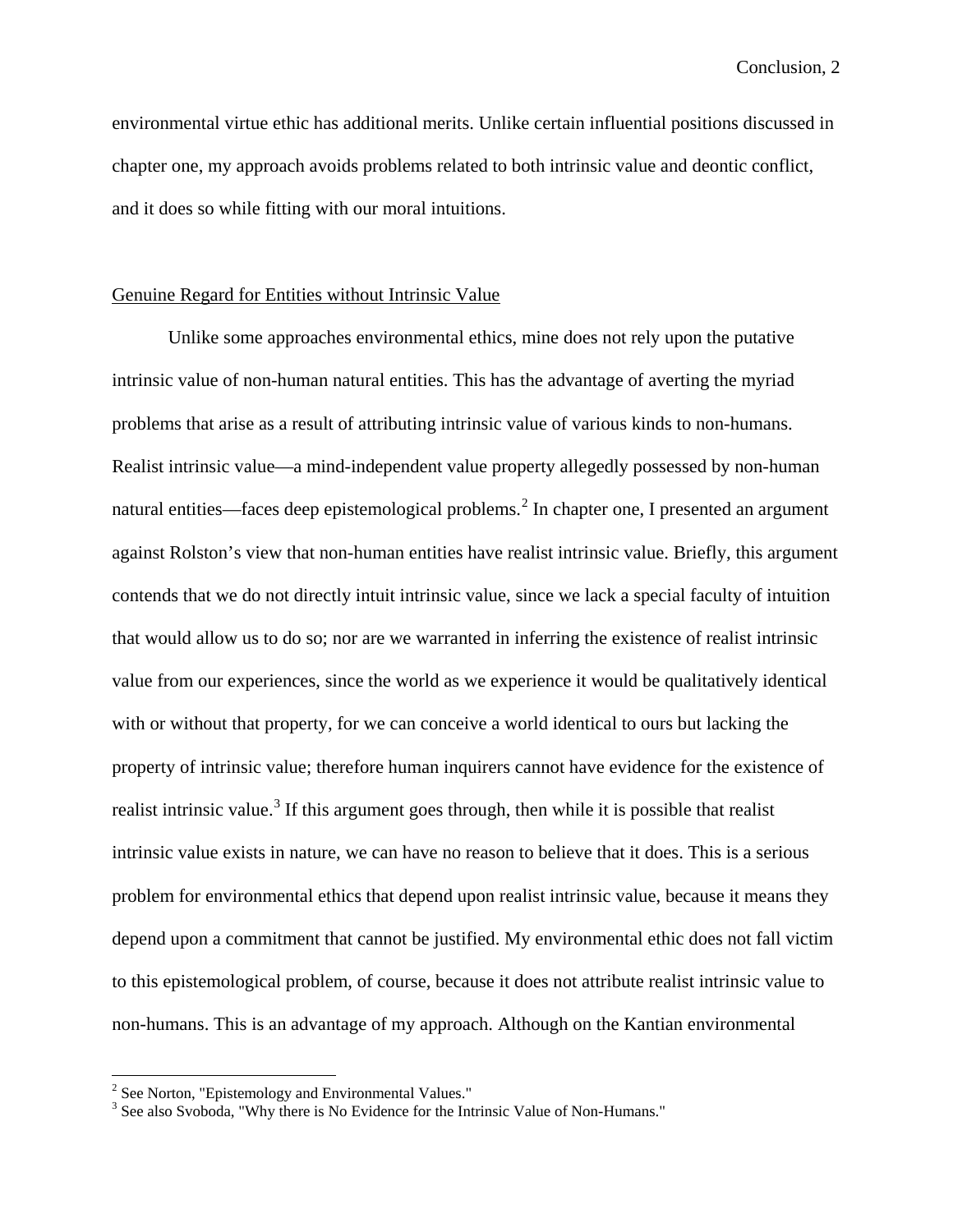environmental virtue ethic has additional merits. Unlike certain influential positions discussed in chapter one, my approach avoids problems related to both intrinsic value and deontic conflict, and it does so while fitting with our moral intuitions.

<u>Genuine Regard for Entities without Intrinsic Value</u>

Unlike some approaches environmental ethics, mine does not rely upon the putative intrinsic value of non-human natural entities. This has the advantage of averting the myriad problems that arise as a result of attributing intrinsic value of various kinds to non-humans. Realist intrinsic value—a mind-independent value property allegedly possessed by non-human natural entities—faces deep epistemological problems.[2] In chapter one, I presented an argument against Rolston's view that non-human entities have realist intrinsic value. Briefly, this argument contends that we do not directly intuit intrinsic value, since we lack a special faculty of intuition that would allow us to do so; nor are we warranted in inferring the existence of realist intrinsic value from our experiences, since the world as we experience it would be qualitatively identical with or without that property, for we can conceive a world identical to ours but lacking the property of intrinsic value; therefore human inquirers cannot have evidence for the existence of realist intrinsic value.[3] If this argument goes through, then while it is possible that realist intrinsic value exists in nature, we can have no reason to believe that it does. This is a serious problem for environmental ethics that depend upon realist intrinsic value, because it means they depend upon a commitment that cannot be justified. My environmental ethic does not fall victim to this epistemological problem, of course, because it does not attribute realist intrinsic value to non-humans. This is an advantage of my approach. Although on the Kantian environmental

---

[2] See Norton, "Epistemology and Environmental Values."

[3] See also Svoboda, "Why there is No Evidence for the Intrinsic Value of Non-Humans."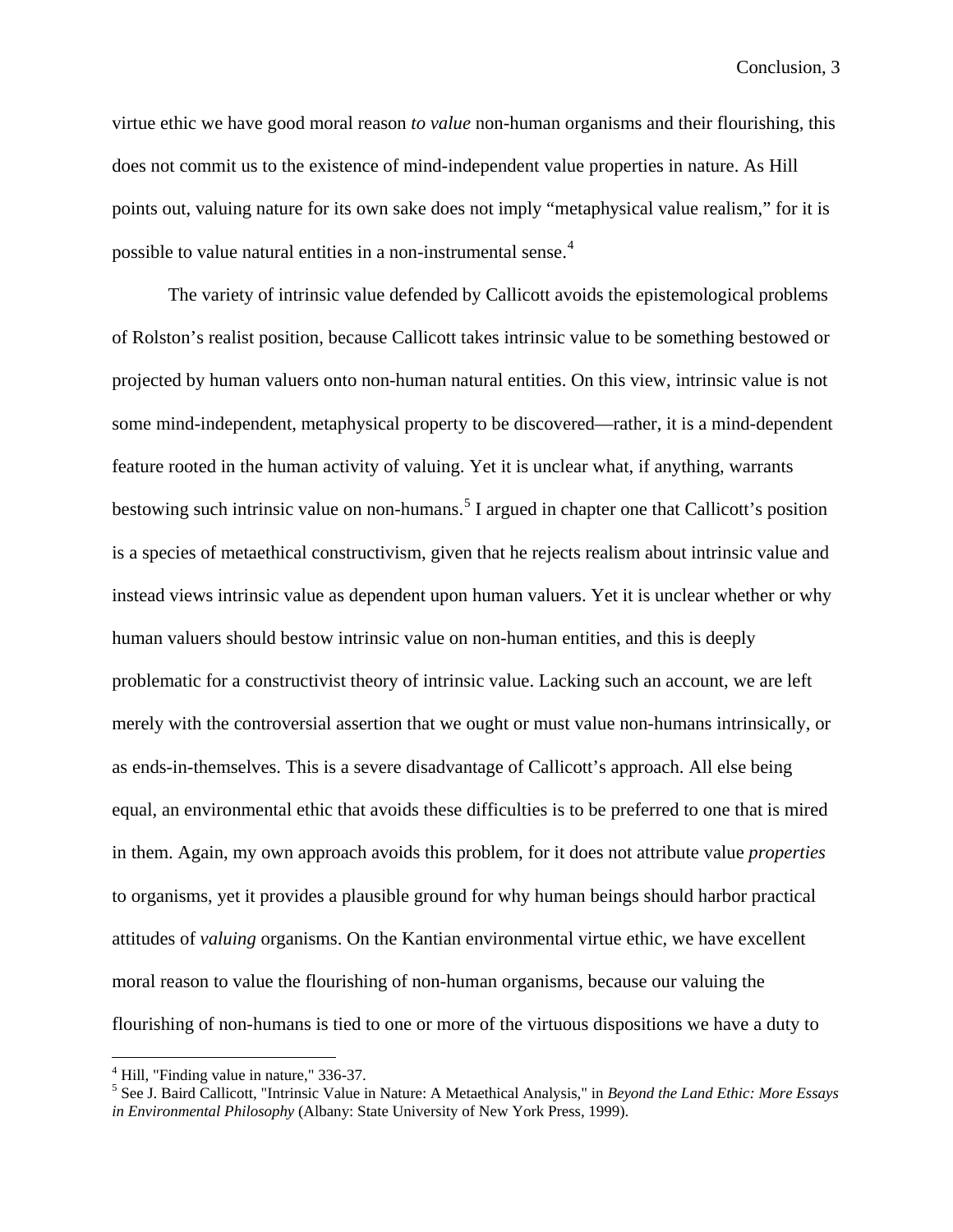virtue ethic we have good moral reason *to value* non-human organisms and their flourishing, this does not commit us to the existence of mind-independent value properties in nature. As Hill points out, valuing nature for its own sake does not imply "metaphysical value realism," for it is possible to value natural entities in a non-instrumental sense.[4]

The variety of intrinsic value defended by Callicott avoids the epistemological problems of Rolston's realist position, because Callicott takes intrinsic value to be something bestowed or projected by human valuers onto non-human natural entities. On this view, intrinsic value is not some mind-independent, metaphysical property to be discovered—rather, it is a mind-dependent feature rooted in the human activity of valuing. Yet it is unclear what, if anything, warrants bestowing such intrinsic value on non-humans.[5] I argued in chapter one that Callicott's position is a species of metaethical constructivism, given that he rejects realism about intrinsic value and instead views intrinsic value as dependent upon human valuers. Yet it is unclear whether or why human valuers should bestow intrinsic value on non-human entities, and this is deeply problematic for a constructivist theory of intrinsic value. Lacking such an account, we are left merely with the controversial assertion that we ought or must value non-humans intrinsically, or as ends-in-themselves. This is a severe disadvantage of Callicott's approach. All else being equal, an environmental ethic that avoids these difficulties is to be preferred to one that is mired in them. Again, my own approach avoids this problem, for it does not attribute value *properties* to organisms, yet it provides a plausible ground for why human beings should harbor practical attitudes of *valuing* organisms. On the Kantian environmental virtue ethic, we have excellent moral reason to value the flourishing of non-human organisms, because our valuing the flourishing of non-humans is tied to one or more of the virtuous dispositions we have a duty to

---

[4] Hill, "Finding value in nature," 336-37.

[5] See J. Baird Callicott, "Intrinsic Value in Nature: A Metaethical Analysis," in *Beyond the Land Ethic: More Essays in Environmental Philosophy* (Albany: State University of New York Press, 1999).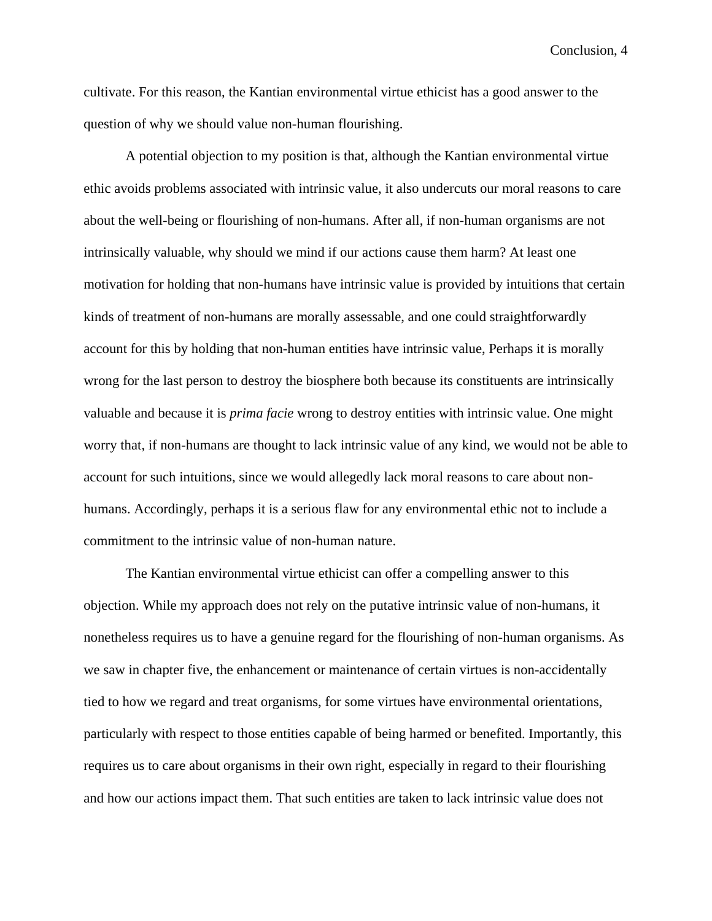cultivate. For this reason, the Kantian environmental virtue ethicist has a good answer to the question of why we should value non-human flourishing.

A potential objection to my position is that, although the Kantian environmental virtue ethic avoids problems associated with intrinsic value, it also undercuts our moral reasons to care about the well-being or flourishing of non-humans. After all, if non-human organisms are not intrinsically valuable, why should we mind if our actions cause them harm? At least one motivation for holding that non-humans have intrinsic value is provided by intuitions that certain kinds of treatment of non-humans are morally assessable, and one could straightforwardly account for this by holding that non-human entities have intrinsic value, Perhaps it is morally wrong for the last person to destroy the biosphere both because its constituents are intrinsically valuable and because it is *prima facie* wrong to destroy entities with intrinsic value. One might worry that, if non-humans are thought to lack intrinsic value of any kind, we would not be able to account for such intuitions, since we would allegedly lack moral reasons to care about non-humans. Accordingly, perhaps it is a serious flaw for any environmental ethic not to include a commitment to the intrinsic value of non-human nature.

The Kantian environmental virtue ethicist can offer a compelling answer to this objection. While my approach does not rely on the putative intrinsic value of non-humans, it nonetheless requires us to have a genuine regard for the flourishing of non-human organisms. As we saw in chapter five, the enhancement or maintenance of certain virtues is non-accidentally tied to how we regard and treat organisms, for some virtues have environmental orientations, particularly with respect to those entities capable of being harmed or benefited. Importantly, this requires us to care about organisms in their own right, especially in regard to their flourishing and how our actions impact them. That such entities are taken to lack intrinsic value does not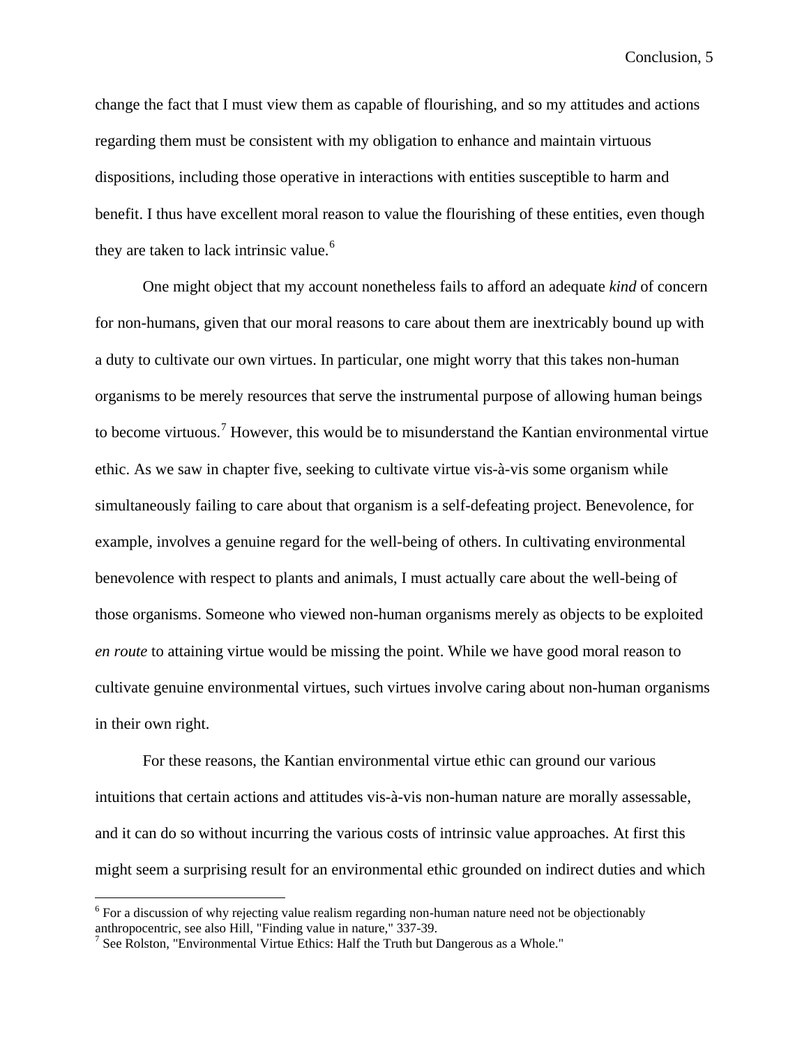change the fact that I must view them as capable of flourishing, and so my attitudes and actions regarding them must be consistent with my obligation to enhance and maintain virtuous dispositions, including those operative in interactions with entities susceptible to harm and benefit. I thus have excellent moral reason to value the flourishing of these entities, even though they are taken to lack intrinsic value.[6]

One might object that my account nonetheless fails to afford an adequate *kind* of concern for non-humans, given that our moral reasons to care about them are inextricably bound up with a duty to cultivate our own virtues. In particular, one might worry that this takes non-human organisms to be merely resources that serve the instrumental purpose of allowing human beings to become virtuous.[7] However, this would be to misunderstand the Kantian environmental virtue ethic. As we saw in chapter five, seeking to cultivate virtue vis-à-vis some organism while simultaneously failing to care about that organism is a self-defeating project. Benevolence, for example, involves a genuine regard for the well-being of others. In cultivating environmental benevolence with respect to plants and animals, I must actually care about the well-being of those organisms. Someone who viewed non-human organisms merely as objects to be exploited *en route* to attaining virtue would be missing the point. While we have good moral reason to cultivate genuine environmental virtues, such virtues involve caring about non-human organisms in their own right.

For these reasons, the Kantian environmental virtue ethic can ground our various intuitions that certain actions and attitudes vis-à-vis non-human nature are morally assessable, and it can do so without incurring the various costs of intrinsic value approaches. At first this might seem a surprising result for an environmental ethic grounded on indirect duties and which

---

[6] For a discussion of why rejecting value realism regarding non-human nature need not be objectionably anthropocentric, see also Hill, "Finding value in nature," 337-39.

[7] See Rolston, "Environmental Virtue Ethics: Half the Truth but Dangerous as a Whole."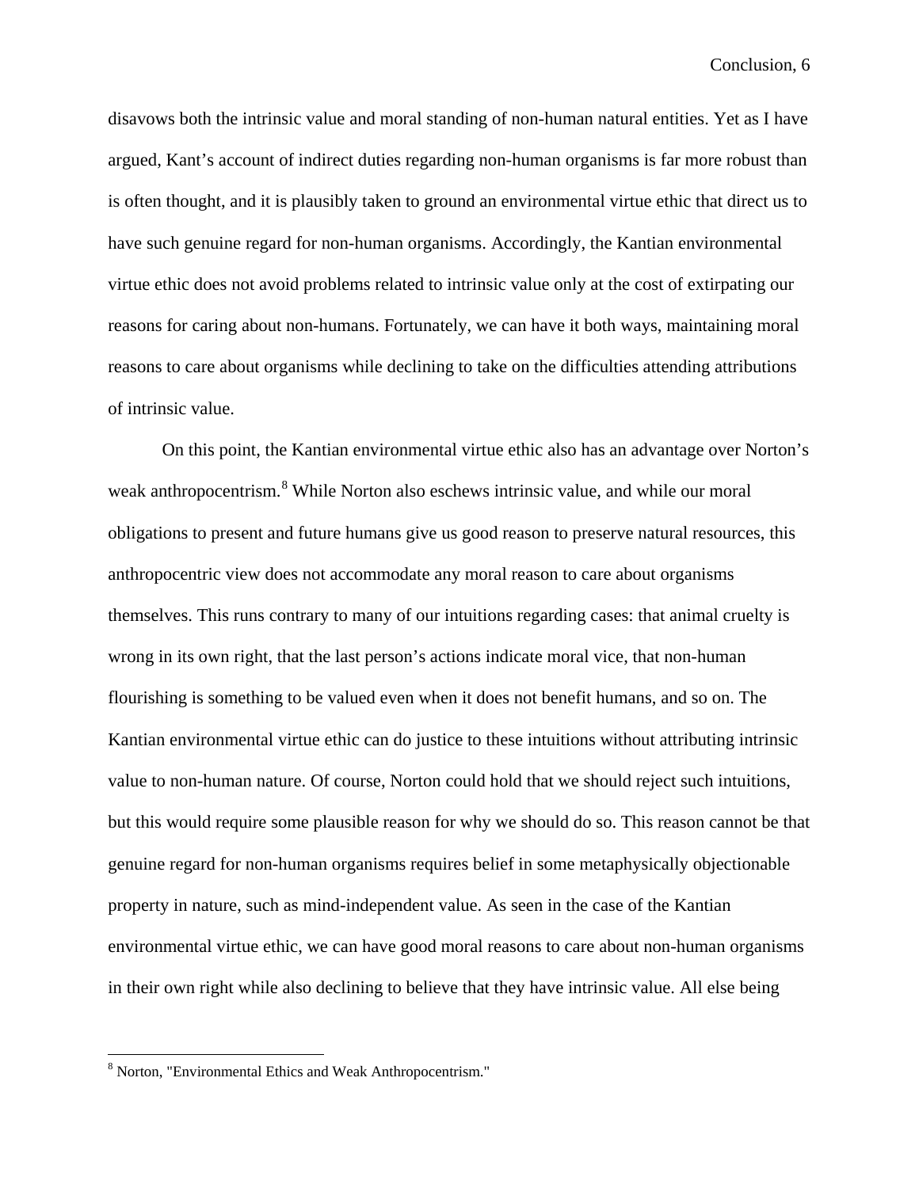disavows both the intrinsic value and moral standing of non-human natural entities. Yet as I have argued, Kant's account of indirect duties regarding non-human organisms is far more robust than is often thought, and it is plausibly taken to ground an environmental virtue ethic that direct us to have such genuine regard for non-human organisms. Accordingly, the Kantian environmental virtue ethic does not avoid problems related to intrinsic value only at the cost of extirpating our reasons for caring about non-humans. Fortunately, we can have it both ways, maintaining moral reasons to care about organisms while declining to take on the difficulties attending attributions of intrinsic value.

On this point, the Kantian environmental virtue ethic also has an advantage over Norton's weak anthropocentrism.[8] While Norton also eschews intrinsic value, and while our moral obligations to present and future humans give us good reason to preserve natural resources, this anthropocentric view does not accommodate any moral reason to care about organisms themselves. This runs contrary to many of our intuitions regarding cases: that animal cruelty is wrong in its own right, that the last person's actions indicate moral vice, that non-human flourishing is something to be valued even when it does not benefit humans, and so on. The Kantian environmental virtue ethic can do justice to these intuitions without attributing intrinsic value to non-human nature. Of course, Norton could hold that we should reject such intuitions, but this would require some plausible reason for why we should do so. This reason cannot be that genuine regard for non-human organisms requires belief in some metaphysically objectionable property in nature, such as mind-independent value. As seen in the case of the Kantian environmental virtue ethic, we can have good moral reasons to care about non-human organisms in their own right while also declining to believe that they have intrinsic value. All else being

[8] Norton, "Environmental Ethics and Weak Anthropocentrism."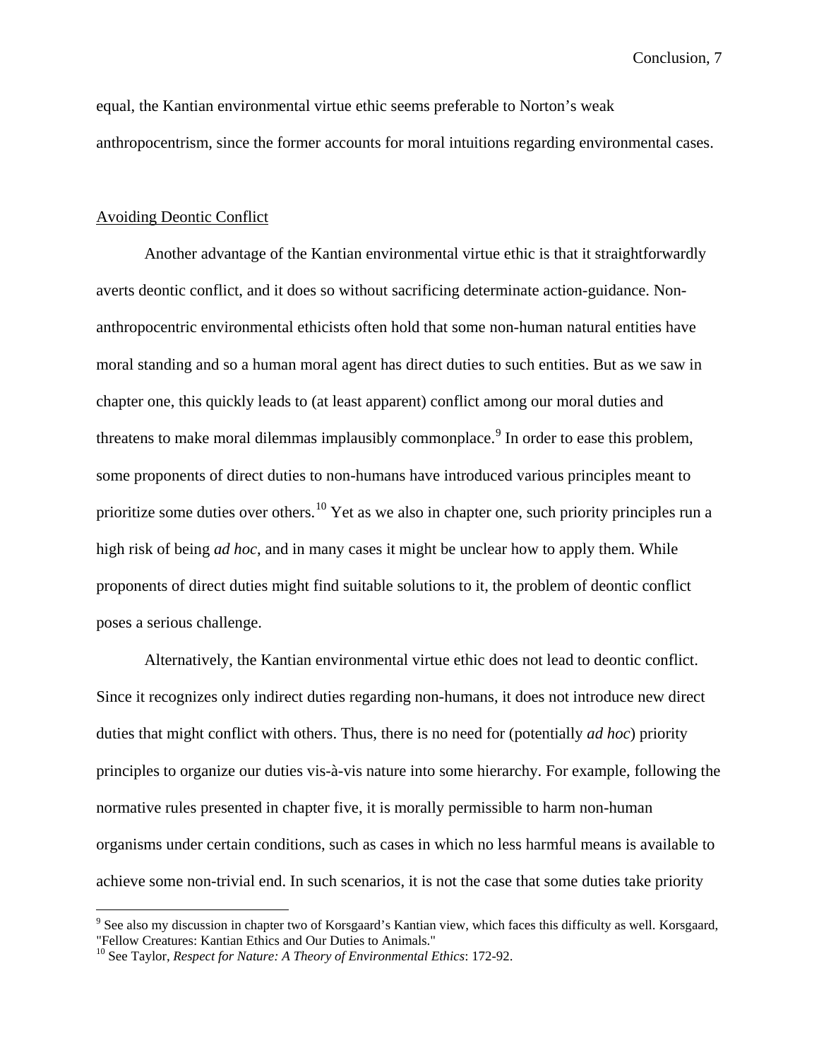equal, the Kantian environmental virtue ethic seems preferable to Norton's weak anthropocentrism, since the former accounts for moral intuitions regarding environmental cases.

## Avoiding Deontic Conflict

Another advantage of the Kantian environmental virtue ethic is that it straightforwardly averts deontic conflict, and it does so without sacrificing determinate action-guidance. Non-anthropocentric environmental ethicists often hold that some non-human natural entities have moral standing and so a human moral agent has direct duties to such entities. But as we saw in chapter one, this quickly leads to (at least apparent) conflict among our moral duties and threatens to make moral dilemmas implausibly commonplace.[9] In order to ease this problem, some proponents of direct duties to non-humans have introduced various principles meant to prioritize some duties over others.[10] Yet as we also in chapter one, such priority principles run a high risk of being *ad hoc*, and in many cases it might be unclear how to apply them. While proponents of direct duties might find suitable solutions to it, the problem of deontic conflict poses a serious challenge.

Alternatively, the Kantian environmental virtue ethic does not lead to deontic conflict. Since it recognizes only indirect duties regarding non-humans, it does not introduce new direct duties that might conflict with others. Thus, there is no need for (potentially *ad hoc*) priority principles to organize our duties vis-à-vis nature into some hierarchy. For example, following the normative rules presented in chapter five, it is morally permissible to harm non-human organisms under certain conditions, such as cases in which no less harmful means is available to achieve some non-trivial end. In such scenarios, it is not the case that some duties take priority

[9] See also my discussion in chapter two of Korsgaard's Kantian view, which faces this difficulty as well. Korsgaard, "Fellow Creatures: Kantian Ethics and Our Duties to Animals."

[10] See Taylor, *Respect for Nature: A Theory of Environmental Ethics*: 172-92.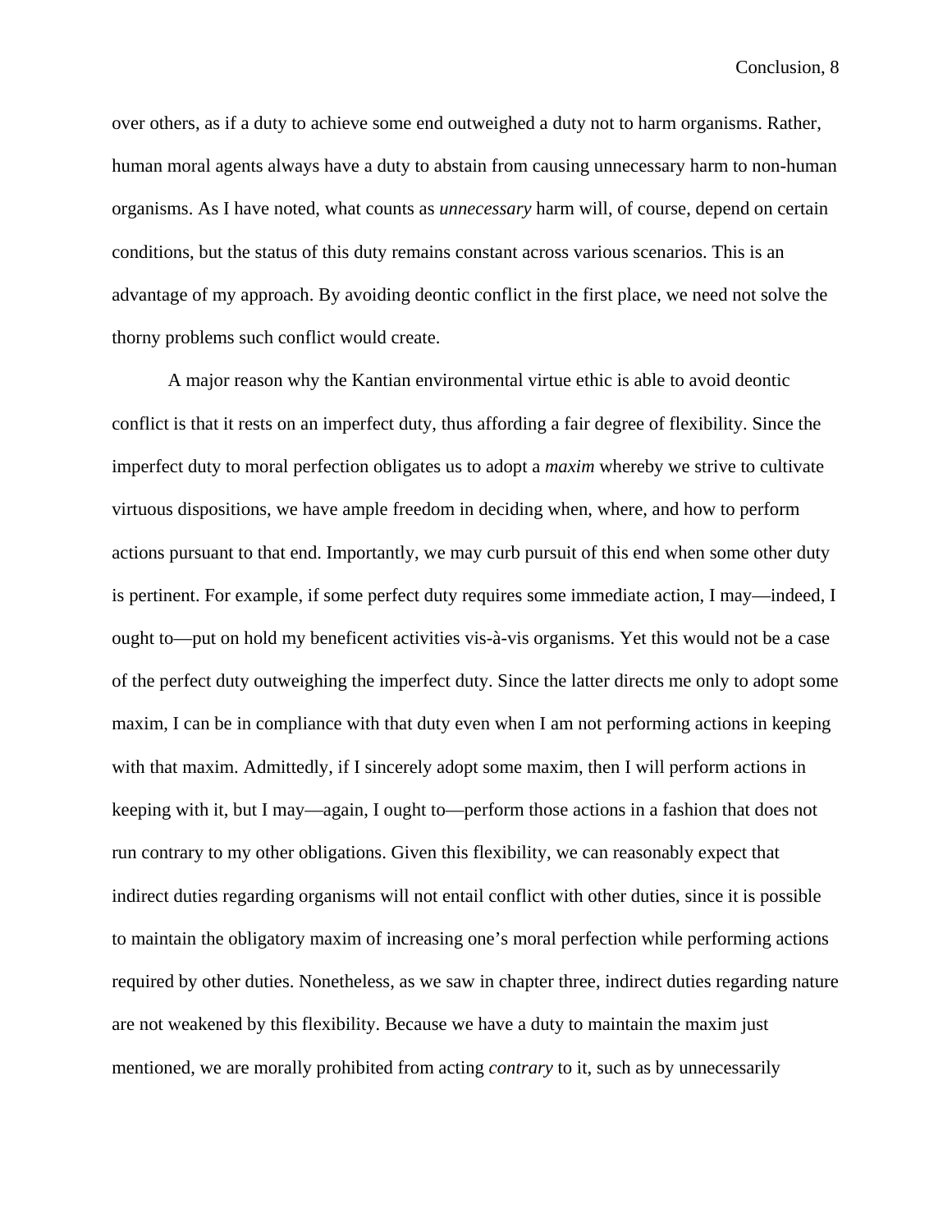over others, as if a duty to achieve some end outweighed a duty not to harm organisms. Rather, human moral agents always have a duty to abstain from causing unnecessary harm to non-human organisms. As I have noted, what counts as *unnecessary* harm will, of course, depend on certain conditions, but the status of this duty remains constant across various scenarios. This is an advantage of my approach. By avoiding deontic conflict in the first place, we need not solve the thorny problems such conflict would create.

A major reason why the Kantian environmental virtue ethic is able to avoid deontic conflict is that it rests on an imperfect duty, thus affording a fair degree of flexibility. Since the imperfect duty to moral perfection obligates us to adopt a *maxim* whereby we strive to cultivate virtuous dispositions, we have ample freedom in deciding when, where, and how to perform actions pursuant to that end. Importantly, we may curb pursuit of this end when some other duty is pertinent. For example, if some perfect duty requires some immediate action, I may—indeed, I ought to—put on hold my beneficent activities vis-à-vis organisms. Yet this would not be a case of the perfect duty outweighing the imperfect duty. Since the latter directs me only to adopt some maxim, I can be in compliance with that duty even when I am not performing actions in keeping with that maxim. Admittedly, if I sincerely adopt some maxim, then I will perform actions in keeping with it, but I may—again, I ought to—perform those actions in a fashion that does not run contrary to my other obligations. Given this flexibility, we can reasonably expect that indirect duties regarding organisms will not entail conflict with other duties, since it is possible to maintain the obligatory maxim of increasing one's moral perfection while performing actions required by other duties. Nonetheless, as we saw in chapter three, indirect duties regarding nature are not weakened by this flexibility. Because we have a duty to maintain the maxim just mentioned, we are morally prohibited from acting *contrary* to it, such as by unnecessarily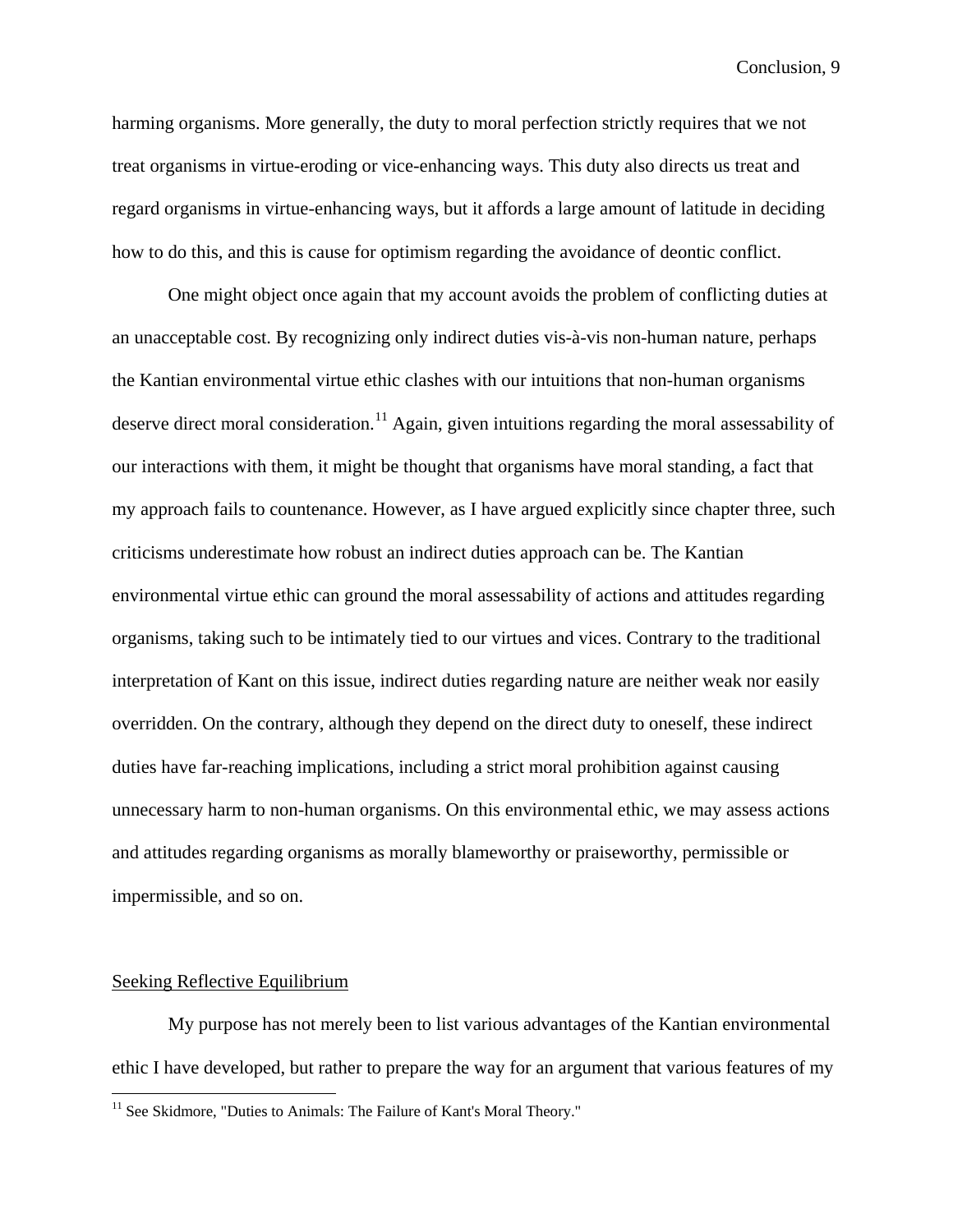harming organisms. More generally, the duty to moral perfection strictly requires that we not treat organisms in virtue-eroding or vice-enhancing ways. This duty also directs us treat and regard organisms in virtue-enhancing ways, but it affords a large amount of latitude in deciding how to do this, and this is cause for optimism regarding the avoidance of deontic conflict.

One might object once again that my account avoids the problem of conflicting duties at an unacceptable cost. By recognizing only indirect duties vis-à-vis non-human nature, perhaps the Kantian environmental virtue ethic clashes with our intuitions that non-human organisms deserve direct moral consideration.[11] Again, given intuitions regarding the moral assessability of our interactions with them, it might be thought that organisms have moral standing, a fact that my approach fails to countenance. However, as I have argued explicitly since chapter three, such criticisms underestimate how robust an indirect duties approach can be. The Kantian environmental virtue ethic can ground the moral assessability of actions and attitudes regarding organisms, taking such to be intimately tied to our virtues and vices. Contrary to the traditional interpretation of Kant on this issue, indirect duties regarding nature are neither weak nor easily overridden. On the contrary, although they depend on the direct duty to oneself, these indirect duties have far-reaching implications, including a strict moral prohibition against causing unnecessary harm to non-human organisms. On this environmental ethic, we may assess actions and attitudes regarding organisms as morally blameworthy or praiseworthy, permissible or impermissible, and so on.

## Seeking Reflective Equilibrium

My purpose has not merely been to list various advantages of the Kantian environmental ethic I have developed, but rather to prepare the way for an argument that various features of my

[11] See Skidmore, "Duties to Animals: The Failure of Kant's Moral Theory."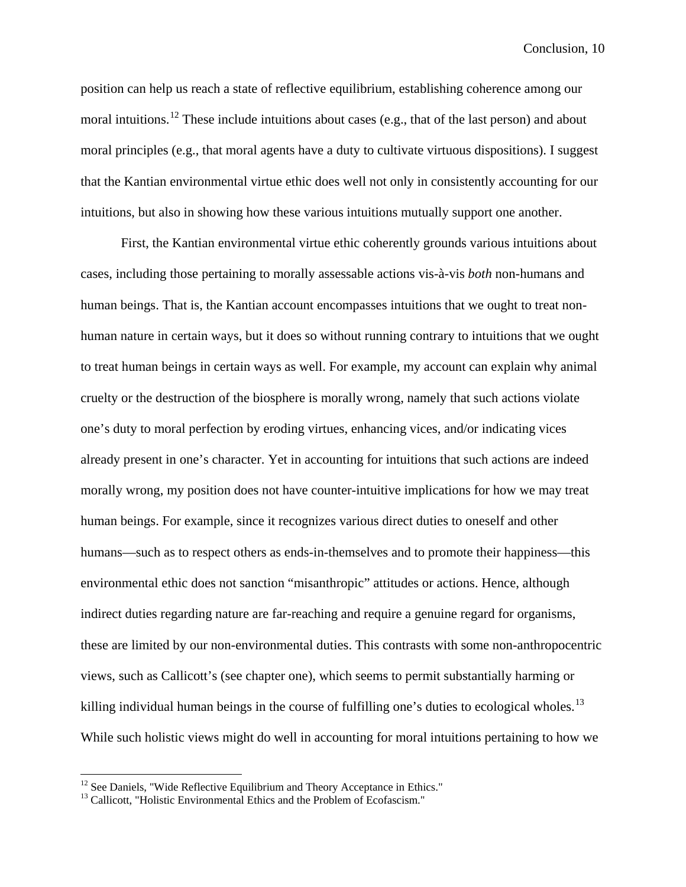position can help us reach a state of reflective equilibrium, establishing coherence among our moral intuitions.[12] These include intuitions about cases (e.g., that of the last person) and about moral principles (e.g., that moral agents have a duty to cultivate virtuous dispositions). I suggest that the Kantian environmental virtue ethic does well not only in consistently accounting for our intuitions, but also in showing how these various intuitions mutually support one another.

First, the Kantian environmental virtue ethic coherently grounds various intuitions about cases, including those pertaining to morally assessable actions vis-à-vis *both* non-humans and human beings. That is, the Kantian account encompasses intuitions that we ought to treat non-human nature in certain ways, but it does so without running contrary to intuitions that we ought to treat human beings in certain ways as well. For example, my account can explain why animal cruelty or the destruction of the biosphere is morally wrong, namely that such actions violate one's duty to moral perfection by eroding virtues, enhancing vices, and/or indicating vices already present in one's character. Yet in accounting for intuitions that such actions are indeed morally wrong, my position does not have counter-intuitive implications for how we may treat human beings. For example, since it recognizes various direct duties to oneself and other humans—such as to respect others as ends-in-themselves and to promote their happiness—this environmental ethic does not sanction "misanthropic" attitudes or actions. Hence, although indirect duties regarding nature are far-reaching and require a genuine regard for organisms, these are limited by our non-environmental duties. This contrasts with some non-anthropocentric views, such as Callicott's (see chapter one), which seems to permit substantially harming or killing individual human beings in the course of fulfilling one's duties to ecological wholes.[13] While such holistic views might do well in accounting for moral intuitions pertaining to how we

[12] See Daniels, "Wide Reflective Equilibrium and Theory Acceptance in Ethics."
[13] Callicott, "Holistic Environmental Ethics and the Problem of Ecofascism."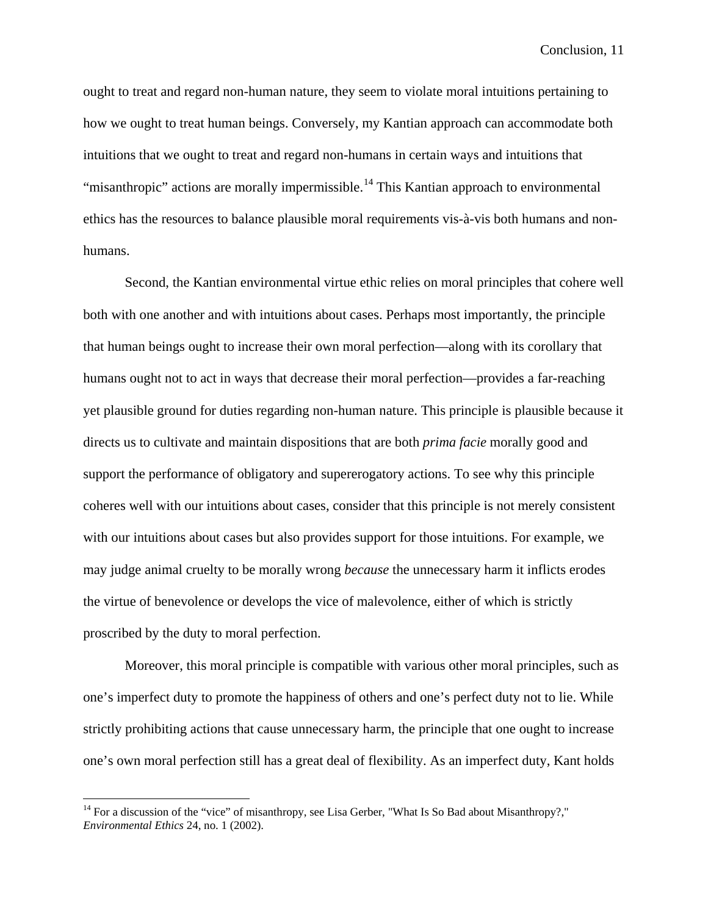ought to treat and regard non-human nature, they seem to violate moral intuitions pertaining to how we ought to treat human beings. Conversely, my Kantian approach can accommodate both intuitions that we ought to treat and regard non-humans in certain ways and intuitions that "misanthropic" actions are morally impermissible.[14] This Kantian approach to environmental ethics has the resources to balance plausible moral requirements vis-à-vis both humans and non-humans.

Second, the Kantian environmental virtue ethic relies on moral principles that cohere well both with one another and with intuitions about cases. Perhaps most importantly, the principle that human beings ought to increase their own moral perfection—along with its corollary that humans ought not to act in ways that decrease their moral perfection—provides a far-reaching yet plausible ground for duties regarding non-human nature. This principle is plausible because it directs us to cultivate and maintain dispositions that are both *prima facie* morally good and support the performance of obligatory and supererogatory actions. To see why this principle coheres well with our intuitions about cases, consider that this principle is not merely consistent with our intuitions about cases but also provides support for those intuitions. For example, we may judge animal cruelty to be morally wrong *because* the unnecessary harm it inflicts erodes the virtue of benevolence or develops the vice of malevolence, either of which is strictly proscribed by the duty to moral perfection.

Moreover, this moral principle is compatible with various other moral principles, such as one's imperfect duty to promote the happiness of others and one's perfect duty not to lie. While strictly prohibiting actions that cause unnecessary harm, the principle that one ought to increase one's own moral perfection still has a great deal of flexibility. As an imperfect duty, Kant holds

---

[14] For a discussion of the "vice" of misanthropy, see Lisa Gerber, "What Is So Bad about Misanthropy?," *Environmental Ethics* 24, no. 1 (2002).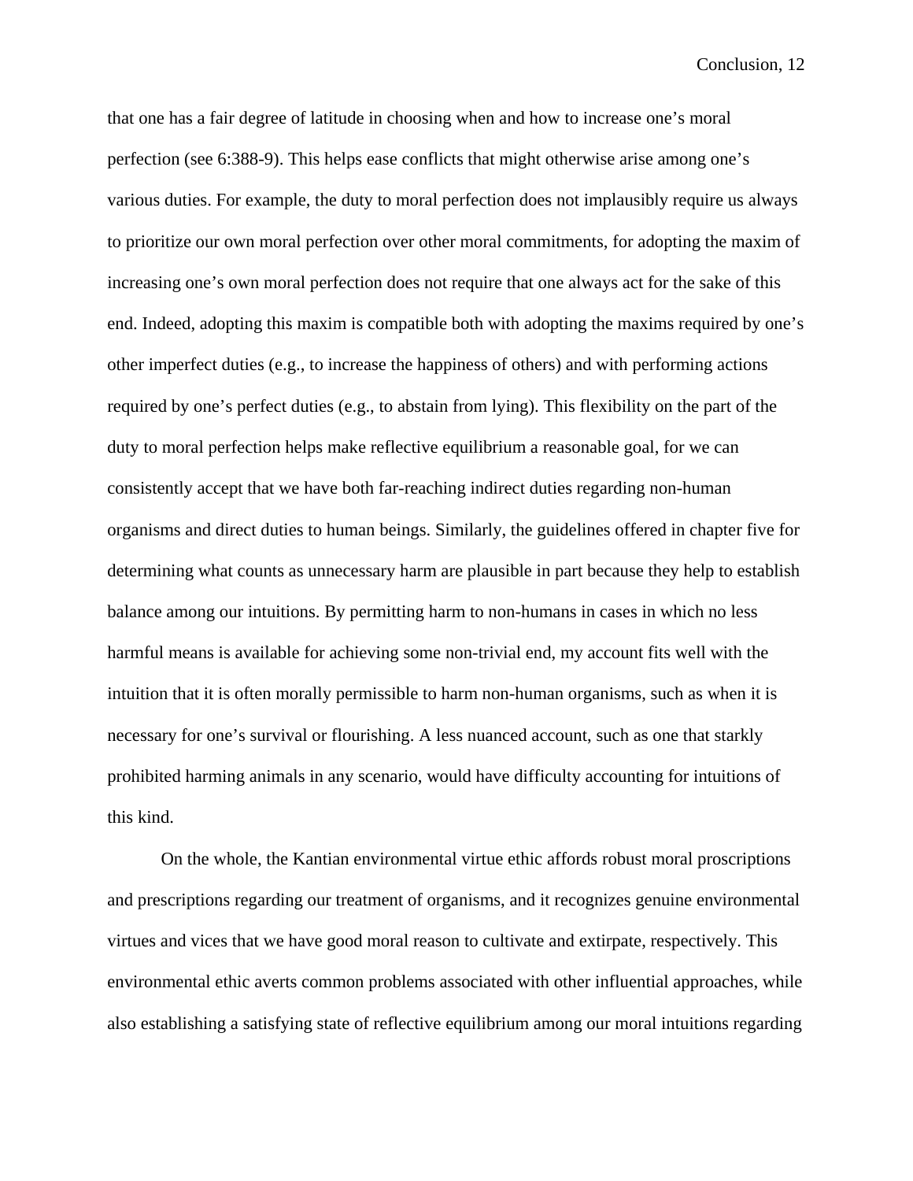that one has a fair degree of latitude in choosing when and how to increase one's moral perfection (see 6:388-9). This helps ease conflicts that might otherwise arise among one's various duties. For example, the duty to moral perfection does not implausibly require us always to prioritize our own moral perfection over other moral commitments, for adopting the maxim of increasing one's own moral perfection does not require that one always act for the sake of this end. Indeed, adopting this maxim is compatible both with adopting the maxims required by one's other imperfect duties (e.g., to increase the happiness of others) and with performing actions required by one's perfect duties (e.g., to abstain from lying). This flexibility on the part of the duty to moral perfection helps make reflective equilibrium a reasonable goal, for we can consistently accept that we have both far-reaching indirect duties regarding non-human organisms and direct duties to human beings. Similarly, the guidelines offered in chapter five for determining what counts as unnecessary harm are plausible in part because they help to establish balance among our intuitions. By permitting harm to non-humans in cases in which no less harmful means is available for achieving some non-trivial end, my account fits well with the intuition that it is often morally permissible to harm non-human organisms, such as when it is necessary for one's survival or flourishing. A less nuanced account, such as one that starkly prohibited harming animals in any scenario, would have difficulty accounting for intuitions of this kind.

On the whole, the Kantian environmental virtue ethic affords robust moral proscriptions and prescriptions regarding our treatment of organisms, and it recognizes genuine environmental virtues and vices that we have good moral reason to cultivate and extirpate, respectively. This environmental ethic averts common problems associated with other influential approaches, while also establishing a satisfying state of reflective equilibrium among our moral intuitions regarding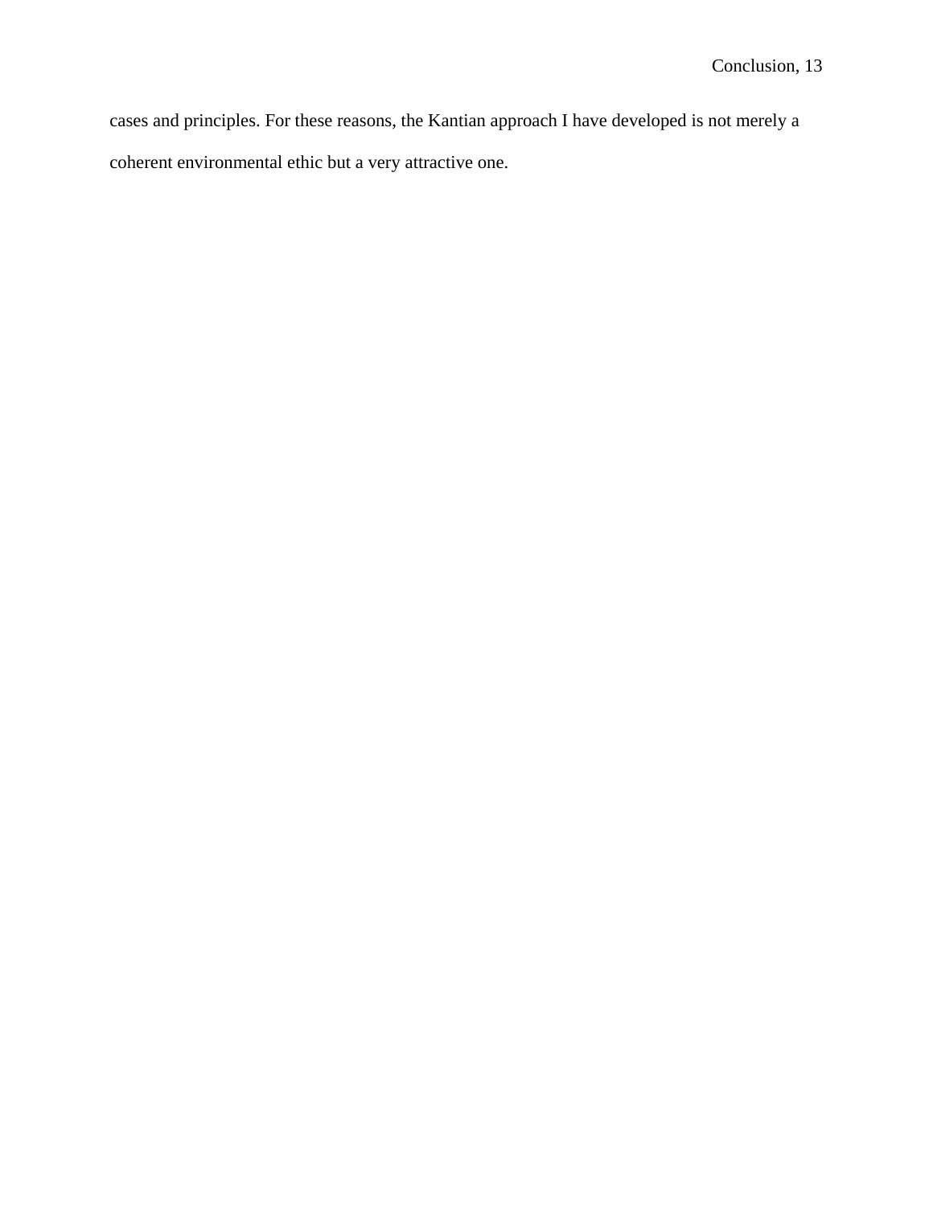cases and principles. For these reasons, the Kantian approach I have developed is not merely a coherent environmental ethic but a very attractive one.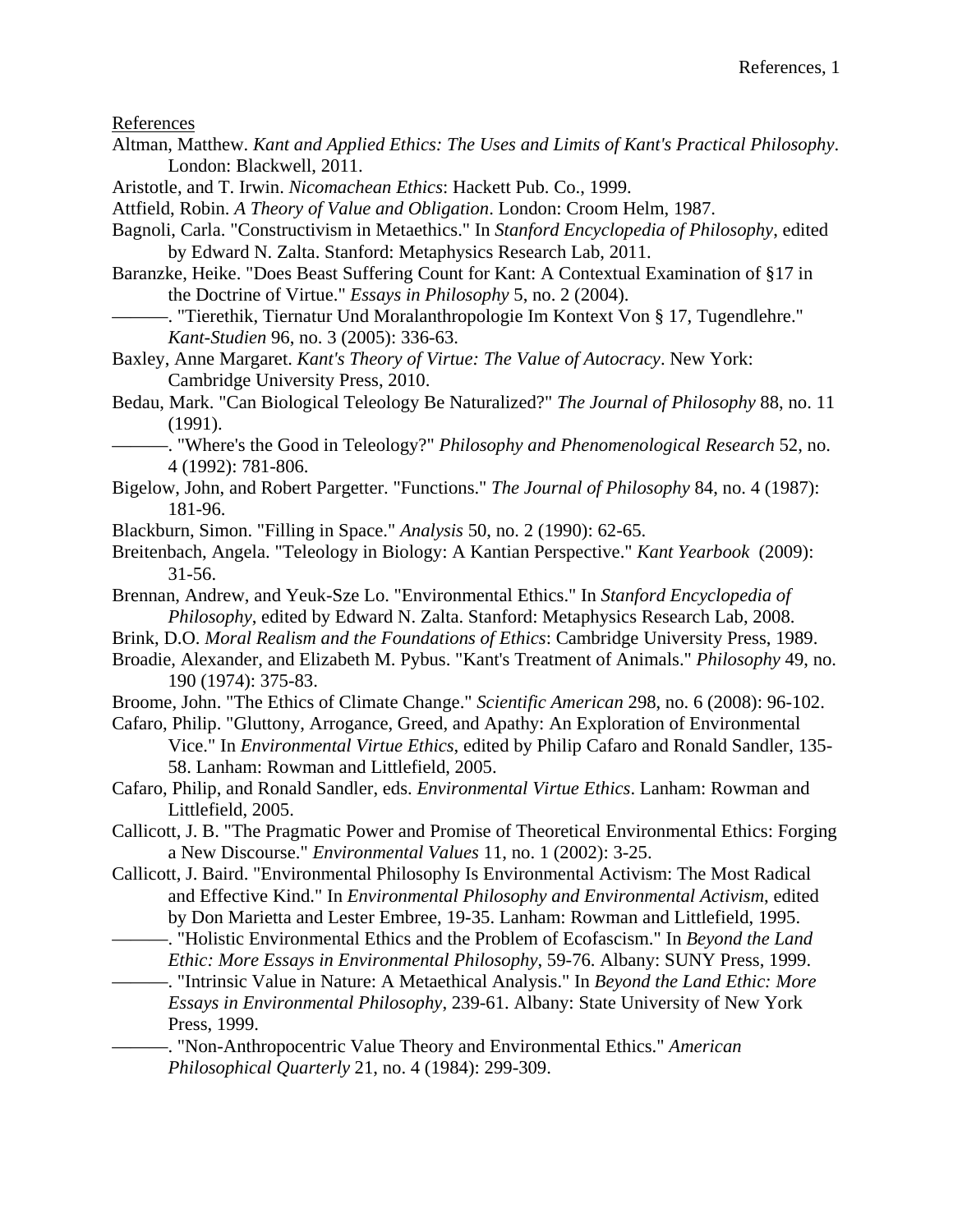References

Altman, Matthew. *Kant and Applied Ethics: The Uses and Limits of Kant's Practical Philosophy*. London: Blackwell, 2011.

Aristotle, and T. Irwin. *Nicomachean Ethics*: Hackett Pub. Co., 1999.

Attfield, Robin. *A Theory of Value and Obligation*. London: Croom Helm, 1987.

Bagnoli, Carla. "Constructivism in Metaethics." In *Stanford Encyclopedia of Philosophy*, edited by Edward N. Zalta. Stanford: Metaphysics Research Lab, 2011.

Baranzke, Heike. "Does Beast Suffering Count for Kant: A Contextual Examination of §17 in the Doctrine of Virtue." *Essays in Philosophy* 5, no. 2 (2004).

———. "Tierethik, Tiernatur Und Moralanthropologie Im Kontext Von § 17, Tugendlehre." *Kant-Studien* 96, no. 3 (2005): 336-63.

Baxley, Anne Margaret. *Kant's Theory of Virtue: The Value of Autocracy*. New York: Cambridge University Press, 2010.

Bedau, Mark. "Can Biological Teleology Be Naturalized?" *The Journal of Philosophy* 88, no. 11 (1991).

———. "Where's the Good in Teleology?" *Philosophy and Phenomenological Research* 52, no. 4 (1992): 781-806.

Bigelow, John, and Robert Pargetter. "Functions." *The Journal of Philosophy* 84, no. 4 (1987): 181-96.

Blackburn, Simon. "Filling in Space." *Analysis* 50, no. 2 (1990): 62-65.

Breitenbach, Angela. "Teleology in Biology: A Kantian Perspective." *Kant Yearbook* (2009): 31-56.

Brennan, Andrew, and Yeuk-Sze Lo. "Environmental Ethics." In *Stanford Encyclopedia of Philosophy*, edited by Edward N. Zalta. Stanford: Metaphysics Research Lab, 2008.

Brink, D.O. *Moral Realism and the Foundations of Ethics*: Cambridge University Press, 1989.

Broadie, Alexander, and Elizabeth M. Pybus. "Kant's Treatment of Animals." *Philosophy* 49, no. 190 (1974): 375-83.

Broome, John. "The Ethics of Climate Change." *Scientific American* 298, no. 6 (2008): 96-102.

Cafaro, Philip. "Gluttony, Arrogance, Greed, and Apathy: An Exploration of Environmental Vice." In *Environmental Virtue Ethics*, edited by Philip Cafaro and Ronald Sandler, 135-58. Lanham: Rowman and Littlefield, 2005.

Cafaro, Philip, and Ronald Sandler, eds. *Environmental Virtue Ethics*. Lanham: Rowman and Littlefield, 2005.

Callicott, J. B. "The Pragmatic Power and Promise of Theoretical Environmental Ethics: Forging a New Discourse." *Environmental Values* 11, no. 1 (2002): 3-25.

Callicott, J. Baird. "Environmental Philosophy Is Environmental Activism: The Most Radical and Effective Kind." In *Environmental Philosophy and Environmental Activism*, edited by Don Marietta and Lester Embree, 19-35. Lanham: Rowman and Littlefield, 1995.

———. "Holistic Environmental Ethics and the Problem of Ecofascism." In *Beyond the Land Ethic: More Essays in Environmental Philosophy*, 59-76. Albany: SUNY Press, 1999.

———. "Intrinsic Value in Nature: A Metaethical Analysis." In *Beyond the Land Ethic: More Essays in Environmental Philosophy*, 239-61. Albany: State University of New York Press, 1999.

———. "Non-Anthropocentric Value Theory and Environmental Ethics." *American Philosophical Quarterly* 21, no. 4 (1984): 299-309.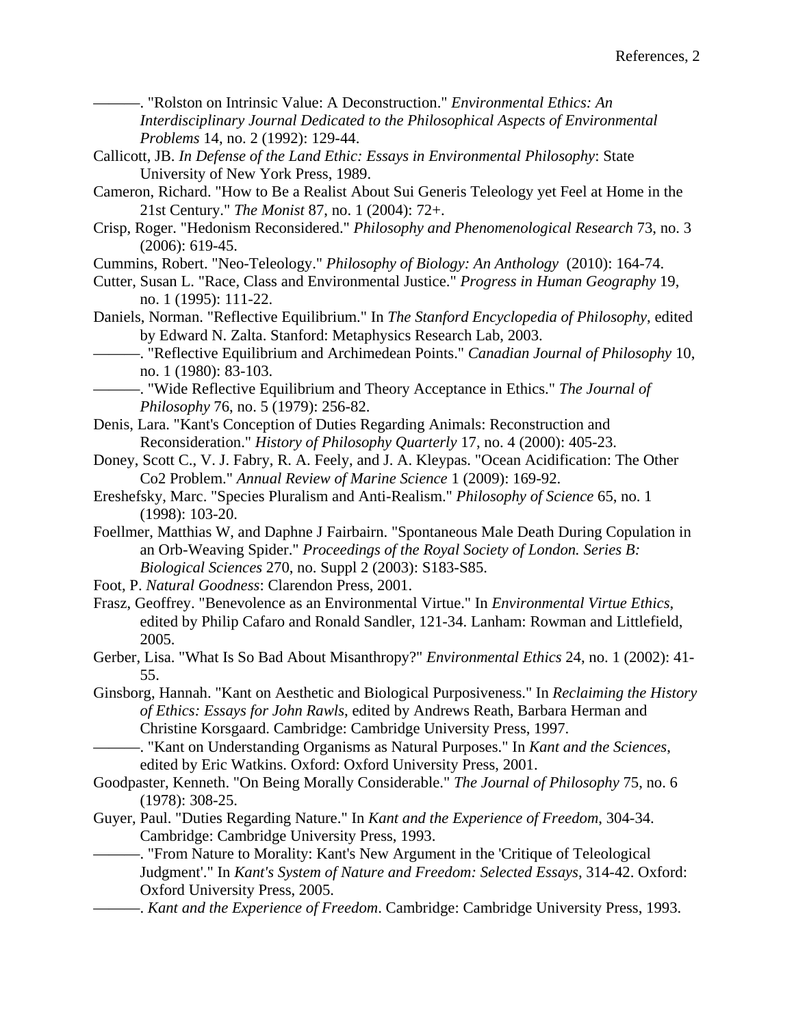———. "Rolston on Intrinsic Value: A Deconstruction." *Environmental Ethics: An Interdisciplinary Journal Dedicated to the Philosophical Aspects of Environmental Problems* 14, no. 2 (1992): 129-44.

Callicott, JB. *In Defense of the Land Ethic: Essays in Environmental Philosophy*: State University of New York Press, 1989.

Cameron, Richard. "How to Be a Realist About Sui Generis Teleology yet Feel at Home in the 21st Century." *The Monist* 87, no. 1 (2004): 72+.

Crisp, Roger. "Hedonism Reconsidered." *Philosophy and Phenomenological Research* 73, no. 3 (2006): 619-45.

Cummins, Robert. "Neo-Teleology." *Philosophy of Biology: An Anthology* (2010): 164-74.

Cutter, Susan L. "Race, Class and Environmental Justice." *Progress in Human Geography* 19, no. 1 (1995): 111-22.

Daniels, Norman. "Reflective Equilibrium." In *The Stanford Encyclopedia of Philosophy*, edited by Edward N. Zalta. Stanford: Metaphysics Research Lab, 2003.

———. "Reflective Equilibrium and Archimedean Points." *Canadian Journal of Philosophy* 10, no. 1 (1980): 83-103.

———. "Wide Reflective Equilibrium and Theory Acceptance in Ethics." *The Journal of Philosophy* 76, no. 5 (1979): 256-82.

Denis, Lara. "Kant's Conception of Duties Regarding Animals: Reconstruction and Reconsideration." *History of Philosophy Quarterly* 17, no. 4 (2000): 405-23.

Doney, Scott C., V. J. Fabry, R. A. Feely, and J. A. Kleypas. "Ocean Acidification: The Other Co2 Problem." *Annual Review of Marine Science* 1 (2009): 169-92.

Ereshefsky, Marc. "Species Pluralism and Anti-Realism." *Philosophy of Science* 65, no. 1 (1998): 103-20.

Foellmer, Matthias W, and Daphne J Fairbairn. "Spontaneous Male Death During Copulation in an Orb-Weaving Spider." *Proceedings of the Royal Society of London. Series B: Biological Sciences* 270, no. Suppl 2 (2003): S183-S85.

Foot, P. *Natural Goodness*: Clarendon Press, 2001.

Frasz, Geoffrey. "Benevolence as an Environmental Virtue." In *Environmental Virtue Ethics*, edited by Philip Cafaro and Ronald Sandler, 121-34. Lanham: Rowman and Littlefield, 2005.

Gerber, Lisa. "What Is So Bad About Misanthropy?" *Environmental Ethics* 24, no. 1 (2002): 41-55.

Ginsborg, Hannah. "Kant on Aesthetic and Biological Purposiveness." In *Reclaiming the History of Ethics: Essays for John Rawls*, edited by Andrews Reath, Barbara Herman and Christine Korsgaard. Cambridge: Cambridge University Press, 1997.

———. "Kant on Understanding Organisms as Natural Purposes." In *Kant and the Sciences*, edited by Eric Watkins. Oxford: Oxford University Press, 2001.

Goodpaster, Kenneth. "On Being Morally Considerable." *The Journal of Philosophy* 75, no. 6 (1978): 308-25.

Guyer, Paul. "Duties Regarding Nature." In *Kant and the Experience of Freedom*, 304-34. Cambridge: Cambridge University Press, 1993.

———. "From Nature to Morality: Kant's New Argument in the 'Critique of Teleological Judgment'." In *Kant's System of Nature and Freedom: Selected Essays*, 314-42. Oxford: Oxford University Press, 2005.

———. *Kant and the Experience of Freedom*. Cambridge: Cambridge University Press, 1993.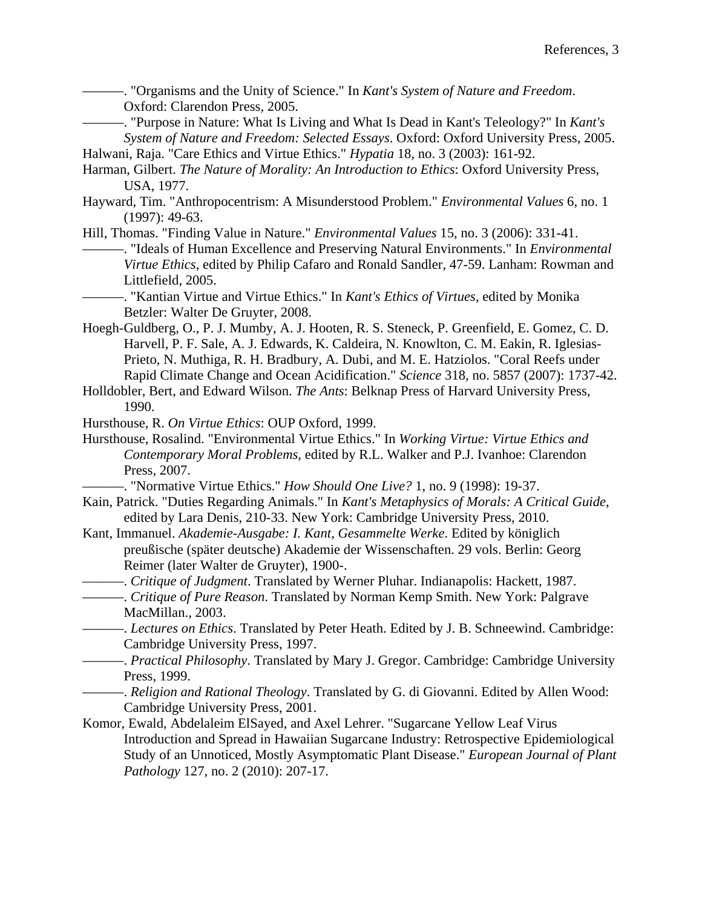———. "Organisms and the Unity of Science." In *Kant's System of Nature and Freedom*. Oxford: Clarendon Press, 2005.

———. "Purpose in Nature: What Is Living and What Is Dead in Kant's Teleology?" In *Kant's System of Nature and Freedom: Selected Essays*. Oxford: Oxford University Press, 2005.

Halwani, Raja. "Care Ethics and Virtue Ethics." *Hypatia* 18, no. 3 (2003): 161-92.

Harman, Gilbert. *The Nature of Morality: An Introduction to Ethics*: Oxford University Press, USA, 1977.

Hayward, Tim. "Anthropocentrism: A Misunderstood Problem." *Environmental Values* 6, no. 1 (1997): 49-63.

Hill, Thomas. "Finding Value in Nature." *Environmental Values* 15, no. 3 (2006): 331-41.

———. "Ideals of Human Excellence and Preserving Natural Environments." In *Environmental Virtue Ethics*, edited by Philip Cafaro and Ronald Sandler, 47-59. Lanham: Rowman and Littlefield, 2005.

———. "Kantian Virtue and Virtue Ethics." In *Kant's Ethics of Virtues*, edited by Monika Betzler: Walter De Gruyter, 2008.

Hoegh-Guldberg, O., P. J. Mumby, A. J. Hooten, R. S. Steneck, P. Greenfield, E. Gomez, C. D. Harvell, P. F. Sale, A. J. Edwards, K. Caldeira, N. Knowlton, C. M. Eakin, R. Iglesias-Prieto, N. Muthiga, R. H. Bradbury, A. Dubi, and M. E. Hatziolos. "Coral Reefs under Rapid Climate Change and Ocean Acidification." *Science* 318, no. 5857 (2007): 1737-42.

Holldobler, Bert, and Edward Wilson. *The Ants*: Belknap Press of Harvard University Press, 1990.

Hursthouse, R. *On Virtue Ethics*: OUP Oxford, 1999.

Hursthouse, Rosalind. "Environmental Virtue Ethics." In *Working Virtue: Virtue Ethics and Contemporary Moral Problems*, edited by R.L. Walker and P.J. Ivanhoe: Clarendon Press, 2007.

———. "Normative Virtue Ethics." *How Should One Live?* 1, no. 9 (1998): 19-37.

Kain, Patrick. "Duties Regarding Animals." In *Kant's Metaphysics of Morals: A Critical Guide*, edited by Lara Denis, 210-33. New York: Cambridge University Press, 2010.

Kant, Immanuel. *Akademie-Ausgabe: I. Kant, Gesammelte Werke*. Edited by königlich preußische (später deutsche) Akademie der Wissenschaften. 29 vols. Berlin: Georg Reimer (later Walter de Gruyter), 1900-.

———. *Critique of Judgment*. Translated by Werner Pluhar. Indianapolis: Hackett, 1987.

———. *Critique of Pure Reason*. Translated by Norman Kemp Smith. New York: Palgrave MacMillan., 2003.

———. *Lectures on Ethics*. Translated by Peter Heath. Edited by J. B. Schneewind. Cambridge: Cambridge University Press, 1997.

———. *Practical Philosophy*. Translated by Mary J. Gregor. Cambridge: Cambridge University Press, 1999.

———. *Religion and Rational Theology*. Translated by G. di Giovanni. Edited by Allen Wood: Cambridge University Press, 2001.

Komor, Ewald, Abdelaleim ElSayed, and Axel Lehrer. "Sugarcane Yellow Leaf Virus Introduction and Spread in Hawaiian Sugarcane Industry: Retrospective Epidemiological Study of an Unnoticed, Mostly Asymptomatic Plant Disease." *European Journal of Plant Pathology* 127, no. 2 (2010): 207-17.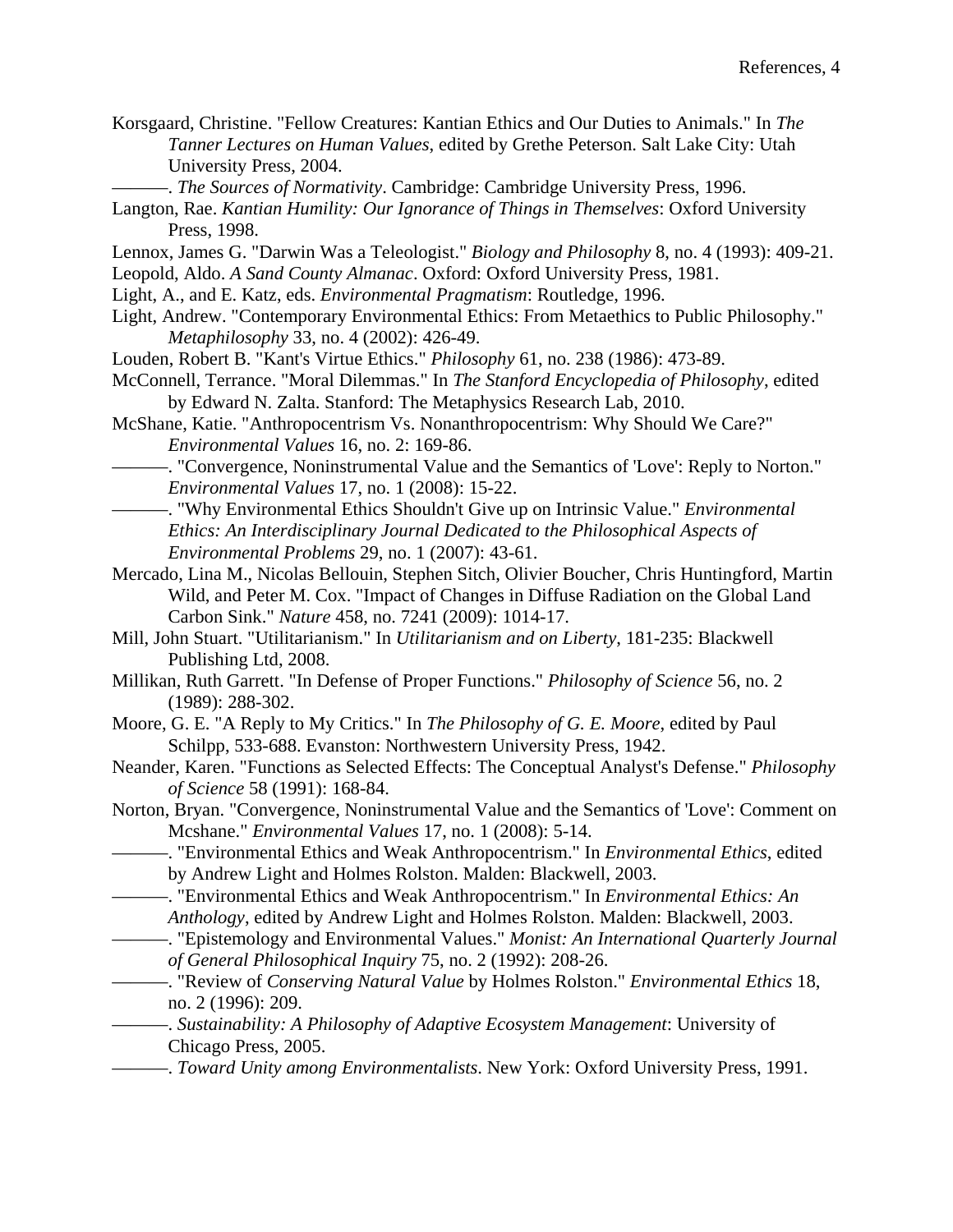Korsgaard, Christine. "Fellow Creatures: Kantian Ethics and Our Duties to Animals." In *The Tanner Lectures on Human Values*, edited by Grethe Peterson. Salt Lake City: Utah University Press, 2004.

———. *The Sources of Normativity*. Cambridge: Cambridge University Press, 1996.

Langton, Rae. *Kantian Humility: Our Ignorance of Things in Themselves*: Oxford University Press, 1998.

Lennox, James G. "Darwin Was a Teleologist." *Biology and Philosophy* 8, no. 4 (1993): 409-21.

Leopold, Aldo. *A Sand County Almanac*. Oxford: Oxford University Press, 1981.

Light, A., and E. Katz, eds. *Environmental Pragmatism*: Routledge, 1996.

Light, Andrew. "Contemporary Environmental Ethics: From Metaethics to Public Philosophy." *Metaphilosophy* 33, no. 4 (2002): 426-49.

Louden, Robert B. "Kant's Virtue Ethics." *Philosophy* 61, no. 238 (1986): 473-89.

McConnell, Terrance. "Moral Dilemmas." In *The Stanford Encyclopedia of Philosophy*, edited by Edward N. Zalta. Stanford: The Metaphysics Research Lab, 2010.

McShane, Katie. "Anthropocentrism Vs. Nonanthropocentrism: Why Should We Care?" *Environmental Values* 16, no. 2: 169-86.

———. "Convergence, Noninstrumental Value and the Semantics of 'Love': Reply to Norton." *Environmental Values* 17, no. 1 (2008): 15-22.

———. "Why Environmental Ethics Shouldn't Give up on Intrinsic Value." *Environmental Ethics: An Interdisciplinary Journal Dedicated to the Philosophical Aspects of Environmental Problems* 29, no. 1 (2007): 43-61.

Mercado, Lina M., Nicolas Bellouin, Stephen Sitch, Olivier Boucher, Chris Huntingford, Martin Wild, and Peter M. Cox. "Impact of Changes in Diffuse Radiation on the Global Land Carbon Sink." *Nature* 458, no. 7241 (2009): 1014-17.

Mill, John Stuart. "Utilitarianism." In *Utilitarianism and on Liberty*, 181-235: Blackwell Publishing Ltd, 2008.

Millikan, Ruth Garrett. "In Defense of Proper Functions." *Philosophy of Science* 56, no. 2 (1989): 288-302.

Moore, G. E. "A Reply to My Critics." In *The Philosophy of G. E. Moore*, edited by Paul Schilpp, 533-688. Evanston: Northwestern University Press, 1942.

Neander, Karen. "Functions as Selected Effects: The Conceptual Analyst's Defense." *Philosophy of Science* 58 (1991): 168-84.

Norton, Bryan. "Convergence, Noninstrumental Value and the Semantics of 'Love': Comment on Mcshane." *Environmental Values* 17, no. 1 (2008): 5-14.

———. "Environmental Ethics and Weak Anthropocentrism." In *Environmental Ethics*, edited by Andrew Light and Holmes Rolston. Malden: Blackwell, 2003.

———. "Environmental Ethics and Weak Anthropocentrism." In *Environmental Ethics: An Anthology*, edited by Andrew Light and Holmes Rolston. Malden: Blackwell, 2003.

———. "Epistemology and Environmental Values." *Monist: An International Quarterly Journal of General Philosophical Inquiry* 75, no. 2 (1992): 208-26.

———. "Review of *Conserving Natural Value* by Holmes Rolston." *Environmental Ethics* 18, no. 2 (1996): 209.

———. *Sustainability: A Philosophy of Adaptive Ecosystem Management*: University of Chicago Press, 2005.

———. *Toward Unity among Environmentalists*. New York: Oxford University Press, 1991.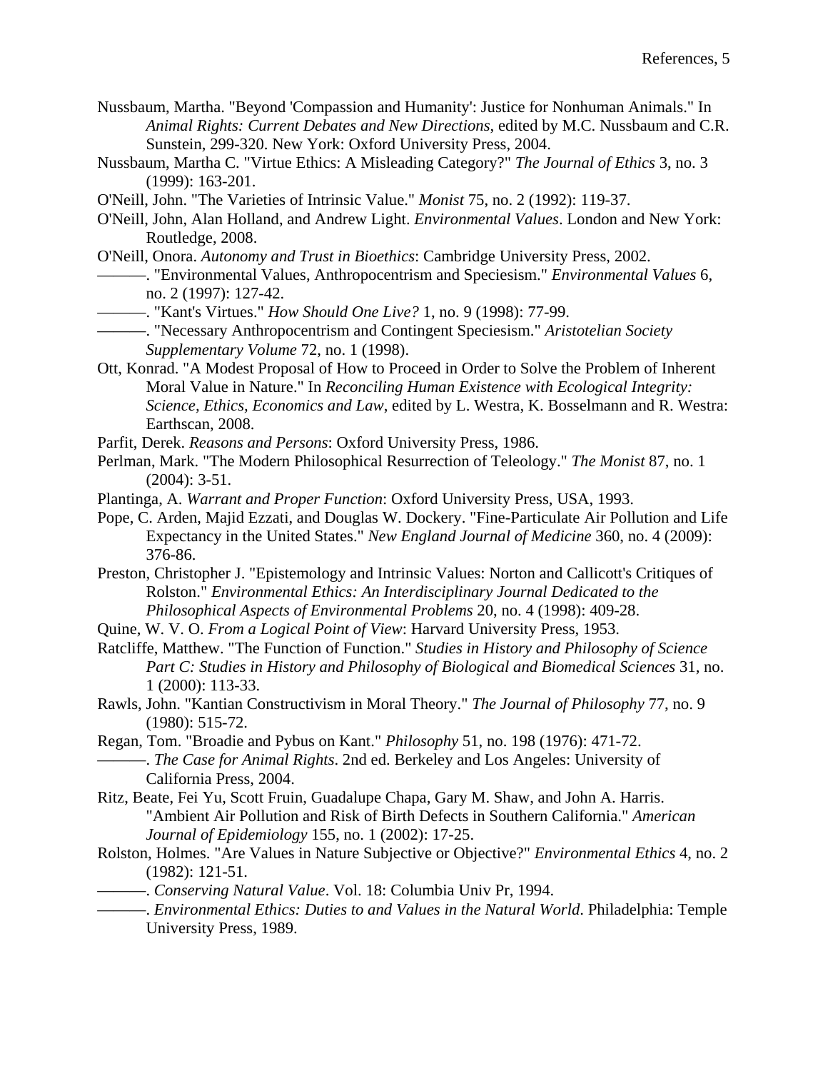Nussbaum, Martha. "Beyond 'Compassion and Humanity': Justice for Nonhuman Animals." In *Animal Rights: Current Debates and New Directions*, edited by M.C. Nussbaum and C.R. Sunstein, 299-320. New York: Oxford University Press, 2004.

Nussbaum, Martha C. "Virtue Ethics: A Misleading Category?" *The Journal of Ethics* 3, no. 3 (1999): 163-201.

O'Neill, John. "The Varieties of Intrinsic Value." *Monist* 75, no. 2 (1992): 119-37.

O'Neill, John, Alan Holland, and Andrew Light. *Environmental Values*. London and New York: Routledge, 2008.

O'Neill, Onora. *Autonomy and Trust in Bioethics*: Cambridge University Press, 2002.

———. "Environmental Values, Anthropocentrism and Speciesism." *Environmental Values* 6, no. 2 (1997): 127-42.

———. "Kant's Virtues." *How Should One Live?* 1, no. 9 (1998): 77-99.

———. "Necessary Anthropocentrism and Contingent Speciesism." *Aristotelian Society Supplementary Volume* 72, no. 1 (1998).

Ott, Konrad. "A Modest Proposal of How to Proceed in Order to Solve the Problem of Inherent Moral Value in Nature." In *Reconciling Human Existence with Ecological Integrity: Science, Ethics, Economics and Law*, edited by L. Westra, K. Bosselmann and R. Westra: Earthscan, 2008.

Parfit, Derek. *Reasons and Persons*: Oxford University Press, 1986.

Perlman, Mark. "The Modern Philosophical Resurrection of Teleology." *The Monist* 87, no. 1 (2004): 3-51.

Plantinga, A. *Warrant and Proper Function*: Oxford University Press, USA, 1993.

Pope, C. Arden, Majid Ezzati, and Douglas W. Dockery. "Fine-Particulate Air Pollution and Life Expectancy in the United States." *New England Journal of Medicine* 360, no. 4 (2009): 376-86.

Preston, Christopher J. "Epistemology and Intrinsic Values: Norton and Callicott's Critiques of Rolston." *Environmental Ethics: An Interdisciplinary Journal Dedicated to the Philosophical Aspects of Environmental Problems* 20, no. 4 (1998): 409-28.

Quine, W. V. O. *From a Logical Point of View*: Harvard University Press, 1953.

Ratcliffe, Matthew. "The Function of Function." *Studies in History and Philosophy of Science Part C: Studies in History and Philosophy of Biological and Biomedical Sciences* 31, no. 1 (2000): 113-33.

Rawls, John. "Kantian Constructivism in Moral Theory." *The Journal of Philosophy* 77, no. 9 (1980): 515-72.

Regan, Tom. "Broadie and Pybus on Kant." *Philosophy* 51, no. 198 (1976): 471-72.

———. *The Case for Animal Rights*. 2nd ed. Berkeley and Los Angeles: University of California Press, 2004.

Ritz, Beate, Fei Yu, Scott Fruin, Guadalupe Chapa, Gary M. Shaw, and John A. Harris. "Ambient Air Pollution and Risk of Birth Defects in Southern California." *American Journal of Epidemiology* 155, no. 1 (2002): 17-25.

Rolston, Holmes. "Are Values in Nature Subjective or Objective?" *Environmental Ethics* 4, no. 2 (1982): 121-51.

———. *Conserving Natural Value*. Vol. 18: Columbia Univ Pr, 1994.

———. *Environmental Ethics: Duties to and Values in the Natural World.* Philadelphia: Temple University Press, 1989.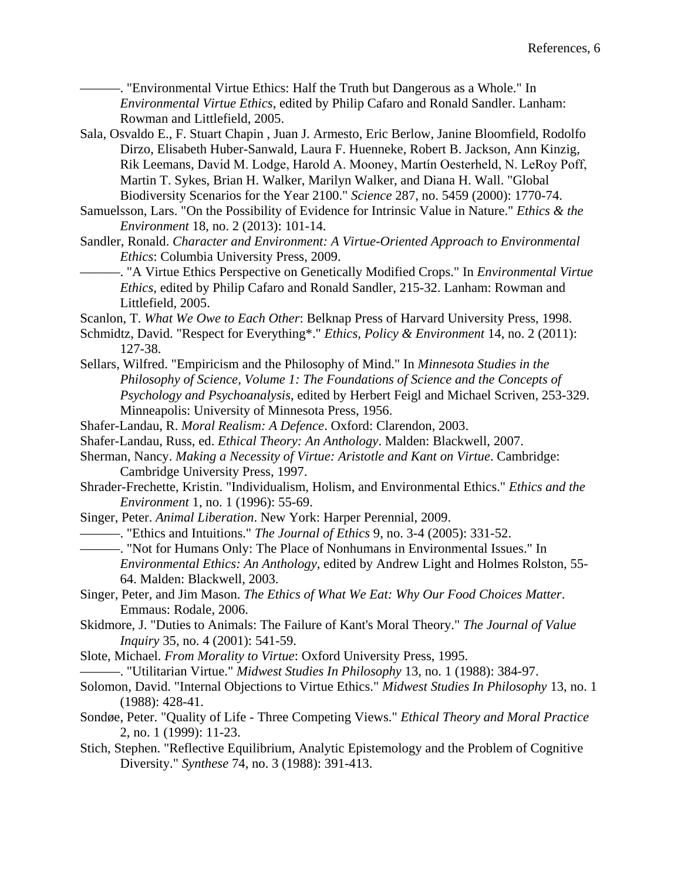———. "Environmental Virtue Ethics: Half the Truth but Dangerous as a Whole." In *Environmental Virtue Ethics*, edited by Philip Cafaro and Ronald Sandler. Lanham: Rowman and Littlefield, 2005.

Sala, Osvaldo E., F. Stuart Chapin , Juan J. Armesto, Eric Berlow, Janine Bloomfield, Rodolfo Dirzo, Elisabeth Huber-Sanwald, Laura F. Huenneke, Robert B. Jackson, Ann Kinzig, Rik Leemans, David M. Lodge, Harold A. Mooney, Martín Oesterheld, N. LeRoy Poff, Martin T. Sykes, Brian H. Walker, Marilyn Walker, and Diana H. Wall. "Global Biodiversity Scenarios for the Year 2100." *Science* 287, no. 5459 (2000): 1770-74.

Samuelsson, Lars. "On the Possibility of Evidence for Intrinsic Value in Nature." *Ethics & the Environment* 18, no. 2 (2013): 101-14.

Sandler, Ronald. *Character and Environment: A Virtue-Oriented Approach to Environmental Ethics*: Columbia University Press, 2009.

———. "A Virtue Ethics Perspective on Genetically Modified Crops." In *Environmental Virtue Ethics*, edited by Philip Cafaro and Ronald Sandler, 215-32. Lanham: Rowman and Littlefield, 2005.

Scanlon, T. *What We Owe to Each Other*: Belknap Press of Harvard University Press, 1998.

Schmidtz, David. "Respect for Everything*." *Ethics, Policy & Environment* 14, no. 2 (2011): 127-38.

Sellars, Wilfred. "Empiricism and the Philosophy of Mind." In *Minnesota Studies in the Philosophy of Science, Volume 1: The Foundations of Science and the Concepts of Psychology and Psychoanalysis*, edited by Herbert Feigl and Michael Scriven, 253-329. Minneapolis: University of Minnesota Press, 1956.

Shafer-Landau, R. *Moral Realism: A Defence*. Oxford: Clarendon, 2003.

Shafer-Landau, Russ, ed. *Ethical Theory: An Anthology*. Malden: Blackwell, 2007.

Sherman, Nancy. *Making a Necessity of Virtue: Aristotle and Kant on Virtue*. Cambridge: Cambridge University Press, 1997.

Shrader-Frechette, Kristin. "Individualism, Holism, and Environmental Ethics." *Ethics and the Environment* 1, no. 1 (1996): 55-69.

Singer, Peter. *Animal Liberation*. New York: Harper Perennial, 2009.

———. "Ethics and Intuitions." *The Journal of Ethics* 9, no. 3-4 (2005): 331-52.

———. "Not for Humans Only: The Place of Nonhumans in Environmental Issues." In *Environmental Ethics: An Anthology*, edited by Andrew Light and Holmes Rolston, 55-64. Malden: Blackwell, 2003.

Singer, Peter, and Jim Mason. *The Ethics of What We Eat: Why Our Food Choices Matter*. Emmaus: Rodale, 2006.

Skidmore, J. "Duties to Animals: The Failure of Kant's Moral Theory." *The Journal of Value Inquiry* 35, no. 4 (2001): 541-59.

Slote, Michael. *From Morality to Virtue*: Oxford University Press, 1995.

———. "Utilitarian Virtue." *Midwest Studies In Philosophy* 13, no. 1 (1988): 384-97.

Solomon, David. "Internal Objections to Virtue Ethics." *Midwest Studies In Philosophy* 13, no. 1 (1988): 428-41.

Sondøe, Peter. "Quality of Life - Three Competing Views." *Ethical Theory and Moral Practice* 2, no. 1 (1999): 11-23.

Stich, Stephen. "Reflective Equilibrium, Analytic Epistemology and the Problem of Cognitive Diversity." *Synthese* 74, no. 3 (1988): 391-413.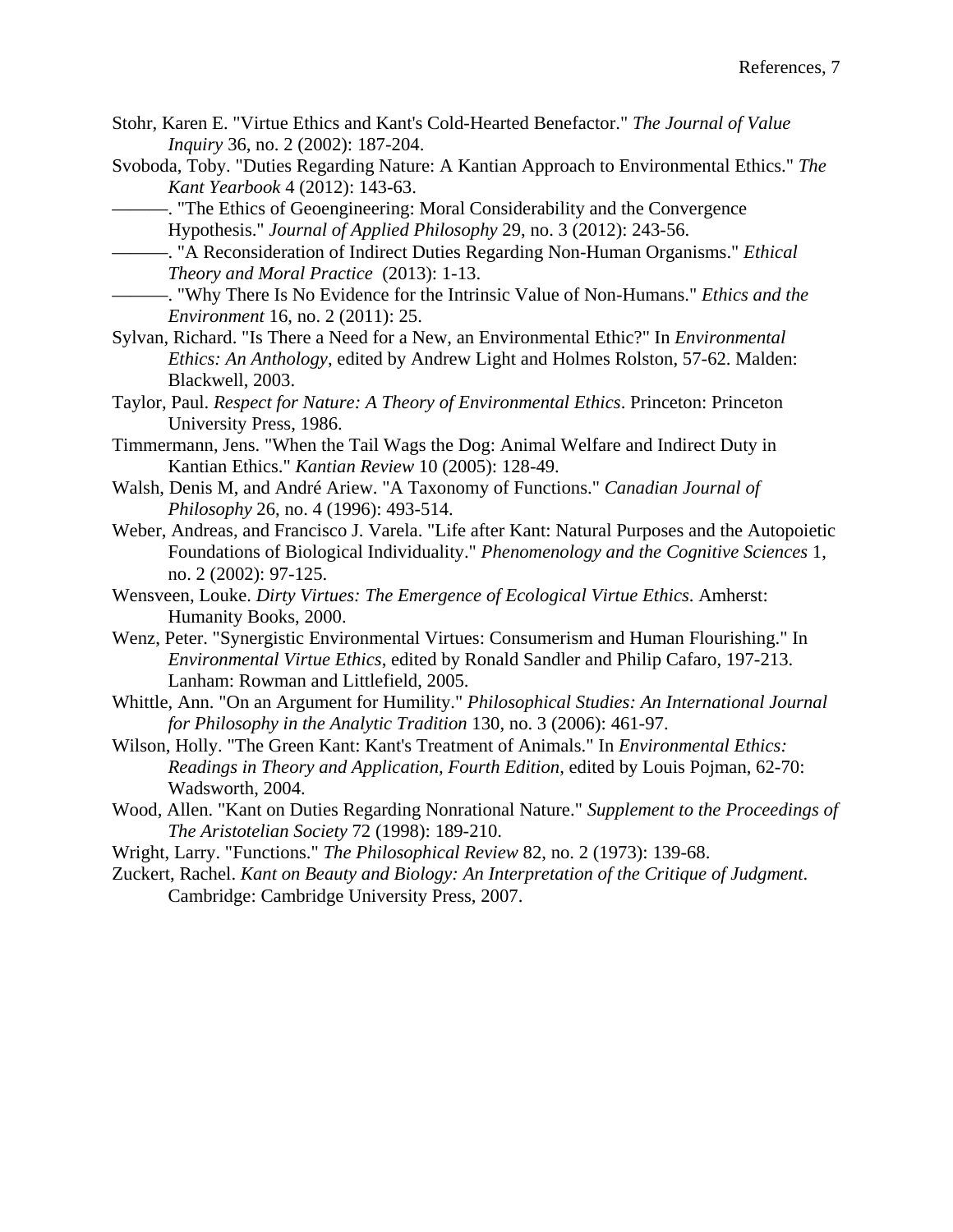Stohr, Karen E. "Virtue Ethics and Kant's Cold-Hearted Benefactor." *The Journal of Value Inquiry* 36, no. 2 (2002): 187-204.

Svoboda, Toby. "Duties Regarding Nature: A Kantian Approach to Environmental Ethics." *The Kant Yearbook* 4 (2012): 143-63.

———. "The Ethics of Geoengineering: Moral Considerability and the Convergence Hypothesis." *Journal of Applied Philosophy* 29, no. 3 (2012): 243-56.

———. "A Reconsideration of Indirect Duties Regarding Non-Human Organisms." *Ethical Theory and Moral Practice* (2013): 1-13.

———. "Why There Is No Evidence for the Intrinsic Value of Non-Humans." *Ethics and the Environment* 16, no. 2 (2011): 25.

Sylvan, Richard. "Is There a Need for a New, an Environmental Ethic?" In *Environmental Ethics: An Anthology*, edited by Andrew Light and Holmes Rolston, 57-62. Malden: Blackwell, 2003.

Taylor, Paul. *Respect for Nature: A Theory of Environmental Ethics*. Princeton: Princeton University Press, 1986.

Timmermann, Jens. "When the Tail Wags the Dog: Animal Welfare and Indirect Duty in Kantian Ethics." *Kantian Review* 10 (2005): 128-49.

Walsh, Denis M, and André Ariew. "A Taxonomy of Functions." *Canadian Journal of Philosophy* 26, no. 4 (1996): 493-514.

Weber, Andreas, and Francisco J. Varela. "Life after Kant: Natural Purposes and the Autopoietic Foundations of Biological Individuality." *Phenomenology and the Cognitive Sciences* 1, no. 2 (2002): 97-125.

Wensveen, Louke. *Dirty Virtues: The Emergence of Ecological Virtue Ethics*. Amherst: Humanity Books, 2000.

Wenz, Peter. "Synergistic Environmental Virtues: Consumerism and Human Flourishing." In *Environmental Virtue Ethics*, edited by Ronald Sandler and Philip Cafaro, 197-213. Lanham: Rowman and Littlefield, 2005.

Whittle, Ann. "On an Argument for Humility." *Philosophical Studies: An International Journal for Philosophy in the Analytic Tradition* 130, no. 3 (2006): 461-97.

Wilson, Holly. "The Green Kant: Kant's Treatment of Animals." In *Environmental Ethics: Readings in Theory and Application, Fourth Edition*, edited by Louis Pojman, 62-70: Wadsworth, 2004.

Wood, Allen. "Kant on Duties Regarding Nonrational Nature." *Supplement to the Proceedings of The Aristotelian Society* 72 (1998): 189-210.

Wright, Larry. "Functions." *The Philosophical Review* 82, no. 2 (1973): 139-68.

Zuckert, Rachel. *Kant on Beauty and Biology: An Interpretation of the Critique of Judgment*. Cambridge: Cambridge University Press, 2007.